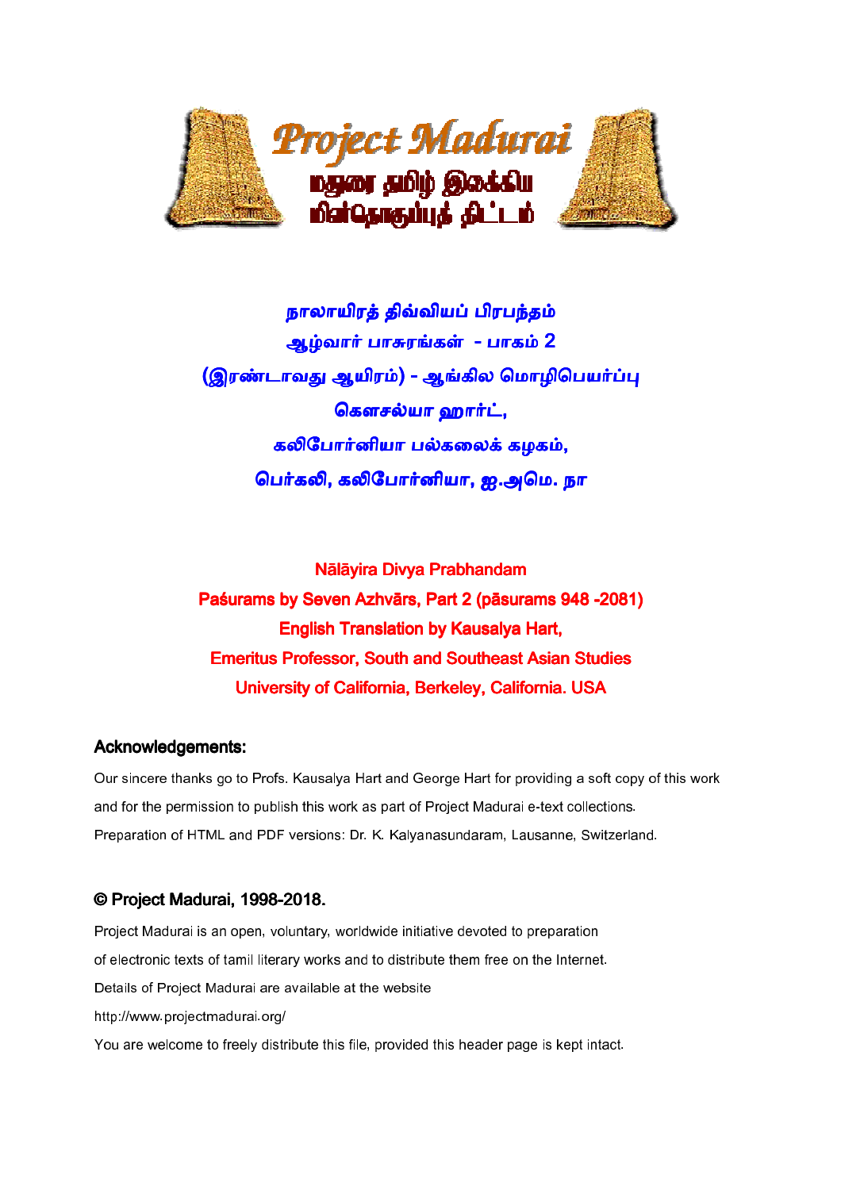நாலாயிரத் திவ்வியப் பிரபந்தம்

ஆழ்வார் பாசுரங்கள் - பாகம் 2

(இரண்டாவது ஆயிரம்) - ஆங்கில மொழிபெயர்ப்பு

கௌசல்யா ஹார்ட்,

கலிபோர்னியா பல்கலைக் கழகம்,

பெர்கலி, கலிபோர்னியா, ஐ.அமெ. நா

Nālāyira Divya Prabhandam

Paśurams by Seven Azhvārs, Part 2 (pāsurams 948 -2081)

English Translation by Kausalya Hart,

Emeritus Professor, South and Southeast Asian Studies

University of California, Berkeley, California. USA

## Acknowledgements:

Our sincere thanks go to Profs. Kausalya Hart and George Hart for providing a soft copy of this work and for the permission to publish this work as part of Project Madurai e-text collections.

Preparation of HTML and PDF versions: Dr. K. Kalyanasundaram, Lausanne, Switzerland.

## © Project Madurai, 1998-2018.

Project Madurai is an open, voluntary, worldwide initiative devoted to preparation of electronic texts of tamil literary works and to distribute them free on the Internet.

Details of Project Madurai are available at the website

http://www.projectmadurai.org/

You are welcome to freely distribute this file, provided this header page is kept intact.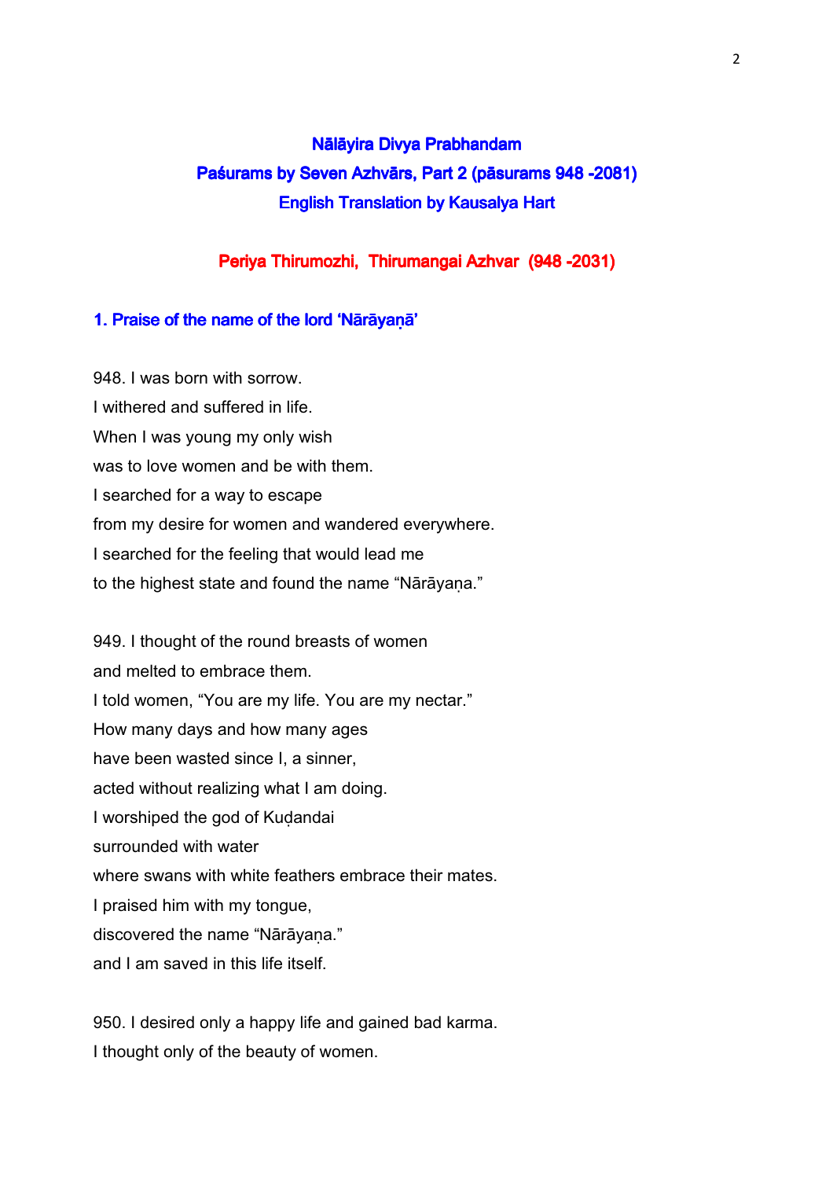## Nālāyira Divya Prabhandam
## Paśurams by Seven Azhvārs, Part 2 (pāsurams 948 -2081)
## English Translation by Kausalya Hart

### Periya Thirumozhi, Thirumangai Azhvar (948 -2031)

### 1. Praise of the name of the lord 'Nārāyaṇā'

948. I was born with sorrow.
I withered and suffered in life.
When I was young my only wish
was to love women and be with them.
I searched for a way to escape
from my desire for women and wandered everywhere.
I searched for the feeling that would lead me
to the highest state and found the name "Nārāyaṇa."

949. I thought of the round breasts of women
and melted to embrace them.
I told women, "You are my life. You are my nectar."
How many days and how many ages
have been wasted since I, a sinner,
acted without realizing what I am doing.
I worshiped the god of Kuḍandai
surrounded with water
where swans with white feathers embrace their mates.
I praised him with my tongue,
discovered the name "Nārāyaṇa."
and I am saved in this life itself.

950. I desired only a happy life and gained bad karma.
I thought only of the beauty of women.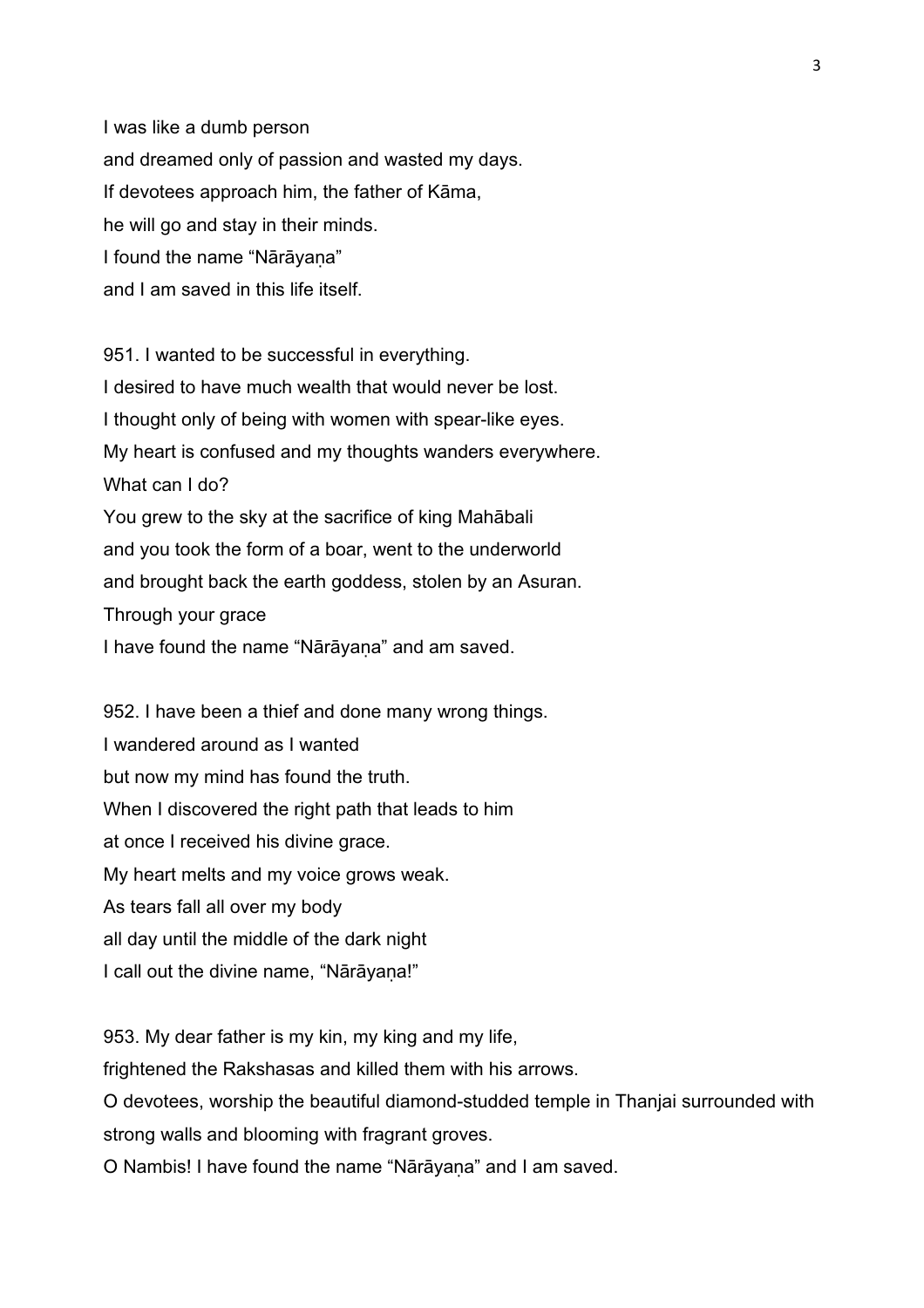I was like a dumb person
and dreamed only of passion and wasted my days.
If devotees approach him, the father of Kāma,
he will go and stay in their minds.
I found the name "Nārāyaṇa"
and I am saved in this life itself.

951. I wanted to be successful in everything.
I desired to have much wealth that would never be lost.
I thought only of being with women with spear-like eyes.
My heart is confused and my thoughts wanders everywhere.
What can I do?
You grew to the sky at the sacrifice of king Mahābali
and you took the form of a boar, went to the underworld
and brought back the earth goddess, stolen by an Asuran.
Through your grace
I have found the name "Nārāyaṇa" and am saved.

952. I have been a thief and done many wrong things.
I wandered around as I wanted
but now my mind has found the truth.
When I discovered the right path that leads to him
at once I received his divine grace.
My heart melts and my voice grows weak.
As tears fall all over my body
all day until the middle of the dark night
I call out the divine name, "Nārāyaṇa!"

953. My dear father is my kin, my king and my life,
frightened the Rakshasas and killed them with his arrows.
O devotees, worship the beautiful diamond-studded temple in Thanjai surrounded with strong walls and blooming with fragrant groves.
O Nambis! I have found the name "Nārāyaṇa" and I am saved.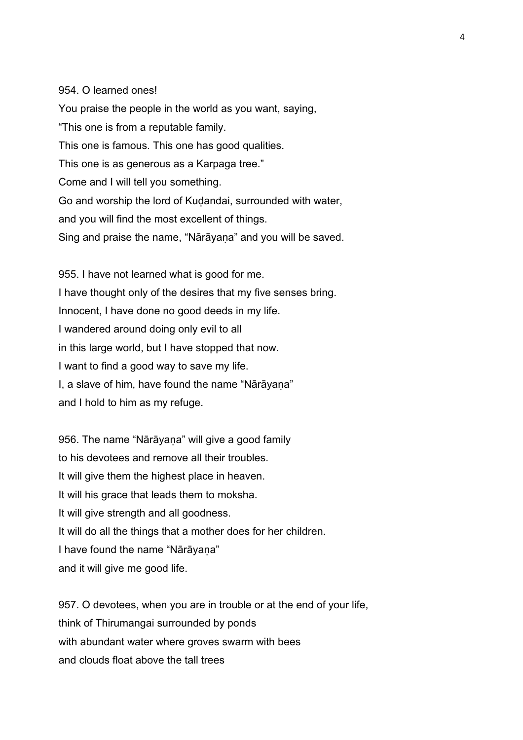954. O learned ones!
You praise the people in the world as you want, saying,
“This one is from a reputable family.
This one is famous. This one has good qualities.
This one is as generous as a Karpaga tree.”
Come and I will tell you something.
Go and worship the lord of Kuḍandai, surrounded with water,
and you will find the most excellent of things.
Sing and praise the name, “Nārāyaṇa” and you will be saved.

955. I have not learned what is good for me.
I have thought only of the desires that my five senses bring.
Innocent, I have done no good deeds in my life.
I wandered around doing only evil to all
in this large world, but I have stopped that now.
I want to find a good way to save my life.
I, a slave of him, have found the name “Nārāyaṇa”
and I hold to him as my refuge.

956. The name “Nārāyaṇa” will give a good family
to his devotees and remove all their troubles.
It will give them the highest place in heaven.
It will his grace that leads them to moksha.
It will give strength and all goodness.
It will do all the things that a mother does for her children.
I have found the name “Nārāyaṇa”
and it will give me good life.

957. O devotees, when you are in trouble or at the end of your life,
think of Thirumangai surrounded by ponds
with abundant water where groves swarm with bees
and clouds float above the tall trees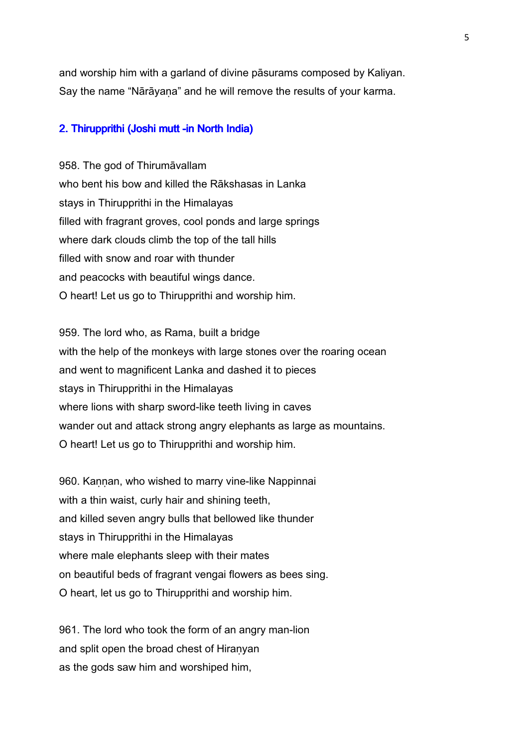and worship him with a garland of divine pāsurams composed by Kaliyan.
Say the name "Nārāyaṇa" and he will remove the results of your karma.

## 2. Thirupprithi (Joshi mutt -in North India)

958. The god of Thirumāvallam
who bent his bow and killed the Rākshasas in Lanka
stays in Thirupprithi in the Himalayas
filled with fragrant groves, cool ponds and large springs
where dark clouds climb the top of the tall hills
filled with snow and roar with thunder
and peacocks with beautiful wings dance.
O heart! Let us go to Thirupprithi and worship him.

959. The lord who, as Rama, built a bridge
with the help of the monkeys with large stones over the roaring ocean
and went to magnificent Lanka and dashed it to pieces
stays in Thirupprithi in the Himalayas
where lions with sharp sword-like teeth living in caves
wander out and attack strong angry elephants as large as mountains.
O heart! Let us go to Thirupprithi and worship him.

960. Kaṇṇan, who wished to marry vine-like Nappinnai
with a thin waist, curly hair and shining teeth,
and killed seven angry bulls that bellowed like thunder
stays in Thirupprithi in the Himalayas
where male elephants sleep with their mates
on beautiful beds of fragrant vengai flowers as bees sing.
O heart, let us go to Thirupprithi and worship him.

961. The lord who took the form of an angry man-lion
and split open the broad chest of Hiraṇyan
as the gods saw him and worshiped him,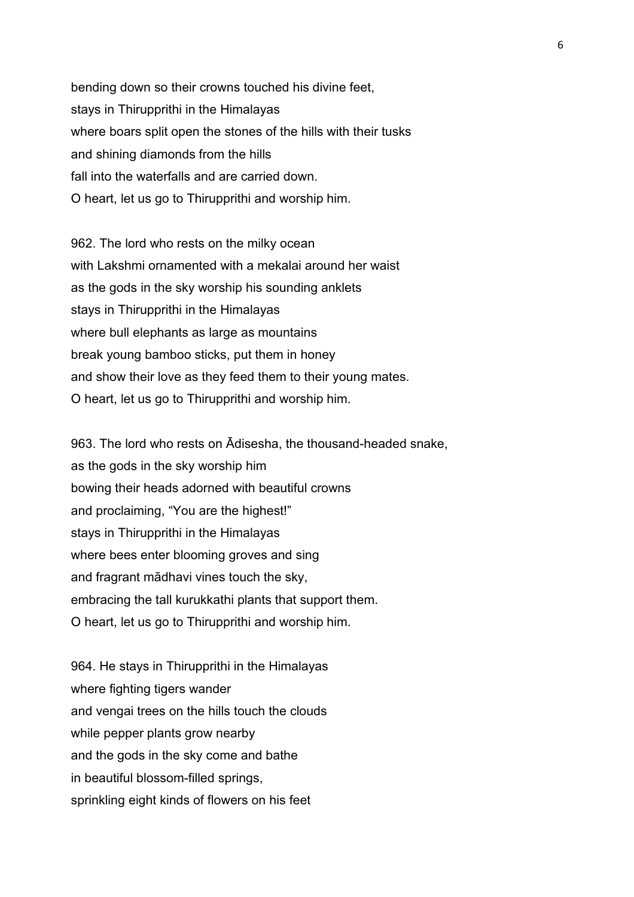bending down so their crowns touched his divine feet,
stays in Thirupprithi in the Himalayas
where boars split open the stones of the hills with their tusks
and shining diamonds from the hills
fall into the waterfalls and are carried down.
O heart, let us go to Thirupprithi and worship him.

962. The lord who rests on the milky ocean
with Lakshmi ornamented with a mekalai around her waist
as the gods in the sky worship his sounding anklets
stays in Thirupprithi in the Himalayas
where bull elephants as large as mountains
break young bamboo sticks, put them in honey
and show their love as they feed them to their young mates.
O heart, let us go to Thirupprithi and worship him.

963. The lord who rests on Ādisesha, the thousand-headed snake,
as the gods in the sky worship him
bowing their heads adorned with beautiful crowns
and proclaiming, "You are the highest!"
stays in Thirupprithi in the Himalayas
where bees enter blooming groves and sing
and fragrant mādhavi vines touch the sky,
embracing the tall kurukkathi plants that support them.
O heart, let us go to Thirupprithi and worship him.

964. He stays in Thirupprithi in the Himalayas
where fighting tigers wander
and vengai trees on the hills touch the clouds
while pepper plants grow nearby
and the gods in the sky come and bathe
in beautiful blossom-filled springs,
sprinkling eight kinds of flowers on his feet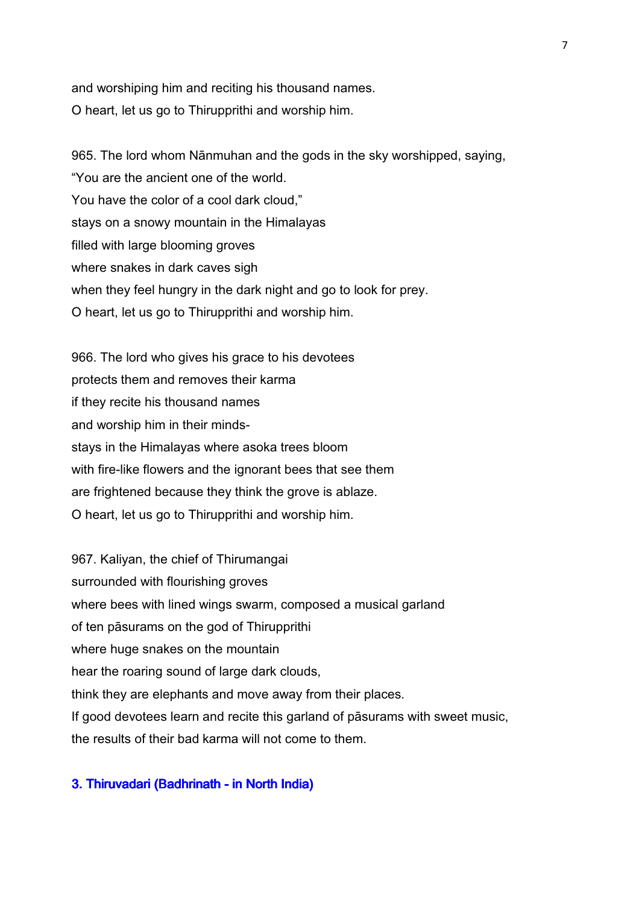and worshiping him and reciting his thousand names.
O heart, let us go to Thirupprithi and worship him.

965. The lord whom Nānmuhan and the gods in the sky worshipped, saying,
“You are the ancient one of the world.
You have the color of a cool dark cloud,”
stays on a snowy mountain in the Himalayas
filled with large blooming groves
where snakes in dark caves sigh
when they feel hungry in the dark night and go to look for prey.
O heart, let us go to Thirupprithi and worship him.

966. The lord who gives his grace to his devotees
protects them and removes their karma
if they recite his thousand names
and worship him in their minds-
stays in the Himalayas where asoka trees bloom
with fire-like flowers and the ignorant bees that see them
are frightened because they think the grove is ablaze.
O heart, let us go to Thirupprithi and worship him.

967. Kaliyan, the chief of Thirumangai
surrounded with flourishing groves
where bees with lined wings swarm, composed a musical garland
of ten pāsurams on the god of Thirupprithi
where huge snakes on the mountain
hear the roaring sound of large dark clouds,
think they are elephants and move away from their places.
If good devotees learn and recite this garland of pāsurams with sweet music,
the results of their bad karma will not come to them.

## 3. Thiruvadari (Badhrinath - in North India)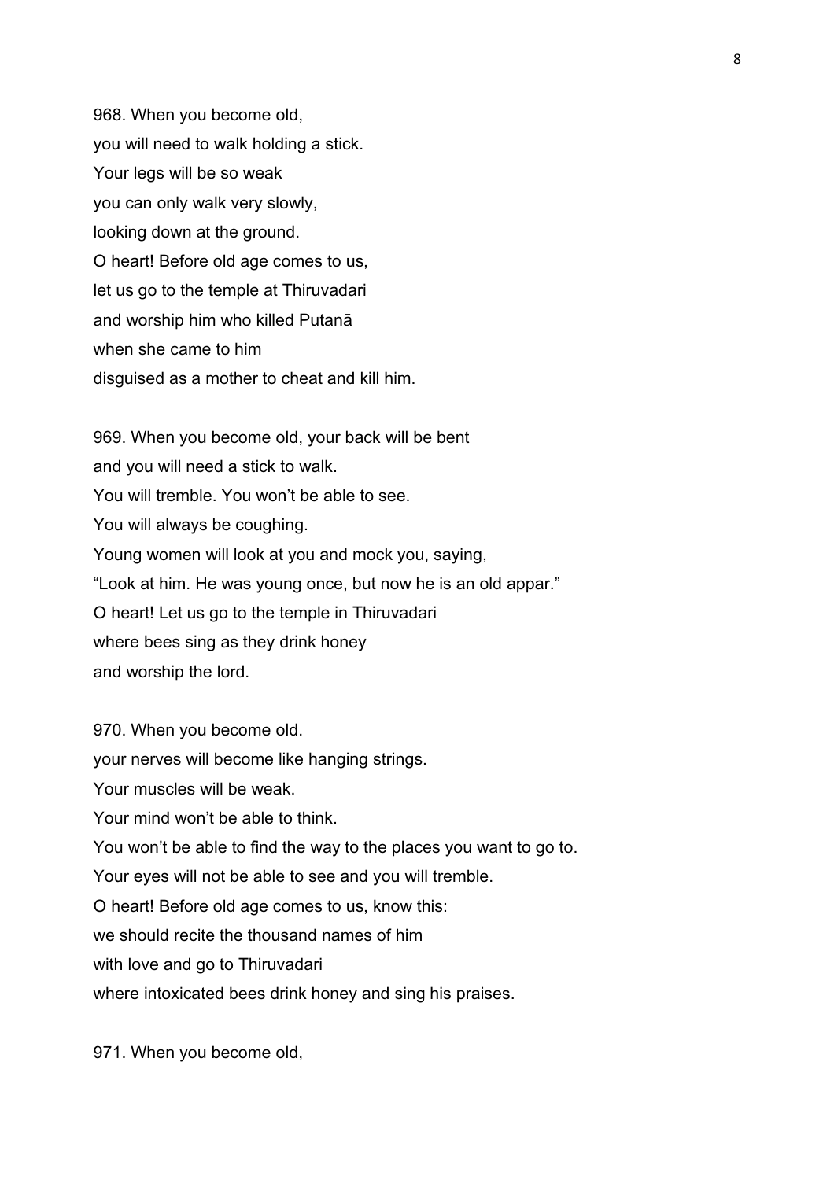968. When you become old,
you will need to walk holding a stick.
Your legs will be so weak
you can only walk very slowly,
looking down at the ground.
O heart! Before old age comes to us,
let us go to the temple at Thiruvadari
and worship him who killed Putanā
when she came to him
disguised as a mother to cheat and kill him.

969. When you become old, your back will be bent
and you will need a stick to walk.
You will tremble. You won't be able to see.
You will always be coughing.
Young women will look at you and mock you, saying,
"Look at him. He was young once, but now he is an old appar."
O heart! Let us go to the temple in Thiruvadari
where bees sing as they drink honey
and worship the lord.

970. When you become old.
your nerves will become like hanging strings.
Your muscles will be weak.
Your mind won't be able to think.
You won't be able to find the way to the places you want to go to.
Your eyes will not be able to see and you will tremble.
O heart! Before old age comes to us, know this:
we should recite the thousand names of him
with love and go to Thiruvadari
where intoxicated bees drink honey and sing his praises.

971. When you become old,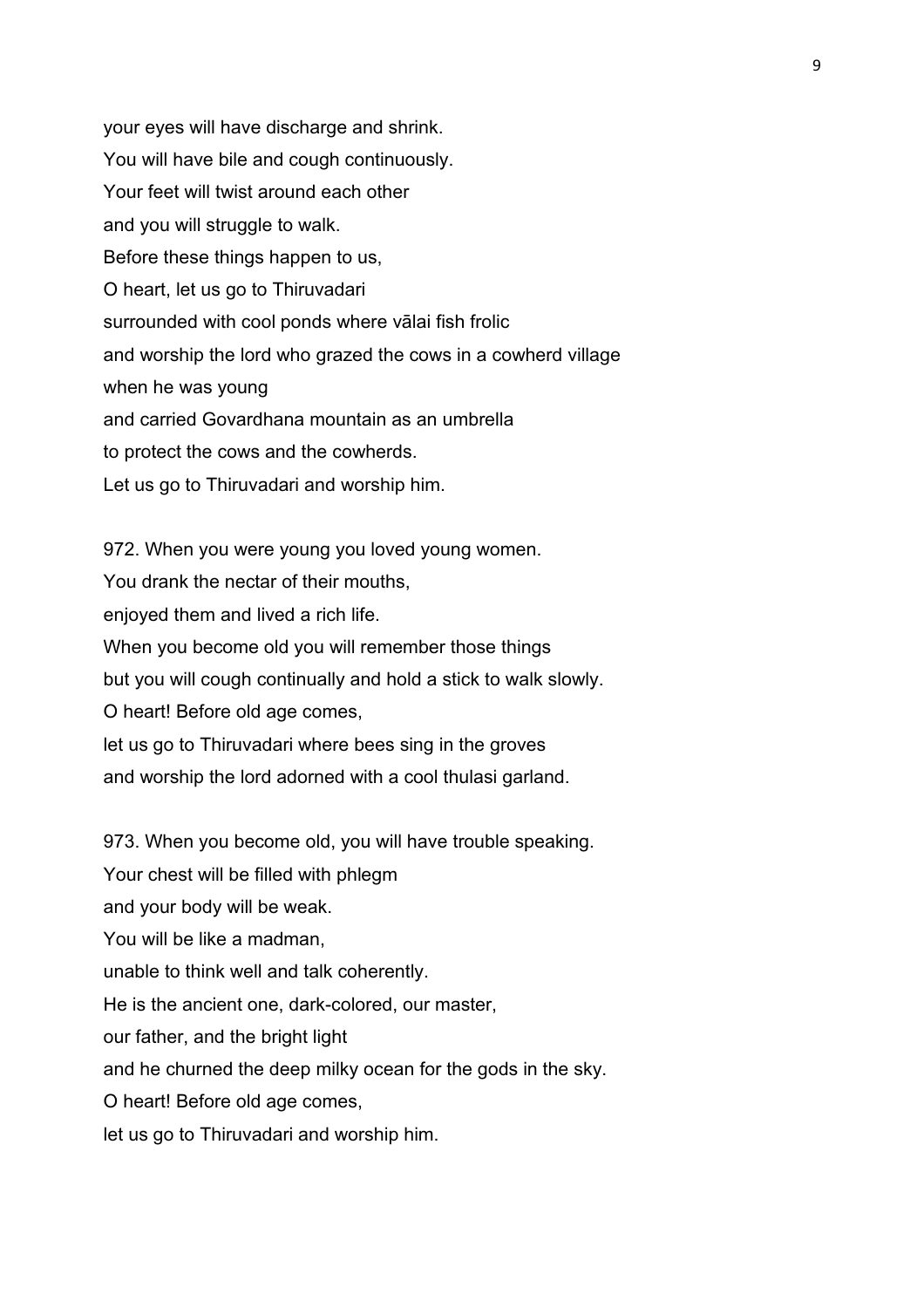your eyes will have discharge and shrink.
You will have bile and cough continuously.
Your feet will twist around each other
and you will struggle to walk.
Before these things happen to us,
O heart, let us go to Thiruvadari
surrounded with cool ponds where vālai fish frolic
and worship the lord who grazed the cows in a cowherd village
when he was young
and carried Govardhana mountain as an umbrella
to protect the cows and the cowherds.
Let us go to Thiruvadari and worship him.

972. When you were young you loved young women.
You drank the nectar of their mouths,
enjoyed them and lived a rich life.
When you become old you will remember those things
but you will cough continually and hold a stick to walk slowly.
O heart! Before old age comes,
let us go to Thiruvadari where bees sing in the groves
and worship the lord adorned with a cool thulasi garland.

973. When you become old, you will have trouble speaking.
Your chest will be filled with phlegm
and your body will be weak.
You will be like a madman,
unable to think well and talk coherently.
He is the ancient one, dark-colored, our master,
our father, and the bright light
and he churned the deep milky ocean for the gods in the sky.
O heart! Before old age comes,
let us go to Thiruvadari and worship him.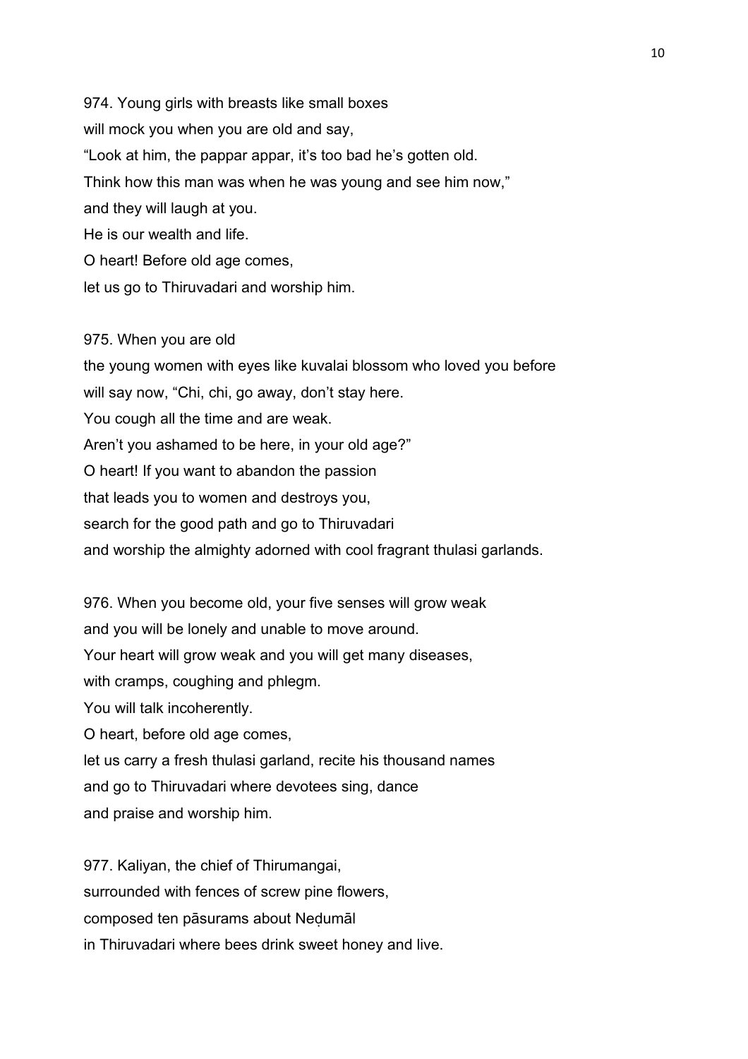974. Young girls with breasts like small boxes
will mock you when you are old and say,
“Look at him, the pappar appar, it’s too bad he’s gotten old.
Think how this man was when he was young and see him now,”
and they will laugh at you.
He is our wealth and life.
O heart! Before old age comes,
let us go to Thiruvadari and worship him.

975. When you are old
the young women with eyes like kuvalai blossom who loved you before
will say now, “Chi, chi, go away, don’t stay here.
You cough all the time and are weak.
Aren’t you ashamed to be here, in your old age?”
O heart! If you want to abandon the passion
that leads you to women and destroys you,
search for the good path and go to Thiruvadari
and worship the almighty adorned with cool fragrant thulasi garlands.

976. When you become old, your five senses will grow weak
and you will be lonely and unable to move around.
Your heart will grow weak and you will get many diseases,
with cramps, coughing and phlegm.
You will talk incoherently.
O heart, before old age comes,
let us carry a fresh thulasi garland, recite his thousand names
and go to Thiruvadari where devotees sing, dance
and praise and worship him.

977. Kaliyan, the chief of Thirumangai,
surrounded with fences of screw pine flowers,
composed ten pāsurams about Neḍumāl
in Thiruvadari where bees drink sweet honey and live.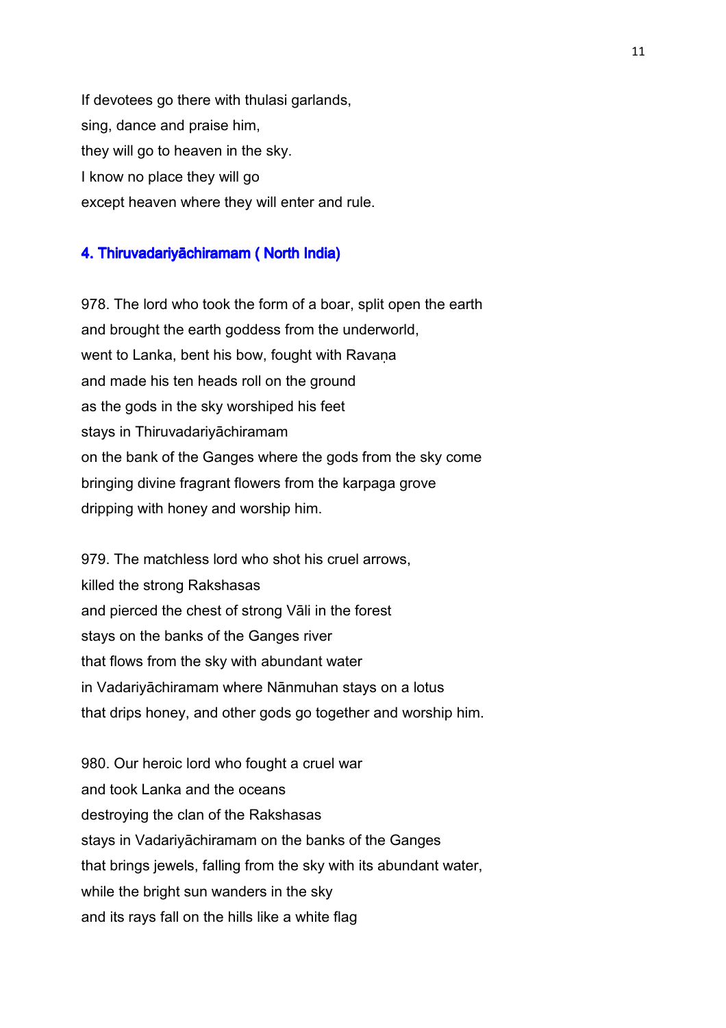If devotees go there with thulasi garlands,
sing, dance and praise him,
they will go to heaven in the sky.
I know no place they will go
except heaven where they will enter and rule.

### 4. Thiruvadariyāchiramam ( North India)

978. The lord who took the form of a boar, split open the earth
and brought the earth goddess from the underworld,
went to Lanka, bent his bow, fought with Ravaṇa
and made his ten heads roll on the ground
as the gods in the sky worshiped his feet
stays in Thiruvadariyāchiramam
on the bank of the Ganges where the gods from the sky come
bringing divine fragrant flowers from the karpaga grove
dripping with honey and worship him.

979. The matchless lord who shot his cruel arrows,
killed the strong Rakshasas
and pierced the chest of strong Vāli in the forest
stays on the banks of the Ganges river
that flows from the sky with abundant water
in Vadariyāchiramam where Nānmuhan stays on a lotus
that drips honey, and other gods go together and worship him.

980. Our heroic lord who fought a cruel war
and took Lanka and the oceans
destroying the clan of the Rakshasas
stays in Vadariyāchiramam on the banks of the Ganges
that brings jewels, falling from the sky with its abundant water,
while the bright sun wanders in the sky
and its rays fall on the hills like a white flag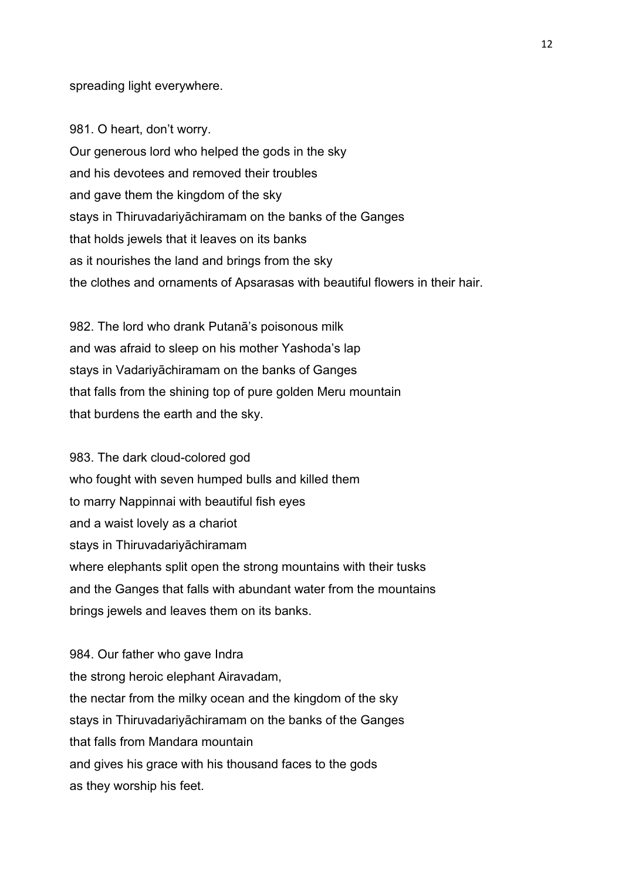spreading light everywhere.

981. O heart, don’t worry.
Our generous lord who helped the gods in the sky
and his devotees and removed their troubles
and gave them the kingdom of the sky
stays in Thiruvadariyāchiramam on the banks of the Ganges
that holds jewels that it leaves on its banks
as it nourishes the land and brings from the sky
the clothes and ornaments of Apsarasas with beautiful flowers in their hair.

982. The lord who drank Putanā’s poisonous milk
and was afraid to sleep on his mother Yashoda’s lap
stays in Vadariyāchiramam on the banks of Ganges
that falls from the shining top of pure golden Meru mountain
that burdens the earth and the sky.

983. The dark cloud-colored god
who fought with seven humped bulls and killed them
to marry Nappinnai with beautiful fish eyes
and a waist lovely as a chariot
stays in Thiruvadariyāchiramam
where elephants split open the strong mountains with their tusks
and the Ganges that falls with abundant water from the mountains
brings jewels and leaves them on its banks.

984. Our father who gave Indra
the strong heroic elephant Airavadam,
the nectar from the milky ocean and the kingdom of the sky
stays in Thiruvadariyāchiramam on the banks of the Ganges
that falls from Mandara mountain
and gives his grace with his thousand faces to the gods
as they worship his feet.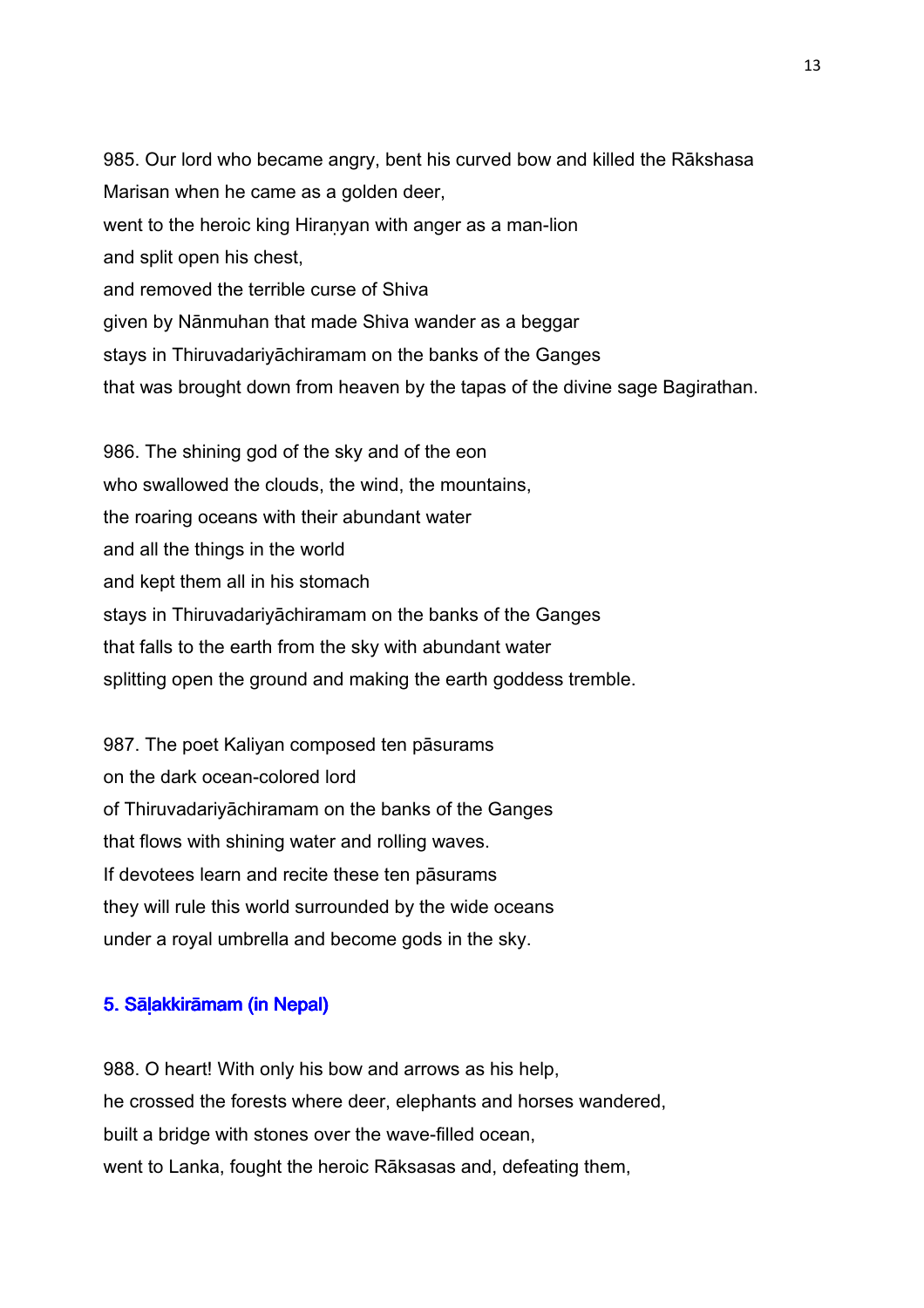985. Our lord who became angry, bent his curved bow and killed the Rākshasa Marisan when he came as a golden deer,
went to the heroic king Hiraṇyan with anger as a man-lion
and split open his chest,
and removed the terrible curse of Shiva
given by Nānmuhan that made Shiva wander as a beggar
stays in Thiruvadariyāchiramam on the banks of the Ganges
that was brought down from heaven by the tapas of the divine sage Bagirathan.

986. The shining god of the sky and of the eon
who swallowed the clouds, the wind, the mountains,
the roaring oceans with their abundant water
and all the things in the world
and kept them all in his stomach
stays in Thiruvadariyāchiramam on the banks of the Ganges
that falls to the earth from the sky with abundant water
splitting open the ground and making the earth goddess tremble.

987. The poet Kaliyan composed ten pāsurams
on the dark ocean-colored lord
of Thiruvadariyāchiramam on the banks of the Ganges
that flows with shining water and rolling waves.
If devotees learn and recite these ten pāsurams
they will rule this world surrounded by the wide oceans
under a royal umbrella and become gods in the sky.

### 5. Sāḷakkirāmam (in Nepal)

988. O heart! With only his bow and arrows as his help,
he crossed the forests where deer, elephants and horses wandered,
built a bridge with stones over the wave-filled ocean,
went to Lanka, fought the heroic Rāksasas and, defeating them,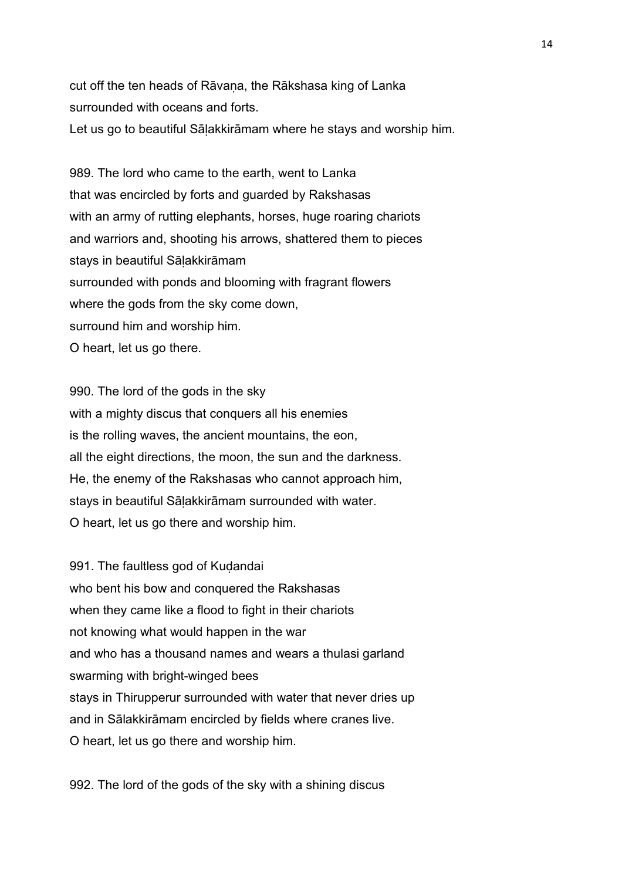cut off the ten heads of Rāvaṇa, the Rākshasa king of Lanka
surrounded with oceans and forts.
Let us go to beautiful Sāḷakkirāmam where he stays and worship him.

989. The lord who came to the earth, went to Lanka
that was encircled by forts and guarded by Rakshasas
with an army of rutting elephants, horses, huge roaring chariots
and warriors and, shooting his arrows, shattered them to pieces
stays in beautiful Sāḷakkirāmam
surrounded with ponds and blooming with fragrant flowers
where the gods from the sky come down,
surround him and worship him.
O heart, let us go there.

990. The lord of the gods in the sky
with a mighty discus that conquers all his enemies
is the rolling waves, the ancient mountains, the eon,
all the eight directions, the moon, the sun and the darkness.
He, the enemy of the Rakshasas who cannot approach him,
stays in beautiful Sāḷakkirāmam surrounded with water.
O heart, let us go there and worship him.

991. The faultless god of Kuḍandai
who bent his bow and conquered the Rakshasas
when they came like a flood to fight in their chariots
not knowing what would happen in the war
and who has a thousand names and wears a thulasi garland
swarming with bright-winged bees
stays in Thirupperur surrounded with water that never dries up
and in Sālakkirāmam encircled by fields where cranes live.
O heart, let us go there and worship him.

992. The lord of the gods of the sky with a shining discus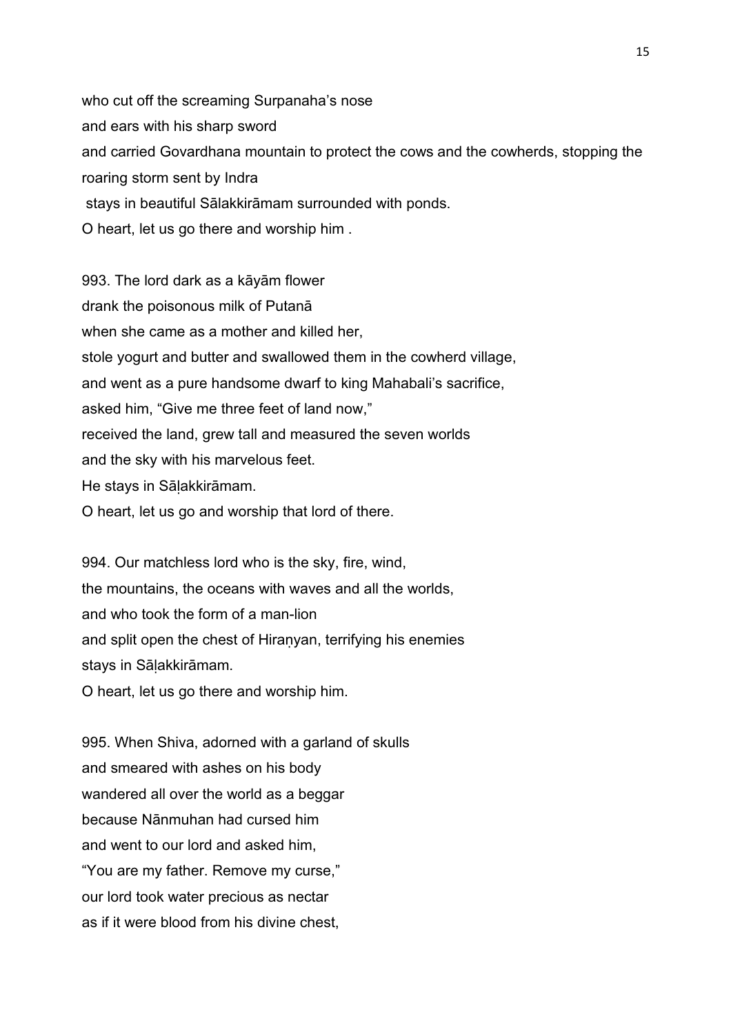who cut off the screaming Surpanaha's nose
and ears with his sharp sword
and carried Govardhana mountain to protect the cows and the cowherds, stopping the roaring storm sent by Indra
stays in beautiful Sālakkirāmam surrounded with ponds.
O heart, let us go there and worship him .

993. The lord dark as a kāyām flower
drank the poisonous milk of Putanā
when she came as a mother and killed her,
stole yogurt and butter and swallowed them in the cowherd village,
and went as a pure handsome dwarf to king Mahabali's sacrifice,
asked him, "Give me three feet of land now,"
received the land, grew tall and measured the seven worlds
and the sky with his marvelous feet.
He stays in Sāḷakkirāmam.
O heart, let us go and worship that lord of there.

994. Our matchless lord who is the sky, fire, wind,
the mountains, the oceans with waves and all the worlds,
and who took the form of a man-lion
and split open the chest of Hiraṇyan, terrifying his enemies
stays in Sāḷakkirāmam.
O heart, let us go there and worship him.

995. When Shiva, adorned with a garland of skulls
and smeared with ashes on his body
wandered all over the world as a beggar
because Nānmuhan had cursed him
and went to our lord and asked him,
"You are my father. Remove my curse,"
our lord took water precious as nectar
as if it were blood from his divine chest,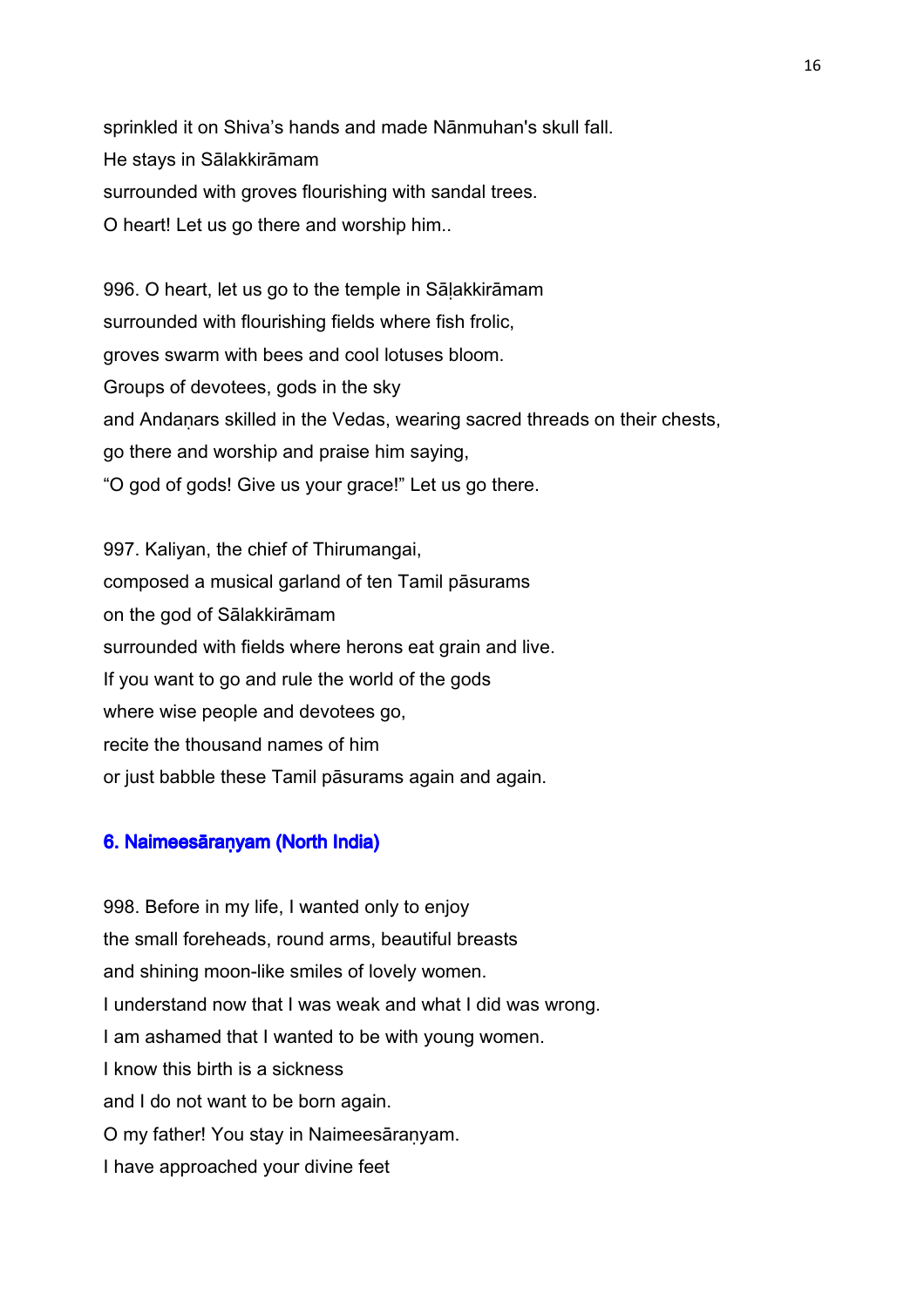sprinkled it on Shiva's hands and made Nānmuhan's skull fall.
He stays in Sālakkirāmam
surrounded with groves flourishing with sandal trees.
O heart! Let us go there and worship him..

996. O heart, let us go to the temple in Sāḷakkirāmam
surrounded with flourishing fields where fish frolic,
groves swarm with bees and cool lotuses bloom.
Groups of devotees, gods in the sky
and Andaṇars skilled in the Vedas, wearing sacred threads on their chests,
go there and worship and praise him saying,
"O god of gods! Give us your grace!" Let us go there.

997. Kaliyan, the chief of Thirumangai,
composed a musical garland of ten Tamil pāsurams
on the god of Sālakkirāmam
surrounded with fields where herons eat grain and live.
If you want to go and rule the world of the gods
where wise people and devotees go,
recite the thousand names of him
or just babble these Tamil pāsurams again and again.

### 6. Naimeesāraṇyam (North India)

998. Before in my life, I wanted only to enjoy
the small foreheads, round arms, beautiful breasts
and shining moon-like smiles of lovely women.
I understand now that I was weak and what I did was wrong.
I am ashamed that I wanted to be with young women.
I know this birth is a sickness
and I do not want to be born again.
O my father! You stay in Naimeesāraṇyam.
I have approached your divine feet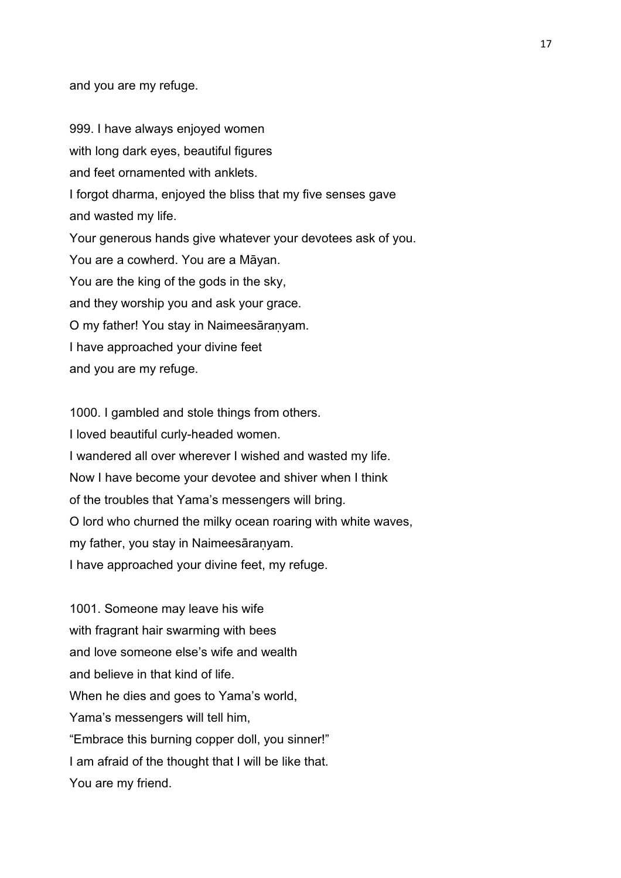and you are my refuge.

999. I have always enjoyed women
with long dark eyes, beautiful figures
and feet ornamented with anklets.
I forgot dharma, enjoyed the bliss that my five senses gave
and wasted my life.
Your generous hands give whatever your devotees ask of you.
You are a cowherd. You are a Māyan.
You are the king of the gods in the sky,
and they worship you and ask your grace.
O my father! You stay in Naimeesāraṇyam.
I have approached your divine feet
and you are my refuge.

1000. I gambled and stole things from others.
I loved beautiful curly-headed women.
I wandered all over wherever I wished and wasted my life.
Now I have become your devotee and shiver when I think
of the troubles that Yama's messengers will bring.
O lord who churned the milky ocean roaring with white waves,
my father, you stay in Naimeesāraṇyam.
I have approached your divine feet, my refuge.

1001. Someone may leave his wife
with fragrant hair swarming with bees
and love someone else's wife and wealth
and believe in that kind of life.
When he dies and goes to Yama's world,
Yama's messengers will tell him,
"Embrace this burning copper doll, you sinner!"
I am afraid of the thought that I will be like that.
You are my friend.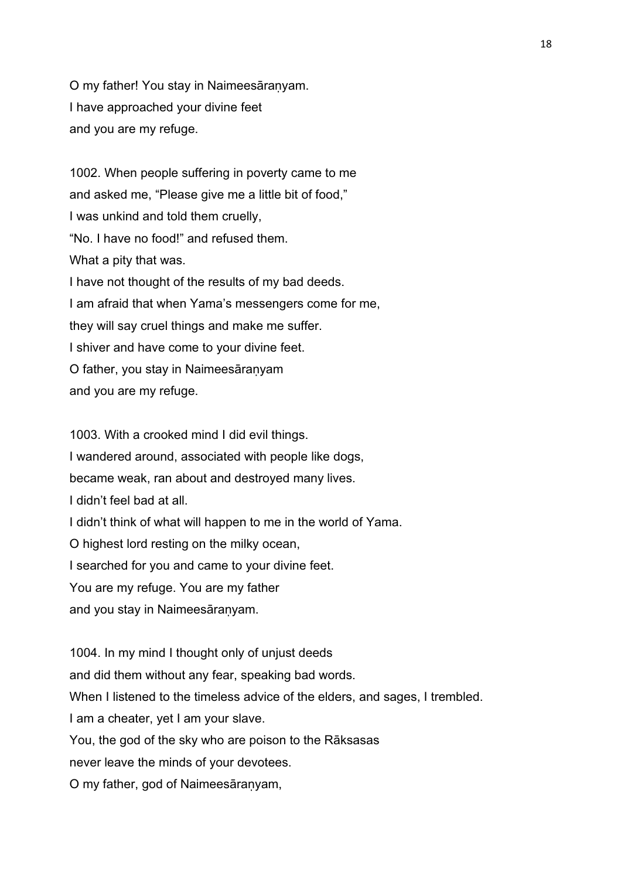O my father! You stay in Naimeesāraṇyam.
I have approached your divine feet
and you are my refuge.

1002. When people suffering in poverty came to me
and asked me, "Please give me a little bit of food,"
I was unkind and told them cruelly,
"No. I have no food!" and refused them.
What a pity that was.
I have not thought of the results of my bad deeds.
I am afraid that when Yama's messengers come for me,
they will say cruel things and make me suffer.
I shiver and have come to your divine feet.
O father, you stay in Naimeesāraṇyam
and you are my refuge.

1003. With a crooked mind I did evil things.
I wandered around, associated with people like dogs,
became weak, ran about and destroyed many lives.
I didn't feel bad at all.
I didn't think of what will happen to me in the world of Yama.
O highest lord resting on the milky ocean,
I searched for you and came to your divine feet.
You are my refuge. You are my father
and you stay in Naimeesāraṇyam.

1004. In my mind I thought only of unjust deeds
and did them without any fear, speaking bad words.
When I listened to the timeless advice of the elders, and sages, I trembled.
I am a cheater, yet I am your slave.
You, the god of the sky who are poison to the Rāksasas
never leave the minds of your devotees.
O my father, god of Naimeesāraṇyam,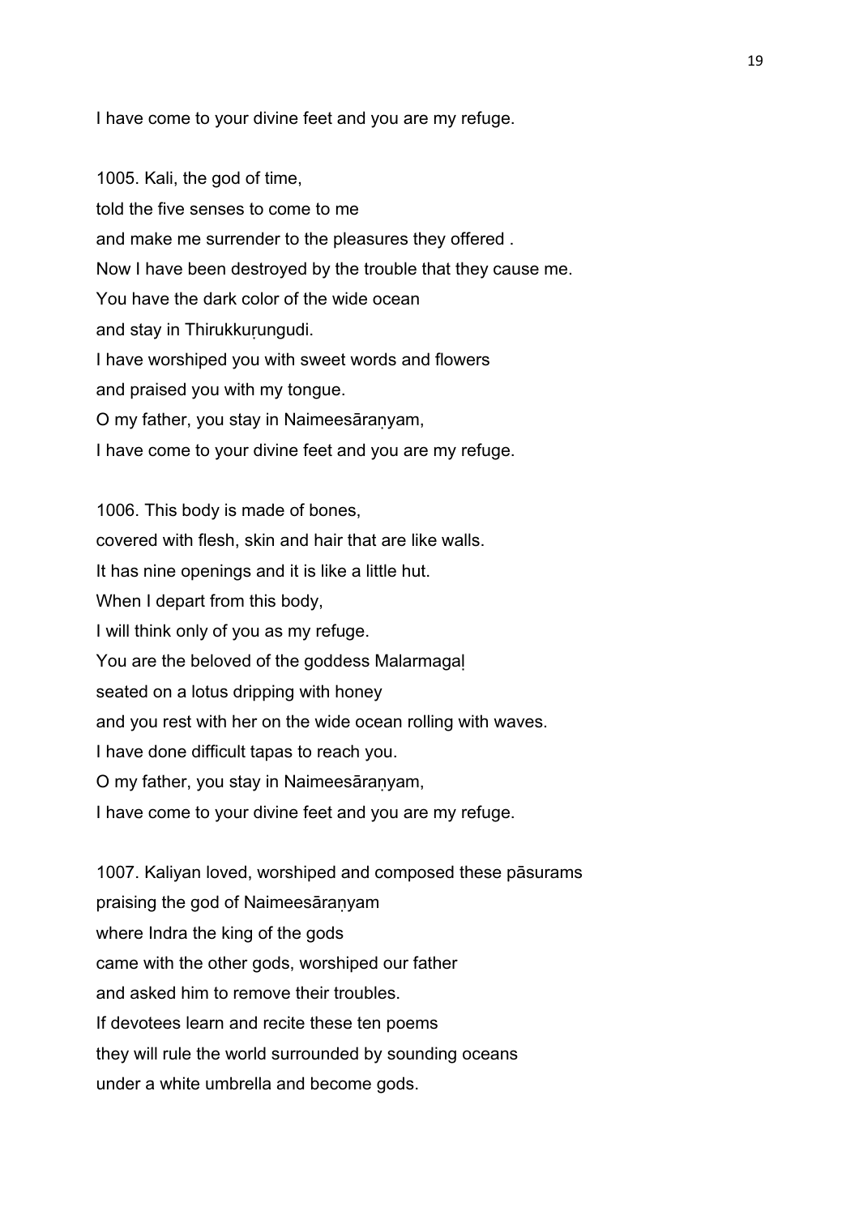I have come to your divine feet and you are my refuge.

1005. Kali, the god of time,
told the five senses to come to me
and make me surrender to the pleasures they offered .
Now I have been destroyed by the trouble that they cause me.
You have the dark color of the wide ocean
and stay in Thirukkuṛungudi.
I have worshiped you with sweet words and flowers
and praised you with my tongue.
O my father, you stay in Naimeesāraṇyam,
I have come to your divine feet and you are my refuge.

1006. This body is made of bones,
covered with flesh, skin and hair that are like walls.
It has nine openings and it is like a little hut.
When I depart from this body,
I will think only of you as my refuge.
You are the beloved of the goddess Malarmagaḷ
seated on a lotus dripping with honey
and you rest with her on the wide ocean rolling with waves.
I have done difficult tapas to reach you.
O my father, you stay in Naimeesāraṇyam,
I have come to your divine feet and you are my refuge.

1007. Kaliyan loved, worshiped and composed these pāsurams
praising the god of Naimeesāraṇyam
where Indra the king of the gods
came with the other gods, worshiped our father
and asked him to remove their troubles.
If devotees learn and recite these ten poems
they will rule the world surrounded by sounding oceans
under a white umbrella and become gods.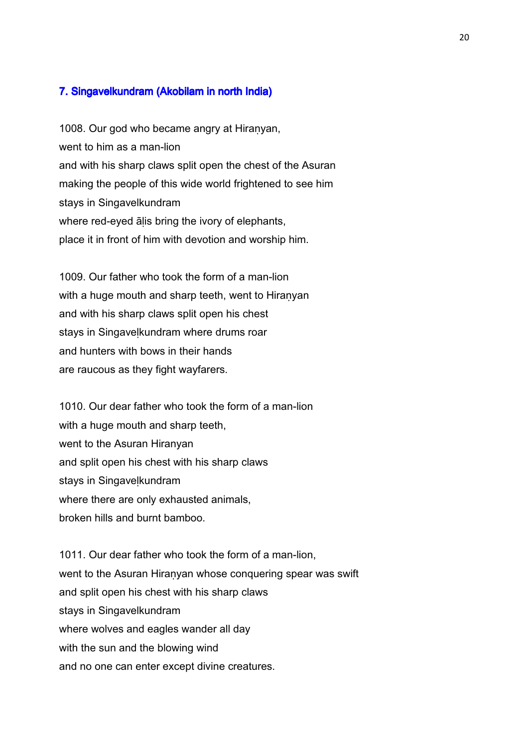## 7. Singavelkundram (Akobilam in north India)

1008. Our god who became angry at Hiraṇyan,
went to him as a man-lion
and with his sharp claws split open the chest of the Asuran
making the people of this wide world frightened to see him
stays in Singavelkundram
where red-eyed āḷis bring the ivory of elephants,
place it in front of him with devotion and worship him.

1009. Our father who took the form of a man-lion
with a huge mouth and sharp teeth, went to Hiraṇyan
and with his sharp claws split open his chest
stays in Singaveḷkundram where drums roar
and hunters with bows in their hands
are raucous as they fight wayfarers.

1010. Our dear father who took the form of a man-lion
with a huge mouth and sharp teeth,
went to the Asuran Hiranyan
and split open his chest with his sharp claws
stays in Singaveḷkundram
where there are only exhausted animals,
broken hills and burnt bamboo.

1011. Our dear father who took the form of a man-lion,
went to the Asuran Hiraṇyan whose conquering spear was swift
and split open his chest with his sharp claws
stays in Singavelkundram
where wolves and eagles wander all day
with the sun and the blowing wind
and no one can enter except divine creatures.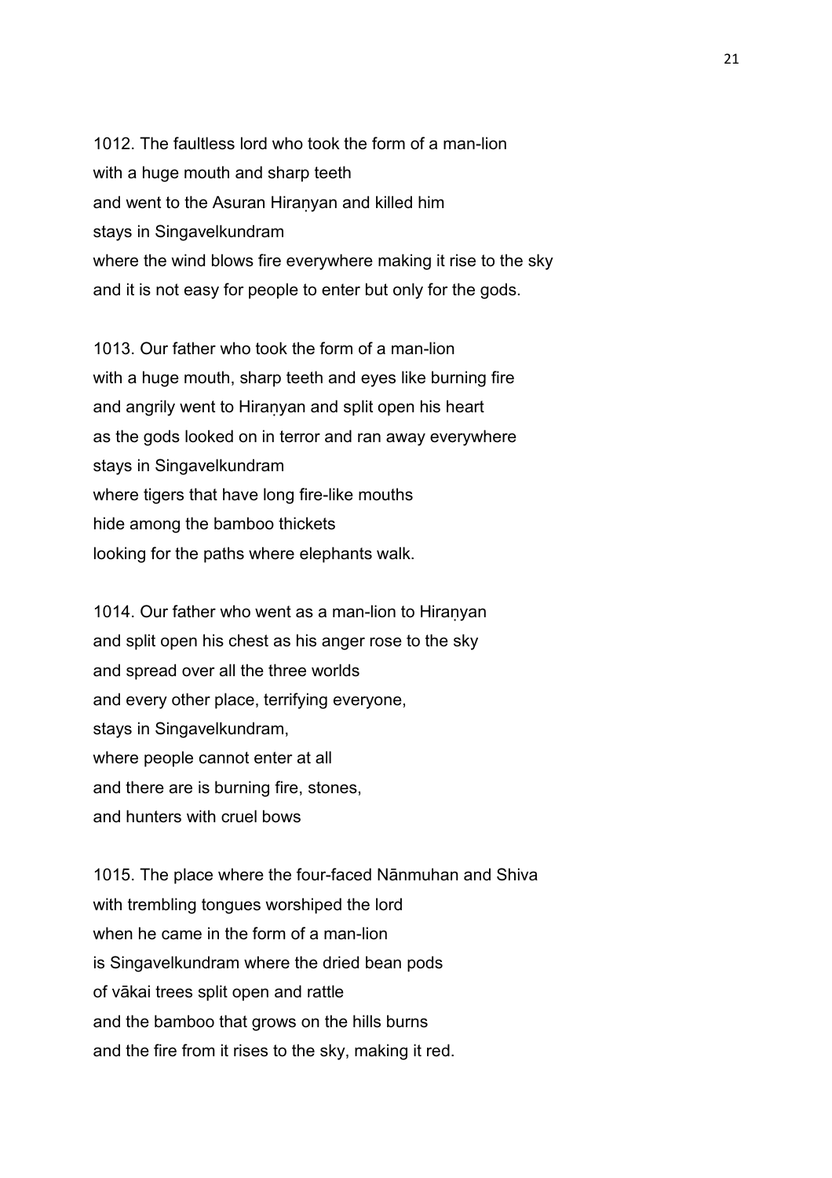1012. The faultless lord who took the form of a man-lion
with a huge mouth and sharp teeth
and went to the Asuran Hiraṇyan and killed him
stays in Singavelkundram
where the wind blows fire everywhere making it rise to the sky
and it is not easy for people to enter but only for the gods.

1013. Our father who took the form of a man-lion
with a huge mouth, sharp teeth and eyes like burning fire
and angrily went to Hiraṇyan and split open his heart
as the gods looked on in terror and ran away everywhere
stays in Singavelkundram
where tigers that have long fire-like mouths
hide among the bamboo thickets
looking for the paths where elephants walk.

1014. Our father who went as a man-lion to Hiraṇyan
and split open his chest as his anger rose to the sky
and spread over all the three worlds
and every other place, terrifying everyone,
stays in Singavelkundram,
where people cannot enter at all
and there are is burning fire, stones,
and hunters with cruel bows

1015. The place where the four-faced Nānmuhan and Shiva
with trembling tongues worshiped the lord
when he came in the form of a man-lion
is Singavelkundram where the dried bean pods
of vākai trees split open and rattle
and the bamboo that grows on the hills burns
and the fire from it rises to the sky, making it red.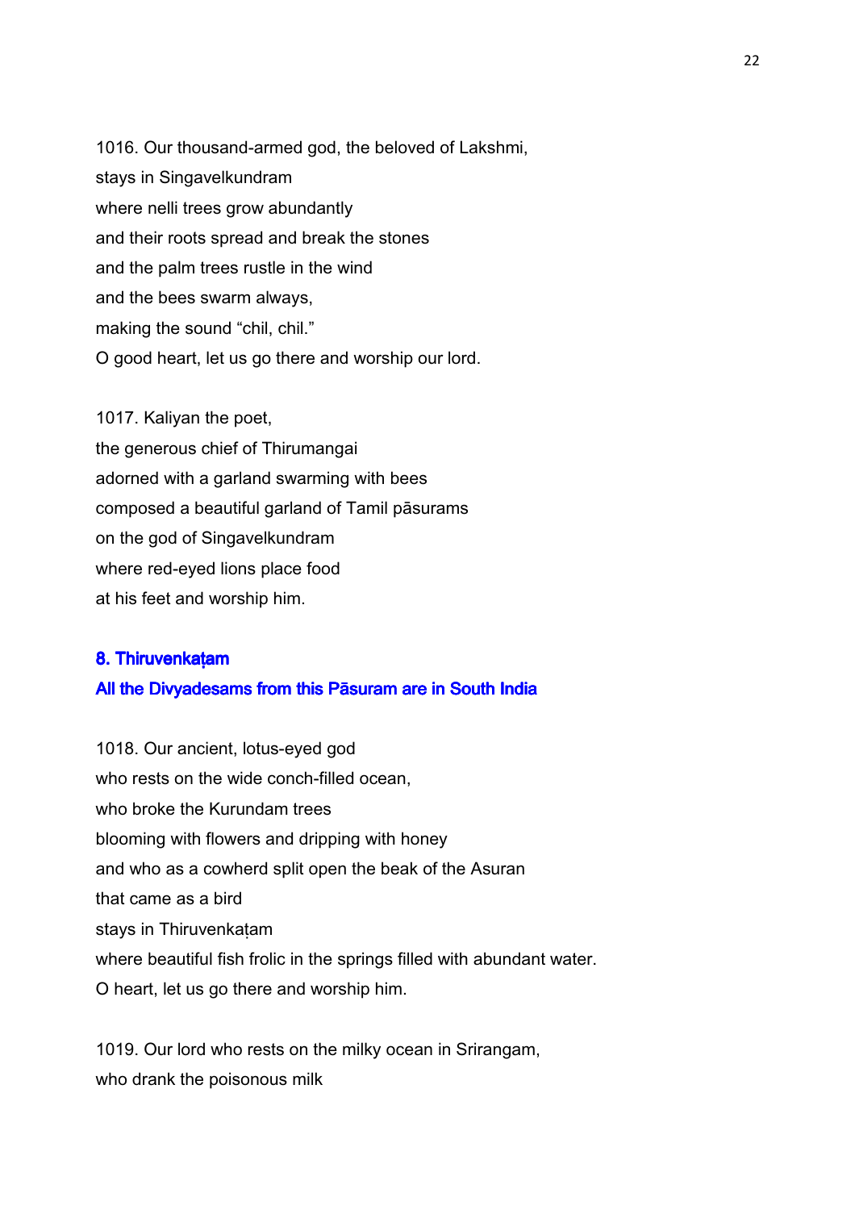1016. Our thousand-armed god, the beloved of Lakshmi,
stays in Singavelkundram
where nelli trees grow abundantly
and their roots spread and break the stones
and the palm trees rustle in the wind
and the bees swarm always,
making the sound "chil, chil."
O good heart, let us go there and worship our lord.

1017. Kaliyan the poet,
the generous chief of Thirumangai
adorned with a garland swarming with bees
composed a beautiful garland of Tamil pāsurams
on the god of Singavelkundram
where red-eyed lions place food
at his feet and worship him.

## 8. Thiruvenkaṭam

**All the Divyadesams from this Pāsuram are in South India**

1018. Our ancient, lotus-eyed god
who rests on the wide conch-filled ocean,
who broke the Kurundam trees
blooming with flowers and dripping with honey
and who as a cowherd split open the beak of the Asuran
that came as a bird
stays in Thiruvenkaṭam
where beautiful fish frolic in the springs filled with abundant water.
O heart, let us go there and worship him.

1019. Our lord who rests on the milky ocean in Srirangam,
who drank the poisonous milk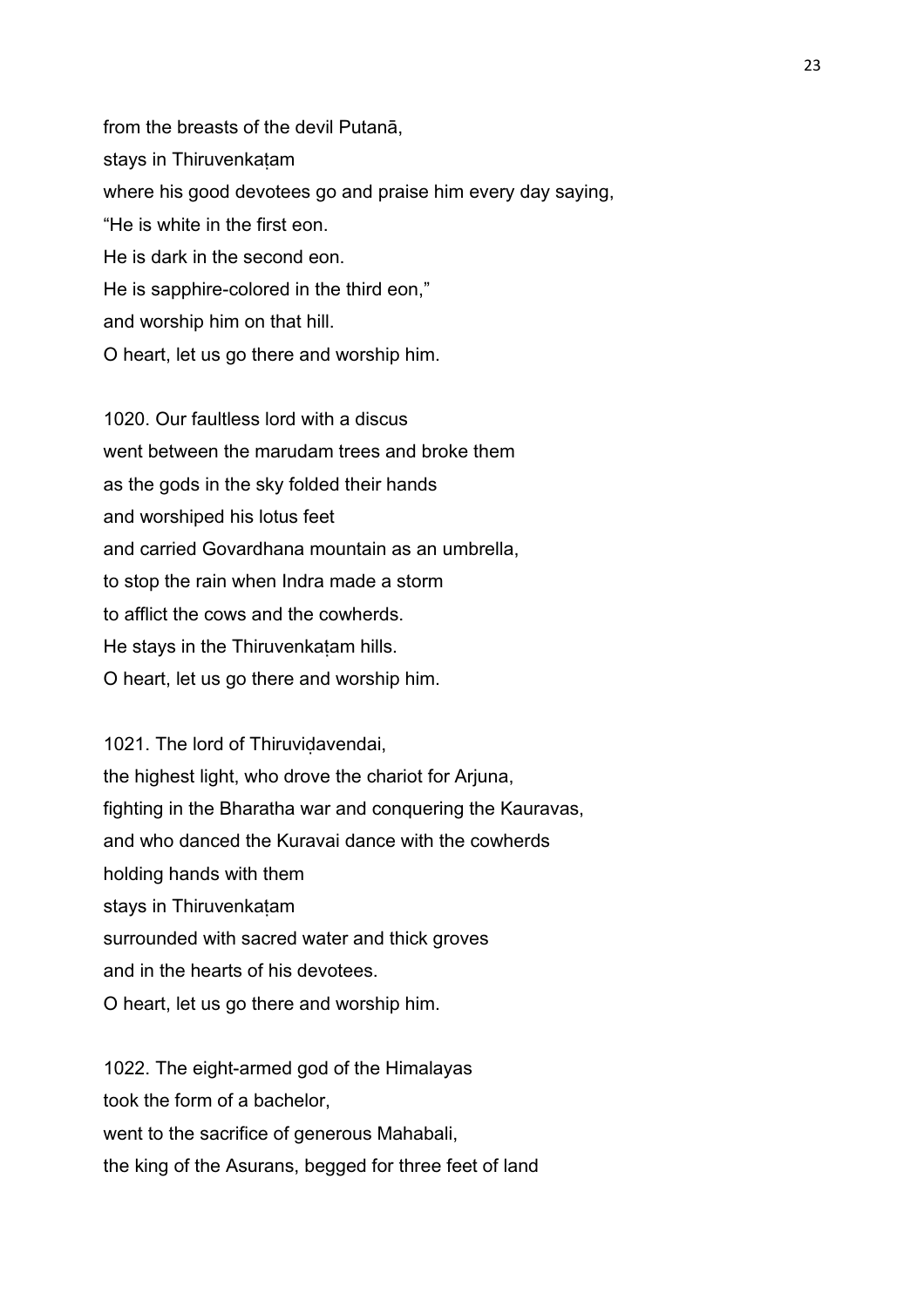from the breasts of the devil Putanā,
stays in Thiruvenkaṭam
where his good devotees go and praise him every day saying,
"He is white in the first eon.
He is dark in the second eon.
He is sapphire-colored in the third eon,"
and worship him on that hill.
O heart, let us go there and worship him.

1020. Our faultless lord with a discus
went between the marudam trees and broke them
as the gods in the sky folded their hands
and worshiped his lotus feet
and carried Govardhana mountain as an umbrella,
to stop the rain when Indra made a storm
to afflict the cows and the cowherds.
He stays in the Thiruvenkaṭam hills.
O heart, let us go there and worship him.

1021. The lord of Thiruviḍavendai,
the highest light, who drove the chariot for Arjuna,
fighting in the Bharatha war and conquering the Kauravas,
and who danced the Kuravai dance with the cowherds
holding hands with them
stays in Thiruvenkaṭam
surrounded with sacred water and thick groves
and in the hearts of his devotees.
O heart, let us go there and worship him.

1022. The eight-armed god of the Himalayas
took the form of a bachelor,
went to the sacrifice of generous Mahabali,
the king of the Asurans, begged for three feet of land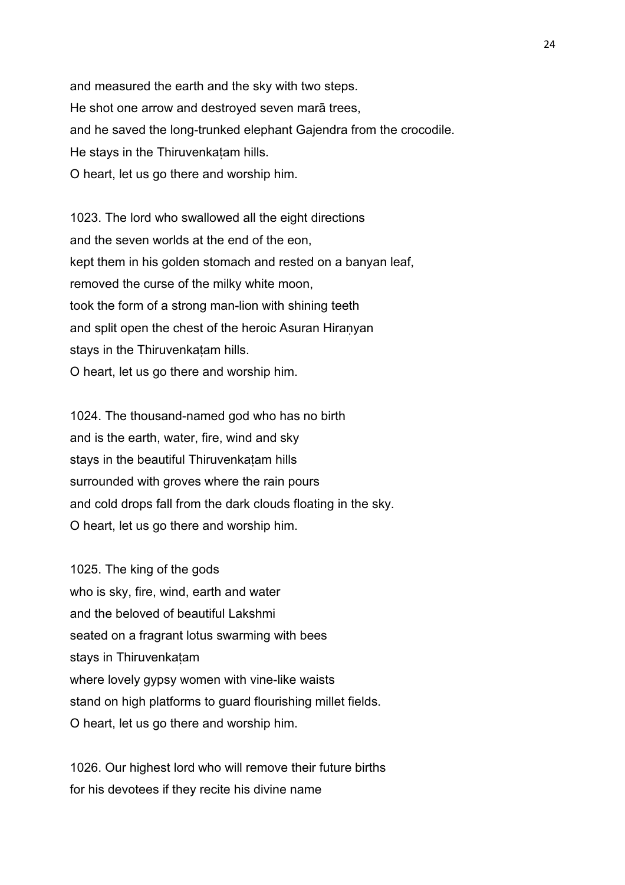and measured the earth and the sky with two steps.
He shot one arrow and destroyed seven marā trees,
and he saved the long-trunked elephant Gajendra from the crocodile.
He stays in the Thiruvenkaṭam hills.
O heart, let us go there and worship him.

1023. The lord who swallowed all the eight directions
and the seven worlds at the end of the eon,
kept them in his golden stomach and rested on a banyan leaf,
removed the curse of the milky white moon,
took the form of a strong man-lion with shining teeth
and split open the chest of the heroic Asuran Hiraṇyan
stays in the Thiruvenkaṭam hills.
O heart, let us go there and worship him.

1024. The thousand-named god who has no birth
and is the earth, water, fire, wind and sky
stays in the beautiful Thiruvenkaṭam hills
surrounded with groves where the rain pours
and cold drops fall from the dark clouds floating in the sky.
O heart, let us go there and worship him.

1025. The king of the gods
who is sky, fire, wind, earth and water
and the beloved of beautiful Lakshmi
seated on a fragrant lotus swarming with bees
stays in Thiruvenkaṭam
where lovely gypsy women with vine-like waists
stand on high platforms to guard flourishing millet fields.
O heart, let us go there and worship him.

1026. Our highest lord who will remove their future births
for his devotees if they recite his divine name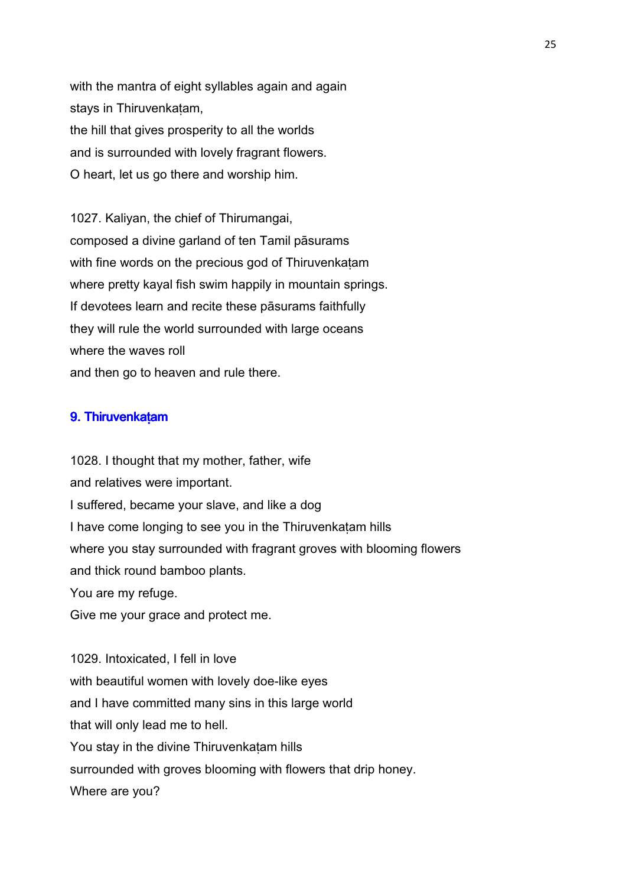with the mantra of eight syllables again and again
stays in Thiruvenkaṭam,
the hill that gives prosperity to all the worlds
and is surrounded with lovely fragrant flowers.
O heart, let us go there and worship him.

1027. Kaliyan, the chief of Thirumangai,
composed a divine garland of ten Tamil pāsurams
with fine words on the precious god of Thiruvenkaṭam
where pretty kayal fish swim happily in mountain springs.
If devotees learn and recite these pāsurams faithfully
they will rule the world surrounded with large oceans
where the waves roll
and then go to heaven and rule there.

## 9. Thiruvenkaṭam

1028. I thought that my mother, father, wife
and relatives were important.
I suffered, became your slave, and like a dog
I have come longing to see you in the Thiruvenkaṭam hills
where you stay surrounded with fragrant groves with blooming flowers
and thick round bamboo plants.
You are my refuge.
Give me your grace and protect me.

1029. Intoxicated, I fell in love
with beautiful women with lovely doe-like eyes
and I have committed many sins in this large world
that will only lead me to hell.
You stay in the divine Thiruvenkaṭam hills
surrounded with groves blooming with flowers that drip honey.
Where are you?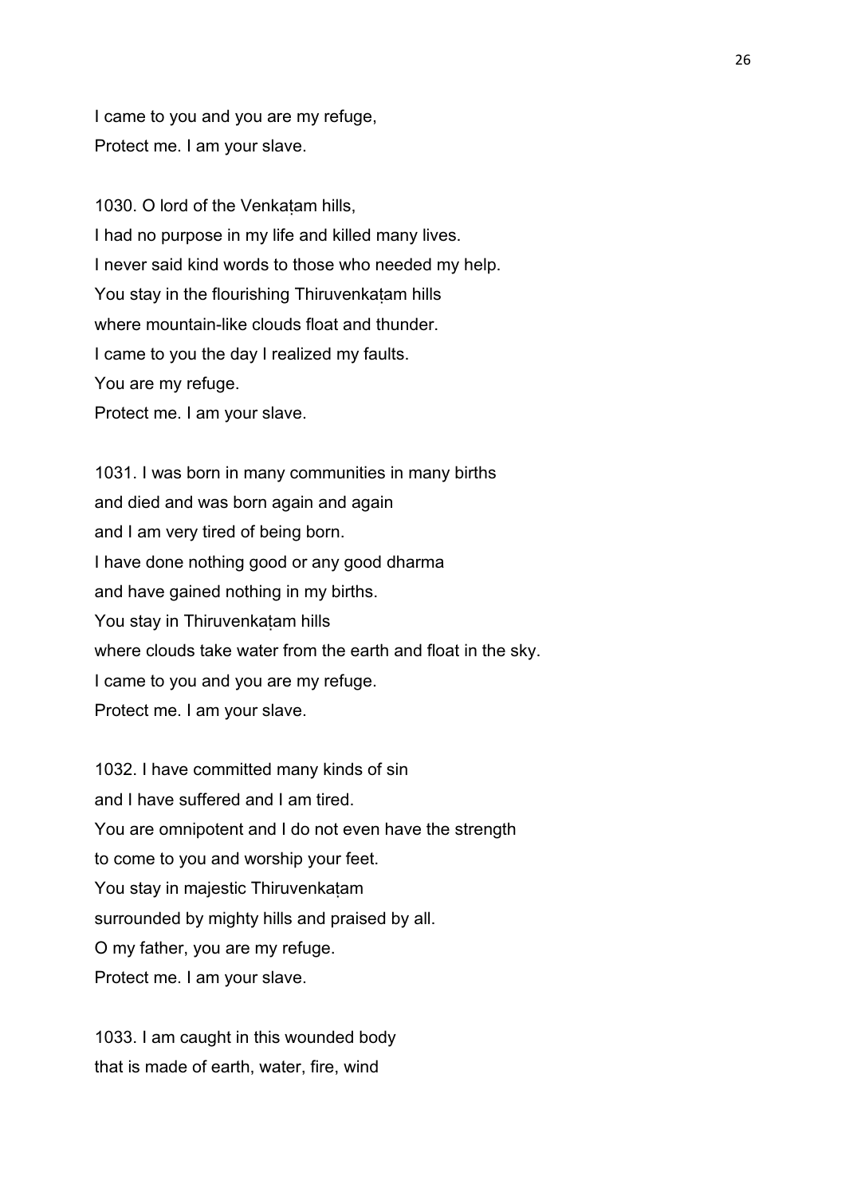I came to you and you are my refuge,
Protect me. I am your slave.

1030. O lord of the Venkaṭam hills,
I had no purpose in my life and killed many lives.
I never said kind words to those who needed my help.
You stay in the flourishing Thiruvenkaṭam hills
where mountain-like clouds float and thunder.
I came to you the day I realized my faults.
You are my refuge.
Protect me. I am your slave.

1031. I was born in many communities in many births
and died and was born again and again
and I am very tired of being born.
I have done nothing good or any good dharma
and have gained nothing in my births.
You stay in Thiruvenkaṭam hills
where clouds take water from the earth and float in the sky.
I came to you and you are my refuge.
Protect me. I am your slave.

1032. I have committed many kinds of sin
and I have suffered and I am tired.
You are omnipotent and I do not even have the strength
to come to you and worship your feet.
You stay in majestic Thiruvenkaṭam
surrounded by mighty hills and praised by all.
O my father, you are my refuge.
Protect me. I am your slave.

1033. I am caught in this wounded body
that is made of earth, water, fire, wind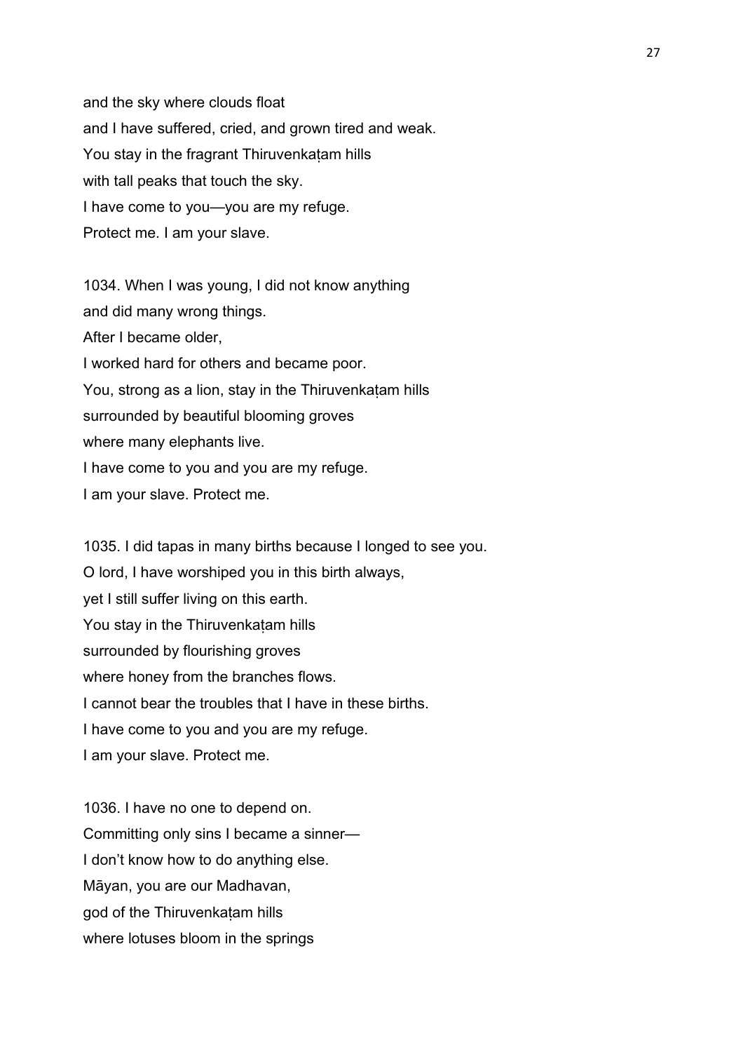and the sky where clouds float
and I have suffered, cried, and grown tired and weak.
You stay in the fragrant Thiruvenkaṭam hills
with tall peaks that touch the sky.
I have come to you—you are my refuge.
Protect me. I am your slave.

1034. When I was young, I did not know anything
and did many wrong things.
After I became older,
I worked hard for others and became poor.
You, strong as a lion, stay in the Thiruvenkaṭam hills
surrounded by beautiful blooming groves
where many elephants live.
I have come to you and you are my refuge.
I am your slave. Protect me.

1035. I did tapas in many births because I longed to see you.
O lord, I have worshiped you in this birth always,
yet I still suffer living on this earth.
You stay in the Thiruvenkaṭam hills
surrounded by flourishing groves
where honey from the branches flows.
I cannot bear the troubles that I have in these births.
I have come to you and you are my refuge.
I am your slave. Protect me.

1036. I have no one to depend on.
Committing only sins I became a sinner—
I don't know how to do anything else.
Māyan, you are our Madhavan,
god of the Thiruvenkaṭam hills
where lotuses bloom in the springs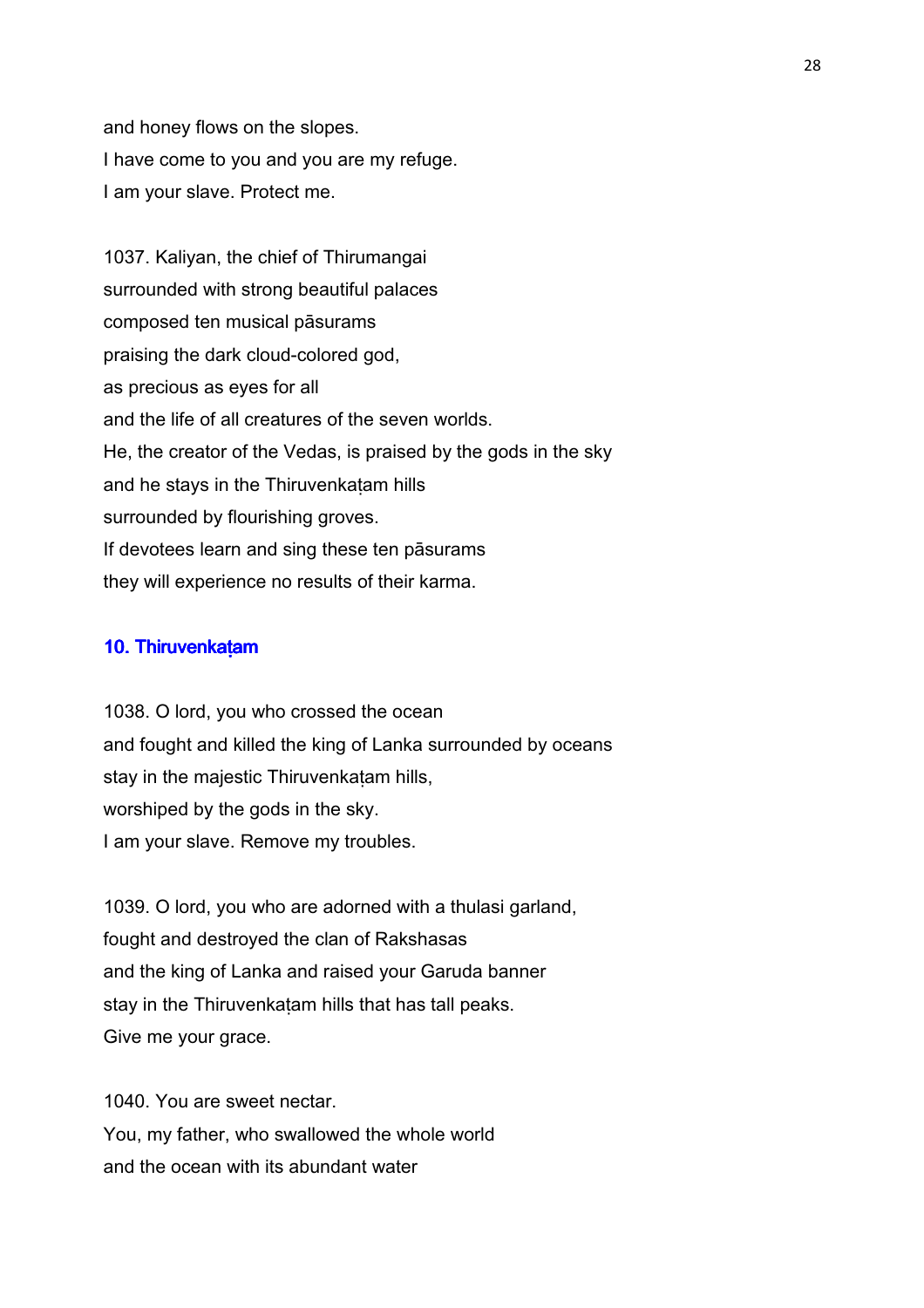and honey flows on the slopes.
I have come to you and you are my refuge.
I am your slave. Protect me.

1037. Kaliyan, the chief of Thirumangai
surrounded with strong beautiful palaces
composed ten musical pāsurams
praising the dark cloud-colored god,
as precious as eyes for all
and the life of all creatures of the seven worlds.
He, the creator of the Vedas, is praised by the gods in the sky
and he stays in the Thiruvenkaṭam hills
surrounded by flourishing groves.
If devotees learn and sing these ten pāsurams
they will experience no results of their karma.

## 10. Thiruvenkaṭam

1038. O lord, you who crossed the ocean
and fought and killed the king of Lanka surrounded by oceans
stay in the majestic Thiruvenkaṭam hills,
worshiped by the gods in the sky.
I am your slave. Remove my troubles.

1039. O lord, you who are adorned with a thulasi garland,
fought and destroyed the clan of Rakshasas
and the king of Lanka and raised your Garuda banner
stay in the Thiruvenkaṭam hills that has tall peaks.
Give me your grace.

1040. You are sweet nectar.
You, my father, who swallowed the whole world
and the ocean with its abundant water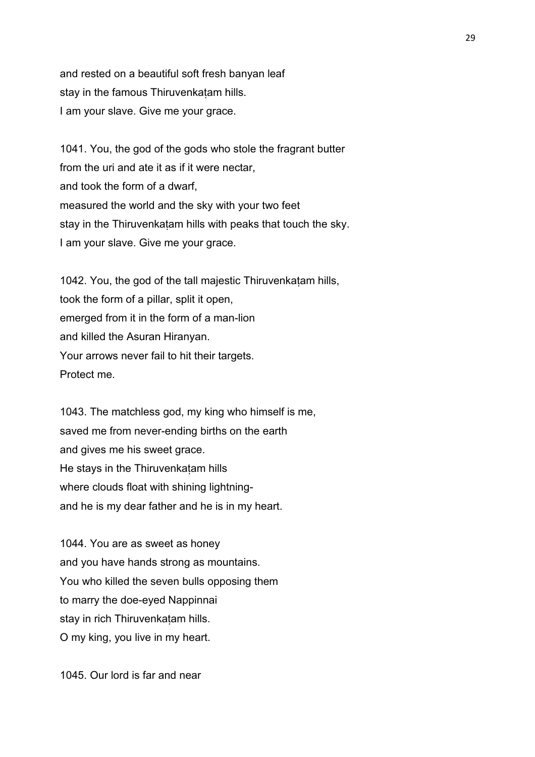and rested on a beautiful soft fresh banyan leaf
stay in the famous Thiruvenkaṭam hills.
I am your slave. Give me your grace.

1041. You, the god of the gods who stole the fragrant butter
from the uri and ate it as if it were nectar,
and took the form of a dwarf,
measured the world and the sky with your two feet
stay in the Thiruvenkaṭam hills with peaks that touch the sky.
I am your slave. Give me your grace.

1042. You, the god of the tall majestic Thiruvenkaṭam hills,
took the form of a pillar, split it open,
emerged from it in the form of a man-lion
and killed the Asuran Hiranyan.
Your arrows never fail to hit their targets.
Protect me.

1043. The matchless god, my king who himself is me,
saved me from never-ending births on the earth
and gives me his sweet grace.
He stays in the Thiruvenkaṭam hills
where clouds float with shining lightning-
and he is my dear father and he is in my heart.

1044. You are as sweet as honey
and you have hands strong as mountains.
You who killed the seven bulls opposing them
to marry the doe-eyed Nappinnai
stay in rich Thiruvenkaṭam hills.
O my king, you live in my heart.

1045. Our lord is far and near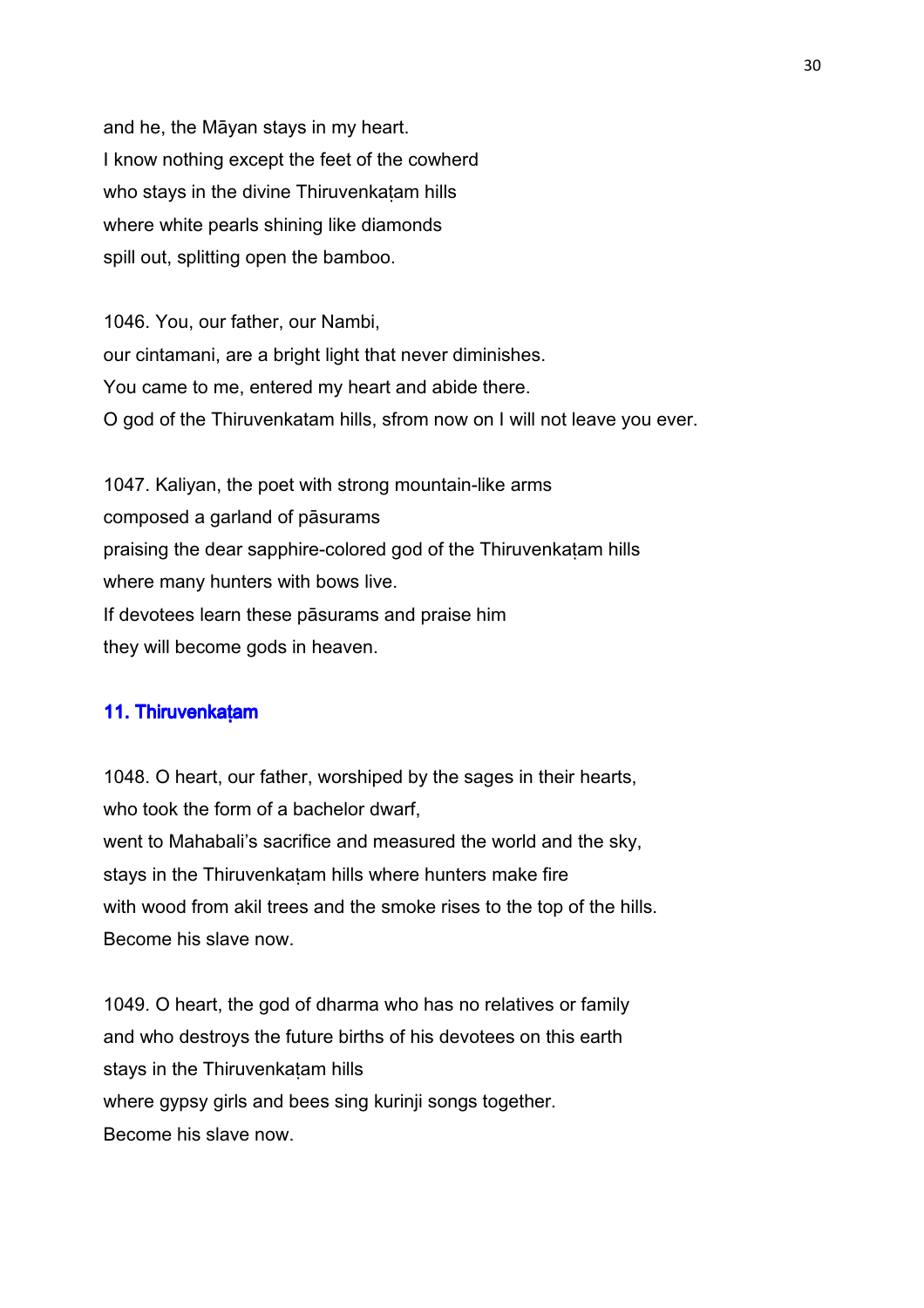and he, the Māyan stays in my heart.
I know nothing except the feet of the cowherd
who stays in the divine Thiruvenkaṭam hills
where white pearls shining like diamonds
spill out, splitting open the bamboo.

1046. You, our father, our Nambi,
our cintamani, are a bright light that never diminishes.
You came to me, entered my heart and abide there.
O god of the Thiruvenkatam hills, sfrom now on I will not leave you ever.

1047. Kaliyan, the poet with strong mountain-like arms
composed a garland of pāsurams
praising the dear sapphire-colored god of the Thiruvenkaṭam hills
where many hunters with bows live.
If devotees learn these pāsurams and praise him
they will become gods in heaven.

## 11. Thiruvenkaṭam

1048. O heart, our father, worshiped by the sages in their hearts,
who took the form of a bachelor dwarf,
went to Mahabali's sacrifice and measured the world and the sky,
stays in the Thiruvenkaṭam hills where hunters make fire
with wood from akil trees and the smoke rises to the top of the hills.
Become his slave now.

1049. O heart, the god of dharma who has no relatives or family
and who destroys the future births of his devotees on this earth
stays in the Thiruvenkaṭam hills
where gypsy girls and bees sing kurinji songs together.
Become his slave now.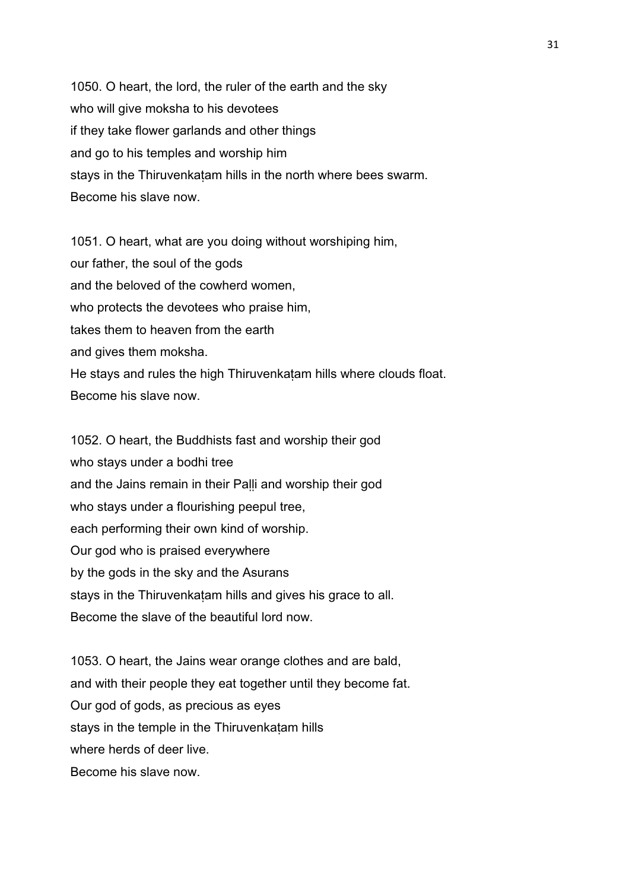1050. O heart, the lord, the ruler of the earth and the sky
who will give moksha to his devotees
if they take flower garlands and other things
and go to his temples and worship him
stays in the Thiruvenkaṭam hills in the north where bees swarm.
Become his slave now.

1051. O heart, what are you doing without worshiping him,
our father, the soul of the gods
and the beloved of the cowherd women,
who protects the devotees who praise him,
takes them to heaven from the earth
and gives them moksha.
He stays and rules the high Thiruvenkaṭam hills where clouds float.
Become his slave now.

1052. O heart, the Buddhists fast and worship their god
who stays under a bodhi tree
and the Jains remain in their Paḻḻi and worship their god
who stays under a flourishing peepul tree,
each performing their own kind of worship.
Our god who is praised everywhere
by the gods in the sky and the Asurans
stays in the Thiruvenkaṭam hills and gives his grace to all.
Become the slave of the beautiful lord now.

1053. O heart, the Jains wear orange clothes and are bald,
and with their people they eat together until they become fat.
Our god of gods, as precious as eyes
stays in the temple in the Thiruvenkaṭam hills
where herds of deer live.
Become his slave now.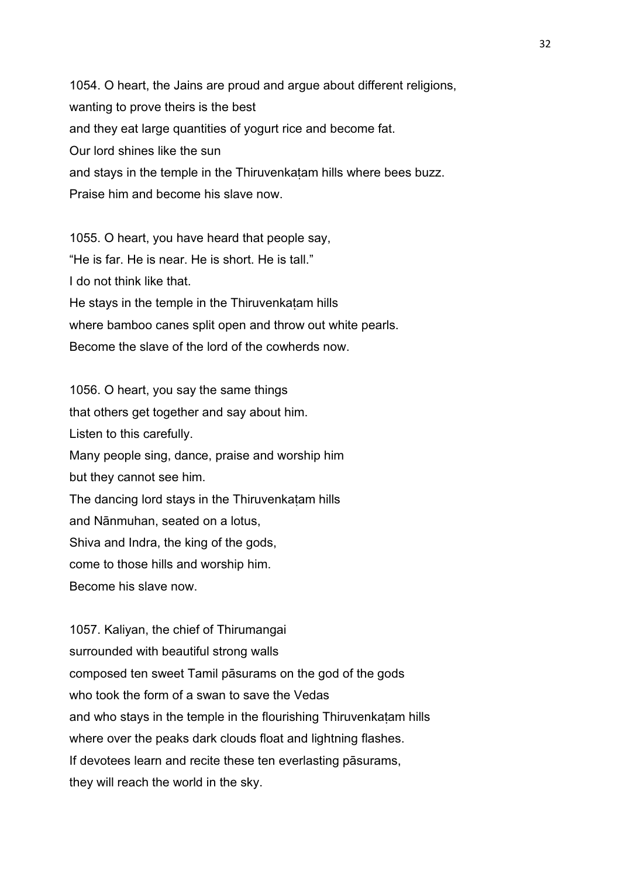1054. O heart, the Jains are proud and argue about different religions,
wanting to prove theirs is the best
and they eat large quantities of yogurt rice and become fat.
Our lord shines like the sun
and stays in the temple in the Thiruvenkaṭam hills where bees buzz.
Praise him and become his slave now.

1055. O heart, you have heard that people say,
"He is far. He is near. He is short. He is tall."
I do not think like that.
He stays in the temple in the Thiruvenkaṭam hills
where bamboo canes split open and throw out white pearls.
Become the slave of the lord of the cowherds now.

1056. O heart, you say the same things
that others get together and say about him.
Listen to this carefully.
Many people sing, dance, praise and worship him
but they cannot see him.
The dancing lord stays in the Thiruvenkaṭam hills
and Nānmuhan, seated on a lotus,
Shiva and Indra, the king of the gods,
come to those hills and worship him.
Become his slave now.

1057. Kaliyan, the chief of Thirumangai
surrounded with beautiful strong walls
composed ten sweet Tamil pāsurams on the god of the gods
who took the form of a swan to save the Vedas
and who stays in the temple in the flourishing Thiruvenkaṭam hills
where over the peaks dark clouds float and lightning flashes.
If devotees learn and recite these ten everlasting pāsurams,
they will reach the world in the sky.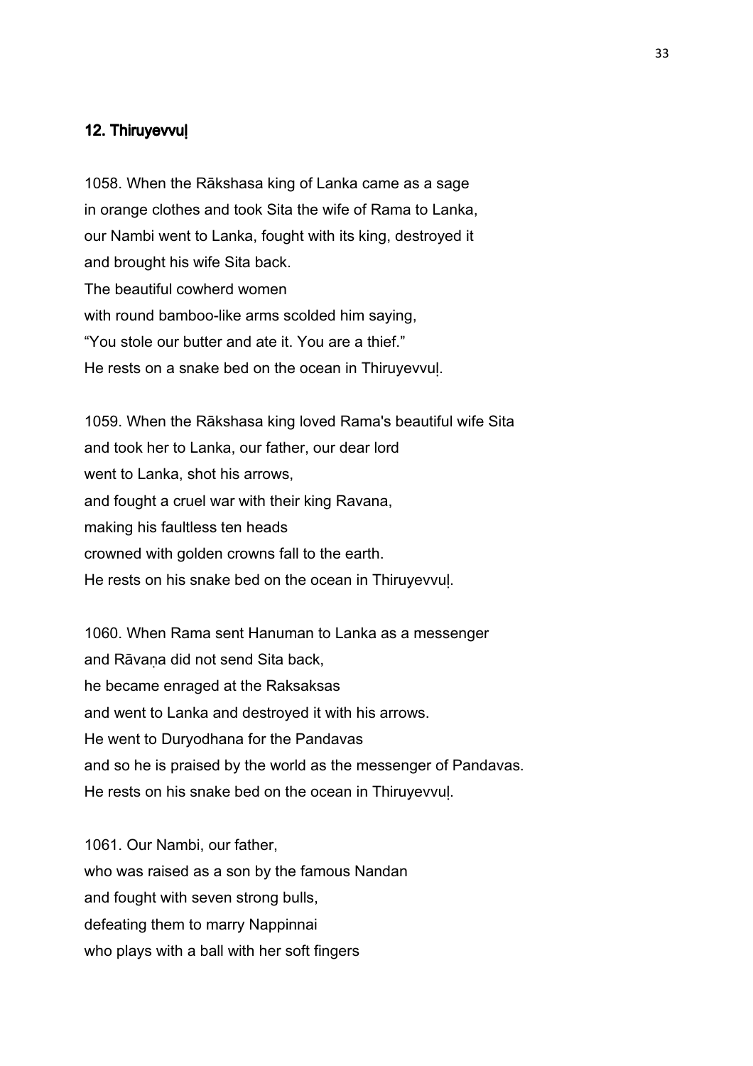## 12. Thiruyevvuḷ

1058. When the Rākshasa king of Lanka came as a sage
in orange clothes and took Sita the wife of Rama to Lanka,
our Nambi went to Lanka, fought with its king, destroyed it
and brought his wife Sita back.
The beautiful cowherd women
with round bamboo-like arms scolded him saying,
"You stole our butter and ate it. You are a thief."
He rests on a snake bed on the ocean in Thiruyevvuḷ.

1059. When the Rākshasa king loved Rama's beautiful wife Sita
and took her to Lanka, our father, our dear lord
went to Lanka, shot his arrows,
and fought a cruel war with their king Ravana,
making his faultless ten heads
crowned with golden crowns fall to the earth.
He rests on his snake bed on the ocean in Thiruyevvuḷ.

1060. When Rama sent Hanuman to Lanka as a messenger
and Rāvaṇa did not send Sita back,
he became enraged at the Raksaksas
and went to Lanka and destroyed it with his arrows.
He went to Duryodhana for the Pandavas
and so he is praised by the world as the messenger of Pandavas.
He rests on his snake bed on the ocean in Thiruyevvuḷ.

1061. Our Nambi, our father,
who was raised as a son by the famous Nandan
and fought with seven strong bulls,
defeating them to marry Nappinnai
who plays with a ball with her soft fingers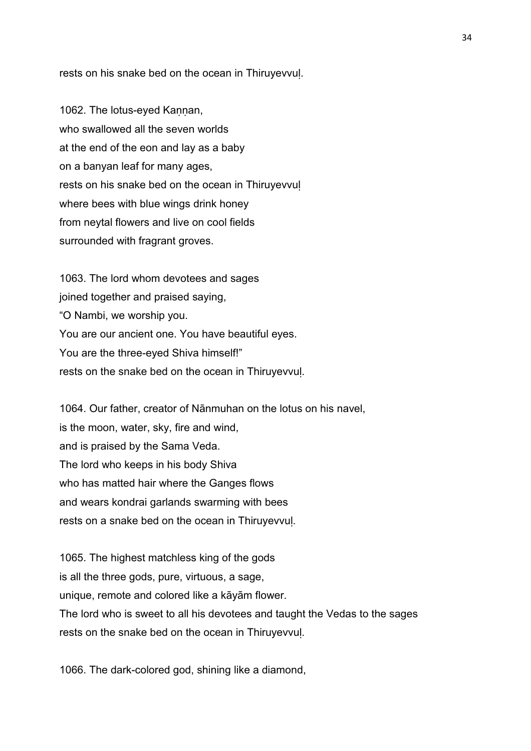rests on his snake bed on the ocean in Thiruyevvuḷ.

1062. The lotus-eyed Kaṇṇan,
who swallowed all the seven worlds
at the end of the eon and lay as a baby
on a banyan leaf for many ages,
rests on his snake bed on the ocean in Thiruyevvuḷ
where bees with blue wings drink honey
from neytal flowers and live on cool fields
surrounded with fragrant groves.

1063. The lord whom devotees and sages
joined together and praised saying,
“O Nambi, we worship you.
You are our ancient one. You have beautiful eyes.
You are the three-eyed Shiva himself!”
rests on the snake bed on the ocean in Thiruyevvuḷ.

1064. Our father, creator of Nānmuhan on the lotus on his navel,
is the moon, water, sky, fire and wind,
and is praised by the Sama Veda.
The lord who keeps in his body Shiva
who has matted hair where the Ganges flows
and wears kondrai garlands swarming with bees
rests on a snake bed on the ocean in Thiruyevvuḷ.

1065. The highest matchless king of the gods
is all the three gods, pure, virtuous, a sage,
unique, remote and colored like a kāyām flower.
The lord who is sweet to all his devotees and taught the Vedas to the sages
rests on the snake bed on the ocean in Thiruyevvuḷ.

1066. The dark-colored god, shining like a diamond,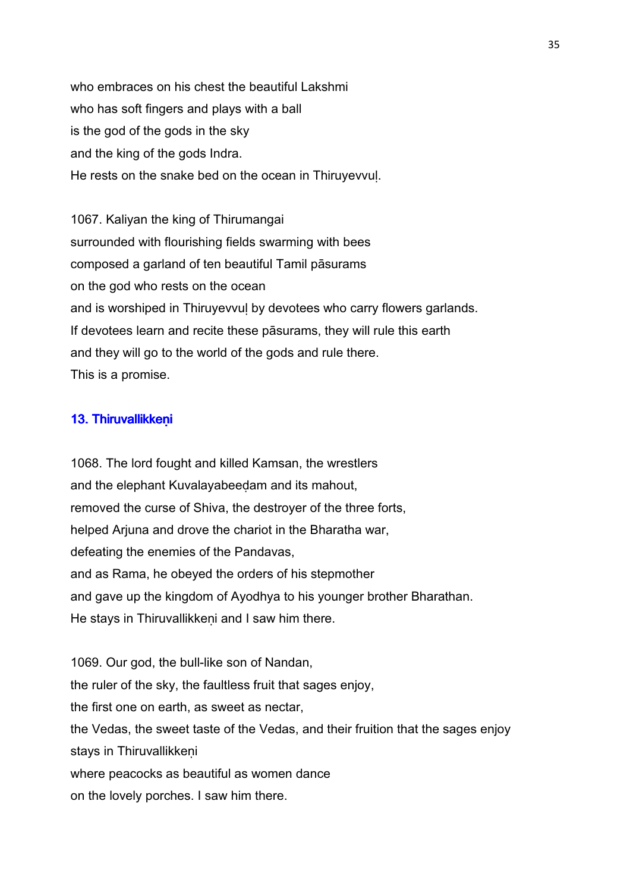who embraces on his chest the beautiful Lakshmi
who has soft fingers and plays with a ball
is the god of the gods in the sky
and the king of the gods Indra.
He rests on the snake bed on the ocean in Thiruyevvuḷ.

1067. Kaliyan the king of Thirumangai
surrounded with flourishing fields swarming with bees
composed a garland of ten beautiful Tamil pāsurams
on the god who rests on the ocean
and is worshiped in Thiruyevvuḷ by devotees who carry flowers garlands.
If devotees learn and recite these pāsurams, they will rule this earth
and they will go to the world of the gods and rule there.
This is a promise.

### 13. Thiruvallikkeṇi

1068. The lord fought and killed Kamsan, the wrestlers
and the elephant Kuvalayabeeḍam and its mahout,
removed the curse of Shiva, the destroyer of the three forts,
helped Arjuna and drove the chariot in the Bharatha war,
defeating the enemies of the Pandavas,
and as Rama, he obeyed the orders of his stepmother
and gave up the kingdom of Ayodhya to his younger brother Bharathan.
He stays in Thiruvallikkeṇi and I saw him there.

1069. Our god, the bull-like son of Nandan,
the ruler of the sky, the faultless fruit that sages enjoy,
the first one on earth, as sweet as nectar,
the Vedas, the sweet taste of the Vedas, and their fruition that the sages enjoy
stays in Thiruvallikkeṇi
where peacocks as beautiful as women dance
on the lovely porches. I saw him there.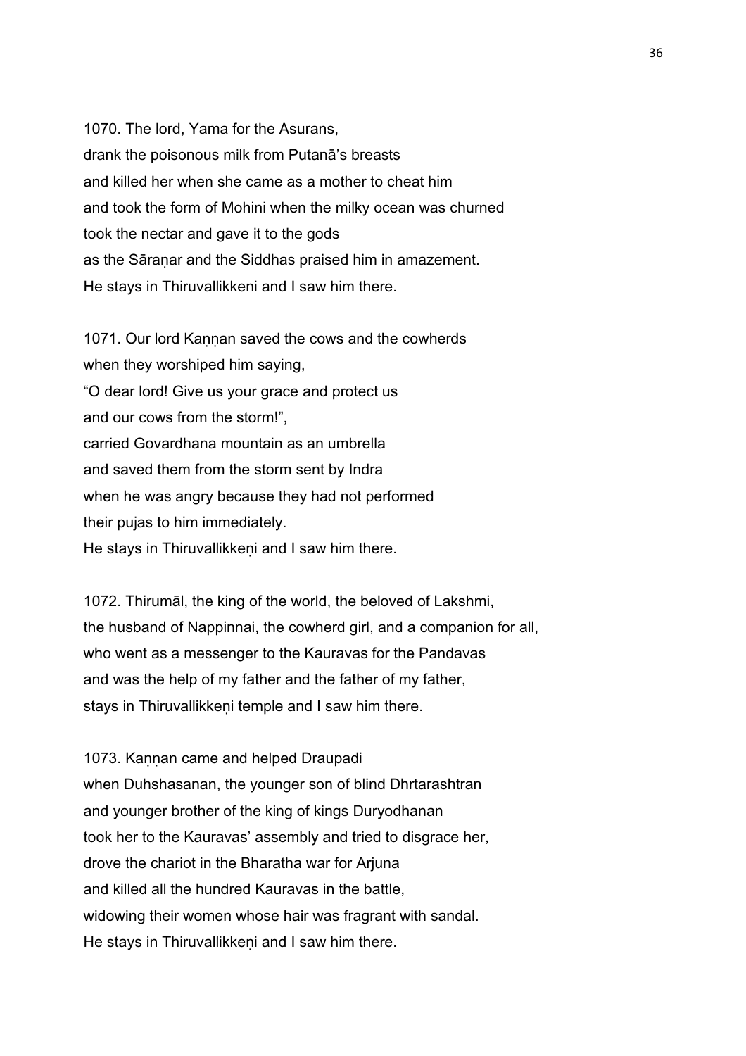1070. The lord, Yama for the Asurans,
drank the poisonous milk from Putanā's breasts
and killed her when she came as a mother to cheat him
and took the form of Mohini when the milky ocean was churned
took the nectar and gave it to the gods
as the Sāraṇar and the Siddhas praised him in amazement.
He stays in Thiruvallikkeni and I saw him there.

1071. Our lord Kaṇṇan saved the cows and the cowherds
when they worshiped him saying,
"O dear lord! Give us your grace and protect us
and our cows from the storm!",
carried Govardhana mountain as an umbrella
and saved them from the storm sent by Indra
when he was angry because they had not performed
their pujas to him immediately.
He stays in Thiruvallikkeṇi and I saw him there.

1072. Thirumāl, the king of the world, the beloved of Lakshmi,
the husband of Nappinnai, the cowherd girl, and a companion for all,
who went as a messenger to the Kauravas for the Pandavas
and was the help of my father and the father of my father,
stays in Thiruvallikkeṇi temple and I saw him there.

1073. Kaṇṇan came and helped Draupadi
when Duhshasanan, the younger son of blind Dhrtarashtran
and younger brother of the king of kings Duryodhanan
took her to the Kauravas' assembly and tried to disgrace her,
drove the chariot in the Bharatha war for Arjuna
and killed all the hundred Kauravas in the battle,
widowing their women whose hair was fragrant with sandal.
He stays in Thiruvallikkeṇi and I saw him there.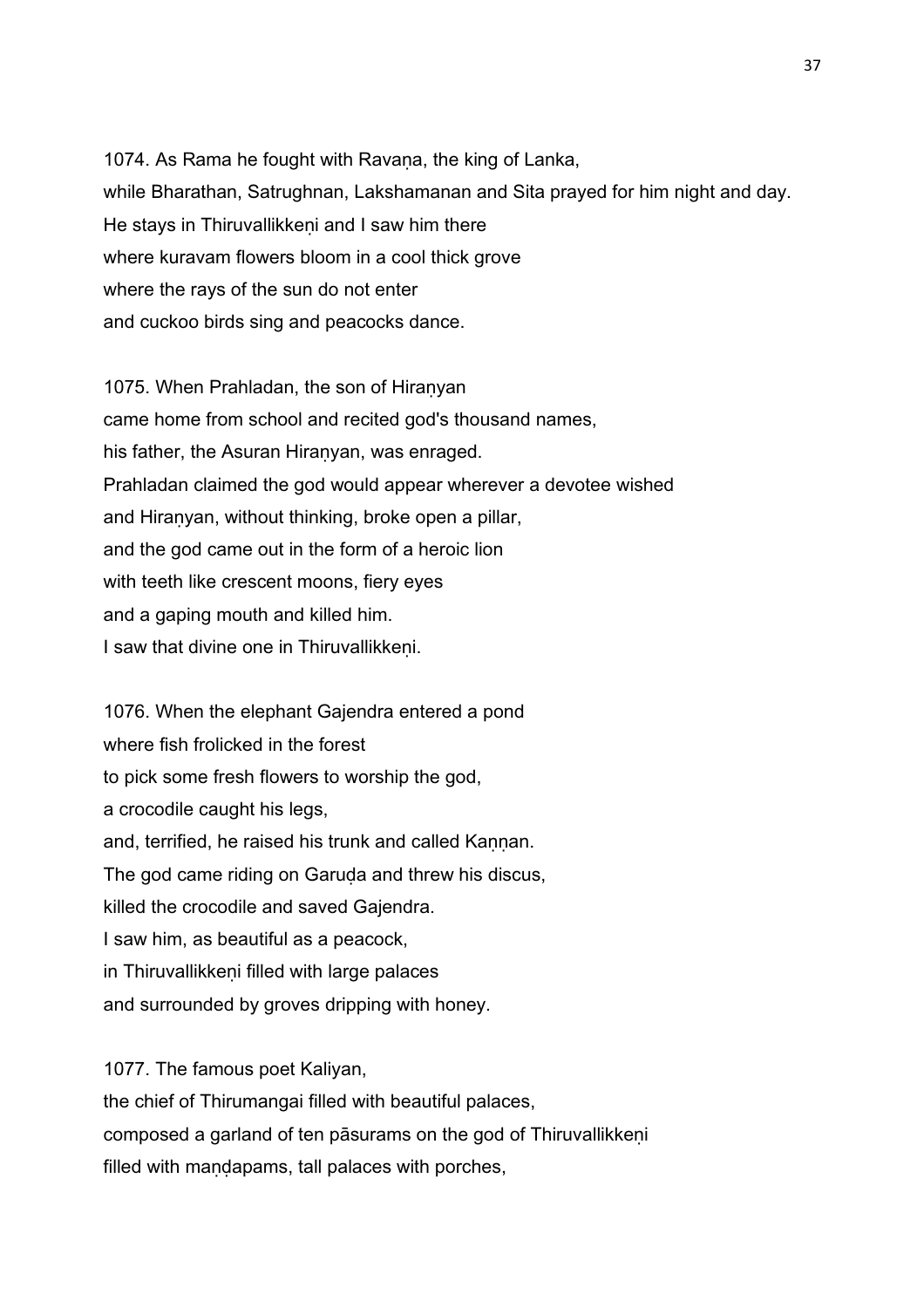1074. As Rama he fought with Ravaṇa, the king of Lanka,
while Bharathan, Satrughnan, Lakshamanan and Sita prayed for him night and day.
He stays in Thiruvallikkeṇi and I saw him there
where kuravam flowers bloom in a cool thick grove
where the rays of the sun do not enter
and cuckoo birds sing and peacocks dance.

1075. When Prahladan, the son of Hiraṇyan
came home from school and recited god's thousand names,
his father, the Asuran Hiraṇyan, was enraged.
Prahladan claimed the god would appear wherever a devotee wished
and Hiraṇyan, without thinking, broke open a pillar,
and the god came out in the form of a heroic lion
with teeth like crescent moons, fiery eyes
and a gaping mouth and killed him.
I saw that divine one in Thiruvallikkeṇi.

1076. When the elephant Gajendra entered a pond
where fish frolicked in the forest
to pick some fresh flowers to worship the god,
a crocodile caught his legs,
and, terrified, he raised his trunk and called Kaṇṇan.
The god came riding on Garuḍa and threw his discus,
killed the crocodile and saved Gajendra.
I saw him, as beautiful as a peacock,
in Thiruvallikkeṇi filled with large palaces
and surrounded by groves dripping with honey.

1077. The famous poet Kaliyan,
the chief of Thirumangai filled with beautiful palaces,
composed a garland of ten pāsurams on the god of Thiruvallikkeṇi
filled with maṇḍapams, tall palaces with porches,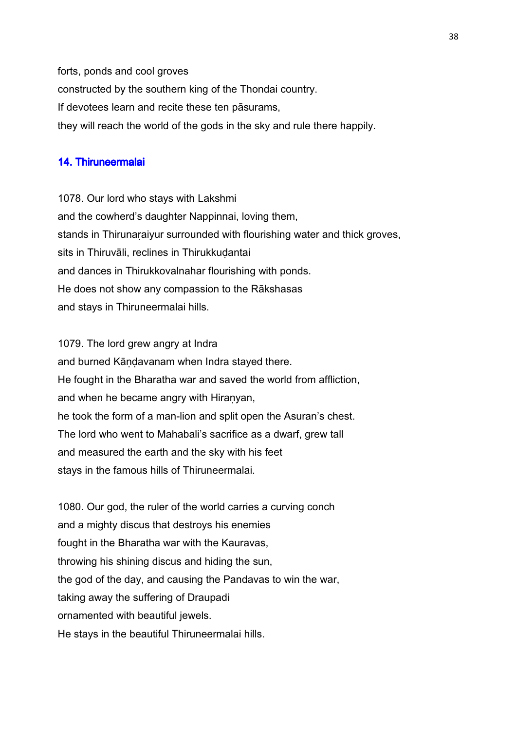forts, ponds and cool groves
constructed by the southern king of the Thondai country.
If devotees learn and recite these ten pāsurams,
they will reach the world of the gods in the sky and rule there happily.

## 14. Thiruneermalai

1078. Our lord who stays with Lakshmi
and the cowherd's daughter Nappinnai, loving them,
stands in Thirunaṛaiyur surrounded with flourishing water and thick groves,
sits in Thiruvāli, reclines in Thirukkuḍantai
and dances in Thirukkovalnahar flourishing with ponds.
He does not show any compassion to the Rākshasas
and stays in Thiruneermalai hills.

1079. The lord grew angry at Indra
and burned Kāṇḍavanam when Indra stayed there.
He fought in the Bharatha war and saved the world from affliction,
and when he became angry with Hiraṇyan,
he took the form of a man-lion and split open the Asuran's chest.
The lord who went to Mahabali's sacrifice as a dwarf, grew tall
and measured the earth and the sky with his feet
stays in the famous hills of Thiruneermalai.

1080. Our god, the ruler of the world carries a curving conch
and a mighty discus that destroys his enemies
fought in the Bharatha war with the Kauravas,
throwing his shining discus and hiding the sun,
the god of the day, and causing the Pandavas to win the war,
taking away the suffering of Draupadi
ornamented with beautiful jewels.
He stays in the beautiful Thiruneermalai hills.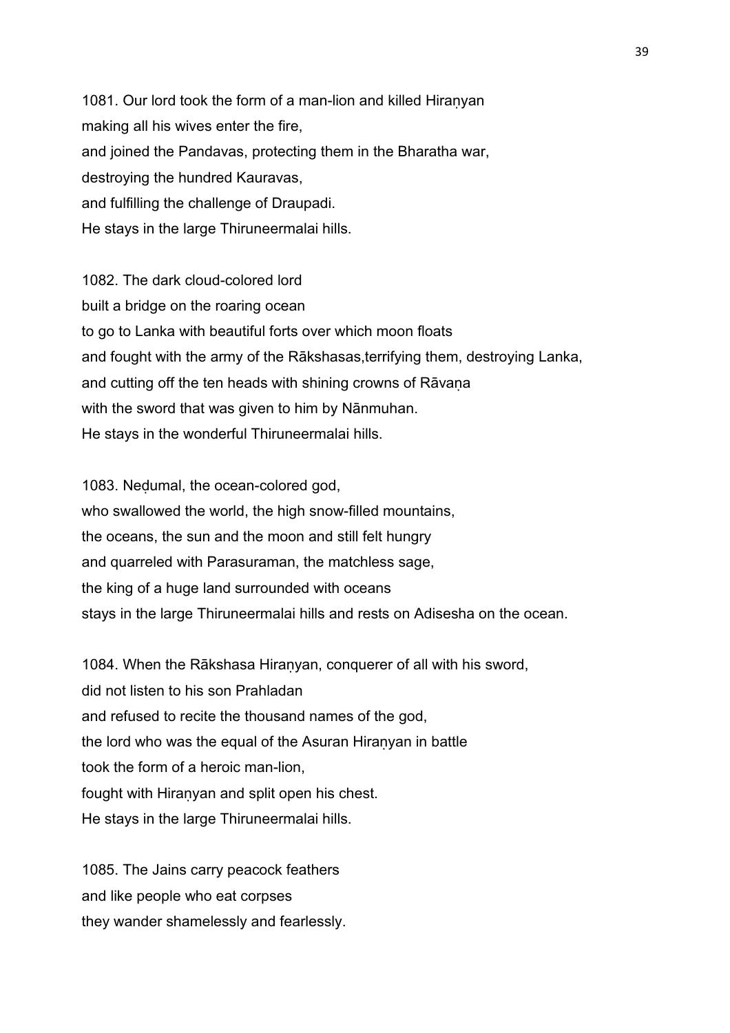1081. Our lord took the form of a man-lion and killed Hiraṇyan
making all his wives enter the fire,
and joined the Pandavas, protecting them in the Bharatha war,
destroying the hundred Kauravas,
and fulfilling the challenge of Draupadi.
He stays in the large Thiruneermalai hills.

1082. The dark cloud-colored lord
built a bridge on the roaring ocean
to go to Lanka with beautiful forts over which moon floats
and fought with the army of the Rākshasas,terrifying them, destroying Lanka,
and cutting off the ten heads with shining crowns of Rāvaṇa
with the sword that was given to him by Nānmuhan.
He stays in the wonderful Thiruneermalai hills.

1083. Neḍumal, the ocean-colored god,
who swallowed the world, the high snow-filled mountains,
the oceans, the sun and the moon and still felt hungry
and quarreled with Parasuraman, the matchless sage,
the king of a huge land surrounded with oceans
stays in the large Thiruneermalai hills and rests on Adisesha on the ocean.

1084. When the Rākshasa Hiraṇyan, conquerer of all with his sword,
did not listen to his son Prahladan
and refused to recite the thousand names of the god,
the lord who was the equal of the Asuran Hiraṇyan in battle
took the form of a heroic man-lion,
fought with Hiraṇyan and split open his chest.
He stays in the large Thiruneermalai hills.

1085. The Jains carry peacock feathers
and like people who eat corpses
they wander shamelessly and fearlessly.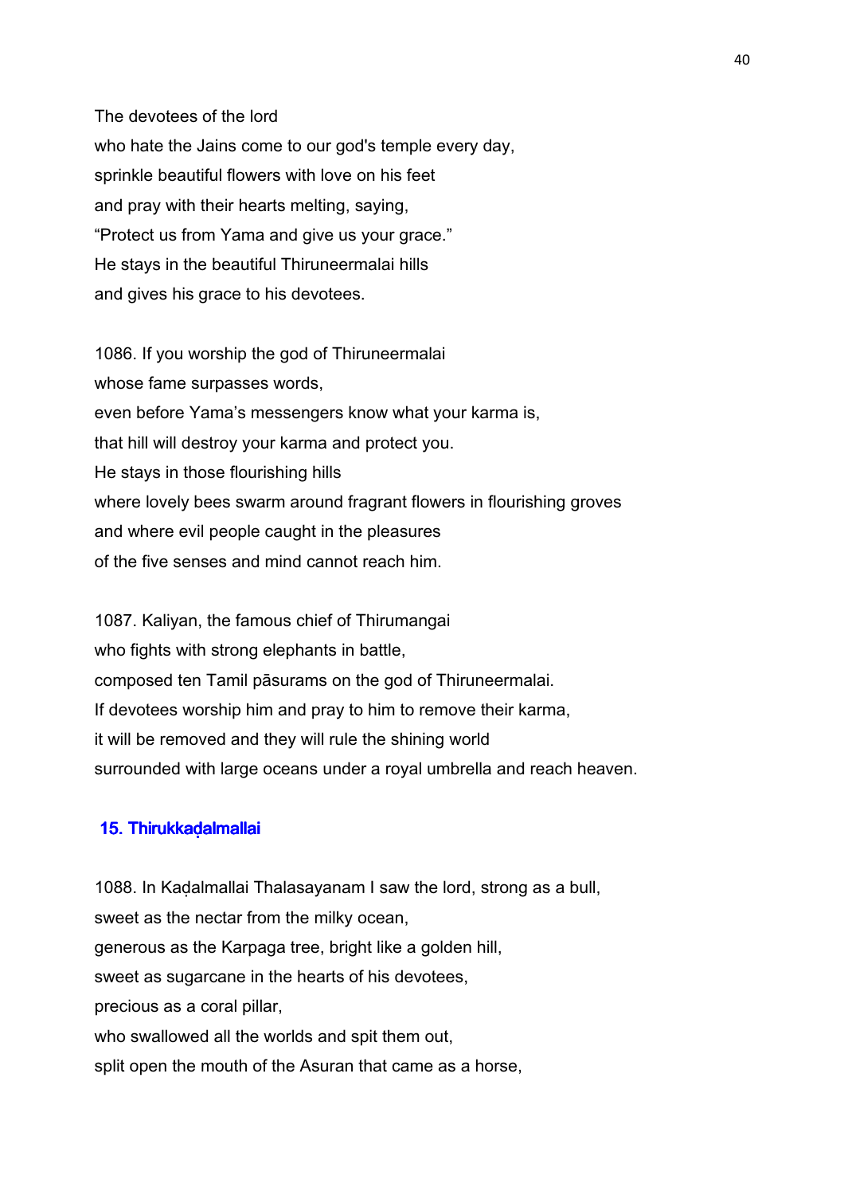The devotees of the lord
who hate the Jains come to our god's temple every day,
sprinkle beautiful flowers with love on his feet
and pray with their hearts melting, saying,
“Protect us from Yama and give us your grace.”
He stays in the beautiful Thiruneermalai hills
and gives his grace to his devotees.

1086. If you worship the god of Thiruneermalai
whose fame surpasses words,
even before Yama’s messengers know what your karma is,
that hill will destroy your karma and protect you.
He stays in those flourishing hills
where lovely bees swarm around fragrant flowers in flourishing groves
and where evil people caught in the pleasures
of the five senses and mind cannot reach him.

1087. Kaliyan, the famous chief of Thirumangai
who fights with strong elephants in battle,
composed ten Tamil pāsurams on the god of Thiruneermalai.
If devotees worship him and pray to him to remove their karma,
it will be removed and they will rule the shining world
surrounded with large oceans under a royal umbrella and reach heaven.

## 15. Thirukkaḍalmallai

1088. In Kaḍalmallai Thalasayanam I saw the lord, strong as a bull,
sweet as the nectar from the milky ocean,
generous as the Karpaga tree, bright like a golden hill,
sweet as sugarcane in the hearts of his devotees,
precious as a coral pillar,
who swallowed all the worlds and spit them out,
split open the mouth of the Asuran that came as a horse,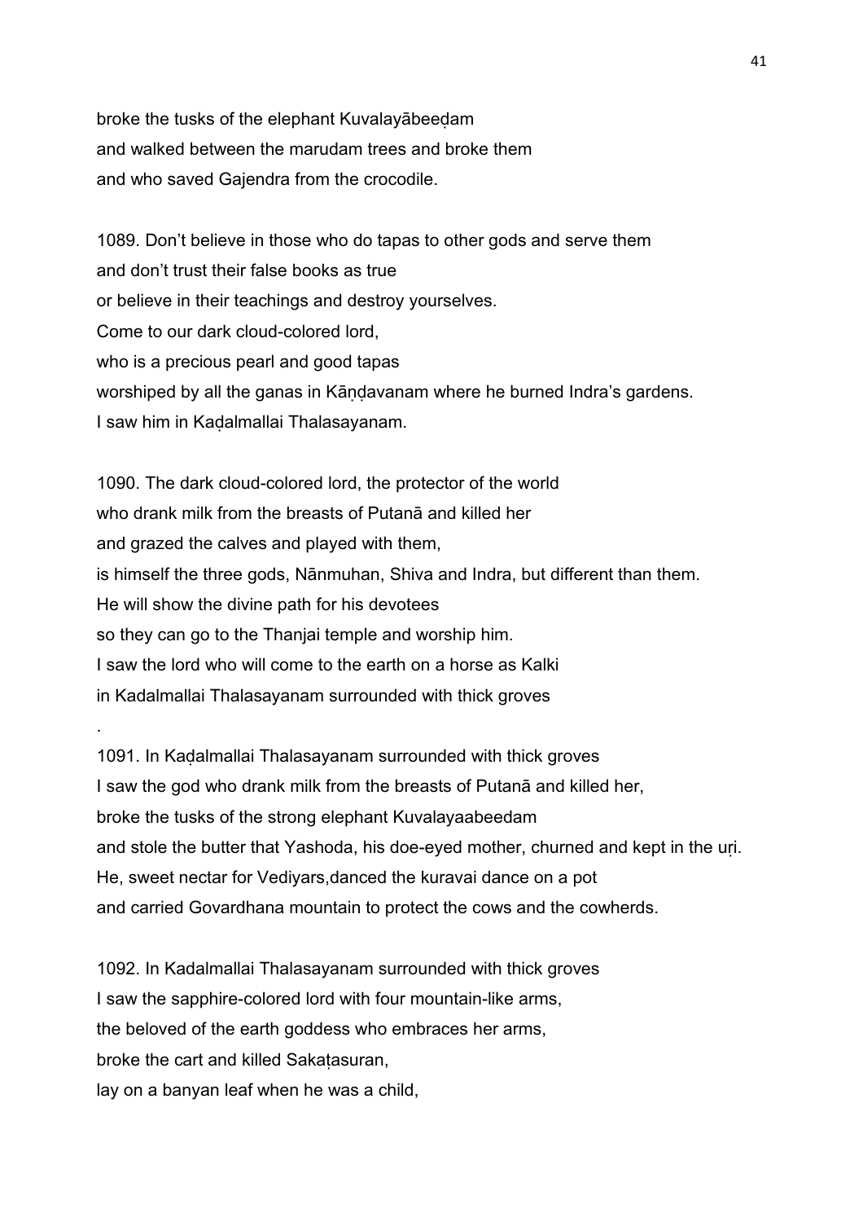broke the tusks of the elephant Kuvalayābeeḍam
and walked between the marudam trees and broke them
and who saved Gajendra from the crocodile.

1089. Don't believe in those who do tapas to other gods and serve them
and don't trust their false books as true
or believe in their teachings and destroy yourselves.
Come to our dark cloud-colored lord,
who is a precious pearl and good tapas
worshiped by all the ganas in Kāṇḍavanam where he burned Indra's gardens.
I saw him in Kaḍalmallai Thalasayanam.

1090. The dark cloud-colored lord, the protector of the world
who drank milk from the breasts of Putanā and killed her
and grazed the calves and played with them,
is himself the three gods, Nānmuhan, Shiva and Indra, but different than them.
He will show the divine path for his devotees
so they can go to the Thanjai temple and worship him.
I saw the lord who will come to the earth on a horse as Kalki
in Kadalmallai Thalasayanam surrounded with thick groves

.

1091. In Kaḍalmallai Thalasayanam surrounded with thick groves
I saw the god who drank milk from the breasts of Putanā and killed her,
broke the tusks of the strong elephant Kuvalayaabeedam
and stole the butter that Yashoda, his doe-eyed mother, churned and kept in the uṛi.
He, sweet nectar for Vediyars,danced the kuravai dance on a pot
and carried Govardhana mountain to protect the cows and the cowherds.

1092. In Kadalmallai Thalasayanam surrounded with thick groves
I saw the sapphire-colored lord with four mountain-like arms,
the beloved of the earth goddess who embraces her arms,
broke the cart and killed Sakaṭasuran,
lay on a banyan leaf when he was a child,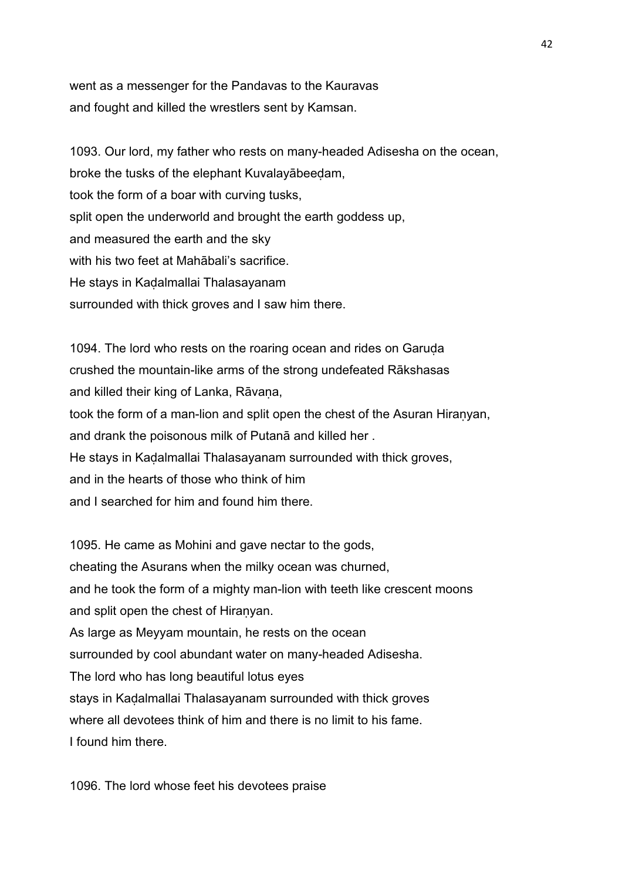went as a messenger for the Pandavas to the Kauravas
and fought and killed the wrestlers sent by Kamsan.

1093. Our lord, my father who rests on many-headed Adisesha on the ocean,
broke the tusks of the elephant Kuvalayābeeḍam,
took the form of a boar with curving tusks,
split open the underworld and brought the earth goddess up,
and measured the earth and the sky
with his two feet at Mahābali's sacrifice.
He stays in Kaḍalmallai Thalasayanam
surrounded with thick groves and I saw him there.

1094. The lord who rests on the roaring ocean and rides on Garuḍa
crushed the mountain-like arms of the strong undefeated Rākshasas
and killed their king of Lanka, Rāvaṇa,
took the form of a man-lion and split open the chest of the Asuran Hiraṇyan,
and drank the poisonous milk of Putanā and killed her .
He stays in Kaḍalmallai Thalasayanam surrounded with thick groves,
and in the hearts of those who think of him
and I searched for him and found him there.

1095. He came as Mohini and gave nectar to the gods,
cheating the Asurans when the milky ocean was churned,
and he took the form of a mighty man-lion with teeth like crescent moons
and split open the chest of Hiraṇyan.
As large as Meyyam mountain, he rests on the ocean
surrounded by cool abundant water on many-headed Adisesha.
The lord who has long beautiful lotus eyes
stays in Kaḍalmallai Thalasayanam surrounded with thick groves
where all devotees think of him and there is no limit to his fame.
I found him there.

1096. The lord whose feet his devotees praise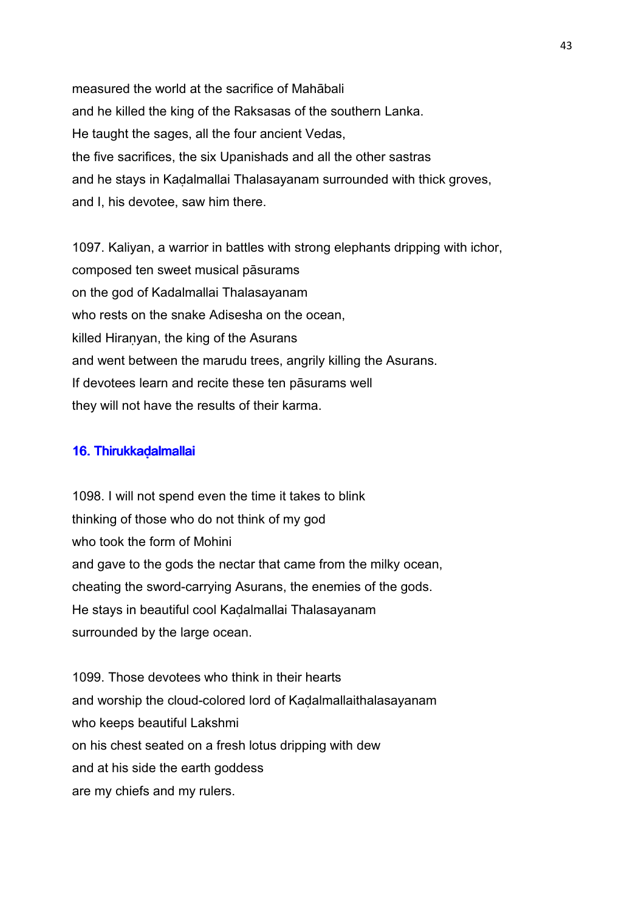measured the world at the sacrifice of Mahābali
and he killed the king of the Raksasas of the southern Lanka.
He taught the sages, all the four ancient Vedas,
the five sacrifices, the six Upanishads and all the other sastras
and he stays in Kaḍalmallai Thalasayanam surrounded with thick groves,
and I, his devotee, saw him there.

1097. Kaliyan, a warrior in battles with strong elephants dripping with ichor,
composed ten sweet musical pāsurams
on the god of Kadalmallai Thalasayanam
who rests on the snake Adisesha on the ocean,
killed Hiraṇyan, the king of the Asurans
and went between the marudu trees, angrily killing the Asurans.
If devotees learn and recite these ten pāsurams well
they will not have the results of their karma.

### 16. Thirukkaḍalmallai

1098. I will not spend even the time it takes to blink
thinking of those who do not think of my god
who took the form of Mohini
and gave to the gods the nectar that came from the milky ocean,
cheating the sword-carrying Asurans, the enemies of the gods.
He stays in beautiful cool Kaḍalmallai Thalasayanam
surrounded by the large ocean.

1099. Those devotees who think in their hearts
and worship the cloud-colored lord of Kaḍalmallaithalasayanam
who keeps beautiful Lakshmi
on his chest seated on a fresh lotus dripping with dew
and at his side the earth goddess
are my chiefs and my rulers.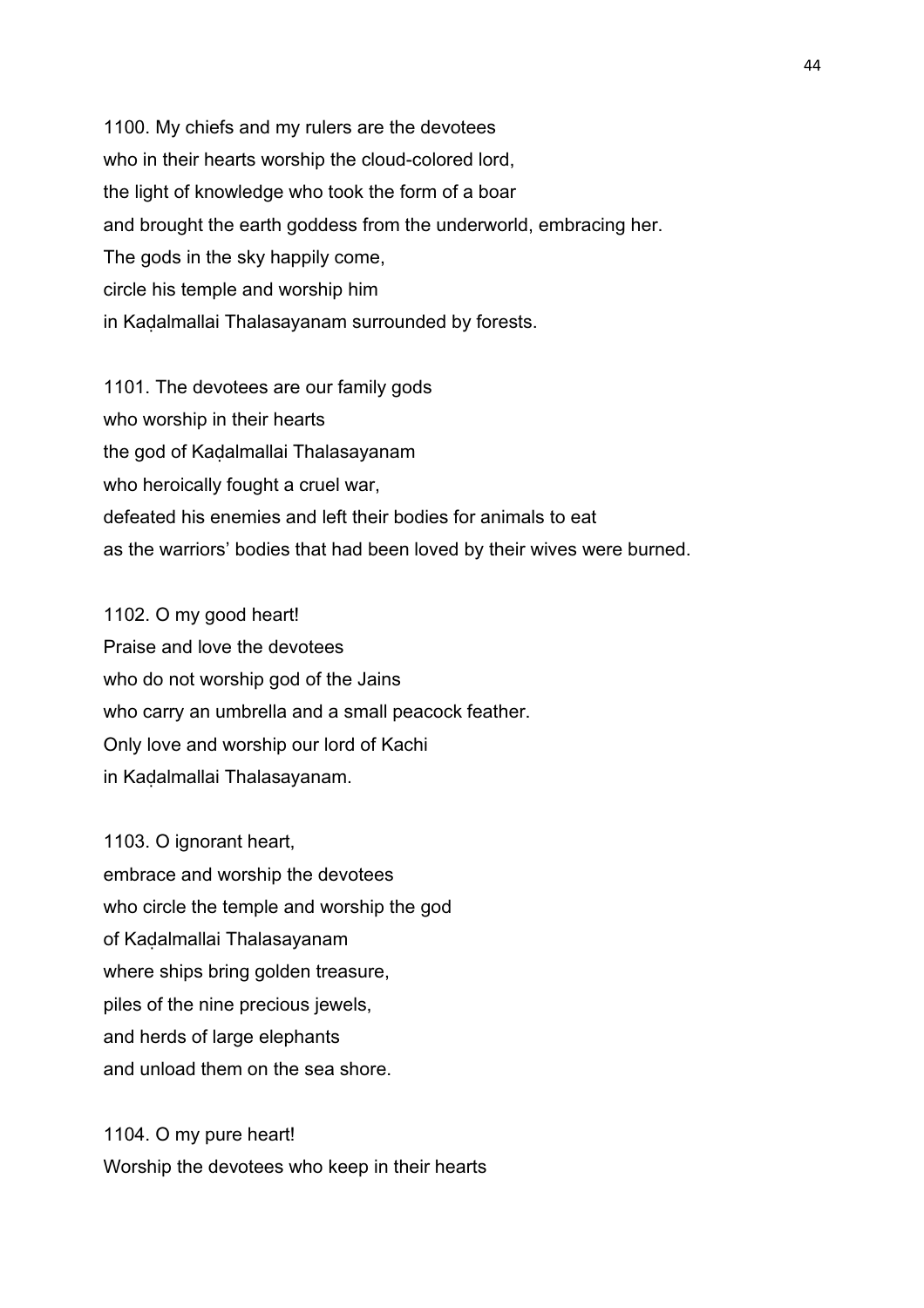1100. My chiefs and my rulers are the devotees
who in their hearts worship the cloud-colored lord,
the light of knowledge who took the form of a boar
and brought the earth goddess from the underworld, embracing her.
The gods in the sky happily come,
circle his temple and worship him
in Kaḍalmallai Thalasayanam surrounded by forests.

1101. The devotees are our family gods
who worship in their hearts
the god of Kaḍalmallai Thalasayanam
who heroically fought a cruel war,
defeated his enemies and left their bodies for animals to eat
as the warriors' bodies that had been loved by their wives were burned.

1102. O my good heart!
Praise and love the devotees
who do not worship god of the Jains
who carry an umbrella and a small peacock feather.
Only love and worship our lord of Kachi
in Kaḍalmallai Thalasayanam.

1103. O ignorant heart,
embrace and worship the devotees
who circle the temple and worship the god
of Kaḍalmallai Thalasayanam
where ships bring golden treasure,
piles of the nine precious jewels,
and herds of large elephants
and unload them on the sea shore.

1104. O my pure heart!
Worship the devotees who keep in their hearts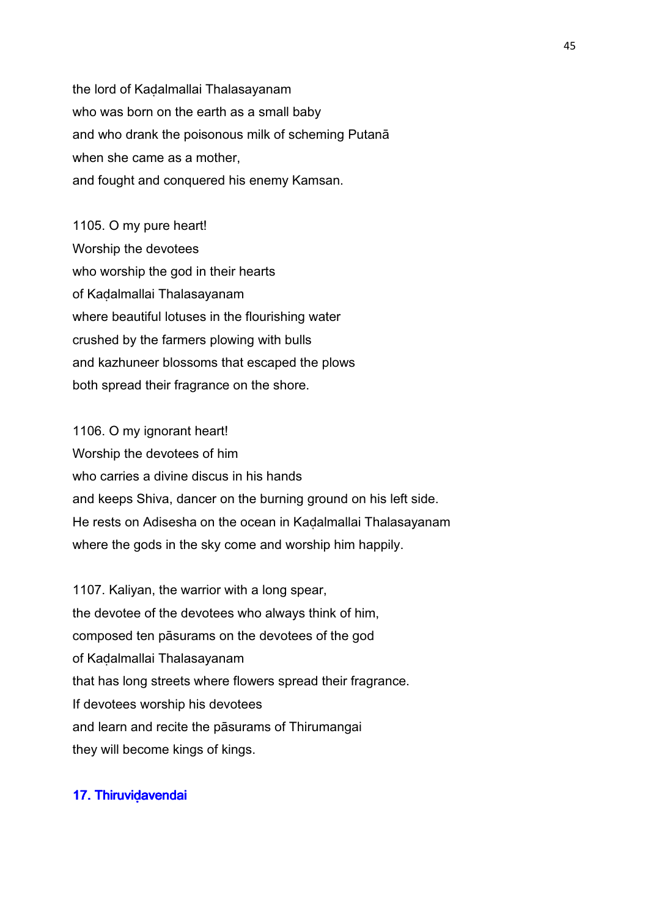the lord of Kaḍalmallai Thalasayanam
who was born on the earth as a small baby
and who drank the poisonous milk of scheming Putanā
when she came as a mother,
and fought and conquered his enemy Kamsan.

1105. O my pure heart!
Worship the devotees
who worship the god in their hearts
of Kaḍalmallai Thalasayanam
where beautiful lotuses in the flourishing water
crushed by the farmers plowing with bulls
and kazhuneer blossoms that escaped the plows
both spread their fragrance on the shore.

1106. O my ignorant heart!
Worship the devotees of him
who carries a divine discus in his hands
and keeps Shiva, dancer on the burning ground on his left side.
He rests on Adisesha on the ocean in Kaḍalmallai Thalasayanam
where the gods in the sky come and worship him happily.

1107. Kaliyan, the warrior with a long spear,
the devotee of the devotees who always think of him,
composed ten pāsurams on the devotees of the god
of Kaḍalmallai Thalasayanam
that has long streets where flowers spread their fragrance.
If devotees worship his devotees
and learn and recite the pāsurams of Thirumangai
they will become kings of kings.

### 17. Thiruviḍavendai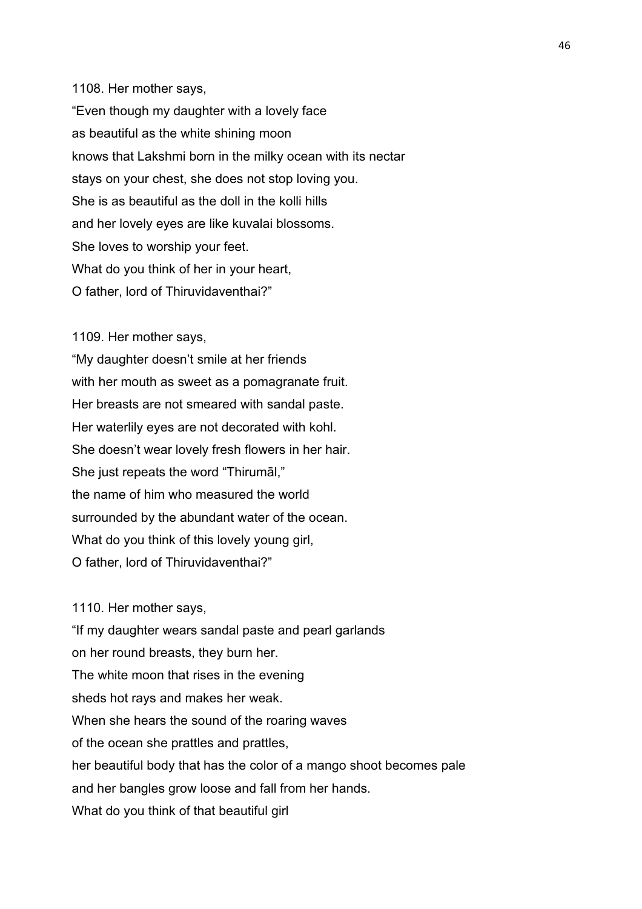1108. Her mother says,
"Even though my daughter with a lovely face
as beautiful as the white shining moon
knows that Lakshmi born in the milky ocean with its nectar
stays on your chest, she does not stop loving you.
She is as beautiful as the doll in the kolli hills
and her lovely eyes are like kuvalai blossoms.
She loves to worship your feet.
What do you think of her in your heart,
O father, lord of Thiruvidaventhai?"

1109. Her mother says,
"My daughter doesn't smile at her friends
with her mouth as sweet as a pomagranate fruit.
Her breasts are not smeared with sandal paste.
Her waterlily eyes are not decorated with kohl.
She doesn't wear lovely fresh flowers in her hair.
She just repeats the word "Thirumāl,"
the name of him who measured the world
surrounded by the abundant water of the ocean.
What do you think of this lovely young girl,
O father, lord of Thiruvidaventhai?"

1110. Her mother says,
"If my daughter wears sandal paste and pearl garlands
on her round breasts, they burn her.
The white moon that rises in the evening
sheds hot rays and makes her weak.
When she hears the sound of the roaring waves
of the ocean she prattles and prattles,
her beautiful body that has the color of a mango shoot becomes pale
and her bangles grow loose and fall from her hands.
What do you think of that beautiful girl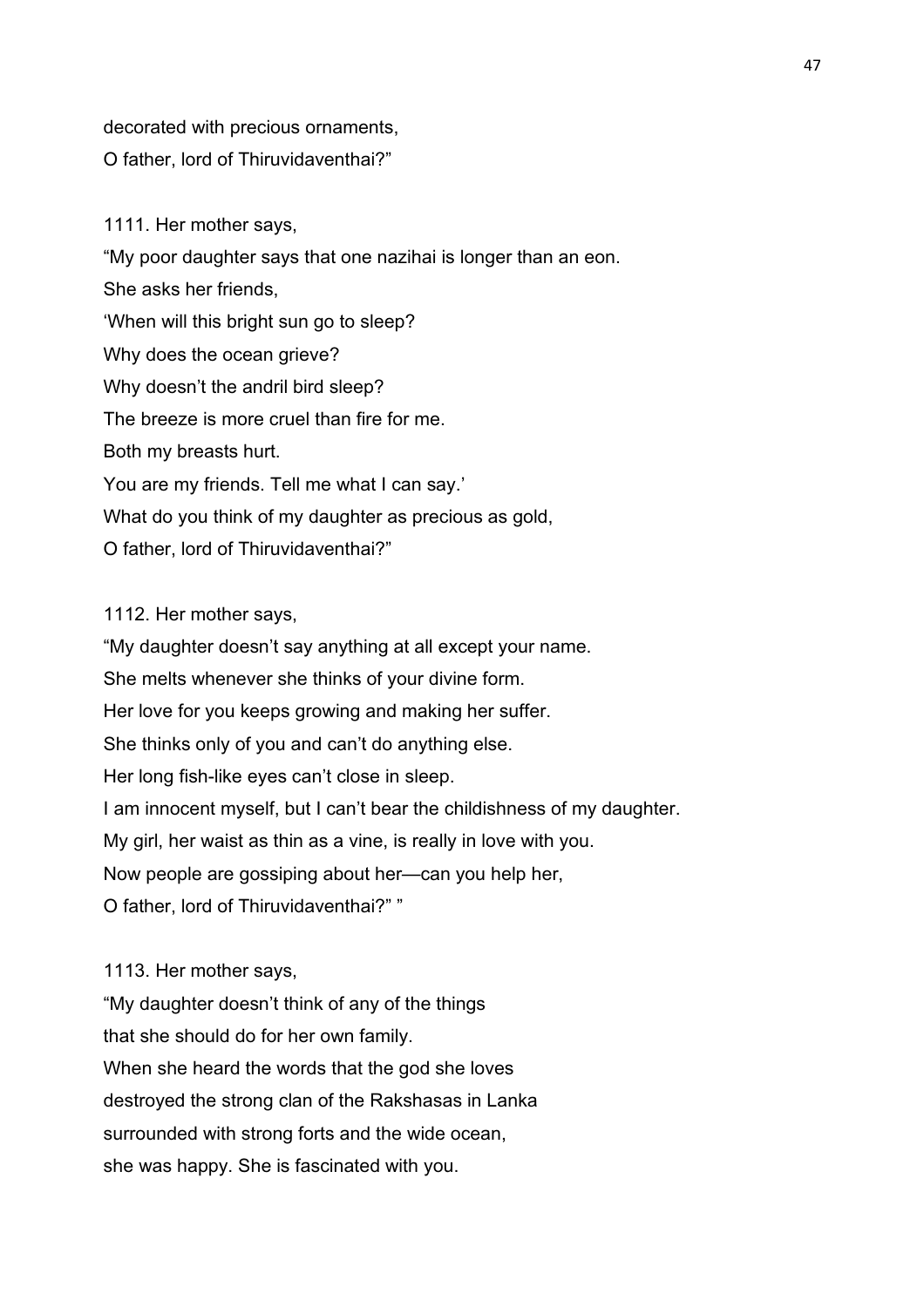decorated with precious ornaments,
O father, lord of Thiruvidaventhai?"

1111. Her mother says,
"My poor daughter says that one nazihai is longer than an eon.
She asks her friends,
'When will this bright sun go to sleep?
Why does the ocean grieve?
Why doesn't the andril bird sleep?
The breeze is more cruel than fire for me.
Both my breasts hurt.
You are my friends. Tell me what I can say.'
What do you think of my daughter as precious as gold,
O father, lord of Thiruvidaventhai?"

1112. Her mother says,
"My daughter doesn't say anything at all except your name.
She melts whenever she thinks of your divine form.
Her love for you keeps growing and making her suffer.
She thinks only of you and can't do anything else.
Her long fish-like eyes can't close in sleep.
I am innocent myself, but I can't bear the childishness of my daughter.
My girl, her waist as thin as a vine, is really in love with you.
Now people are gossiping about her—can you help her,
O father, lord of Thiruvidaventhai?" "

1113. Her mother says,
"My daughter doesn't think of any of the things
that she should do for her own family.
When she heard the words that the god she loves
destroyed the strong clan of the Rakshasas in Lanka
surrounded with strong forts and the wide ocean,
she was happy. She is fascinated with you.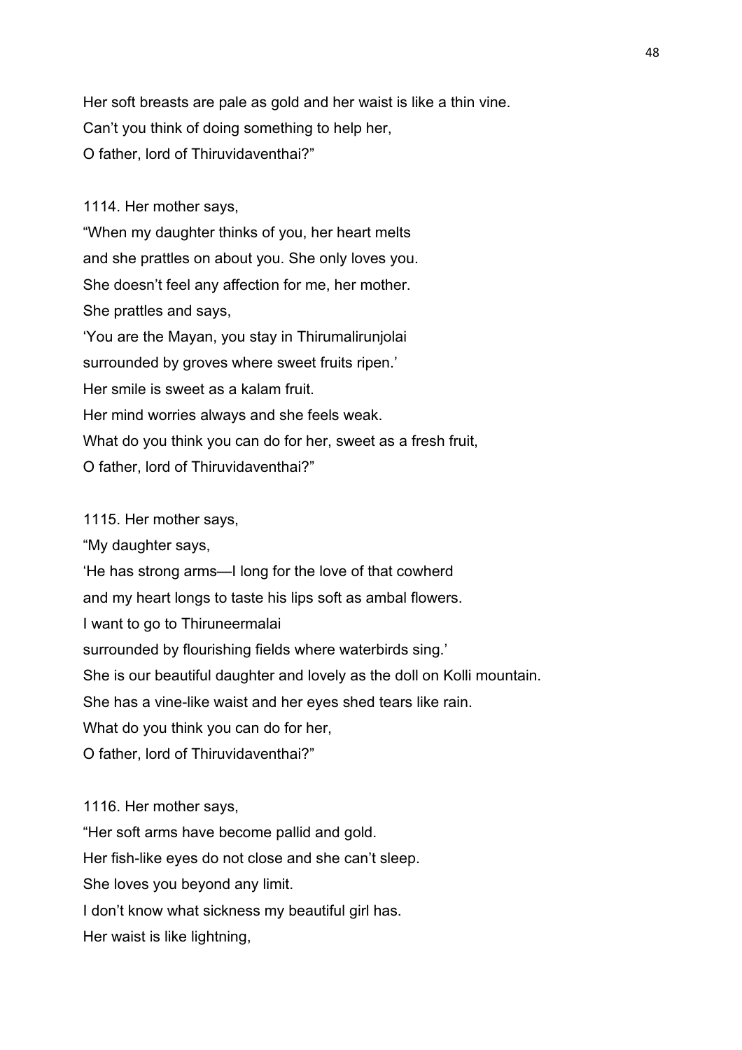Her soft breasts are pale as gold and her waist is like a thin vine.
Can't you think of doing something to help her,
O father, lord of Thiruvidaventhai?"

1114. Her mother says,
"When my daughter thinks of you, her heart melts
and she prattles on about you. She only loves you.
She doesn't feel any affection for me, her mother.
She prattles and says,
'You are the Mayan, you stay in Thirumalirunjolai
surrounded by groves where sweet fruits ripen.'
Her smile is sweet as a kalam fruit.
Her mind worries always and she feels weak.
What do you think you can do for her, sweet as a fresh fruit,
O father, lord of Thiruvidaventhai?"

1115. Her mother says,
"My daughter says,
'He has strong arms—I long for the love of that cowherd
and my heart longs to taste his lips soft as ambal flowers.
I want to go to Thiruneermalai
surrounded by flourishing fields where waterbirds sing.'
She is our beautiful daughter and lovely as the doll on Kolli mountain.
She has a vine-like waist and her eyes shed tears like rain.
What do you think you can do for her,
O father, lord of Thiruvidaventhai?"

1116. Her mother says,
"Her soft arms have become pallid and gold.
Her fish-like eyes do not close and she can't sleep.
She loves you beyond any limit.
I don't know what sickness my beautiful girl has.
Her waist is like lightning,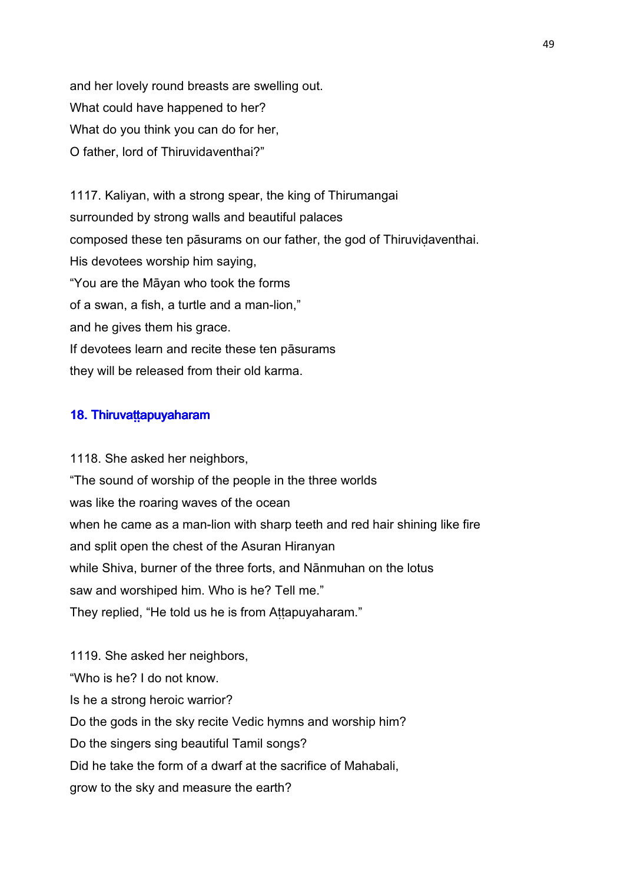and her lovely round breasts are swelling out.
What could have happened to her?
What do you think you can do for her,
O father, lord of Thiruvidaventhai?"

1117. Kaliyan, with a strong spear, the king of Thirumangai
surrounded by strong walls and beautiful palaces
composed these ten pāsurams on our father, the god of Thiruviḍaventhai.
His devotees worship him saying,
"You are the Māyan who took the forms
of a swan, a fish, a turtle and a man-lion,"
and he gives them his grace.
If devotees learn and recite these ten pāsurams
they will be released from their old karma.

### 18. Thiruvaṭṭapuyaharam

1118. She asked her neighbors,
"The sound of worship of the people in the three worlds
was like the roaring waves of the ocean
when he came as a man-lion with sharp teeth and red hair shining like fire
and split open the chest of the Asuran Hiranyan
while Shiva, burner of the three forts, and Nānmuhan on the lotus
saw and worshiped him. Who is he? Tell me."
They replied, "He told us he is from Aṭṭapuyaharam."

1119. She asked her neighbors,
"Who is he? I do not know.
Is he a strong heroic warrior?
Do the gods in the sky recite Vedic hymns and worship him?
Do the singers sing beautiful Tamil songs?
Did he take the form of a dwarf at the sacrifice of Mahabali,
grow to the sky and measure the earth?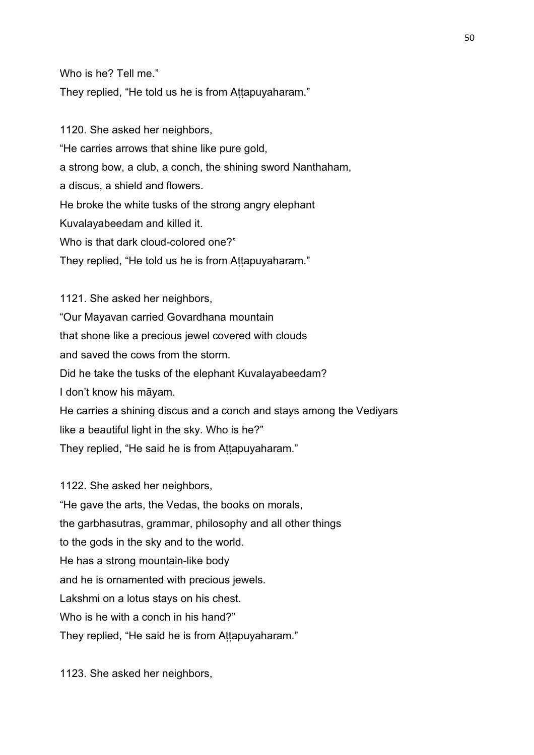Who is he? Tell me."
They replied, "He told us he is from Aṭṭapuyaharam."

1120. She asked her neighbors,
"He carries arrows that shine like pure gold,
a strong bow, a club, a conch, the shining sword Nanthaham,
a discus, a shield and flowers.
He broke the white tusks of the strong angry elephant
Kuvalayabeedam and killed it.
Who is that dark cloud-colored one?"
They replied, "He told us he is from Aṭṭapuyaharam."

1121. She asked her neighbors,
"Our Mayavan carried Govardhana mountain
that shone like a precious jewel covered with clouds
and saved the cows from the storm.
Did he take the tusks of the elephant Kuvalayabeedam?
I don't know his māyam.
He carries a shining discus and a conch and stays among the Vediyars
like a beautiful light in the sky. Who is he?"
They replied, "He said he is from Aṭṭapuyaharam."

1122. She asked her neighbors,
"He gave the arts, the Vedas, the books on morals,
the garbhasutras, grammar, philosophy and all other things
to the gods in the sky and to the world.
He has a strong mountain-like body
and he is ornamented with precious jewels.
Lakshmi on a lotus stays on his chest.
Who is he with a conch in his hand?"
They replied, "He said he is from Aṭṭapuyaharam."

1123. She asked her neighbors,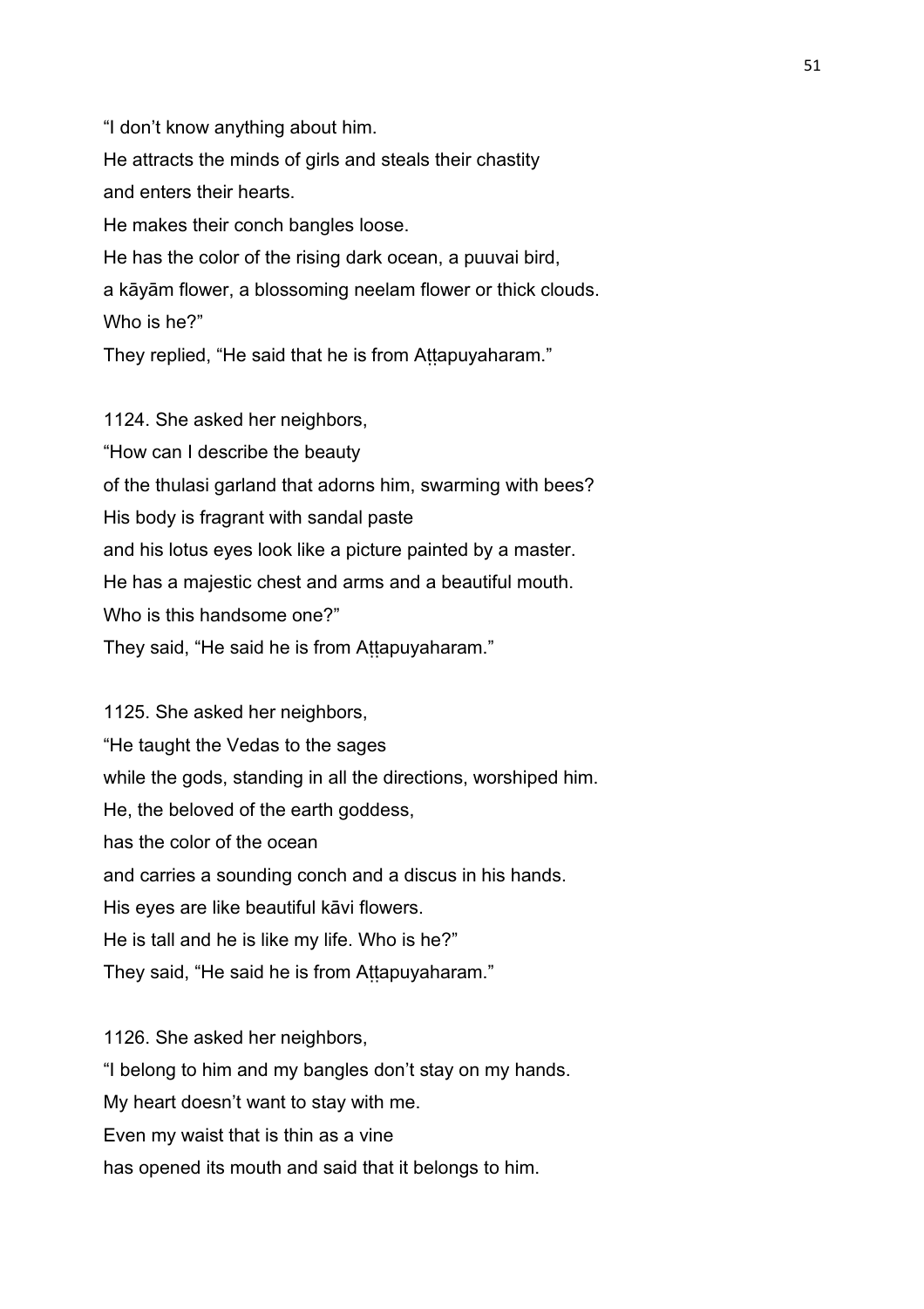"I don't know anything about him.
He attracts the minds of girls and steals their chastity
and enters their hearts.
He makes their conch bangles loose.
He has the color of the rising dark ocean, a puuvai bird,
a kāyām flower, a blossoming neelam flower or thick clouds.
Who is he?"
They replied, "He said that he is from Aṭṭapuyaharam."

1124. She asked her neighbors,
"How can I describe the beauty
of the thulasi garland that adorns him, swarming with bees?
His body is fragrant with sandal paste
and his lotus eyes look like a picture painted by a master.
He has a majestic chest and arms and a beautiful mouth.
Who is this handsome one?"
They said, "He said he is from Aṭṭapuyaharam."

1125. She asked her neighbors,
"He taught the Vedas to the sages
while the gods, standing in all the directions, worshiped him.
He, the beloved of the earth goddess,
has the color of the ocean
and carries a sounding conch and a discus in his hands.
His eyes are like beautiful kāvi flowers.
He is tall and he is like my life. Who is he?"
They said, "He said he is from Aṭṭapuyaharam."

1126. She asked her neighbors,
"I belong to him and my bangles don't stay on my hands.
My heart doesn't want to stay with me.
Even my waist that is thin as a vine
has opened its mouth and said that it belongs to him.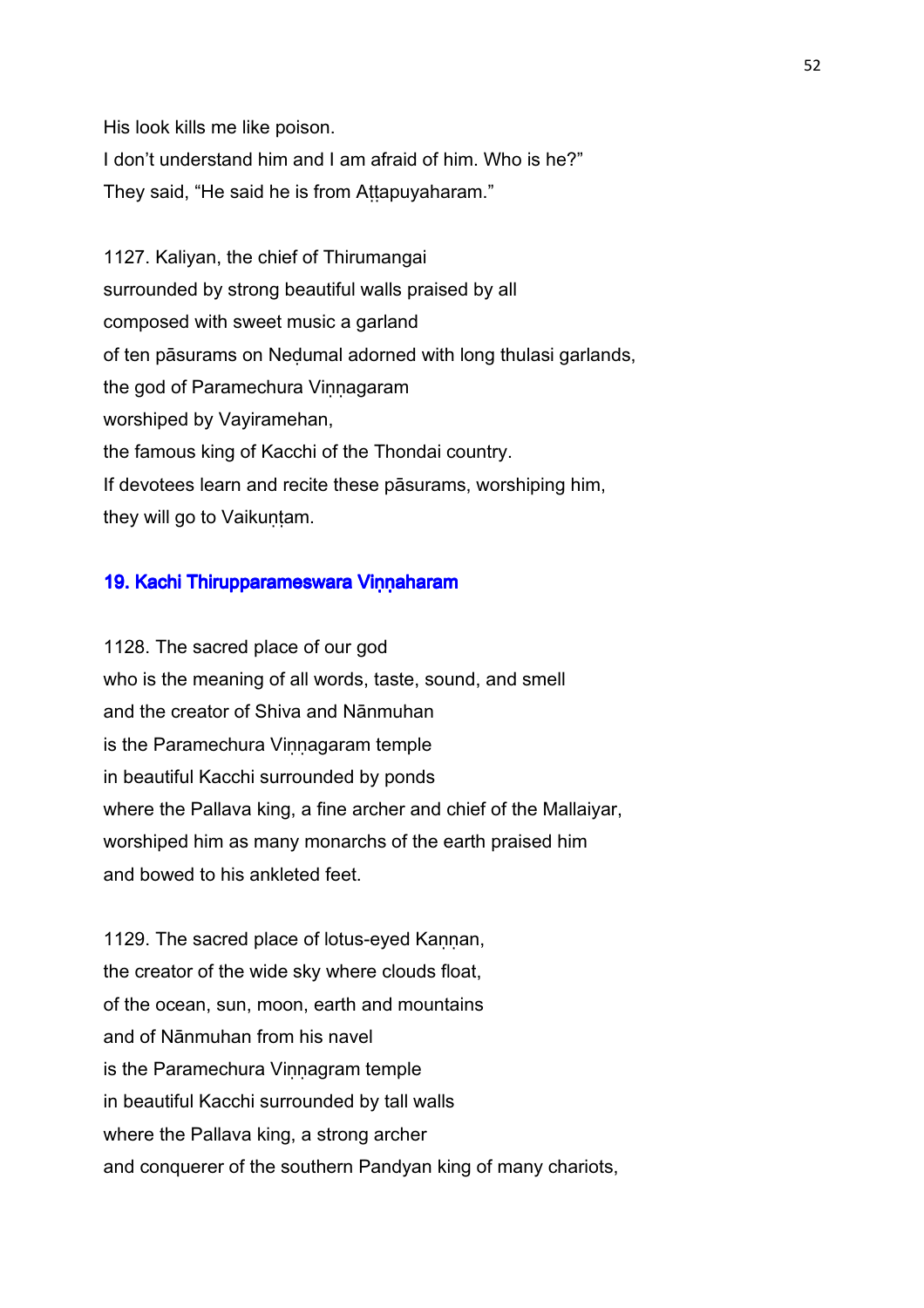His look kills me like poison.
I don't understand him and I am afraid of him. Who is he?"
They said, "He said he is from Aṭṭapuyaharam."

1127. Kaliyan, the chief of Thirumangai
surrounded by strong beautiful walls praised by all
composed with sweet music a garland
of ten pāsurams on Neḍumal adorned with long thulasi garlands,
the god of Paramechura Viṇṇagaram
worshiped by Vayiramehan,
the famous king of Kacchi of the Thondai country.
If devotees learn and recite these pāsurams, worshiping him,
they will go to Vaikuṇṭam.

## 19. Kachi Thirupparameswara Viṇṇaharam

1128. The sacred place of our god
who is the meaning of all words, taste, sound, and smell
and the creator of Shiva and Nānmuhan
is the Paramechura Viṇṇagaram temple
in beautiful Kacchi surrounded by ponds
where the Pallava king, a fine archer and chief of the Mallaiyar,
worshiped him as many monarchs of the earth praised him
and bowed to his ankleted feet.

1129. The sacred place of lotus-eyed Kaṇṇan,
the creator of the wide sky where clouds float,
of the ocean, sun, moon, earth and mountains
and of Nānmuhan from his navel
is the Paramechura Viṇṇagram temple
in beautiful Kacchi surrounded by tall walls
where the Pallava king, a strong archer
and conquerer of the southern Pandyan king of many chariots,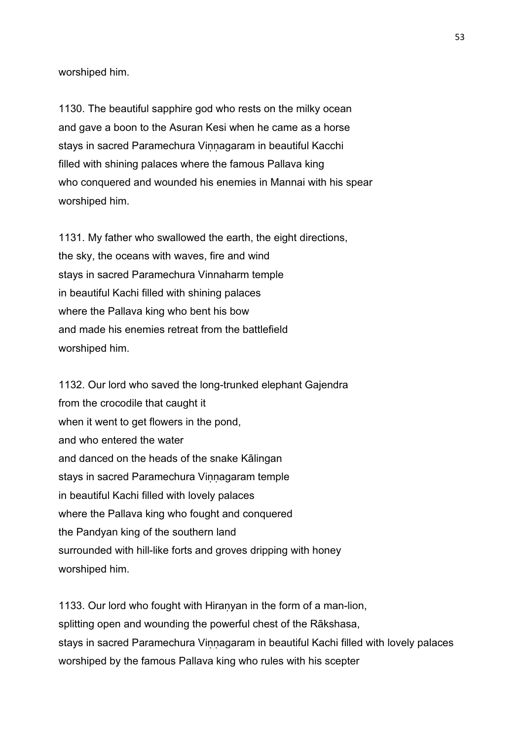worshiped him.

1130. The beautiful sapphire god who rests on the milky ocean
and gave a boon to the Asuran Kesi when he came as a horse
stays in sacred Paramechura Viṇṇagaram in beautiful Kacchi
filled with shining palaces where the famous Pallava king
who conquered and wounded his enemies in Mannai with his spear
worshiped him.

1131. My father who swallowed the earth, the eight directions,
the sky, the oceans with waves, fire and wind
stays in sacred Paramechura Vinnaharm temple
in beautiful Kachi filled with shining palaces
where the Pallava king who bent his bow
and made his enemies retreat from the battlefield
worshiped him.

1132. Our lord who saved the long-trunked elephant Gajendra
from the crocodile that caught it
when it went to get flowers in the pond,
and who entered the water
and danced on the heads of the snake Kālingan
stays in sacred Paramechura Viṇṇagaram temple
in beautiful Kachi filled with lovely palaces
where the Pallava king who fought and conquered
the Pandyan king of the southern land
surrounded with hill-like forts and groves dripping with honey
worshiped him.

1133. Our lord who fought with Hiraṇyan in the form of a man-lion,
splitting open and wounding the powerful chest of the Rākshasa,
stays in sacred Paramechura Viṇṇagaram in beautiful Kachi filled with lovely palaces
worshiped by the famous Pallava king who rules with his scepter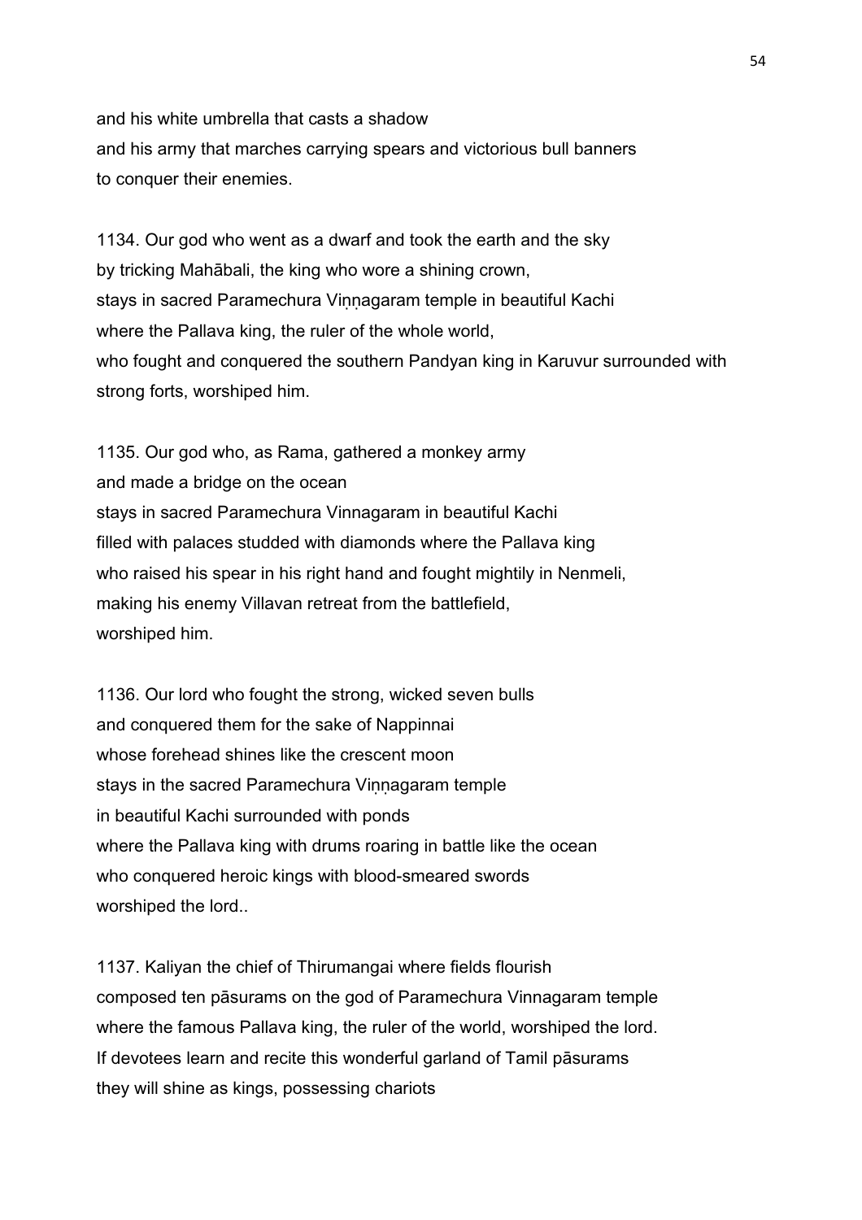and his white umbrella that casts a shadow
and his army that marches carrying spears and victorious bull banners
to conquer their enemies.

1134. Our god who went as a dwarf and took the earth and the sky
by tricking Mahābali, the king who wore a shining crown,
stays in sacred Paramechura Viṇṇagaram temple in beautiful Kachi
where the Pallava king, the ruler of the whole world,
who fought and conquered the southern Pandyan king in Karuvur surrounded with strong forts, worshiped him.

1135. Our god who, as Rama, gathered a monkey army
and made a bridge on the ocean
stays in sacred Paramechura Vinnagaram in beautiful Kachi
filled with palaces studded with diamonds where the Pallava king
who raised his spear in his right hand and fought mightily in Nenmeli,
making his enemy Villavan retreat from the battlefield,
worshiped him.

1136. Our lord who fought the strong, wicked seven bulls
and conquered them for the sake of Nappinnai
whose forehead shines like the crescent moon
stays in the sacred Paramechura Viṇṇagaram temple
in beautiful Kachi surrounded with ponds
where the Pallava king with drums roaring in battle like the ocean
who conquered heroic kings with blood-smeared swords
worshiped the lord..

1137. Kaliyan the chief of Thirumangai where fields flourish
composed ten pāsurams on the god of Paramechura Vinnagaram temple
where the famous Pallava king, the ruler of the world, worshiped the lord.
If devotees learn and recite this wonderful garland of Tamil pāsurams
they will shine as kings, possessing chariots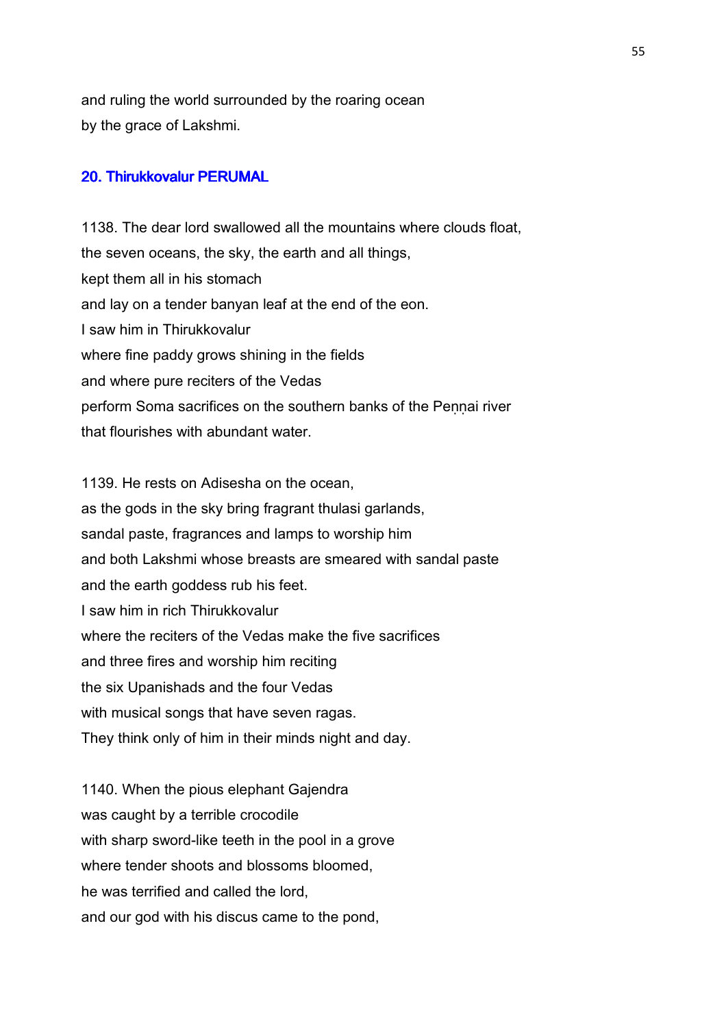and ruling the world surrounded by the roaring ocean
by the grace of Lakshmi.

## 20. Thirukkovalur PERUMAL

1138. The dear lord swallowed all the mountains where clouds float,
the seven oceans, the sky, the earth and all things,
kept them all in his stomach
and lay on a tender banyan leaf at the end of the eon.
I saw him in Thirukkovalur
where fine paddy grows shining in the fields
and where pure reciters of the Vedas
perform Soma sacrifices on the southern banks of the Peṇṇai river
that flourishes with abundant water.

1139. He rests on Adisesha on the ocean,
as the gods in the sky bring fragrant thulasi garlands,
sandal paste, fragrances and lamps to worship him
and both Lakshmi whose breasts are smeared with sandal paste
and the earth goddess rub his feet.
I saw him in rich Thirukkovalur
where the reciters of the Vedas make the five sacrifices
and three fires and worship him reciting
the six Upanishads and the four Vedas
with musical songs that have seven ragas.
They think only of him in their minds night and day.

1140. When the pious elephant Gajendra
was caught by a terrible crocodile
with sharp sword-like teeth in the pool in a grove
where tender shoots and blossoms bloomed,
he was terrified and called the lord,
and our god with his discus came to the pond,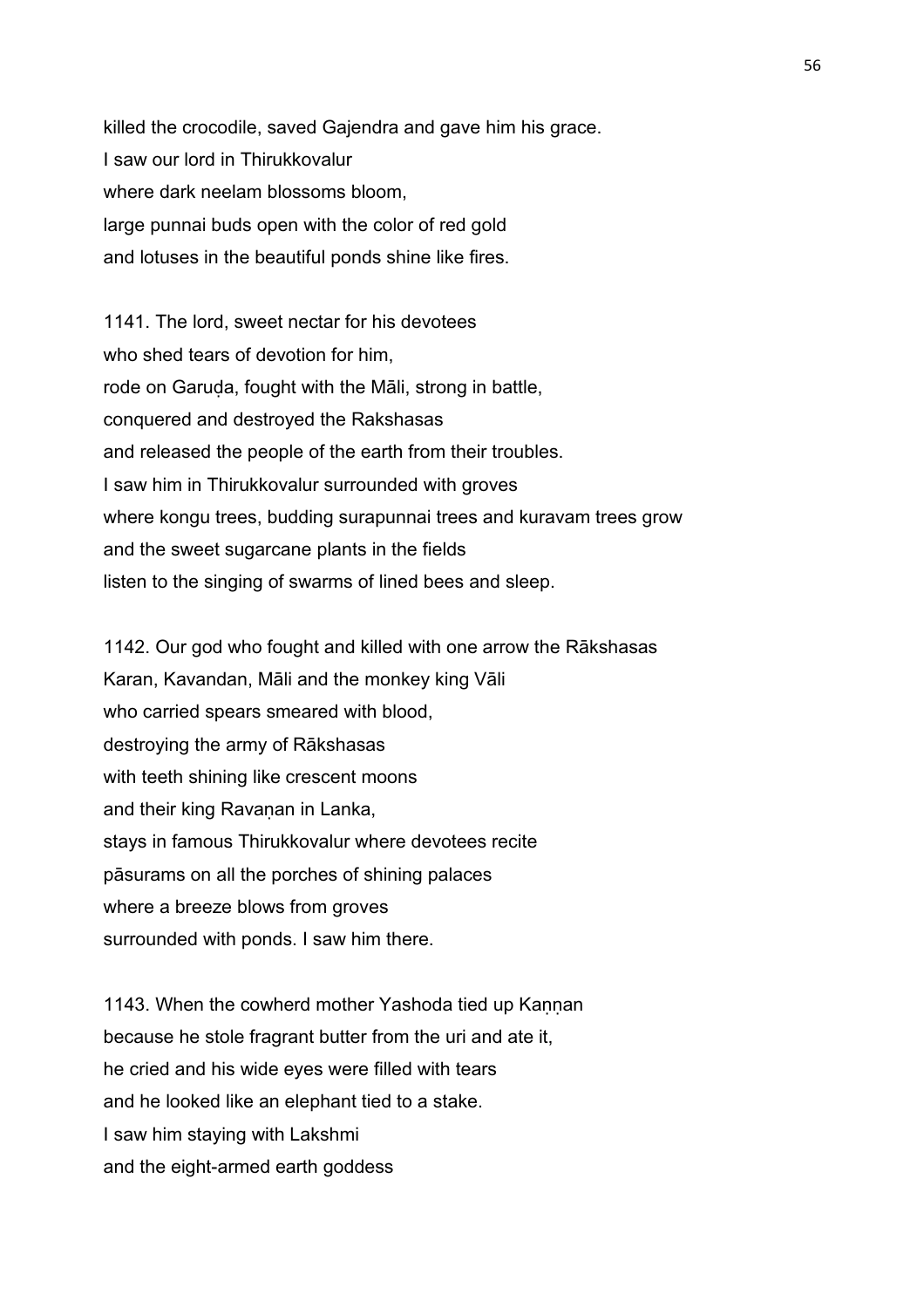killed the crocodile, saved Gajendra and gave him his grace.
I saw our lord in Thirukkovalur
where dark neelam blossoms bloom,
large punnai buds open with the color of red gold
and lotuses in the beautiful ponds shine like fires.

1141. The lord, sweet nectar for his devotees
who shed tears of devotion for him,
rode on Garuḍa, fought with the Māli, strong in battle,
conquered and destroyed the Rakshasas
and released the people of the earth from their troubles.
I saw him in Thirukkovalur surrounded with groves
where kongu trees, budding surapunnai trees and kuravam trees grow
and the sweet sugarcane plants in the fields
listen to the singing of swarms of lined bees and sleep.

1142. Our god who fought and killed with one arrow the Rākshasas
Karan, Kavandan, Māli and the monkey king Vāli
who carried spears smeared with blood,
destroying the army of Rākshasas
with teeth shining like crescent moons
and their king Ravaṇan in Lanka,
stays in famous Thirukkovalur where devotees recite
pāsurams on all the porches of shining palaces
where a breeze blows from groves
surrounded with ponds. I saw him there.

1143. When the cowherd mother Yashoda tied up Kaṇṇan
because he stole fragrant butter from the uri and ate it,
he cried and his wide eyes were filled with tears
and he looked like an elephant tied to a stake.
I saw him staying with Lakshmi
and the eight-armed earth goddess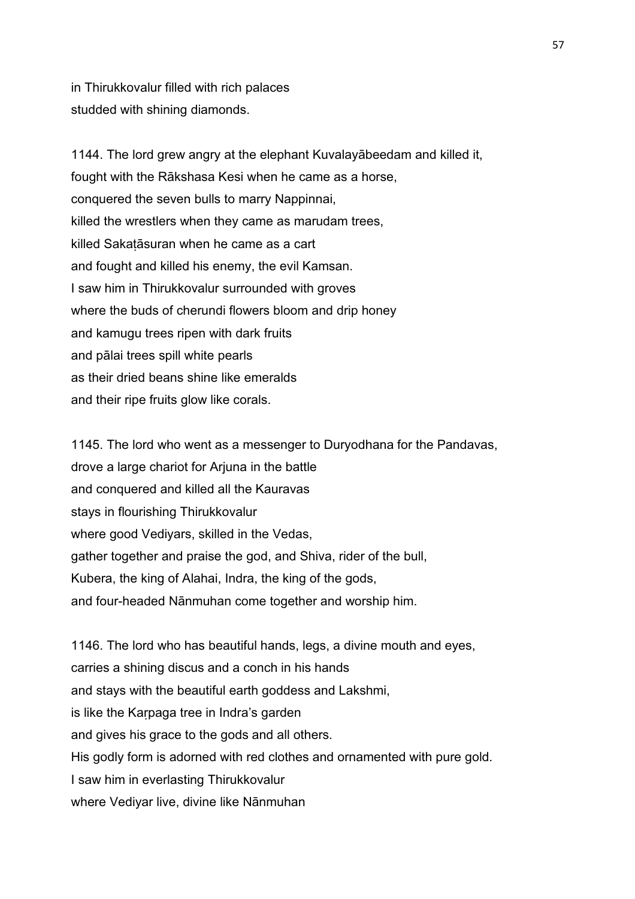in Thirukkovalur filled with rich palaces
studded with shining diamonds.

1144. The lord grew angry at the elephant Kuvalayābeedam and killed it,
fought with the Rākshasa Kesi when he came as a horse,
conquered the seven bulls to marry Nappinnai,
killed the wrestlers when they came as marudam trees,
killed Sakaṭāsuran when he came as a cart
and fought and killed his enemy, the evil Kamsan.
I saw him in Thirukkovalur surrounded with groves
where the buds of cherundi flowers bloom and drip honey
and kamugu trees ripen with dark fruits
and pālai trees spill white pearls
as their dried beans shine like emeralds
and their ripe fruits glow like corals.

1145. The lord who went as a messenger to Duryodhana for the Pandavas,
drove a large chariot for Arjuna in the battle
and conquered and killed all the Kauravas
stays in flourishing Thirukkovalur
where good Vediyars, skilled in the Vedas,
gather together and praise the god, and Shiva, rider of the bull,
Kubera, the king of Alahai, Indra, the king of the gods,
and four-headed Nānmuhan come together and worship him.

1146. The lord who has beautiful hands, legs, a divine mouth and eyes,
carries a shining discus and a conch in his hands
and stays with the beautiful earth goddess and Lakshmi,
is like the Kaṛpaga tree in Indra's garden
and gives his grace to the gods and all others.
His godly form is adorned with red clothes and ornamented with pure gold.
I saw him in everlasting Thirukkovalur
where Vediyar live, divine like Nānmuhan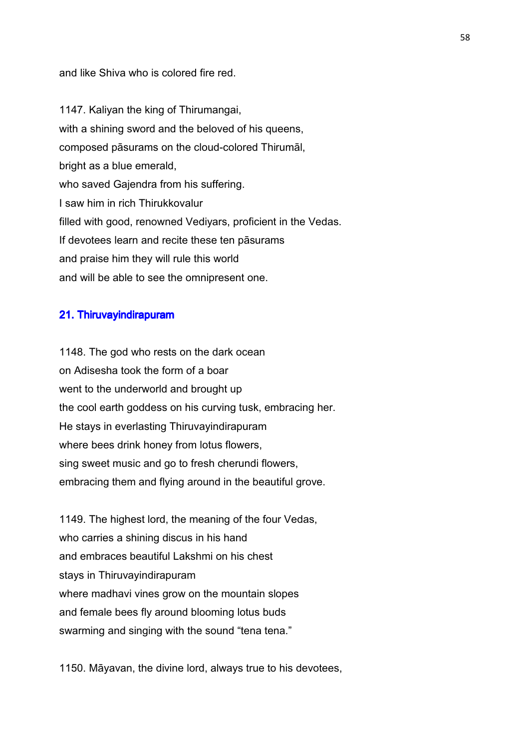and like Shiva who is colored fire red.

1147. Kaliyan the king of Thirumangai,
with a shining sword and the beloved of his queens,
composed pāsurams on the cloud-colored Thirumāl,
bright as a blue emerald,
who saved Gajendra from his suffering.
I saw him in rich Thirukkovalur
filled with good, renowned Vediyars, proficient in the Vedas.
If devotees learn and recite these ten pāsurams
and praise him they will rule this world
and will be able to see the omnipresent one.

## 21. Thiruvayindirapuram

1148. The god who rests on the dark ocean
on Adisesha took the form of a boar
went to the underworld and brought up
the cool earth goddess on his curving tusk, embracing her.
He stays in everlasting Thiruvayindirapuram
where bees drink honey from lotus flowers,
sing sweet music and go to fresh cherundi flowers,
embracing them and flying around in the beautiful grove.

1149. The highest lord, the meaning of the four Vedas,
who carries a shining discus in his hand
and embraces beautiful Lakshmi on his chest
stays in Thiruvayindirapuram
where madhavi vines grow on the mountain slopes
and female bees fly around blooming lotus buds
swarming and singing with the sound “tena tena.”

1150. Māyavan, the divine lord, always true to his devotees,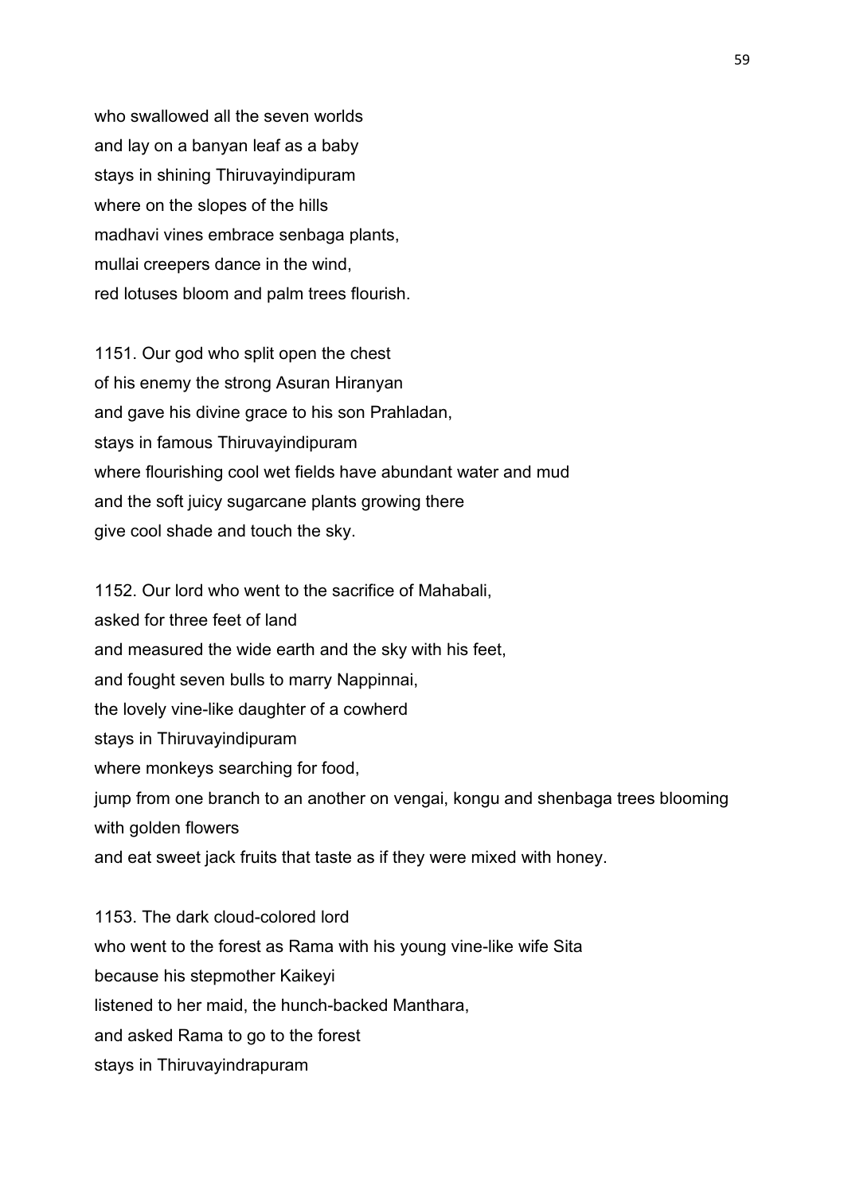who swallowed all the seven worlds
and lay on a banyan leaf as a baby
stays in shining Thiruvayindipuram
where on the slopes of the hills
madhavi vines embrace senbaga plants,
mullai creepers dance in the wind,
red lotuses bloom and palm trees flourish.

1151. Our god who split open the chest
of his enemy the strong Asuran Hiranyan
and gave his divine grace to his son Prahladan,
stays in famous Thiruvayindipuram
where flourishing cool wet fields have abundant water and mud
and the soft juicy sugarcane plants growing there
give cool shade and touch the sky.

1152. Our lord who went to the sacrifice of Mahabali,
asked for three feet of land
and measured the wide earth and the sky with his feet,
and fought seven bulls to marry Nappinnai,
the lovely vine-like daughter of a cowherd
stays in Thiruvayindipuram
where monkeys searching for food,
jump from one branch to an another on vengai, kongu and shenbaga trees blooming with golden flowers
and eat sweet jack fruits that taste as if they were mixed with honey.

1153. The dark cloud-colored lord
who went to the forest as Rama with his young vine-like wife Sita
because his stepmother Kaikeyi
listened to her maid, the hunch-backed Manthara,
and asked Rama to go to the forest
stays in Thiruvayindrapuram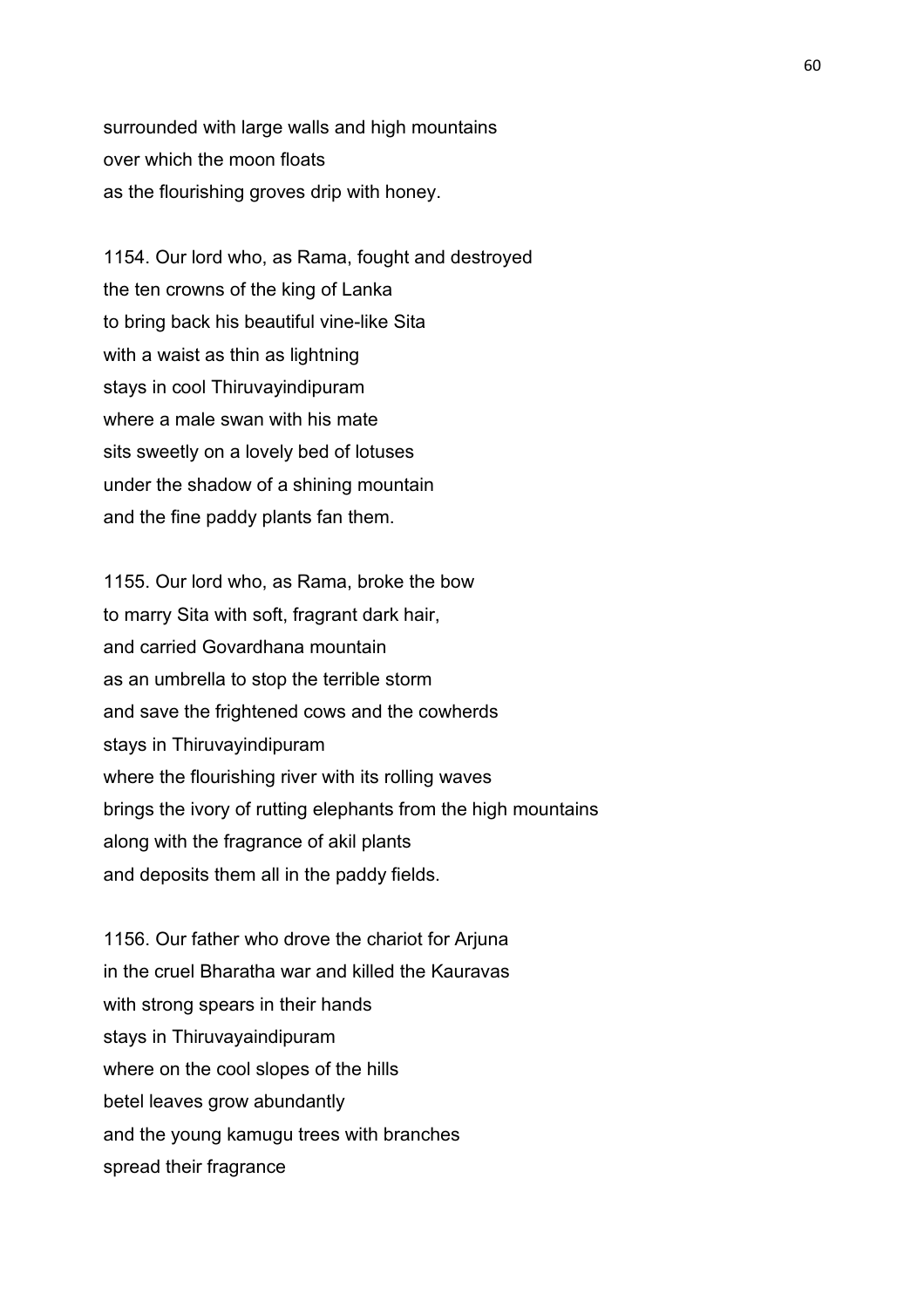surrounded with large walls and high mountains
over which the moon floats
as the flourishing groves drip with honey.

1154. Our lord who, as Rama, fought and destroyed
the ten crowns of the king of Lanka
to bring back his beautiful vine-like Sita
with a waist as thin as lightning
stays in cool Thiruvayindipuram
where a male swan with his mate
sits sweetly on a lovely bed of lotuses
under the shadow of a shining mountain
and the fine paddy plants fan them.

1155. Our lord who, as Rama, broke the bow
to marry Sita with soft, fragrant dark hair,
and carried Govardhana mountain
as an umbrella to stop the terrible storm
and save the frightened cows and the cowherds
stays in Thiruvayindipuram
where the flourishing river with its rolling waves
brings the ivory of rutting elephants from the high mountains
along with the fragrance of akil plants
and deposits them all in the paddy fields.

1156. Our father who drove the chariot for Arjuna
in the cruel Bharatha war and killed the Kauravas
with strong spears in their hands
stays in Thiruvayaindipuram
where on the cool slopes of the hills
betel leaves grow abundantly
and the young kamugu trees with branches
spread their fragrance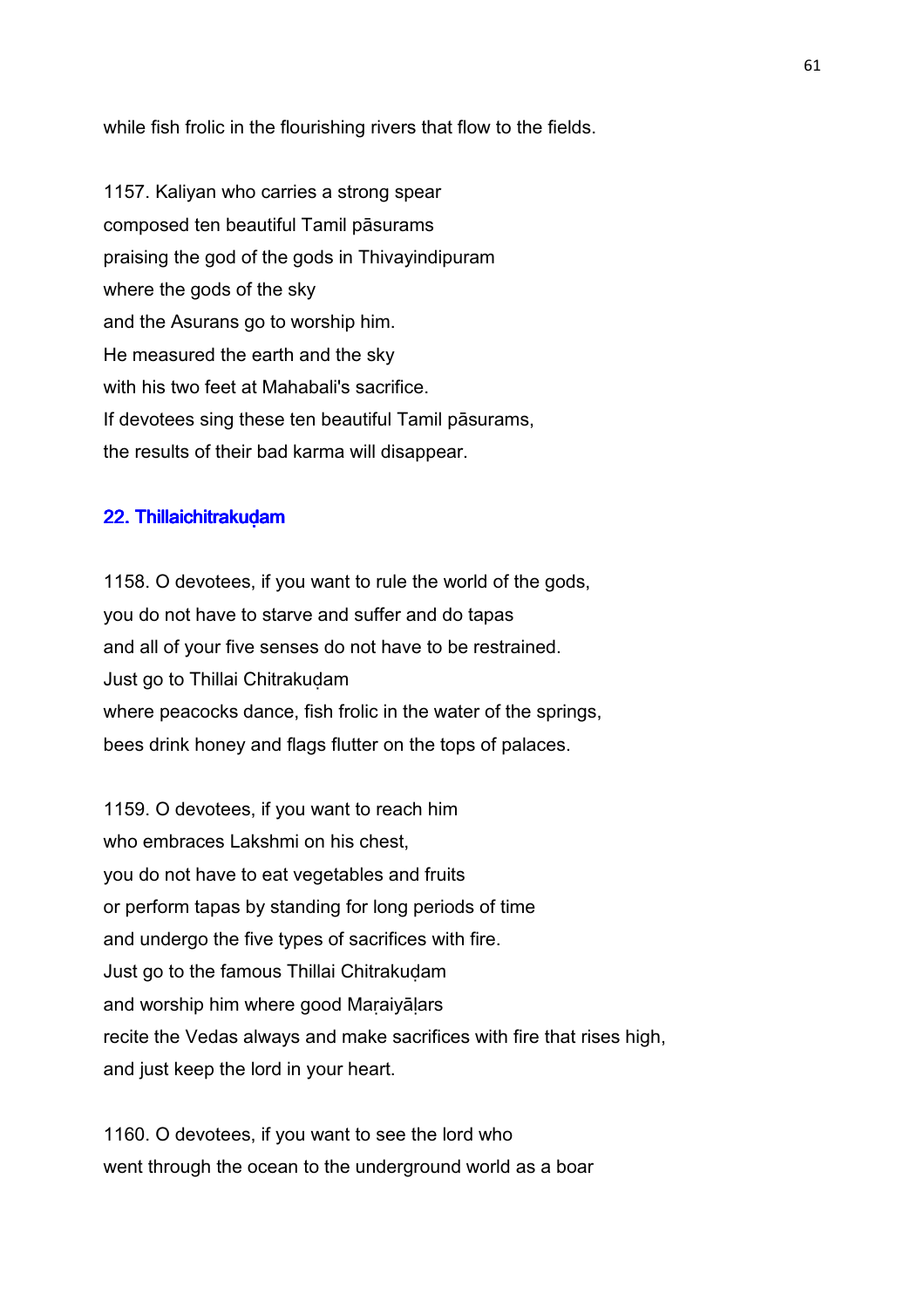while fish frolic in the flourishing rivers that flow to the fields.

1157. Kaliyan who carries a strong spear
composed ten beautiful Tamil pāsurams
praising the god of the gods in Thivayindipuram
where the gods of the sky
and the Asurans go to worship him.
He measured the earth and the sky
with his two feet at Mahabali's sacrifice.
If devotees sing these ten beautiful Tamil pāsurams,
the results of their bad karma will disappear.

## 22. Thillaichitrakuḍam

1158. O devotees, if you want to rule the world of the gods,
you do not have to starve and suffer and do tapas
and all of your five senses do not have to be restrained.
Just go to Thillai Chitrakuḍam
where peacocks dance, fish frolic in the water of the springs,
bees drink honey and flags flutter on the tops of palaces.

1159. O devotees, if you want to reach him
who embraces Lakshmi on his chest,
you do not have to eat vegetables and fruits
or perform tapas by standing for long periods of time
and undergo the five types of sacrifices with fire.
Just go to the famous Thillai Chitrakuḍam
and worship him where good Maṛaiyāḷars
recite the Vedas always and make sacrifices with fire that rises high,
and just keep the lord in your heart.

1160. O devotees, if you want to see the lord who
went through the ocean to the underground world as a boar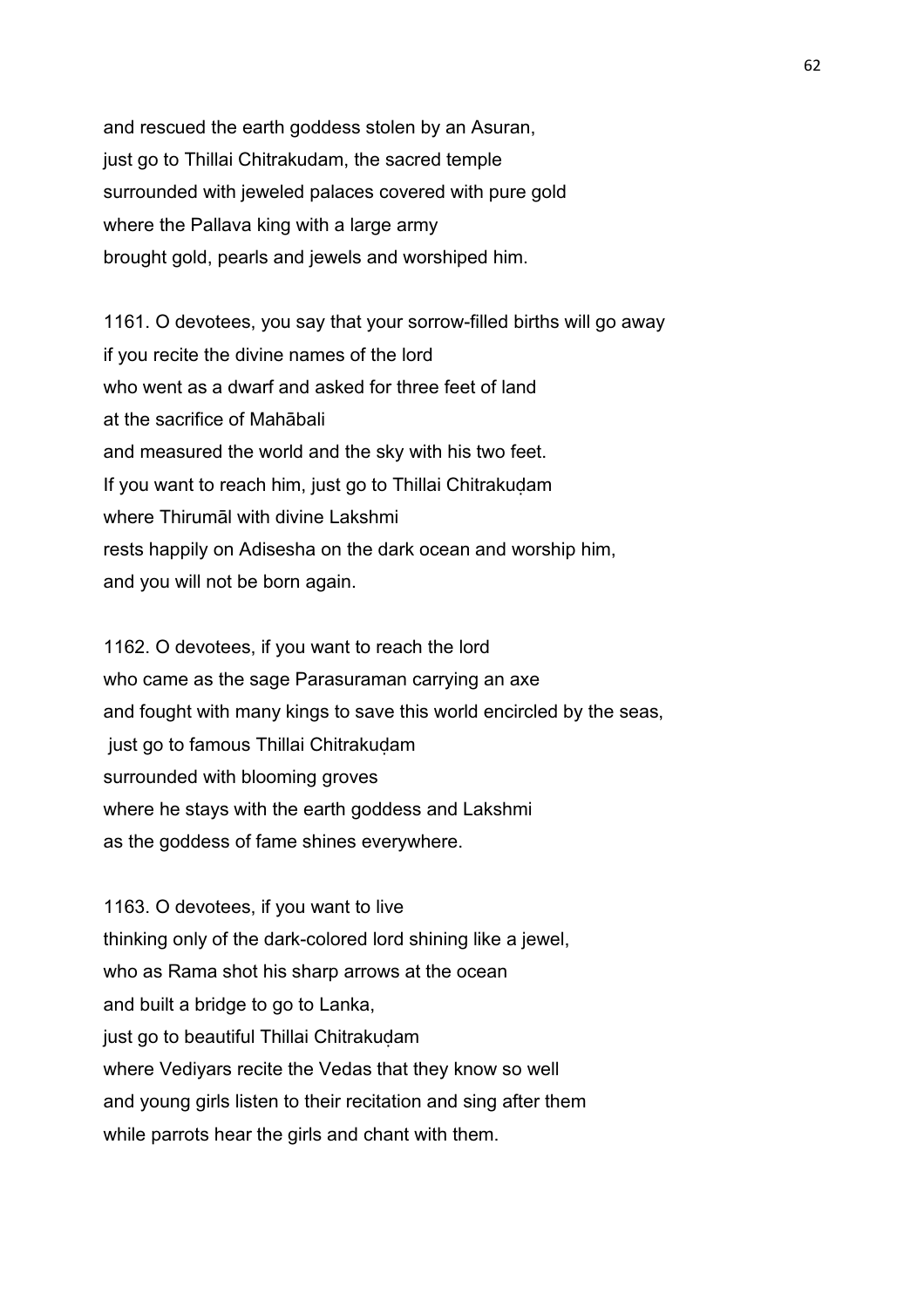and rescued the earth goddess stolen by an Asuran,
just go to Thillai Chitrakudam, the sacred temple
surrounded with jeweled palaces covered with pure gold
where the Pallava king with a large army
brought gold, pearls and jewels and worshiped him.

1161. O devotees, you say that your sorrow-filled births will go away
if you recite the divine names of the lord
who went as a dwarf and asked for three feet of land
at the sacrifice of Mahābali
and measured the world and the sky with his two feet.
If you want to reach him, just go to Thillai Chitrakuḍam
where Thirumāl with divine Lakshmi
rests happily on Adisesha on the dark ocean and worship him,
and you will not be born again.

1162. O devotees, if you want to reach the lord
who came as the sage Parasuraman carrying an axe
and fought with many kings to save this world encircled by the seas,
just go to famous Thillai Chitrakuḍam
surrounded with blooming groves
where he stays with the earth goddess and Lakshmi
as the goddess of fame shines everywhere.

1163. O devotees, if you want to live
thinking only of the dark-colored lord shining like a jewel,
who as Rama shot his sharp arrows at the ocean
and built a bridge to go to Lanka,
just go to beautiful Thillai Chitrakuḍam
where Vediyars recite the Vedas that they know so well
and young girls listen to their recitation and sing after them
while parrots hear the girls and chant with them.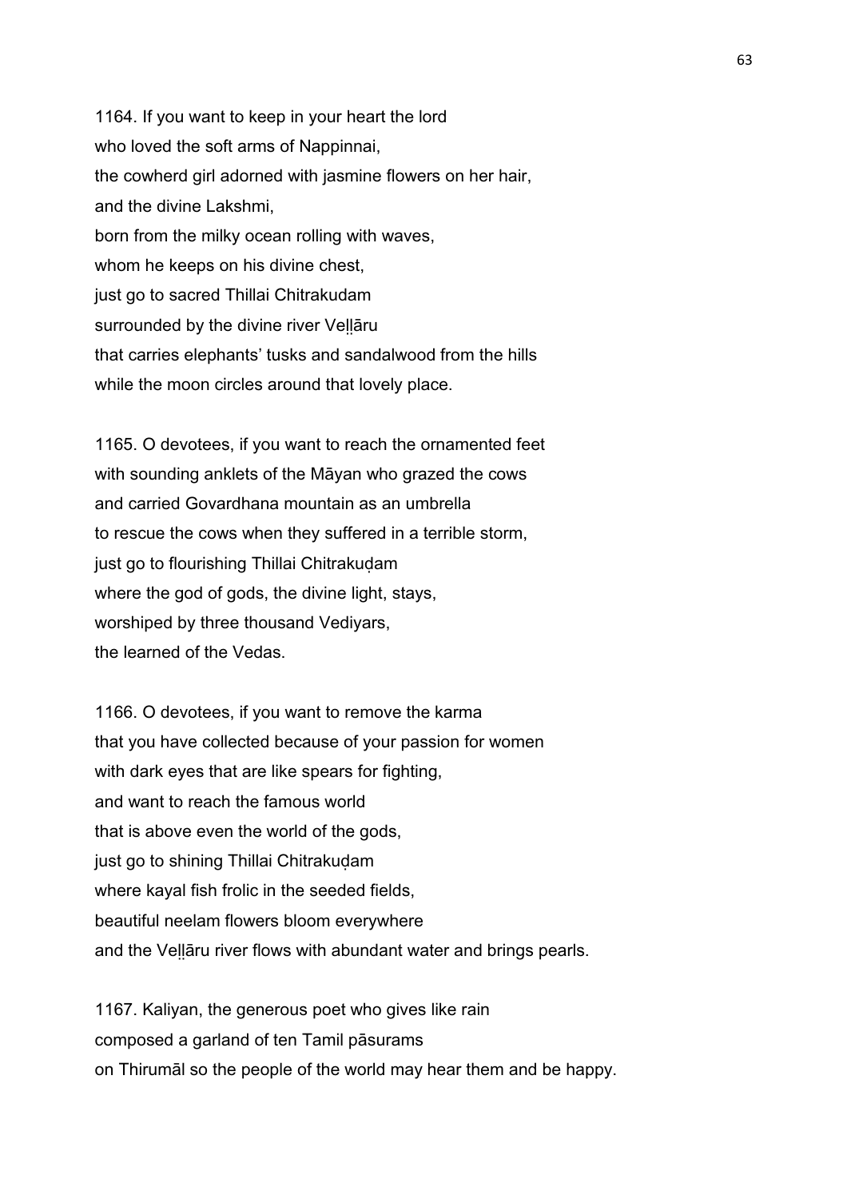1164. If you want to keep in your heart the lord
who loved the soft arms of Nappinnai,
the cowherd girl adorned with jasmine flowers on her hair,
and the divine Lakshmi,
born from the milky ocean rolling with waves,
whom he keeps on his divine chest,
just go to sacred Thillai Chitrakudam
surrounded by the divine river Veḻḻāru
that carries elephants' tusks and sandalwood from the hills
while the moon circles around that lovely place.

1165. O devotees, if you want to reach the ornamented feet
with sounding anklets of the Māyan who grazed the cows
and carried Govardhana mountain as an umbrella
to rescue the cows when they suffered in a terrible storm,
just go to flourishing Thillai Chitrakuḍam
where the god of gods, the divine light, stays,
worshiped by three thousand Vediyars,
the learned of the Vedas.

1166. O devotees, if you want to remove the karma
that you have collected because of your passion for women
with dark eyes that are like spears for fighting,
and want to reach the famous world
that is above even the world of the gods,
just go to shining Thillai Chitrakuḍam
where kayal fish frolic in the seeded fields,
beautiful neelam flowers bloom everywhere
and the Veḻḻāru river flows with abundant water and brings pearls.

1167. Kaliyan, the generous poet who gives like rain
composed a garland of ten Tamil pāsurams
on Thirumāl so the people of the world may hear them and be happy.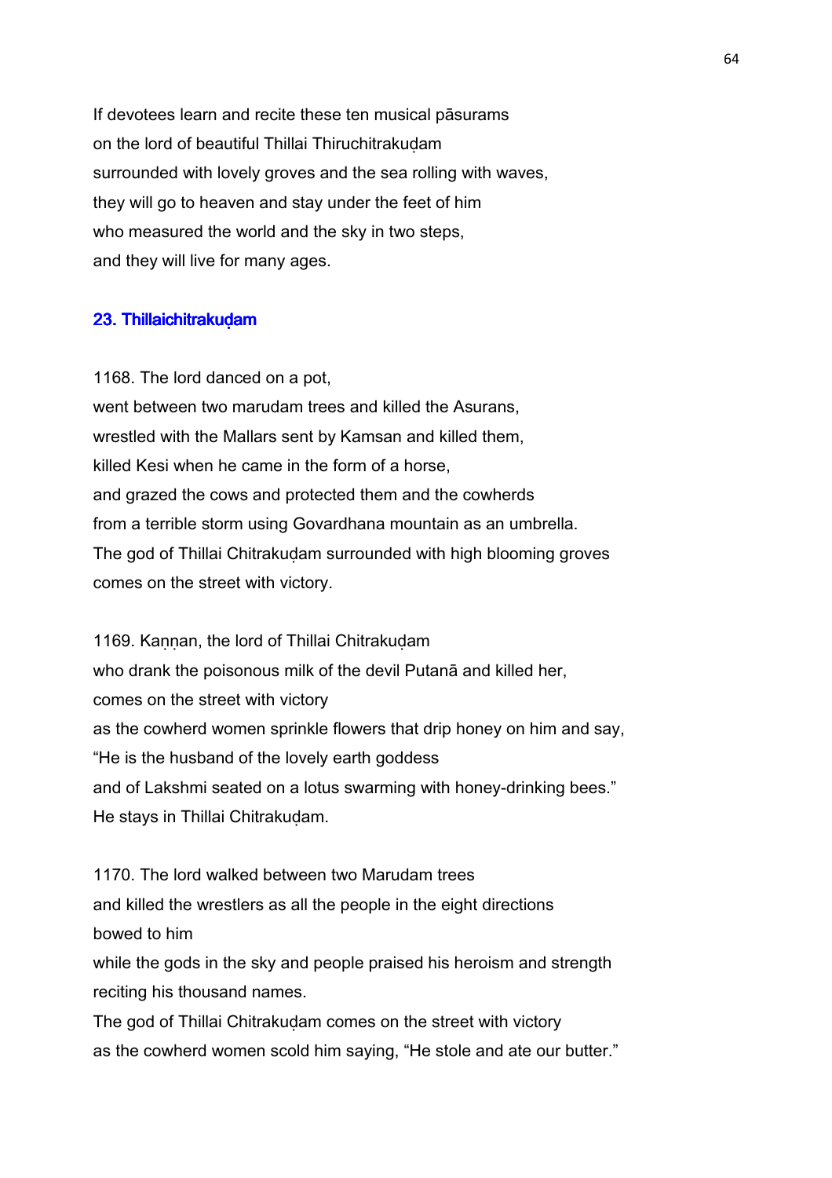If devotees learn and recite these ten musical pāsurams
on the lord of beautiful Thillai Thiruchitrakuḍam
surrounded with lovely groves and the sea rolling with waves,
they will go to heaven and stay under the feet of him
who measured the world and the sky in two steps,
and they will live for many ages.

## 23. Thillaichitrakuḍam

1168. The lord danced on a pot,
went between two marudam trees and killed the Asurans,
wrestled with the Mallars sent by Kamsan and killed them,
killed Kesi when he came in the form of a horse,
and grazed the cows and protected them and the cowherds
from a terrible storm using Govardhana mountain as an umbrella.
The god of Thillai Chitrakuḍam surrounded with high blooming groves
comes on the street with victory.

1169. Kaṇṇan, the lord of Thillai Chitrakuḍam
who drank the poisonous milk of the devil Putanā and killed her,
comes on the street with victory
as the cowherd women sprinkle flowers that drip honey on him and say,
"He is the husband of the lovely earth goddess
and of Lakshmi seated on a lotus swarming with honey-drinking bees."
He stays in Thillai Chitrakuḍam.

1170. The lord walked between two Marudam trees
and killed the wrestlers as all the people in the eight directions
bowed to him
while the gods in the sky and people praised his heroism and strength
reciting his thousand names.
The god of Thillai Chitrakuḍam comes on the street with victory
as the cowherd women scold him saying, "He stole and ate our butter."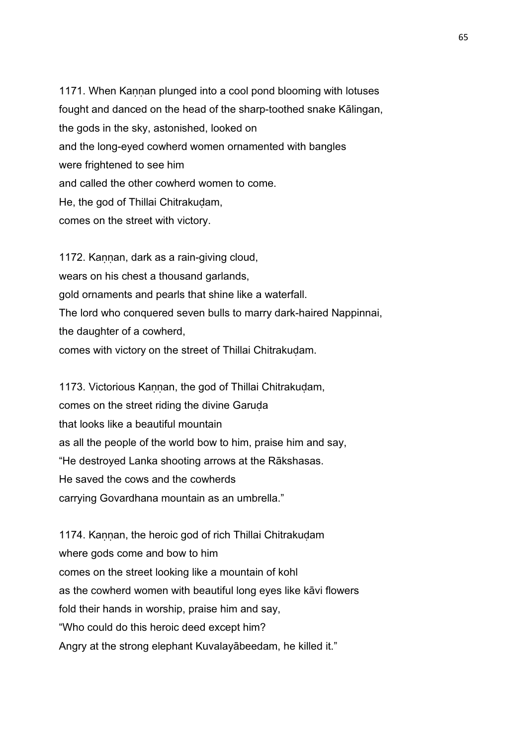1171. When Kaṇṇan plunged into a cool pond blooming with lotuses
fought and danced on the head of the sharp-toothed snake Kālingan,
the gods in the sky, astonished, looked on
and the long-eyed cowherd women ornamented with bangles
were frightened to see him
and called the other cowherd women to come.
He, the god of Thillai Chitrakuḍam,
comes on the street with victory.

1172. Kaṇṇan, dark as a rain-giving cloud,
wears on his chest a thousand garlands,
gold ornaments and pearls that shine like a waterfall.
The lord who conquered seven bulls to marry dark-haired Nappinnai,
the daughter of a cowherd,
comes with victory on the street of Thillai Chitrakuḍam.

1173. Victorious Kaṇṇan, the god of Thillai Chitrakuḍam,
comes on the street riding the divine Garuḍa
that looks like a beautiful mountain
as all the people of the world bow to him, praise him and say,
"He destroyed Lanka shooting arrows at the Rākshasas.
He saved the cows and the cowherds
carrying Govardhana mountain as an umbrella."

1174. Kaṇṇan, the heroic god of rich Thillai Chitrakuḍam
where gods come and bow to him
comes on the street looking like a mountain of kohl
as the cowherd women with beautiful long eyes like kāvi flowers
fold their hands in worship, praise him and say,
"Who could do this heroic deed except him?
Angry at the strong elephant Kuvalayābeedam, he killed it."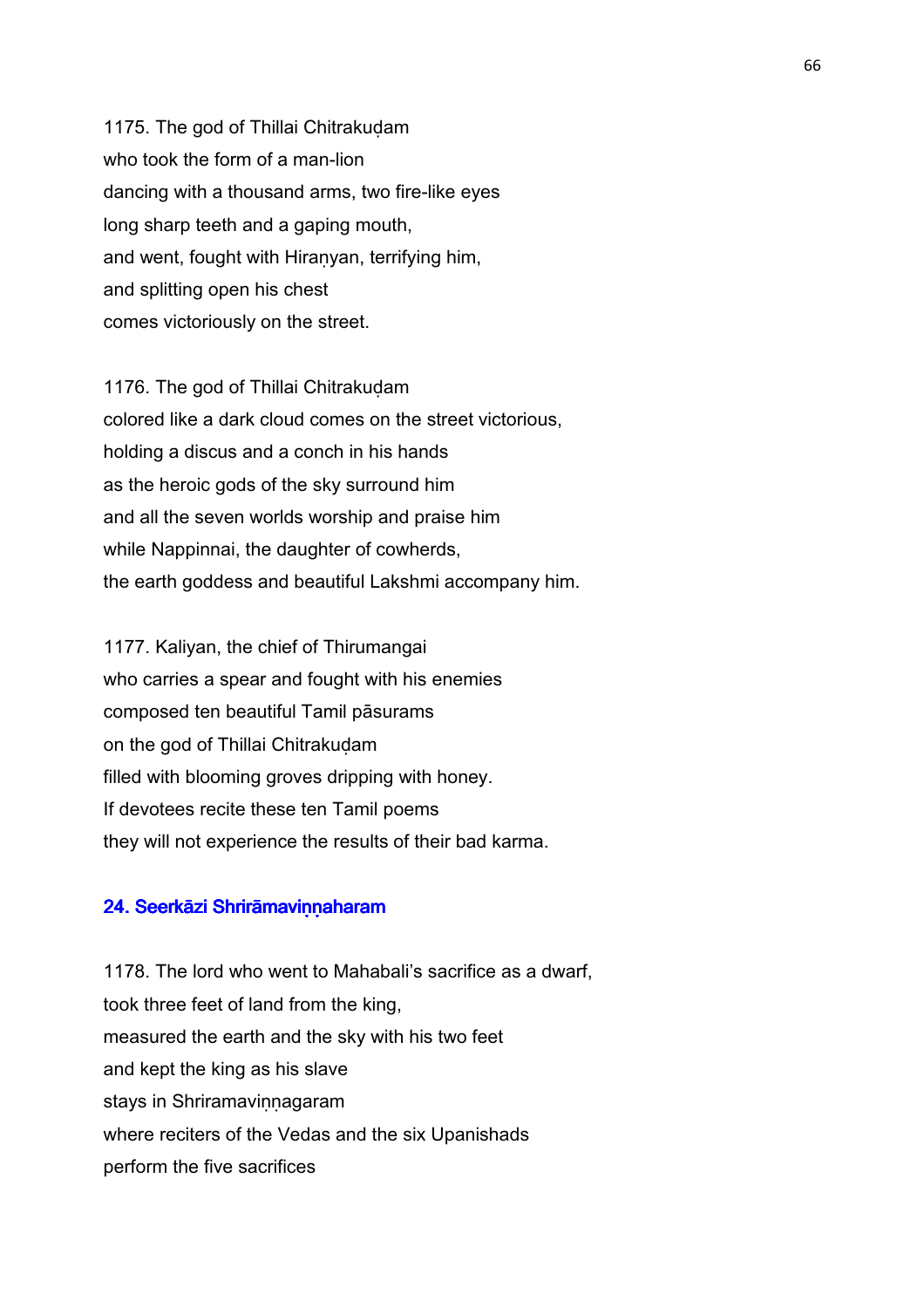1175. The god of Thillai Chitrakuḍam
who took the form of a man-lion
dancing with a thousand arms, two fire-like eyes
long sharp teeth and a gaping mouth,
and went, fought with Hiraṇyan, terrifying him,
and splitting open his chest
comes victoriously on the street.

1176. The god of Thillai Chitrakuḍam
colored like a dark cloud comes on the street victorious,
holding a discus and a conch in his hands
as the heroic gods of the sky surround him
and all the seven worlds worship and praise him
while Nappinnai, the daughter of cowherds,
the earth goddess and beautiful Lakshmi accompany him.

1177. Kaliyan, the chief of Thirumangai
who carries a spear and fought with his enemies
composed ten beautiful Tamil pāsurams
on the god of Thillai Chitrakuḍam
filled with blooming groves dripping with honey.
If devotees recite these ten Tamil poems
they will not experience the results of their bad karma.

### 24. Seerkāzi Shrirāmaviṇṇaharam

1178. The lord who went to Mahabali's sacrifice as a dwarf,
took three feet of land from the king,
measured the earth and the sky with his two feet
and kept the king as his slave
stays in Shriramaviṇṇagaram
where reciters of the Vedas and the six Upanishads
perform the five sacrifices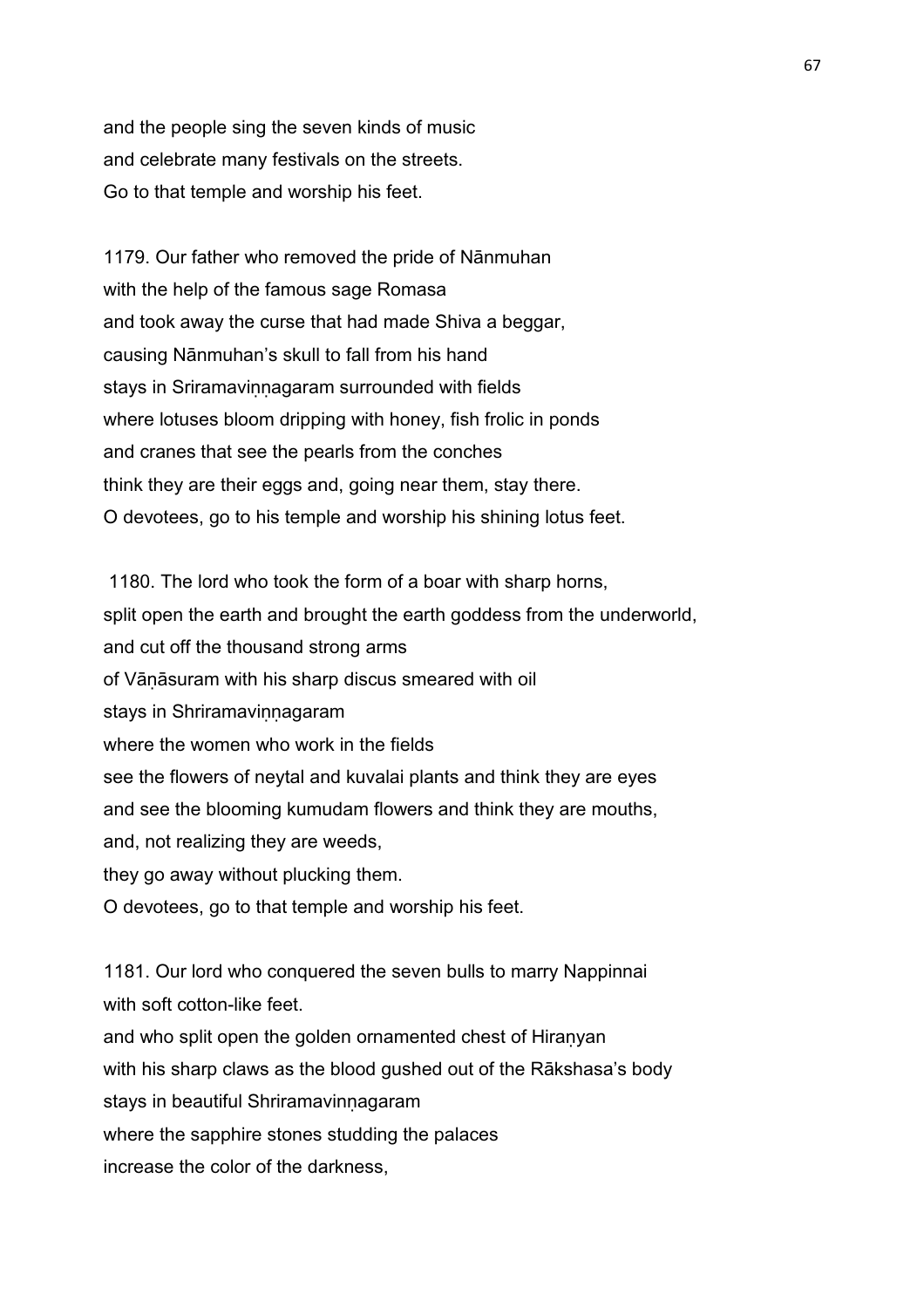and the people sing the seven kinds of music
and celebrate many festivals on the streets.
Go to that temple and worship his feet.

1179. Our father who removed the pride of Nānmuhan
with the help of the famous sage Romasa
and took away the curse that had made Shiva a beggar,
causing Nānmuhan's skull to fall from his hand
stays in Sriramaviṇṇagaram surrounded with fields
where lotuses bloom dripping with honey, fish frolic in ponds
and cranes that see the pearls from the conches
think they are their eggs and, going near them, stay there.
O devotees, go to his temple and worship his shining lotus feet.

1180. The lord who took the form of a boar with sharp horns,
split open the earth and brought the earth goddess from the underworld,
and cut off the thousand strong arms
of Vāṇāsuram with his sharp discus smeared with oil
stays in Shriramaviṇṇagaram
where the women who work in the fields
see the flowers of neytal and kuvalai plants and think they are eyes
and see the blooming kumudam flowers and think they are mouths,
and, not realizing they are weeds,
they go away without plucking them.
O devotees, go to that temple and worship his feet.

1181. Our lord who conquered the seven bulls to marry Nappinnai
with soft cotton-like feet.
and who split open the golden ornamented chest of Hiraṇyan
with his sharp claws as the blood gushed out of the Rākshasa's body
stays in beautiful Shriramavinṇagaram
where the sapphire stones studding the palaces
increase the color of the darkness,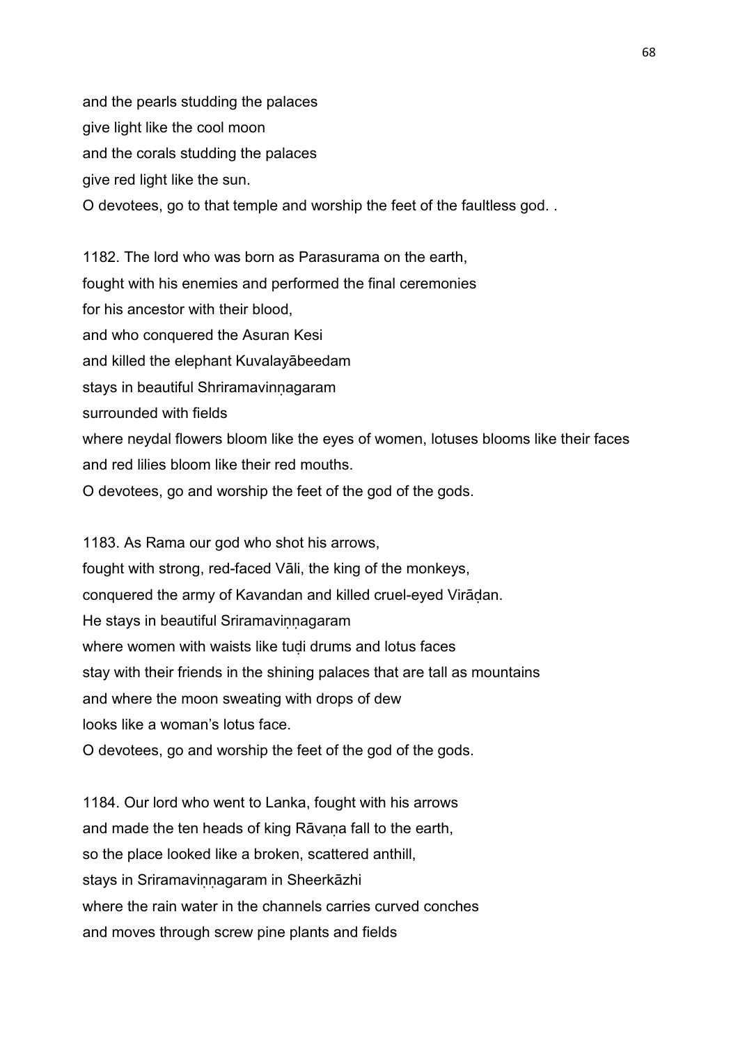and the pearls studding the palaces
give light like the cool moon
and the corals studding the palaces
give red light like the sun.
O devotees, go to that temple and worship the feet of the faultless god. .

1182. The lord who was born as Parasurama on the earth,
fought with his enemies and performed the final ceremonies
for his ancestor with their blood,
and who conquered the Asuran Kesi
and killed the elephant Kuvalayābeedam
stays in beautiful Shriramavinṇagaram
surrounded with fields
where neydal flowers bloom like the eyes of women, lotuses blooms like their faces
and red lilies bloom like their red mouths.
O devotees, go and worship the feet of the god of the gods.

1183. As Rama our god who shot his arrows,
fought with strong, red-faced Vāli, the king of the monkeys,
conquered the army of Kavandan and killed cruel-eyed Virāḍan.
He stays in beautiful Sriramaviṇṇagaram
where women with waists like tuḍi drums and lotus faces
stay with their friends in the shining palaces that are tall as mountains
and where the moon sweating with drops of dew
looks like a woman's lotus face.
O devotees, go and worship the feet of the god of the gods.

1184. Our lord who went to Lanka, fought with his arrows
and made the ten heads of king Rāvaṇa fall to the earth,
so the place looked like a broken, scattered anthill,
stays in Sriramaviṇṇagaram in Sheerkāzhi
where the rain water in the channels carries curved conches
and moves through screw pine plants and fields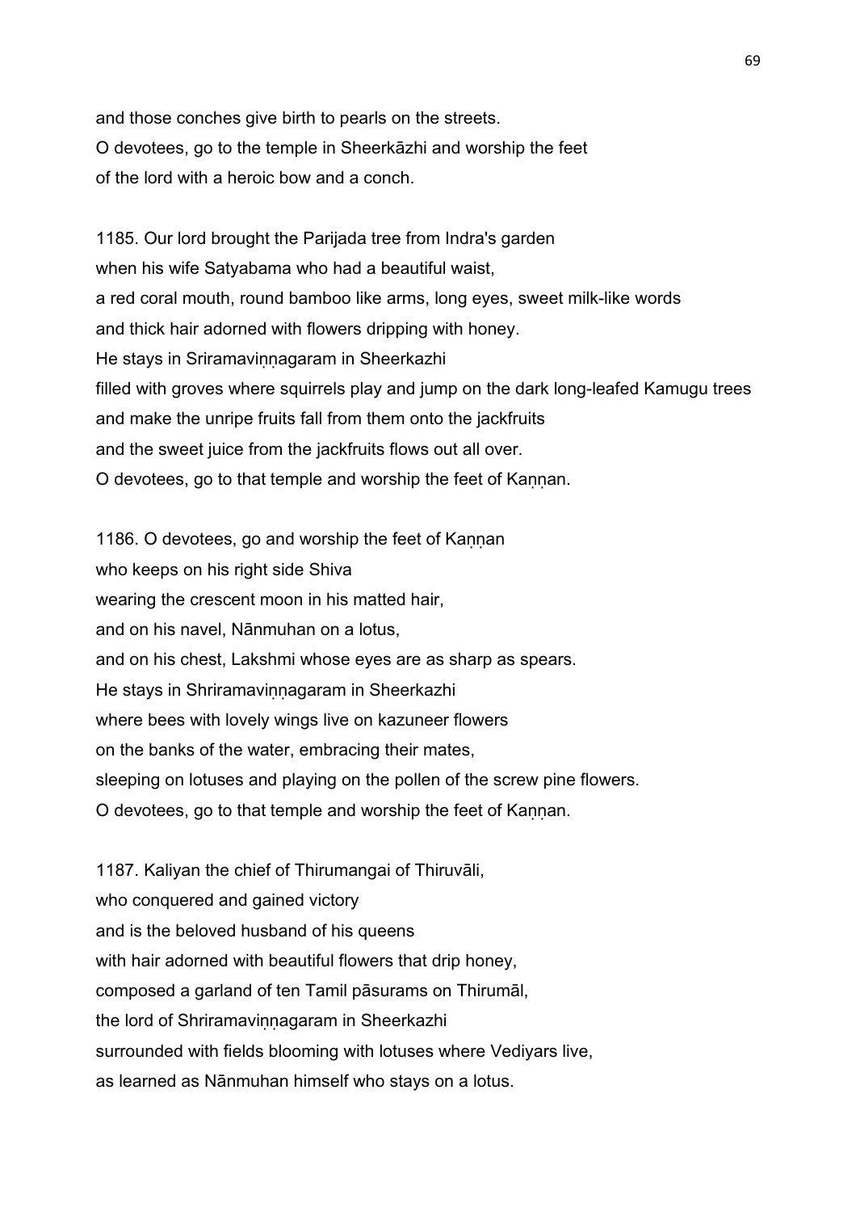and those conches give birth to pearls on the streets.
O devotees, go to the temple in Sheerkāzhi and worship the feet
of the lord with a heroic bow and a conch.

1185. Our lord brought the Parijada tree from Indra's garden
when his wife Satyabama who had a beautiful waist,
a red coral mouth, round bamboo like arms, long eyes, sweet milk-like words
and thick hair adorned with flowers dripping with honey.
He stays in Sriramaviṇṇagaram in Sheerkazhi
filled with groves where squirrels play and jump on the dark long-leafed Kamugu trees
and make the unripe fruits fall from them onto the jackfruits
and the sweet juice from the jackfruits flows out all over.
O devotees, go to that temple and worship the feet of Kaṇṇan.

1186. O devotees, go and worship the feet of Kaṇṇan
who keeps on his right side Shiva
wearing the crescent moon in his matted hair,
and on his navel, Nānmuhan on a lotus,
and on his chest, Lakshmi whose eyes are as sharp as spears.
He stays in Shriramaviṇṇagaram in Sheerkazhi
where bees with lovely wings live on kazuneer flowers
on the banks of the water, embracing their mates,
sleeping on lotuses and playing on the pollen of the screw pine flowers.
O devotees, go to that temple and worship the feet of Kaṇṇan.

1187. Kaliyan the chief of Thirumangai of Thiruvāli,
who conquered and gained victory
and is the beloved husband of his queens
with hair adorned with beautiful flowers that drip honey,
composed a garland of ten Tamil pāsurams on Thirumāl,
the lord of Shriramaviṇṇagaram in Sheerkazhi
surrounded with fields blooming with lotuses where Vediyars live,
as learned as Nānmuhan himself who stays on a lotus.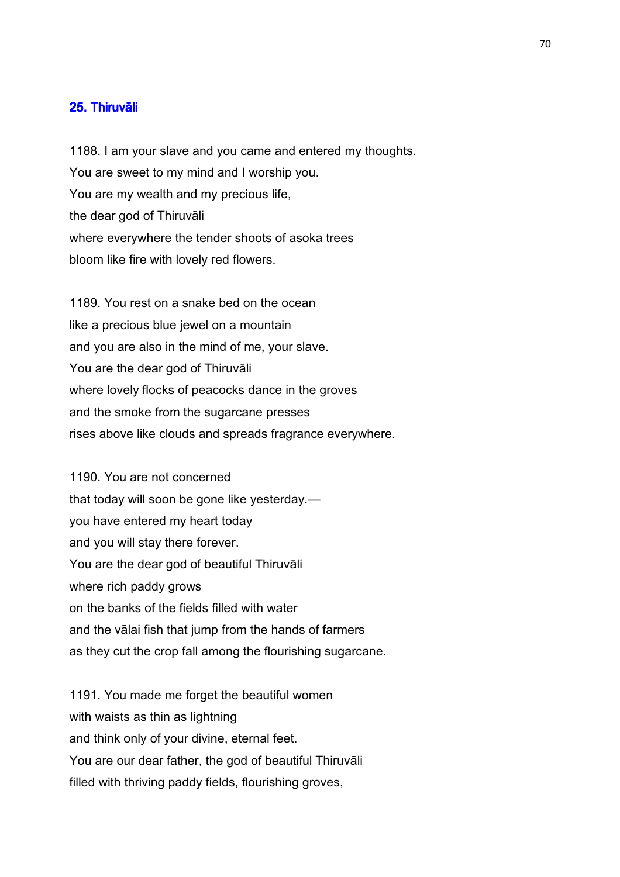## 25. Thiruvāli

1188. I am your slave and you came and entered my thoughts.
You are sweet to my mind and I worship you.
You are my wealth and my precious life,
the dear god of Thiruvāli
where everywhere the tender shoots of asoka trees
bloom like fire with lovely red flowers.

1189. You rest on a snake bed on the ocean
like a precious blue jewel on a mountain
and you are also in the mind of me, your slave.
You are the dear god of Thiruvāli
where lovely flocks of peacocks dance in the groves
and the smoke from the sugarcane presses
rises above like clouds and spreads fragrance everywhere.

1190. You are not concerned
that today will soon be gone like yesterday.—
you have entered my heart today
and you will stay there forever.
You are the dear god of beautiful Thiruvāli
where rich paddy grows
on the banks of the fields filled with water
and the vālai fish that jump from the hands of farmers
as they cut the crop fall among the flourishing sugarcane.

1191. You made me forget the beautiful women
with waists as thin as lightning
and think only of your divine, eternal feet.
You are our dear father, the god of beautiful Thiruvāli
filled with thriving paddy fields, flourishing groves,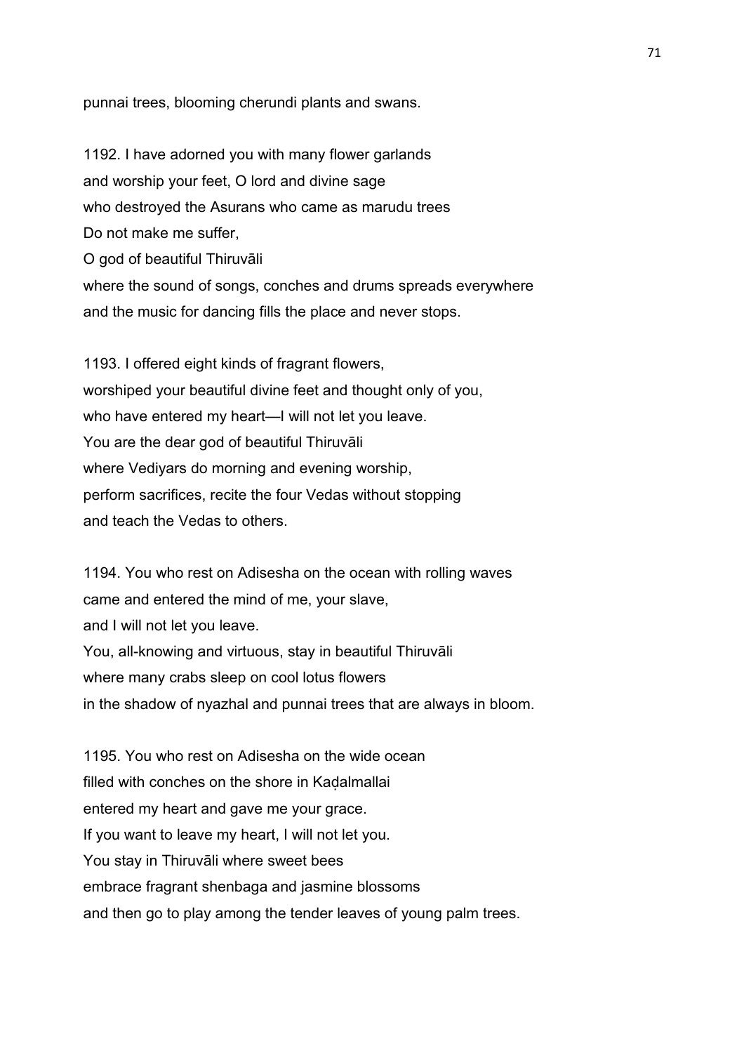punnai trees, blooming cherundi plants and swans.

1192. I have adorned you with many flower garlands
and worship your feet, O lord and divine sage
who destroyed the Asurans who came as marudu trees
Do not make me suffer,
O god of beautiful Thiruvāli
where the sound of songs, conches and drums spreads everywhere
and the music for dancing fills the place and never stops.

1193. I offered eight kinds of fragrant flowers,
worshiped your beautiful divine feet and thought only of you,
who have entered my heart—I will not let you leave.
You are the dear god of beautiful Thiruvāli
where Vediyars do morning and evening worship,
perform sacrifices, recite the four Vedas without stopping
and teach the Vedas to others.

1194. You who rest on Adisesha on the ocean with rolling waves
came and entered the mind of me, your slave,
and I will not let you leave.
You, all-knowing and virtuous, stay in beautiful Thiruvāli
where many crabs sleep on cool lotus flowers
in the shadow of nyazhal and punnai trees that are always in bloom.

1195. You who rest on Adisesha on the wide ocean
filled with conches on the shore in Kaḍalmallai
entered my heart and gave me your grace.
If you want to leave my heart, I will not let you.
You stay in Thiruvāli where sweet bees
embrace fragrant shenbaga and jasmine blossoms
and then go to play among the tender leaves of young palm trees.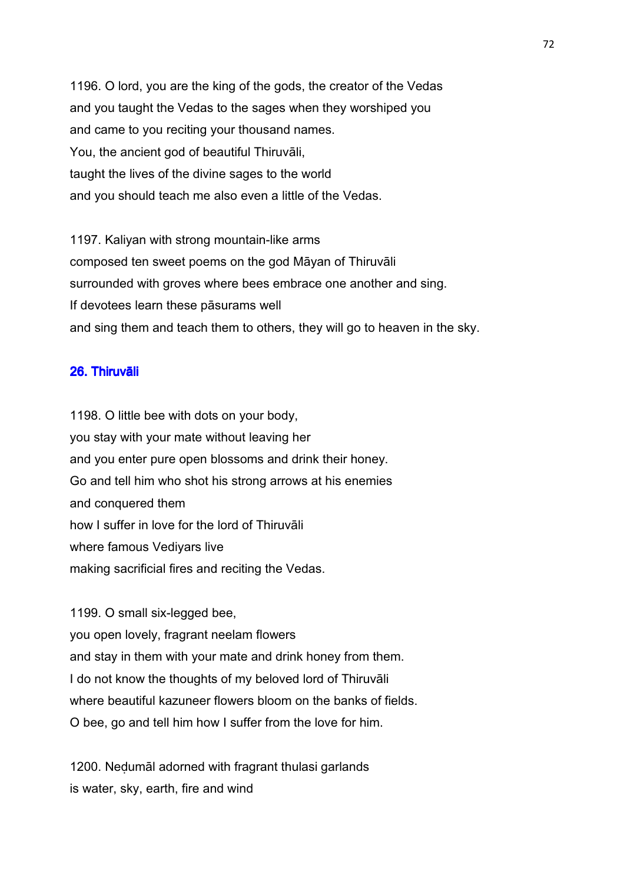1196. O lord, you are the king of the gods, the creator of the Vedas
and you taught the Vedas to the sages when they worshiped you
and came to you reciting your thousand names.
You, the ancient god of beautiful Thiruvāli,
taught the lives of the divine sages to the world
and you should teach me also even a little of the Vedas.

1197. Kaliyan with strong mountain-like arms
composed ten sweet poems on the god Māyan of Thiruvāli
surrounded with groves where bees embrace one another and sing.
If devotees learn these pāsurams well
and sing them and teach them to others, they will go to heaven in the sky.

## 26. Thiruvāli

1198. O little bee with dots on your body,
you stay with your mate without leaving her
and you enter pure open blossoms and drink their honey.
Go and tell him who shot his strong arrows at his enemies
and conquered them
how I suffer in love for the lord of Thiruvāli
where famous Vediyars live
making sacrificial fires and reciting the Vedas.

1199. O small six-legged bee,
you open lovely, fragrant neelam flowers
and stay in them with your mate and drink honey from them.
I do not know the thoughts of my beloved lord of Thiruvāli
where beautiful kazuneer flowers bloom on the banks of fields.
O bee, go and tell him how I suffer from the love for him.

1200. Neḍumāl adorned with fragrant thulasi garlands
is water, sky, earth, fire and wind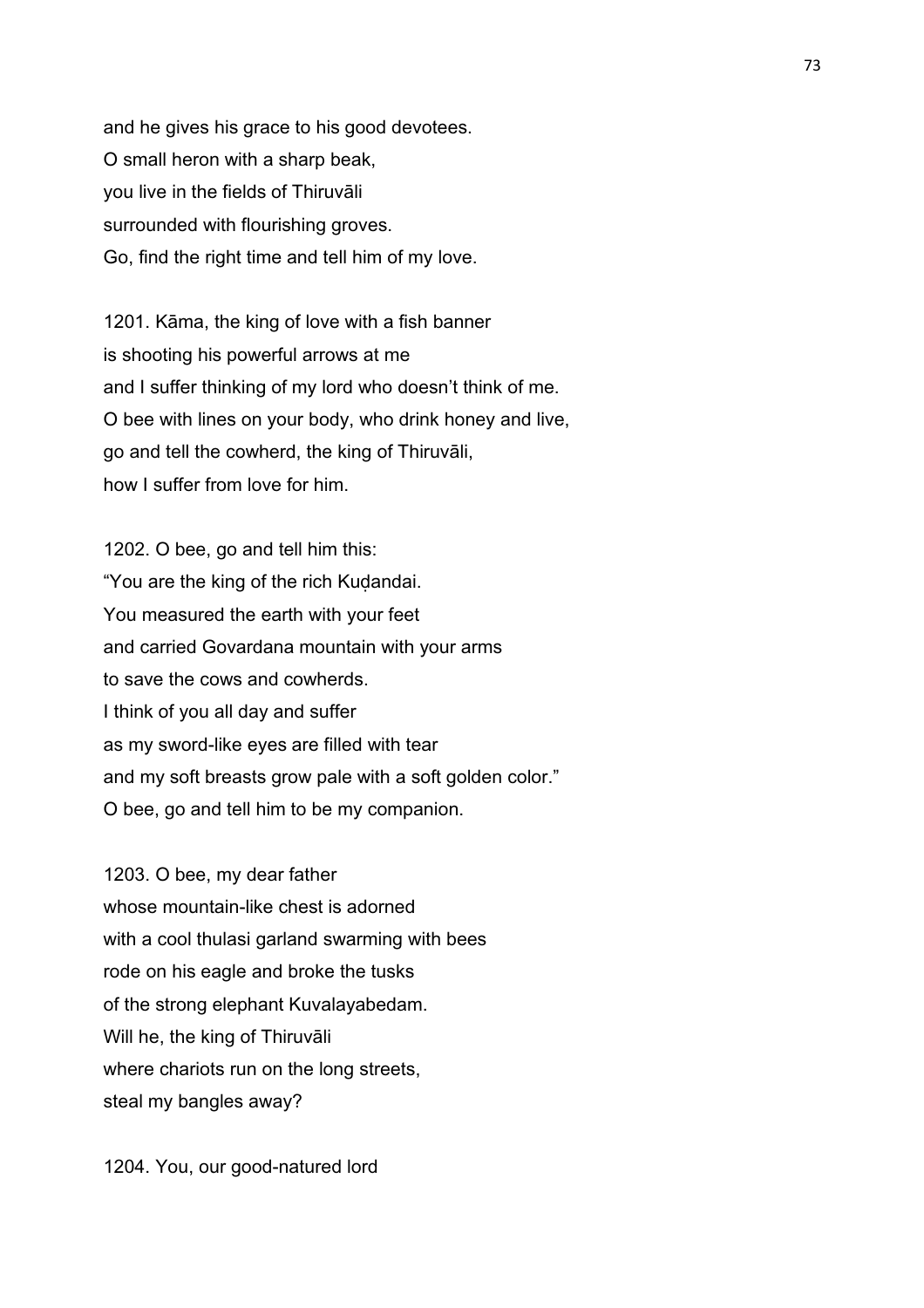and he gives his grace to his good devotees.
O small heron with a sharp beak,
you live in the fields of Thiruvāli
surrounded with flourishing groves.
Go, find the right time and tell him of my love.

1201. Kāma, the king of love with a fish banner
is shooting his powerful arrows at me
and I suffer thinking of my lord who doesn't think of me.
O bee with lines on your body, who drink honey and live,
go and tell the cowherd, the king of Thiruvāli,
how I suffer from love for him.

1202. O bee, go and tell him this:
"You are the king of the rich Kuḍandai.
You measured the earth with your feet
and carried Govardana mountain with your arms
to save the cows and cowherds.
I think of you all day and suffer
as my sword-like eyes are filled with tear
and my soft breasts grow pale with a soft golden color."
O bee, go and tell him to be my companion.

1203. O bee, my dear father
whose mountain-like chest is adorned
with a cool thulasi garland swarming with bees
rode on his eagle and broke the tusks
of the strong elephant Kuvalayabedam.
Will he, the king of Thiruvāli
where chariots run on the long streets,
steal my bangles away?

1204. You, our good-natured lord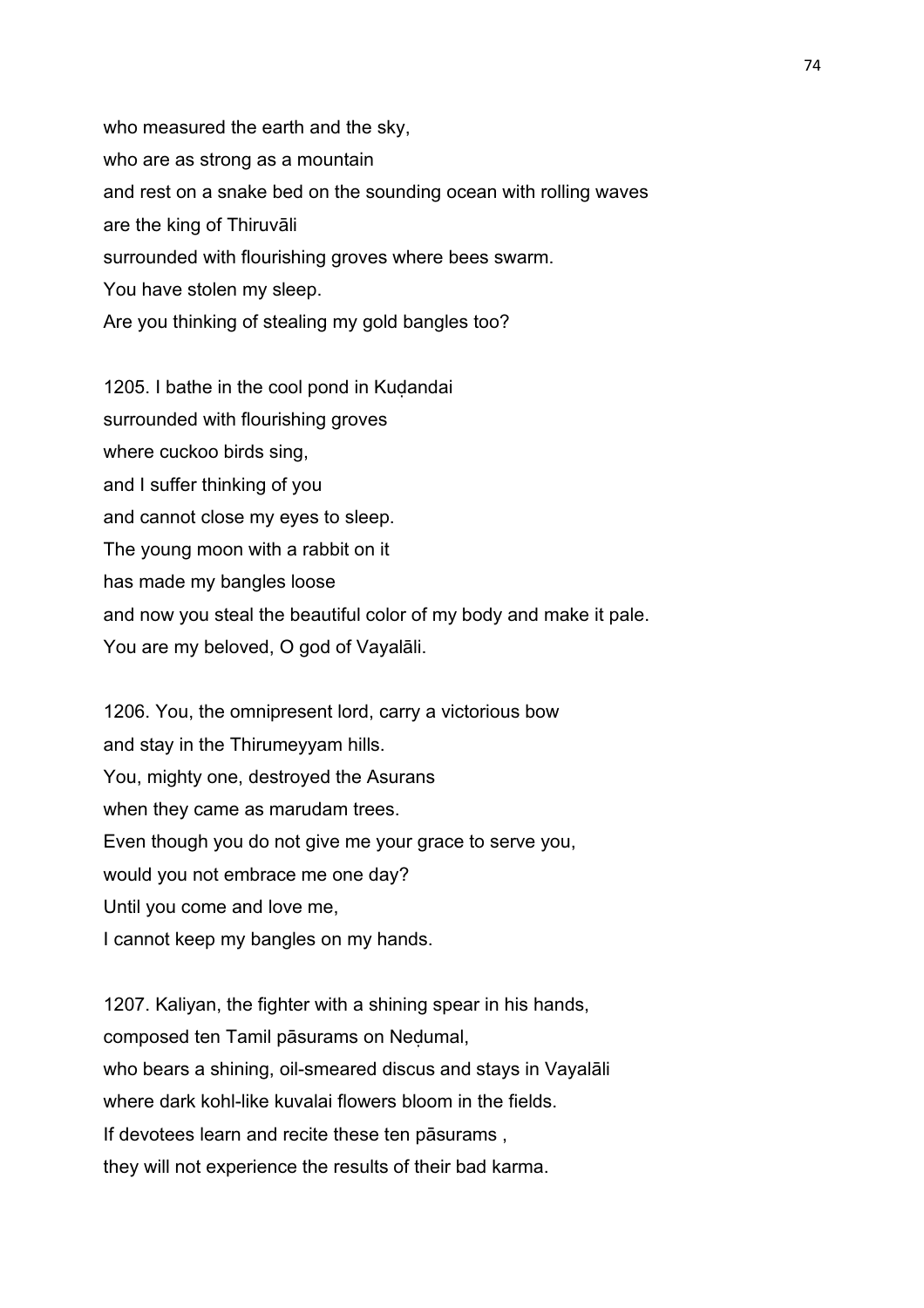who measured the earth and the sky,
who are as strong as a mountain
and rest on a snake bed on the sounding ocean with rolling waves
are the king of Thiruvāli
surrounded with flourishing groves where bees swarm.
You have stolen my sleep.
Are you thinking of stealing my gold bangles too?

1205. I bathe in the cool pond in Kuḍandai
surrounded with flourishing groves
where cuckoo birds sing,
and I suffer thinking of you
and cannot close my eyes to sleep.
The young moon with a rabbit on it
has made my bangles loose
and now you steal the beautiful color of my body and make it pale.
You are my beloved, O god of Vayalāli.

1206. You, the omnipresent lord, carry a victorious bow
and stay in the Thirumeyyam hills.
You, mighty one, destroyed the Asurans
when they came as marudam trees.
Even though you do not give me your grace to serve you,
would you not embrace me one day?
Until you come and love me,
I cannot keep my bangles on my hands.

1207. Kaliyan, the fighter with a shining spear in his hands,
composed ten Tamil pāsurams on Neḍumal,
who bears a shining, oil-smeared discus and stays in Vayalāli
where dark kohl-like kuvalai flowers bloom in the fields.
If devotees learn and recite these ten pāsurams ,
they will not experience the results of their bad karma.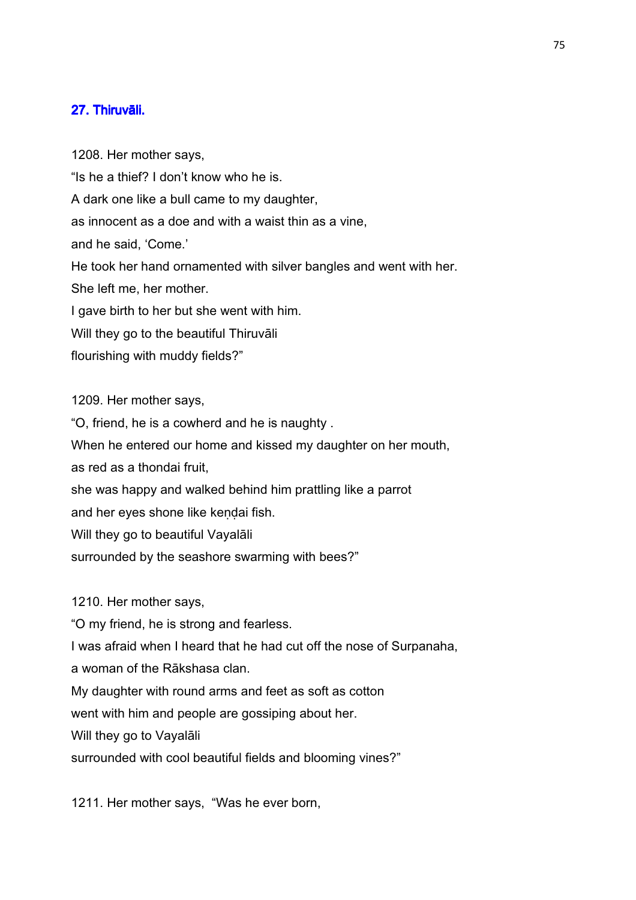## 27. Thiruvāli.

1208. Her mother says,
"Is he a thief? I don't know who he is.
A dark one like a bull came to my daughter,
as innocent as a doe and with a waist thin as a vine,
and he said, 'Come.'
He took her hand ornamented with silver bangles and went with her.
She left me, her mother.
I gave birth to her but she went with him.
Will they go to the beautiful Thiruvāli
flourishing with muddy fields?"

1209. Her mother says,
"O, friend, he is a cowherd and he is naughty .
When he entered our home and kissed my daughter on her mouth,
as red as a thondai fruit,
she was happy and walked behind him prattling like a parrot
and her eyes shone like keṇḍai fish.
Will they go to beautiful Vayalāli
surrounded by the seashore swarming with bees?"

1210. Her mother says,
"O my friend, he is strong and fearless.
I was afraid when I heard that he had cut off the nose of Surpanaha,
a woman of the Rākshasa clan.
My daughter with round arms and feet as soft as cotton
went with him and people are gossiping about her.
Will they go to Vayalāli
surrounded with cool beautiful fields and blooming vines?"

1211. Her mother says, "Was he ever born,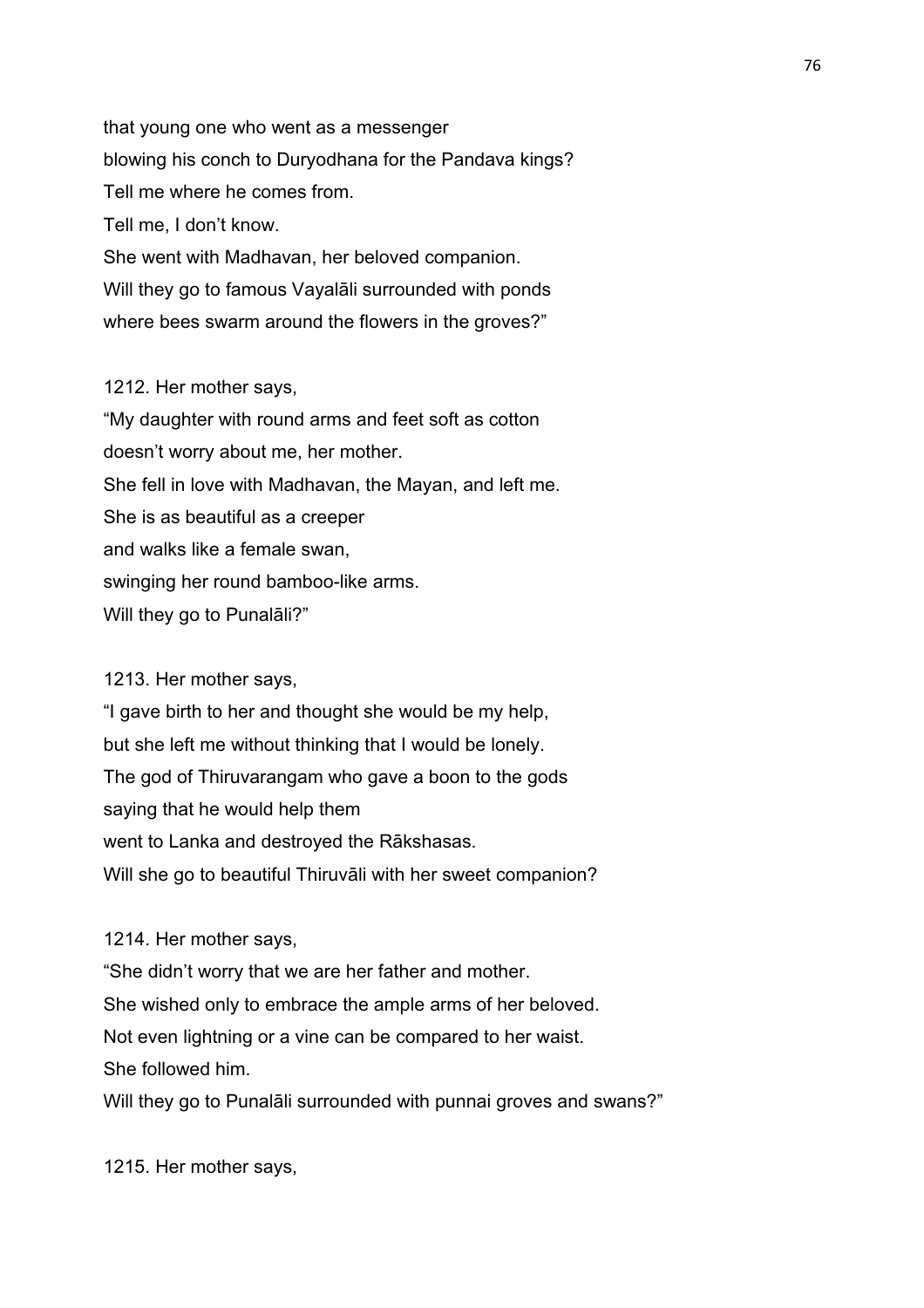that young one who went as a messenger
blowing his conch to Duryodhana for the Pandava kings?
Tell me where he comes from.
Tell me, I don't know.
She went with Madhavan, her beloved companion.
Will they go to famous Vayalāli surrounded with ponds
where bees swarm around the flowers in the groves?"

1212. Her mother says,
"My daughter with round arms and feet soft as cotton
doesn't worry about me, her mother.
She fell in love with Madhavan, the Mayan, and left me.
She is as beautiful as a creeper
and walks like a female swan,
swinging her round bamboo-like arms.
Will they go to Punalāli?"

1213. Her mother says,
"I gave birth to her and thought she would be my help,
but she left me without thinking that I would be lonely.
The god of Thiruvarangam who gave a boon to the gods
saying that he would help them
went to Lanka and destroyed the Rākshasas.
Will she go to beautiful Thiruvāli with her sweet companion?

1214. Her mother says,
"She didn't worry that we are her father and mother.
She wished only to embrace the ample arms of her beloved.
Not even lightning or a vine can be compared to her waist.
She followed him.
Will they go to Punalāli surrounded with punnai groves and swans?"

1215. Her mother says,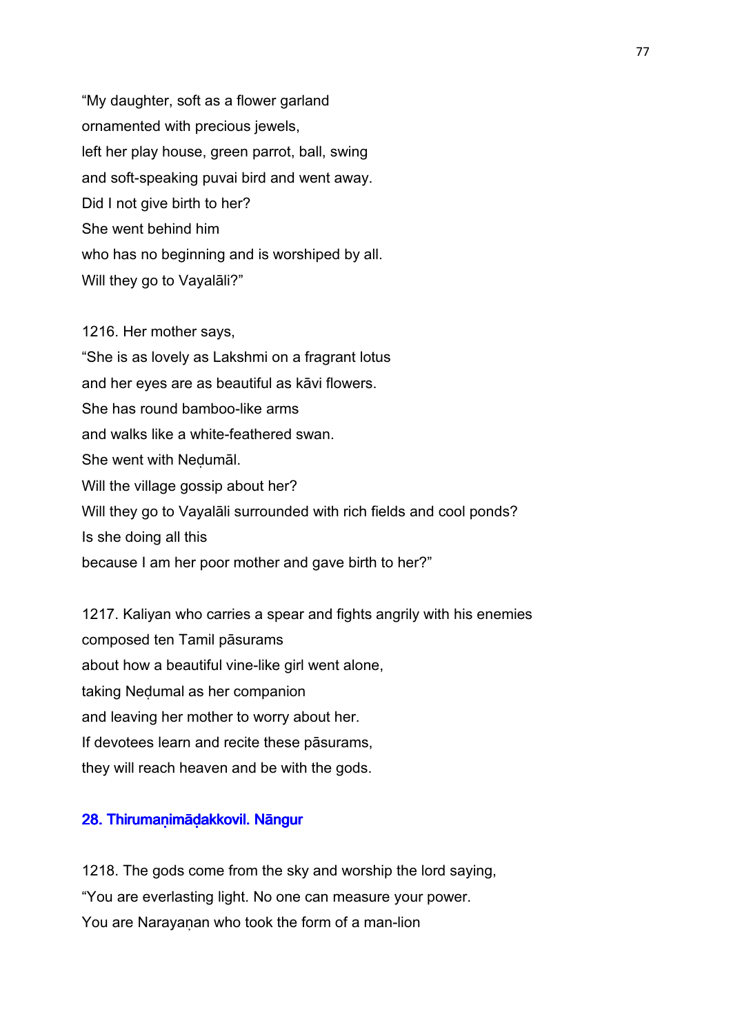"My daughter, soft as a flower garland
ornamented with precious jewels,
left her play house, green parrot, ball, swing
and soft-speaking puvai bird and went away.
Did I not give birth to her?
She went behind him
who has no beginning and is worshiped by all.
Will they go to Vayalāli?"

1216. Her mother says,
"She is as lovely as Lakshmi on a fragrant lotus
and her eyes are as beautiful as kāvi flowers.
She has round bamboo-like arms
and walks like a white-feathered swan.
She went with Neḍumāl.
Will the village gossip about her?
Will they go to Vayalāli surrounded with rich fields and cool ponds?
Is she doing all this
because I am her poor mother and gave birth to her?"

1217. Kaliyan who carries a spear and fights angrily with his enemies
composed ten Tamil pāsurams
about how a beautiful vine-like girl went alone,
taking Neḍumal as her companion
and leaving her mother to worry about her.
If devotees learn and recite these pāsurams,
they will reach heaven and be with the gods.

### 28. Thirumaṇimāḍakkovil. Nāngur

1218. The gods come from the sky and worship the lord saying,
"You are everlasting light. No one can measure your power.
You are Narayaṇan who took the form of a man-lion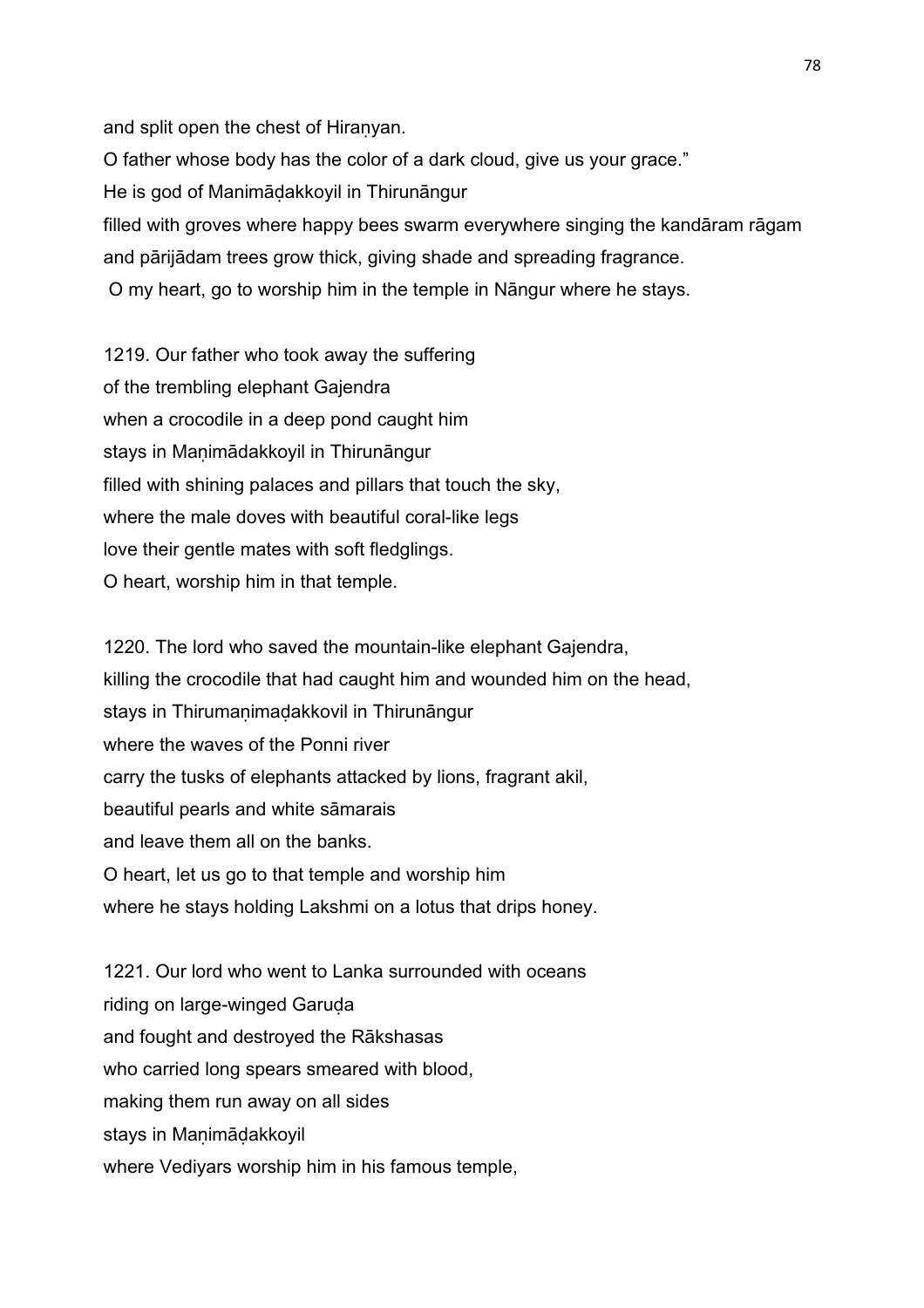and split open the chest of Hiraṇyan.
O father whose body has the color of a dark cloud, give us your grace."
He is god of Manimāḍakkoyil in Thirunāngur
filled with groves where happy bees swarm everywhere singing the kandāram rāgam
and pārijādam trees grow thick, giving shade and spreading fragrance.
O my heart, go to worship him in the temple in Nāngur where he stays.

1219. Our father who took away the suffering
of the trembling elephant Gajendra
when a crocodile in a deep pond caught him
stays in Maṇimādakkoyil in Thirunāngur
filled with shining palaces and pillars that touch the sky,
where the male doves with beautiful coral-like legs
love their gentle mates with soft fledglings.
O heart, worship him in that temple.

1220. The lord who saved the mountain-like elephant Gajendra,
killing the crocodile that had caught him and wounded him on the head,
stays in Thirumaṇimaḍakkovil in Thirunāngur
where the waves of the Ponni river
carry the tusks of elephants attacked by lions, fragrant akil,
beautiful pearls and white sāmarais
and leave them all on the banks.
O heart, let us go to that temple and worship him
where he stays holding Lakshmi on a lotus that drips honey.

1221. Our lord who went to Lanka surrounded with oceans
riding on large-winged Garuḍa
and fought and destroyed the Rākshasas
who carried long spears smeared with blood,
making them run away on all sides
stays in Maṇimāḍakkoyil
where Vediyars worship him in his famous temple,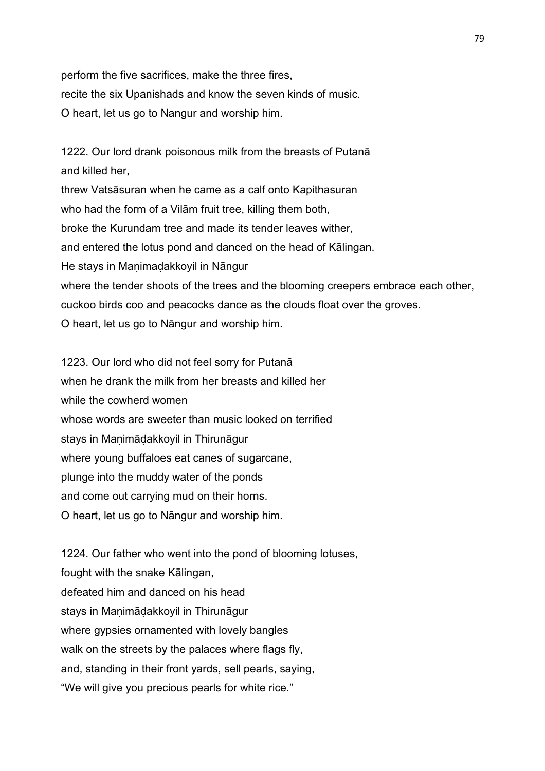perform the five sacrifices, make the three fires,
recite the six Upanishads and know the seven kinds of music.
O heart, let us go to Nangur and worship him.

1222. Our lord drank poisonous milk from the breasts of Putanā
and killed her,
threw Vatsāsuran when he came as a calf onto Kapithasuran
who had the form of a Vilām fruit tree, killing them both,
broke the Kurundam tree and made its tender leaves wither,
and entered the lotus pond and danced on the head of Kālingan.
He stays in Maṇimaḍakkoyil in Nāngur
where the tender shoots of the trees and the blooming creepers embrace each other,
cuckoo birds coo and peacocks dance as the clouds float over the groves.
O heart, let us go to Nāngur and worship him.

1223. Our lord who did not feel sorry for Putanā
when he drank the milk from her breasts and killed her
while the cowherd women
whose words are sweeter than music looked on terrified
stays in Maṇimāḍakkoyil in Thirunāgur
where young buffaloes eat canes of sugarcane,
plunge into the muddy water of the ponds
and come out carrying mud on their horns.
O heart, let us go to Nāngur and worship him.

1224. Our father who went into the pond of blooming lotuses,
fought with the snake Kālingan,
defeated him and danced on his head
stays in Maṇimāḍakkoyil in Thirunāgur
where gypsies ornamented with lovely bangles
walk on the streets by the palaces where flags fly,
and, standing in their front yards, sell pearls, saying,
"We will give you precious pearls for white rice."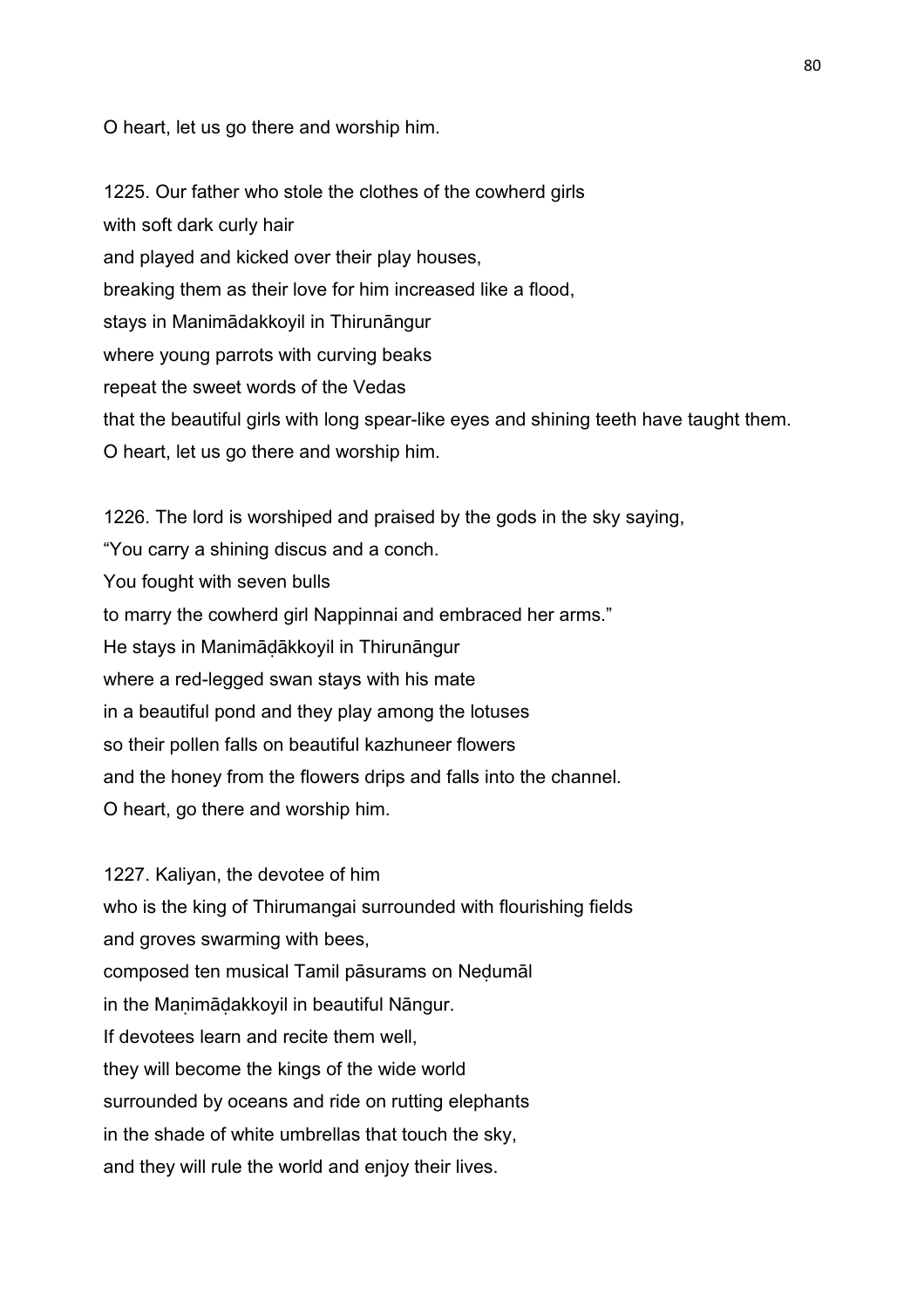O heart, let us go there and worship him.

1225. Our father who stole the clothes of the cowherd girls
with soft dark curly hair
and played and kicked over their play houses,
breaking them as their love for him increased like a flood,
stays in Manimādakkoyil in Thirunāngur
where young parrots with curving beaks
repeat the sweet words of the Vedas
that the beautiful girls with long spear-like eyes and shining teeth have taught them.
O heart, let us go there and worship him.

1226. The lord is worshiped and praised by the gods in the sky saying,
“You carry a shining discus and a conch.
You fought with seven bulls
to marry the cowherd girl Nappinnai and embraced her arms.”
He stays in Manimāḍākkoyil in Thirunāngur
where a red-legged swan stays with his mate
in a beautiful pond and they play among the lotuses
so their pollen falls on beautiful kazhuneer flowers
and the honey from the flowers drips and falls into the channel.
O heart, go there and worship him.

1227. Kaliyan, the devotee of him
who is the king of Thirumangai surrounded with flourishing fields
and groves swarming with bees,
composed ten musical Tamil pāsurams on Neḍumāl
in the Maṇimāḍakkoyil in beautiful Nāngur.
If devotees learn and recite them well,
they will become the kings of the wide world
surrounded by oceans and ride on rutting elephants
in the shade of white umbrellas that touch the sky,
and they will rule the world and enjoy their lives.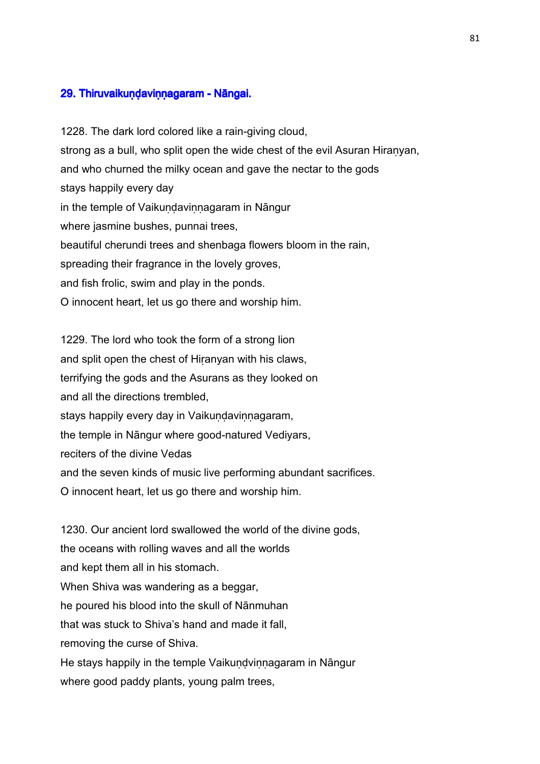## 29. Thiruvaikuṇḍaviṇṇagaram - Nāngai.

1228. The dark lord colored like a rain-giving cloud,
strong as a bull, who split open the wide chest of the evil Asuran Hiraṇyan,
and who churned the milky ocean and gave the nectar to the gods
stays happily every day
in the temple of Vaikuṇḍaviṇṇagaram in Nāngur
where jasmine bushes, punnai trees,
beautiful cherundi trees and shenbaga flowers bloom in the rain,
spreading their fragrance in the lovely groves,
and fish frolic, swim and play in the ponds.
O innocent heart, let us go there and worship him.

1229. The lord who took the form of a strong lion
and split open the chest of Hiṛanyan with his claws,
terrifying the gods and the Asurans as they looked on
and all the directions trembled,
stays happily every day in Vaikuṇḍaviṇṇagaram,
the temple in Nāngur where good-natured Vediyars,
reciters of the divine Vedas
and the seven kinds of music live performing abundant sacrifices.
O innocent heart, let us go there and worship him.

1230. Our ancient lord swallowed the world of the divine gods,
the oceans with rolling waves and all the worlds
and kept them all in his stomach.
When Shiva was wandering as a beggar,
he poured his blood into the skull of Nānmuhan
that was stuck to Shiva's hand and made it fall,
removing the curse of Shiva.
He stays happily in the temple Vaikuṇḍviṇṇagaram in Nāngur
where good paddy plants, young palm trees,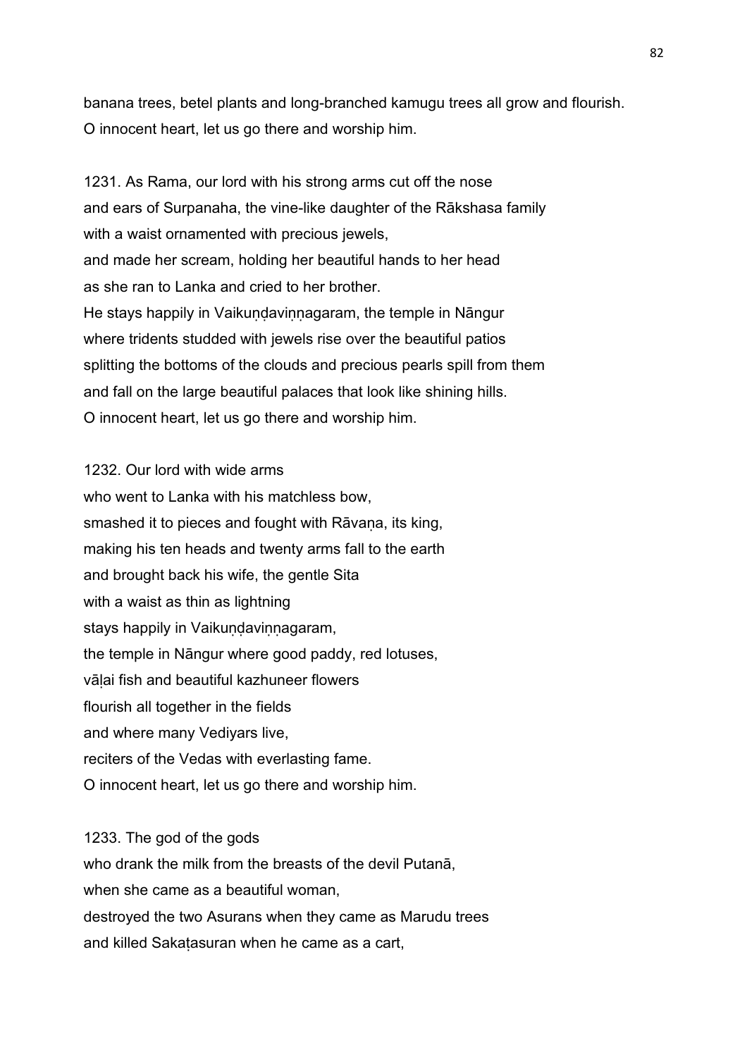banana trees, betel plants and long-branched kamugu trees all grow and flourish.
O innocent heart, let us go there and worship him.

1231. As Rama, our lord with his strong arms cut off the nose
and ears of Surpanaha, the vine-like daughter of the Rākshasa family
with a waist ornamented with precious jewels,
and made her scream, holding her beautiful hands to her head
as she ran to Lanka and cried to her brother.
He stays happily in Vaikuṇḍaviṇṇagaram, the temple in Nāngur
where tridents studded with jewels rise over the beautiful patios
splitting the bottoms of the clouds and precious pearls spill from them
and fall on the large beautiful palaces that look like shining hills.
O innocent heart, let us go there and worship him.

1232. Our lord with wide arms
who went to Lanka with his matchless bow,
smashed it to pieces and fought with Rāvaṇa, its king,
making his ten heads and twenty arms fall to the earth
and brought back his wife, the gentle Sita
with a waist as thin as lightning
stays happily in Vaikuṇḍaviṇṇagaram,
the temple in Nāngur where good paddy, red lotuses,
vāḷai fish and beautiful kazhuneer flowers
flourish all together in the fields
and where many Vediyars live,
reciters of the Vedas with everlasting fame.
O innocent heart, let us go there and worship him.

1233. The god of the gods
who drank the milk from the breasts of the devil Putanā,
when she came as a beautiful woman,
destroyed the two Asurans when they came as Marudu trees
and killed Sakaṭasuran when he came as a cart,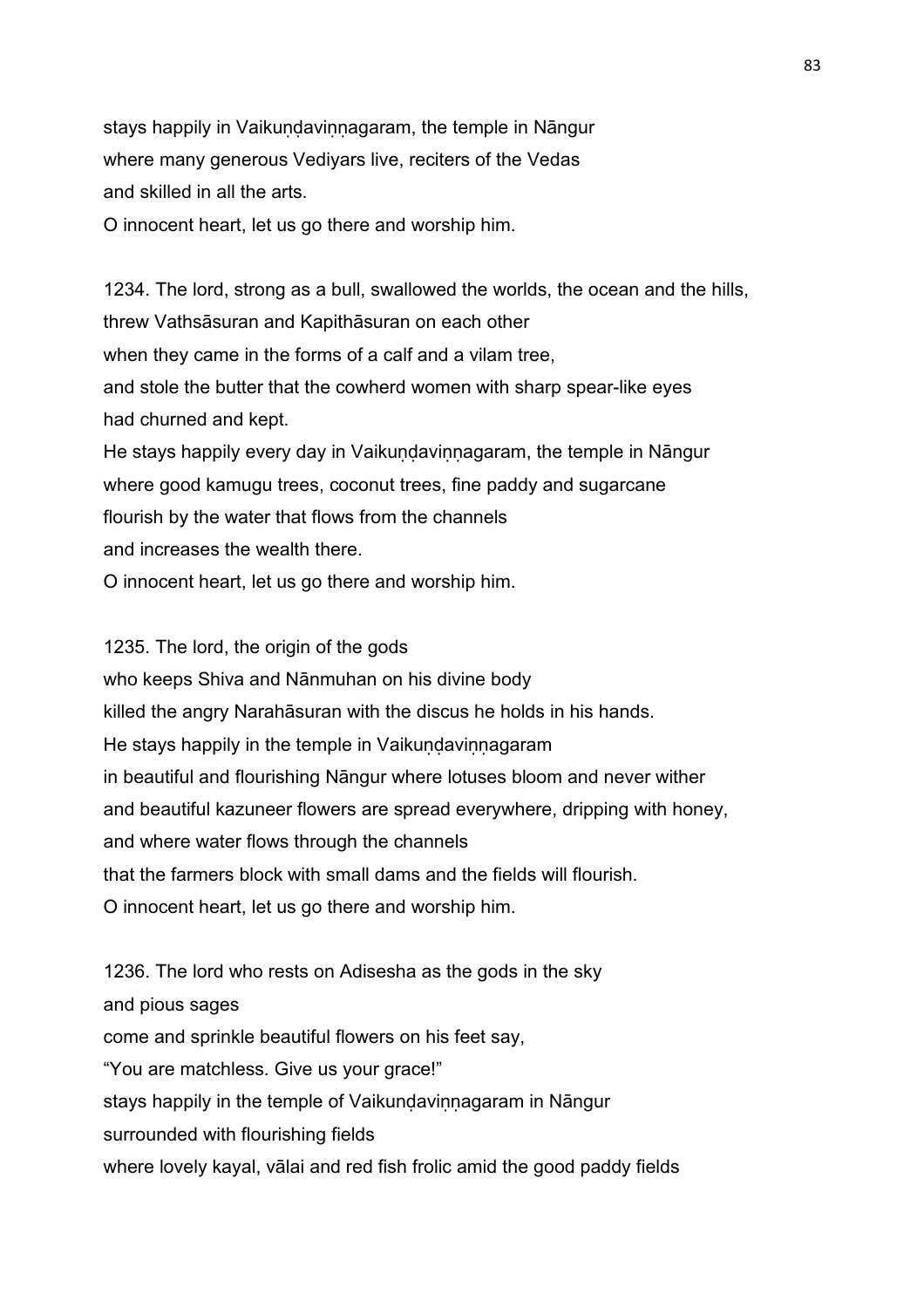stays happily in Vaikuṇḍaviṇṇagaram, the temple in Nāngur
where many generous Vediyars live, reciters of the Vedas
and skilled in all the arts.
O innocent heart, let us go there and worship him.

1234. The lord, strong as a bull, swallowed the worlds, the ocean and the hills,
threw Vathsāsuran and Kapithāsuran on each other
when they came in the forms of a calf and a vilam tree,
and stole the butter that the cowherd women with sharp spear-like eyes
had churned and kept.
He stays happily every day in Vaikuṇḍaviṇṇagaram, the temple in Nāngur
where good kamugu trees, coconut trees, fine paddy and sugarcane
flourish by the water that flows from the channels
and increases the wealth there.
O innocent heart, let us go there and worship him.

1235. The lord, the origin of the gods
who keeps Shiva and Nānmuhan on his divine body
killed the angry Narahāsuran with the discus he holds in his hands.
He stays happily in the temple in Vaikuṇḍaviṇṇagaram
in beautiful and flourishing Nāngur where lotuses bloom and never wither
and beautiful kazuneer flowers are spread everywhere, dripping with honey,
and where water flows through the channels
that the farmers block with small dams and the fields will flourish.
O innocent heart, let us go there and worship him.

1236. The lord who rests on Adisesha as the gods in the sky
and pious sages
come and sprinkle beautiful flowers on his feet say,
“You are matchless. Give us your grace!”
stays happily in the temple of Vaikunḍaviṇṇagaram in Nāngur
surrounded with flourishing fields
where lovely kayal, vālai and red fish frolic amid the good paddy fields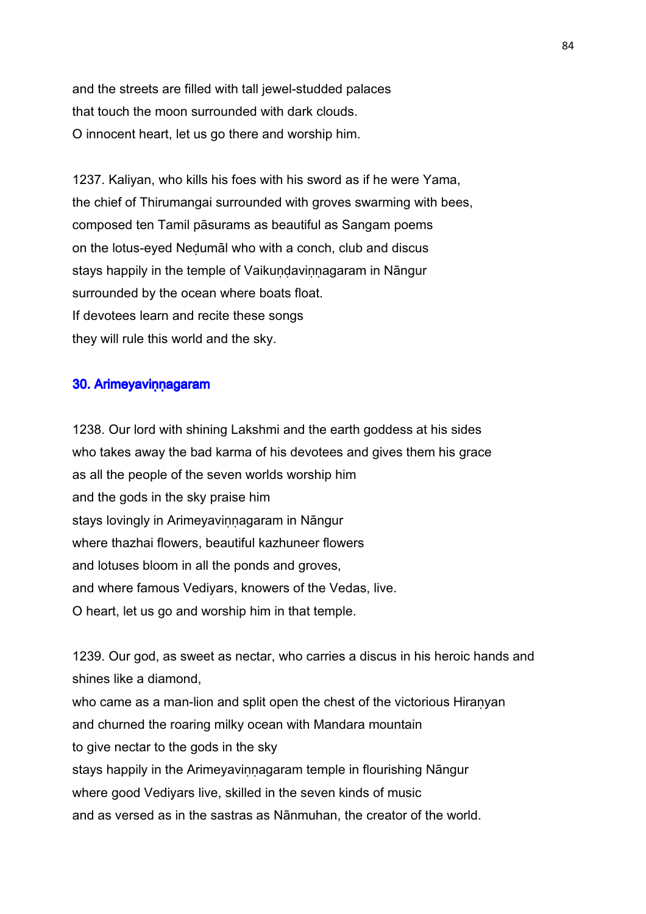and the streets are filled with tall jewel-studded palaces
that touch the moon surrounded with dark clouds.
O innocent heart, let us go there and worship him.

1237. Kaliyan, who kills his foes with his sword as if he were Yama,
the chief of Thirumangai surrounded with groves swarming with bees,
composed ten Tamil pāsurams as beautiful as Sangam poems
on the lotus-eyed Neḍumāl who with a conch, club and discus
stays happily in the temple of Vaikuṇḍaviṇṇagaram in Nāngur
surrounded by the ocean where boats float.
If devotees learn and recite these songs
they will rule this world and the sky.

### 30. Arimeyaviṇṇagaram

1238. Our lord with shining Lakshmi and the earth goddess at his sides
who takes away the bad karma of his devotees and gives them his grace
as all the people of the seven worlds worship him
and the gods in the sky praise him
stays lovingly in Arimeyaviṇṇagaram in Nāngur
where thazhai flowers, beautiful kazhuneer flowers
and lotuses bloom in all the ponds and groves,
and where famous Vediyars, knowers of the Vedas, live.
O heart, let us go and worship him in that temple.

1239. Our god, as sweet as nectar, who carries a discus in his heroic hands and shines like a diamond,
who came as a man-lion and split open the chest of the victorious Hiraṇyan
and churned the roaring milky ocean with Mandara mountain
to give nectar to the gods in the sky
stays happily in the Arimeyaviṇṇagaram temple in flourishing Nāngur
where good Vediyars live, skilled in the seven kinds of music
and as versed as in the sastras as Nānmuhan, the creator of the world.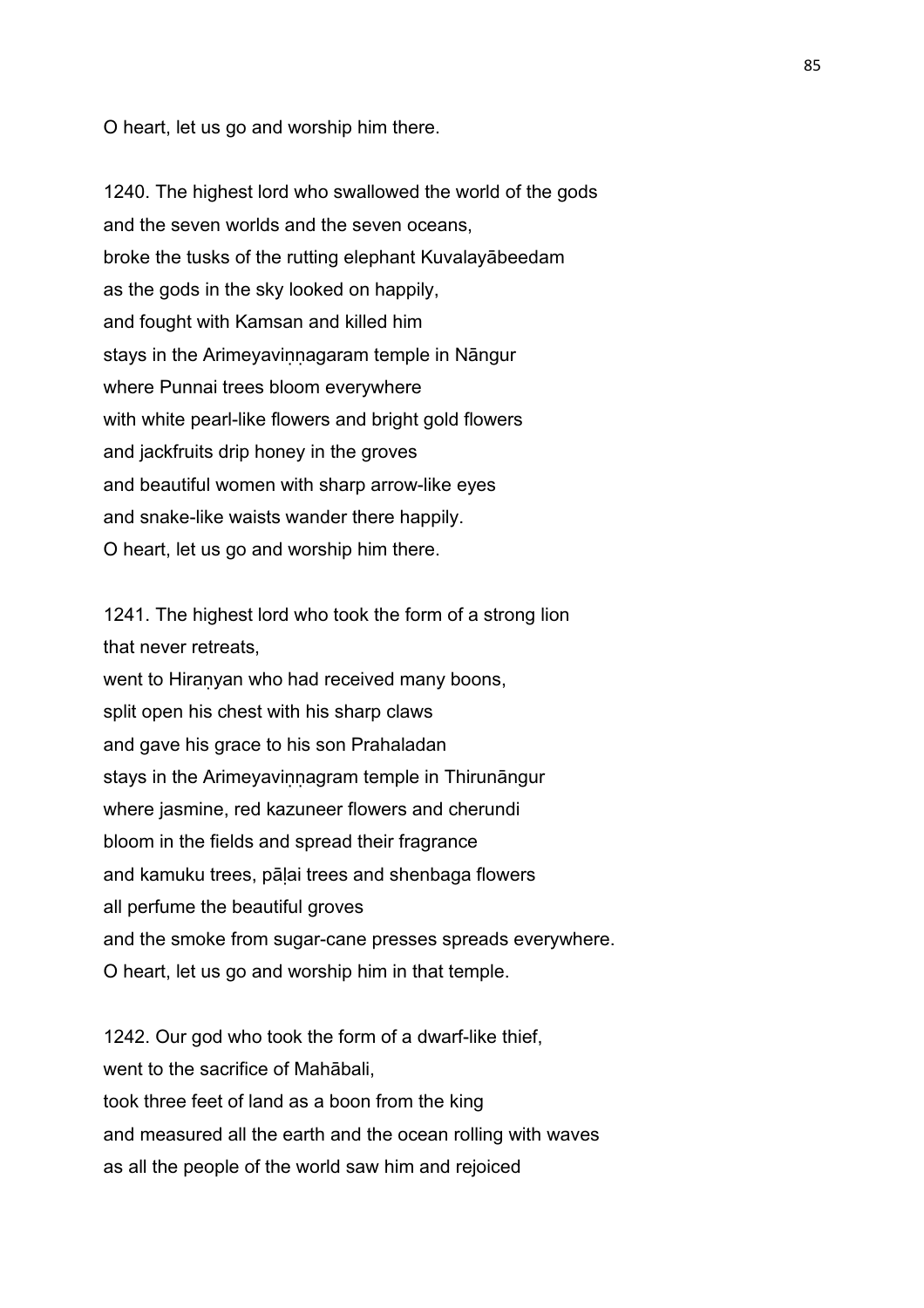O heart, let us go and worship him there.

1240. The highest lord who swallowed the world of the gods
and the seven worlds and the seven oceans,
broke the tusks of the rutting elephant Kuvalayābeedam
as the gods in the sky looked on happily,
and fought with Kamsan and killed him
stays in the Arimeyaviṇṇagaram temple in Nāngur
where Punnai trees bloom everywhere
with white pearl-like flowers and bright gold flowers
and jackfruits drip honey in the groves
and beautiful women with sharp arrow-like eyes
and snake-like waists wander there happily.
O heart, let us go and worship him there.

1241. The highest lord who took the form of a strong lion
that never retreats,
went to Hiraṇyan who had received many boons,
split open his chest with his sharp claws
and gave his grace to his son Prahaladan
stays in the Arimeyaviṇṇagram temple in Thirunāngur
where jasmine, red kazuneer flowers and cherundi
bloom in the fields and spread their fragrance
and kamuku trees, pāḷai trees and shenbaga flowers
all perfume the beautiful groves
and the smoke from sugar-cane presses spreads everywhere.
O heart, let us go and worship him in that temple.

1242. Our god who took the form of a dwarf-like thief,
went to the sacrifice of Mahābali,
took three feet of land as a boon from the king
and measured all the earth and the ocean rolling with waves
as all the people of the world saw him and rejoiced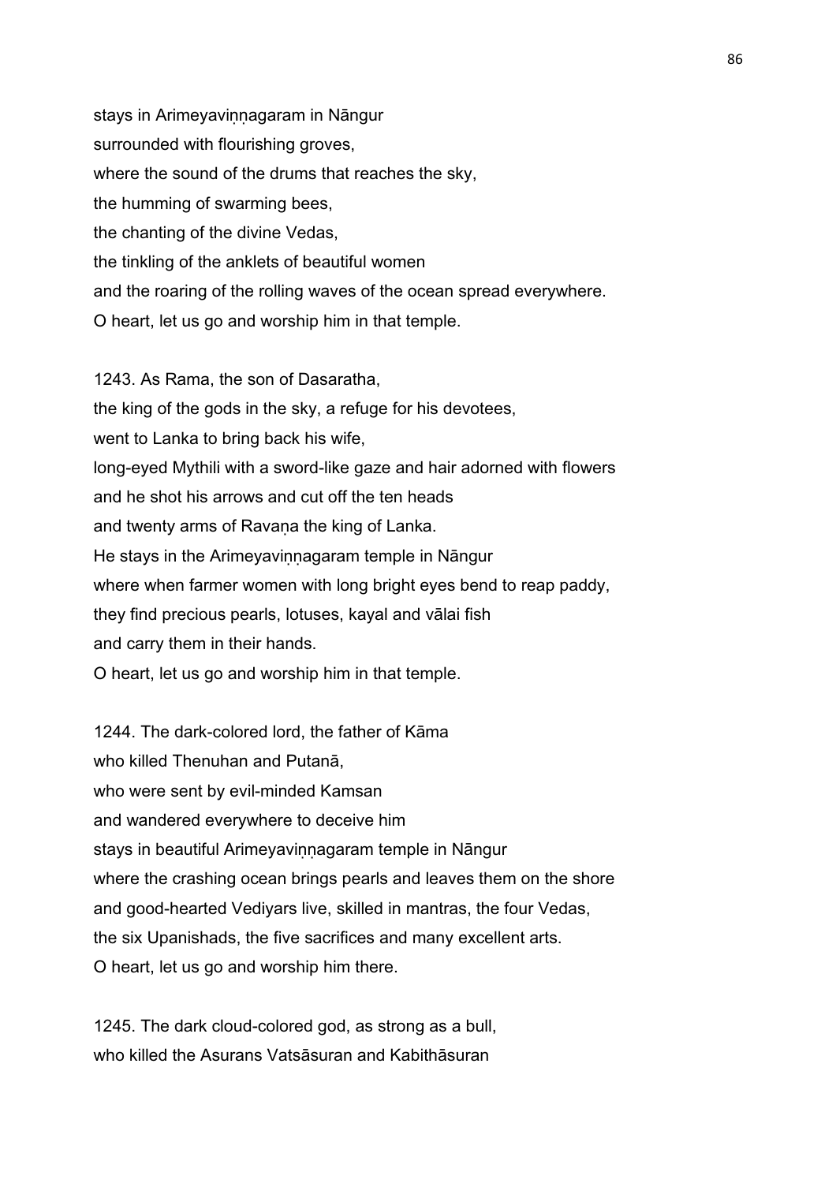stays in Arimeyaviṇṇagaram in Nāngur
surrounded with flourishing groves,
where the sound of the drums that reaches the sky,
the humming of swarming bees,
the chanting of the divine Vedas,
the tinkling of the anklets of beautiful women
and the roaring of the rolling waves of the ocean spread everywhere.
O heart, let us go and worship him in that temple.

1243. As Rama, the son of Dasaratha,
the king of the gods in the sky, a refuge for his devotees,
went to Lanka to bring back his wife,
long-eyed Mythili with a sword-like gaze and hair adorned with flowers
and he shot his arrows and cut off the ten heads
and twenty arms of Ravaṇa the king of Lanka.
He stays in the Arimeyaviṇṇagaram temple in Nāngur
where when farmer women with long bright eyes bend to reap paddy,
they find precious pearls, lotuses, kayal and vālai fish
and carry them in their hands.
O heart, let us go and worship him in that temple.

1244. The dark-colored lord, the father of Kāma
who killed Thenuhan and Putanā,
who were sent by evil-minded Kamsan
and wandered everywhere to deceive him
stays in beautiful Arimeyaviṇṇagaram temple in Nāngur
where the crashing ocean brings pearls and leaves them on the shore
and good-hearted Vediyars live, skilled in mantras, the four Vedas,
the six Upanishads, the five sacrifices and many excellent arts.
O heart, let us go and worship him there.

1245. The dark cloud-colored god, as strong as a bull,
who killed the Asurans Vatsāsuran and Kabithāsuran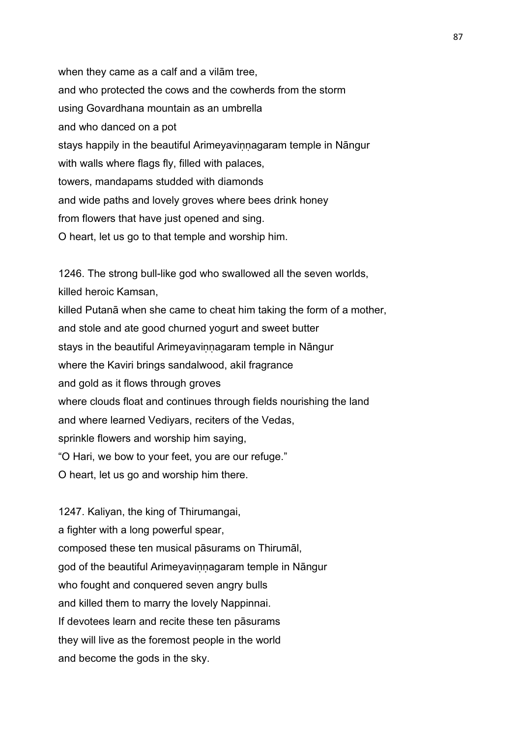when they came as a calf and a vilām tree,
and who protected the cows and the cowherds from the storm
using Govardhana mountain as an umbrella
and who danced on a pot
stays happily in the beautiful Arimeyaviṇṇagaram temple in Nāngur
with walls where flags fly, filled with palaces,
towers, mandapams studded with diamonds
and wide paths and lovely groves where bees drink honey
from flowers that have just opened and sing.
O heart, let us go to that temple and worship him.

1246. The strong bull-like god who swallowed all the seven worlds,
killed heroic Kamsan,
killed Putanā when she came to cheat him taking the form of a mother,
and stole and ate good churned yogurt and sweet butter
stays in the beautiful Arimeyaviṇṇagaram temple in Nāngur
where the Kaviri brings sandalwood, akil fragrance
and gold as it flows through groves
where clouds float and continues through fields nourishing the land
and where learned Vediyars, reciters of the Vedas,
sprinkle flowers and worship him saying,
"O Hari, we bow to your feet, you are our refuge."
O heart, let us go and worship him there.

1247. Kaliyan, the king of Thirumangai,
a fighter with a long powerful spear,
composed these ten musical pāsurams on Thirumāl,
god of the beautiful Arimeyaviṇṇagaram temple in Nāngur
who fought and conquered seven angry bulls
and killed them to marry the lovely Nappinnai.
If devotees learn and recite these ten pāsurams
they will live as the foremost people in the world
and become the gods in the sky.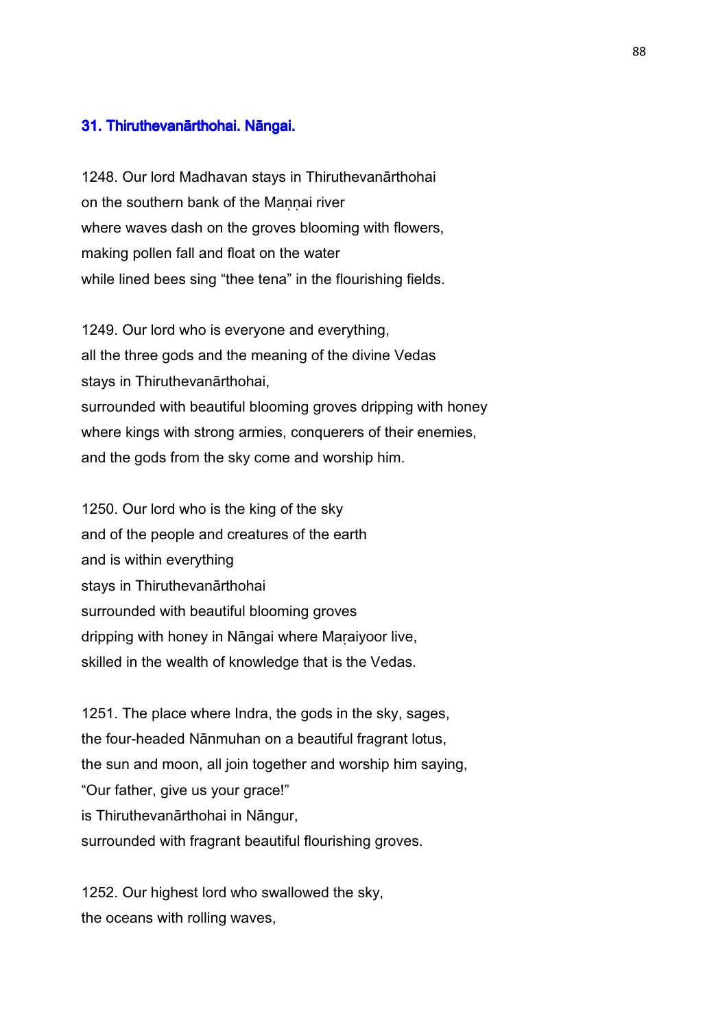### 31. Thiruthevanārthohai. Nāngai.

1248. Our lord Madhavan stays in Thiruthevanārthohai
on the southern bank of the Maṇṇai river
where waves dash on the groves blooming with flowers,
making pollen fall and float on the water
while lined bees sing "thee tena" in the flourishing fields.

1249. Our lord who is everyone and everything,
all the three gods and the meaning of the divine Vedas
stays in Thiruthevanārthohai,
surrounded with beautiful blooming groves dripping with honey
where kings with strong armies, conquerers of their enemies,
and the gods from the sky come and worship him.

1250. Our lord who is the king of the sky
and of the people and creatures of the earth
and is within everything
stays in Thiruthevanārthohai
surrounded with beautiful blooming groves
dripping with honey in Nāngai where Maṛaiyoor live,
skilled in the wealth of knowledge that is the Vedas.

1251. The place where Indra, the gods in the sky, sages,
the four-headed Nānmuhan on a beautiful fragrant lotus,
the sun and moon, all join together and worship him saying,
"Our father, give us your grace!"
is Thiruthevanārthohai in Nāngur,
surrounded with fragrant beautiful flourishing groves.

1252. Our highest lord who swallowed the sky,
the oceans with rolling waves,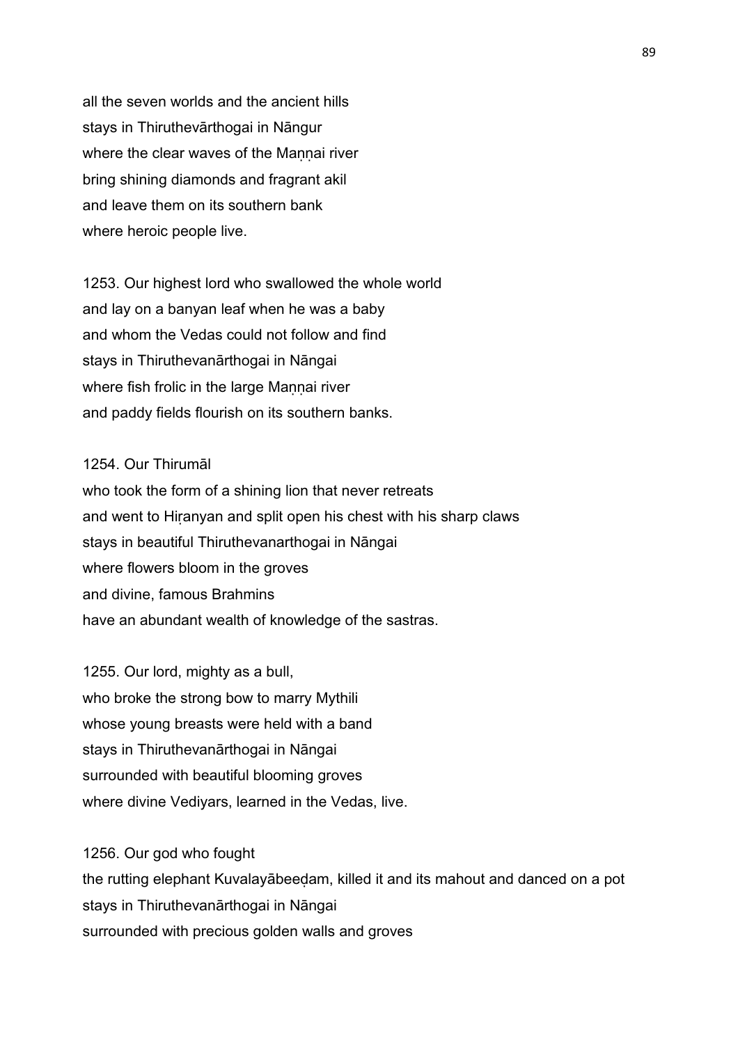all the seven worlds and the ancient hills
stays in Thiruthevārthogai in Nāngur
where the clear waves of the Maṇṇai river
bring shining diamonds and fragrant akil
and leave them on its southern bank
where heroic people live.

1253. Our highest lord who swallowed the whole world
and lay on a banyan leaf when he was a baby
and whom the Vedas could not follow and find
stays in Thiruthevanārthogai in Nāngai
where fish frolic in the large Maṇṇai river
and paddy fields flourish on its southern banks.

1254. Our Thirumāl
who took the form of a shining lion that never retreats
and went to Hiṛanyan and split open his chest with his sharp claws
stays in beautiful Thiruthevanarthogai in Nāngai
where flowers bloom in the groves
and divine, famous Brahmins
have an abundant wealth of knowledge of the sastras.

1255. Our lord, mighty as a bull,
who broke the strong bow to marry Mythili
whose young breasts were held with a band
stays in Thiruthevanārthogai in Nāngai
surrounded with beautiful blooming groves
where divine Vediyars, learned in the Vedas, live.

1256. Our god who fought
the rutting elephant Kuvalayābeeḍam, killed it and its mahout and danced on a pot
stays in Thiruthevanārthogai in Nāngai
surrounded with precious golden walls and groves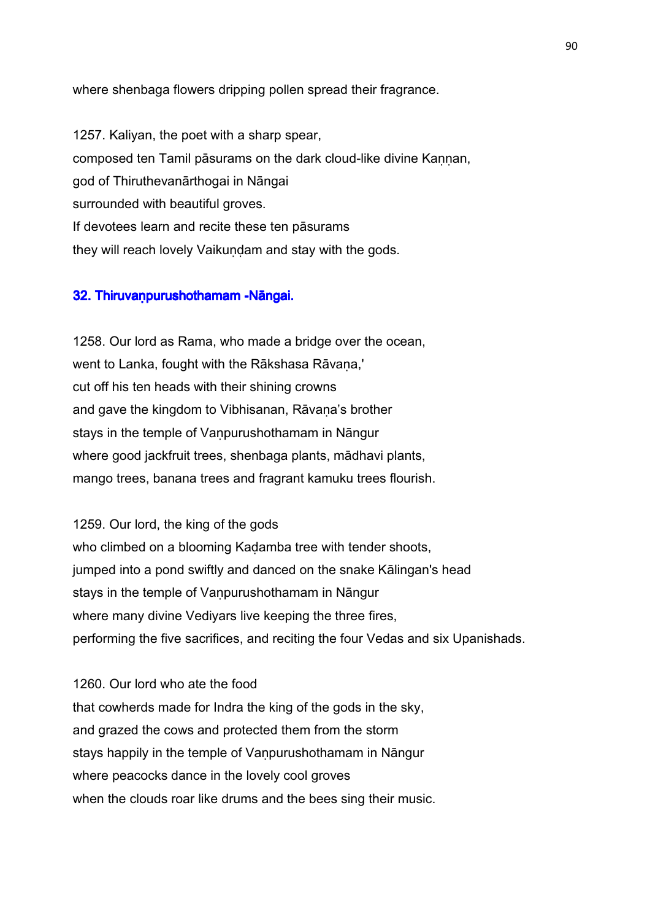where shenbaga flowers dripping pollen spread their fragrance.

1257. Kaliyan, the poet with a sharp spear,
composed ten Tamil pāsurams on the dark cloud-like divine Kaṇṇan,
god of Thiruthevanārthogai in Nāngai
surrounded with beautiful groves.
If devotees learn and recite these ten pāsurams
they will reach lovely Vaikuṇḍam and stay with the gods.

## 32. Thiruvaṇpurushothamam -Nāngai.

1258. Our lord as Rama, who made a bridge over the ocean,
went to Lanka, fought with the Rākshasa Rāvaṇa,'
cut off his ten heads with their shining crowns
and gave the kingdom to Vibhisanan, Rāvaṇa's brother
stays in the temple of Vaṇpurushothamam in Nāngur
where good jackfruit trees, shenbaga plants, mādhavi plants,
mango trees, banana trees and fragrant kamuku trees flourish.

1259. Our lord, the king of the gods
who climbed on a blooming Kaḍamba tree with tender shoots,
jumped into a pond swiftly and danced on the snake Kālingan's head
stays in the temple of Vaṇpurushothamam in Nāngur
where many divine Vediyars live keeping the three fires,
performing the five sacrifices, and reciting the four Vedas and six Upanishads.

1260. Our lord who ate the food
that cowherds made for Indra the king of the gods in the sky,
and grazed the cows and protected them from the storm
stays happily in the temple of Vaṇpurushothamam in Nāngur
where peacocks dance in the lovely cool groves
when the clouds roar like drums and the bees sing their music.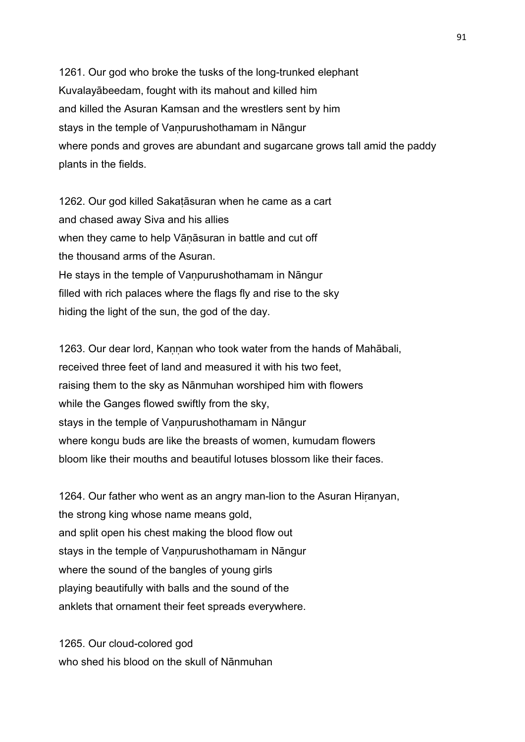1261. Our god who broke the tusks of the long-trunked elephant
Kuvalayābeedam, fought with its mahout and killed him
and killed the Asuran Kamsan and the wrestlers sent by him
stays in the temple of Vaṇpurushothamam in Nāngur
where ponds and groves are abundant and sugarcane grows tall amid the paddy plants in the fields.

1262. Our god killed Sakaṭāsuran when he came as a cart
and chased away Siva and his allies
when they came to help Vāṇāsuran in battle and cut off
the thousand arms of the Asuran.
He stays in the temple of Vaṇpurushothamam in Nāngur
filled with rich palaces where the flags fly and rise to the sky
hiding the light of the sun, the god of the day.

1263. Our dear lord, Kaṇṇan who took water from the hands of Mahābali,
received three feet of land and measured it with his two feet,
raising them to the sky as Nānmuhan worshiped him with flowers
while the Ganges flowed swiftly from the sky,
stays in the temple of Vaṇpurushothamam in Nāngur
where kongu buds are like the breasts of women, kumudam flowers
bloom like their mouths and beautiful lotuses blossom like their faces.

1264. Our father who went as an angry man-lion to the Asuran Hiṛanyan,
the strong king whose name means gold,
and split open his chest making the blood flow out
stays in the temple of Vaṇpurushothamam in Nāngur
where the sound of the bangles of young girls
playing beautifully with balls and the sound of the
anklets that ornament their feet spreads everywhere.

1265. Our cloud-colored god
who shed his blood on the skull of Nānmuhan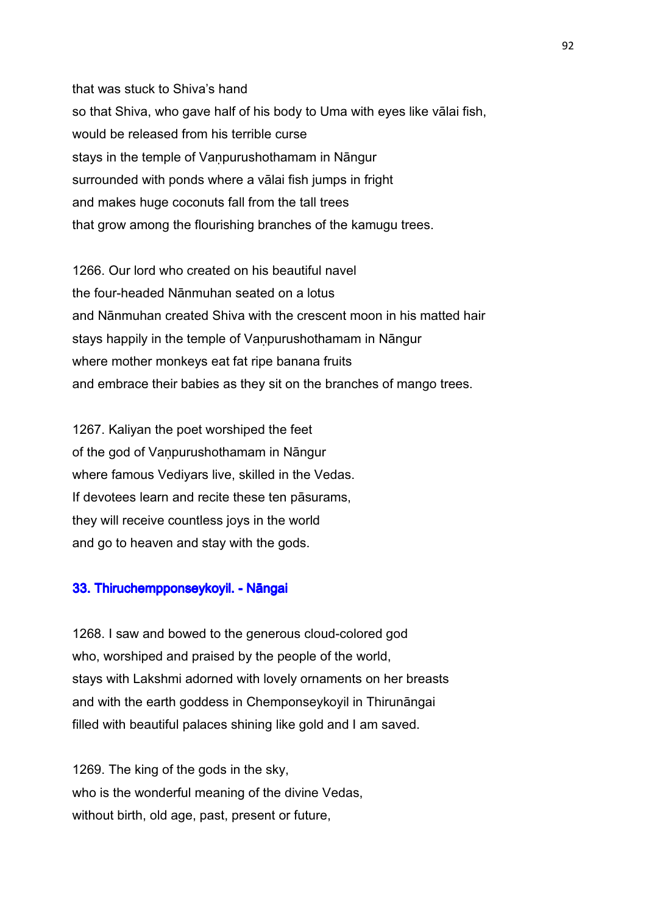that was stuck to Shiva's hand
so that Shiva, who gave half of his body to Uma with eyes like vālai fish,
would be released from his terrible curse
stays in the temple of Vaṇpurushothamam in Nāngur
surrounded with ponds where a vālai fish jumps in fright
and makes huge coconuts fall from the tall trees
that grow among the flourishing branches of the kamugu trees.

1266. Our lord who created on his beautiful navel
the four-headed Nānmuhan seated on a lotus
and Nānmuhan created Shiva with the crescent moon in his matted hair
stays happily in the temple of Vaṇpurushothamam in Nāngur
where mother monkeys eat fat ripe banana fruits
and embrace their babies as they sit on the branches of mango trees.

1267. Kaliyan the poet worshiped the feet
of the god of Vaṇpurushothamam in Nāngur
where famous Vediyars live, skilled in the Vedas.
If devotees learn and recite these ten pāsurams,
they will receive countless joys in the world
and go to heaven and stay with the gods.

### 33. Thiruchempponseykoyil. - Nāngai

1268. I saw and bowed to the generous cloud-colored god
who, worshiped and praised by the people of the world,
stays with Lakshmi adorned with lovely ornaments on her breasts
and with the earth goddess in Chemponseykoyil in Thirunāngai
filled with beautiful palaces shining like gold and I am saved.

1269. The king of the gods in the sky,
who is the wonderful meaning of the divine Vedas,
without birth, old age, past, present or future,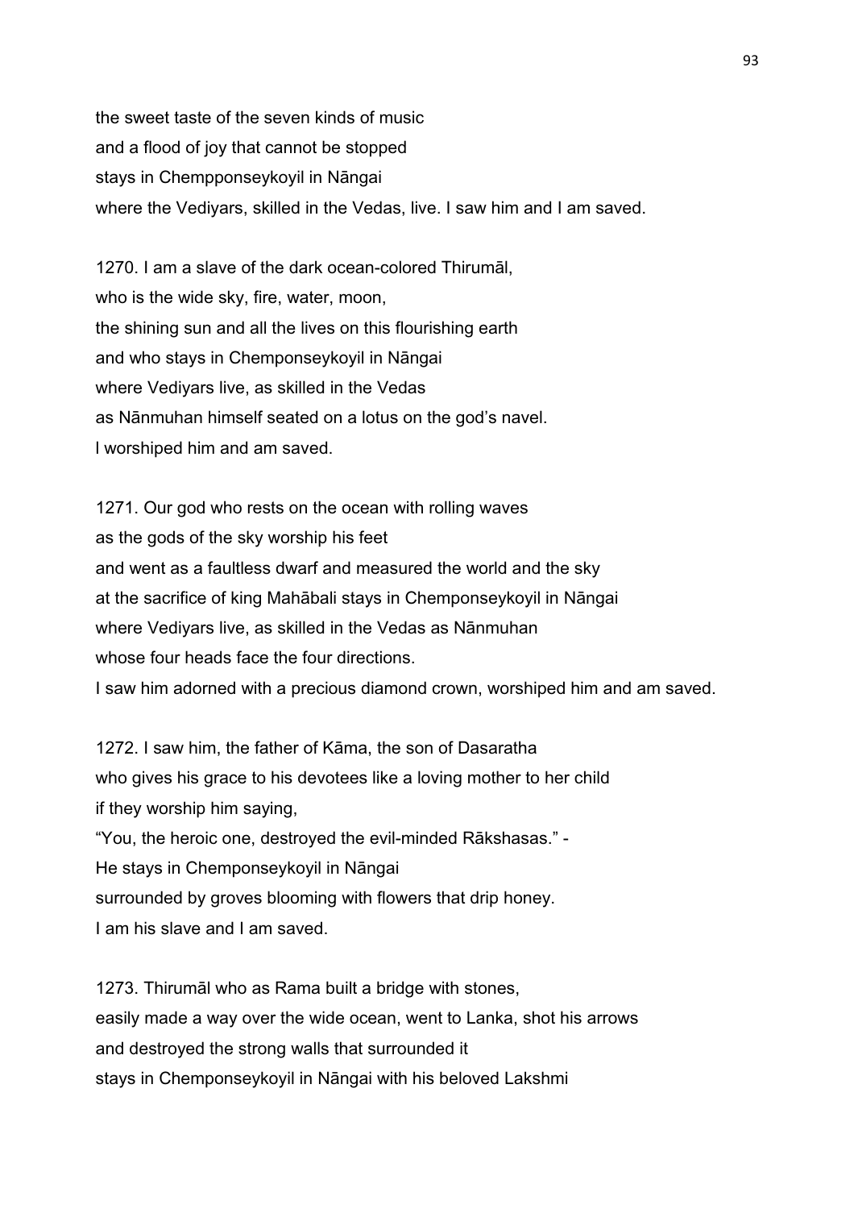the sweet taste of the seven kinds of music
and a flood of joy that cannot be stopped
stays in Chempponseykoyil in Nāngai
where the Vediyars, skilled in the Vedas, live. I saw him and I am saved.

1270. I am a slave of the dark ocean-colored Thirumāl,
who is the wide sky, fire, water, moon,
the shining sun and all the lives on this flourishing earth
and who stays in Chemponseykoyil in Nāngai
where Vediyars live, as skilled in the Vedas
as Nānmuhan himself seated on a lotus on the god's navel.
I worshiped him and am saved.

1271. Our god who rests on the ocean with rolling waves
as the gods of the sky worship his feet
and went as a faultless dwarf and measured the world and the sky
at the sacrifice of king Mahābali stays in Chemponseykoyil in Nāngai
where Vediyars live, as skilled in the Vedas as Nānmuhan
whose four heads face the four directions.
I saw him adorned with a precious diamond crown, worshiped him and am saved.

1272. I saw him, the father of Kāma, the son of Dasaratha
who gives his grace to his devotees like a loving mother to her child
if they worship him saying,
"You, the heroic one, destroyed the evil-minded Rākshasas." -
He stays in Chemponseykoyil in Nāngai
surrounded by groves blooming with flowers that drip honey.
I am his slave and I am saved.

1273. Thirumāl who as Rama built a bridge with stones,
easily made a way over the wide ocean, went to Lanka, shot his arrows
and destroyed the strong walls that surrounded it
stays in Chemponseykoyil in Nāngai with his beloved Lakshmi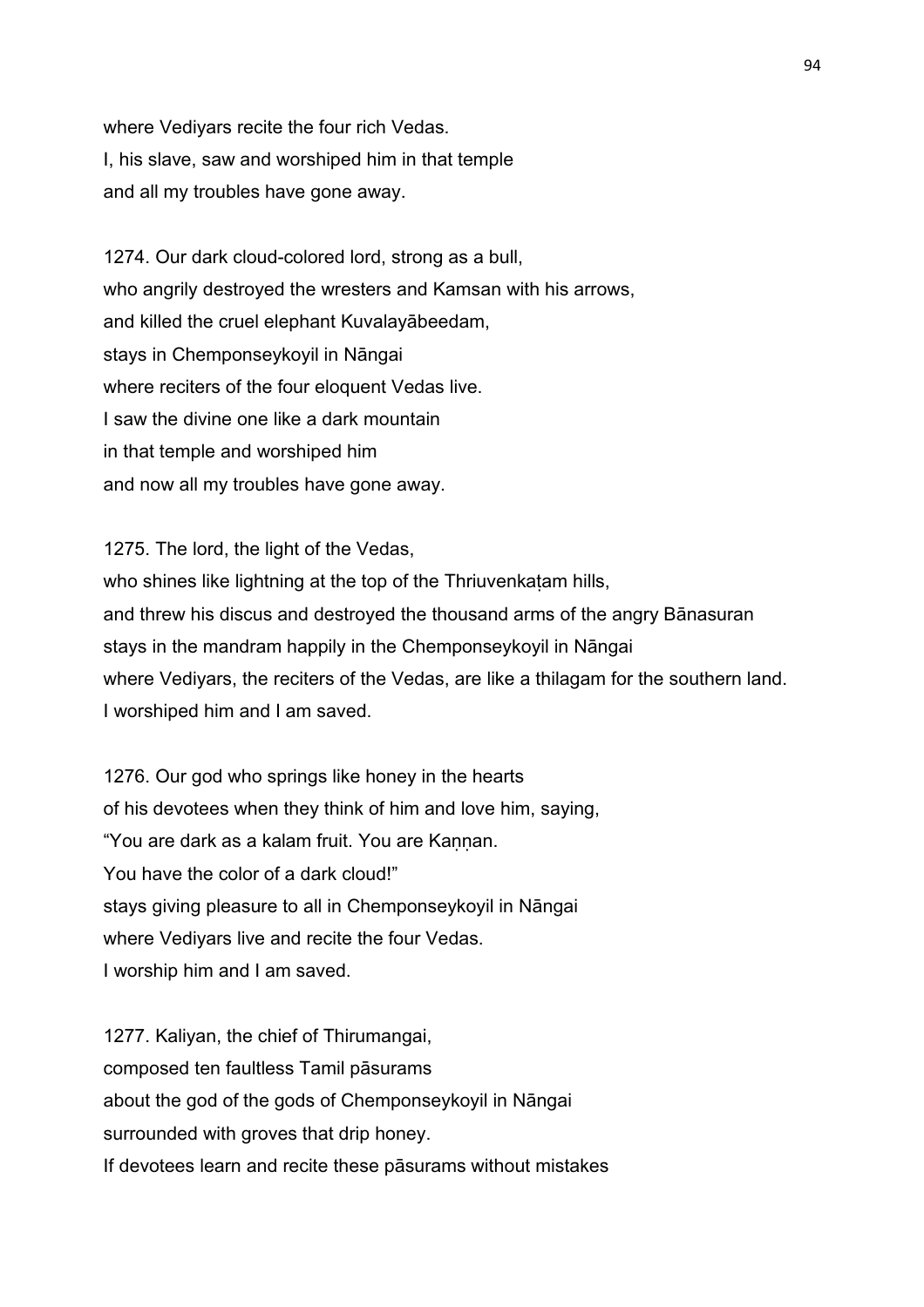where Vediyars recite the four rich Vedas.
I, his slave, saw and worshiped him in that temple
and all my troubles have gone away.

1274. Our dark cloud-colored lord, strong as a bull,
who angrily destroyed the wresters and Kamsan with his arrows,
and killed the cruel elephant Kuvalayābeedam,
stays in Chemponseykoyil in Nāngai
where reciters of the four eloquent Vedas live.
I saw the divine one like a dark mountain
in that temple and worshiped him
and now all my troubles have gone away.

1275. The lord, the light of the Vedas,
who shines like lightning at the top of the Thriuvenkaṭam hills,
and threw his discus and destroyed the thousand arms of the angry Bānasuran
stays in the mandram happily in the Chemponseykoyil in Nāngai
where Vediyars, the reciters of the Vedas, are like a thilagam for the southern land.
I worshiped him and I am saved.

1276. Our god who springs like honey in the hearts
of his devotees when they think of him and love him, saying,
"You are dark as a kalam fruit. You are Kaṇṇan.
You have the color of a dark cloud!"
stays giving pleasure to all in Chemponseykoyil in Nāngai
where Vediyars live and recite the four Vedas.
I worship him and I am saved.

1277. Kaliyan, the chief of Thirumangai,
composed ten faultless Tamil pāsurams
about the god of the gods of Chemponseykoyil in Nāngai
surrounded with groves that drip honey.
If devotees learn and recite these pāsurams without mistakes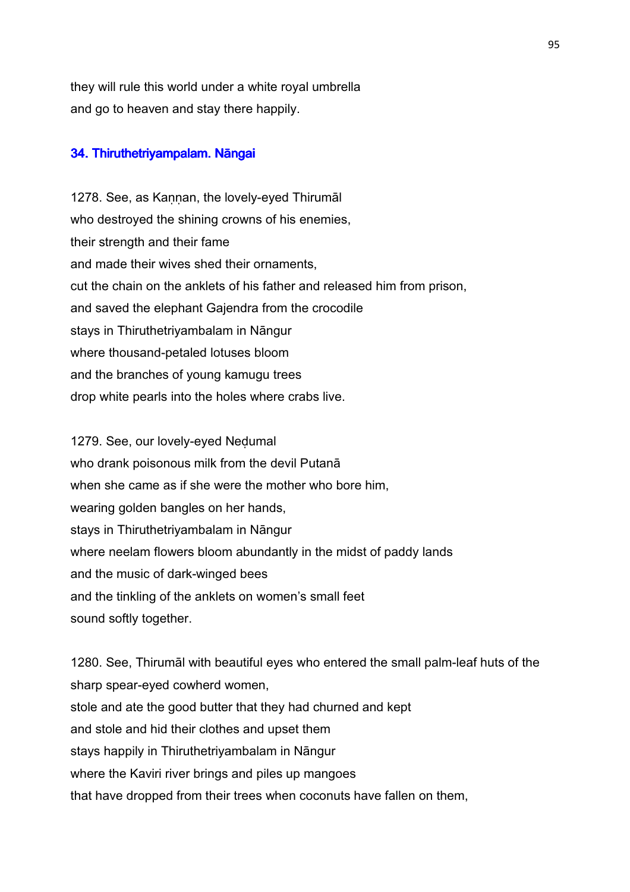they will rule this world under a white royal umbrella
and go to heaven and stay there happily.

### 34. Thiruthetriyampalam. Nāngai

1278. See, as Kaṇṇan, the lovely-eyed Thirumāl
who destroyed the shining crowns of his enemies,
their strength and their fame
and made their wives shed their ornaments,
cut the chain on the anklets of his father and released him from prison,
and saved the elephant Gajendra from the crocodile
stays in Thiruthetriyambalam in Nāngur
where thousand-petaled lotuses bloom
and the branches of young kamugu trees
drop white pearls into the holes where crabs live.

1279. See, our lovely-eyed Neḍumal
who drank poisonous milk from the devil Putanā
when she came as if she were the mother who bore him,
wearing golden bangles on her hands,
stays in Thiruthetriyambalam in Nāngur
where neelam flowers bloom abundantly in the midst of paddy lands
and the music of dark-winged bees
and the tinkling of the anklets on women's small feet
sound softly together.

1280. See, Thirumāl with beautiful eyes who entered the small palm-leaf huts of the sharp spear-eyed cowherd women,
stole and ate the good butter that they had churned and kept
and stole and hid their clothes and upset them
stays happily in Thiruthetriyambalam in Nāngur
where the Kaviri river brings and piles up mangoes
that have dropped from their trees when coconuts have fallen on them,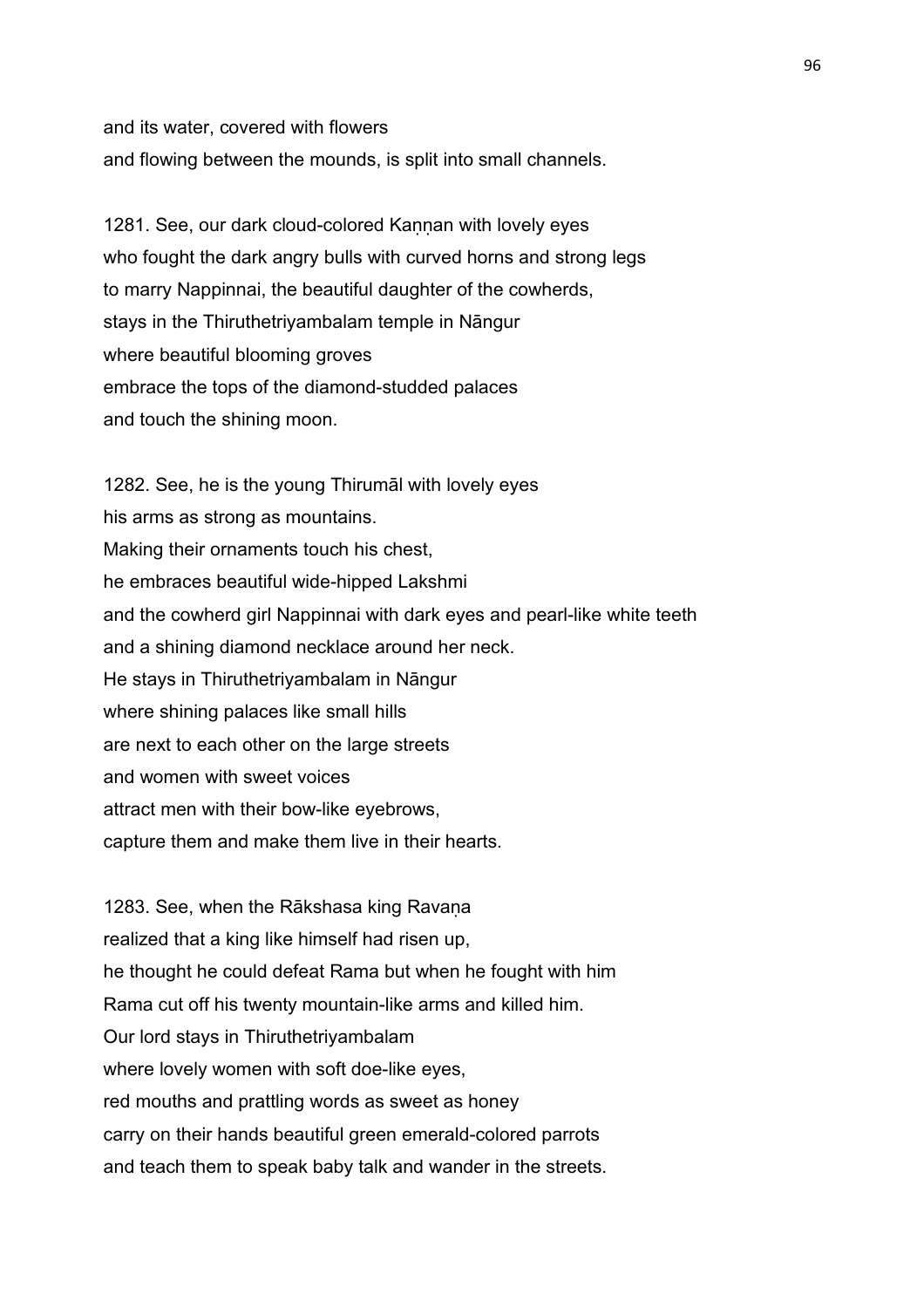and its water, covered with flowers
and flowing between the mounds, is split into small channels.

1281. See, our dark cloud-colored Kaṇṇan with lovely eyes
who fought the dark angry bulls with curved horns and strong legs
to marry Nappinnai, the beautiful daughter of the cowherds,
stays in the Thiruthetriyambalam temple in Nāngur
where beautiful blooming groves
embrace the tops of the diamond-studded palaces
and touch the shining moon.

1282. See, he is the young Thirumāl with lovely eyes
his arms as strong as mountains.
Making their ornaments touch his chest,
he embraces beautiful wide-hipped Lakshmi
and the cowherd girl Nappinnai with dark eyes and pearl-like white teeth
and a shining diamond necklace around her neck.
He stays in Thiruthetriyambalam in Nāngur
where shining palaces like small hills
are next to each other on the large streets
and women with sweet voices
attract men with their bow-like eyebrows,
capture them and make them live in their hearts.

1283. See, when the Rākshasa king Ravaṇa
realized that a king like himself had risen up,
he thought he could defeat Rama but when he fought with him
Rama cut off his twenty mountain-like arms and killed him.
Our lord stays in Thiruthetriyambalam
where lovely women with soft doe-like eyes,
red mouths and prattling words as sweet as honey
carry on their hands beautiful green emerald-colored parrots
and teach them to speak baby talk and wander in the streets.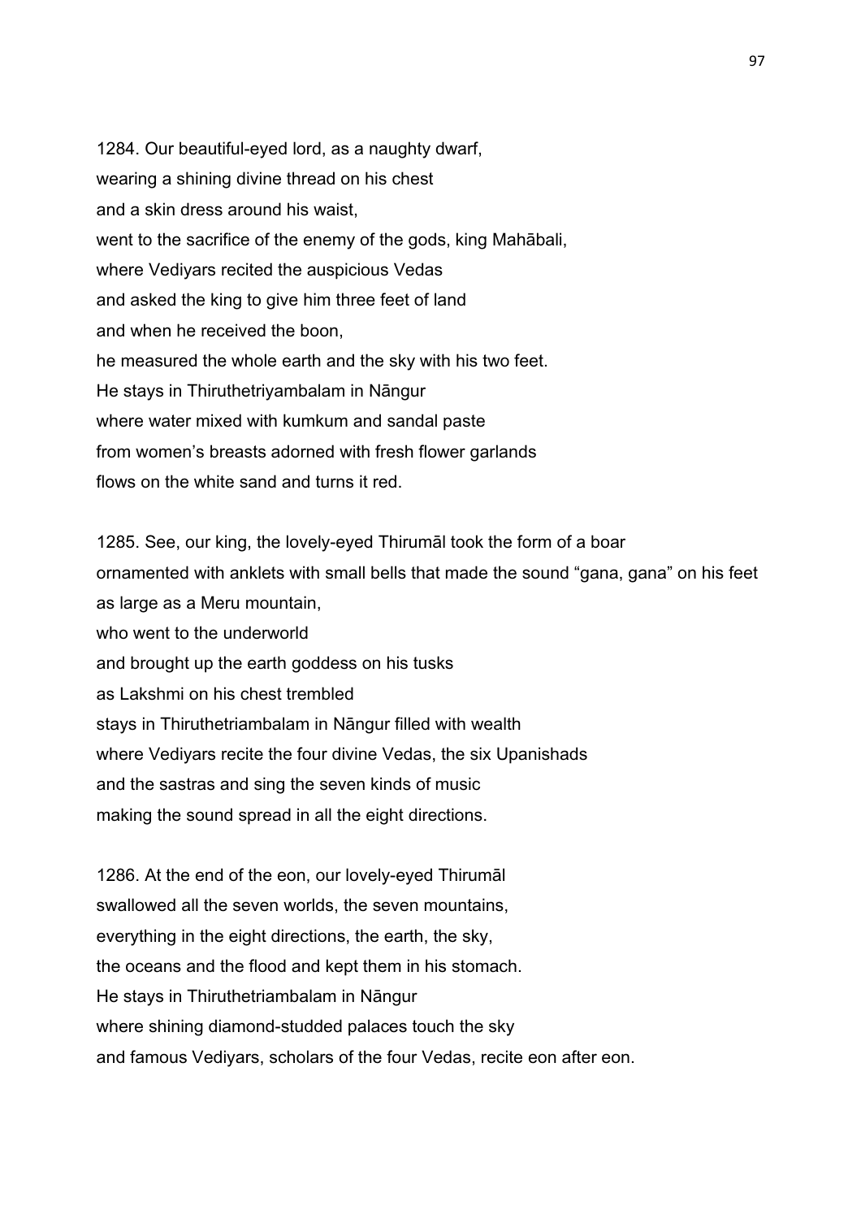1284. Our beautiful-eyed lord, as a naughty dwarf,
wearing a shining divine thread on his chest
and a skin dress around his waist,
went to the sacrifice of the enemy of the gods, king Mahābali,
where Vediyars recited the auspicious Vedas
and asked the king to give him three feet of land
and when he received the boon,
he measured the whole earth and the sky with his two feet.
He stays in Thiruthetriyambalam in Nāngur
where water mixed with kumkum and sandal paste
from women's breasts adorned with fresh flower garlands
flows on the white sand and turns it red.

1285. See, our king, the lovely-eyed Thirumāl took the form of a boar
ornamented with anklets with small bells that made the sound "gana, gana" on his feet
as large as a Meru mountain,
who went to the underworld
and brought up the earth goddess on his tusks
as Lakshmi on his chest trembled
stays in Thiruthetriambalam in Nāngur filled with wealth
where Vediyars recite the four divine Vedas, the six Upanishads
and the sastras and sing the seven kinds of music
making the sound spread in all the eight directions.

1286. At the end of the eon, our lovely-eyed Thirumāl
swallowed all the seven worlds, the seven mountains,
everything in the eight directions, the earth, the sky,
the oceans and the flood and kept them in his stomach.
He stays in Thiruthetriambalam in Nāngur
where shining diamond-studded palaces touch the sky
and famous Vediyars, scholars of the four Vedas, recite eon after eon.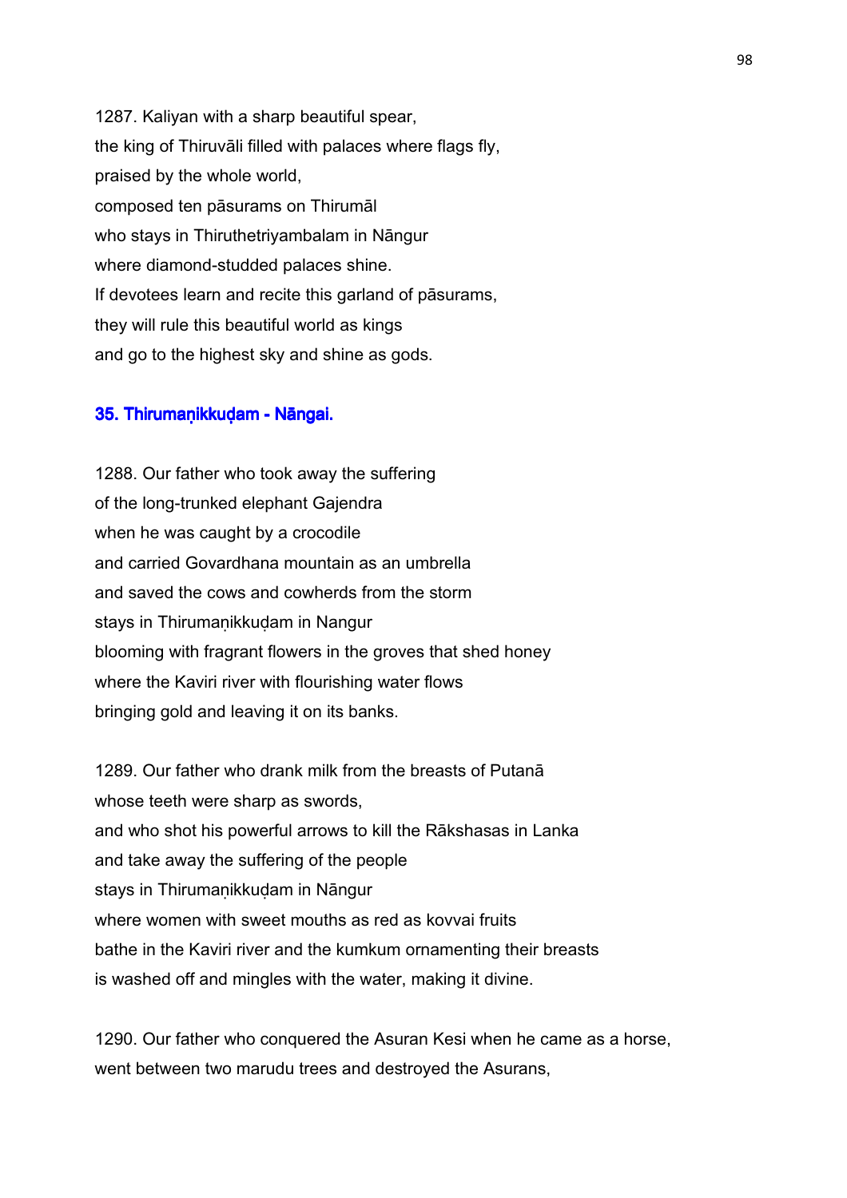1287. Kaliyan with a sharp beautiful spear,
the king of Thiruvāli filled with palaces where flags fly,
praised by the whole world,
composed ten pāsurams on Thirumāl
who stays in Thiruthetriyambalam in Nāngur
where diamond-studded palaces shine.
If devotees learn and recite this garland of pāsurams,
they will rule this beautiful world as kings
and go to the highest sky and shine as gods.

## 35. Thirumaṇikkuḍam - Nāngai.

1288. Our father who took away the suffering
of the long-trunked elephant Gajendra
when he was caught by a crocodile
and carried Govardhana mountain as an umbrella
and saved the cows and cowherds from the storm
stays in Thirumaṇikkuḍam in Nangur
blooming with fragrant flowers in the groves that shed honey
where the Kaviri river with flourishing water flows
bringing gold and leaving it on its banks.

1289. Our father who drank milk from the breasts of Putanā
whose teeth were sharp as swords,
and who shot his powerful arrows to kill the Rākshasas in Lanka
and take away the suffering of the people
stays in Thirumaṇikkuḍam in Nāngur
where women with sweet mouths as red as kovvai fruits
bathe in the Kaviri river and the kumkum ornamenting their breasts
is washed off and mingles with the water, making it divine.

1290. Our father who conquered the Asuran Kesi when he came as a horse,
went between two marudu trees and destroyed the Asurans,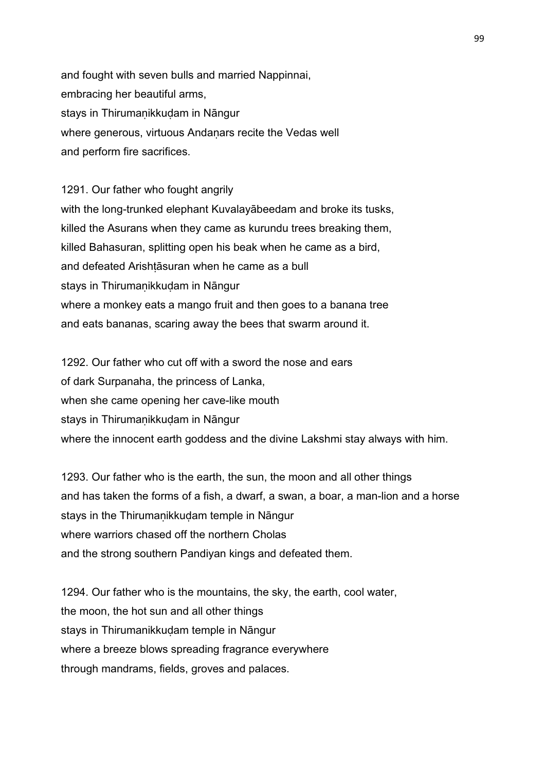and fought with seven bulls and married Nappinnai,
embracing her beautiful arms,
stays in Thirumaṇikkuḍam in Nāngur
where generous, virtuous Andaṇars recite the Vedas well
and perform fire sacrifices.

1291. Our father who fought angrily
with the long-trunked elephant Kuvalayābeedam and broke its tusks,
killed the Asurans when they came as kurundu trees breaking them,
killed Bahasuran, splitting open his beak when he came as a bird,
and defeated Arishṭāsuran when he came as a bull
stays in Thirumaṇikkuḍam in Nāngur
where a monkey eats a mango fruit and then goes to a banana tree
and eats bananas, scaring away the bees that swarm around it.

1292. Our father who cut off with a sword the nose and ears
of dark Surpanaha, the princess of Lanka,
when she came opening her cave-like mouth
stays in Thirumaṇikkuḍam in Nāngur
where the innocent earth goddess and the divine Lakshmi stay always with him.

1293. Our father who is the earth, the sun, the moon and all other things
and has taken the forms of a fish, a dwarf, a swan, a boar, a man-lion and a horse
stays in the Thirumaṇikkuḍam temple in Nāngur
where warriors chased off the northern Cholas
and the strong southern Pandiyan kings and defeated them.

1294. Our father who is the mountains, the sky, the earth, cool water,
the moon, the hot sun and all other things
stays in Thirumanikkuḍam temple in Nāngur
where a breeze blows spreading fragrance everywhere
through mandrams, fields, groves and palaces.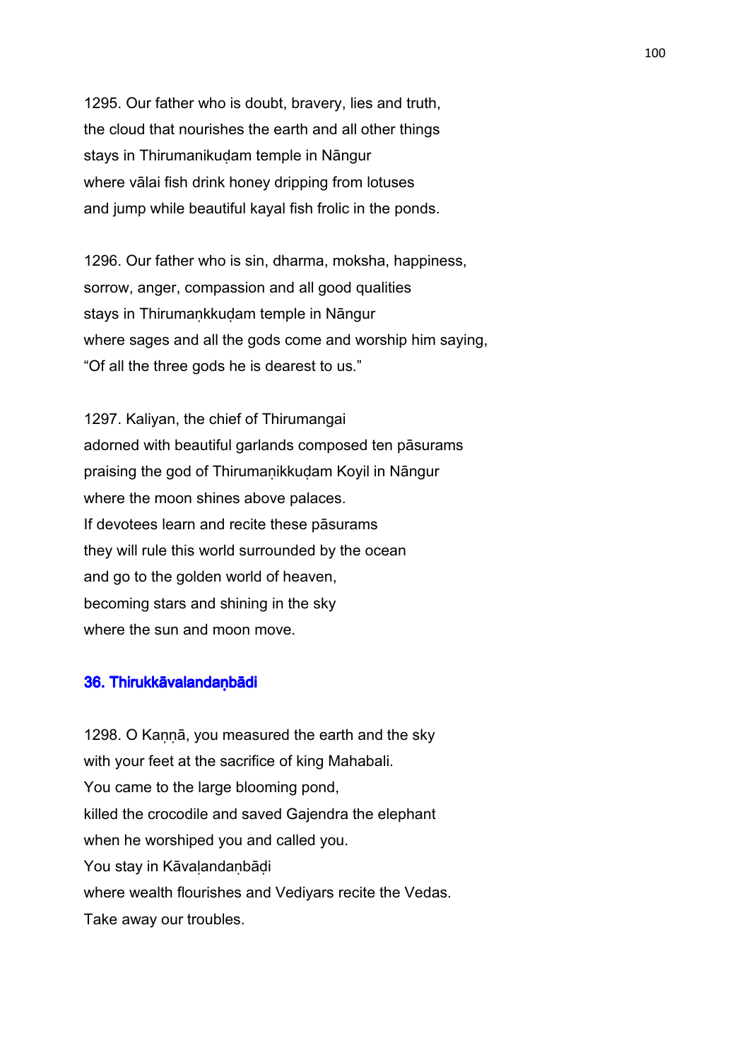1295. Our father who is doubt, bravery, lies and truth,
the cloud that nourishes the earth and all other things
stays in Thirumanikuḍam temple in Nāngur
where vālai fish drink honey dripping from lotuses
and jump while beautiful kayal fish frolic in the ponds.

1296. Our father who is sin, dharma, moksha, happiness,
sorrow, anger, compassion and all good qualities
stays in Thirumaṇkkuḍam temple in Nāngur
where sages and all the gods come and worship him saying,
"Of all the three gods he is dearest to us."

1297. Kaliyan, the chief of Thirumangai
adorned with beautiful garlands composed ten pāsurams
praising the god of Thirumaṇikkuḍam Koyil in Nāngur
where the moon shines above palaces.
If devotees learn and recite these pāsurams
they will rule this world surrounded by the ocean
and go to the golden world of heaven,
becoming stars and shining in the sky
where the sun and moon move.

## 36. Thirukkāvalandaṇbādi

1298. O Kaṇṇā, you measured the earth and the sky
with your feet at the sacrifice of king Mahabali.
You came to the large blooming pond,
killed the crocodile and saved Gajendra the elephant
when he worshiped you and called you.
You stay in Kāvaḷandaṇbāḍi
where wealth flourishes and Vediyars recite the Vedas.
Take away our troubles.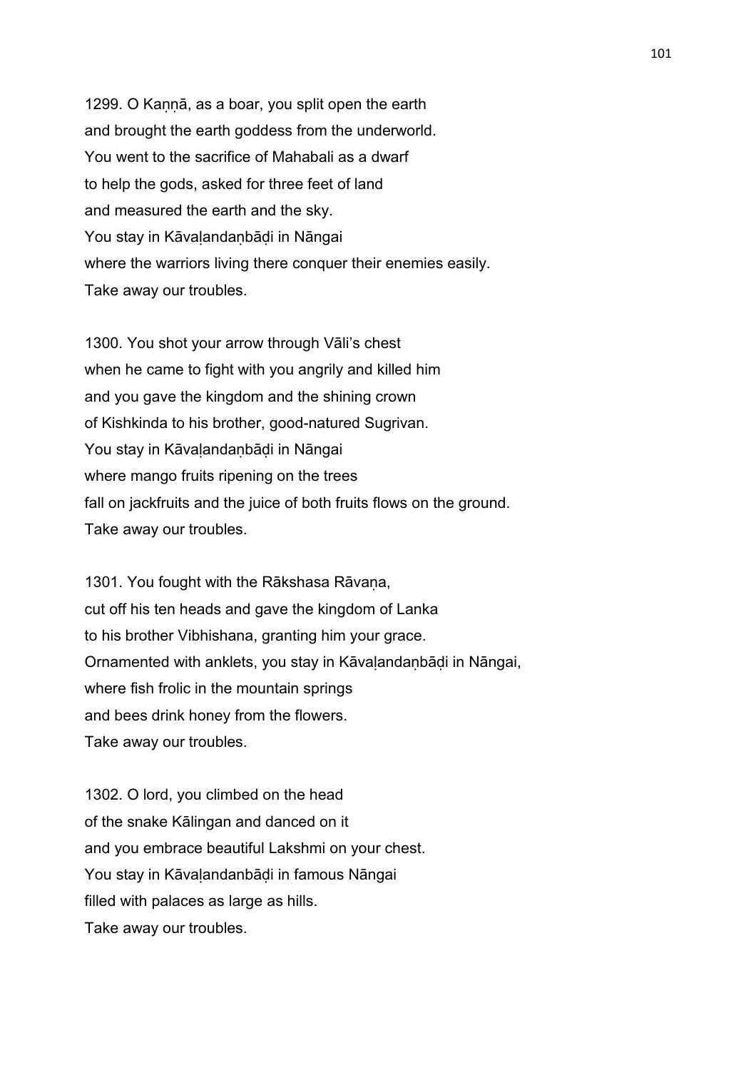1299. O Kaṇṇā, as a boar, you split open the earth
and brought the earth goddess from the underworld.
You went to the sacrifice of Mahabali as a dwarf
to help the gods, asked for three feet of land
and measured the earth and the sky.
You stay in Kāvaḷandaṇbāḍi in Nāngai
where the warriors living there conquer their enemies easily.
Take away our troubles.

1300. You shot your arrow through Vāli's chest
when he came to fight with you angrily and killed him
and you gave the kingdom and the shining crown
of Kishkinda to his brother, good-natured Sugrivan.
You stay in Kāvaḷandaṇbāḍi in Nāngai
where mango fruits ripening on the trees
fall on jackfruits and the juice of both fruits flows on the ground.
Take away our troubles.

1301. You fought with the Rākshasa Rāvaṇa,
cut off his ten heads and gave the kingdom of Lanka
to his brother Vibhishana, granting him your grace.
Ornamented with anklets, you stay in Kāvaḷandaṇbāḍi in Nāngai,
where fish frolic in the mountain springs
and bees drink honey from the flowers.
Take away our troubles.

1302. O lord, you climbed on the head
of the snake Kālingan and danced on it
and you embrace beautiful Lakshmi on your chest.
You stay in Kāvaḷandanbāḍi in famous Nāngai
filled with palaces as large as hills.
Take away our troubles.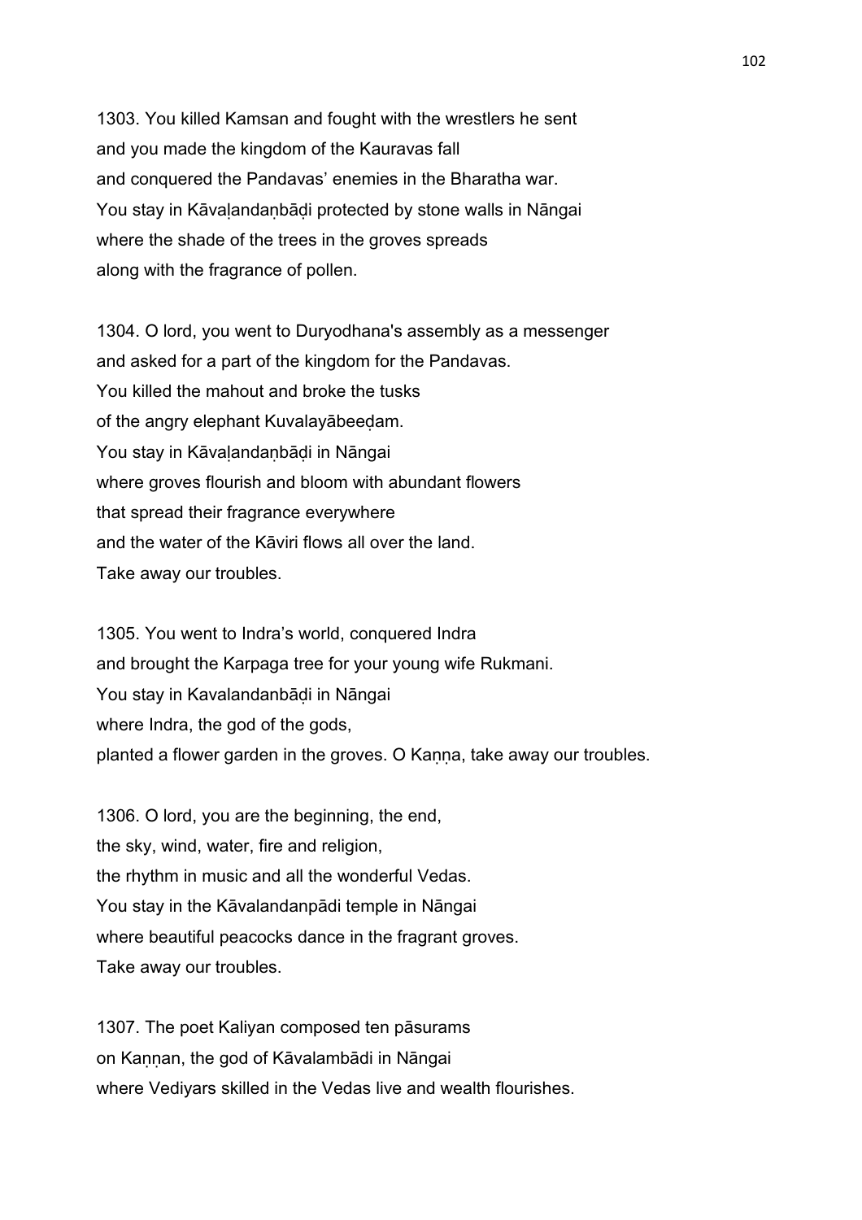1303. You killed Kamsan and fought with the wrestlers he sent
and you made the kingdom of the Kauravas fall
and conquered the Pandavas' enemies in the Bharatha war.
You stay in Kāvaḷandaṇbāḍi protected by stone walls in Nāngai
where the shade of the trees in the groves spreads
along with the fragrance of pollen.

1304. O lord, you went to Duryodhana's assembly as a messenger
and asked for a part of the kingdom for the Pandavas.
You killed the mahout and broke the tusks
of the angry elephant Kuvalayābeeḍam.
You stay in Kāvaḷandaṇbāḍi in Nāngai
where groves flourish and bloom with abundant flowers
that spread their fragrance everywhere
and the water of the Kāviri flows all over the land.
Take away our troubles.

1305. You went to Indra's world, conquered Indra
and brought the Karpaga tree for your young wife Rukmani.
You stay in Kavalandanbāḍi in Nāngai
where Indra, the god of the gods,
planted a flower garden in the groves. O Kaṇṇa, take away our troubles.

1306. O lord, you are the beginning, the end,
the sky, wind, water, fire and religion,
the rhythm in music and all the wonderful Vedas.
You stay in the Kāvalandanpādi temple in Nāngai
where beautiful peacocks dance in the fragrant groves.
Take away our troubles.

1307. The poet Kaliyan composed ten pāsurams
on Kaṇṇan, the god of Kāvalambādi in Nāngai
where Vediyars skilled in the Vedas live and wealth flourishes.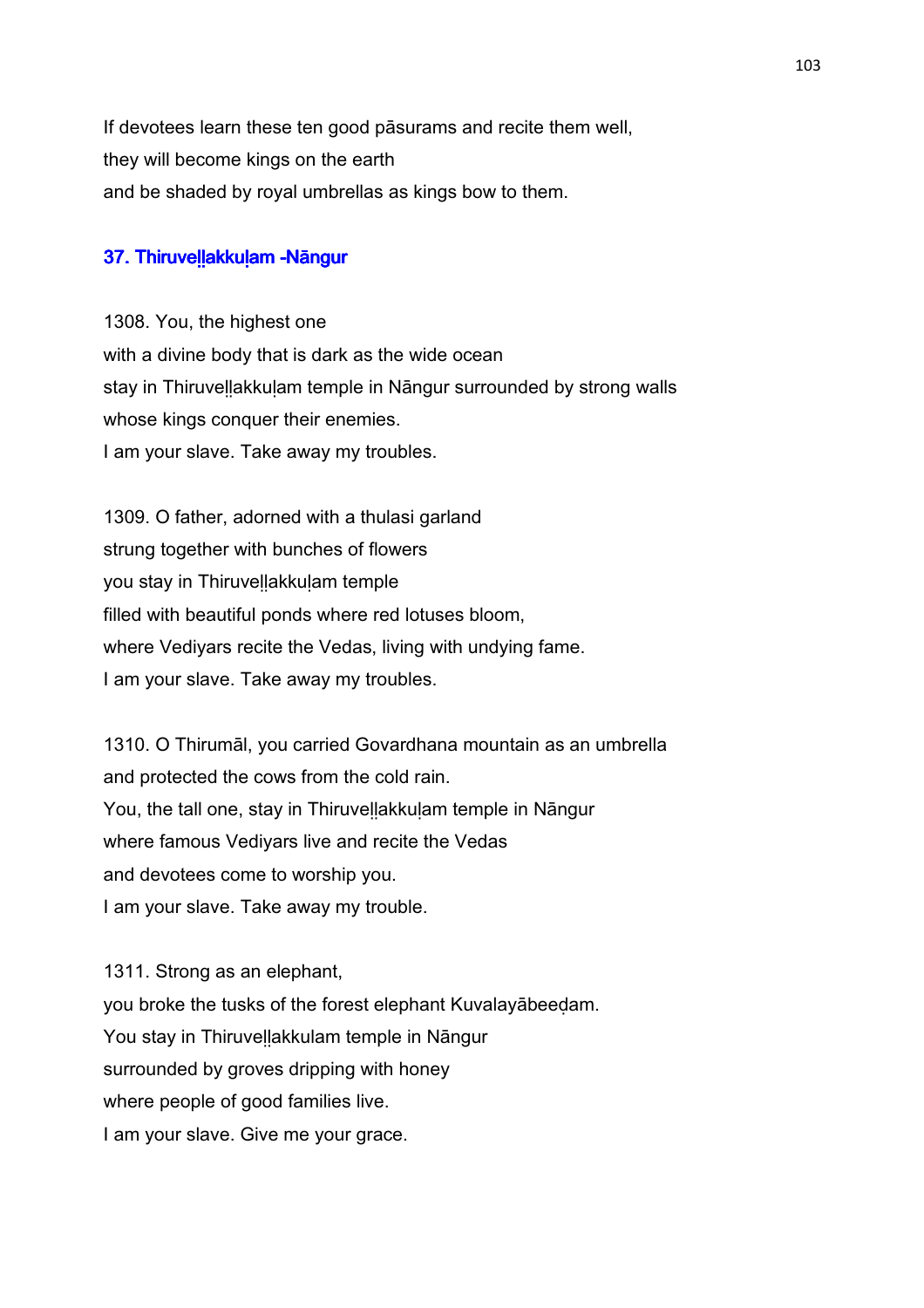If devotees learn these ten good pāsurams and recite them well,
they will become kings on the earth
and be shaded by royal umbrellas as kings bow to them.

## 37. Thiruveḷḷakkuḷam -Nāngur

1308. You, the highest one
with a divine body that is dark as the wide ocean
stay in Thiruveḷḷakkuḷam temple in Nāngur surrounded by strong walls
whose kings conquer their enemies.
I am your slave. Take away my troubles.

1309. O father, adorned with a thulasi garland
strung together with bunches of flowers
you stay in Thiruveḷḷakkuḷam temple
filled with beautiful ponds where red lotuses bloom,
where Vediyars recite the Vedas, living with undying fame.
I am your slave. Take away my troubles.

1310. O Thirumāl, you carried Govardhana mountain as an umbrella
and protected the cows from the cold rain.
You, the tall one, stay in Thiruveḷḷakkuḷam temple in Nāngur
where famous Vediyars live and recite the Vedas
and devotees come to worship you.
I am your slave. Take away my trouble.

1311. Strong as an elephant,
you broke the tusks of the forest elephant Kuvalayābeeḍam.
You stay in Thiruveḷḷakkulam temple in Nāngur
surrounded by groves dripping with honey
where people of good families live.
I am your slave. Give me your grace.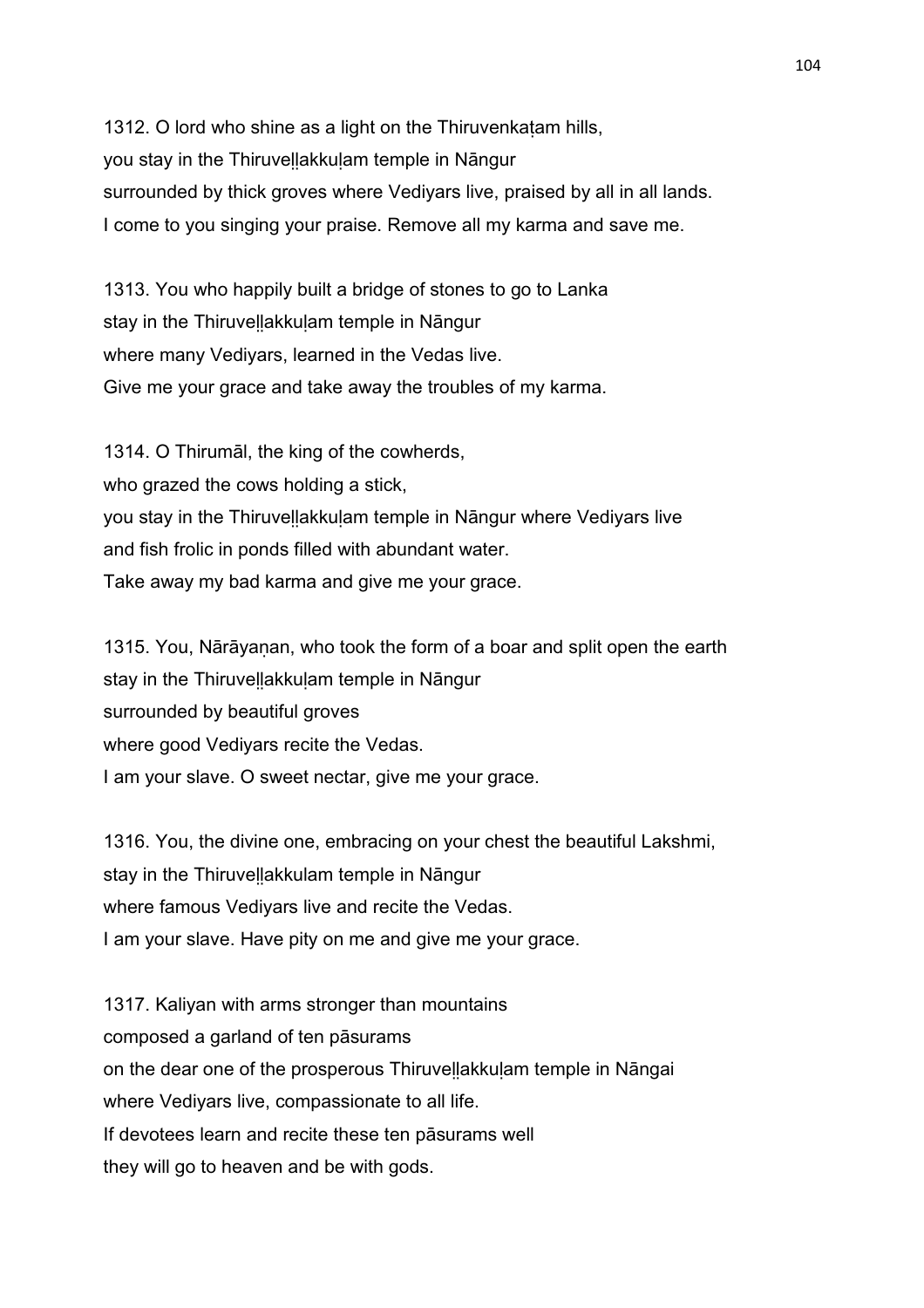1312. O lord who shine as a light on the Thiruvenkaṭam hills,
you stay in the Thiruveḻḻakkuḷam temple in Nāngur
surrounded by thick groves where Vediyars live, praised by all in all lands.
I come to you singing your praise. Remove all my karma and save me.

1313. You who happily built a bridge of stones to go to Lanka
stay in the Thiruveḻḻakkuḷam temple in Nāngur
where many Vediyars, learned in the Vedas live.
Give me your grace and take away the troubles of my karma.

1314. O Thirumāl, the king of the cowherds,
who grazed the cows holding a stick,
you stay in the Thiruveḻḻakkuḷam temple in Nāngur where Vediyars live
and fish frolic in ponds filled with abundant water.
Take away my bad karma and give me your grace.

1315. You, Nārāyaṇan, who took the form of a boar and split open the earth
stay in the Thiruveḻḻakkuḷam temple in Nāngur
surrounded by beautiful groves
where good Vediyars recite the Vedas.
I am your slave. O sweet nectar, give me your grace.

1316. You, the divine one, embracing on your chest the beautiful Lakshmi,
stay in the Thiruveḻḻakkulam temple in Nāngur
where famous Vediyars live and recite the Vedas.
I am your slave. Have pity on me and give me your grace.

1317. Kaliyan with arms stronger than mountains
composed a garland of ten pāsurams
on the dear one of the prosperous Thiruveḻḻakkuḷam temple in Nāngai
where Vediyars live, compassionate to all life.
If devotees learn and recite these ten pāsurams well
they will go to heaven and be with gods.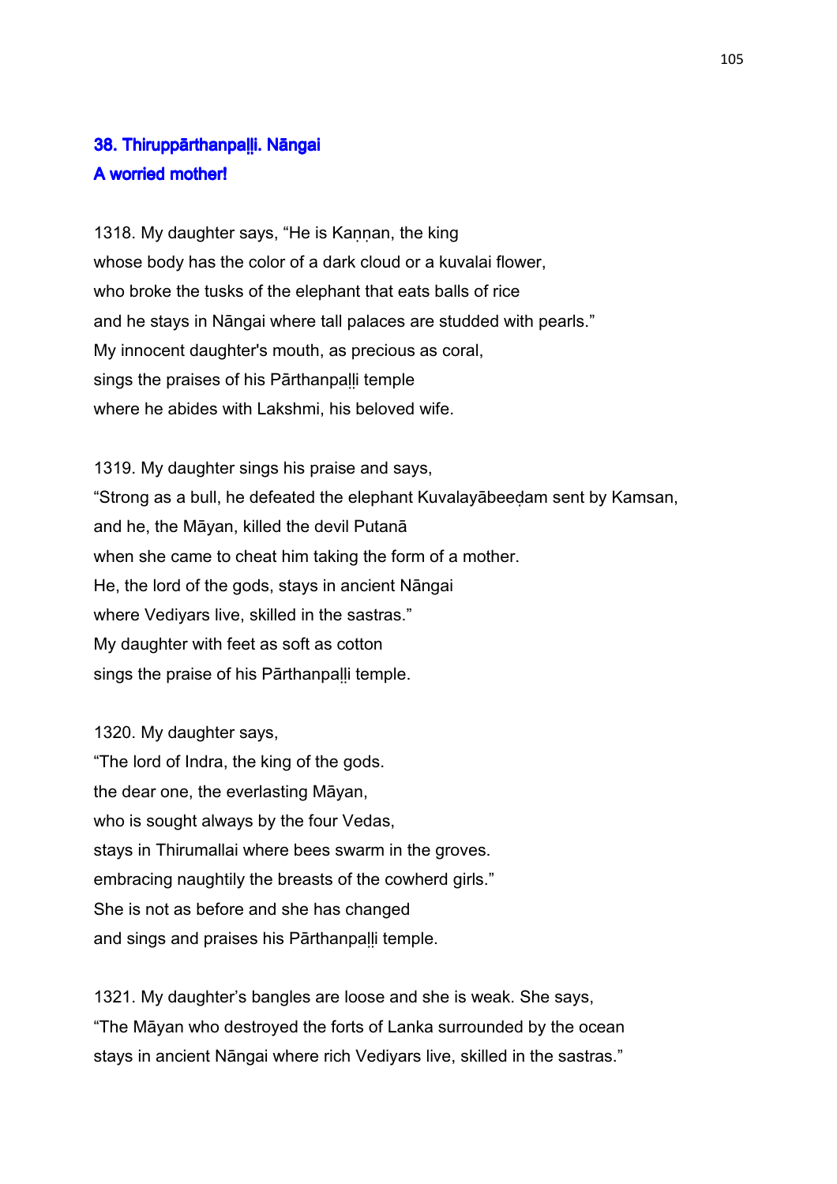## 38. Thiruppārthanpaḷḷi. Nāngai

## A worried mother!

1318. My daughter says, "He is Kaṇṇan, the king
whose body has the color of a dark cloud or a kuvalai flower,
who broke the tusks of the elephant that eats balls of rice
and he stays in Nāngai where tall palaces are studded with pearls."
My innocent daughter's mouth, as precious as coral,
sings the praises of his Pārthanpaḷḷi temple
where he abides with Lakshmi, his beloved wife.

1319. My daughter sings his praise and says,
"Strong as a bull, he defeated the elephant Kuvalayābeeḍam sent by Kamsan,
and he, the Māyan, killed the devil Putanā
when she came to cheat him taking the form of a mother.
He, the lord of the gods, stays in ancient Nāngai
where Vediyars live, skilled in the sastras."
My daughter with feet as soft as cotton
sings the praise of his Pārthanpaḷḷi temple.

1320. My daughter says,
"The lord of Indra, the king of the gods.
the dear one, the everlasting Māyan,
who is sought always by the four Vedas,
stays in Thirumallai where bees swarm in the groves.
embracing naughtily the breasts of the cowherd girls."
She is not as before and she has changed
and sings and praises his Pārthanpaḷḷi temple.

1321. My daughter's bangles are loose and she is weak. She says,
"The Māyan who destroyed the forts of Lanka surrounded by the ocean
stays in ancient Nāngai where rich Vediyars live, skilled in the sastras."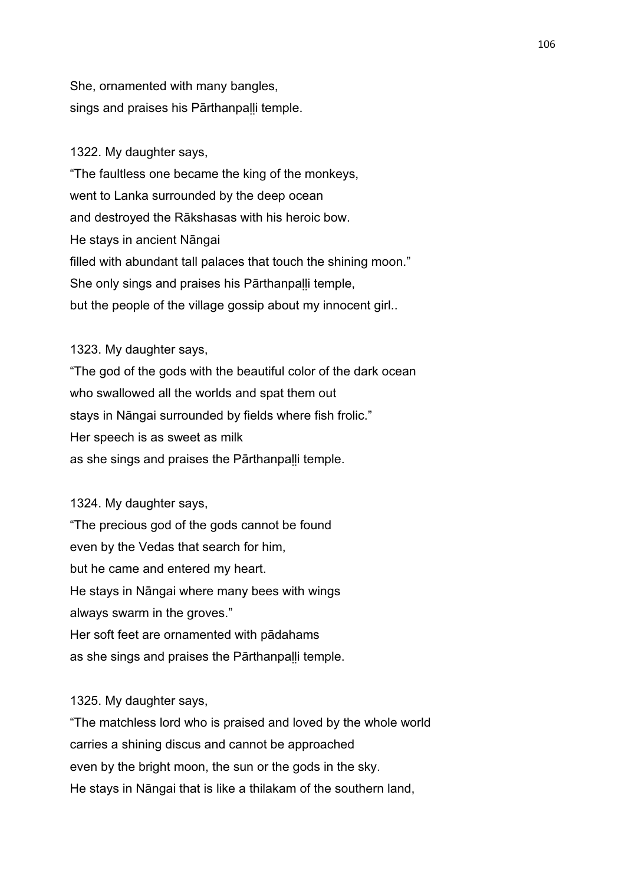She, ornamented with many bangles,
sings and praises his Pārthanpaḷḷi temple.

1322. My daughter says,
“The faultless one became the king of the monkeys,
went to Lanka surrounded by the deep ocean
and destroyed the Rākshasas with his heroic bow.
He stays in ancient Nāngai
filled with abundant tall palaces that touch the shining moon.”
She only sings and praises his Pārthanpaḷḷi temple,
but the people of the village gossip about my innocent girl..

1323. My daughter says,
“The god of the gods with the beautiful color of the dark ocean
who swallowed all the worlds and spat them out
stays in Nāngai surrounded by fields where fish frolic.”
Her speech is as sweet as milk
as she sings and praises the Pārthanpaḷḷi temple.

1324. My daughter says,
“The precious god of the gods cannot be found
even by the Vedas that search for him,
but he came and entered my heart.
He stays in Nāngai where many bees with wings
always swarm in the groves.”
Her soft feet are ornamented with pādahams
as she sings and praises the Pārthanpaḷḷi temple.

1325. My daughter says,
“The matchless lord who is praised and loved by the whole world
carries a shining discus and cannot be approached
even by the bright moon, the sun or the gods in the sky.
He stays in Nāngai that is like a thilakam of the southern land,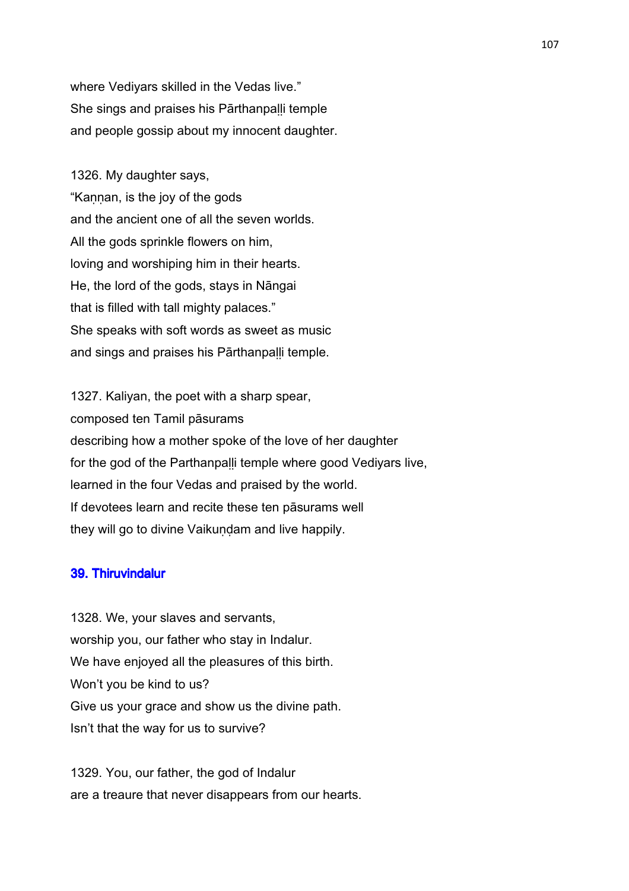where Vediyars skilled in the Vedas live."
She sings and praises his Pārthanpaḷḷi temple
and people gossip about my innocent daughter.

1326. My daughter says,
"Kaṇṇan, is the joy of the gods
and the ancient one of all the seven worlds.
All the gods sprinkle flowers on him,
loving and worshiping him in their hearts.
He, the lord of the gods, stays in Nāngai
that is filled with tall mighty palaces."
She speaks with soft words as sweet as music
and sings and praises his Pārthanpaḷḷi temple.

1327. Kaliyan, the poet with a sharp spear,
composed ten Tamil pāsurams
describing how a mother spoke of the love of her daughter
for the god of the Parthanpaḷḷi temple where good Vediyars live,
learned in the four Vedas and praised by the world.
If devotees learn and recite these ten pāsurams well
they will go to divine Vaikuṇḍam and live happily.

## 39. Thiruvindalur

1328. We, your slaves and servants,
worship you, our father who stay in Indalur.
We have enjoyed all the pleasures of this birth.
Won't you be kind to us?
Give us your grace and show us the divine path.
Isn't that the way for us to survive?

1329. You, our father, the god of Indalur
are a treaure that never disappears from our hearts.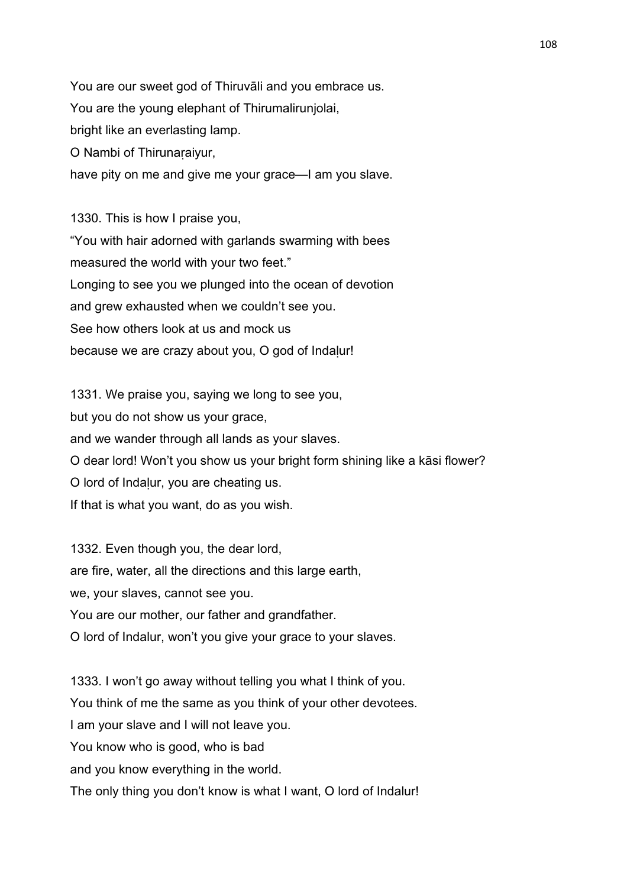You are our sweet god of Thiruvāli and you embrace us.
You are the young elephant of Thirumalirunjolai,
bright like an everlasting lamp.
O Nambi of Thirunaṛaiyur,
have pity on me and give me your grace—I am you slave.

1330. This is how I praise you,
"You with hair adorned with garlands swarming with bees
measured the world with your two feet."
Longing to see you we plunged into the ocean of devotion
and grew exhausted when we couldn't see you.
See how others look at us and mock us
because we are crazy about you, O god of Indaḷur!

1331. We praise you, saying we long to see you,
but you do not show us your grace,
and we wander through all lands as your slaves.
O dear lord! Won't you show us your bright form shining like a kāsi flower?
O lord of Indaḷur, you are cheating us.
If that is what you want, do as you wish.

1332. Even though you, the dear lord,
are fire, water, all the directions and this large earth,
we, your slaves, cannot see you.
You are our mother, our father and grandfather.
O lord of Indalur, won't you give your grace to your slaves.

1333. I won't go away without telling you what I think of you.
You think of me the same as you think of your other devotees.
I am your slave and I will not leave you.
You know who is good, who is bad
and you know everything in the world.
The only thing you don't know is what I want, O lord of Indalur!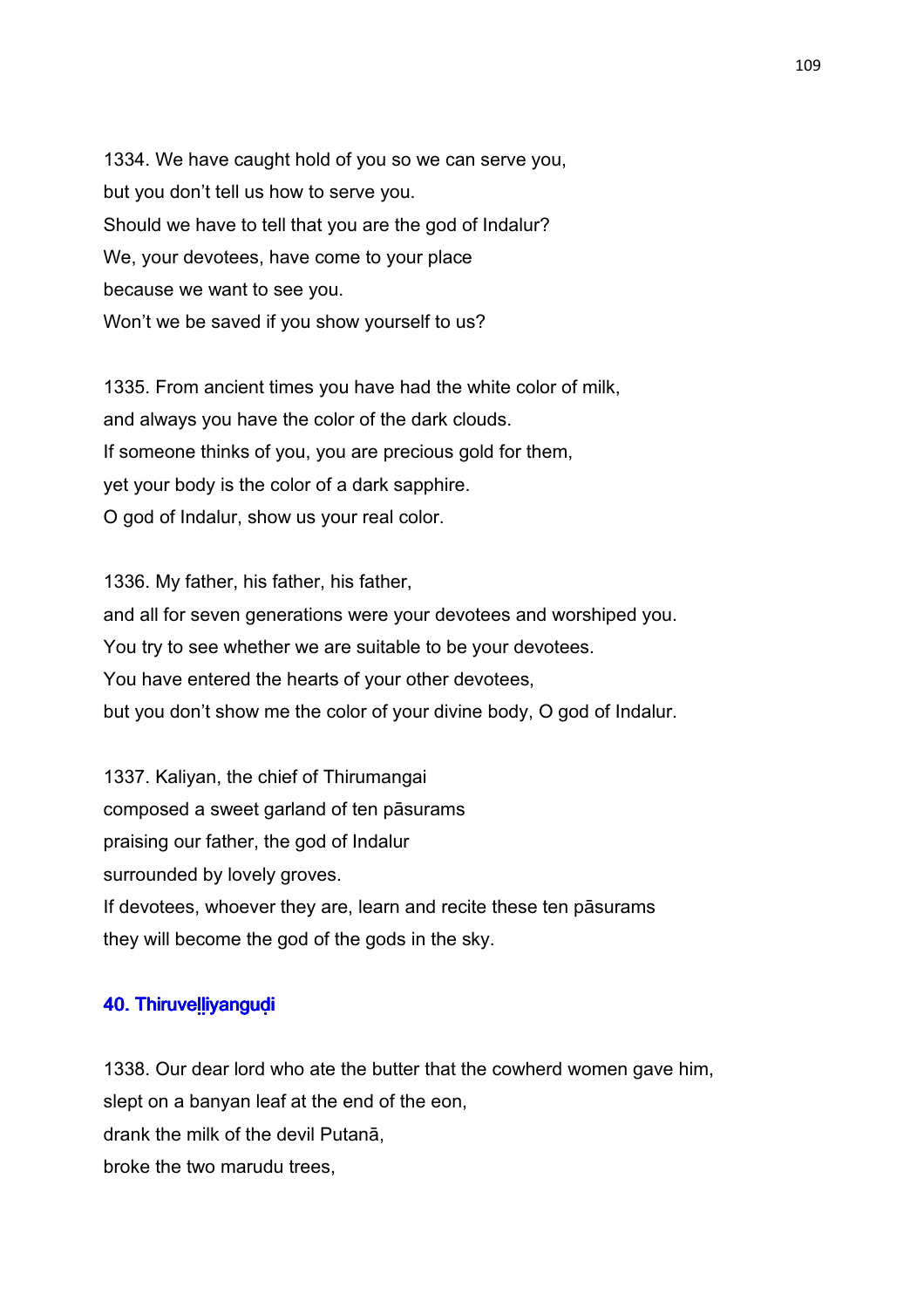1334. We have caught hold of you so we can serve you,
but you don't tell us how to serve you.
Should we have to tell that you are the god of Indalur?
We, your devotees, have come to your place
because we want to see you.
Won't we be saved if you show yourself to us?

1335. From ancient times you have had the white color of milk,
and always you have the color of the dark clouds.
If someone thinks of you, you are precious gold for them,
yet your body is the color of a dark sapphire.
O god of Indalur, show us your real color.

1336. My father, his father, his father,
and all for seven generations were your devotees and worshiped you.
You try to see whether we are suitable to be your devotees.
You have entered the hearts of your other devotees,
but you don't show me the color of your divine body, O god of Indalur.

1337. Kaliyan, the chief of Thirumangai
composed a sweet garland of ten pāsurams
praising our father, the god of Indalur
surrounded by lovely groves.
If devotees, whoever they are, learn and recite these ten pāsurams
they will become the god of the gods in the sky.

### 40. Thiruveḷḷiyanguḍi

1338. Our dear lord who ate the butter that the cowherd women gave him,
slept on a banyan leaf at the end of the eon,
drank the milk of the devil Putanā,
broke the two marudu trees,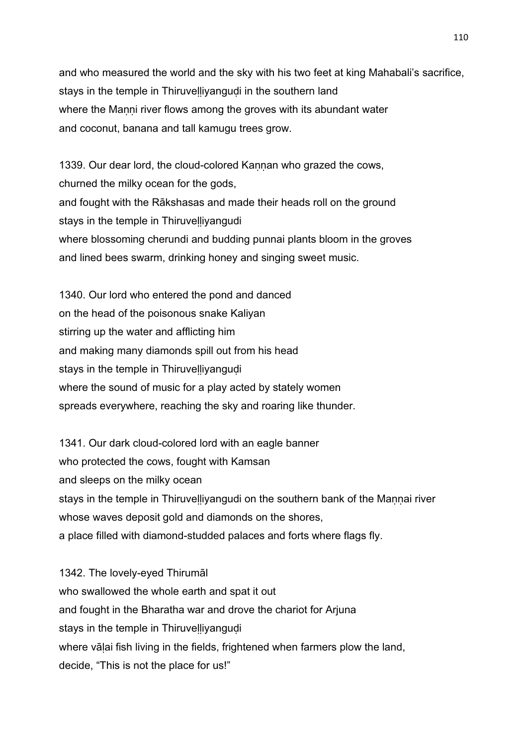and who measured the world and the sky with his two feet at king Mahabali's sacrifice,
stays in the temple in Thiruveḷḷiyanguḍi in the southern land
where the Maṇṇi river flows among the groves with its abundant water
and coconut, banana and tall kamugu trees grow.

1339. Our dear lord, the cloud-colored Kaṇṇan who grazed the cows,
churned the milky ocean for the gods,
and fought with the Rākshasas and made their heads roll on the ground
stays in the temple in Thiruveḷḷiyangudi
where blossoming cherundi and budding punnai plants bloom in the groves
and lined bees swarm, drinking honey and singing sweet music.

1340. Our lord who entered the pond and danced
on the head of the poisonous snake Kaliyan
stirring up the water and afflicting him
and making many diamonds spill out from his head
stays in the temple in Thiruveḷḷiyanguḍi
where the sound of music for a play acted by stately women
spreads everywhere, reaching the sky and roaring like thunder.

1341. Our dark cloud-colored lord with an eagle banner
who protected the cows, fought with Kamsan
and sleeps on the milky ocean
stays in the temple in Thiruveḷḷiyangudi on the southern bank of the Maṇṇai river
whose waves deposit gold and diamonds on the shores,
a place filled with diamond-studded palaces and forts where flags fly.

1342. The lovely-eyed Thirumāl
who swallowed the whole earth and spat it out
and fought in the Bharatha war and drove the chariot for Arjuna
stays in the temple in Thiruveḷḷiyanguḍi
where vāḷai fish living in the fields, frightened when farmers plow the land,
decide, "This is not the place for us!"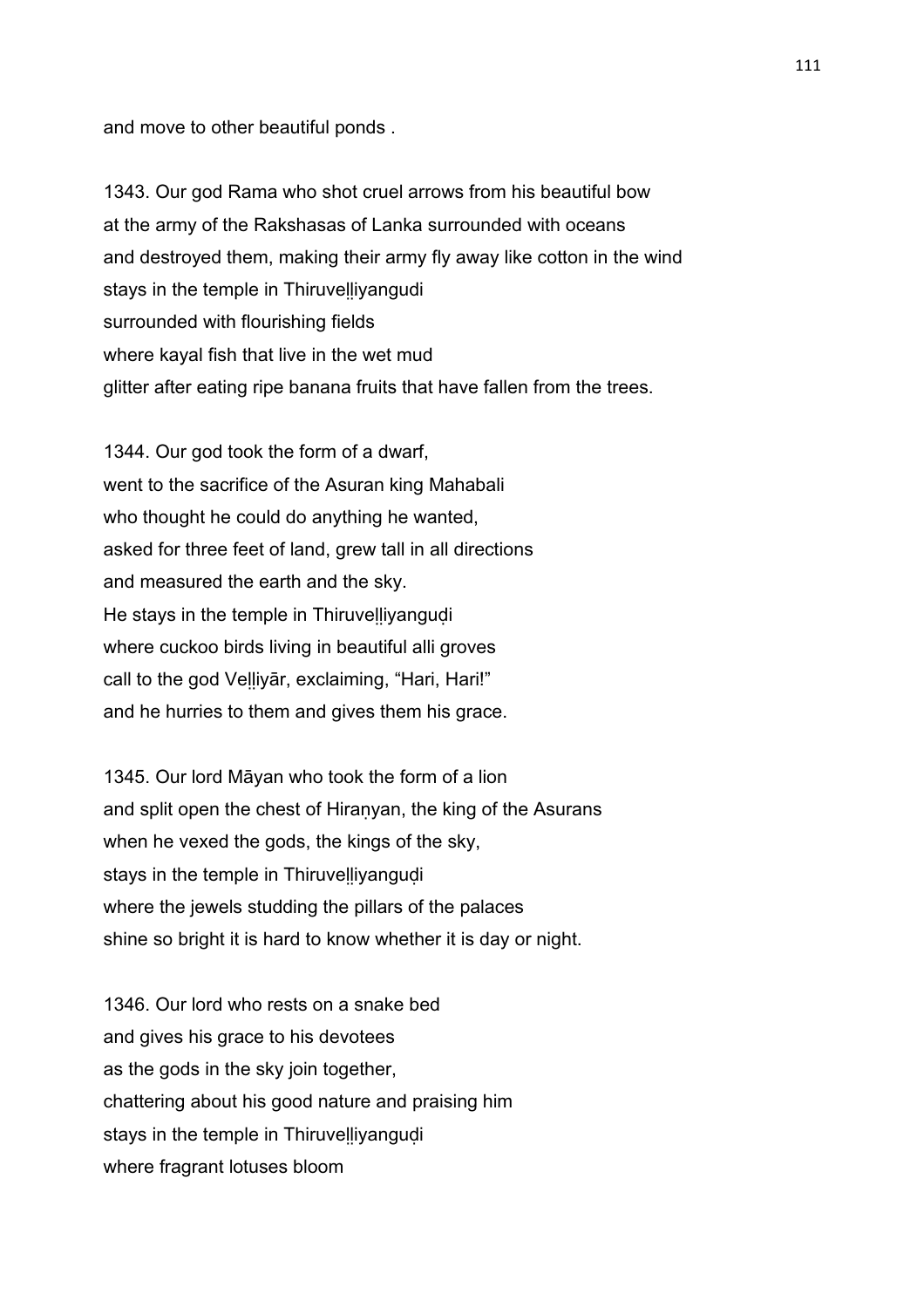and move to other beautiful ponds .

1343. Our god Rama who shot cruel arrows from his beautiful bow
at the army of the Rakshasas of Lanka surrounded with oceans
and destroyed them, making their army fly away like cotton in the wind
stays in the temple in Thiruveḷḷiyangudi
surrounded with flourishing fields
where kayal fish that live in the wet mud
glitter after eating ripe banana fruits that have fallen from the trees.

1344. Our god took the form of a dwarf,
went to the sacrifice of the Asuran king Mahabali
who thought he could do anything he wanted,
asked for three feet of land, grew tall in all directions
and measured the earth and the sky.
He stays in the temple in Thiruveḷḷiyanguḍi
where cuckoo birds living in beautiful alli groves
call to the god Veḷḷiyār, exclaiming, “Hari, Hari!”
and he hurries to them and gives them his grace.

1345. Our lord Māyan who took the form of a lion
and split open the chest of Hiraṇyan, the king of the Asurans
when he vexed the gods, the kings of the sky,
stays in the temple in Thiruveḷḷiyanguḍi
where the jewels studding the pillars of the palaces
shine so bright it is hard to know whether it is day or night.

1346. Our lord who rests on a snake bed
and gives his grace to his devotees
as the gods in the sky join together,
chattering about his good nature and praising him
stays in the temple in Thiruveḷḷiyanguḍi
where fragrant lotuses bloom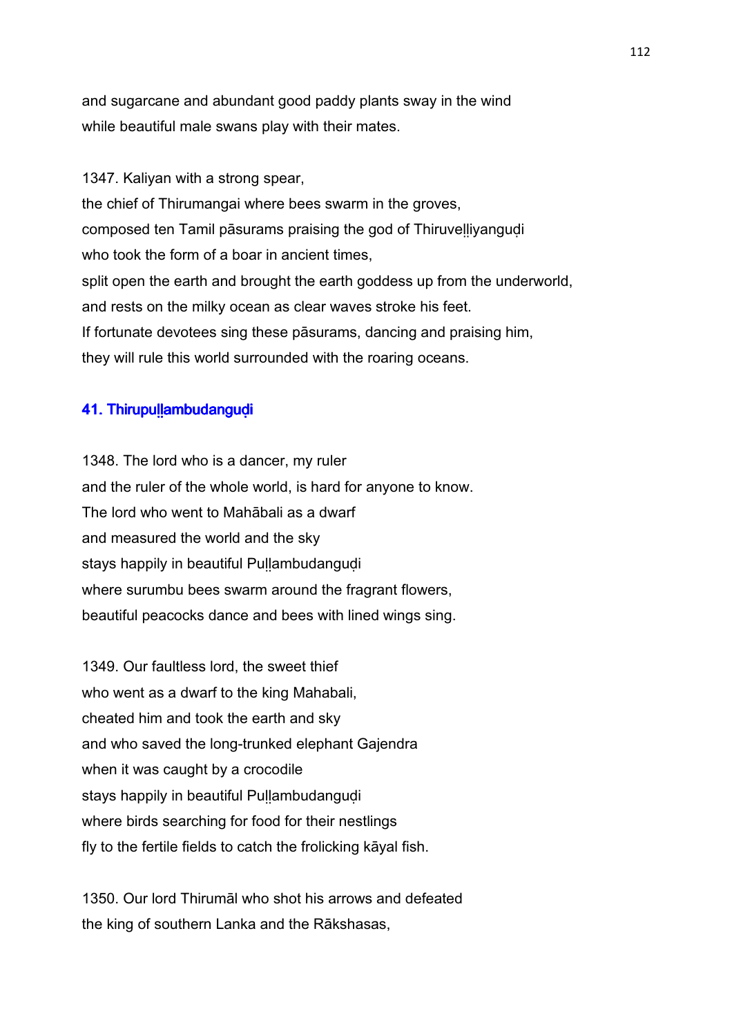and sugarcane and abundant good paddy plants sway in the wind
while beautiful male swans play with their mates.

1347. Kaliyan with a strong spear,
the chief of Thirumangai where bees swarm in the groves,
composed ten Tamil pāsurams praising the god of Thiruveḷḷiyanguḍi
who took the form of a boar in ancient times,
split open the earth and brought the earth goddess up from the underworld,
and rests on the milky ocean as clear waves stroke his feet.
If fortunate devotees sing these pāsurams, dancing and praising him,
they will rule this world surrounded with the roaring oceans.

### 41. Thirupuḷḷambudanguḍi

1348. The lord who is a dancer, my ruler
and the ruler of the whole world, is hard for anyone to know.
The lord who went to Mahābali as a dwarf
and measured the world and the sky
stays happily in beautiful Puḷḷambudanguḍi
where surumbu bees swarm around the fragrant flowers,
beautiful peacocks dance and bees with lined wings sing.

1349. Our faultless lord, the sweet thief
who went as a dwarf to the king Mahabali,
cheated him and took the earth and sky
and who saved the long-trunked elephant Gajendra
when it was caught by a crocodile
stays happily in beautiful Puḷḷambudanguḍi
where birds searching for food for their nestlings
fly to the fertile fields to catch the frolicking kāyal fish.

1350. Our lord Thirumāl who shot his arrows and defeated
the king of southern Lanka and the Rākshasas,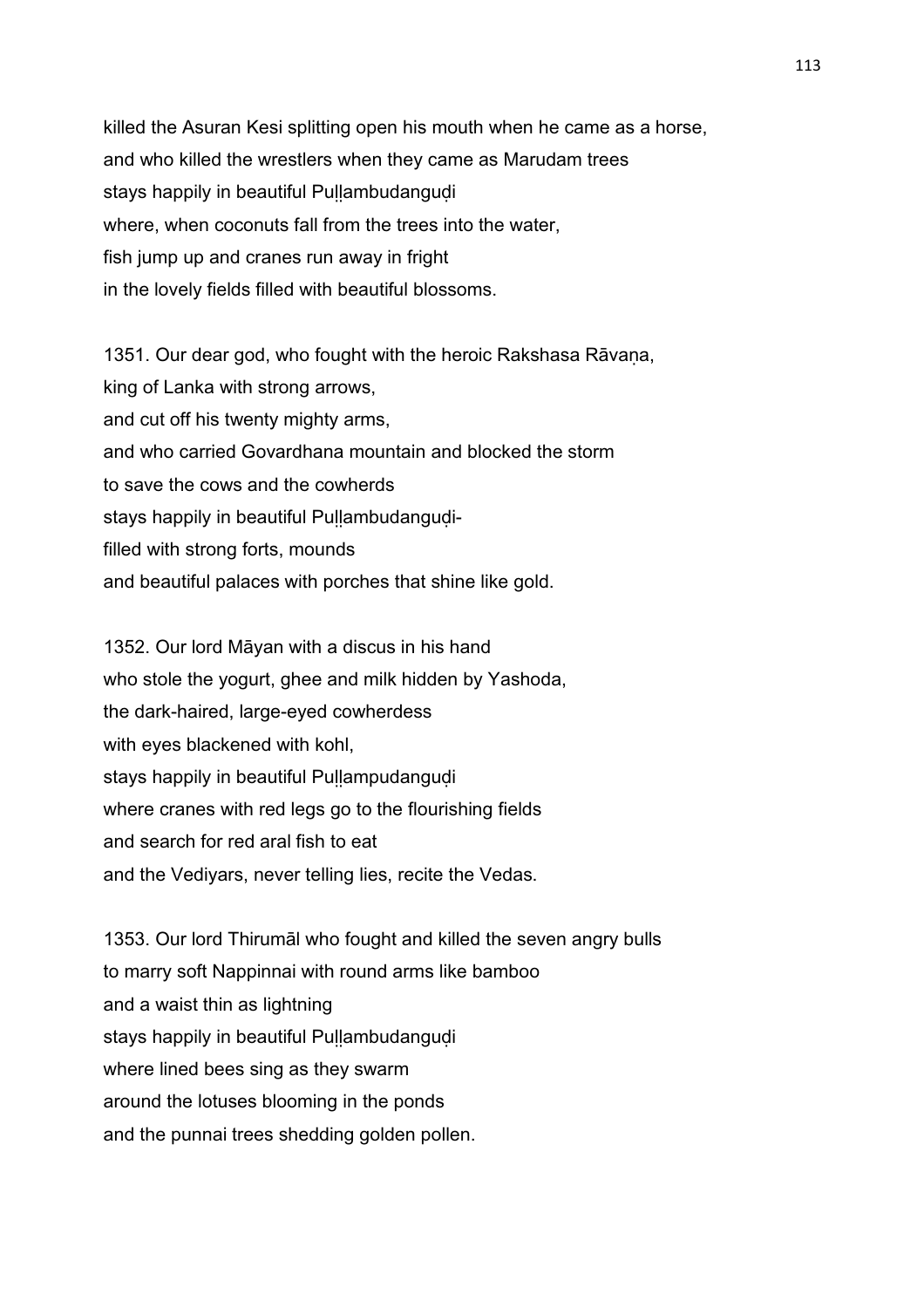killed the Asuran Kesi splitting open his mouth when he came as a horse,
and who killed the wrestlers when they came as Marudam trees
stays happily in beautiful Puḻḻambudanguḍi
where, when coconuts fall from the trees into the water,
fish jump up and cranes run away in fright
in the lovely fields filled with beautiful blossoms.

1351. Our dear god, who fought with the heroic Rakshasa Rāvaṇa,
king of Lanka with strong arrows,
and cut off his twenty mighty arms,
and who carried Govardhana mountain and blocked the storm
to save the cows and the cowherds
stays happily in beautiful Puḻḻambudanguḍi-
filled with strong forts, mounds
and beautiful palaces with porches that shine like gold.

1352. Our lord Māyan with a discus in his hand
who stole the yogurt, ghee and milk hidden by Yashoda,
the dark-haired, large-eyed cowherdess
with eyes blackened with kohl,
stays happily in beautiful Puḻḻampudanguḍi
where cranes with red legs go to the flourishing fields
and search for red aral fish to eat
and the Vediyars, never telling lies, recite the Vedas.

1353. Our lord Thirumāl who fought and killed the seven angry bulls
to marry soft Nappinnai with round arms like bamboo
and a waist thin as lightning
stays happily in beautiful Puḻḻambudanguḍi
where lined bees sing as they swarm
around the lotuses blooming in the ponds
and the punnai trees shedding golden pollen.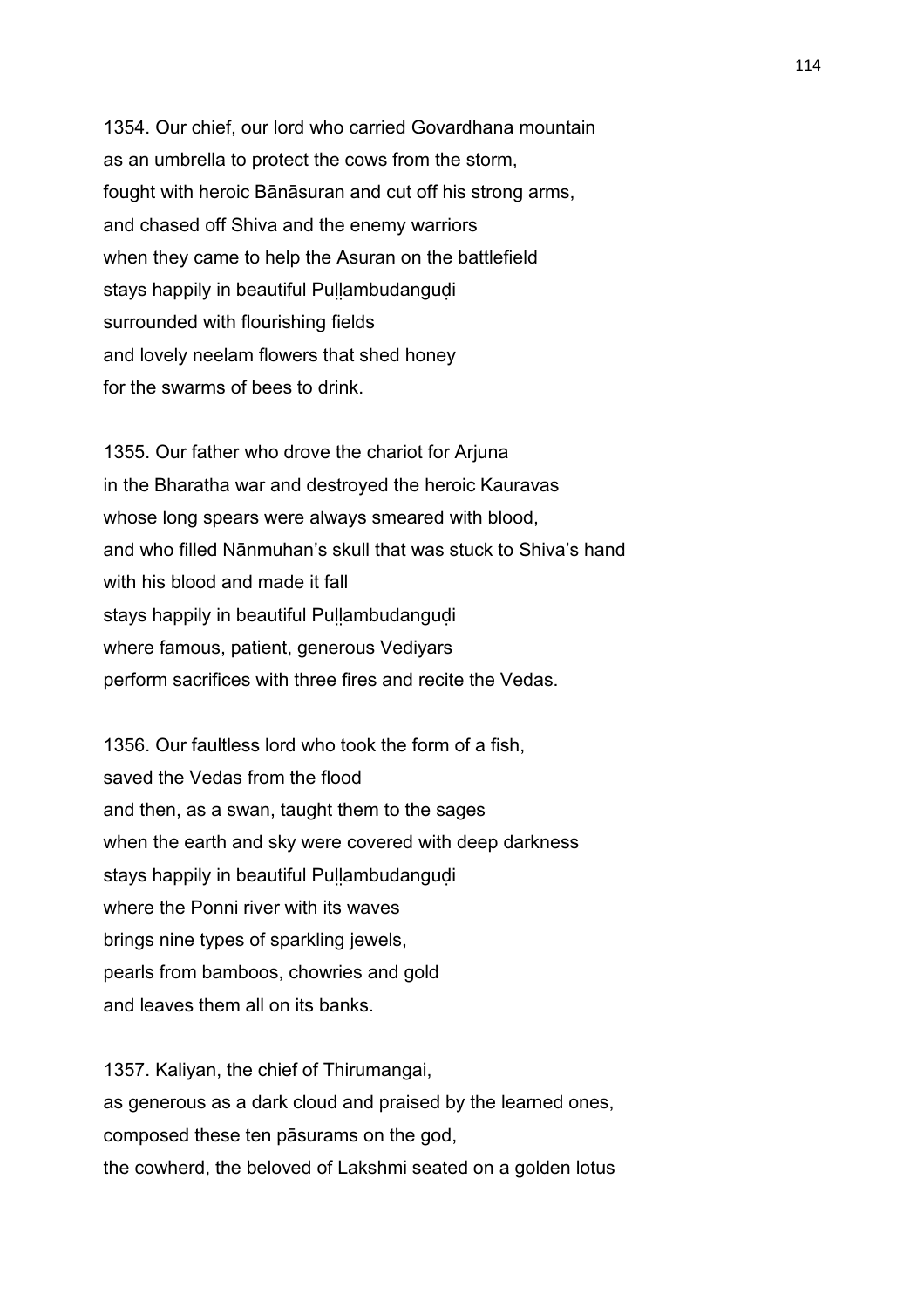1354. Our chief, our lord who carried Govardhana mountain
as an umbrella to protect the cows from the storm,
fought with heroic Bānāsuran and cut off his strong arms,
and chased off Shiva and the enemy warriors
when they came to help the Asuran on the battlefield
stays happily in beautiful Puḻḻambudanguḍi
surrounded with flourishing fields
and lovely neelam flowers that shed honey
for the swarms of bees to drink.

1355. Our father who drove the chariot for Arjuna
in the Bharatha war and destroyed the heroic Kauravas
whose long spears were always smeared with blood,
and who filled Nānmuhan's skull that was stuck to Shiva's hand
with his blood and made it fall
stays happily in beautiful Puḻḻambudanguḍi
where famous, patient, generous Vediyars
perform sacrifices with three fires and recite the Vedas.

1356. Our faultless lord who took the form of a fish,
saved the Vedas from the flood
and then, as a swan, taught them to the sages
when the earth and sky were covered with deep darkness
stays happily in beautiful Puḻḻambudanguḍi
where the Ponni river with its waves
brings nine types of sparkling jewels,
pearls from bamboos, chowries and gold
and leaves them all on its banks.

1357. Kaliyan, the chief of Thirumangai,
as generous as a dark cloud and praised by the learned ones,
composed these ten pāsurams on the god,
the cowherd, the beloved of Lakshmi seated on a golden lotus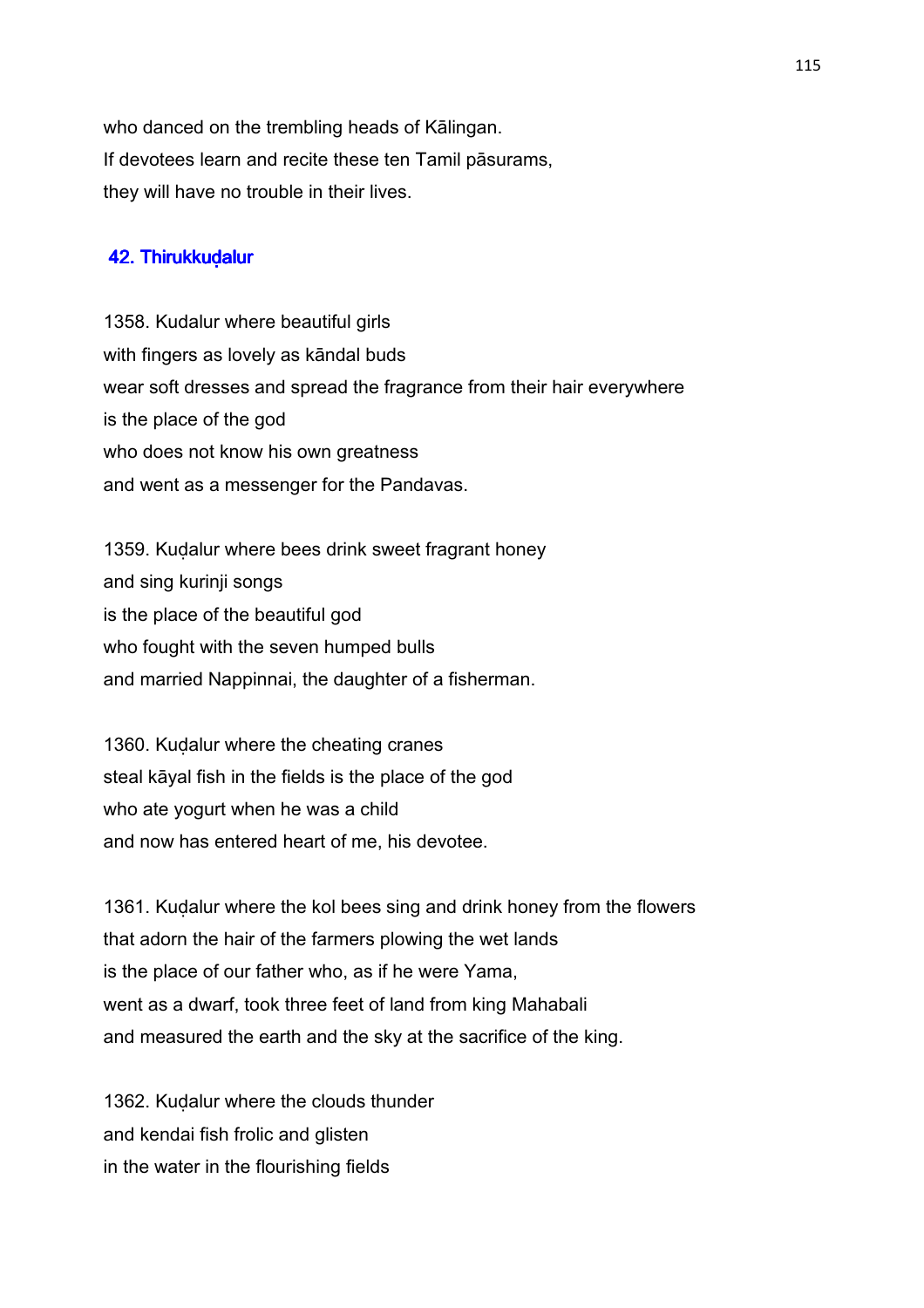who danced on the trembling heads of Kālingan.
If devotees learn and recite these ten Tamil pāsurams,
they will have no trouble in their lives.

## 42. Thirukkuḍalur

1358. Kudalur where beautiful girls
with fingers as lovely as kāndal buds
wear soft dresses and spread the fragrance from their hair everywhere
is the place of the god
who does not know his own greatness
and went as a messenger for the Pandavas.

1359. Kuḍalur where bees drink sweet fragrant honey
and sing kurinji songs
is the place of the beautiful god
who fought with the seven humped bulls
and married Nappinnai, the daughter of a fisherman.

1360. Kuḍalur where the cheating cranes
steal kāyal fish in the fields is the place of the god
who ate yogurt when he was a child
and now has entered heart of me, his devotee.

1361. Kuḍalur where the kol bees sing and drink honey from the flowers
that adorn the hair of the farmers plowing the wet lands
is the place of our father who, as if he were Yama,
went as a dwarf, took three feet of land from king Mahabali
and measured the earth and the sky at the sacrifice of the king.

1362. Kuḍalur where the clouds thunder
and kendai fish frolic and glisten
in the water in the flourishing fields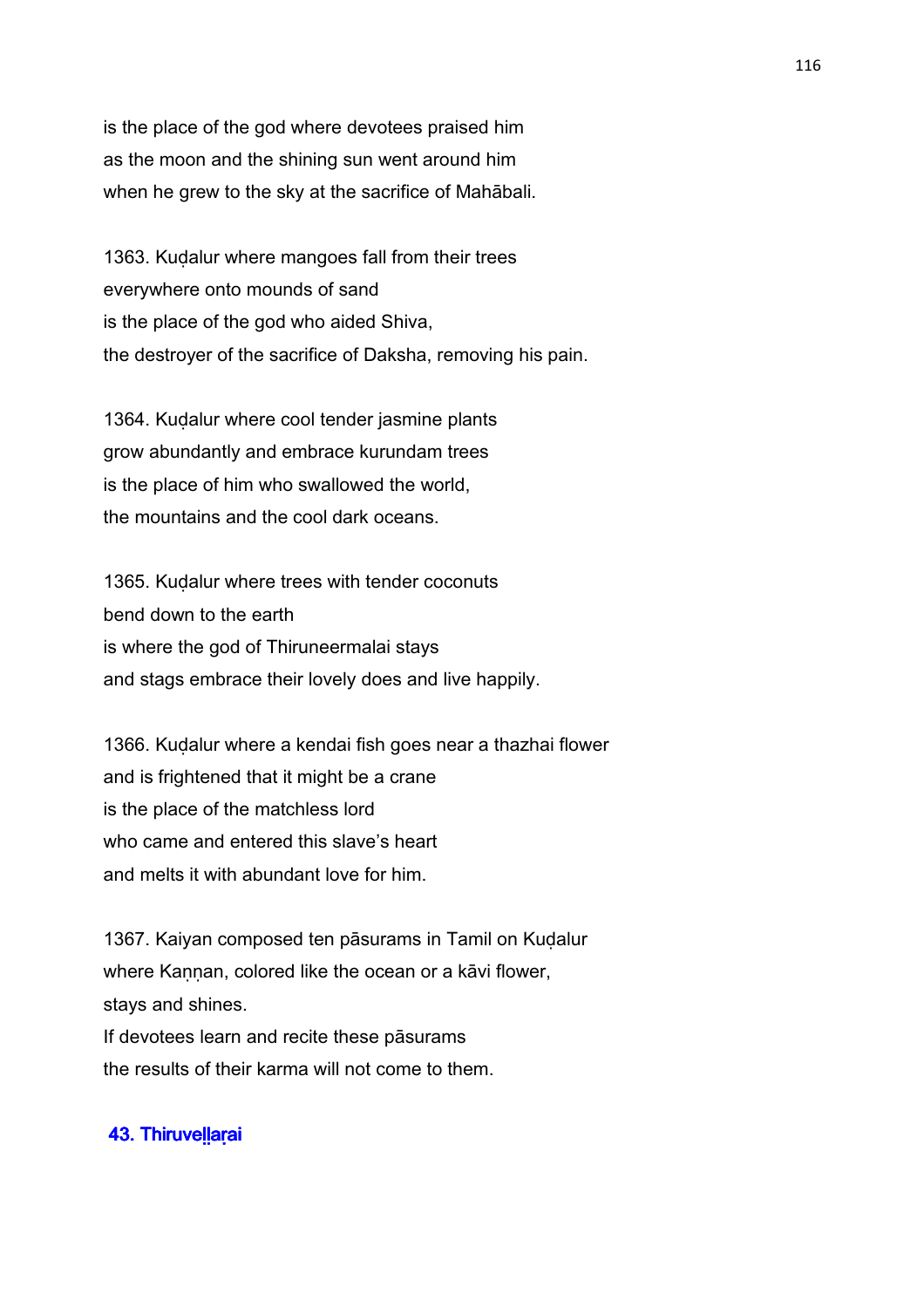is the place of the god where devotees praised him
as the moon and the shining sun went around him
when he grew to the sky at the sacrifice of Mahābali.

1363. Kuḍalur where mangoes fall from their trees
everywhere onto mounds of sand
is the place of the god who aided Shiva,
the destroyer of the sacrifice of Daksha, removing his pain.

1364. Kuḍalur where cool tender jasmine plants
grow abundantly and embrace kurundam trees
is the place of him who swallowed the world,
the mountains and the cool dark oceans.

1365. Kuḍalur where trees with tender coconuts
bend down to the earth
is where the god of Thiruneermalai stays
and stags embrace their lovely does and live happily.

1366. Kuḍalur where a kendai fish goes near a thazhai flower
and is frightened that it might be a crane
is the place of the matchless lord
who came and entered this slave's heart
and melts it with abundant love for him.

1367. Kaiyan composed ten pāsurams in Tamil on Kuḍalur
where Kaṇṇan, colored like the ocean or a kāvi flower,
stays and shines.
If devotees learn and recite these pāsurams
the results of their karma will not come to them.

## 43. Thiruveḷḷaṛai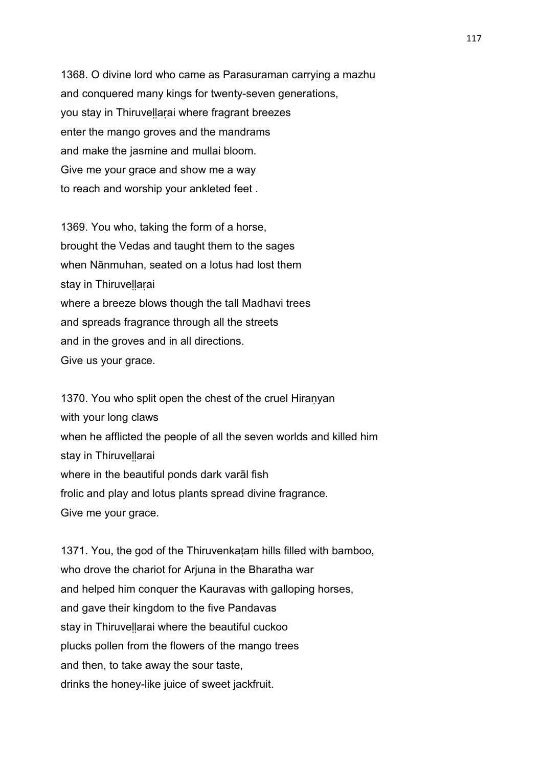1368. O divine lord who came as Parasuraman carrying a mazhu
and conquered many kings for twenty-seven generations,
you stay in Thiruveḷḷaṛai where fragrant breezes
enter the mango groves and the mandrams
and make the jasmine and mullai bloom.
Give me your grace and show me a way
to reach and worship your ankleted feet .

1369. You who, taking the form of a horse,
brought the Vedas and taught them to the sages
when Nānmuhan, seated on a lotus had lost them
stay in Thiruveḷḷaṛai
where a breeze blows though the tall Madhavi trees
and spreads fragrance through all the streets
and in the groves and in all directions.
Give us your grace.

1370. You who split open the chest of the cruel Hiraṇyan
with your long claws
when he afflicted the people of all the seven worlds and killed him
stay in Thiruveḷḷarai
where in the beautiful ponds dark varāl fish
frolic and play and lotus plants spread divine fragrance.
Give me your grace.

1371. You, the god of the Thiruvenkaṭam hills filled with bamboo,
who drove the chariot for Arjuna in the Bharatha war
and helped him conquer the Kauravas with galloping horses,
and gave their kingdom to the five Pandavas
stay in Thiruveḷḷarai where the beautiful cuckoo
plucks pollen from the flowers of the mango trees
and then, to take away the sour taste,
drinks the honey-like juice of sweet jackfruit.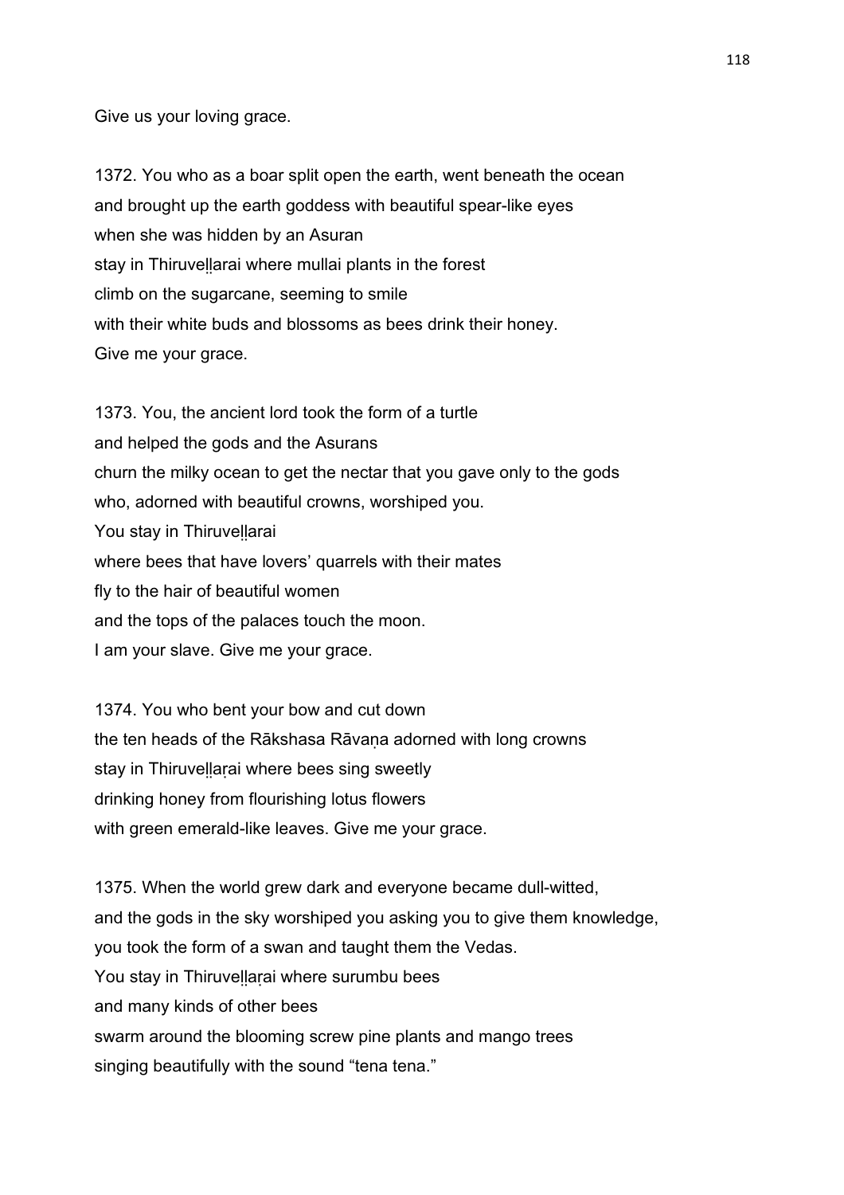Give us your loving grace.

1372. You who as a boar split open the earth, went beneath the ocean
and brought up the earth goddess with beautiful spear-like eyes
when she was hidden by an Asuran
stay in Thiruveḷḷarai where mullai plants in the forest
climb on the sugarcane, seeming to smile
with their white buds and blossoms as bees drink their honey.
Give me your grace.

1373. You, the ancient lord took the form of a turtle
and helped the gods and the Asurans
churn the milky ocean to get the nectar that you gave only to the gods
who, adorned with beautiful crowns, worshiped you.
You stay in Thiruveḷḷarai
where bees that have lovers' quarrels with their mates
fly to the hair of beautiful women
and the tops of the palaces touch the moon.
I am your slave. Give me your grace.

1374. You who bent your bow and cut down
the ten heads of the Rākshasa Rāvaṇa adorned with long crowns
stay in Thiruveḷḷaṛai where bees sing sweetly
drinking honey from flourishing lotus flowers
with green emerald-like leaves. Give me your grace.

1375. When the world grew dark and everyone became dull-witted,
and the gods in the sky worshiped you asking you to give them knowledge,
you took the form of a swan and taught them the Vedas.
You stay in Thiruveḷḷaṛai where surumbu bees
and many kinds of other bees
swarm around the blooming screw pine plants and mango trees
singing beautifully with the sound "tena tena."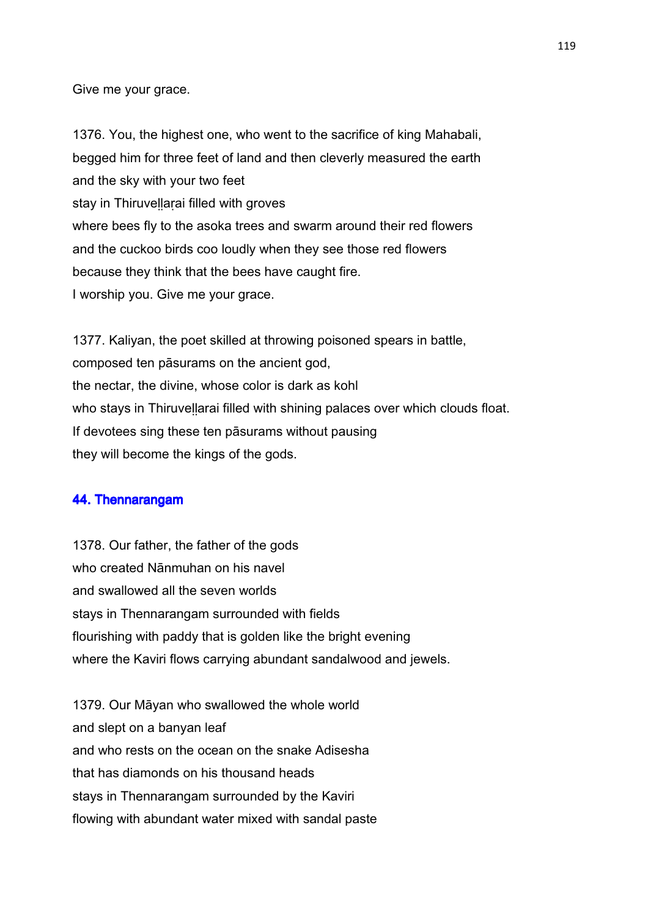Give me your grace.

1376. You, the highest one, who went to the sacrifice of king Mahabali,
begged him for three feet of land and then cleverly measured the earth
and the sky with your two feet
stay in Thiruveḷḷaṛai filled with groves
where bees fly to the asoka trees and swarm around their red flowers
and the cuckoo birds coo loudly when they see those red flowers
because they think that the bees have caught fire.
I worship you. Give me your grace.

1377. Kaliyan, the poet skilled at throwing poisoned spears in battle,
composed ten pāsurams on the ancient god,
the nectar, the divine, whose color is dark as kohl
who stays in Thiruveḷḷarai filled with shining palaces over which clouds float.
If devotees sing these ten pāsurams without pausing
they will become the kings of the gods.

## 44. Thennarangam

1378. Our father, the father of the gods
who created Nānmuhan on his navel
and swallowed all the seven worlds
stays in Thennarangam surrounded with fields
flourishing with paddy that is golden like the bright evening
where the Kaviri flows carrying abundant sandalwood and jewels.

1379. Our Māyan who swallowed the whole world
and slept on a banyan leaf
and who rests on the ocean on the snake Adisesha
that has diamonds on his thousand heads
stays in Thennarangam surrounded by the Kaviri
flowing with abundant water mixed with sandal paste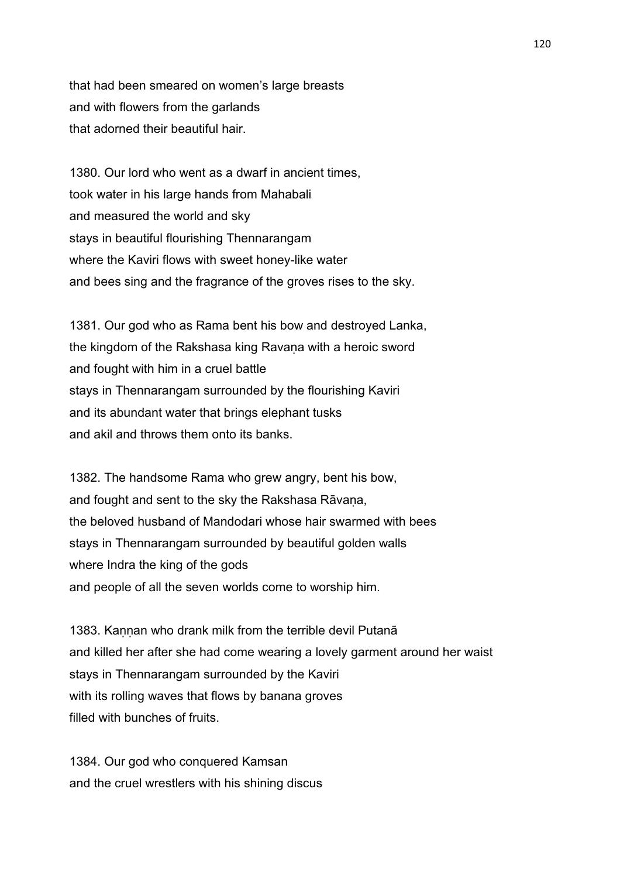that had been smeared on women's large breasts
and with flowers from the garlands
that adorned their beautiful hair.

1380. Our lord who went as a dwarf in ancient times,
took water in his large hands from Mahabali
and measured the world and sky
stays in beautiful flourishing Thennarangam
where the Kaviri flows with sweet honey-like water
and bees sing and the fragrance of the groves rises to the sky.

1381. Our god who as Rama bent his bow and destroyed Lanka,
the kingdom of the Rakshasa king Ravaṇa with a heroic sword
and fought with him in a cruel battle
stays in Thennarangam surrounded by the flourishing Kaviri
and its abundant water that brings elephant tusks
and akil and throws them onto its banks.

1382. The handsome Rama who grew angry, bent his bow,
and fought and sent to the sky the Rakshasa Rāvaṇa,
the beloved husband of Mandodari whose hair swarmed with bees
stays in Thennarangam surrounded by beautiful golden walls
where Indra the king of the gods
and people of all the seven worlds come to worship him.

1383. Kaṇṇan who drank milk from the terrible devil Putanā
and killed her after she had come wearing a lovely garment around her waist
stays in Thennarangam surrounded by the Kaviri
with its rolling waves that flows by banana groves
filled with bunches of fruits.

1384. Our god who conquered Kamsan
and the cruel wrestlers with his shining discus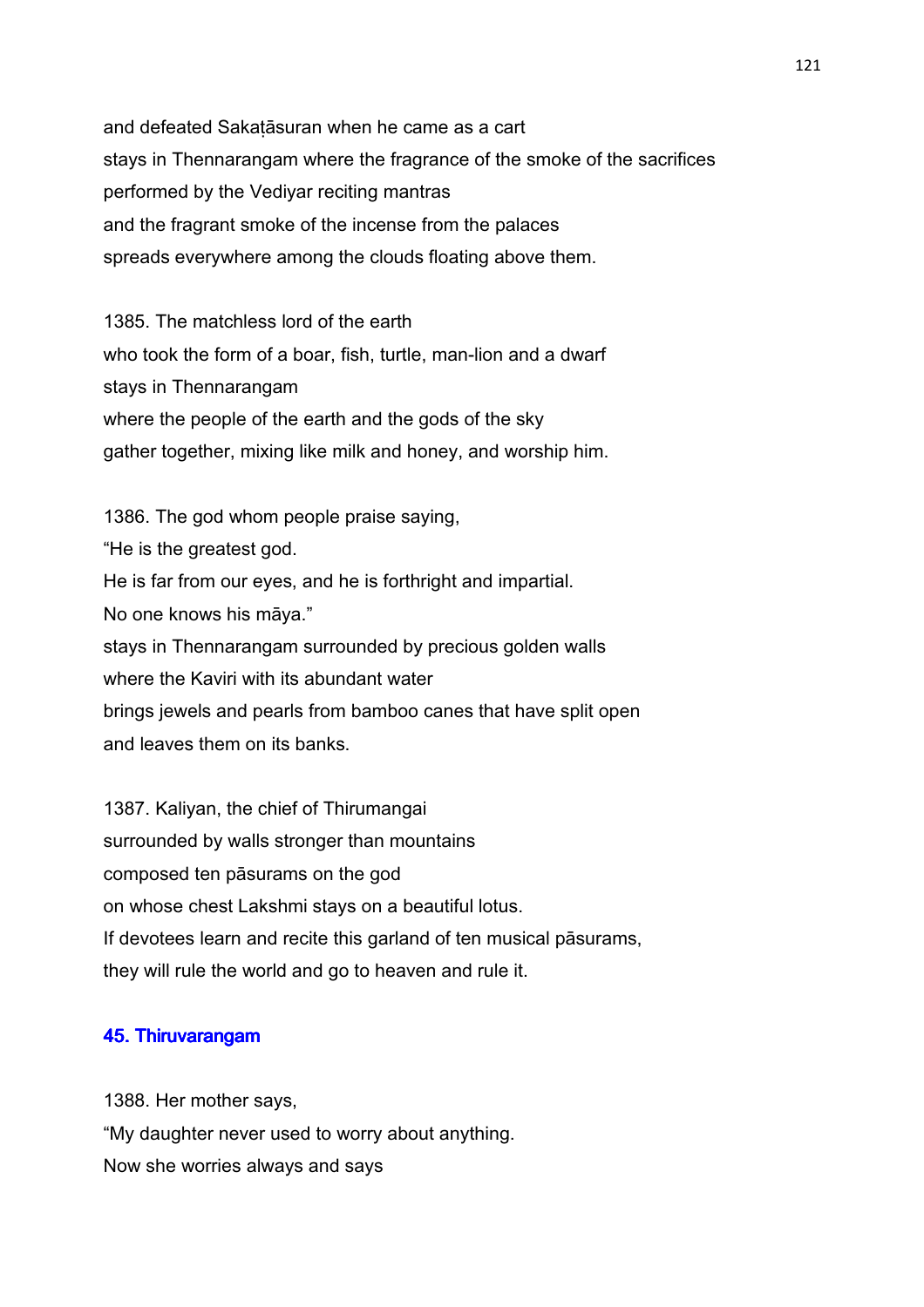and defeated Sakaṭāsuran when he came as a cart
stays in Thennarangam where the fragrance of the smoke of the sacrifices
performed by the Vediyar reciting mantras
and the fragrant smoke of the incense from the palaces
spreads everywhere among the clouds floating above them.

1385. The matchless lord of the earth
who took the form of a boar, fish, turtle, man-lion and a dwarf
stays in Thennarangam
where the people of the earth and the gods of the sky
gather together, mixing like milk and honey, and worship him.

1386. The god whom people praise saying,
"He is the greatest god.
He is far from our eyes, and he is forthright and impartial.
No one knows his māya."
stays in Thennarangam surrounded by precious golden walls
where the Kaviri with its abundant water
brings jewels and pearls from bamboo canes that have split open
and leaves them on its banks.

1387. Kaliyan, the chief of Thirumangai
surrounded by walls stronger than mountains
composed ten pāsurams on the god
on whose chest Lakshmi stays on a beautiful lotus.
If devotees learn and recite this garland of ten musical pāsurams,
they will rule the world and go to heaven and rule it.

## 45. Thiruvarangam

1388. Her mother says,
"My daughter never used to worry about anything.
Now she worries always and says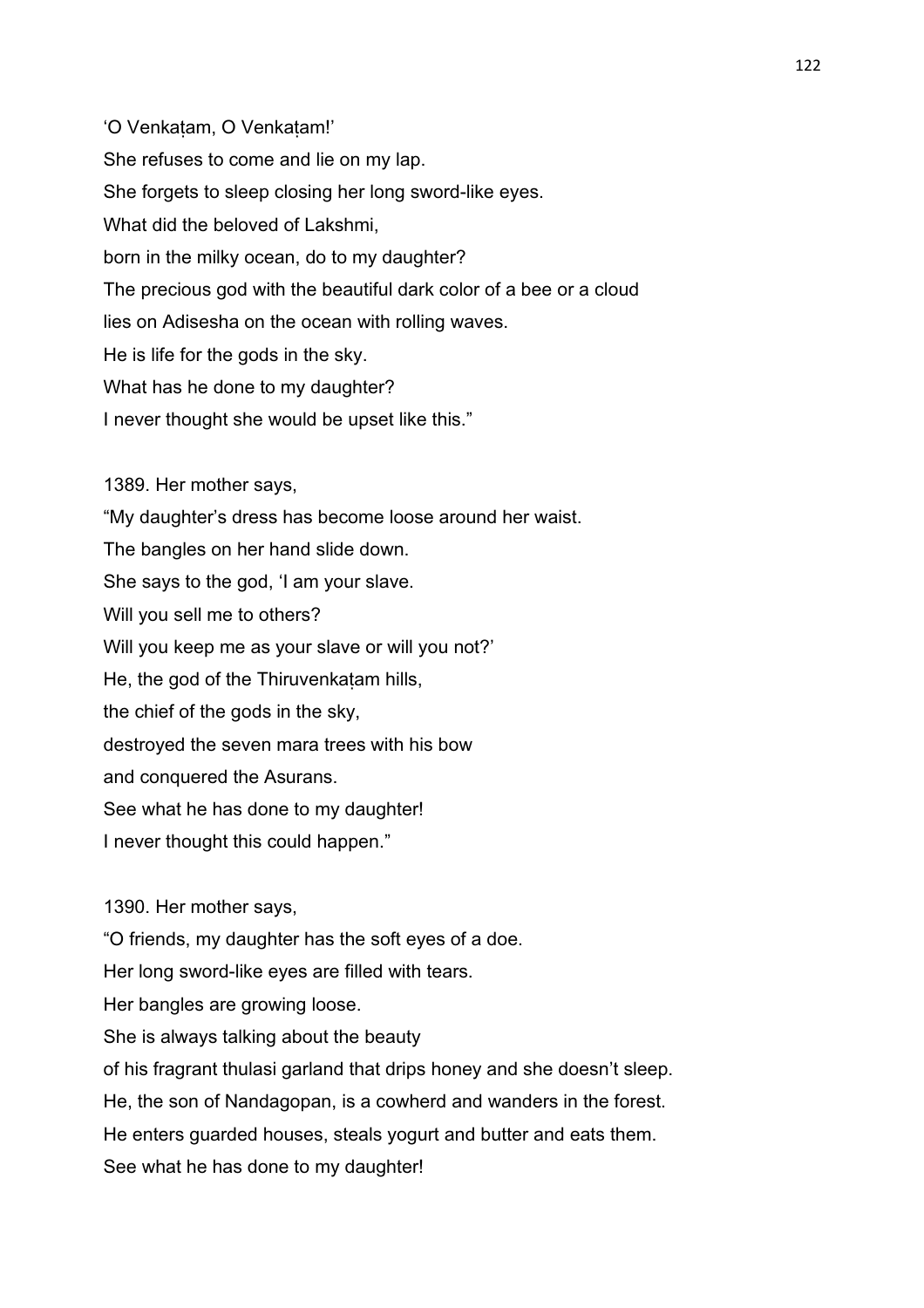'O Venkaṭam, O Venkaṭam!'  
She refuses to come and lie on my lap.  
She forgets to sleep closing her long sword-like eyes.  
What did the beloved of Lakshmi,  
born in the milky ocean, do to my daughter?  
The precious god with the beautiful dark color of a bee or a cloud  
lies on Adisesha on the ocean with rolling waves.  
He is life for the gods in the sky.  
What has he done to my daughter?  
I never thought she would be upset like this."

1389. Her mother says,  
"My daughter's dress has become loose around her waist.  
The bangles on her hand slide down.  
She says to the god, 'I am your slave.  
Will you sell me to others?  
Will you keep me as your slave or will you not?'  
He, the god of the Thiruvenkaṭam hills,  
the chief of the gods in the sky,  
destroyed the seven mara trees with his bow  
and conquered the Asurans.  
See what he has done to my daughter!  
I never thought this could happen."

1390. Her mother says,  
"O friends, my daughter has the soft eyes of a doe.  
Her long sword-like eyes are filled with tears.  
Her bangles are growing loose.  
She is always talking about the beauty  
of his fragrant thulasi garland that drips honey and she doesn't sleep.  
He, the son of Nandagopan, is a cowherd and wanders in the forest.  
He enters guarded houses, steals yogurt and butter and eats them.  
See what he has done to my daughter!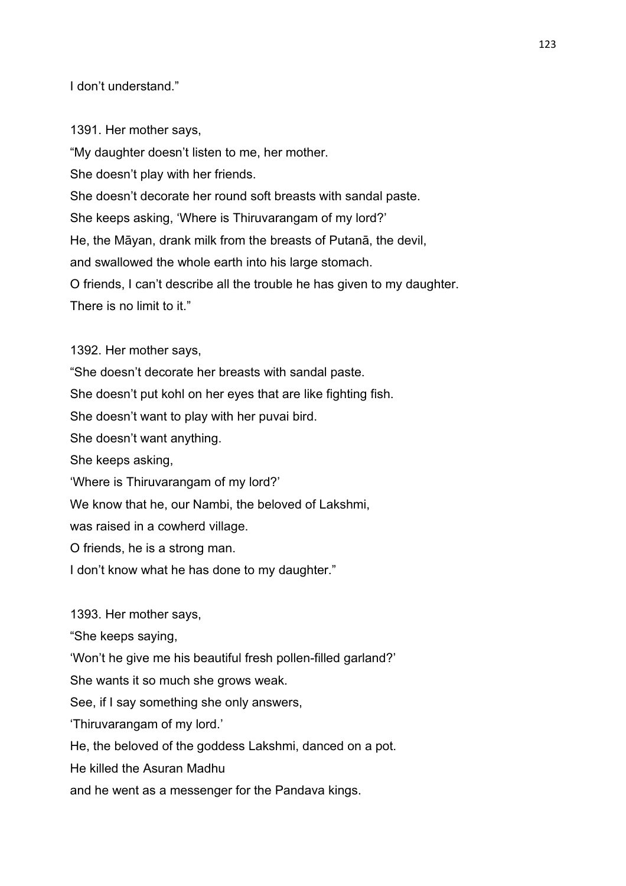I don’t understand.”

1391. Her mother says,

“My daughter doesn’t listen to me, her mother.  
She doesn’t play with her friends.  
She doesn’t decorate her round soft breasts with sandal paste.  
She keeps asking, ‘Where is Thiruvarangam of my lord?’  
He, the Māyan, drank milk from the breasts of Putanā, the devil,  
and swallowed the whole earth into his large stomach.  
O friends, I can’t describe all the trouble he has given to my daughter.  
There is no limit to it.”

1392. Her mother says,

“She doesn’t decorate her breasts with sandal paste.  
She doesn’t put kohl on her eyes that are like fighting fish.  
She doesn’t want to play with her puvai bird.  
She doesn’t want anything.  
She keeps asking,  
‘Where is Thiruvarangam of my lord?’  
We know that he, our Nambi, the beloved of Lakshmi,  
was raised in a cowherd village.  
O friends, he is a strong man.  
I don’t know what he has done to my daughter.”

1393. Her mother says,

“She keeps saying,  
‘Won’t he give me his beautiful fresh pollen-filled garland?’  
She wants it so much she grows weak.  
See, if I say something she only answers,  
‘Thiruvarangam of my lord.’  
He, the beloved of the goddess Lakshmi, danced on a pot.  
He killed the Asuran Madhu  
and he went as a messenger for the Pandava kings.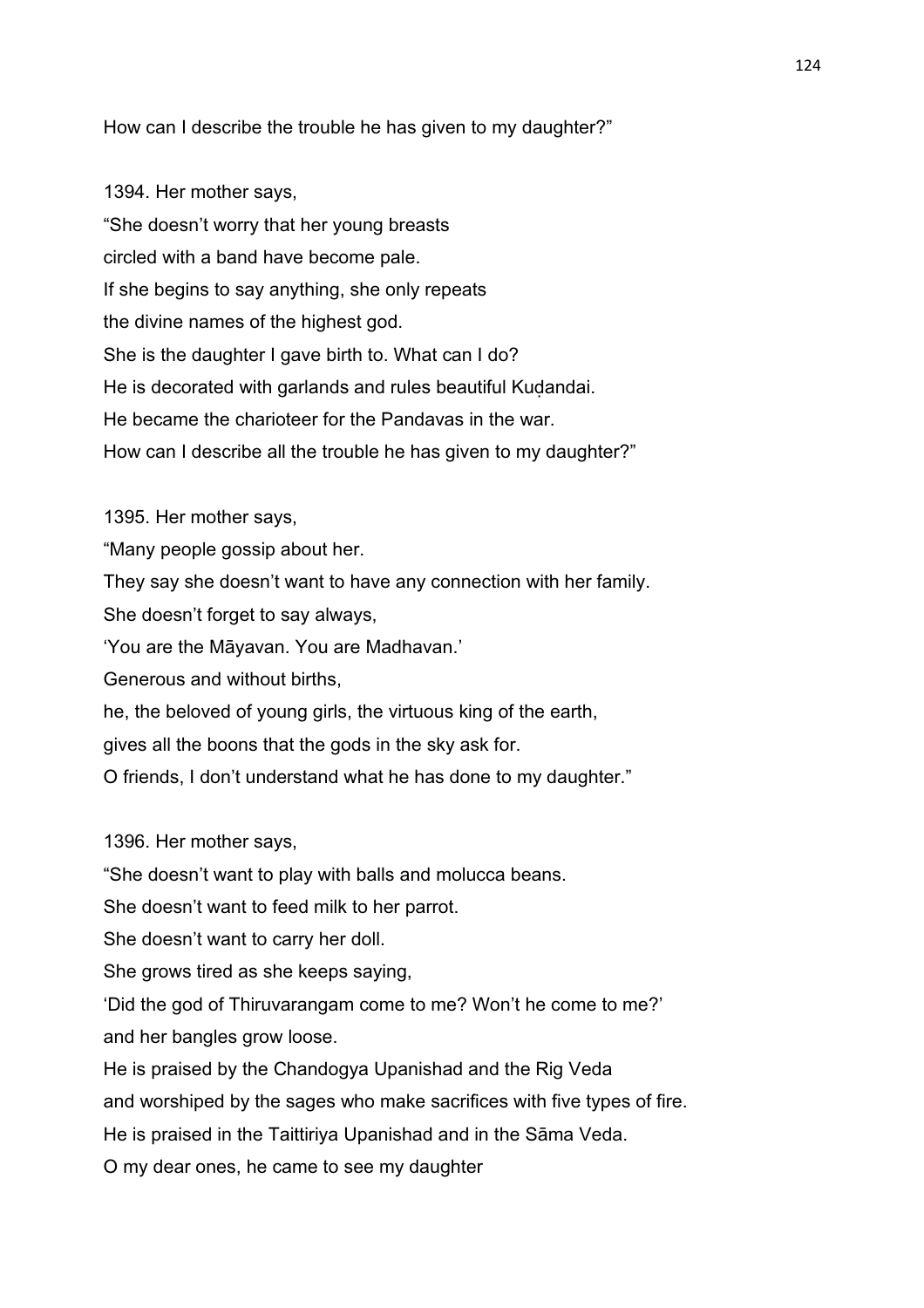How can I describe the trouble he has given to my daughter?”

1394. Her mother says,
“She doesn’t worry that her young breasts
circled with a band have become pale.
If she begins to say anything, she only repeats
the divine names of the highest god.
She is the daughter I gave birth to. What can I do?
He is decorated with garlands and rules beautiful Kuḍandai.
He became the charioteer for the Pandavas in the war.
How can I describe all the trouble he has given to my daughter?”

1395. Her mother says,
“Many people gossip about her.
They say she doesn’t want to have any connection with her family.
She doesn’t forget to say always,
‘You are the Māyavan. You are Madhavan.’
Generous and without births,
he, the beloved of young girls, the virtuous king of the earth,
gives all the boons that the gods in the sky ask for.
O friends, I don’t understand what he has done to my daughter.”

1396. Her mother says,
“She doesn’t want to play with balls and molucca beans.
She doesn’t want to feed milk to her parrot.
She doesn’t want to carry her doll.
She grows tired as she keeps saying,
‘Did the god of Thiruvarangam come to me? Won’t he come to me?’
and her bangles grow loose.
He is praised by the Chandogya Upanishad and the Rig Veda
and worshiped by the sages who make sacrifices with five types of fire.
He is praised in the Taittiriya Upanishad and in the Sāma Veda.
O my dear ones, he came to see my daughter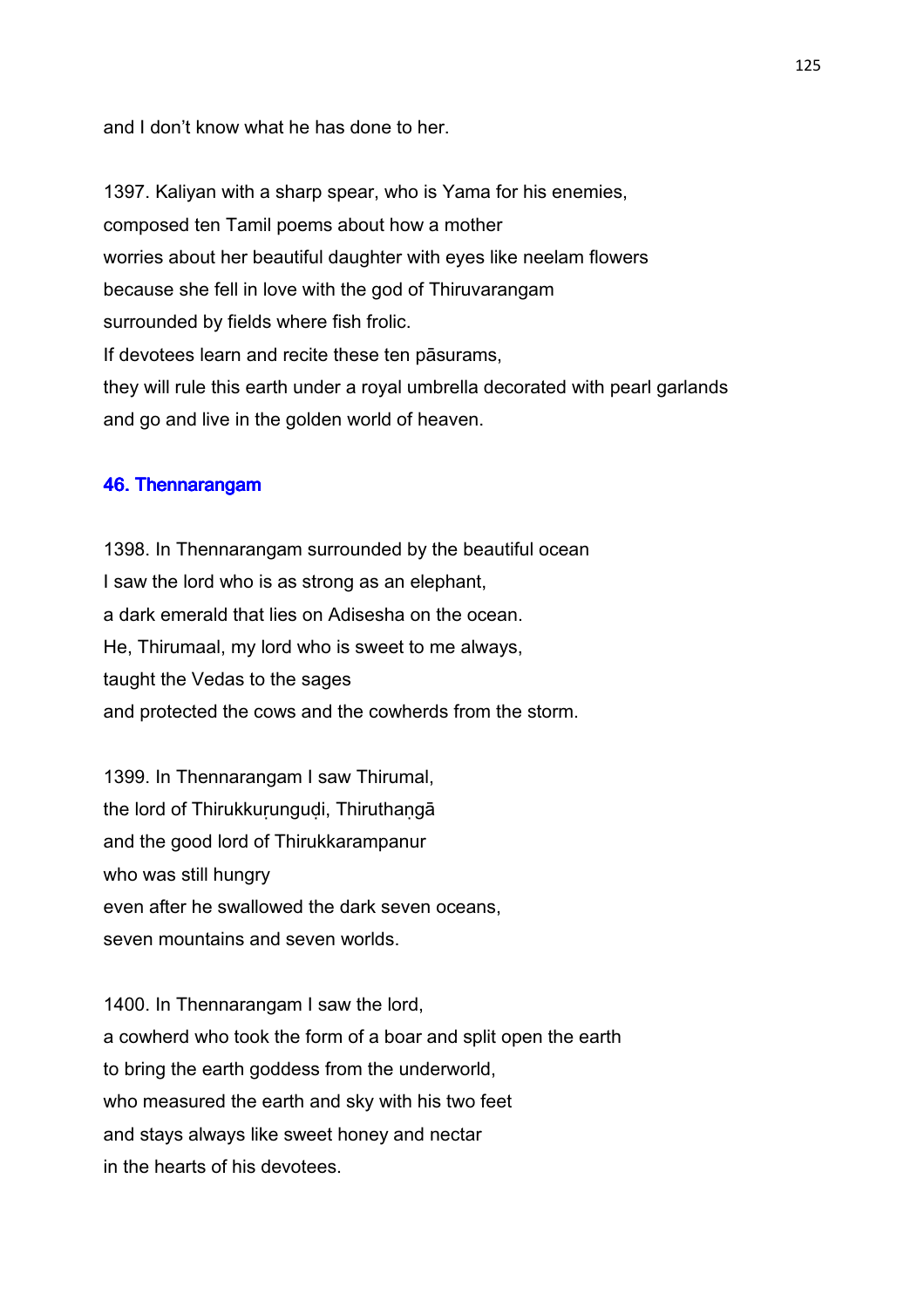and I don’t know what he has done to her.

1397. Kaliyan with a sharp spear, who is Yama for his enemies,
composed ten Tamil poems about how a mother
worries about her beautiful daughter with eyes like neelam flowers
because she fell in love with the god of Thiruvarangam
surrounded by fields where fish frolic.
If devotees learn and recite these ten pāsurams,
they will rule this earth under a royal umbrella decorated with pearl garlands
and go and live in the golden world of heaven.

## 46. Thennarangam

1398. In Thennarangam surrounded by the beautiful ocean
I saw the lord who is as strong as an elephant,
a dark emerald that lies on Adisesha on the ocean.
He, Thirumaal, my lord who is sweet to me always,
taught the Vedas to the sages
and protected the cows and the cowherds from the storm.

1399. In Thennarangam I saw Thirumal,
the lord of Thirukkuṛunguḍi, Thiruthaṇgā
and the good lord of Thirukkarampanur
who was still hungry
even after he swallowed the dark seven oceans,
seven mountains and seven worlds.

1400. In Thennarangam I saw the lord,
a cowherd who took the form of a boar and split open the earth
to bring the earth goddess from the underworld,
who measured the earth and sky with his two feet
and stays always like sweet honey and nectar
in the hearts of his devotees.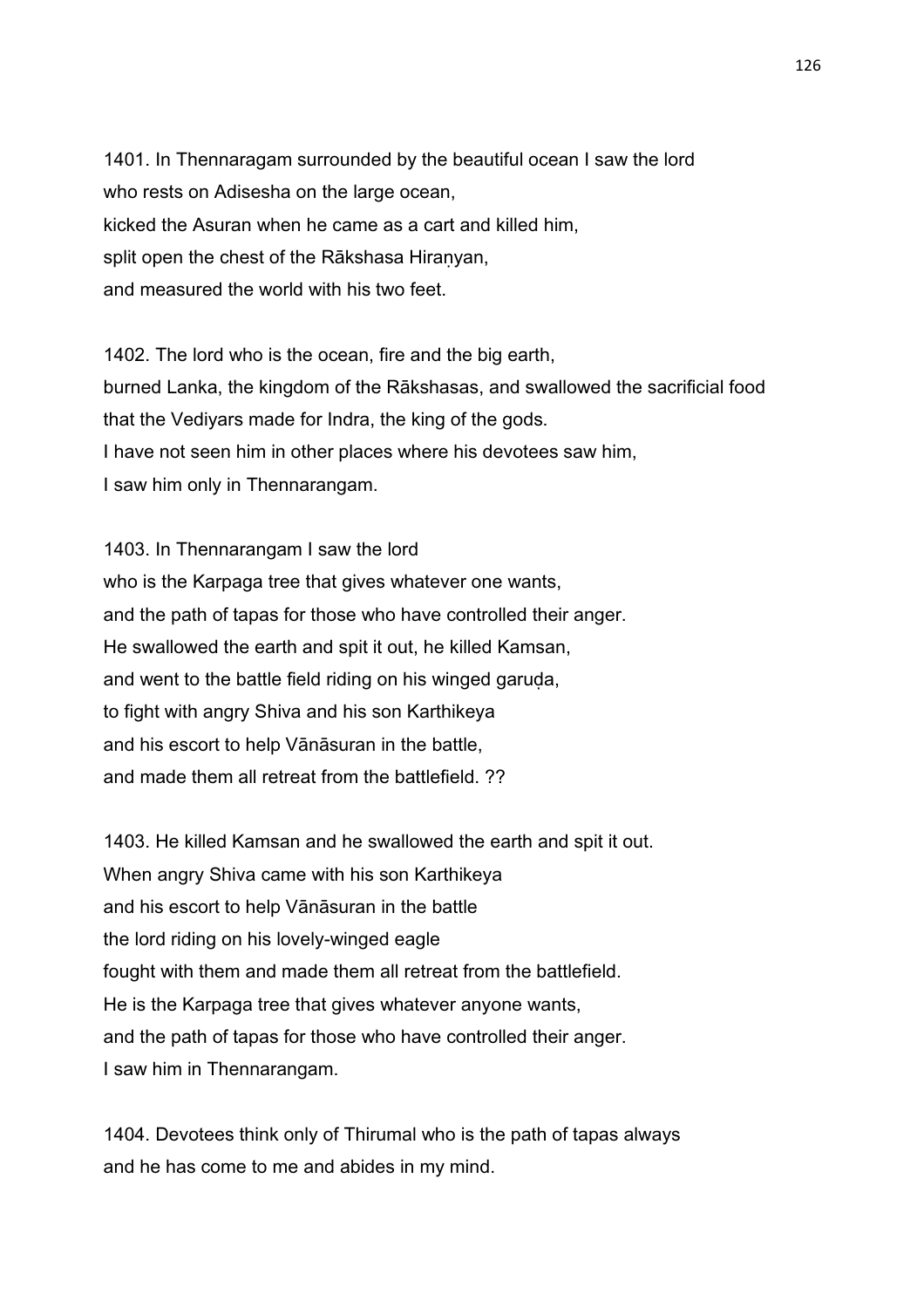1401. In Thennaragam surrounded by the beautiful ocean I saw the lord
who rests on Adisesha on the large ocean,
kicked the Asuran when he came as a cart and killed him,
split open the chest of the Rākshasa Hiraṇyan,
and measured the world with his two feet.

1402. The lord who is the ocean, fire and the big earth,
burned Lanka, the kingdom of the Rākshasas, and swallowed the sacrificial food
that the Vediyars made for Indra, the king of the gods.
I have not seen him in other places where his devotees saw him,
I saw him only in Thennarangam.

1403. In Thennarangam I saw the lord
who is the Karpaga tree that gives whatever one wants,
and the path of tapas for those who have controlled their anger.
He swallowed the earth and spit it out, he killed Kamsan,
and went to the battle field riding on his winged garuḍa,
to fight with angry Shiva and his son Karthikeya
and his escort to help Vānāsuran in the battle,
and made them all retreat from the battlefield. ??

1403. He killed Kamsan and he swallowed the earth and spit it out.
When angry Shiva came with his son Karthikeya
and his escort to help Vānāsuran in the battle
the lord riding on his lovely-winged eagle
fought with them and made them all retreat from the battlefield.
He is the Karpaga tree that gives whatever anyone wants,
and the path of tapas for those who have controlled their anger.
I saw him in Thennarangam.

1404. Devotees think only of Thirumal who is the path of tapas always
and he has come to me and abides in my mind.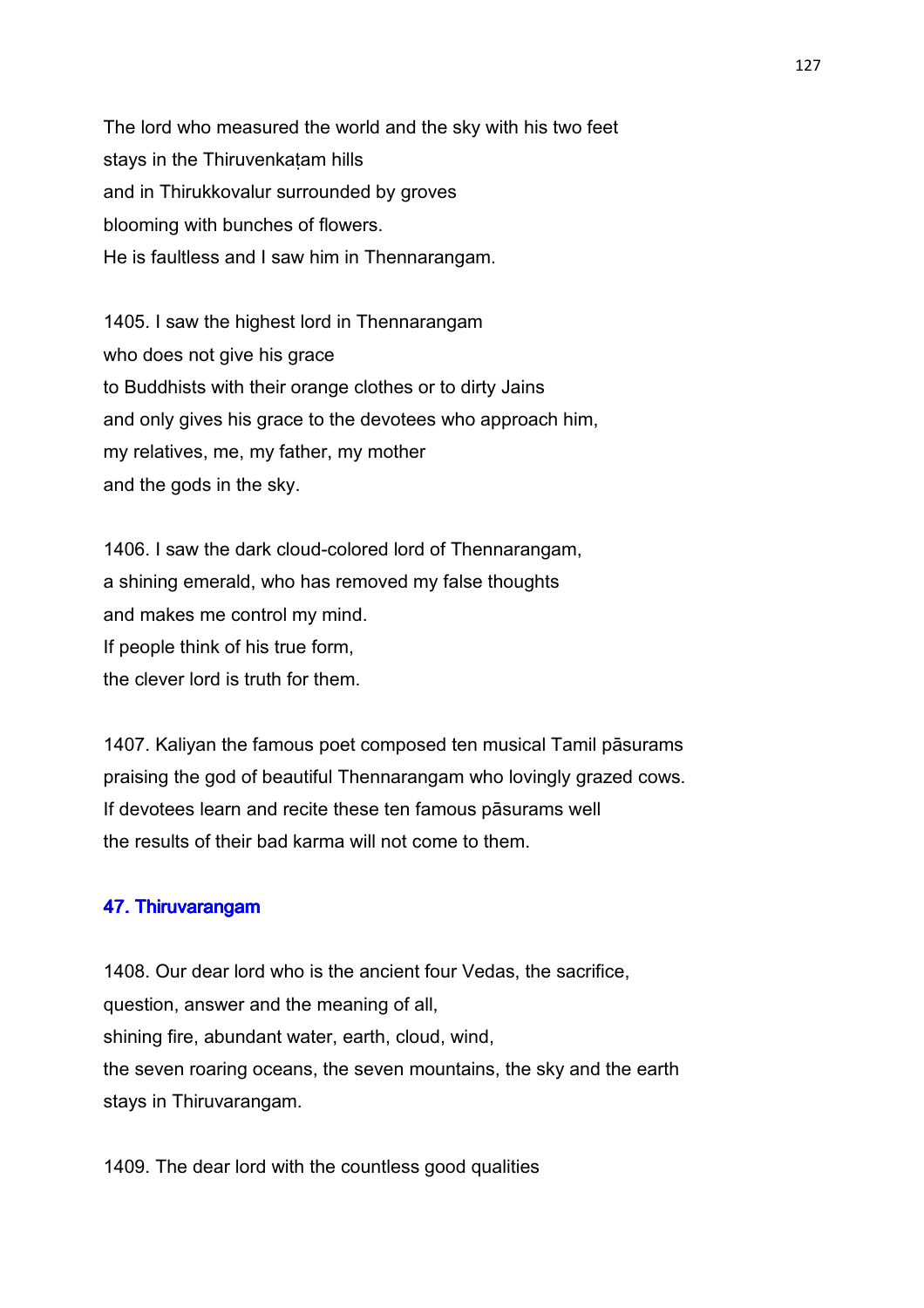The lord who measured the world and the sky with his two feet
stays in the Thiruvenkaṭam hills
and in Thirukkovalur surrounded by groves
blooming with bunches of flowers.
He is faultless and I saw him in Thennarangam.

1405. I saw the highest lord in Thennarangam
who does not give his grace
to Buddhists with their orange clothes or to dirty Jains
and only gives his grace to the devotees who approach him,
my relatives, me, my father, my mother
and the gods in the sky.

1406. I saw the dark cloud-colored lord of Thennarangam,
a shining emerald, who has removed my false thoughts
and makes me control my mind.
If people think of his true form,
the clever lord is truth for them.

1407. Kaliyan the famous poet composed ten musical Tamil pāsurams
praising the god of beautiful Thennarangam who lovingly grazed cows.
If devotees learn and recite these ten famous pāsurams well
the results of their bad karma will not come to them.

### 47. Thiruvarangam

1408. Our dear lord who is the ancient four Vedas, the sacrifice,
question, answer and the meaning of all,
shining fire, abundant water, earth, cloud, wind,
the seven roaring oceans, the seven mountains, the sky and the earth
stays in Thiruvarangam.

1409. The dear lord with the countless good qualities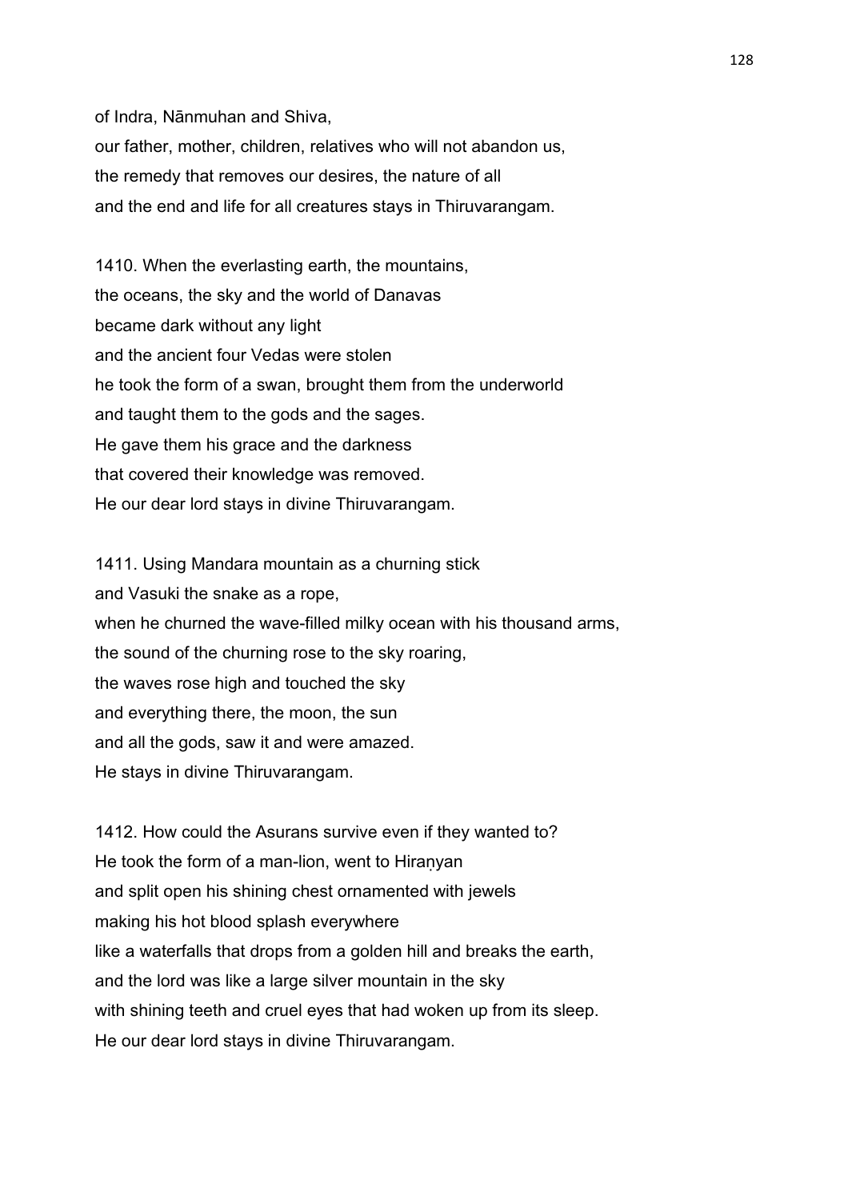of Indra, Nānmuhan and Shiva,
our father, mother, children, relatives who will not abandon us,
the remedy that removes our desires, the nature of all
and the end and life for all creatures stays in Thiruvarangam.

1410. When the everlasting earth, the mountains,
the oceans, the sky and the world of Danavas
became dark without any light
and the ancient four Vedas were stolen
he took the form of a swan, brought them from the underworld
and taught them to the gods and the sages.
He gave them his grace and the darkness
that covered their knowledge was removed.
He our dear lord stays in divine Thiruvarangam.

1411. Using Mandara mountain as a churning stick
and Vasuki the snake as a rope,
when he churned the wave-filled milky ocean with his thousand arms,
the sound of the churning rose to the sky roaring,
the waves rose high and touched the sky
and everything there, the moon, the sun
and all the gods, saw it and were amazed.
He stays in divine Thiruvarangam.

1412. How could the Asurans survive even if they wanted to?
He took the form of a man-lion, went to Hiraṇyan
and split open his shining chest ornamented with jewels
making his hot blood splash everywhere
like a waterfalls that drops from a golden hill and breaks the earth,
and the lord was like a large silver mountain in the sky
with shining teeth and cruel eyes that had woken up from its sleep.
He our dear lord stays in divine Thiruvarangam.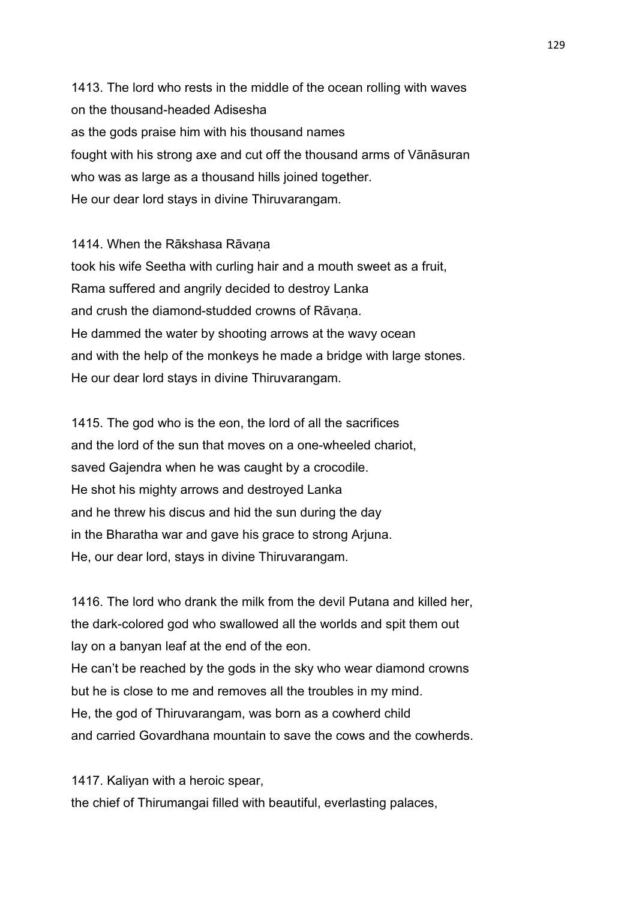1413. The lord who rests in the middle of the ocean rolling with waves
on the thousand-headed Adisesha
as the gods praise him with his thousand names
fought with his strong axe and cut off the thousand arms of Vānāsuran
who was as large as a thousand hills joined together.
He our dear lord stays in divine Thiruvarangam.

1414. When the Rākshasa Rāvaṇa
took his wife Seetha with curling hair and a mouth sweet as a fruit,
Rama suffered and angrily decided to destroy Lanka
and crush the diamond-studded crowns of Rāvaṇa.
He dammed the water by shooting arrows at the wavy ocean
and with the help of the monkeys he made a bridge with large stones.
He our dear lord stays in divine Thiruvarangam.

1415. The god who is the eon, the lord of all the sacrifices
and the lord of the sun that moves on a one-wheeled chariot,
saved Gajendra when he was caught by a crocodile.
He shot his mighty arrows and destroyed Lanka
and he threw his discus and hid the sun during the day
in the Bharatha war and gave his grace to strong Arjuna.
He, our dear lord, stays in divine Thiruvarangam.

1416. The lord who drank the milk from the devil Putana and killed her,
the dark-colored god who swallowed all the worlds and spit them out
lay on a banyan leaf at the end of the eon.
He can't be reached by the gods in the sky who wear diamond crowns
but he is close to me and removes all the troubles in my mind.
He, the god of Thiruvarangam, was born as a cowherd child
and carried Govardhana mountain to save the cows and the cowherds.

1417. Kaliyan with a heroic spear,
the chief of Thirumangai filled with beautiful, everlasting palaces,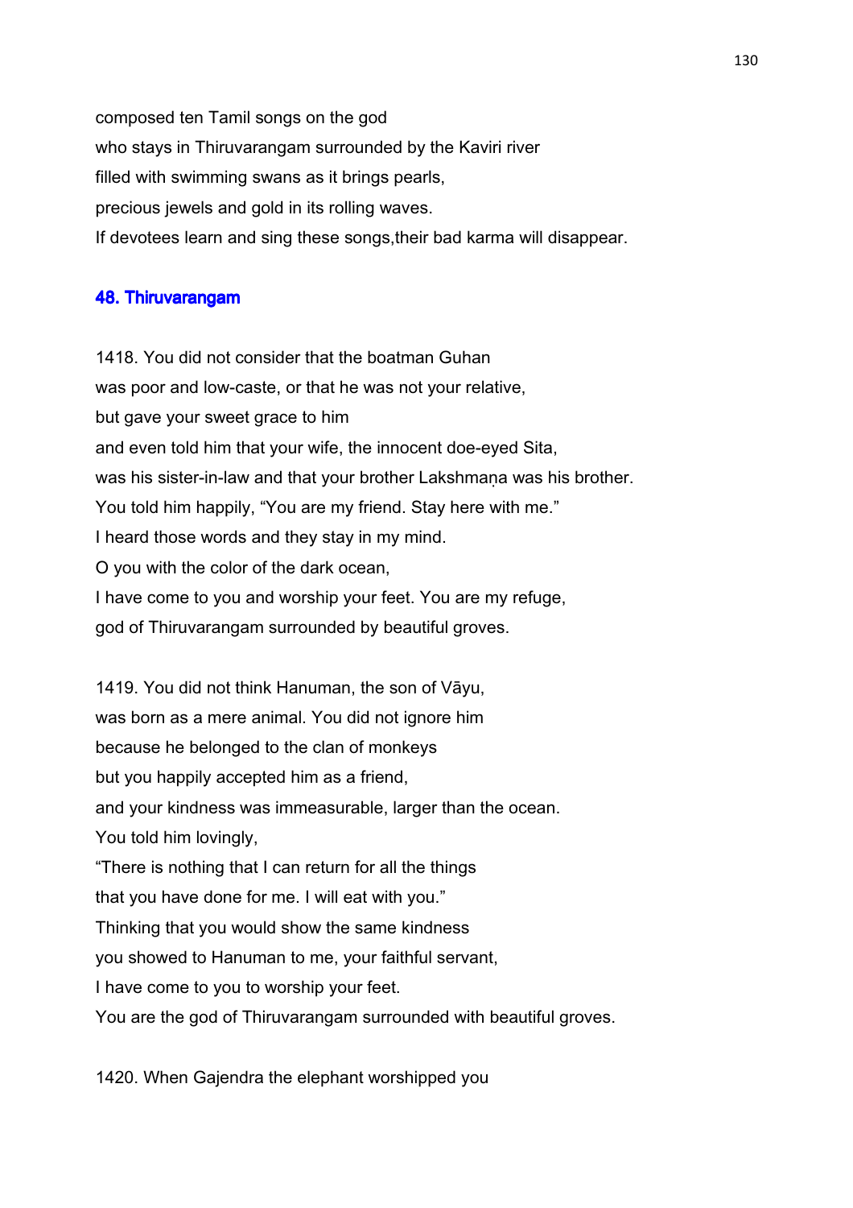composed ten Tamil songs on the god
who stays in Thiruvarangam surrounded by the Kaviri river
filled with swimming swans as it brings pearls,
precious jewels and gold in its rolling waves.
If devotees learn and sing these songs,their bad karma will disappear.

## 48. Thiruvarangam

1418. You did not consider that the boatman Guhan
was poor and low-caste, or that he was not your relative,
but gave your sweet grace to him
and even told him that your wife, the innocent doe-eyed Sita,
was his sister-in-law and that your brother Lakshmaṇa was his brother.
You told him happily, "You are my friend. Stay here with me."
I heard those words and they stay in my mind.
O you with the color of the dark ocean,
I have come to you and worship your feet. You are my refuge,
god of Thiruvarangam surrounded by beautiful groves.

1419. You did not think Hanuman, the son of Vāyu,
was born as a mere animal. You did not ignore him
because he belonged to the clan of monkeys
but you happily accepted him as a friend,
and your kindness was immeasurable, larger than the ocean.
You told him lovingly,
"There is nothing that I can return for all the things
that you have done for me. I will eat with you."
Thinking that you would show the same kindness
you showed to Hanuman to me, your faithful servant,
I have come to you to worship your feet.
You are the god of Thiruvarangam surrounded with beautiful groves.

1420. When Gajendra the elephant worshipped you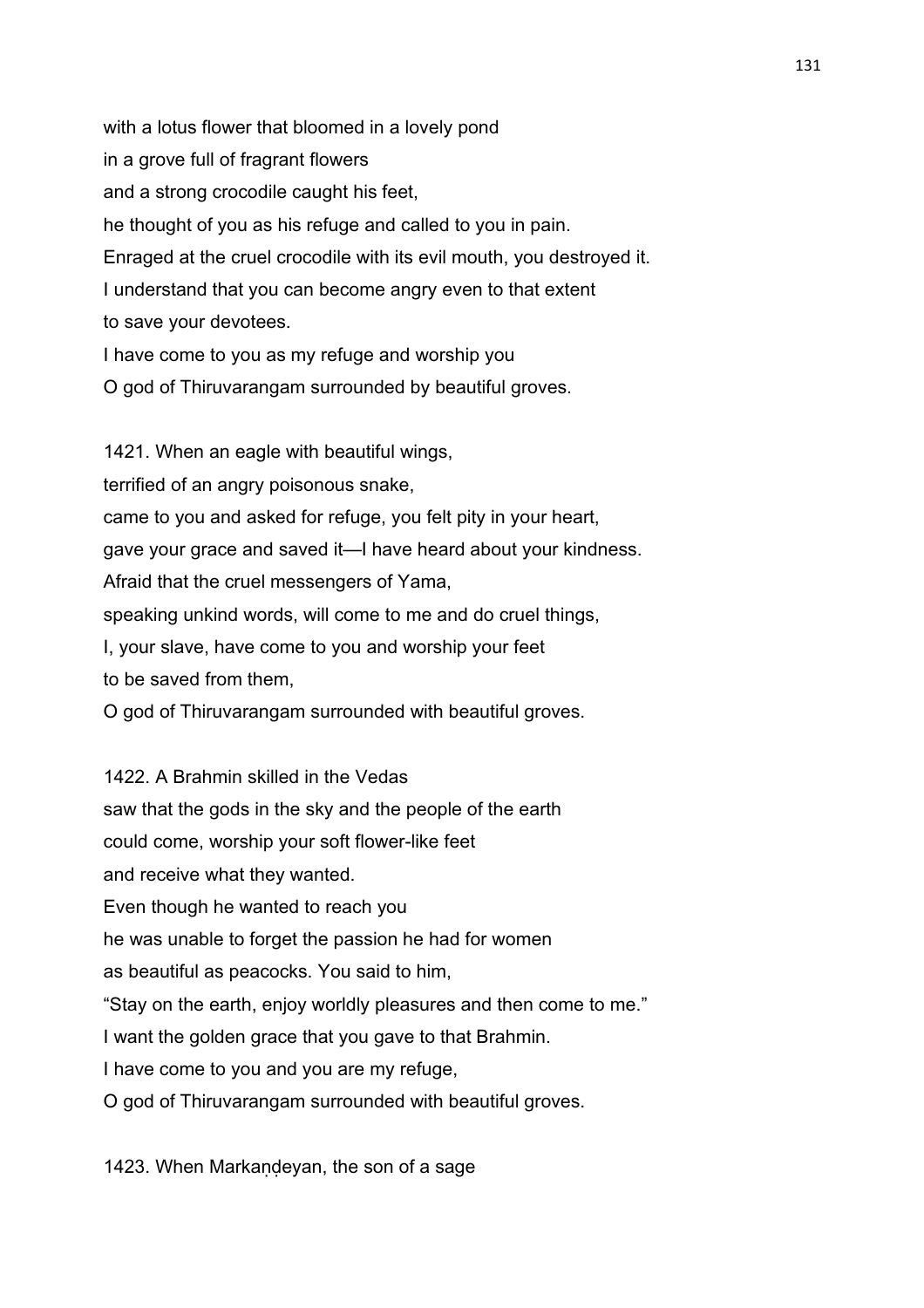with a lotus flower that bloomed in a lovely pond
in a grove full of fragrant flowers
and a strong crocodile caught his feet,
he thought of you as his refuge and called to you in pain.
Enraged at the cruel crocodile with its evil mouth, you destroyed it.
I understand that you can become angry even to that extent
to save your devotees.
I have come to you as my refuge and worship you
O god of Thiruvarangam surrounded by beautiful groves.

1421. When an eagle with beautiful wings,
terrified of an angry poisonous snake,
came to you and asked for refuge, you felt pity in your heart,
gave your grace and saved it—I have heard about your kindness.
Afraid that the cruel messengers of Yama,
speaking unkind words, will come to me and do cruel things,
I, your slave, have come to you and worship your feet
to be saved from them,
O god of Thiruvarangam surrounded with beautiful groves.

1422. A Brahmin skilled in the Vedas
saw that the gods in the sky and the people of the earth
could come, worship your soft flower-like feet
and receive what they wanted.
Even though he wanted to reach you
he was unable to forget the passion he had for women
as beautiful as peacocks. You said to him,
"Stay on the earth, enjoy worldly pleasures and then come to me."
I want the golden grace that you gave to that Brahmin.
I have come to you and you are my refuge,
O god of Thiruvarangam surrounded with beautiful groves.

1423. When Markaṇḍeyan, the son of a sage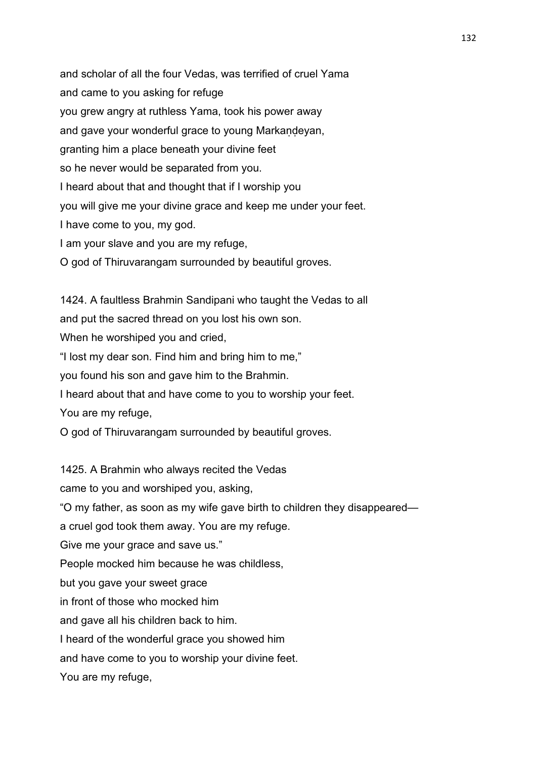and scholar of all the four Vedas, was terrified of cruel Yama
and came to you asking for refuge
you grew angry at ruthless Yama, took his power away
and gave your wonderful grace to young Markaṇḍeyan,
granting him a place beneath your divine feet
so he never would be separated from you.
I heard about that and thought that if I worship you
you will give me your divine grace and keep me under your feet.
I have come to you, my god.
I am your slave and you are my refuge,
O god of Thiruvarangam surrounded by beautiful groves.

1424. A faultless Brahmin Sandipani who taught the Vedas to all
and put the sacred thread on you lost his own son.
When he worshiped you and cried,
“I lost my dear son. Find him and bring him to me,”
you found his son and gave him to the Brahmin.
I heard about that and have come to you to worship your feet.
You are my refuge,
O god of Thiruvarangam surrounded by beautiful groves.

1425. A Brahmin who always recited the Vedas
came to you and worshiped you, asking,
“O my father, as soon as my wife gave birth to children they disappeared—
a cruel god took them away. You are my refuge.
Give me your grace and save us.”
People mocked him because he was childless,
but you gave your sweet grace
in front of those who mocked him
and gave all his children back to him.
I heard of the wonderful grace you showed him
and have come to you to worship your divine feet.
You are my refuge,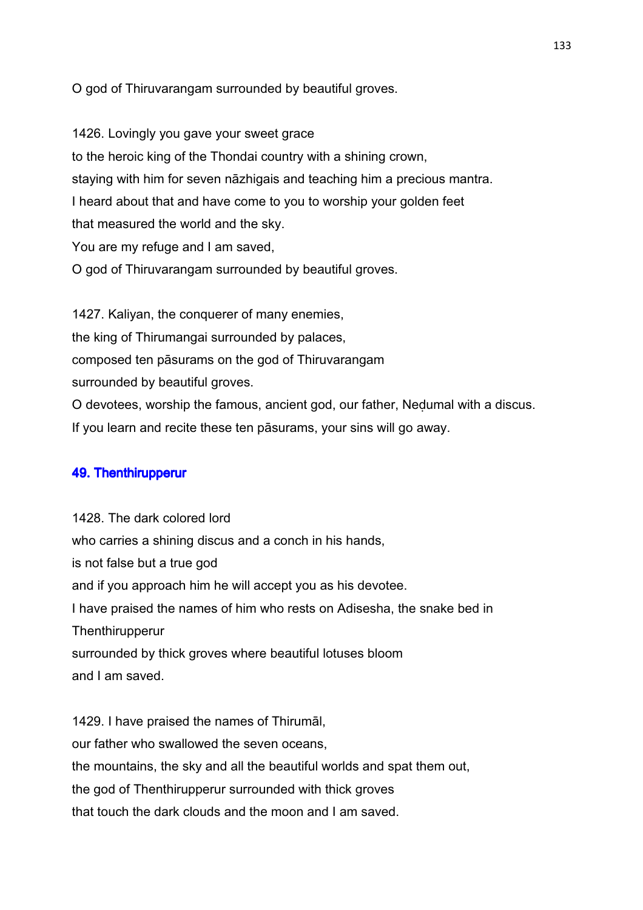O god of Thiruvarangam surrounded by beautiful groves.

1426. Lovingly you gave your sweet grace
to the heroic king of the Thondai country with a shining crown,
staying with him for seven nāzhigais and teaching him a precious mantra.
I heard about that and have come to you to worship your golden feet
that measured the world and the sky.
You are my refuge and I am saved,
O god of Thiruvarangam surrounded by beautiful groves.

1427. Kaliyan, the conquerer of many enemies,
the king of Thirumangai surrounded by palaces,
composed ten pāsurams on the god of Thiruvarangam
surrounded by beautiful groves.
O devotees, worship the famous, ancient god, our father, Neḍumal with a discus.
If you learn and recite these ten pāsurams, your sins will go away.

## 49. Thenthirupperur

1428. The dark colored lord
who carries a shining discus and a conch in his hands,
is not false but a true god
and if you approach him he will accept you as his devotee.
I have praised the names of him who rests on Adisesha, the snake bed in
Thenthirupperur
surrounded by thick groves where beautiful lotuses bloom
and I am saved.

1429. I have praised the names of Thirumāl,
our father who swallowed the seven oceans,
the mountains, the sky and all the beautiful worlds and spat them out,
the god of Thenthirupperur surrounded with thick groves
that touch the dark clouds and the moon and I am saved.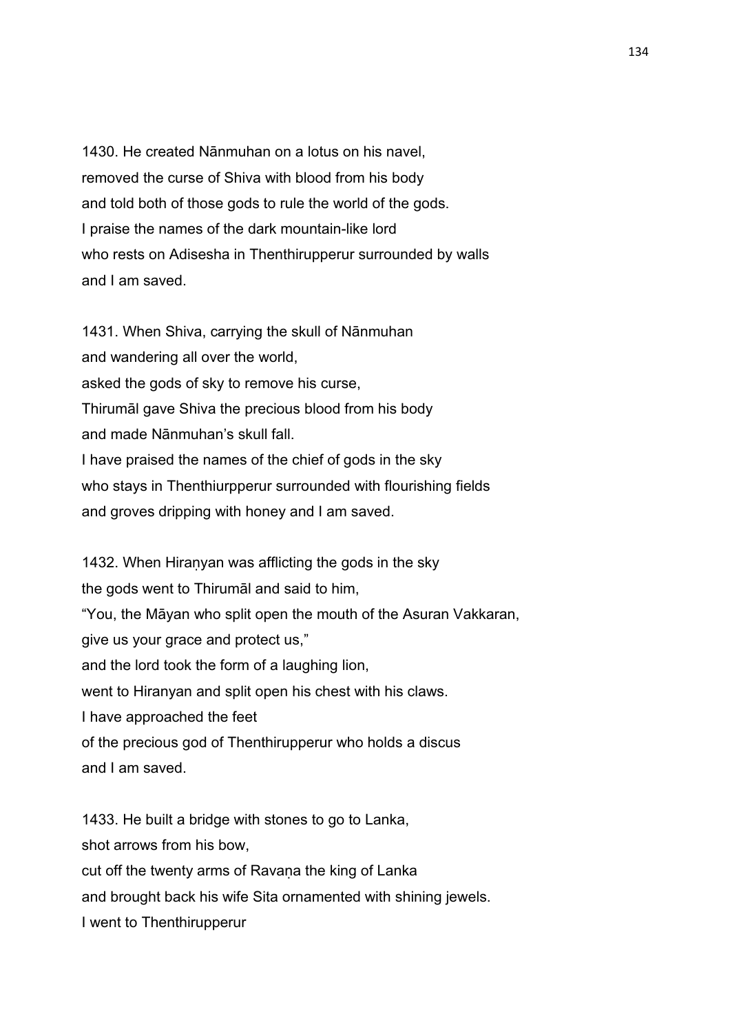1430. He created Nānmuhan on a lotus on his navel,
removed the curse of Shiva with blood from his body
and told both of those gods to rule the world of the gods.
I praise the names of the dark mountain-like lord
who rests on Adisesha in Thenthirupperur surrounded by walls
and I am saved.

1431. When Shiva, carrying the skull of Nānmuhan
and wandering all over the world,
asked the gods of sky to remove his curse,
Thirumāl gave Shiva the precious blood from his body
and made Nānmuhan's skull fall.
I have praised the names of the chief of gods in the sky
who stays in Thenthiurpperur surrounded with flourishing fields
and groves dripping with honey and I am saved.

1432. When Hiraṇyan was afflicting the gods in the sky
the gods went to Thirumāl and said to him,
"You, the Māyan who split open the mouth of the Asuran Vakkaran,
give us your grace and protect us,"
and the lord took the form of a laughing lion,
went to Hiranyan and split open his chest with his claws.
I have approached the feet
of the precious god of Thenthirupperur who holds a discus
and I am saved.

1433. He built a bridge with stones to go to Lanka,
shot arrows from his bow,
cut off the twenty arms of Ravaṇa the king of Lanka
and brought back his wife Sita ornamented with shining jewels.
I went to Thenthirupperur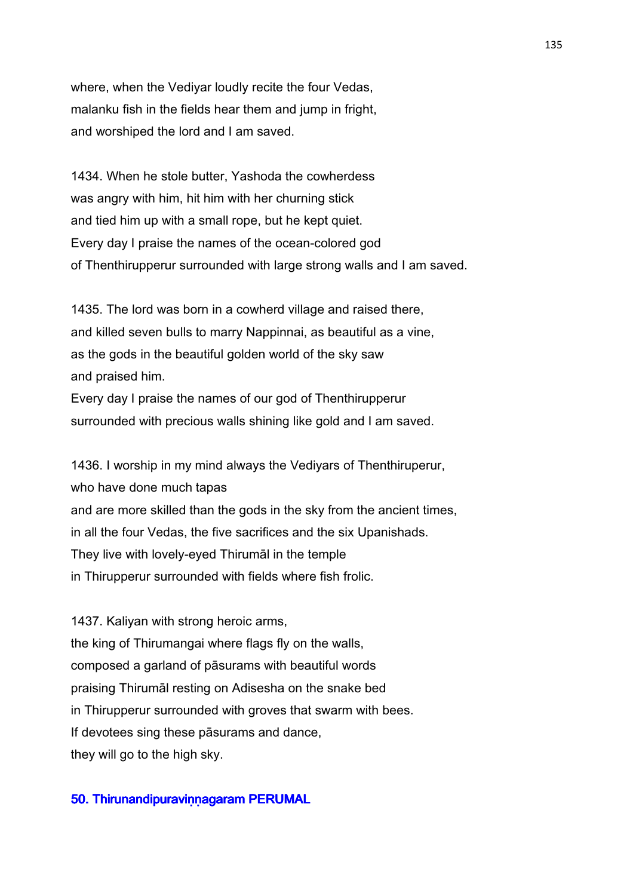where, when the Vediyar loudly recite the four Vedas,
malanku fish in the fields hear them and jump in fright,
and worshiped the lord and I am saved.

1434. When he stole butter, Yashoda the cowherdess
was angry with him, hit him with her churning stick
and tied him up with a small rope, but he kept quiet.
Every day I praise the names of the ocean-colored god
of Thenthirupperur surrounded with large strong walls and I am saved.

1435. The lord was born in a cowherd village and raised there,
and killed seven bulls to marry Nappinnai, as beautiful as a vine,
as the gods in the beautiful golden world of the sky saw
and praised him.
Every day I praise the names of our god of Thenthirupperur
surrounded with precious walls shining like gold and I am saved.

1436. I worship in my mind always the Vediyars of Thenthiruperur,
who have done much tapas
and are more skilled than the gods in the sky from the ancient times,
in all the four Vedas, the five sacrifices and the six Upanishads.
They live with lovely-eyed Thirumāl in the temple
in Thirupperur surrounded with fields where fish frolic.

1437. Kaliyan with strong heroic arms,
the king of Thirumangai where flags fly on the walls,
composed a garland of pāsurams with beautiful words
praising Thirumāl resting on Adisesha on the snake bed
in Thirupperur surrounded with groves that swarm with bees.
If devotees sing these pāsurams and dance,
they will go to the high sky.

## 50. Thirunandipuraviṇṇagaram PERUMAL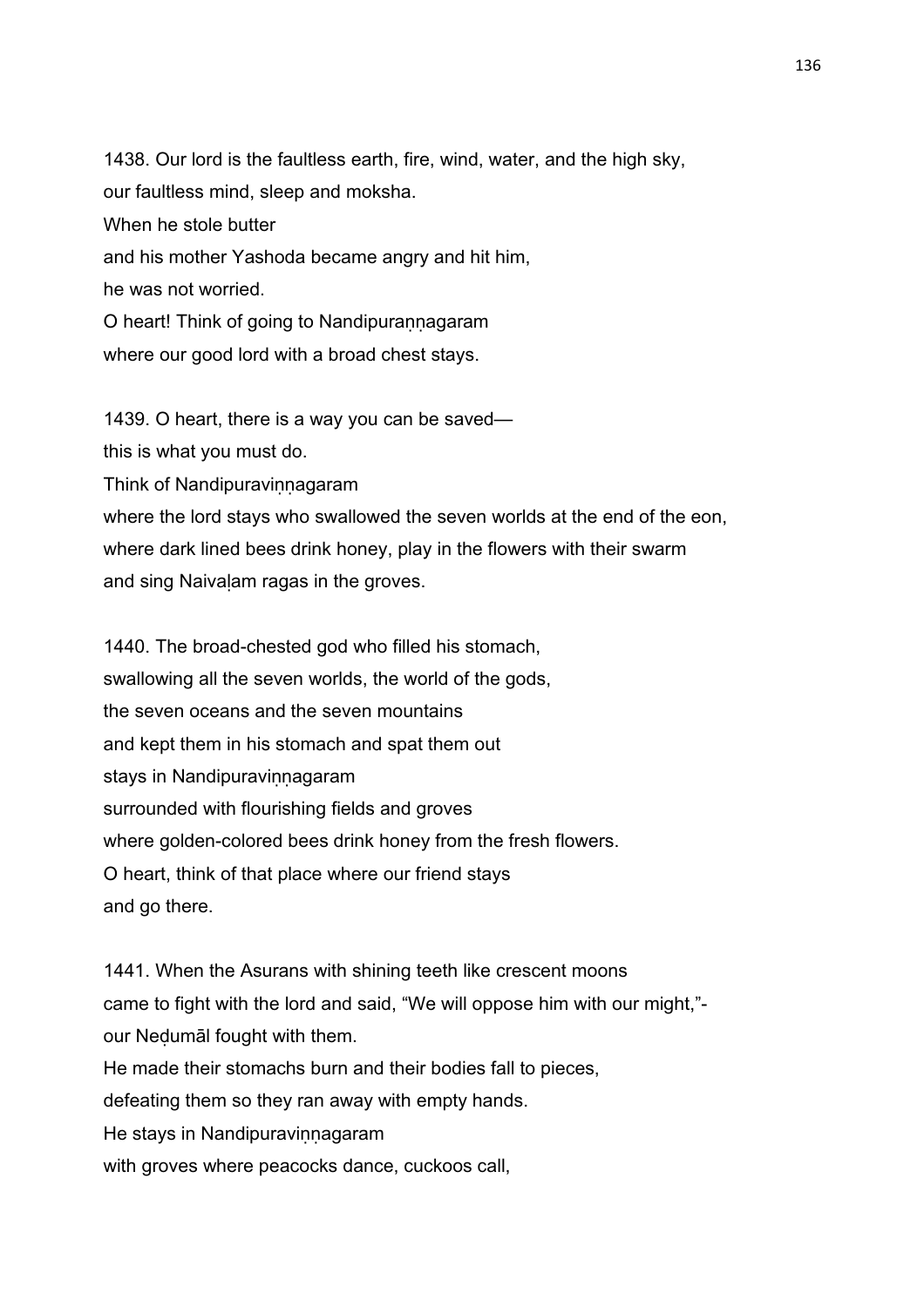1438. Our lord is the faultless earth, fire, wind, water, and the high sky,
our faultless mind, sleep and moksha.
When he stole butter
and his mother Yashoda became angry and hit him,
he was not worried.
O heart! Think of going to Nandipuraṇṇagaram
where our good lord with a broad chest stays.

1439. O heart, there is a way you can be saved—
this is what you must do.
Think of Nandipuraviṇṇagaram
where the lord stays who swallowed the seven worlds at the end of the eon,
where dark lined bees drink honey, play in the flowers with their swarm
and sing Naivaḷam ragas in the groves.

1440. The broad-chested god who filled his stomach,
swallowing all the seven worlds, the world of the gods,
the seven oceans and the seven mountains
and kept them in his stomach and spat them out
stays in Nandipuraviṇṇagaram
surrounded with flourishing fields and groves
where golden-colored bees drink honey from the fresh flowers.
O heart, think of that place where our friend stays
and go there.

1441. When the Asurans with shining teeth like crescent moons
came to fight with the lord and said, "We will oppose him with our might,"-
our Neḍumāl fought with them.
He made their stomachs burn and their bodies fall to pieces,
defeating them so they ran away with empty hands.
He stays in Nandipuraviṇṇagaram
with groves where peacocks dance, cuckoos call,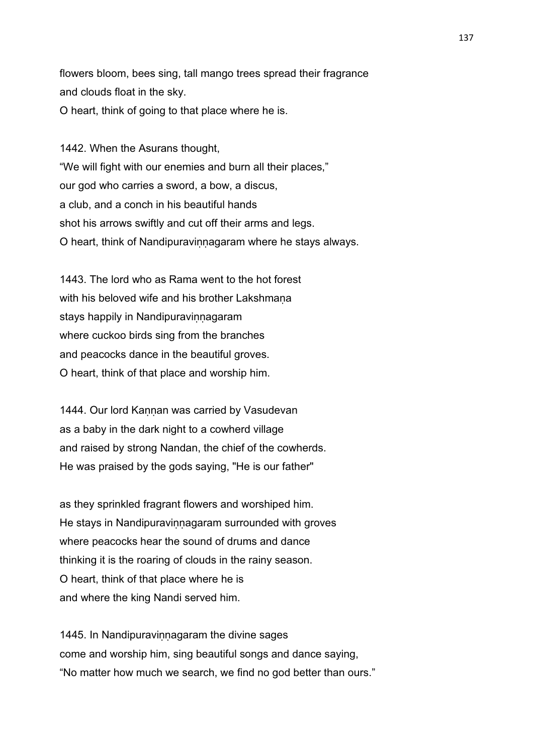flowers bloom, bees sing, tall mango trees spread their fragrance
and clouds float in the sky.
O heart, think of going to that place where he is.

1442. When the Asurans thought,
“We will fight with our enemies and burn all their places,”
our god who carries a sword, a bow, a discus,
a club, and a conch in his beautiful hands
shot his arrows swiftly and cut off their arms and legs.
O heart, think of Nandipuraviṇṇagaram where he stays always.

1443. The lord who as Rama went to the hot forest
with his beloved wife and his brother Lakshmaṇa
stays happily in Nandipuraviṇṇagaram
where cuckoo birds sing from the branches
and peacocks dance in the beautiful groves.
O heart, think of that place and worship him.

1444. Our lord Kaṇṇan was carried by Vasudevan
as a baby in the dark night to a cowherd village
and raised by strong Nandan, the chief of the cowherds.
He was praised by the gods saying, "He is our father"

as they sprinkled fragrant flowers and worshiped him.
He stays in Nandipuraviṇṇagaram surrounded with groves
where peacocks hear the sound of drums and dance
thinking it is the roaring of clouds in the rainy season.
O heart, think of that place where he is
and where the king Nandi served him.

1445. In Nandipuraviṇṇagaram the divine sages
come and worship him, sing beautiful songs and dance saying,
“No matter how much we search, we find no god better than ours.”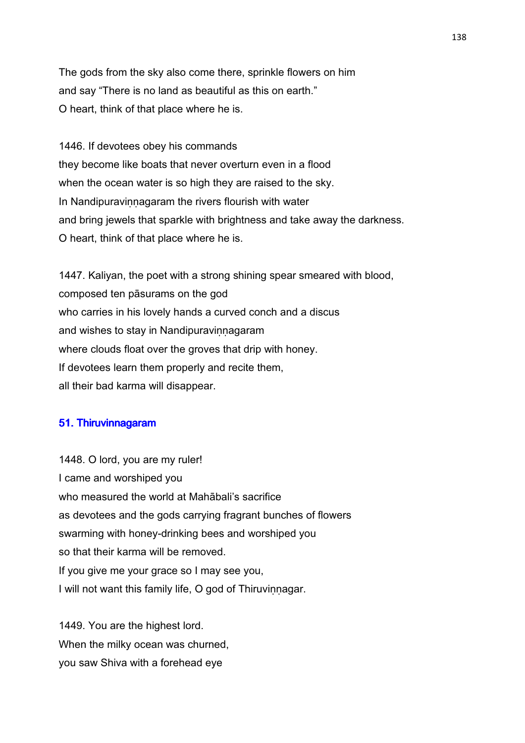The gods from the sky also come there, sprinkle flowers on him
and say “There is no land as beautiful as this on earth.”
O heart, think of that place where he is.

1446. If devotees obey his commands
they become like boats that never overturn even in a flood
when the ocean water is so high they are raised to the sky.
In Nandipuraviṇṇagaram the rivers flourish with water
and bring jewels that sparkle with brightness and take away the darkness.
O heart, think of that place where he is.

1447. Kaliyan, the poet with a strong shining spear smeared with blood,
composed ten pāsurams on the god
who carries in his lovely hands a curved conch and a discus
and wishes to stay in Nandipuraviṇṇagaram
where clouds float over the groves that drip with honey.
If devotees learn them properly and recite them,
all their bad karma will disappear.

## 51. Thiruvinnagaram

1448. O lord, you are my ruler!
I came and worshiped you
who measured the world at Mahābali’s sacrifice
as devotees and the gods carrying fragrant bunches of flowers
swarming with honey-drinking bees and worshiped you
so that their karma will be removed.
If you give me your grace so I may see you,
I will not want this family life, O god of Thiruviṇṇagar.

1449. You are the highest lord.
When the milky ocean was churned,
you saw Shiva with a forehead eye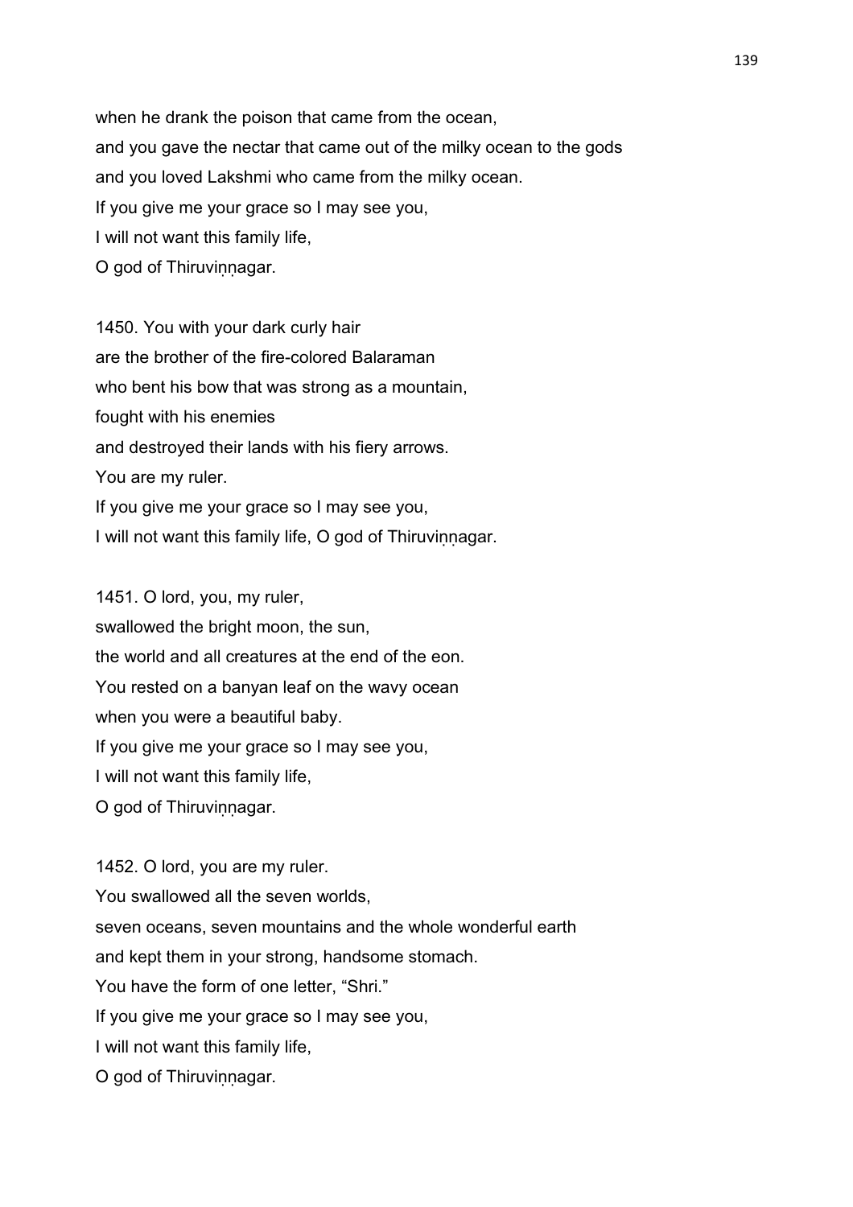when he drank the poison that came from the ocean,
and you gave the nectar that came out of the milky ocean to the gods
and you loved Lakshmi who came from the milky ocean.
If you give me your grace so I may see you,
I will not want this family life,
O god of Thiruviṇṇagar.

1450. You with your dark curly hair
are the brother of the fire-colored Balaraman
who bent his bow that was strong as a mountain,
fought with his enemies
and destroyed their lands with his fiery arrows.
You are my ruler.
If you give me your grace so I may see you,
I will not want this family life, O god of Thiruviṇṇagar.

1451. O lord, you, my ruler,
swallowed the bright moon, the sun,
the world and all creatures at the end of the eon.
You rested on a banyan leaf on the wavy ocean
when you were a beautiful baby.
If you give me your grace so I may see you,
I will not want this family life,
O god of Thiruviṇṇagar.

1452. O lord, you are my ruler.
You swallowed all the seven worlds,
seven oceans, seven mountains and the whole wonderful earth
and kept them in your strong, handsome stomach.
You have the form of one letter, “Shri.”
If you give me your grace so I may see you,
I will not want this family life,
O god of Thiruviṇṇagar.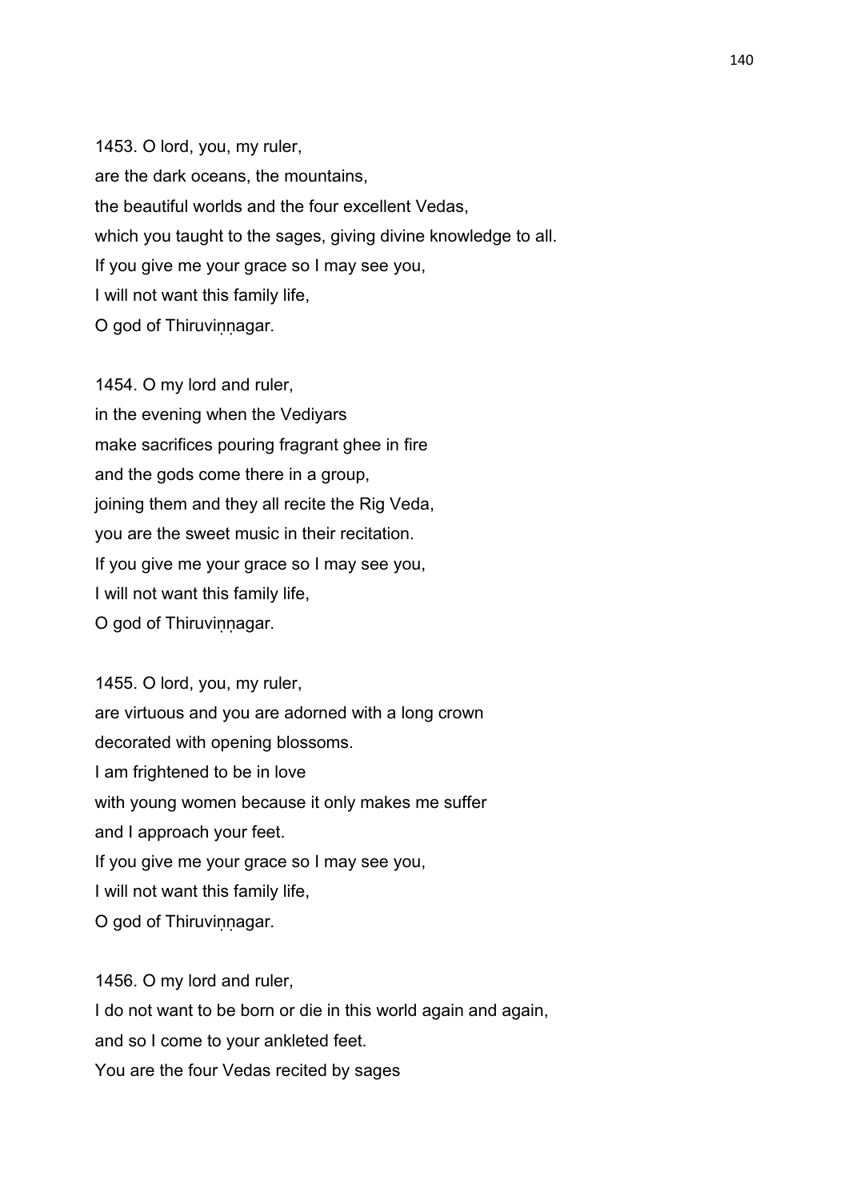1453. O lord, you, my ruler,
are the dark oceans, the mountains,
the beautiful worlds and the four excellent Vedas,
which you taught to the sages, giving divine knowledge to all.
If you give me your grace so I may see you,
I will not want this family life,
O god of Thiruviṇṇagar.

1454. O my lord and ruler,
in the evening when the Vediyars
make sacrifices pouring fragrant ghee in fire
and the gods come there in a group,
joining them and they all recite the Rig Veda,
you are the sweet music in their recitation.
If you give me your grace so I may see you,
I will not want this family life,
O god of Thiruviṇṇagar.

1455. O lord, you, my ruler,
are virtuous and you are adorned with a long crown
decorated with opening blossoms.
I am frightened to be in love
with young women because it only makes me suffer
and I approach your feet.
If you give me your grace so I may see you,
I will not want this family life,
O god of Thiruviṇṇagar.

1456. O my lord and ruler,
I do not want to be born or die in this world again and again,
and so I come to your ankleted feet.
You are the four Vedas recited by sages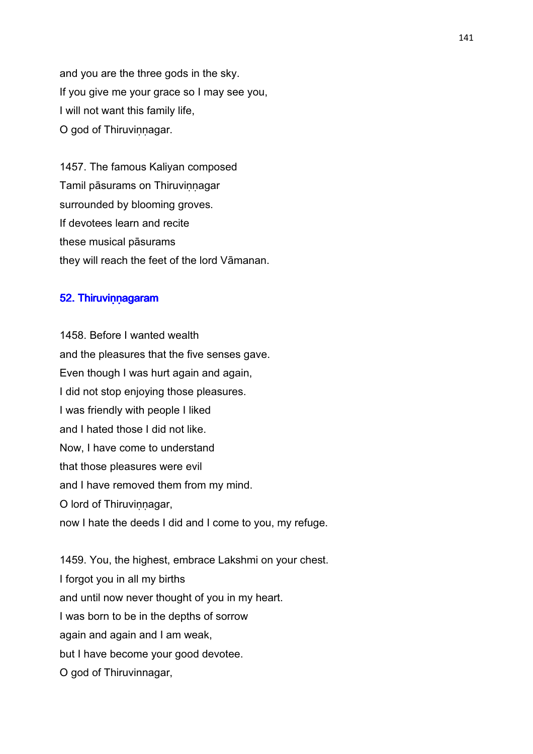and you are the three gods in the sky.
If you give me your grace so I may see you,
I will not want this family life,
O god of Thiruviṇṇagar.

1457. The famous Kaliyan composed
Tamil pāsurams on Thiruviṇṇagar
surrounded by blooming groves.
If devotees learn and recite
these musical pāsurams
they will reach the feet of the lord Vāmanan.

## 52. Thiruviṇṇagaram

1458. Before I wanted wealth
and the pleasures that the five senses gave.
Even though I was hurt again and again,
I did not stop enjoying those pleasures.
I was friendly with people I liked
and I hated those I did not like.
Now, I have come to understand
that those pleasures were evil
and I have removed them from my mind.
O lord of Thiruviṇṇagar,
now I hate the deeds I did and I come to you, my refuge.

1459. You, the highest, embrace Lakshmi on your chest.
I forgot you in all my births
and until now never thought of you in my heart.
I was born to be in the depths of sorrow
again and again and I am weak,
but I have become your good devotee.
O god of Thiruvinnagar,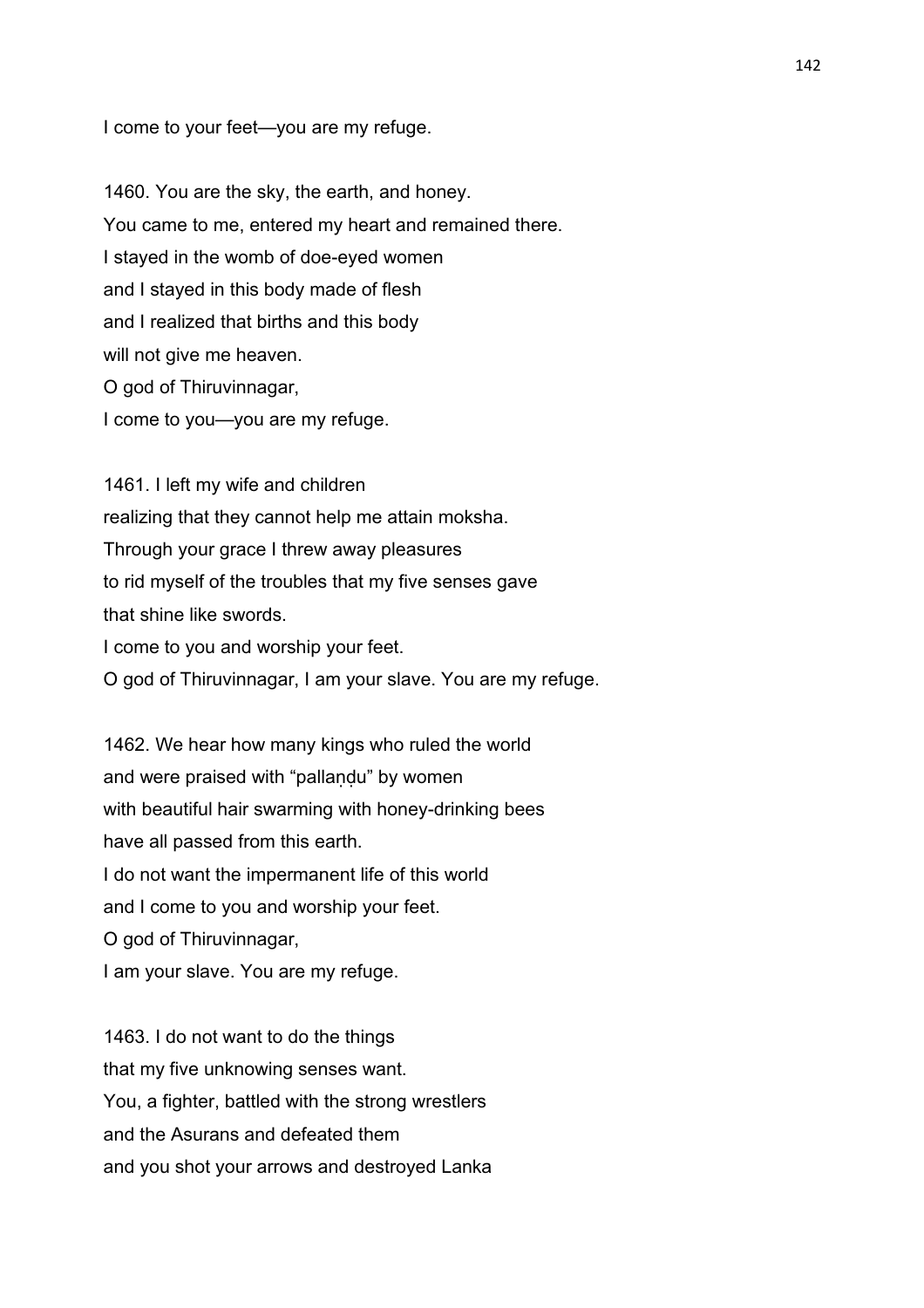I come to your feet—you are my refuge.

1460. You are the sky, the earth, and honey.
You came to me, entered my heart and remained there.
I stayed in the womb of doe-eyed women
and I stayed in this body made of flesh
and I realized that births and this body
will not give me heaven.
O god of Thiruvinnagar,
I come to you—you are my refuge.

1461. I left my wife and children
realizing that they cannot help me attain moksha.
Through your grace I threw away pleasures
to rid myself of the troubles that my five senses gave
that shine like swords.
I come to you and worship your feet.
O god of Thiruvinnagar, I am your slave. You are my refuge.

1462. We hear how many kings who ruled the world
and were praised with "pallaṇḍu" by women
with beautiful hair swarming with honey-drinking bees
have all passed from this earth.
I do not want the impermanent life of this world
and I come to you and worship your feet.
O god of Thiruvinnagar,
I am your slave. You are my refuge.

1463. I do not want to do the things
that my five unknowing senses want.
You, a fighter, battled with the strong wrestlers
and the Asurans and defeated them
and you shot your arrows and destroyed Lanka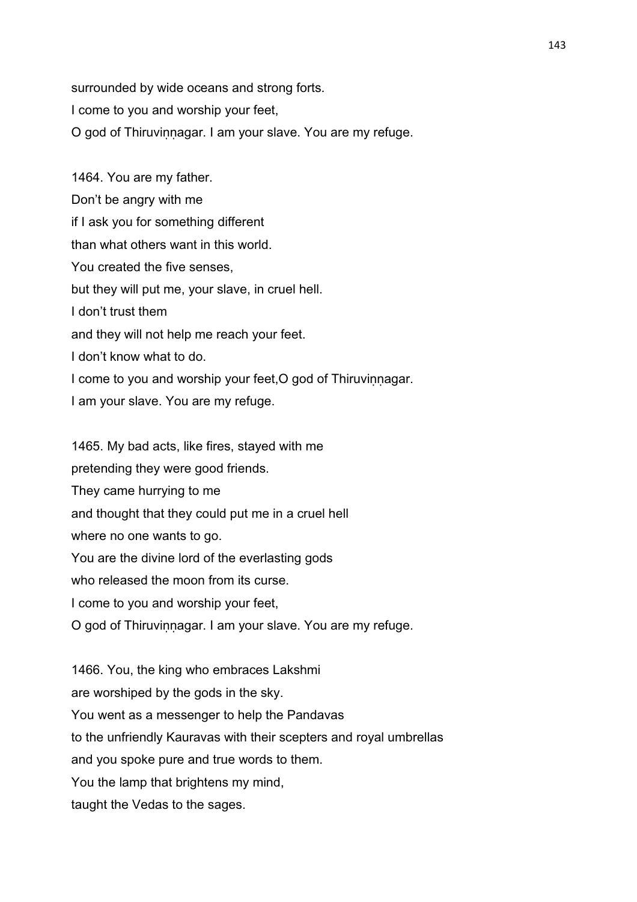surrounded by wide oceans and strong forts.
I come to you and worship your feet,
O god of Thiruviṇṇagar. I am your slave. You are my refuge.

1464. You are my father.
Don't be angry with me
if I ask you for something different
than what others want in this world.
You created the five senses,
but they will put me, your slave, in cruel hell.
I don't trust them
and they will not help me reach your feet.
I don't know what to do.
I come to you and worship your feet,O god of Thiruviṇṇagar.
I am your slave. You are my refuge.

1465. My bad acts, like fires, stayed with me
pretending they were good friends.
They came hurrying to me
and thought that they could put me in a cruel hell
where no one wants to go.
You are the divine lord of the everlasting gods
who released the moon from its curse.
I come to you and worship your feet,
O god of Thiruviṇṇagar. I am your slave. You are my refuge.

1466. You, the king who embraces Lakshmi
are worshiped by the gods in the sky.
You went as a messenger to help the Pandavas
to the unfriendly Kauravas with their scepters and royal umbrellas
and you spoke pure and true words to them.
You the lamp that brightens my mind,
taught the Vedas to the sages.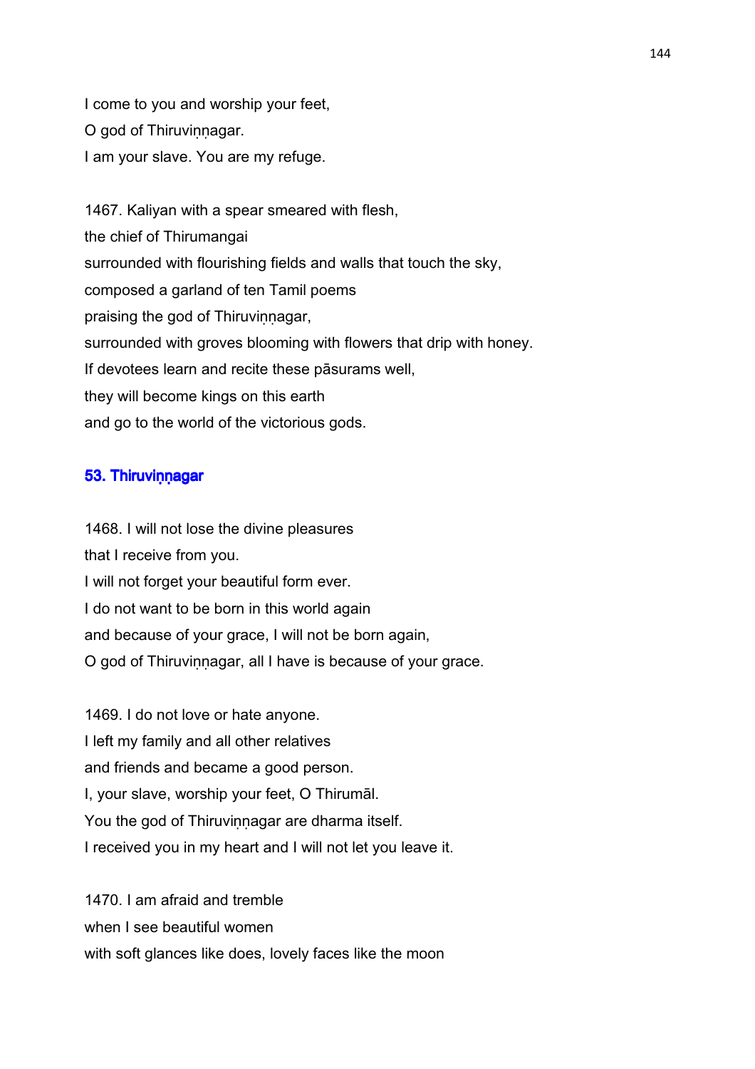I come to you and worship your feet,
O god of Thiruviṇṇagar.
I am your slave. You are my refuge.

1467. Kaliyan with a spear smeared with flesh,
the chief of Thirumangai
surrounded with flourishing fields and walls that touch the sky,
composed a garland of ten Tamil poems
praising the god of Thiruviṇṇagar,
surrounded with groves blooming with flowers that drip with honey.
If devotees learn and recite these pāsurams well,
they will become kings on this earth
and go to the world of the victorious gods.

## 53. Thiruviṇṇagar

1468. I will not lose the divine pleasures
that I receive from you.
I will not forget your beautiful form ever.
I do not want to be born in this world again
and because of your grace, I will not be born again,
O god of Thiruviṇṇagar, all I have is because of your grace.

1469. I do not love or hate anyone.
I left my family and all other relatives
and friends and became a good person.
I, your slave, worship your feet, O Thirumāl.
You the god of Thiruviṇṇagar are dharma itself.
I received you in my heart and I will not let you leave it.

1470. I am afraid and tremble
when I see beautiful women
with soft glances like does, lovely faces like the moon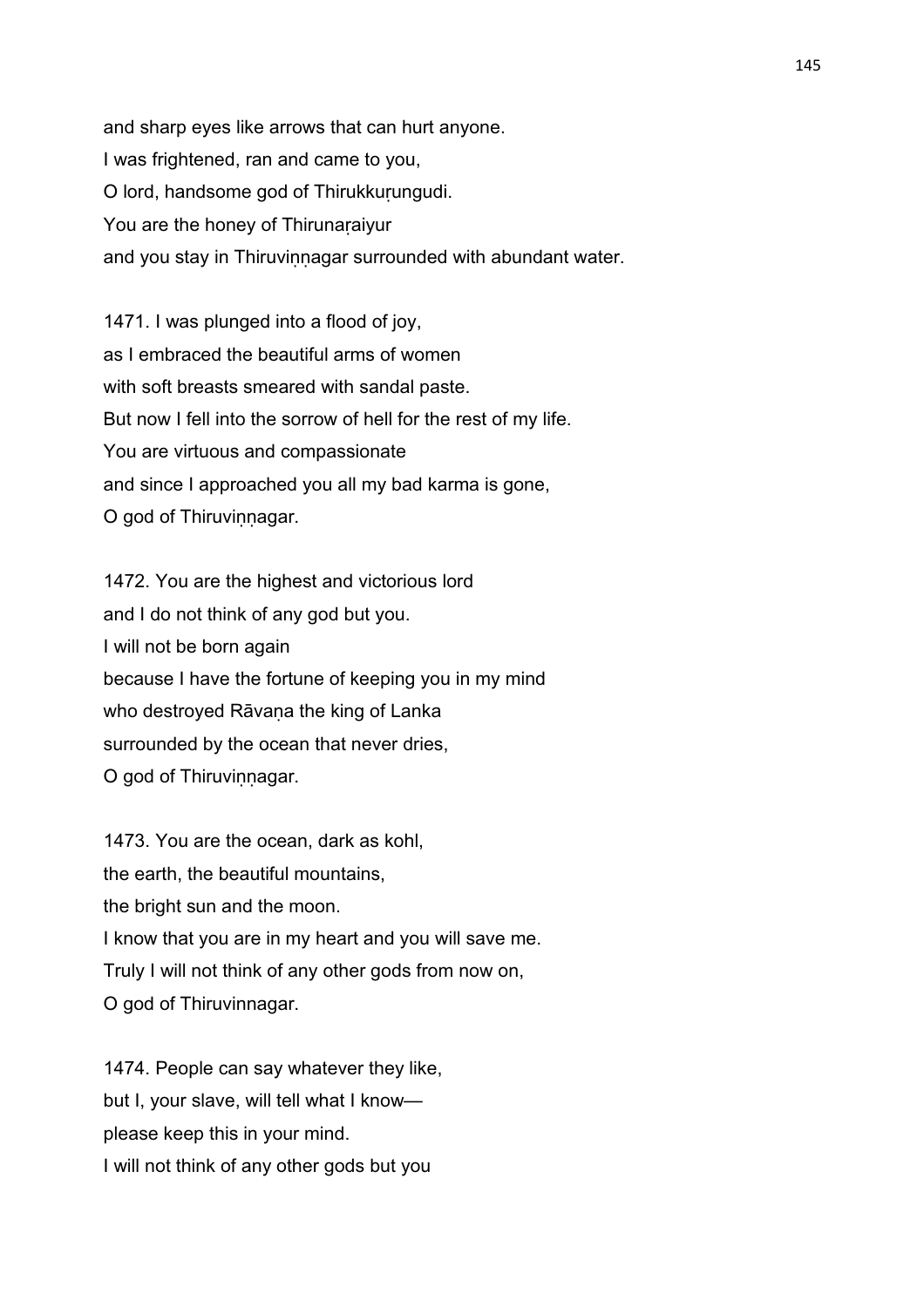and sharp eyes like arrows that can hurt anyone.
I was frightened, ran and came to you,
O lord, handsome god of Thirukkuṛungudi.
You are the honey of Thirunaṛaiyur
and you stay in Thiruviṇṇagar surrounded with abundant water.

1471. I was plunged into a flood of joy,
as I embraced the beautiful arms of women
with soft breasts smeared with sandal paste.
But now I fell into the sorrow of hell for the rest of my life.
You are virtuous and compassionate
and since I approached you all my bad karma is gone,
O god of Thiruviṇṇagar.

1472. You are the highest and victorious lord
and I do not think of any god but you.
I will not be born again
because I have the fortune of keeping you in my mind
who destroyed Rāvaṇa the king of Lanka
surrounded by the ocean that never dries,
O god of Thiruviṇṇagar.

1473. You are the ocean, dark as kohl,
the earth, the beautiful mountains,
the bright sun and the moon.
I know that you are in my heart and you will save me.
Truly I will not think of any other gods from now on,
O god of Thiruvinnagar.

1474. People can say whatever they like,
but I, your slave, will tell what I know—
please keep this in your mind.
I will not think of any other gods but you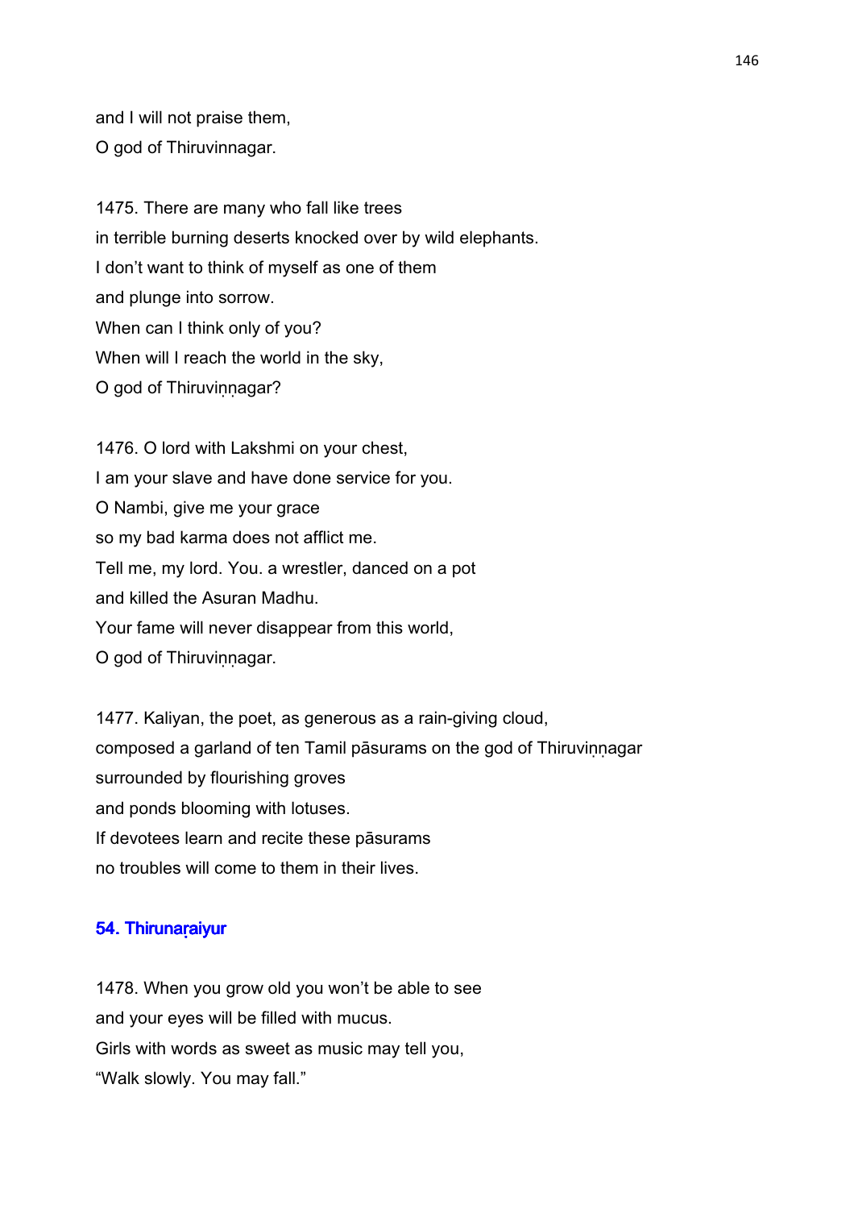and I will not praise them,
O god of Thiruvinnagar.

1475. There are many who fall like trees
in terrible burning deserts knocked over by wild elephants.
I don't want to think of myself as one of them
and plunge into sorrow.
When can I think only of you?
When will I reach the world in the sky,
O god of Thiruviṇṇagar?

1476. O lord with Lakshmi on your chest,
I am your slave and have done service for you.
O Nambi, give me your grace
so my bad karma does not afflict me.
Tell me, my lord. You. a wrestler, danced on a pot
and killed the Asuran Madhu.
Your fame will never disappear from this world,
O god of Thiruviṇṇagar.

1477. Kaliyan, the poet, as generous as a rain-giving cloud,
composed a garland of ten Tamil pāsurams on the god of Thiruviṇṇagar
surrounded by flourishing groves
and ponds blooming with lotuses.
If devotees learn and recite these pāsurams
no troubles will come to them in their lives.

### 54. Thirunaṛaiyur

1478. When you grow old you won't be able to see
and your eyes will be filled with mucus.
Girls with words as sweet as music may tell you,
"Walk slowly. You may fall."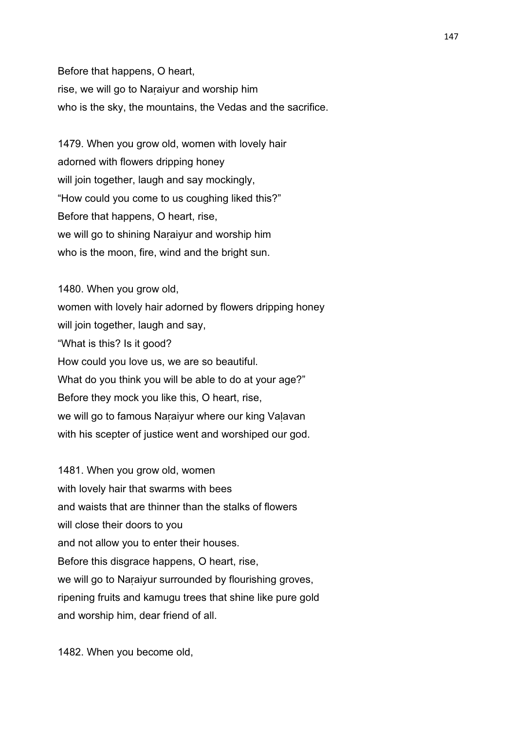Before that happens, O heart,
rise, we will go to Naṛaiyur and worship him
who is the sky, the mountains, the Vedas and the sacrifice.

1479. When you grow old, women with lovely hair
adorned with flowers dripping honey
will join together, laugh and say mockingly,
"How could you come to us coughing liked this?"
Before that happens, O heart, rise,
we will go to shining Naṛaiyur and worship him
who is the moon, fire, wind and the bright sun.

1480. When you grow old,
women with lovely hair adorned by flowers dripping honey
will join together, laugh and say,
"What is this? Is it good?
How could you love us, we are so beautiful.
What do you think you will be able to do at your age?"
Before they mock you like this, O heart, rise,
we will go to famous Naṛaiyur where our king Vaḷavan
with his scepter of justice went and worshiped our god.

1481. When you grow old, women
with lovely hair that swarms with bees
and waists that are thinner than the stalks of flowers
will close their doors to you
and not allow you to enter their houses.
Before this disgrace happens, O heart, rise,
we will go to Naṛaiyur surrounded by flourishing groves,
ripening fruits and kamugu trees that shine like pure gold
and worship him, dear friend of all.

1482. When you become old,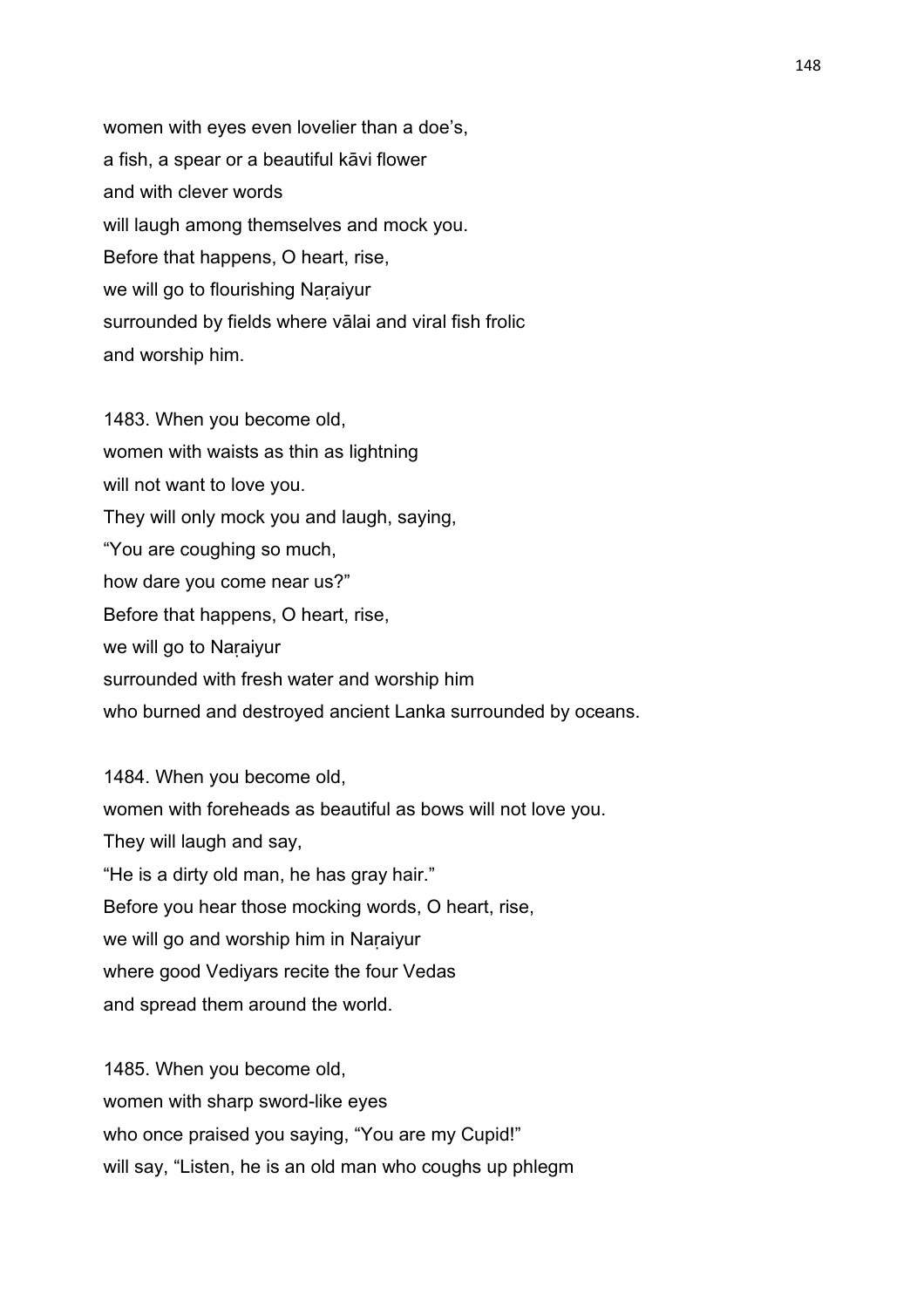women with eyes even lovelier than a doe's,
a fish, a spear or a beautiful kāvi flower
and with clever words
will laugh among themselves and mock you.
Before that happens, O heart, rise,
we will go to flourishing Naṛaiyur
surrounded by fields where vālai and viral fish frolic
and worship him.

1483. When you become old,
women with waists as thin as lightning
will not want to love you.
They will only mock you and laugh, saying,
"You are coughing so much,
how dare you come near us?"
Before that happens, O heart, rise,
we will go to Naṛaiyur
surrounded with fresh water and worship him
who burned and destroyed ancient Lanka surrounded by oceans.

1484. When you become old,
women with foreheads as beautiful as bows will not love you.
They will laugh and say,
"He is a dirty old man, he has gray hair."
Before you hear those mocking words, O heart, rise,
we will go and worship him in Naṛaiyur
where good Vediyars recite the four Vedas
and spread them around the world.

1485. When you become old,
women with sharp sword-like eyes
who once praised you saying, "You are my Cupid!"
will say, "Listen, he is an old man who coughs up phlegm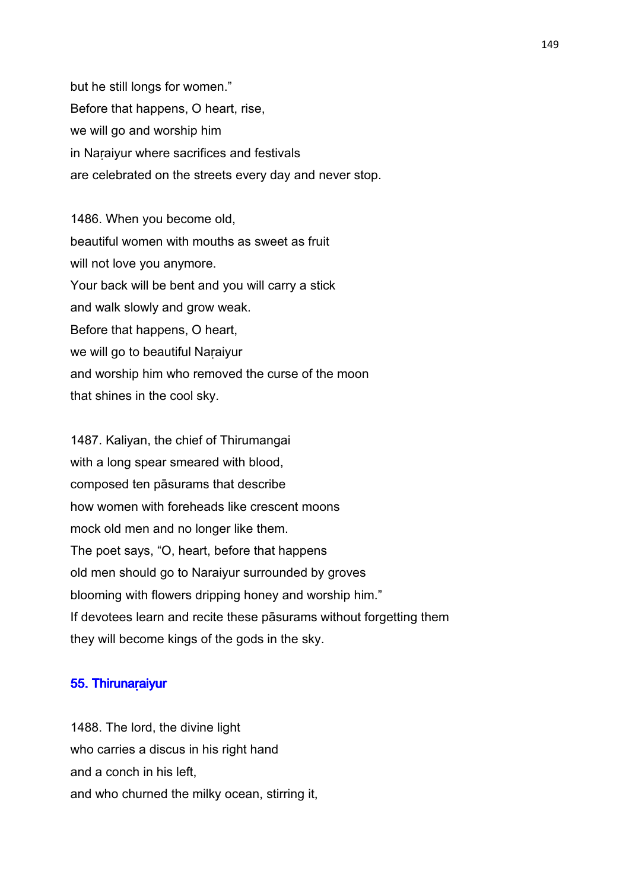but he still longs for women."
Before that happens, O heart, rise,
we will go and worship him
in Naṛaiyur where sacrifices and festivals
are celebrated on the streets every day and never stop.

1486. When you become old,
beautiful women with mouths as sweet as fruit
will not love you anymore.
Your back will be bent and you will carry a stick
and walk slowly and grow weak.
Before that happens, O heart,
we will go to beautiful Naṛaiyur
and worship him who removed the curse of the moon
that shines in the cool sky.

1487. Kaliyan, the chief of Thirumangai
with a long spear smeared with blood,
composed ten pāsurams that describe
how women with foreheads like crescent moons
mock old men and no longer like them.
The poet says, "O, heart, before that happens
old men should go to Naraiyur surrounded by groves
blooming with flowers dripping honey and worship him."
If devotees learn and recite these pāsurams without forgetting them
they will become kings of the gods in the sky.

### 55. Thirunaṛaiyur

1488. The lord, the divine light
who carries a discus in his right hand
and a conch in his left,
and who churned the milky ocean, stirring it,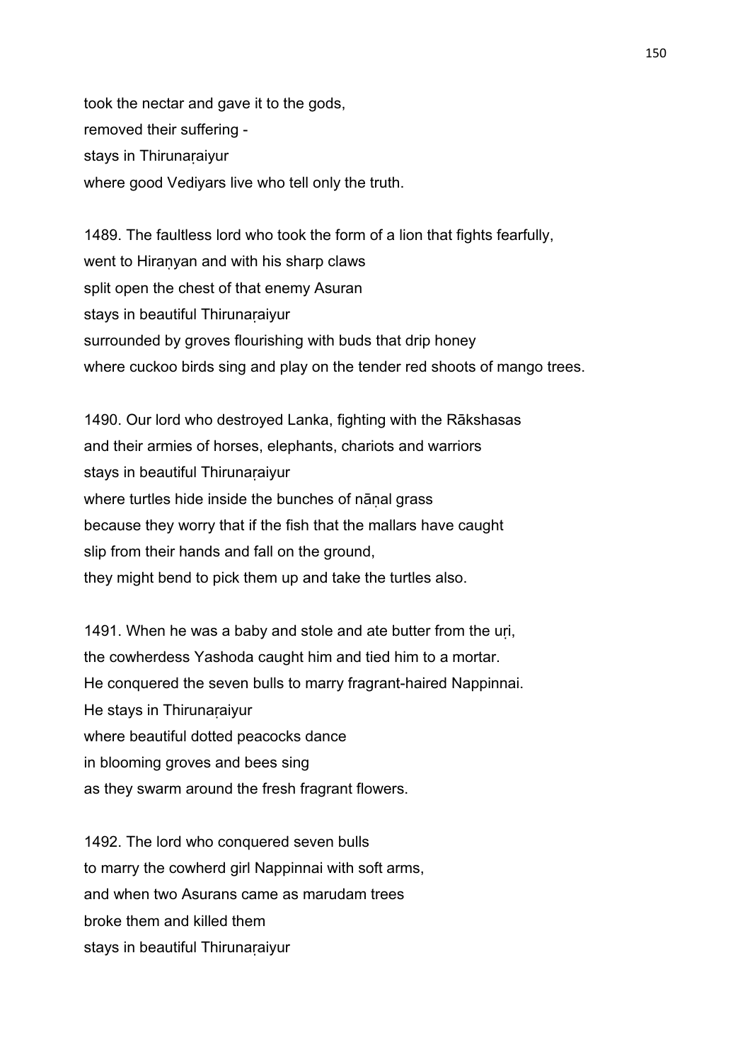took the nectar and gave it to the gods,
removed their suffering -
stays in Thirunaṛaiyur
where good Vediyars live who tell only the truth.

1489. The faultless lord who took the form of a lion that fights fearfully,
went to Hiraṇyan and with his sharp claws
split open the chest of that enemy Asuran
stays in beautiful Thirunaṛaiyur
surrounded by groves flourishing with buds that drip honey
where cuckoo birds sing and play on the tender red shoots of mango trees.

1490. Our lord who destroyed Lanka, fighting with the Rākshasas
and their armies of horses, elephants, chariots and warriors
stays in beautiful Thirunaṛaiyur
where turtles hide inside the bunches of nāṇal grass
because they worry that if the fish that the mallars have caught
slip from their hands and fall on the ground,
they might bend to pick them up and take the turtles also.

1491. When he was a baby and stole and ate butter from the uṛi,
the cowherdess Yashoda caught him and tied him to a mortar.
He conquered the seven bulls to marry fragrant-haired Nappinnai.
He stays in Thirunaṛaiyur
where beautiful dotted peacocks dance
in blooming groves and bees sing
as they swarm around the fresh fragrant flowers.

1492. The lord who conquered seven bulls
to marry the cowherd girl Nappinnai with soft arms,
and when two Asurans came as marudam trees
broke them and killed them
stays in beautiful Thirunaṛaiyur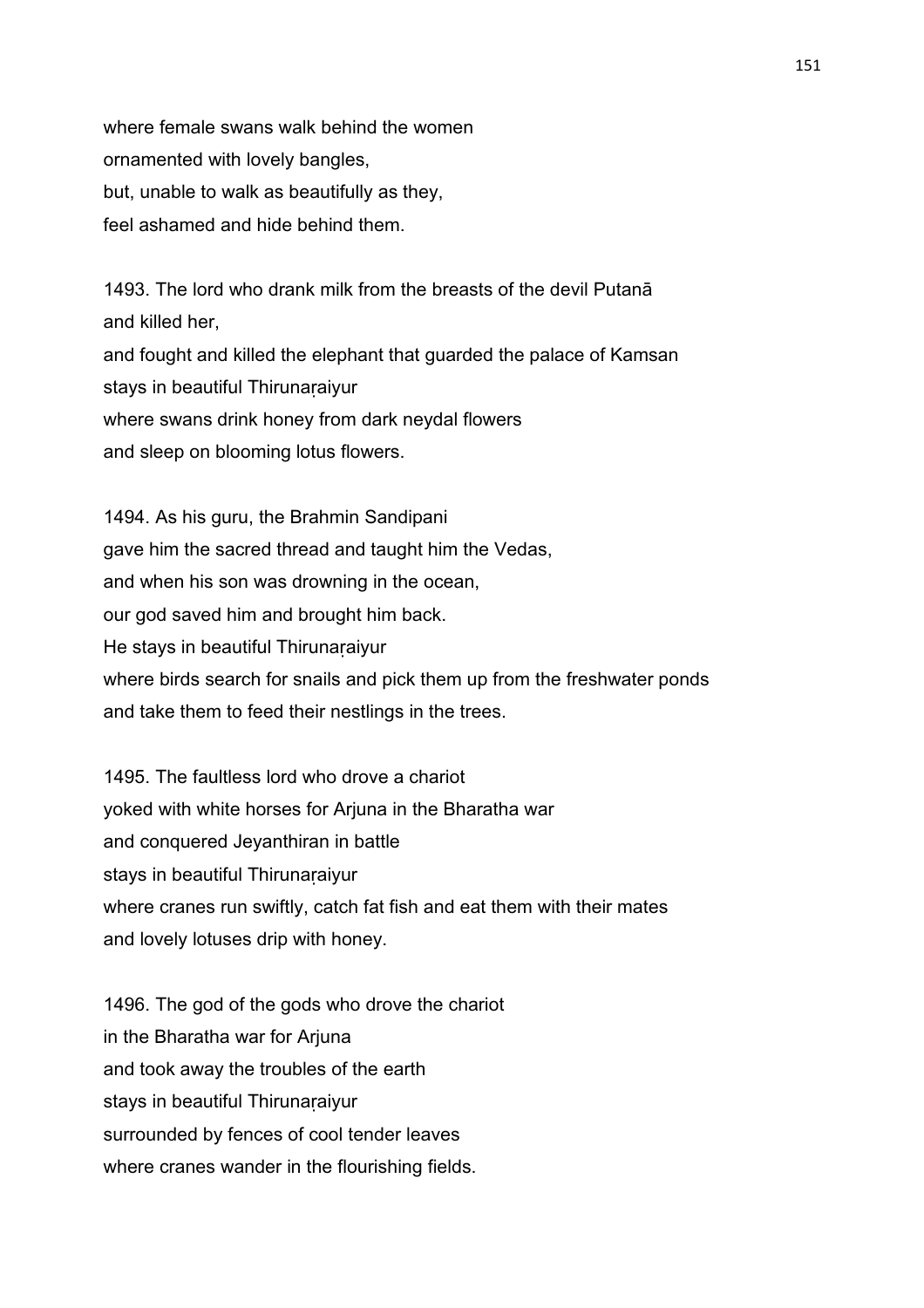where female swans walk behind the women
ornamented with lovely bangles,
but, unable to walk as beautifully as they,
feel ashamed and hide behind them.

1493. The lord who drank milk from the breasts of the devil Putanā
and killed her,
and fought and killed the elephant that guarded the palace of Kamsan
stays in beautiful Thirunaṛaiyur
where swans drink honey from dark neydal flowers
and sleep on blooming lotus flowers.

1494. As his guru, the Brahmin Sandipani
gave him the sacred thread and taught him the Vedas,
and when his son was drowning in the ocean,
our god saved him and brought him back.
He stays in beautiful Thirunaṛaiyur
where birds search for snails and pick them up from the freshwater ponds
and take them to feed their nestlings in the trees.

1495. The faultless lord who drove a chariot
yoked with white horses for Arjuna in the Bharatha war
and conquered Jeyanthiran in battle
stays in beautiful Thirunaṛaiyur
where cranes run swiftly, catch fat fish and eat them with their mates
and lovely lotuses drip with honey.

1496. The god of the gods who drove the chariot
in the Bharatha war for Arjuna
and took away the troubles of the earth
stays in beautiful Thirunaṛaiyur
surrounded by fences of cool tender leaves
where cranes wander in the flourishing fields.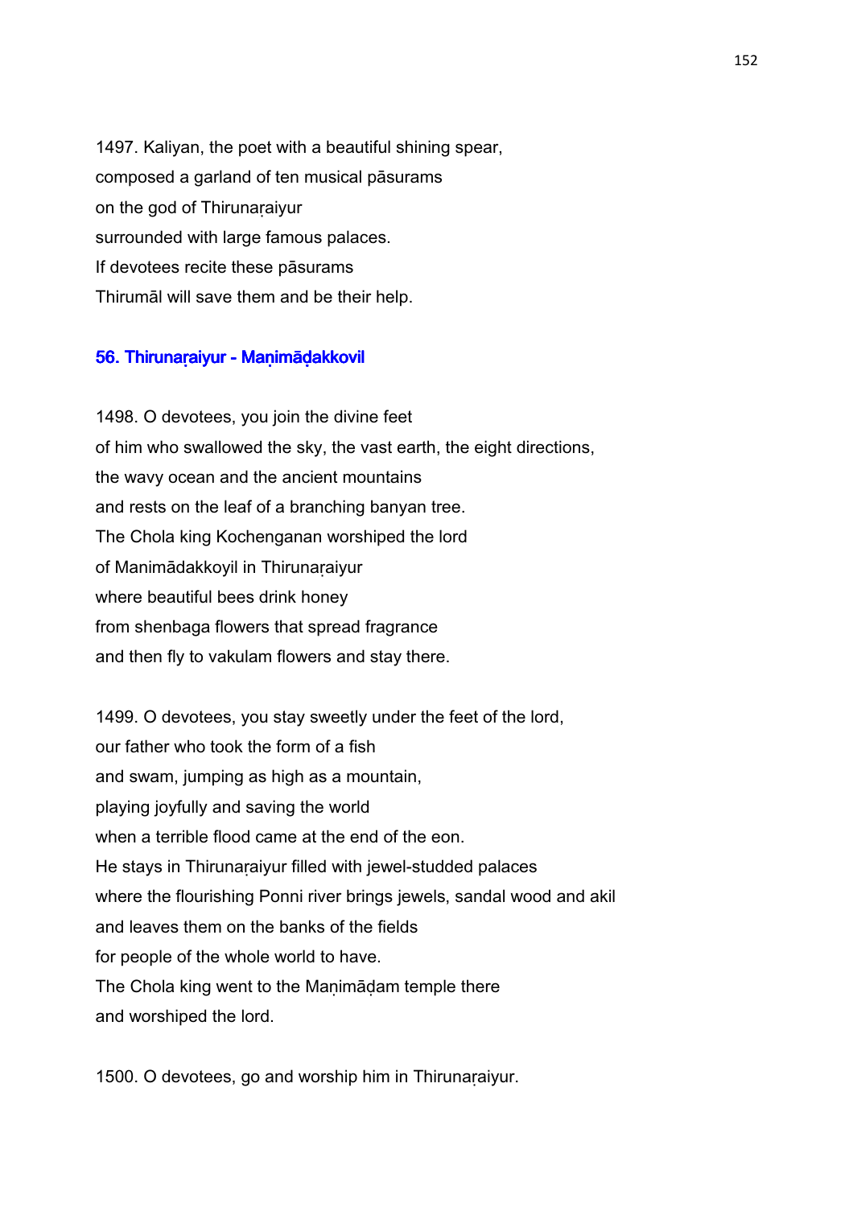1497. Kaliyan, the poet with a beautiful shining spear,
composed a garland of ten musical pāsurams
on the god of Thirunaṛaiyur
surrounded with large famous palaces.
If devotees recite these pāsurams
Thirumāl will save them and be their help.

## 56. Thirunaṛaiyur - Maṇimāḍakkovil

1498. O devotees, you join the divine feet
of him who swallowed the sky, the vast earth, the eight directions,
the wavy ocean and the ancient mountains
and rests on the leaf of a branching banyan tree.
The Chola king Kochenganan worshiped the lord
of Manimādakkoyil in Thirunaṛaiyur
where beautiful bees drink honey
from shenbaga flowers that spread fragrance
and then fly to vakulam flowers and stay there.

1499. O devotees, you stay sweetly under the feet of the lord,
our father who took the form of a fish
and swam, jumping as high as a mountain,
playing joyfully and saving the world
when a terrible flood came at the end of the eon.
He stays in Thirunaṛaiyur filled with jewel-studded palaces
where the flourishing Ponni river brings jewels, sandal wood and akil
and leaves them on the banks of the fields
for people of the whole world to have.
The Chola king went to the Maṇimāḍam temple there
and worshiped the lord.

1500. O devotees, go and worship him in Thirunaṛaiyur.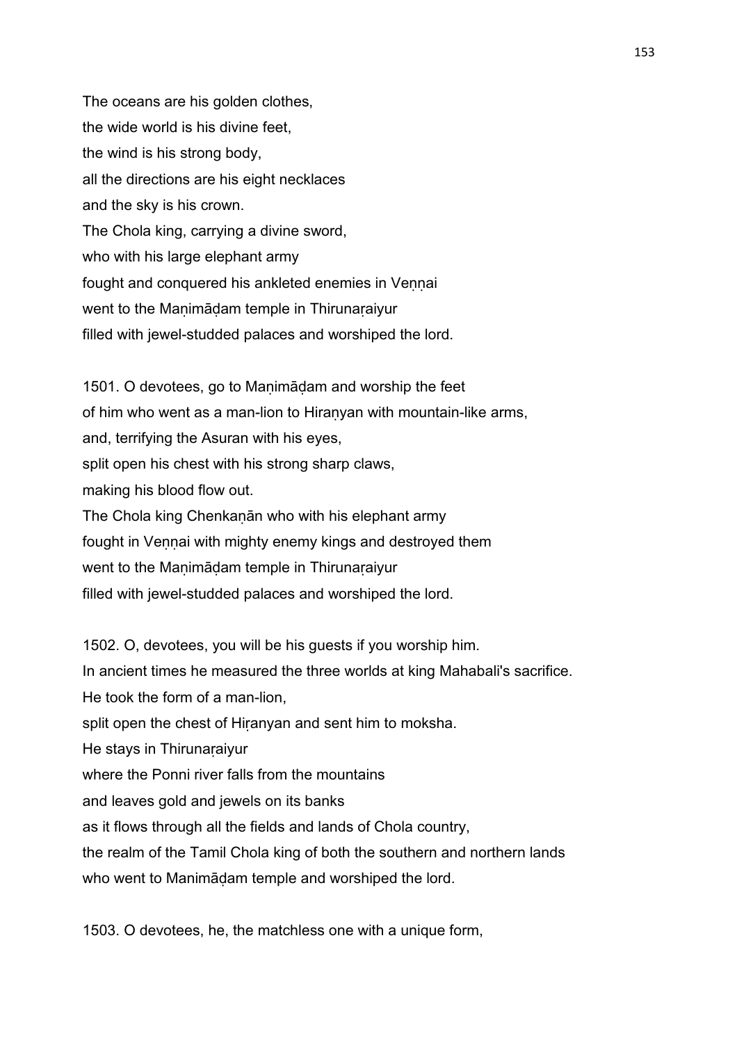The oceans are his golden clothes,
the wide world is his divine feet,
the wind is his strong body,
all the directions are his eight necklaces
and the sky is his crown.
The Chola king, carrying a divine sword,
who with his large elephant army
fought and conquered his ankleted enemies in Veṇṇai
went to the Maṇimāḍam temple in Thirunaṛaiyur
filled with jewel-studded palaces and worshiped the lord.

1501. O devotees, go to Maṇimāḍam and worship the feet
of him who went as a man-lion to Hiraṇyan with mountain-like arms,
and, terrifying the Asuran with his eyes,
split open his chest with his strong sharp claws,
making his blood flow out.
The Chola king Chenkaṇān who with his elephant army
fought in Veṇṇai with mighty enemy kings and destroyed them
went to the Maṇimāḍam temple in Thirunaṛaiyur
filled with jewel-studded palaces and worshiped the lord.

1502. O, devotees, you will be his guests if you worship him.
In ancient times he measured the three worlds at king Mahabali's sacrifice.
He took the form of a man-lion,
split open the chest of Hiṛanyan and sent him to moksha.
He stays in Thirunaṛaiyur
where the Ponni river falls from the mountains
and leaves gold and jewels on its banks
as it flows through all the fields and lands of Chola country,
the realm of the Tamil Chola king of both the southern and northern lands
who went to Manimāḍam temple and worshiped the lord.

1503. O devotees, he, the matchless one with a unique form,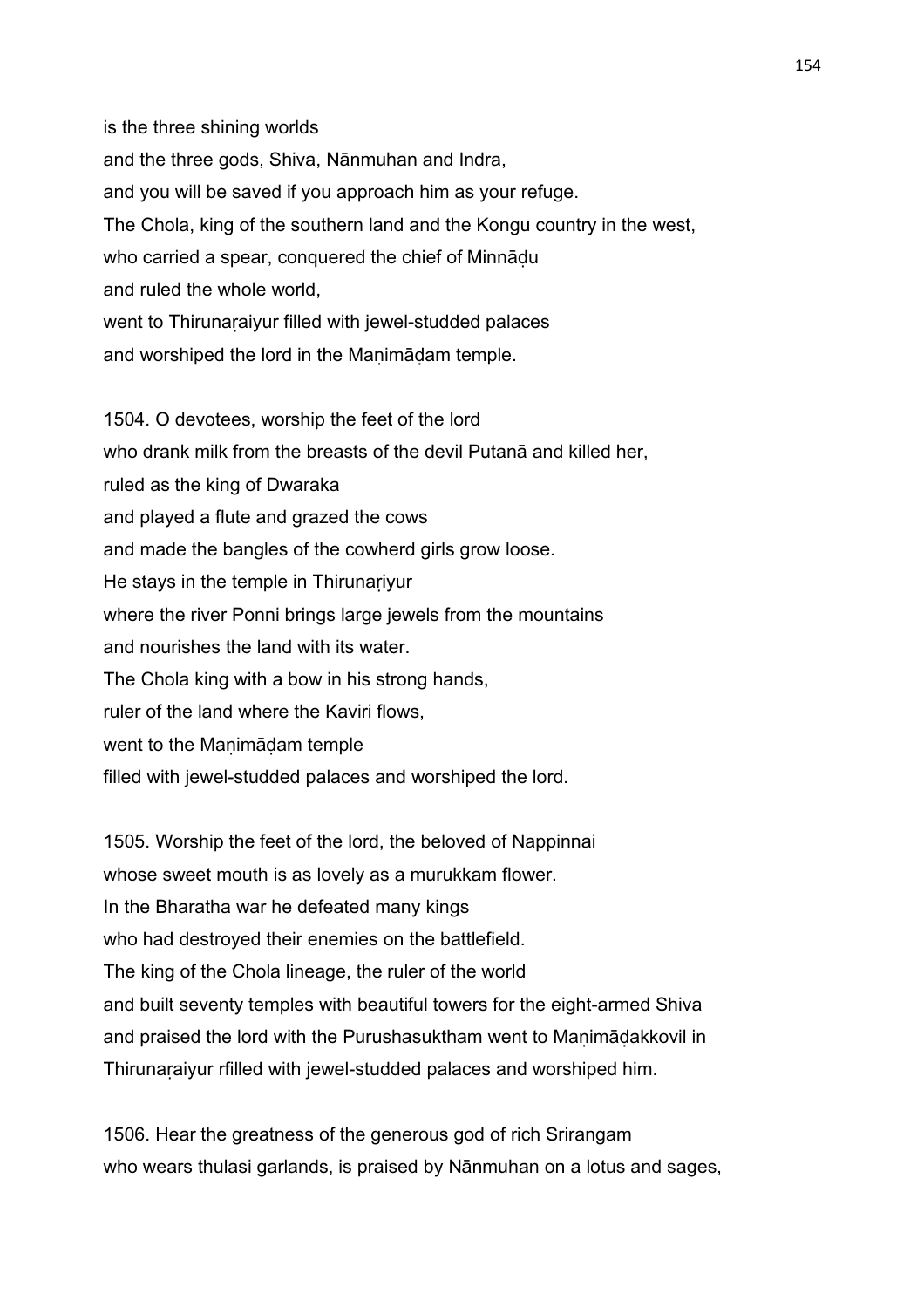is the three shining worlds
and the three gods, Shiva, Nānmuhan and Indra,
and you will be saved if you approach him as your refuge.
The Chola, king of the southern land and the Kongu country in the west,
who carried a spear, conquered the chief of Minnāḍu
and ruled the whole world,
went to Thirunaṛaiyur filled with jewel-studded palaces
and worshiped the lord in the Maṇimāḍam temple.

1504. O devotees, worship the feet of the lord
who drank milk from the breasts of the devil Putanā and killed her,
ruled as the king of Dwaraka
and played a flute and grazed the cows
and made the bangles of the cowherd girls grow loose.
He stays in the temple in Thirunaṛiyur
where the river Ponni brings large jewels from the mountains
and nourishes the land with its water.
The Chola king with a bow in his strong hands,
ruler of the land where the Kaviri flows,
went to the Maṇimāḍam temple
filled with jewel-studded palaces and worshiped the lord.

1505. Worship the feet of the lord, the beloved of Nappinnai
whose sweet mouth is as lovely as a murukkam flower.
In the Bharatha war he defeated many kings
who had destroyed their enemies on the battlefield.
The king of the Chola lineage, the ruler of the world
and built seventy temples with beautiful towers for the eight-armed Shiva
and praised the lord with the Purushasuktham went to Maṇimāḍakkovil in
Thirunaṛaiyur rfilled with jewel-studded palaces and worshiped him.

1506. Hear the greatness of the generous god of rich Srirangam
who wears thulasi garlands, is praised by Nānmuhan on a lotus and sages,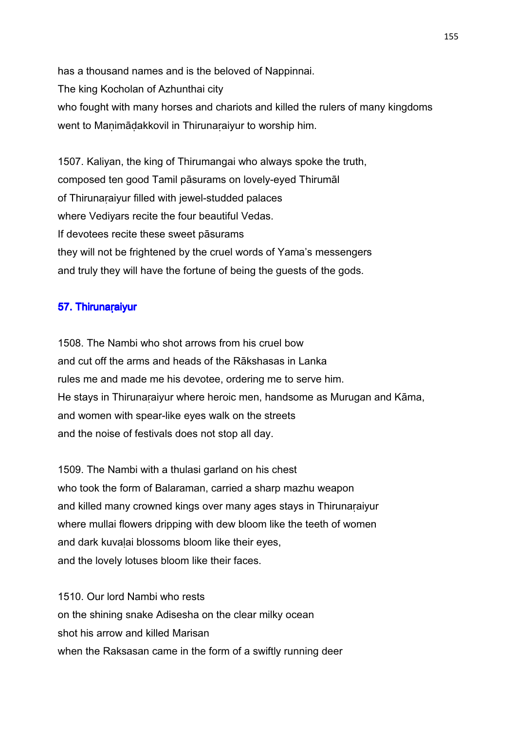has a thousand names and is the beloved of Nappinnai.
The king Kocholan of Azhunthai city
who fought with many horses and chariots and killed the rulers of many kingdoms
went to Maṇimāḍakkovil in Thirunaṛaiyur to worship him.

1507. Kaliyan, the king of Thirumangai who always spoke the truth,
composed ten good Tamil pāsurams on lovely-eyed Thirumāl
of Thirunaṛaiyur filled with jewel-studded palaces
where Vediyars recite the four beautiful Vedas.
If devotees recite these sweet pāsurams
they will not be frightened by the cruel words of Yama's messengers
and truly they will have the fortune of being the guests of the gods.

## 57. Thirunaṛaiyur

1508. The Nambi who shot arrows from his cruel bow
and cut off the arms and heads of the Rākshasas in Lanka
rules me and made me his devotee, ordering me to serve him.
He stays in Thirunaṛaiyur where heroic men, handsome as Murugan and Kāma,
and women with spear-like eyes walk on the streets
and the noise of festivals does not stop all day.

1509. The Nambi with a thulasi garland on his chest
who took the form of Balaraman, carried a sharp mazhu weapon
and killed many crowned kings over many ages stays in Thirunaṛaiyur
where mullai flowers dripping with dew bloom like the teeth of women
and dark kuvaḷai blossoms bloom like their eyes,
and the lovely lotuses bloom like their faces.

1510. Our lord Nambi who rests
on the shining snake Adisesha on the clear milky ocean
shot his arrow and killed Marisan
when the Raksasan came in the form of a swiftly running deer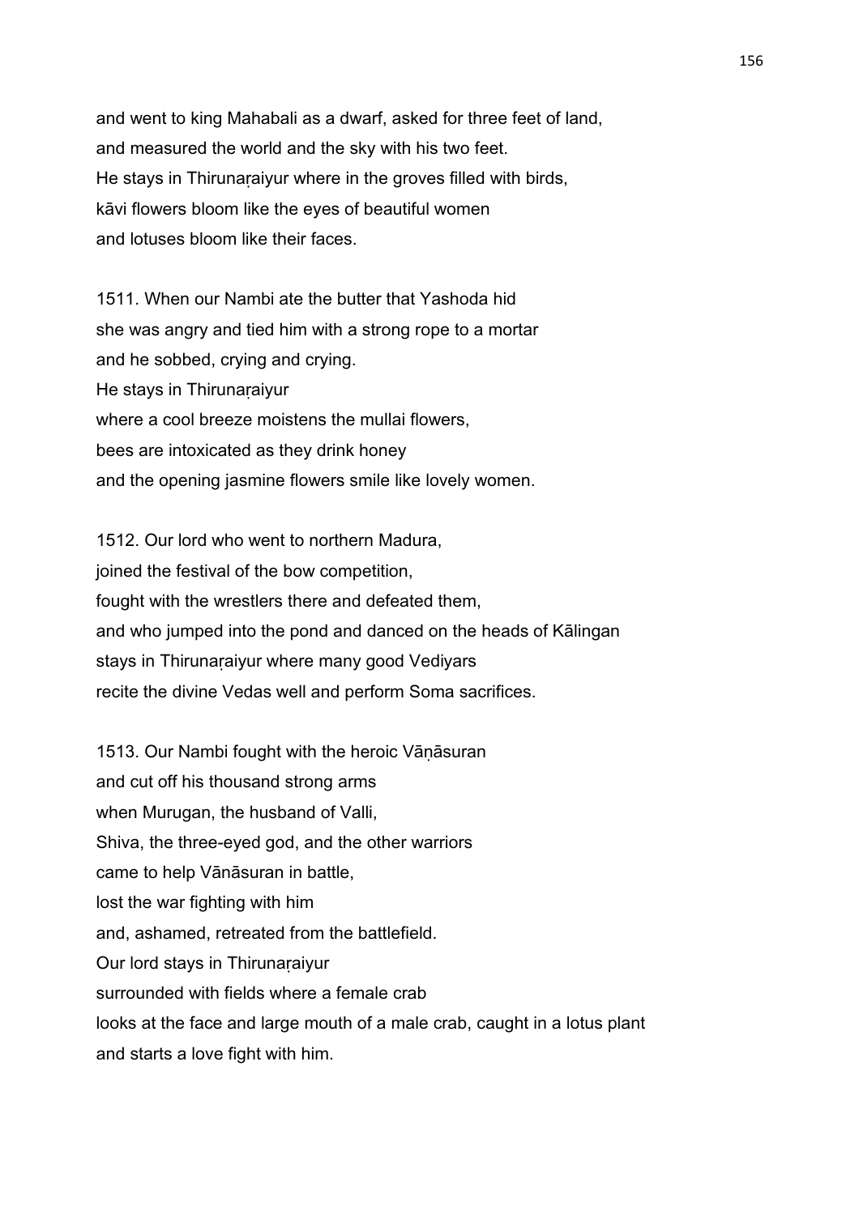and went to king Mahabali as a dwarf, asked for three feet of land,
and measured the world and the sky with his two feet.
He stays in Thirunaṛaiyur where in the groves filled with birds,
kāvi flowers bloom like the eyes of beautiful women
and lotuses bloom like their faces.

1511. When our Nambi ate the butter that Yashoda hid
she was angry and tied him with a strong rope to a mortar
and he sobbed, crying and crying.
He stays in Thirunaṛaiyur
where a cool breeze moistens the mullai flowers,
bees are intoxicated as they drink honey
and the opening jasmine flowers smile like lovely women.

1512. Our lord who went to northern Madura,
joined the festival of the bow competition,
fought with the wrestlers there and defeated them,
and who jumped into the pond and danced on the heads of Kālingan
stays in Thirunaṛaiyur where many good Vediyars
recite the divine Vedas well and perform Soma sacrifices.

1513. Our Nambi fought with the heroic Vāṇāsuran
and cut off his thousand strong arms
when Murugan, the husband of Valli,
Shiva, the three-eyed god, and the other warriors
came to help Vānāsuran in battle,
lost the war fighting with him
and, ashamed, retreated from the battlefield.
Our lord stays in Thirunaṛaiyur
surrounded with fields where a female crab
looks at the face and large mouth of a male crab, caught in a lotus plant
and starts a love fight with him.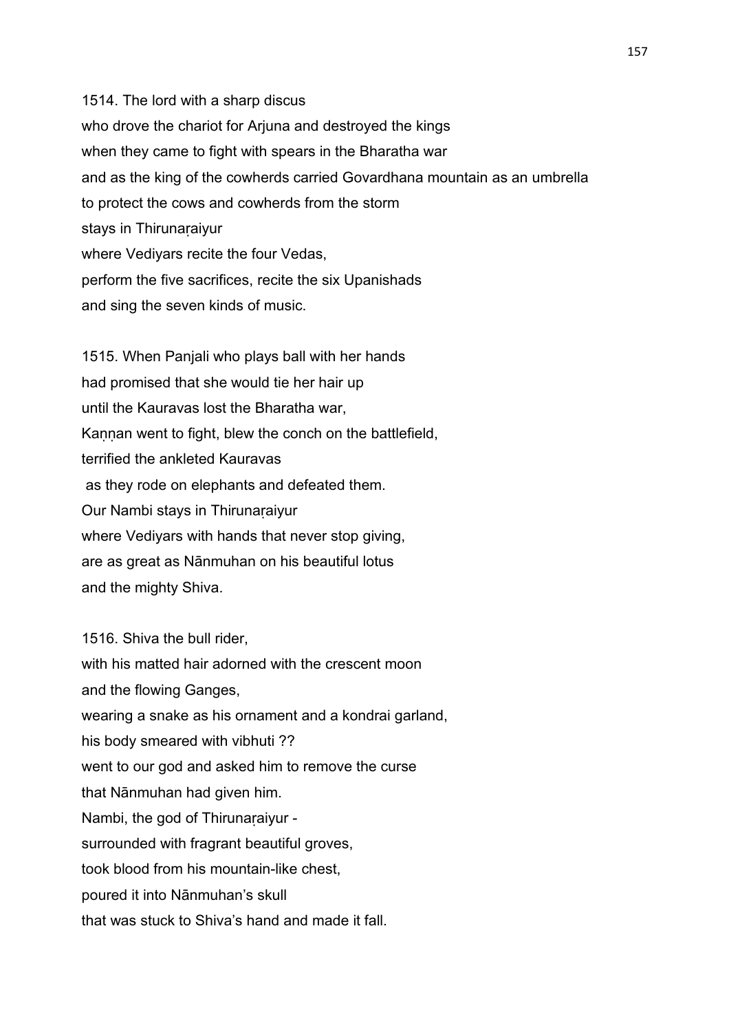1514. The lord with a sharp discus
who drove the chariot for Arjuna and destroyed the kings
when they came to fight with spears in the Bharatha war
and as the king of the cowherds carried Govardhana mountain as an umbrella
to protect the cows and cowherds from the storm
stays in Thirunaṛaiyur
where Vediyars recite the four Vedas,
perform the five sacrifices, recite the six Upanishads
and sing the seven kinds of music.

1515. When Panjali who plays ball with her hands
had promised that she would tie her hair up
until the Kauravas lost the Bharatha war,
Kaṇṇan went to fight, blew the conch on the battlefield,
terrified the ankleted Kauravas
as they rode on elephants and defeated them.
Our Nambi stays in Thirunaṛaiyur
where Vediyars with hands that never stop giving,
are as great as Nānmuhan on his beautiful lotus
and the mighty Shiva.

1516. Shiva the bull rider,
with his matted hair adorned with the crescent moon
and the flowing Ganges,
wearing a snake as his ornament and a kondrai garland,
his body smeared with vibhuti ??
went to our god and asked him to remove the curse
that Nānmuhan had given him.
Nambi, the god of Thirunaṛaiyur -
surrounded with fragrant beautiful groves,
took blood from his mountain-like chest,
poured it into Nānmuhan's skull
that was stuck to Shiva's hand and made it fall.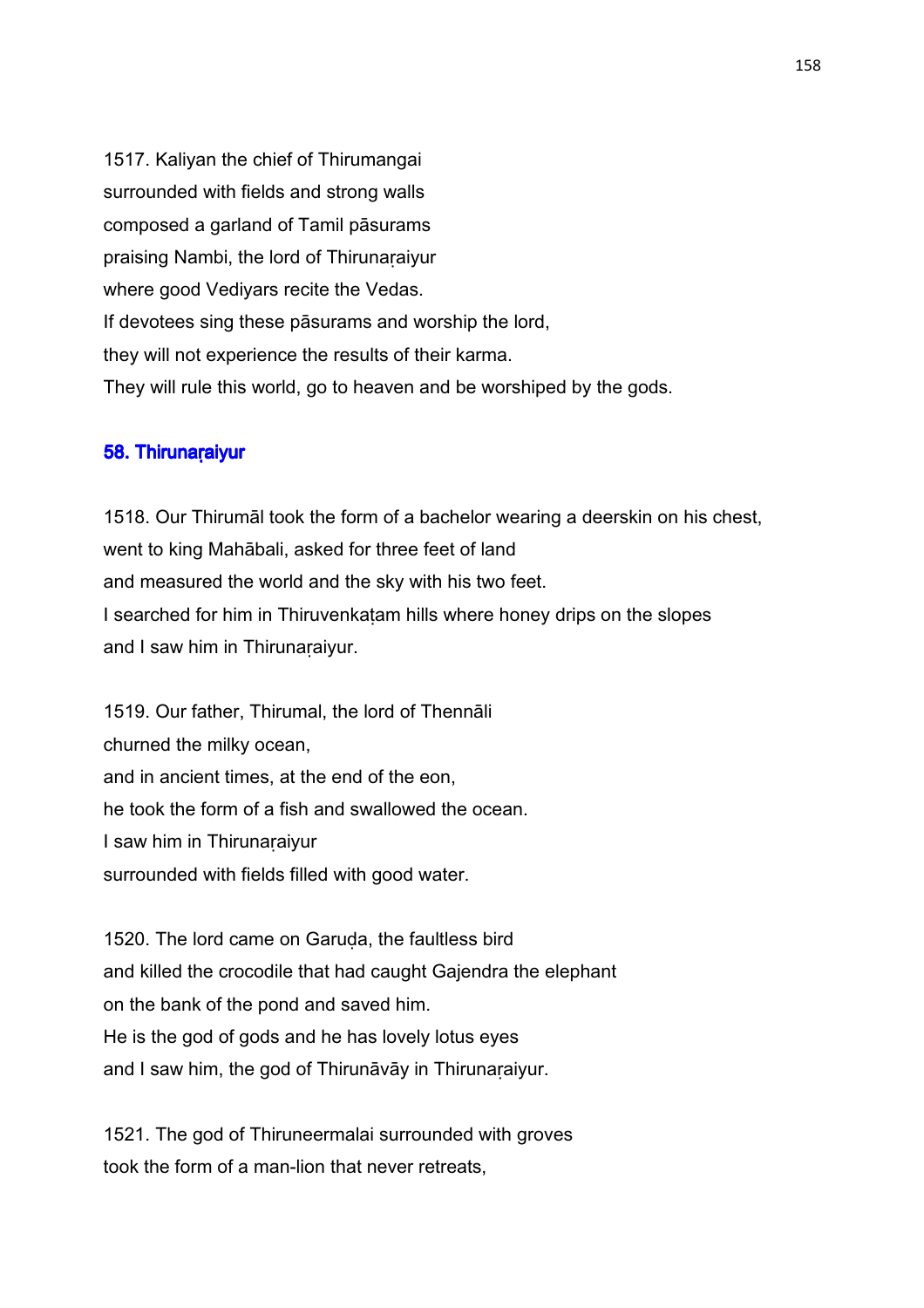1517. Kaliyan the chief of Thirumangai
surrounded with fields and strong walls
composed a garland of Tamil pāsurams
praising Nambi, the lord of Thirunaṛaiyur
where good Vediyars recite the Vedas.
If devotees sing these pāsurams and worship the lord,
they will not experience the results of their karma.
They will rule this world, go to heaven and be worshiped by the gods.

## 58. Thirunaṛaiyur

1518. Our Thirumāl took the form of a bachelor wearing a deerskin on his chest,
went to king Mahābali, asked for three feet of land
and measured the world and the sky with his two feet.
I searched for him in Thiruvenkaṭam hills where honey drips on the slopes
and I saw him in Thirunaṛaiyur.

1519. Our father, Thirumal, the lord of Thennāli
churned the milky ocean,
and in ancient times, at the end of the eon,
he took the form of a fish and swallowed the ocean.
I saw him in Thirunaṛaiyur
surrounded with fields filled with good water.

1520. The lord came on Garuḍa, the faultless bird
and killed the crocodile that had caught Gajendra the elephant
on the bank of the pond and saved him.
He is the god of gods and he has lovely lotus eyes
and I saw him, the god of Thirunāvāy in Thirunaṛaiyur.

1521. The god of Thiruneermalai surrounded with groves
took the form of a man-lion that never retreats,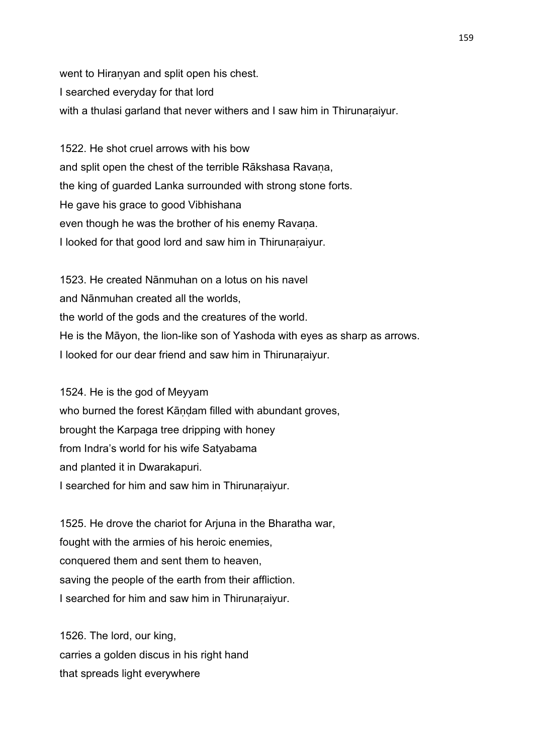went to Hiraṇyan and split open his chest.
I searched everyday for that lord
with a thulasi garland that never withers and I saw him in Thirunaṛaiyur.

1522. He shot cruel arrows with his bow
and split open the chest of the terrible Rākshasa Ravaṇa,
the king of guarded Lanka surrounded with strong stone forts.
He gave his grace to good Vibhishana
even though he was the brother of his enemy Ravaṇa.
I looked for that good lord and saw him in Thirunaṛaiyur.

1523. He created Nānmuhan on a lotus on his navel
and Nānmuhan created all the worlds,
the world of the gods and the creatures of the world.
He is the Māyon, the lion-like son of Yashoda with eyes as sharp as arrows.
I looked for our dear friend and saw him in Thirunaṛaiyur.

1524. He is the god of Meyyam
who burned the forest Kāṇḍam filled with abundant groves,
brought the Karpaga tree dripping with honey
from Indra's world for his wife Satyabama
and planted it in Dwarakapuri.
I searched for him and saw him in Thirunaṛaiyur.

1525. He drove the chariot for Arjuna in the Bharatha war,
fought with the armies of his heroic enemies,
conquered them and sent them to heaven,
saving the people of the earth from their affliction.
I searched for him and saw him in Thirunaṛaiyur.

1526. The lord, our king,
carries a golden discus in his right hand
that spreads light everywhere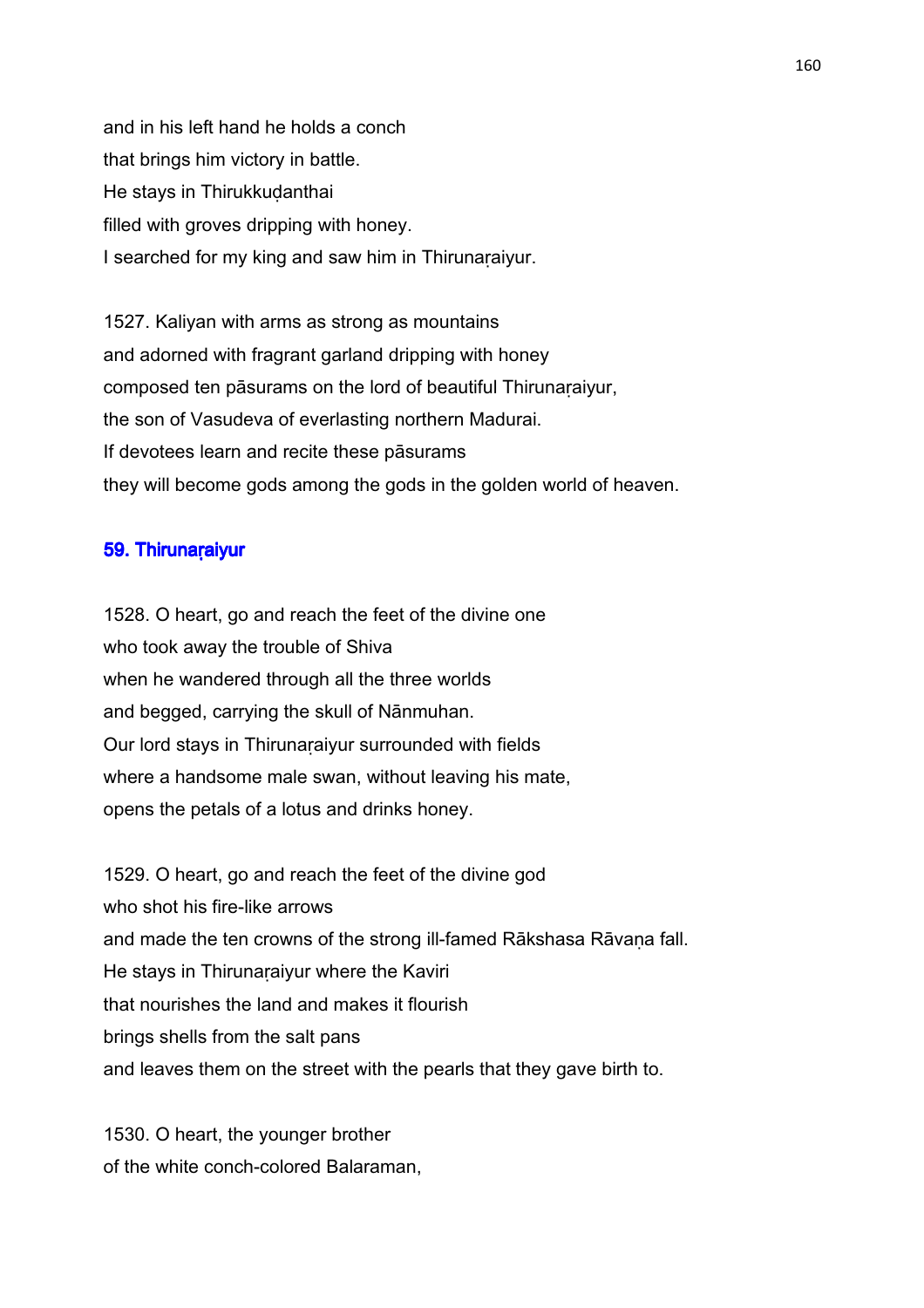and in his left hand he holds a conch
that brings him victory in battle.
He stays in Thirukkuḍanthai
filled with groves dripping with honey.
I searched for my king and saw him in Thirunaṛaiyur.

1527. Kaliyan with arms as strong as mountains
and adorned with fragrant garland dripping with honey
composed ten pāsurams on the lord of beautiful Thirunaṛaiyur,
the son of Vasudeva of everlasting northern Madurai.
If devotees learn and recite these pāsurams
they will become gods among the gods in the golden world of heaven.

## 59. Thirunaṛaiyur

1528. O heart, go and reach the feet of the divine one
who took away the trouble of Shiva
when he wandered through all the three worlds
and begged, carrying the skull of Nānmuhan.
Our lord stays in Thirunaṛaiyur surrounded with fields
where a handsome male swan, without leaving his mate,
opens the petals of a lotus and drinks honey.

1529. O heart, go and reach the feet of the divine god
who shot his fire-like arrows
and made the ten crowns of the strong ill-famed Rākshasa Rāvaṇa fall.
He stays in Thirunaṛaiyur where the Kaviri
that nourishes the land and makes it flourish
brings shells from the salt pans
and leaves them on the street with the pearls that they gave birth to.

1530. O heart, the younger brother
of the white conch-colored Balaraman,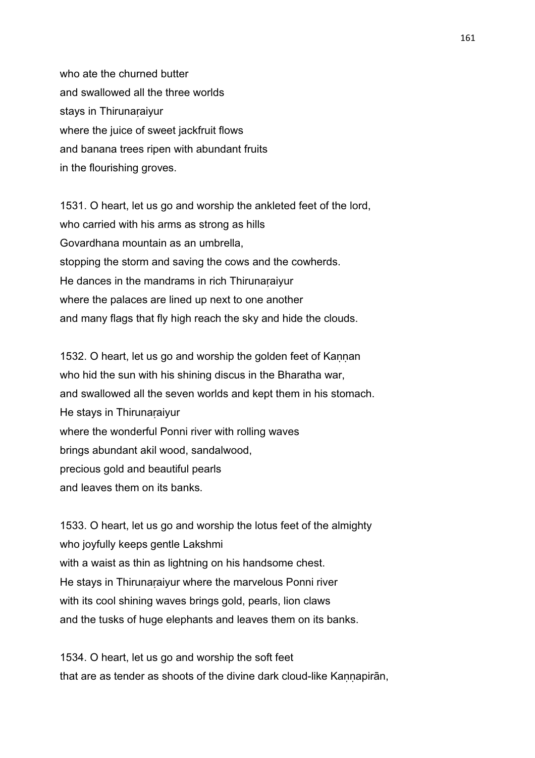who ate the churned butter
and swallowed all the three worlds
stays in Thirunaṛaiyur
where the juice of sweet jackfruit flows
and banana trees ripen with abundant fruits
in the flourishing groves.

1531. O heart, let us go and worship the ankleted feet of the lord,
who carried with his arms as strong as hills
Govardhana mountain as an umbrella,
stopping the storm and saving the cows and the cowherds.
He dances in the mandrams in rich Thirunaṛaiyur
where the palaces are lined up next to one another
and many flags that fly high reach the sky and hide the clouds.

1532. O heart, let us go and worship the golden feet of Kaṇṇan
who hid the sun with his shining discus in the Bharatha war,
and swallowed all the seven worlds and kept them in his stomach.
He stays in Thirunaṛaiyur
where the wonderful Ponni river with rolling waves
brings abundant akil wood, sandalwood,
precious gold and beautiful pearls
and leaves them on its banks.

1533. O heart, let us go and worship the lotus feet of the almighty
who joyfully keeps gentle Lakshmi
with a waist as thin as lightning on his handsome chest.
He stays in Thirunaṛaiyur where the marvelous Ponni river
with its cool shining waves brings gold, pearls, lion claws
and the tusks of huge elephants and leaves them on its banks.

1534. O heart, let us go and worship the soft feet
that are as tender as shoots of the divine dark cloud-like Kaṇṇapirān,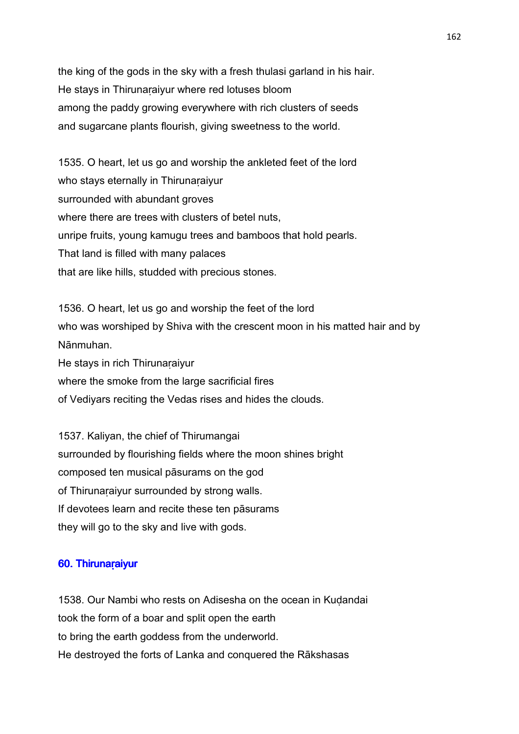the king of the gods in the sky with a fresh thulasi garland in his hair.
He stays in Thirunaṛaiyur where red lotuses bloom
among the paddy growing everywhere with rich clusters of seeds
and sugarcane plants flourish, giving sweetness to the world.

1535. O heart, let us go and worship the ankleted feet of the lord
who stays eternally in Thirunaṛaiyur
surrounded with abundant groves
where there are trees with clusters of betel nuts,
unripe fruits, young kamugu trees and bamboos that hold pearls.
That land is filled with many palaces
that are like hills, studded with precious stones.

1536. O heart, let us go and worship the feet of the lord
who was worshiped by Shiva with the crescent moon in his matted hair and by Nānmuhan.
He stays in rich Thirunaṛaiyur
where the smoke from the large sacrificial fires
of Vediyars reciting the Vedas rises and hides the clouds.

1537. Kaliyan, the chief of Thirumangai
surrounded by flourishing fields where the moon shines bright
composed ten musical pāsurams on the god
of Thirunaṛaiyur surrounded by strong walls.
If devotees learn and recite these ten pāsurams
they will go to the sky and live with gods.

### 60. Thirunaṛaiyur

1538. Our Nambi who rests on Adisesha on the ocean in Kuḍandai
took the form of a boar and split open the earth
to bring the earth goddess from the underworld.
He destroyed the forts of Lanka and conquered the Rākshasas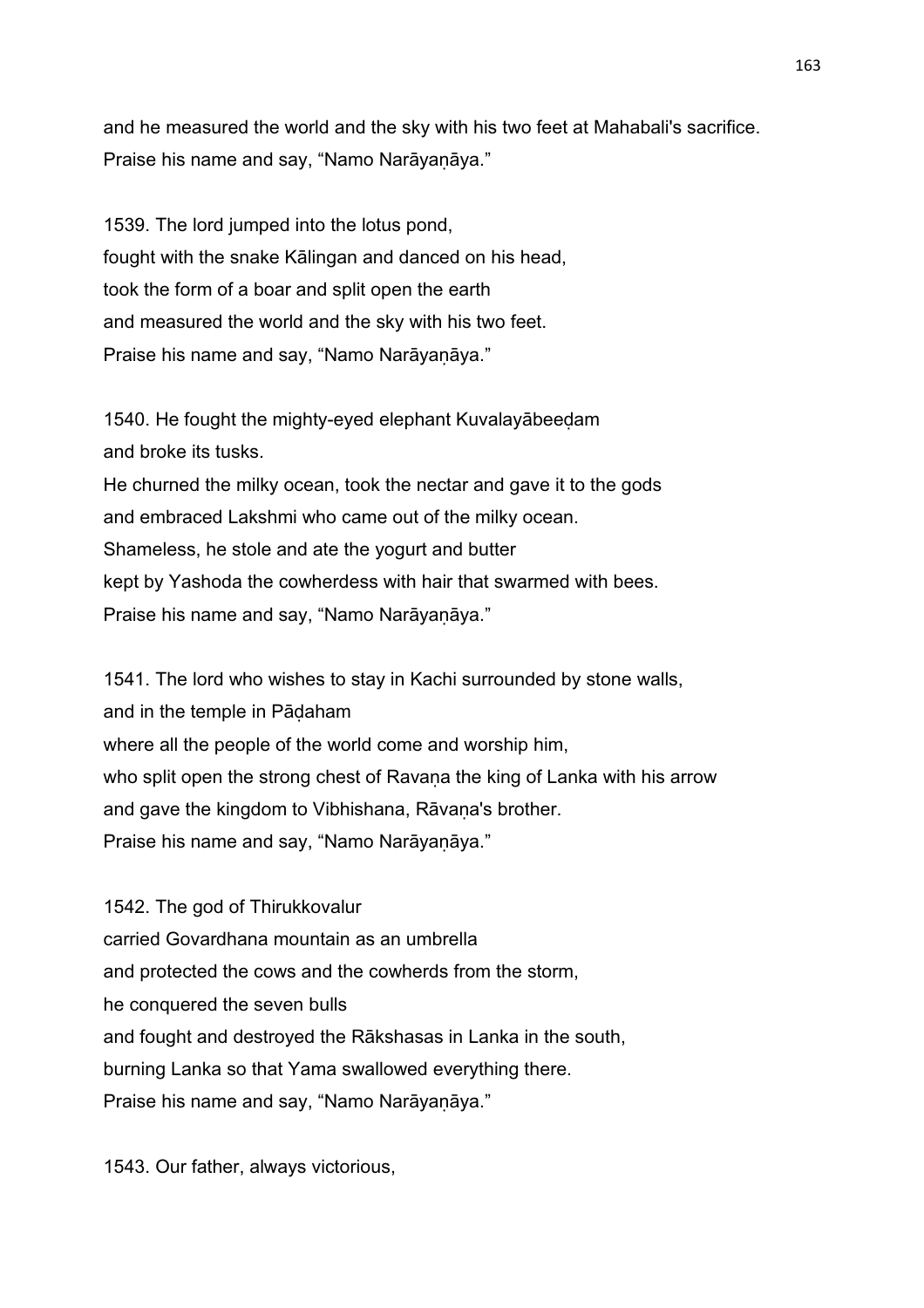and he measured the world and the sky with his two feet at Mahabali's sacrifice.
Praise his name and say, “Namo Narāyaṇāya.”

1539. The lord jumped into the lotus pond,
fought with the snake Kālingan and danced on his head,
took the form of a boar and split open the earth
and measured the world and the sky with his two feet.
Praise his name and say, “Namo Narāyaṇāya.”

1540. He fought the mighty-eyed elephant Kuvalayābeeḍam
and broke its tusks.
He churned the milky ocean, took the nectar and gave it to the gods
and embraced Lakshmi who came out of the milky ocean.
Shameless, he stole and ate the yogurt and butter
kept by Yashoda the cowherdess with hair that swarmed with bees.
Praise his name and say, “Namo Narāyaṇāya.”

1541. The lord who wishes to stay in Kachi surrounded by stone walls,
and in the temple in Pāḍaham
where all the people of the world come and worship him,
who split open the strong chest of Ravaṇa the king of Lanka with his arrow
and gave the kingdom to Vibhishana, Rāvaṇa's brother.
Praise his name and say, “Namo Narāyaṇāya.”

1542. The god of Thirukkovalur
carried Govardhana mountain as an umbrella
and protected the cows and the cowherds from the storm,
he conquered the seven bulls
and fought and destroyed the Rākshasas in Lanka in the south,
burning Lanka so that Yama swallowed everything there.
Praise his name and say, “Namo Narāyaṇāya.”

1543. Our father, always victorious,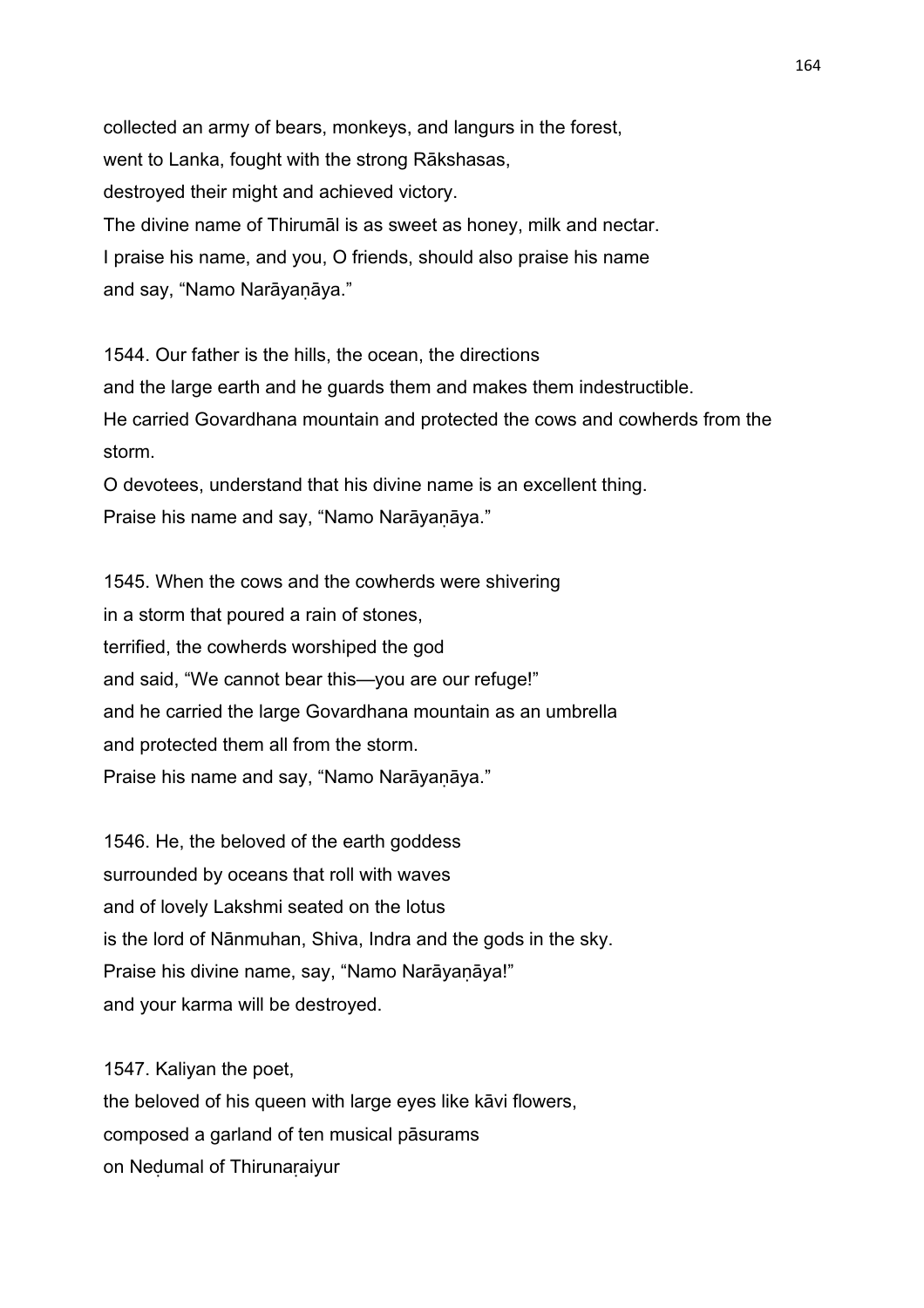collected an army of bears, monkeys, and langurs in the forest,
went to Lanka, fought with the strong Rākshasas,
destroyed their might and achieved victory.
The divine name of Thirumāl is as sweet as honey, milk and nectar.
I praise his name, and you, O friends, should also praise his name
and say, “Namo Narāyaṇāya.”

1544. Our father is the hills, the ocean, the directions
and the large earth and he guards them and makes them indestructible.
He carried Govardhana mountain and protected the cows and cowherds from the storm.
O devotees, understand that his divine name is an excellent thing.
Praise his name and say, “Namo Narāyaṇāya.”

1545. When the cows and the cowherds were shivering
in a storm that poured a rain of stones,
terrified, the cowherds worshiped the god
and said, “We cannot bear this—you are our refuge!”
and he carried the large Govardhana mountain as an umbrella
and protected them all from the storm.
Praise his name and say, “Namo Narāyaṇāya.”

1546. He, the beloved of the earth goddess
surrounded by oceans that roll with waves
and of lovely Lakshmi seated on the lotus
is the lord of Nānmuhan, Shiva, Indra and the gods in the sky.
Praise his divine name, say, “Namo Narāyaṇāya!”
and your karma will be destroyed.

1547. Kaliyan the poet,
the beloved of his queen with large eyes like kāvi flowers,
composed a garland of ten musical pāsurams
on Neḍumal of Thirunaṛaiyur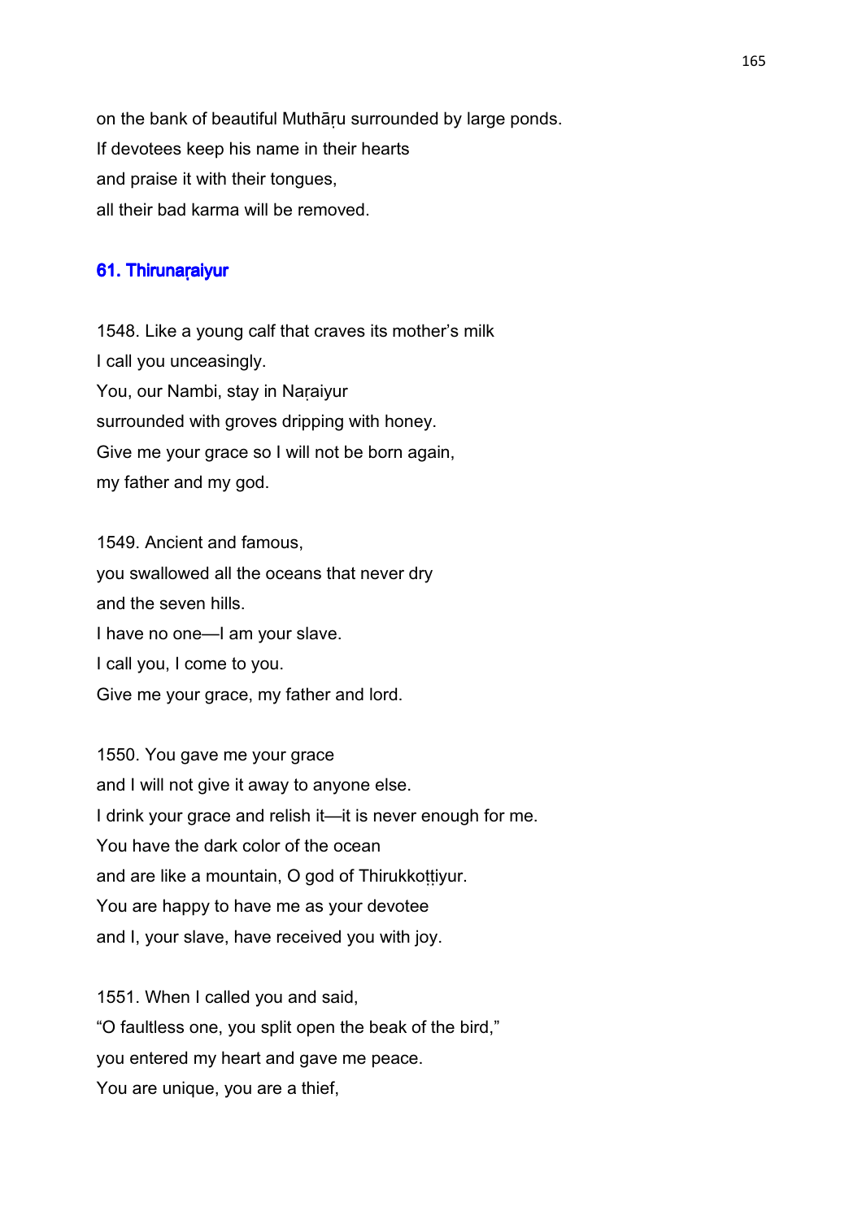on the bank of beautiful Muthāṛu surrounded by large ponds.
If devotees keep his name in their hearts
and praise it with their tongues,
all their bad karma will be removed.

### 61. Thirunaṛaiyur

1548. Like a young calf that craves its mother's milk
I call you unceasingly.
You, our Nambi, stay in Naṛaiyur
surrounded with groves dripping with honey.
Give me your grace so I will not be born again,
my father and my god.

1549. Ancient and famous,
you swallowed all the oceans that never dry
and the seven hills.
I have no one—I am your slave.
I call you, I come to you.
Give me your grace, my father and lord.

1550. You gave me your grace
and I will not give it away to anyone else.
I drink your grace and relish it—it is never enough for me.
You have the dark color of the ocean
and are like a mountain, O god of Thirukkoṭṭiyur.
You are happy to have me as your devotee
and I, your slave, have received you with joy.

1551. When I called you and said,
"O faultless one, you split open the beak of the bird,"
you entered my heart and gave me peace.
You are unique, you are a thief,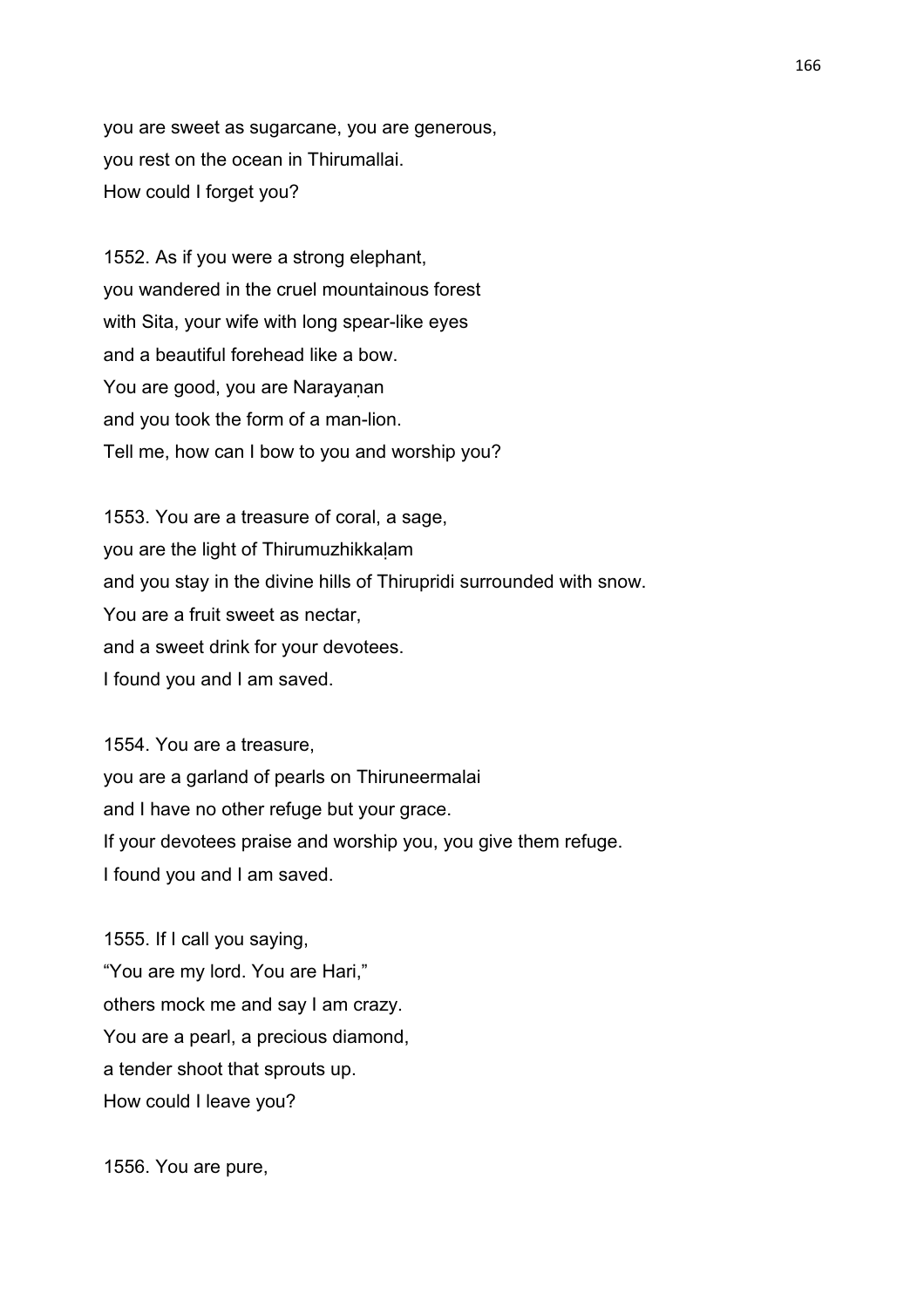you are sweet as sugarcane, you are generous,
you rest on the ocean in Thirumallai.
How could I forget you?

1552. As if you were a strong elephant,
you wandered in the cruel mountainous forest
with Sita, your wife with long spear-like eyes
and a beautiful forehead like a bow.
You are good, you are Narayaṇan
and you took the form of a man-lion.
Tell me, how can I bow to you and worship you?

1553. You are a treasure of coral, a sage,
you are the light of Thirumuzhikkaḷam
and you stay in the divine hills of Thirupridi surrounded with snow.
You are a fruit sweet as nectar,
and a sweet drink for your devotees.
I found you and I am saved.

1554. You are a treasure,
you are a garland of pearls on Thiruneermalai
and I have no other refuge but your grace.
If your devotees praise and worship you, you give them refuge.
I found you and I am saved.

1555. If I call you saying,
"You are my lord. You are Hari,"
others mock me and say I am crazy.
You are a pearl, a precious diamond,
a tender shoot that sprouts up.
How could I leave you?

1556. You are pure,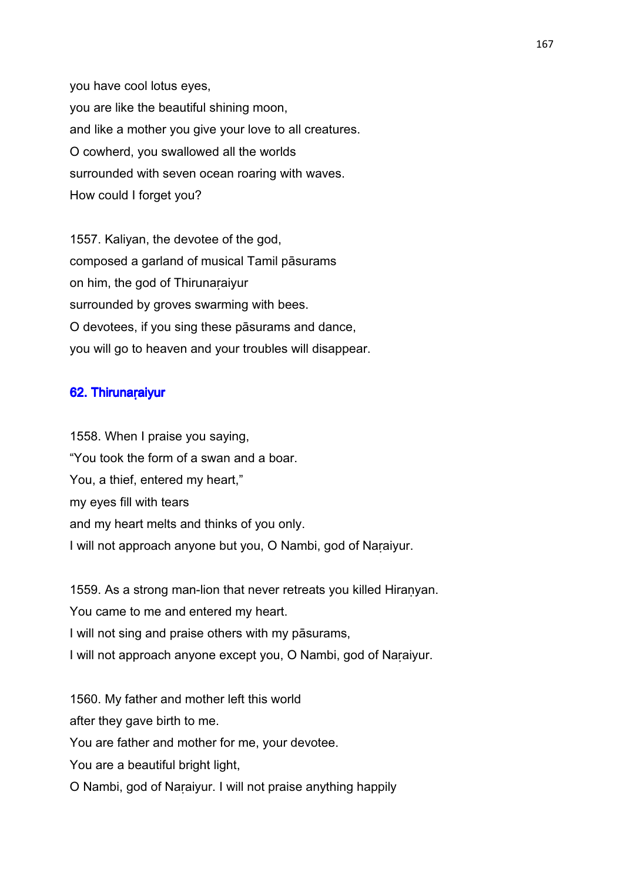you have cool lotus eyes,
you are like the beautiful shining moon,
and like a mother you give your love to all creatures.
O cowherd, you swallowed all the worlds
surrounded with seven ocean roaring with waves.
How could I forget you?

1557. Kaliyan, the devotee of the god,
composed a garland of musical Tamil pāsurams
on him, the god of Thirunaṛaiyur
surrounded by groves swarming with bees.
O devotees, if you sing these pāsurams and dance,
you will go to heaven and your troubles will disappear.

## 62. Thirunaṛaiyur

1558. When I praise you saying,
"You took the form of a swan and a boar.
You, a thief, entered my heart,"
my eyes fill with tears
and my heart melts and thinks of you only.
I will not approach anyone but you, O Nambi, god of Naṛaiyur.

1559. As a strong man-lion that never retreats you killed Hiraṇyan.
You came to me and entered my heart.
I will not sing and praise others with my pāsurams,
I will not approach anyone except you, O Nambi, god of Naṛaiyur.

1560. My father and mother left this world
after they gave birth to me.
You are father and mother for me, your devotee.
You are a beautiful bright light,
O Nambi, god of Naṛaiyur. I will not praise anything happily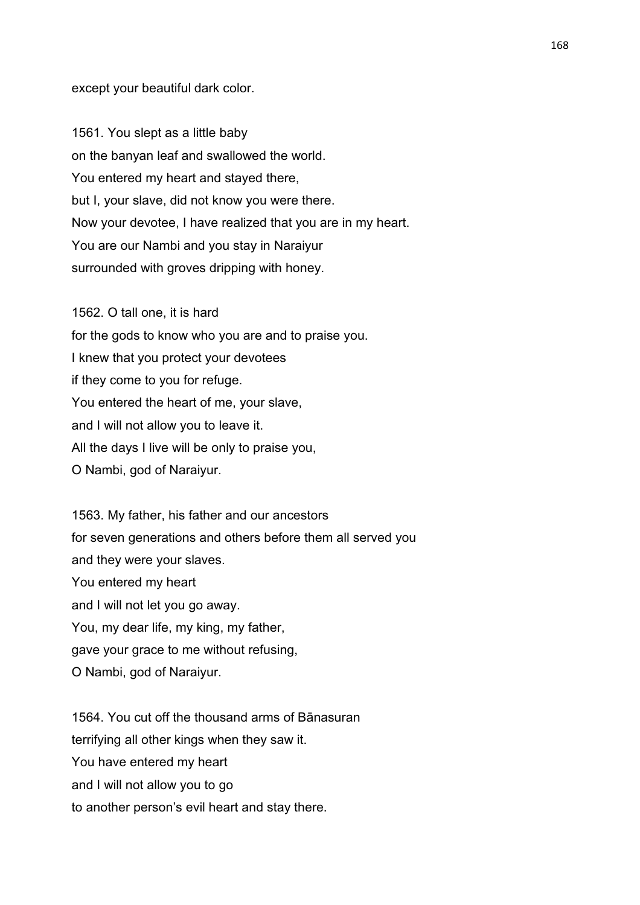except your beautiful dark color.

1561. You slept as a little baby
on the banyan leaf and swallowed the world.
You entered my heart and stayed there,
but I, your slave, did not know you were there.
Now your devotee, I have realized that you are in my heart.
You are our Nambi and you stay in Naraiyur
surrounded with groves dripping with honey.

1562. O tall one, it is hard
for the gods to know who you are and to praise you.
I knew that you protect your devotees
if they come to you for refuge.
You entered the heart of me, your slave,
and I will not allow you to leave it.
All the days I live will be only to praise you,
O Nambi, god of Naraiyur.

1563. My father, his father and our ancestors
for seven generations and others before them all served you
and they were your slaves.
You entered my heart
and I will not let you go away.
You, my dear life, my king, my father,
gave your grace to me without refusing,
O Nambi, god of Naraiyur.

1564. You cut off the thousand arms of Bānasuran
terrifying all other kings when they saw it.
You have entered my heart
and I will not allow you to go
to another person's evil heart and stay there.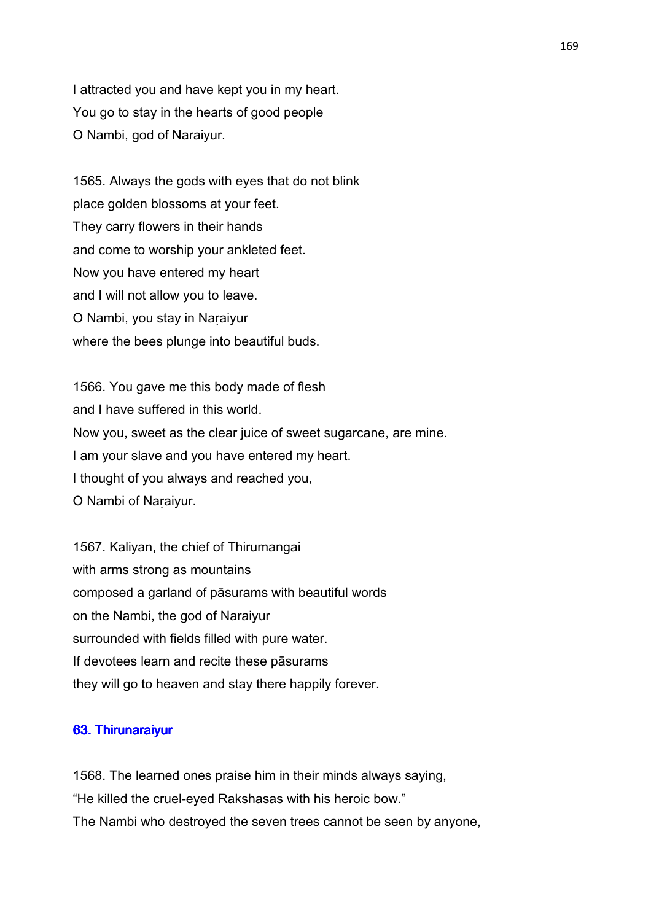I attracted you and have kept you in my heart.
You go to stay in the hearts of good people
O Nambi, god of Naraiyur.

1565. Always the gods with eyes that do not blink
place golden blossoms at your feet.
They carry flowers in their hands
and come to worship your ankleted feet.
Now you have entered my heart
and I will not allow you to leave.
O Nambi, you stay in Naṛaiyur
where the bees plunge into beautiful buds.

1566. You gave me this body made of flesh
and I have suffered in this world.
Now you, sweet as the clear juice of sweet sugarcane, are mine.
I am your slave and you have entered my heart.
I thought of you always and reached you,
O Nambi of Naṛaiyur.

1567. Kaliyan, the chief of Thirumangai
with arms strong as mountains
composed a garland of pāsurams with beautiful words
on the Nambi, the god of Naraiyur
surrounded with fields filled with pure water.
If devotees learn and recite these pāsurams
they will go to heaven and stay there happily forever.

## 63. Thirunaraiyur

1568. The learned ones praise him in their minds always saying,
"He killed the cruel-eyed Rakshasas with his heroic bow."
The Nambi who destroyed the seven trees cannot be seen by anyone,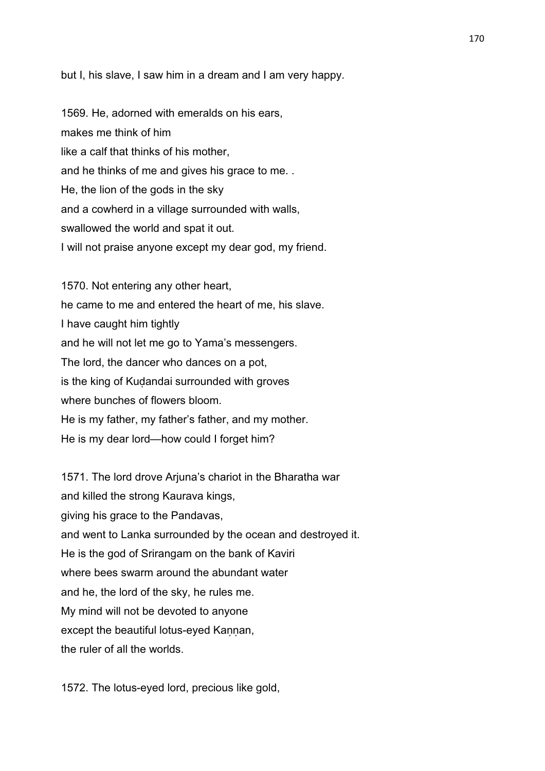but I, his slave, I saw him in a dream and I am very happy.

1569. He, adorned with emeralds on his ears,
makes me think of him
like a calf that thinks of his mother,
and he thinks of me and gives his grace to me. .
He, the lion of the gods in the sky
and a cowherd in a village surrounded with walls,
swallowed the world and spat it out.
I will not praise anyone except my dear god, my friend.

1570. Not entering any other heart,
he came to me and entered the heart of me, his slave.
I have caught him tightly
and he will not let me go to Yama's messengers.
The lord, the dancer who dances on a pot,
is the king of Kuḍandai surrounded with groves
where bunches of flowers bloom.
He is my father, my father's father, and my mother.
He is my dear lord—how could I forget him?

1571. The lord drove Arjuna's chariot in the Bharatha war
and killed the strong Kaurava kings,
giving his grace to the Pandavas,
and went to Lanka surrounded by the ocean and destroyed it.
He is the god of Srirangam on the bank of Kaviri
where bees swarm around the abundant water
and he, the lord of the sky, he rules me.
My mind will not be devoted to anyone
except the beautiful lotus-eyed Kaṇṇan,
the ruler of all the worlds.

1572. The lotus-eyed lord, precious like gold,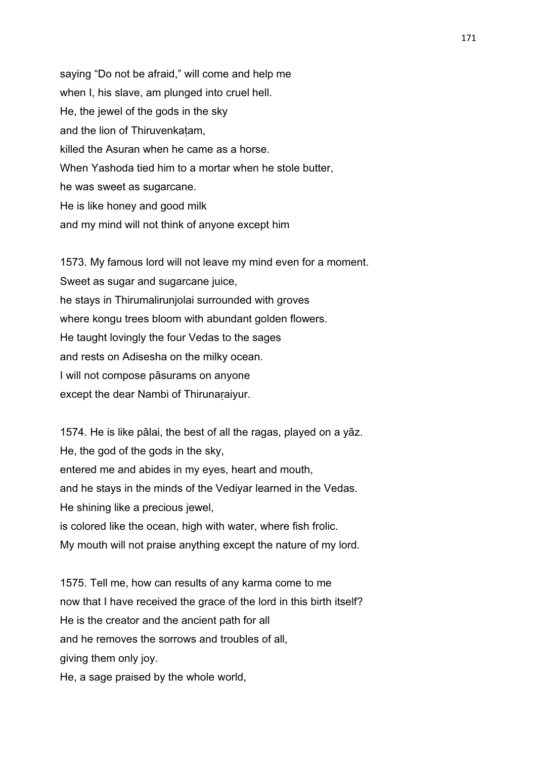saying "Do not be afraid," will come and help me
when I, his slave, am plunged into cruel hell.
He, the jewel of the gods in the sky
and the lion of Thiruvenkaṭam,
killed the Asuran when he came as a horse.
When Yashoda tied him to a mortar when he stole butter,
he was sweet as sugarcane.
He is like honey and good milk
and my mind will not think of anyone except him

1573. My famous lord will not leave my mind even for a moment.
Sweet as sugar and sugarcane juice,
he stays in Thirumalirunjolai surrounded with groves
where kongu trees bloom with abundant golden flowers.
He taught lovingly the four Vedas to the sages
and rests on Adisesha on the milky ocean.
I will not compose pāsurams on anyone
except the dear Nambi of Thirunaṛaiyur.

1574. He is like pālai, the best of all the ragas, played on a yāz.
He, the god of the gods in the sky,
entered me and abides in my eyes, heart and mouth,
and he stays in the minds of the Vediyar learned in the Vedas.
He shining like a precious jewel,
is colored like the ocean, high with water, where fish frolic.
My mouth will not praise anything except the nature of my lord.

1575. Tell me, how can results of any karma come to me
now that I have received the grace of the lord in this birth itself?
He is the creator and the ancient path for all
and he removes the sorrows and troubles of all,
giving them only joy.
He, a sage praised by the whole world,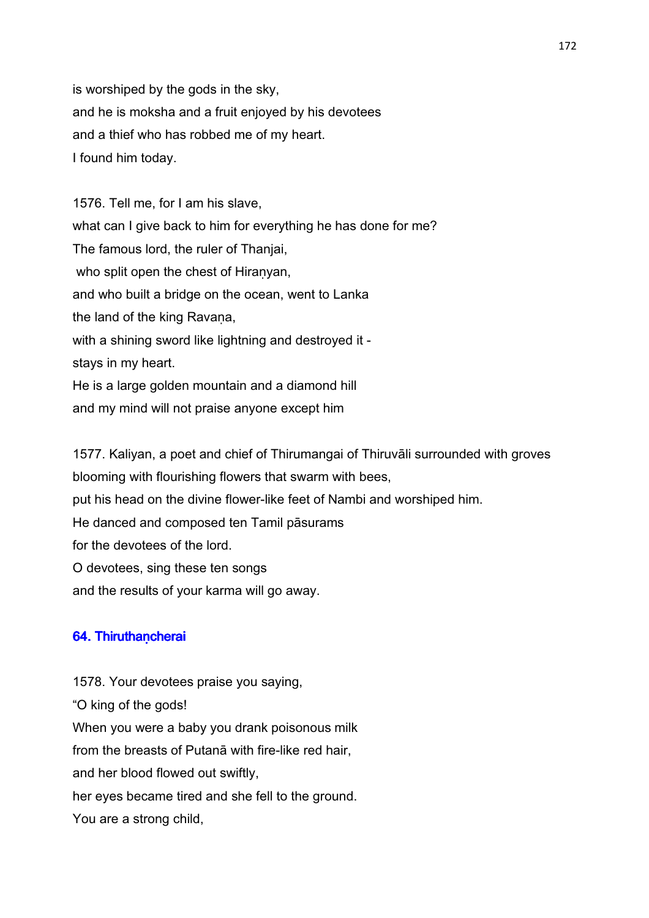is worshiped by the gods in the sky,
and he is moksha and a fruit enjoyed by his devotees
and a thief who has robbed me of my heart.
I found him today.

1576. Tell me, for I am his slave,
what can I give back to him for everything he has done for me?
The famous lord, the ruler of Thanjai,
who split open the chest of Hiraṇyan,
and who built a bridge on the ocean, went to Lanka
the land of the king Ravaṇa,
with a shining sword like lightning and destroyed it -
stays in my heart.
He is a large golden mountain and a diamond hill
and my mind will not praise anyone except him

1577. Kaliyan, a poet and chief of Thirumangai of Thiruvāli surrounded with groves
blooming with flourishing flowers that swarm with bees,
put his head on the divine flower-like feet of Nambi and worshiped him.
He danced and composed ten Tamil pāsurams
for the devotees of the lord.
O devotees, sing these ten songs
and the results of your karma will go away.

## 64. Thiruthaṇcherai

1578. Your devotees praise you saying,
"O king of the gods!
When you were a baby you drank poisonous milk
from the breasts of Putanā with fire-like red hair,
and her blood flowed out swiftly,
her eyes became tired and she fell to the ground.
You are a strong child,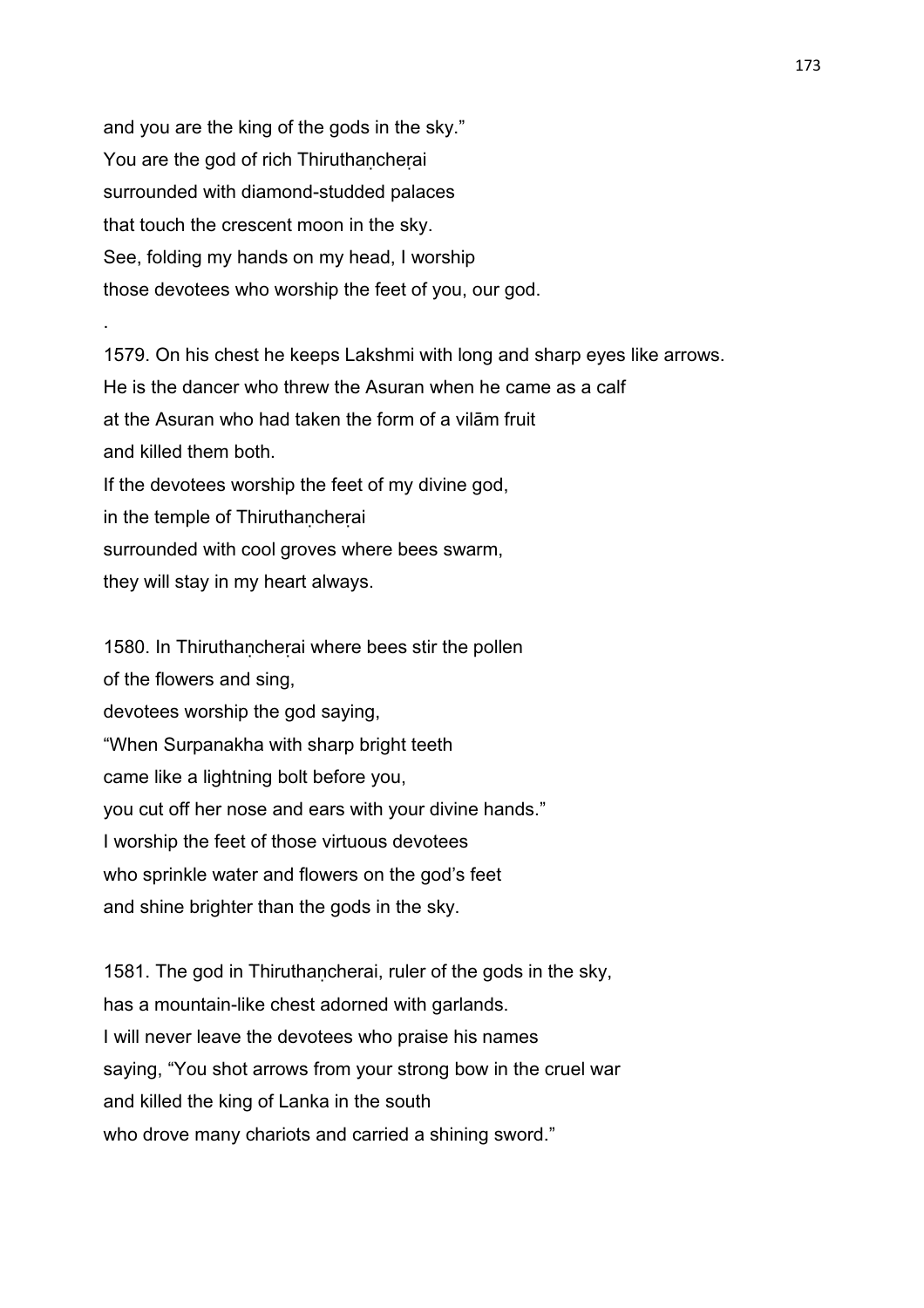and you are the king of the gods in the sky."
You are the god of rich Thiruthaṇcheṛai
surrounded with diamond-studded palaces
that touch the crescent moon in the sky.
See, folding my hands on my head, I worship
those devotees who worship the feet of you, our god.

.

1579. On his chest he keeps Lakshmi with long and sharp eyes like arrows.
He is the dancer who threw the Asuran when he came as a calf
at the Asuran who had taken the form of a vilām fruit
and killed them both.
If the devotees worship the feet of my divine god,
in the temple of Thiruthaṇcheṛai
surrounded with cool groves where bees swarm,
they will stay in my heart always.

1580. In Thiruthaṇcheṛai where bees stir the pollen
of the flowers and sing,
devotees worship the god saying,
"When Surpanakha with sharp bright teeth
came like a lightning bolt before you,
you cut off her nose and ears with your divine hands."
I worship the feet of those virtuous devotees
who sprinkle water and flowers on the god's feet
and shine brighter than the gods in the sky.

1581. The god in Thiruthaṇcherai, ruler of the gods in the sky,
has a mountain-like chest adorned with garlands.
I will never leave the devotees who praise his names
saying, "You shot arrows from your strong bow in the cruel war
and killed the king of Lanka in the south
who drove many chariots and carried a shining sword."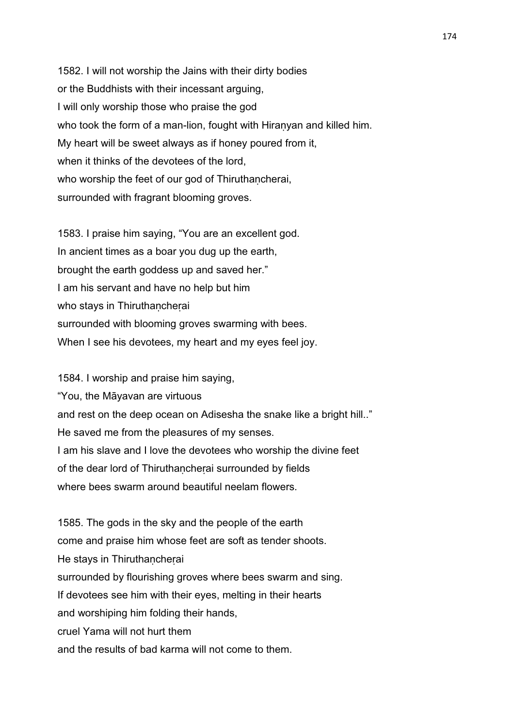1582. I will not worship the Jains with their dirty bodies
or the Buddhists with their incessant arguing,
I will only worship those who praise the god
who took the form of a man-lion, fought with Hiraṇyan and killed him.
My heart will be sweet always as if honey poured from it,
when it thinks of the devotees of the lord,
who worship the feet of our god of Thiruthaṇcherai,
surrounded with fragrant blooming groves.

1583. I praise him saying, "You are an excellent god.
In ancient times as a boar you dug up the earth,
brought the earth goddess up and saved her."
I am his servant and have no help but him
who stays in Thiruthaṇcheṛai
surrounded with blooming groves swarming with bees.
When I see his devotees, my heart and my eyes feel joy.

1584. I worship and praise him saying,
"You, the Māyavan are virtuous
and rest on the deep ocean on Adisesha the snake like a bright hill.."
He saved me from the pleasures of my senses.
I am his slave and I love the devotees who worship the divine feet
of the dear lord of Thiruthaṇcheṛai surrounded by fields
where bees swarm around beautiful neelam flowers.

1585. The gods in the sky and the people of the earth
come and praise him whose feet are soft as tender shoots.
He stays in Thiruthaṇcheṛai
surrounded by flourishing groves where bees swarm and sing.
If devotees see him with their eyes, melting in their hearts
and worshiping him folding their hands,
cruel Yama will not hurt them
and the results of bad karma will not come to them.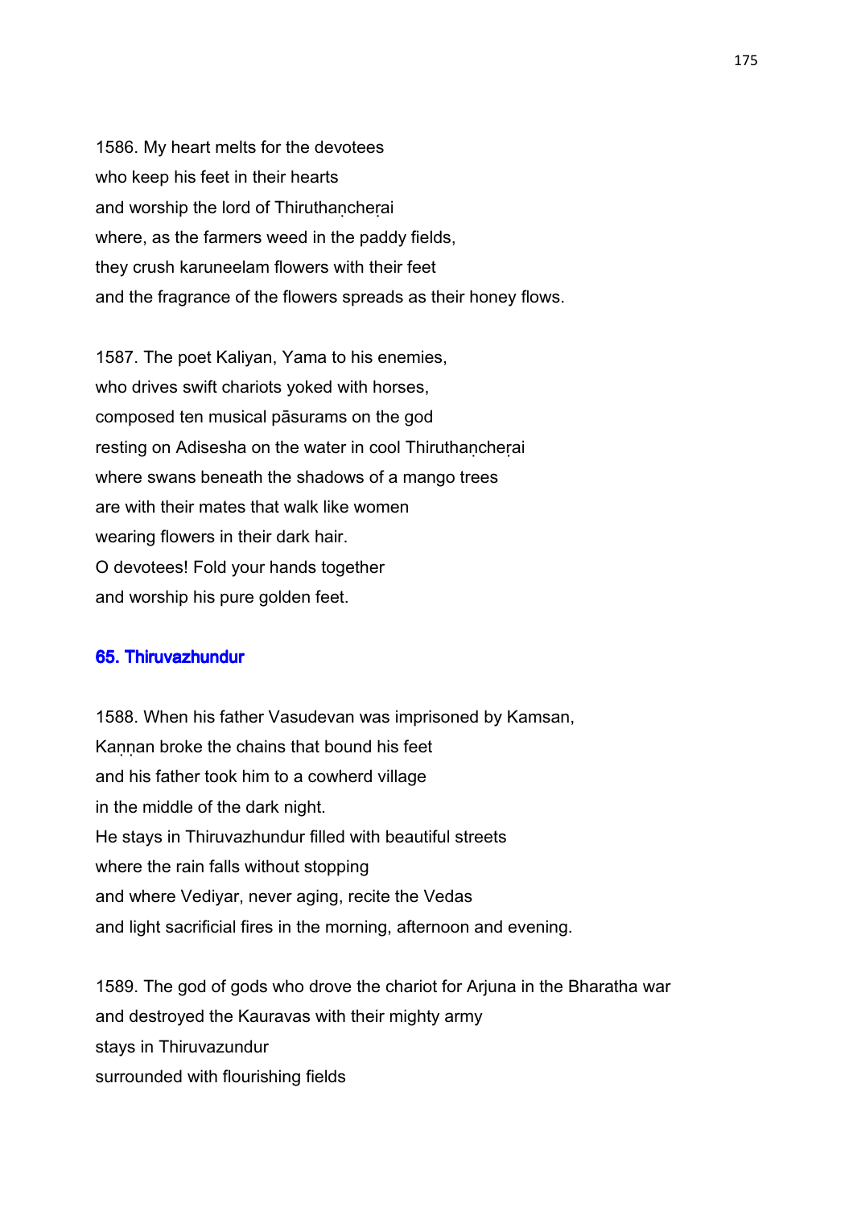1586. My heart melts for the devotees
who keep his feet in their hearts
and worship the lord of Thiruthaṇcheṛai
where, as the farmers weed in the paddy fields,
they crush karuneelam flowers with their feet
and the fragrance of the flowers spreads as their honey flows.

1587. The poet Kaliyan, Yama to his enemies,
who drives swift chariots yoked with horses,
composed ten musical pāsurams on the god
resting on Adisesha on the water in cool Thiruthaṇcheṛai
where swans beneath the shadows of a mango trees
are with their mates that walk like women
wearing flowers in their dark hair.
O devotees! Fold your hands together
and worship his pure golden feet.

## 65. Thiruvazhundur

1588. When his father Vasudevan was imprisoned by Kamsan,
Kaṇṇan broke the chains that bound his feet
and his father took him to a cowherd village
in the middle of the dark night.
He stays in Thiruvazhundur filled with beautiful streets
where the rain falls without stopping
and where Vediyar, never aging, recite the Vedas
and light sacrificial fires in the morning, afternoon and evening.

1589. The god of gods who drove the chariot for Arjuna in the Bharatha war
and destroyed the Kauravas with their mighty army
stays in Thiruvazundur
surrounded with flourishing fields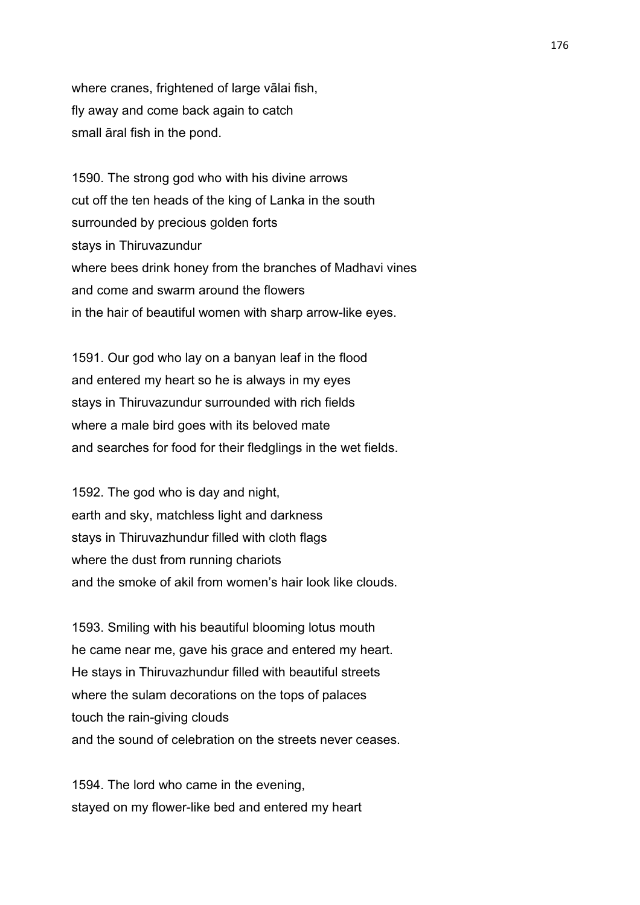where cranes, frightened of large vālai fish,
fly away and come back again to catch
small āral fish in the pond.

1590. The strong god who with his divine arrows
cut off the ten heads of the king of Lanka in the south
surrounded by precious golden forts
stays in Thiruvazundur
where bees drink honey from the branches of Madhavi vines
and come and swarm around the flowers
in the hair of beautiful women with sharp arrow-like eyes.

1591. Our god who lay on a banyan leaf in the flood
and entered my heart so he is always in my eyes
stays in Thiruvazundur surrounded with rich fields
where a male bird goes with its beloved mate
and searches for food for their fledglings in the wet fields.

1592. The god who is day and night,
earth and sky, matchless light and darkness
stays in Thiruvazhundur filled with cloth flags
where the dust from running chariots
and the smoke of akil from women's hair look like clouds.

1593. Smiling with his beautiful blooming lotus mouth
he came near me, gave his grace and entered my heart.
He stays in Thiruvazhundur filled with beautiful streets
where the sulam decorations on the tops of palaces
touch the rain-giving clouds
and the sound of celebration on the streets never ceases.

1594. The lord who came in the evening,
stayed on my flower-like bed and entered my heart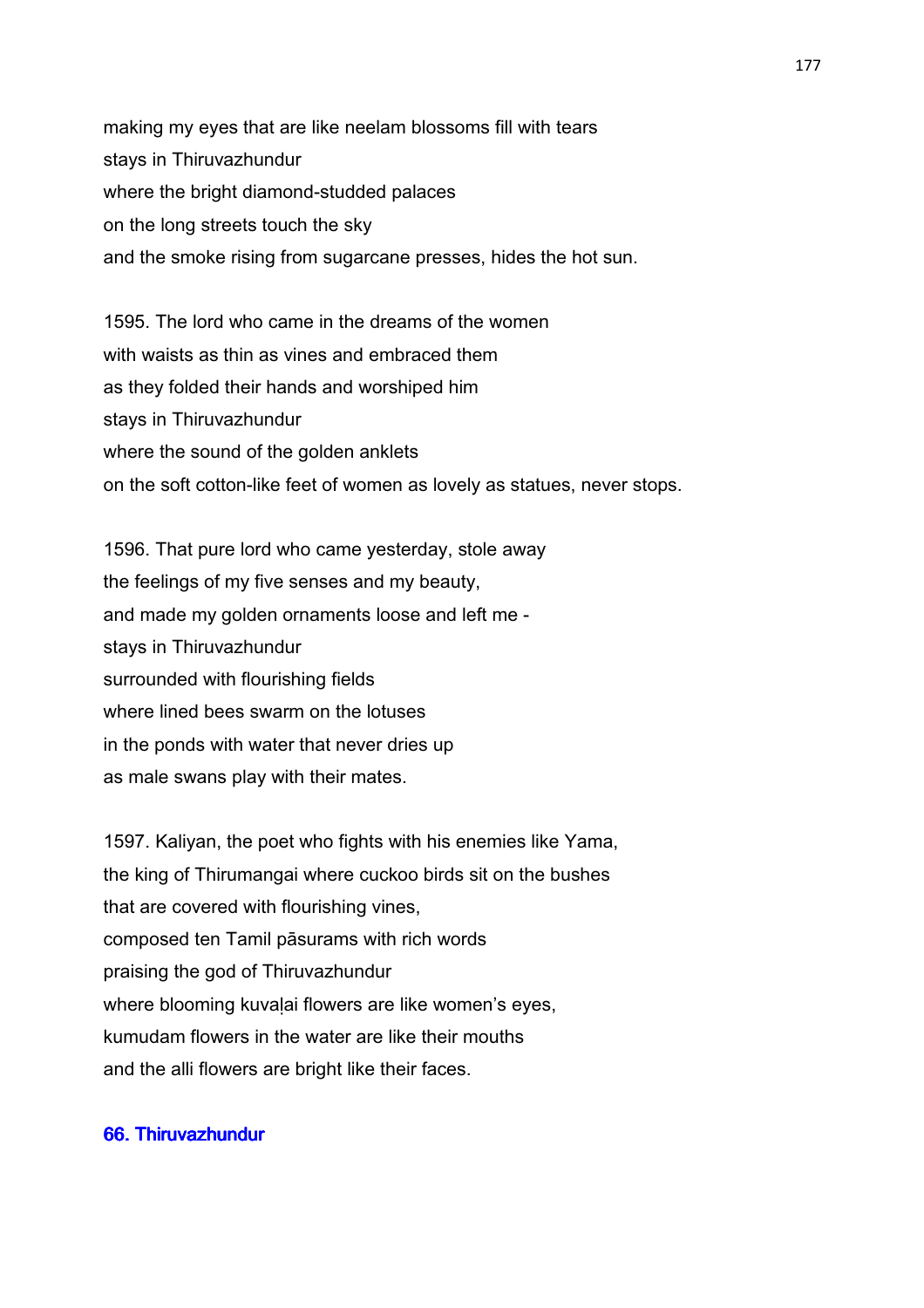making my eyes that are like neelam blossoms fill with tears
stays in Thiruvazhundur
where the bright diamond-studded palaces
on the long streets touch the sky
and the smoke rising from sugarcane presses, hides the hot sun.

1595. The lord who came in the dreams of the women
with waists as thin as vines and embraced them
as they folded their hands and worshiped him
stays in Thiruvazhundur
where the sound of the golden anklets
on the soft cotton-like feet of women as lovely as statues, never stops.

1596. That pure lord who came yesterday, stole away
the feelings of my five senses and my beauty,
and made my golden ornaments loose and left me -
stays in Thiruvazhundur
surrounded with flourishing fields
where lined bees swarm on the lotuses
in the ponds with water that never dries up
as male swans play with their mates.

1597. Kaliyan, the poet who fights with his enemies like Yama,
the king of Thirumangai where cuckoo birds sit on the bushes
that are covered with flourishing vines,
composed ten Tamil pāsurams with rich words
praising the god of Thiruvazhundur
where blooming kuvaḷai flowers are like women's eyes,
kumudam flowers in the water are like their mouths
and the alli flowers are bright like their faces.

## 66. Thiruvazhundur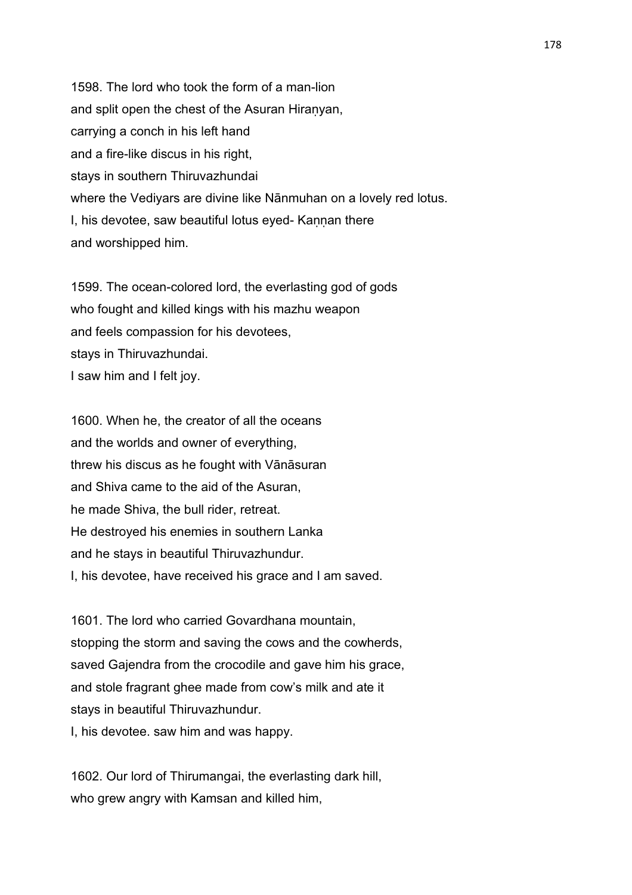1598. The lord who took the form of a man-lion
and split open the chest of the Asuran Hiraṇyan,
carrying a conch in his left hand
and a fire-like discus in his right,
stays in southern Thiruvazhundai
where the Vediyars are divine like Nānmuhan on a lovely red lotus.
I, his devotee, saw beautiful lotus eyed- Kaṇṇan there
and worshipped him.

1599. The ocean-colored lord, the everlasting god of gods
who fought and killed kings with his mazhu weapon
and feels compassion for his devotees,
stays in Thiruvazhundai.
I saw him and I felt joy.

1600. When he, the creator of all the oceans
and the worlds and owner of everything,
threw his discus as he fought with Vānāsuran
and Shiva came to the aid of the Asuran,
he made Shiva, the bull rider, retreat.
He destroyed his enemies in southern Lanka
and he stays in beautiful Thiruvazhundur.
I, his devotee, have received his grace and I am saved.

1601. The lord who carried Govardhana mountain,
stopping the storm and saving the cows and the cowherds,
saved Gajendra from the crocodile and gave him his grace,
and stole fragrant ghee made from cow's milk and ate it
stays in beautiful Thiruvazhundur.
I, his devotee. saw him and was happy.

1602. Our lord of Thirumangai, the everlasting dark hill,
who grew angry with Kamsan and killed him,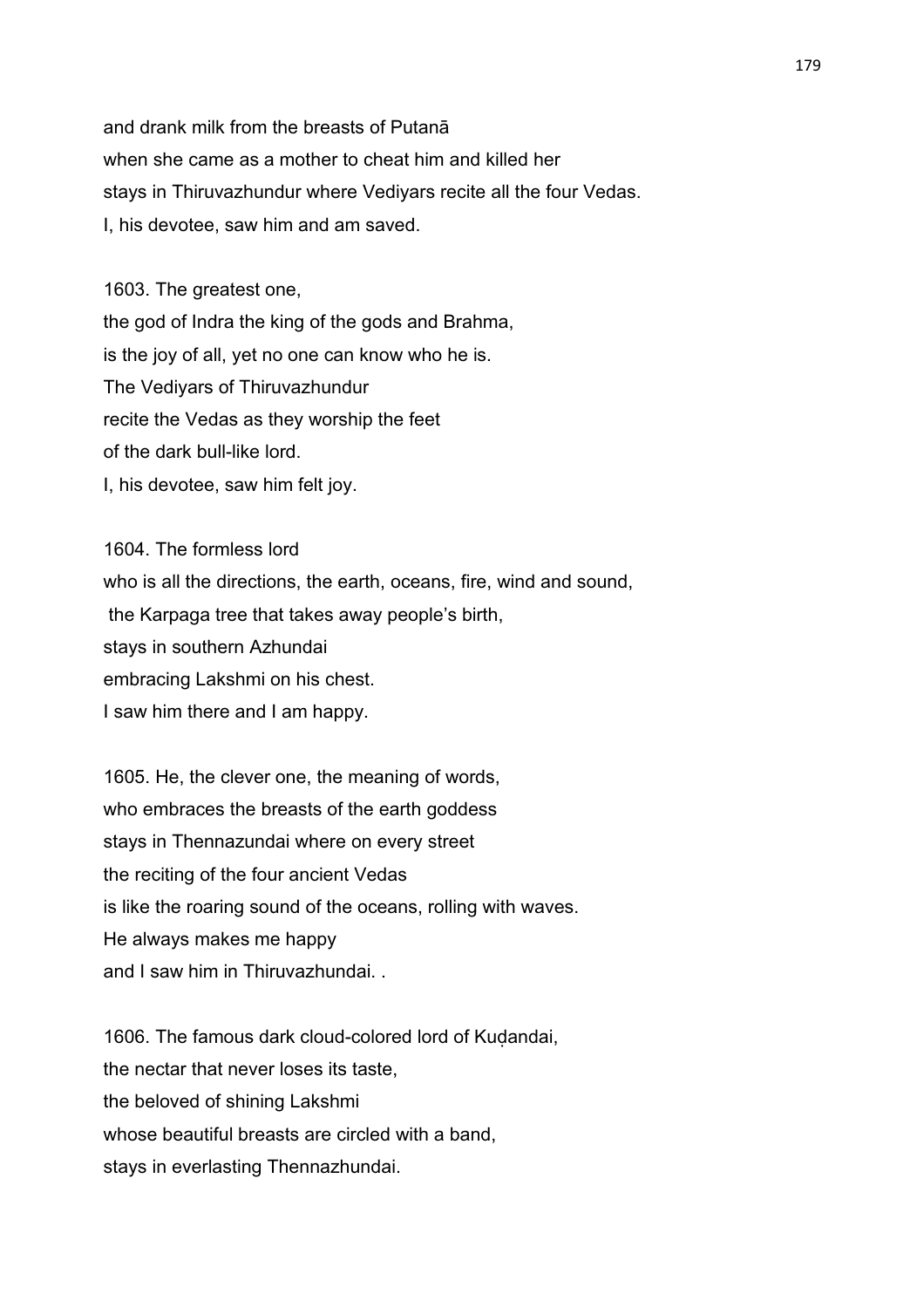and drank milk from the breasts of Putanā
when she came as a mother to cheat him and killed her
stays in Thiruvazhundur where Vediyars recite all the four Vedas.
I, his devotee, saw him and am saved.

1603. The greatest one,
the god of Indra the king of the gods and Brahma,
is the joy of all, yet no one can know who he is.
The Vediyars of Thiruvazhundur
recite the Vedas as they worship the feet
of the dark bull-like lord.
I, his devotee, saw him felt joy.

1604. The formless lord
who is all the directions, the earth, oceans, fire, wind and sound,
the Karpaga tree that takes away people's birth,
stays in southern Azhundai
embracing Lakshmi on his chest.
I saw him there and I am happy.

1605. He, the clever one, the meaning of words,
who embraces the breasts of the earth goddess
stays in Thennazundai where on every street
the reciting of the four ancient Vedas
is like the roaring sound of the oceans, rolling with waves.
He always makes me happy
and I saw him in Thiruvazhundai. .

1606. The famous dark cloud-colored lord of Kuḍandai,
the nectar that never loses its taste,
the beloved of shining Lakshmi
whose beautiful breasts are circled with a band,
stays in everlasting Thennazhundai.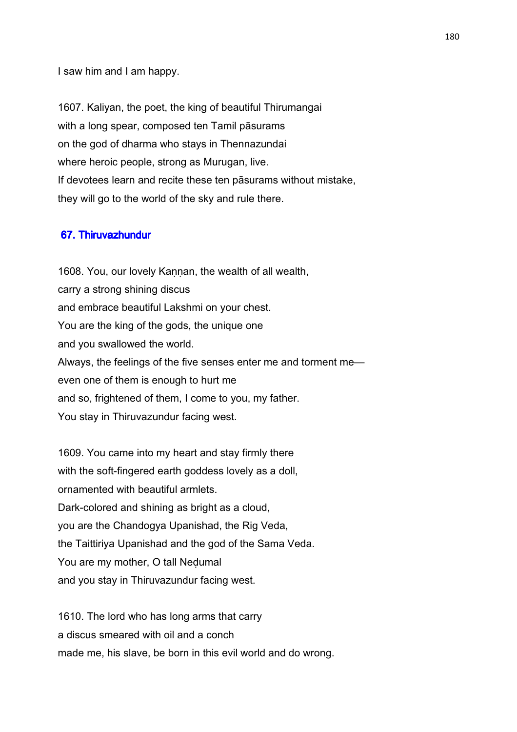I saw him and I am happy.

1607. Kaliyan, the poet, the king of beautiful Thirumangai
with a long spear, composed ten Tamil pāsurams
on the god of dharma who stays in Thennazundai
where heroic people, strong as Murugan, live.
If devotees learn and recite these ten pāsurams without mistake,
they will go to the world of the sky and rule there.

## 67. Thiruvazhundur

1608. You, our lovely Kaṇṇan, the wealth of all wealth,
carry a strong shining discus
and embrace beautiful Lakshmi on your chest.
You are the king of the gods, the unique one
and you swallowed the world.
Always, the feelings of the five senses enter me and torment me—
even one of them is enough to hurt me
and so, frightened of them, I come to you, my father.
You stay in Thiruvazundur facing west.

1609. You came into my heart and stay firmly there
with the soft-fingered earth goddess lovely as a doll,
ornamented with beautiful armlets.
Dark-colored and shining as bright as a cloud,
you are the Chandogya Upanishad, the Rig Veda,
the Taittiriya Upanishad and the god of the Sama Veda.
You are my mother, O tall Neḍumal
and you stay in Thiruvazundur facing west.

1610. The lord who has long arms that carry
a discus smeared with oil and a conch
made me, his slave, be born in this evil world and do wrong.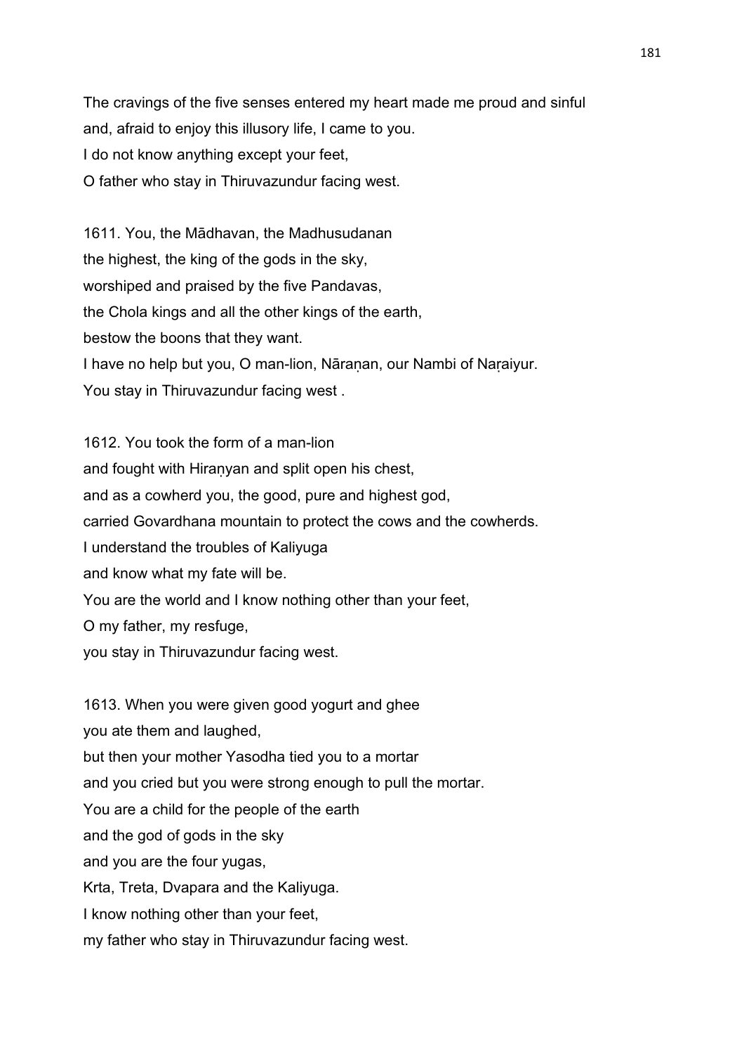The cravings of the five senses entered my heart made me proud and sinful
and, afraid to enjoy this illusory life, I came to you.
I do not know anything except your feet,
O father who stay in Thiruvazundur facing west.

1611. You, the Mādhavan, the Madhusudanan
the highest, the king of the gods in the sky,
worshiped and praised by the five Pandavas,
the Chola kings and all the other kings of the earth,
bestow the boons that they want.
I have no help but you, O man-lion, Nāraṇan, our Nambi of Naṛaiyur.
You stay in Thiruvazundur facing west .

1612. You took the form of a man-lion
and fought with Hiraṇyan and split open his chest,
and as a cowherd you, the good, pure and highest god,
carried Govardhana mountain to protect the cows and the cowherds.
I understand the troubles of Kaliyuga
and know what my fate will be.
You are the world and I know nothing other than your feet,
O my father, my resfuge,
you stay in Thiruvazundur facing west.

1613. When you were given good yogurt and ghee
you ate them and laughed,
but then your mother Yasodha tied you to a mortar
and you cried but you were strong enough to pull the mortar.
You are a child for the people of the earth
and the god of gods in the sky
and you are the four yugas,
Krta, Treta, Dvapara and the Kaliyuga.
I know nothing other than your feet,
my father who stay in Thiruvazundur facing west.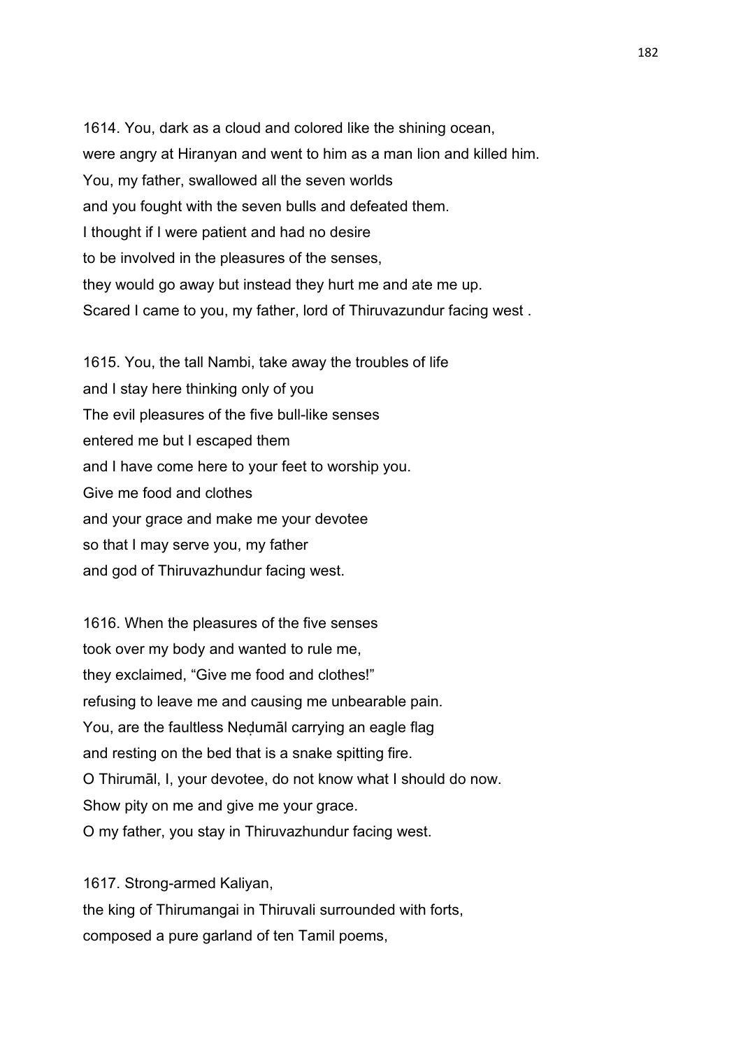1614. You, dark as a cloud and colored like the shining ocean,
were angry at Hiranyan and went to him as a man lion and killed him.
You, my father, swallowed all the seven worlds
and you fought with the seven bulls and defeated them.
I thought if I were patient and had no desire
to be involved in the pleasures of the senses,
they would go away but instead they hurt me and ate me up.
Scared I came to you, my father, lord of Thiruvazundur facing west .

1615. You, the tall Nambi, take away the troubles of life
and I stay here thinking only of you
The evil pleasures of the five bull-like senses
entered me but I escaped them
and I have come here to your feet to worship you.
Give me food and clothes
and your grace and make me your devotee
so that I may serve you, my father
and god of Thiruvazhundur facing west.

1616. When the pleasures of the five senses
took over my body and wanted to rule me,
they exclaimed, "Give me food and clothes!"
refusing to leave me and causing me unbearable pain.
You, are the faultless Neḍumāl carrying an eagle flag
and resting on the bed that is a snake spitting fire.
O Thirumāl, I, your devotee, do not know what I should do now.
Show pity on me and give me your grace.
O my father, you stay in Thiruvazhundur facing west.

1617. Strong-armed Kaliyan,
the king of Thirumangai in Thiruvali surrounded with forts,
composed a pure garland of ten Tamil poems,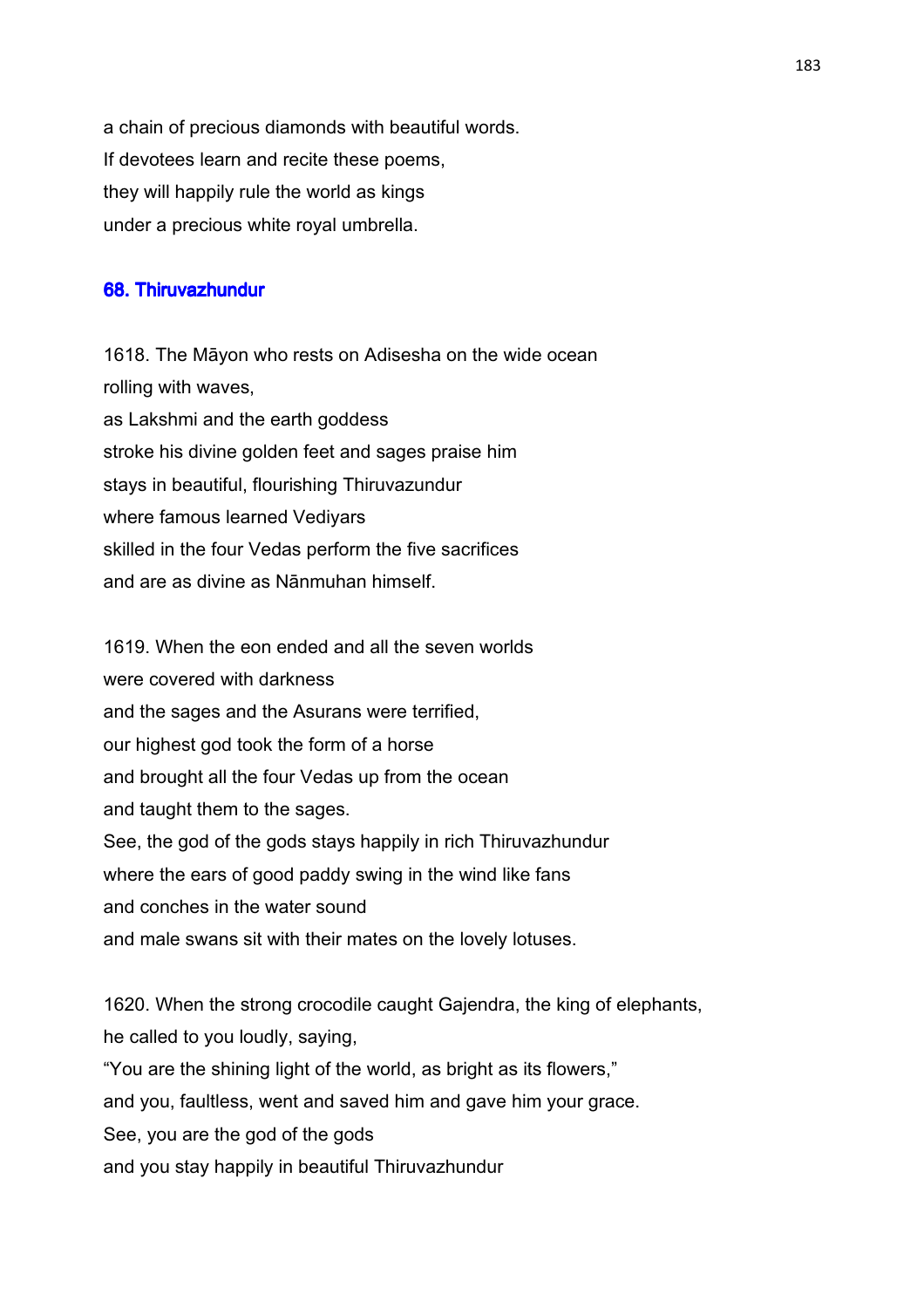a chain of precious diamonds with beautiful words.
If devotees learn and recite these poems,
they will happily rule the world as kings
under a precious white royal umbrella.

## 68. Thiruvazhundur

1618. The Māyon who rests on Adisesha on the wide ocean
rolling with waves,
as Lakshmi and the earth goddess
stroke his divine golden feet and sages praise him
stays in beautiful, flourishing Thiruvazundur
where famous learned Vediyars
skilled in the four Vedas perform the five sacrifices
and are as divine as Nānmuhan himself.

1619. When the eon ended and all the seven worlds
were covered with darkness
and the sages and the Asurans were terrified,
our highest god took the form of a horse
and brought all the four Vedas up from the ocean
and taught them to the sages.
See, the god of the gods stays happily in rich Thiruvazhundur
where the ears of good paddy swing in the wind like fans
and conches in the water sound
and male swans sit with their mates on the lovely lotuses.

1620. When the strong crocodile caught Gajendra, the king of elephants,
he called to you loudly, saying,
"You are the shining light of the world, as bright as its flowers,"
and you, faultless, went and saved him and gave him your grace.
See, you are the god of the gods
and you stay happily in beautiful Thiruvazhundur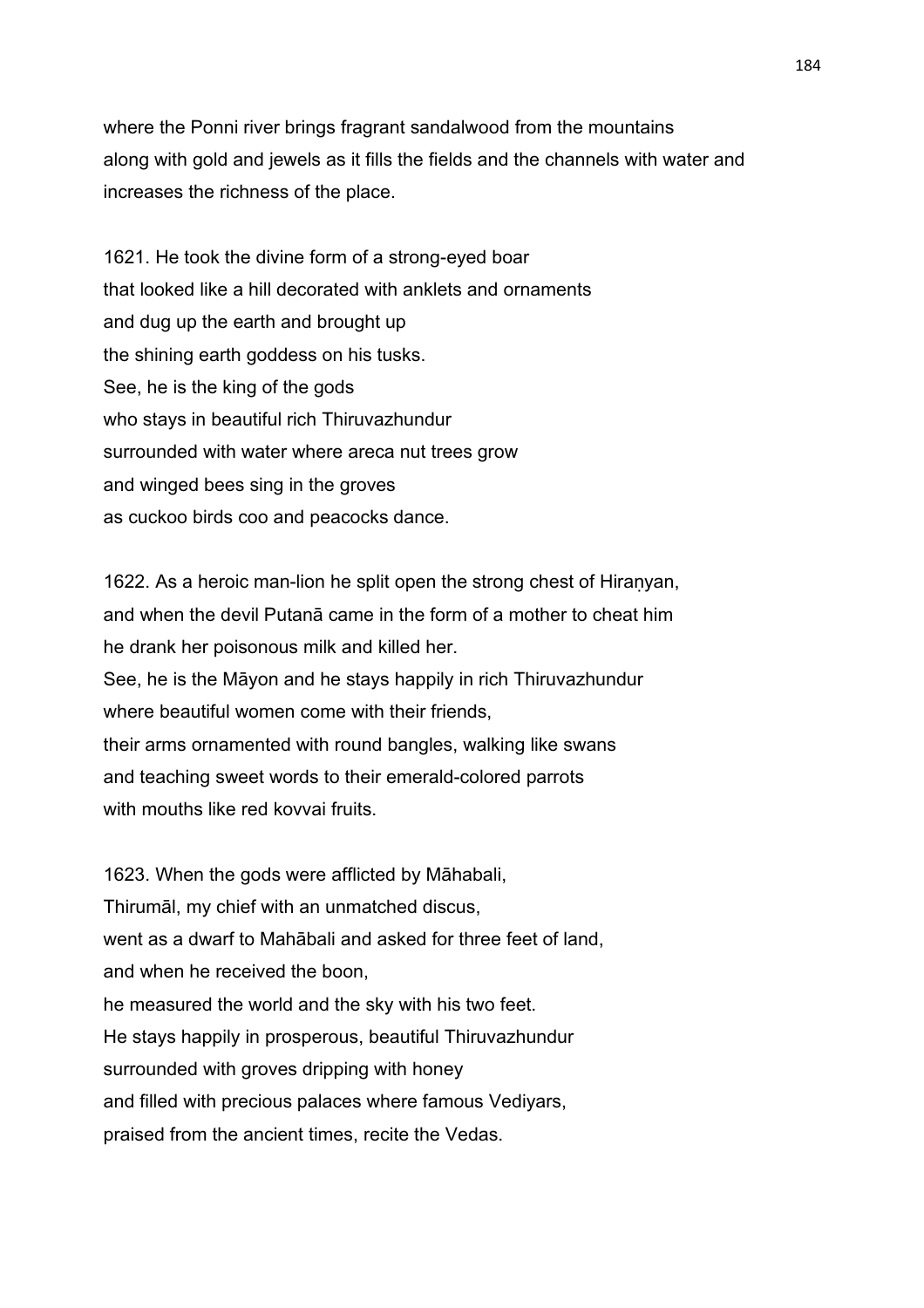where the Ponni river brings fragrant sandalwood from the mountains
along with gold and jewels as it fills the fields and the channels with water and
increases the richness of the place.

1621. He took the divine form of a strong-eyed boar
that looked like a hill decorated with anklets and ornaments
and dug up the earth and brought up
the shining earth goddess on his tusks.
See, he is the king of the gods
who stays in beautiful rich Thiruvazhundur
surrounded with water where areca nut trees grow
and winged bees sing in the groves
as cuckoo birds coo and peacocks dance.

1622. As a heroic man-lion he split open the strong chest of Hiraṇyan,
and when the devil Putanā came in the form of a mother to cheat him
he drank her poisonous milk and killed her.
See, he is the Māyon and he stays happily in rich Thiruvazhundur
where beautiful women come with their friends,
their arms ornamented with round bangles, walking like swans
and teaching sweet words to their emerald-colored parrots
with mouths like red kovvai fruits.

1623. When the gods were afflicted by Māhabali,
Thirumāl, my chief with an unmatched discus,
went as a dwarf to Mahābali and asked for three feet of land,
and when he received the boon,
he measured the world and the sky with his two feet.
He stays happily in prosperous, beautiful Thiruvazhundur
surrounded with groves dripping with honey
and filled with precious palaces where famous Vediyars,
praised from the ancient times, recite the Vedas.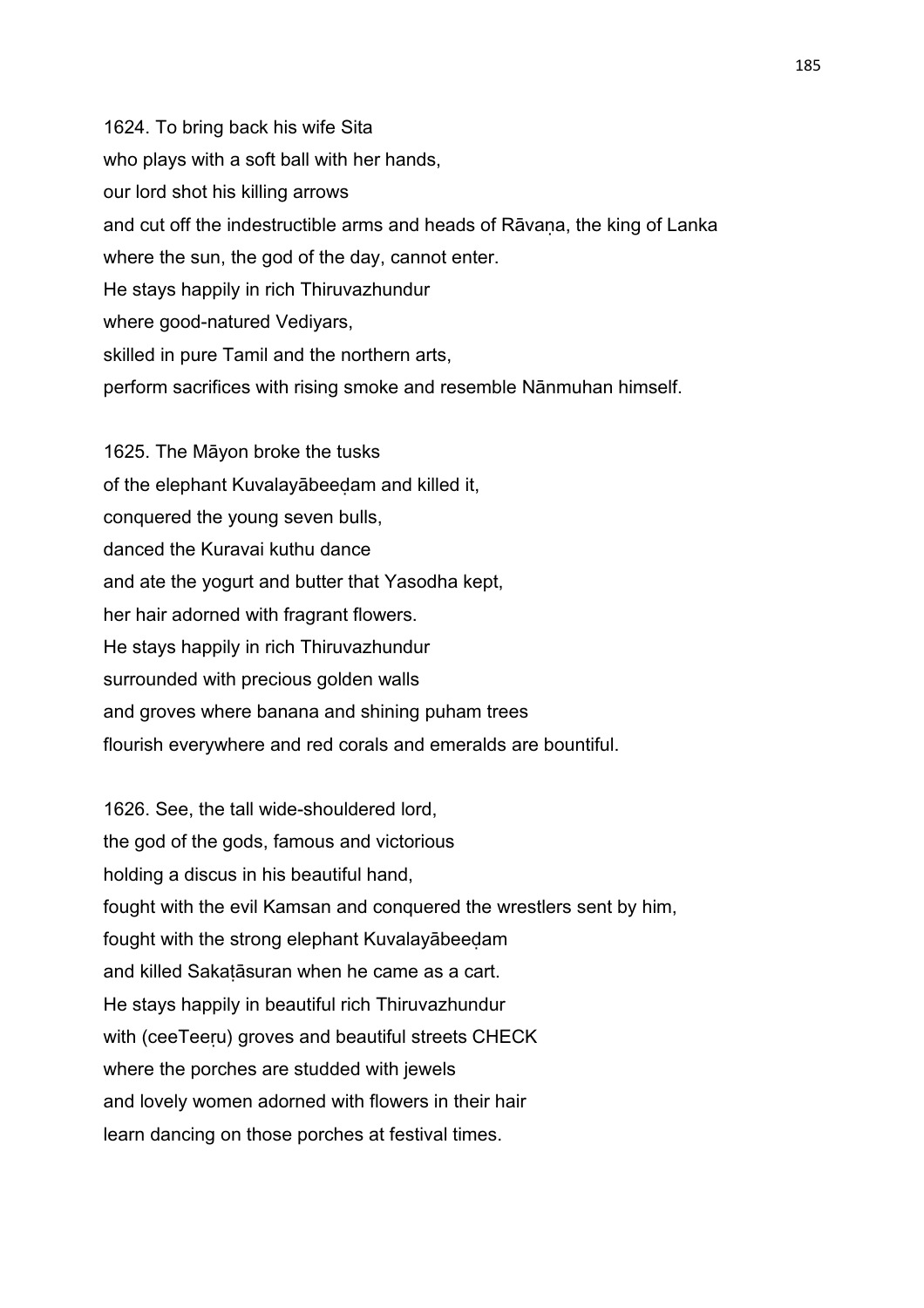1624. To bring back his wife Sita
who plays with a soft ball with her hands,
our lord shot his killing arrows
and cut off the indestructible arms and heads of Rāvaṇa, the king of Lanka
where the sun, the god of the day, cannot enter.
He stays happily in rich Thiruvazhundur
where good-natured Vediyars,
skilled in pure Tamil and the northern arts,
perform sacrifices with rising smoke and resemble Nānmuhan himself.

1625. The Māyon broke the tusks
of the elephant Kuvalayābeeḍam and killed it,
conquered the young seven bulls,
danced the Kuravai kuthu dance
and ate the yogurt and butter that Yasodha kept,
her hair adorned with fragrant flowers.
He stays happily in rich Thiruvazhundur
surrounded with precious golden walls
and groves where banana and shining puham trees
flourish everywhere and red corals and emeralds are bountiful.

1626. See, the tall wide-shouldered lord,
the god of the gods, famous and victorious
holding a discus in his beautiful hand,
fought with the evil Kamsan and conquered the wrestlers sent by him,
fought with the strong elephant Kuvalayābeeḍam
and killed Sakaṭāsuran when he came as a cart.
He stays happily in beautiful rich Thiruvazhundur
with (ceeTeeṛu) groves and beautiful streets CHECK
where the porches are studded with jewels
and lovely women adorned with flowers in their hair
learn dancing on those porches at festival times.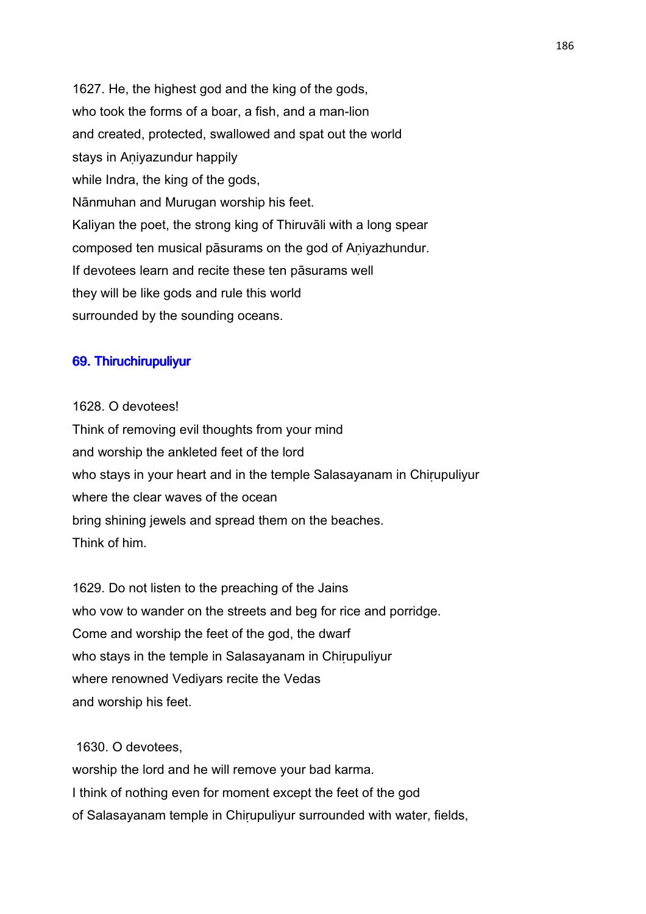1627. He, the highest god and the king of the gods,
who took the forms of a boar, a fish, and a man-lion
and created, protected, swallowed and spat out the world
stays in Aṇiyazundur happily
while Indra, the king of the gods,
Nānmuhan and Murugan worship his feet.
Kaliyan the poet, the strong king of Thiruvāli with a long spear
composed ten musical pāsurams on the god of Aṇiyazhundur.
If devotees learn and recite these ten pāsurams well
they will be like gods and rule this world
surrounded by the sounding oceans.

### 69. Thiruchirupuliyur

1628. O devotees!
Think of removing evil thoughts from your mind
and worship the ankleted feet of the lord
who stays in your heart and in the temple Salasayanam in Chiṛupuliyur
where the clear waves of the ocean
bring shining jewels and spread them on the beaches.
Think of him.

1629. Do not listen to the preaching of the Jains
who vow to wander on the streets and beg for rice and porridge.
Come and worship the feet of the god, the dwarf
who stays in the temple in Salasayanam in Chiṛupuliyur
where renowned Vediyars recite the Vedas
and worship his feet.

1630. O devotees,
worship the lord and he will remove your bad karma.
I think of nothing even for moment except the feet of the god
of Salasayanam temple in Chiṛupuliyur surrounded with water, fields,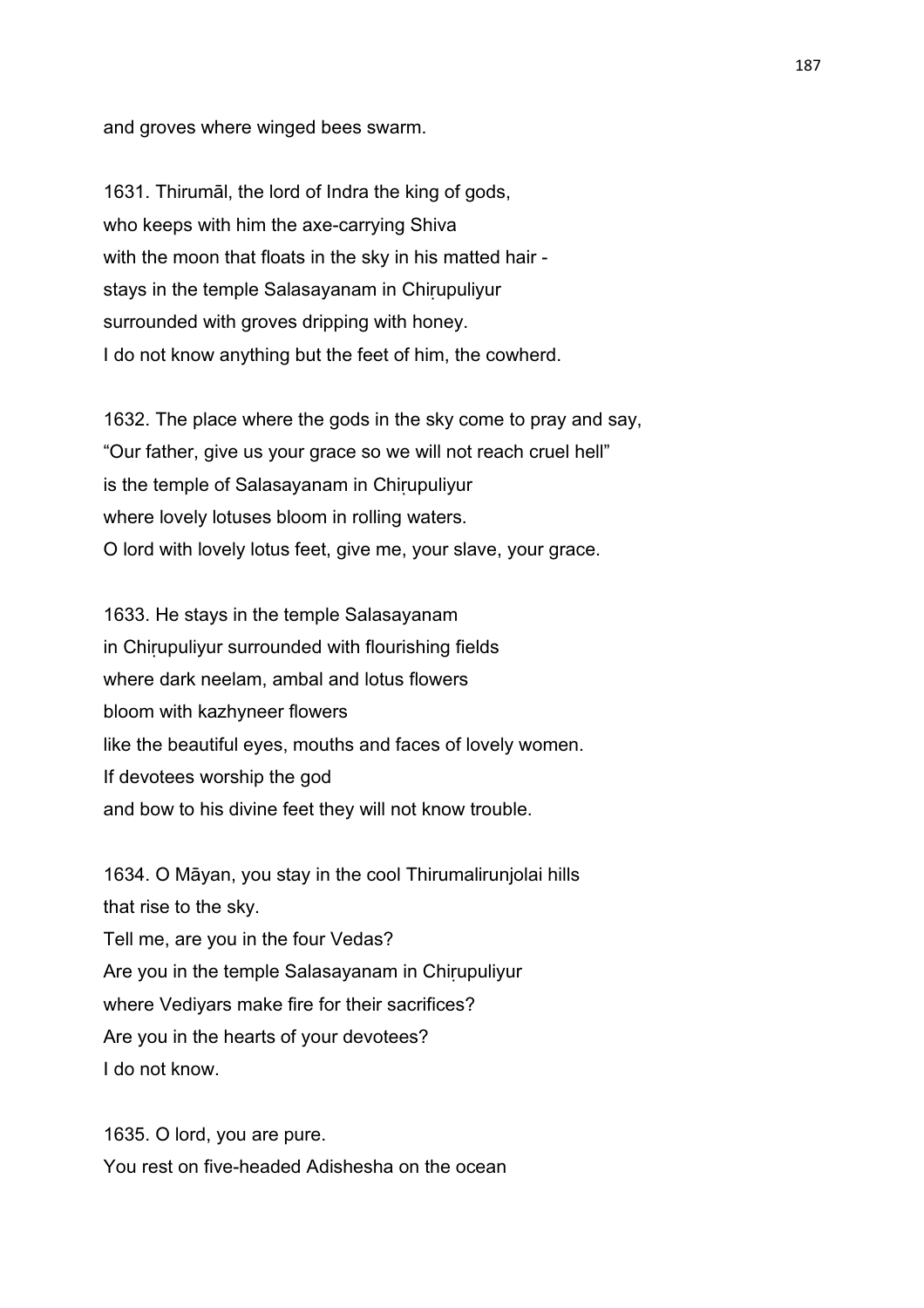and groves where winged bees swarm.

1631. Thirumāl, the lord of Indra the king of gods,
who keeps with him the axe-carrying Shiva
with the moon that floats in the sky in his matted hair -
stays in the temple Salasayanam in Chiṛupuliyur
surrounded with groves dripping with honey.
I do not know anything but the feet of him, the cowherd.

1632. The place where the gods in the sky come to pray and say,
“Our father, give us your grace so we will not reach cruel hell”
is the temple of Salasayanam in Chiṛupuliyur
where lovely lotuses bloom in rolling waters.
O lord with lovely lotus feet, give me, your slave, your grace.

1633. He stays in the temple Salasayanam
in Chiṛupuliyur surrounded with flourishing fields
where dark neelam, ambal and lotus flowers
bloom with kazhyneer flowers
like the beautiful eyes, mouths and faces of lovely women.
If devotees worship the god
and bow to his divine feet they will not know trouble.

1634. O Māyan, you stay in the cool Thirumalirunjolai hills
that rise to the sky.
Tell me, are you in the four Vedas?
Are you in the temple Salasayanam in Chiṛupuliyur
where Vediyars make fire for their sacrifices?
Are you in the hearts of your devotees?
I do not know.

1635. O lord, you are pure.
You rest on five-headed Adishesha on the ocean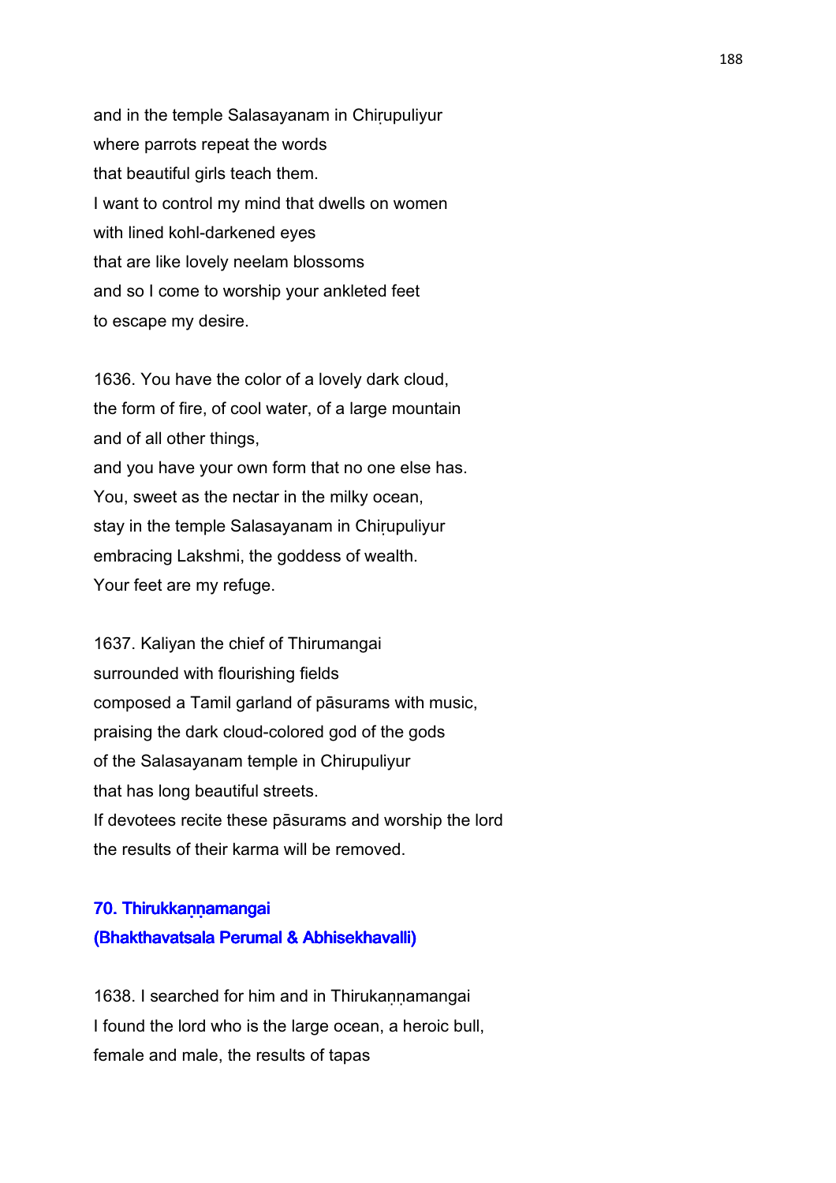and in the temple Salasayanam in Chiṛupuliyur
where parrots repeat the words
that beautiful girls teach them.
I want to control my mind that dwells on women
with lined kohl-darkened eyes
that are like lovely neelam blossoms
and so I come to worship your ankleted feet
to escape my desire.

1636. You have the color of a lovely dark cloud,
the form of fire, of cool water, of a large mountain
and of all other things,
and you have your own form that no one else has.
You, sweet as the nectar in the milky ocean,
stay in the temple Salasayanam in Chiṛupuliyur
embracing Lakshmi, the goddess of wealth.
Your feet are my refuge.

1637. Kaliyan the chief of Thirumangai
surrounded with flourishing fields
composed a Tamil garland of pāsurams with music,
praising the dark cloud-colored god of the gods
of the Salasayanam temple in Chirupuliyur
that has long beautiful streets.
If devotees recite these pāsurams and worship the lord
the results of their karma will be removed.

## 70. Thirukkaṇṇamangai
## (Bhakthavatsala Perumal & Abhisekhavalli)

1638. I searched for him and in Thirukaṇṇamangai
I found the lord who is the large ocean, a heroic bull,
female and male, the results of tapas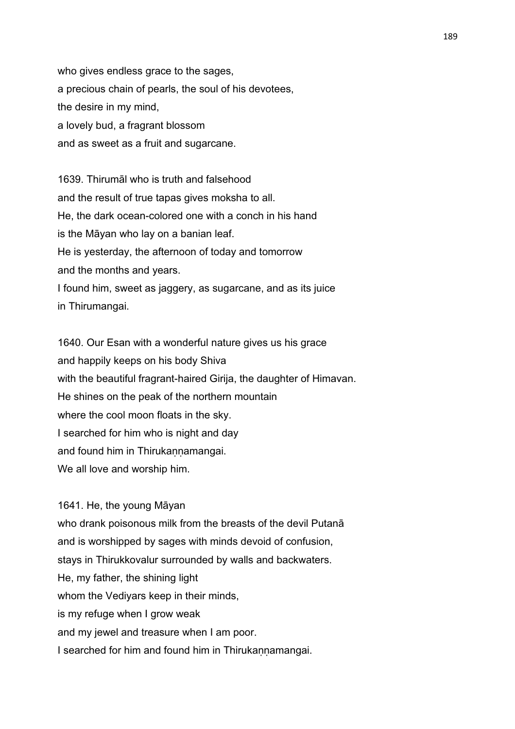who gives endless grace to the sages,  
a precious chain of pearls, the soul of his devotees,  
the desire in my mind,  
a lovely bud, a fragrant blossom  
and as sweet as a fruit and sugarcane.

1639. Thirumāl who is truth and falsehood  
and the result of true tapas gives moksha to all.  
He, the dark ocean-colored one with a conch in his hand  
is the Māyan who lay on a banian leaf.  
He is yesterday, the afternoon of today and tomorrow  
and the months and years.  
I found him, sweet as jaggery, as sugarcane, and as its juice  
in Thirumangai.

1640. Our Esan with a wonderful nature gives us his grace  
and happily keeps on his body Shiva  
with the beautiful fragrant-haired Girija, the daughter of Himavan.  
He shines on the peak of the northern mountain  
where the cool moon floats in the sky.  
I searched for him who is night and day  
and found him in Thirukaṇṇamangai.  
We all love and worship him.

1641. He, the young Māyan  
who drank poisonous milk from the breasts of the devil Putanā  
and is worshipped by sages with minds devoid of confusion,  
stays in Thirukkovalur surrounded by walls and backwaters.  
He, my father, the shining light  
whom the Vediyars keep in their minds,  
is my refuge when I grow weak  
and my jewel and treasure when I am poor.  
I searched for him and found him in Thirukaṇṇamangai.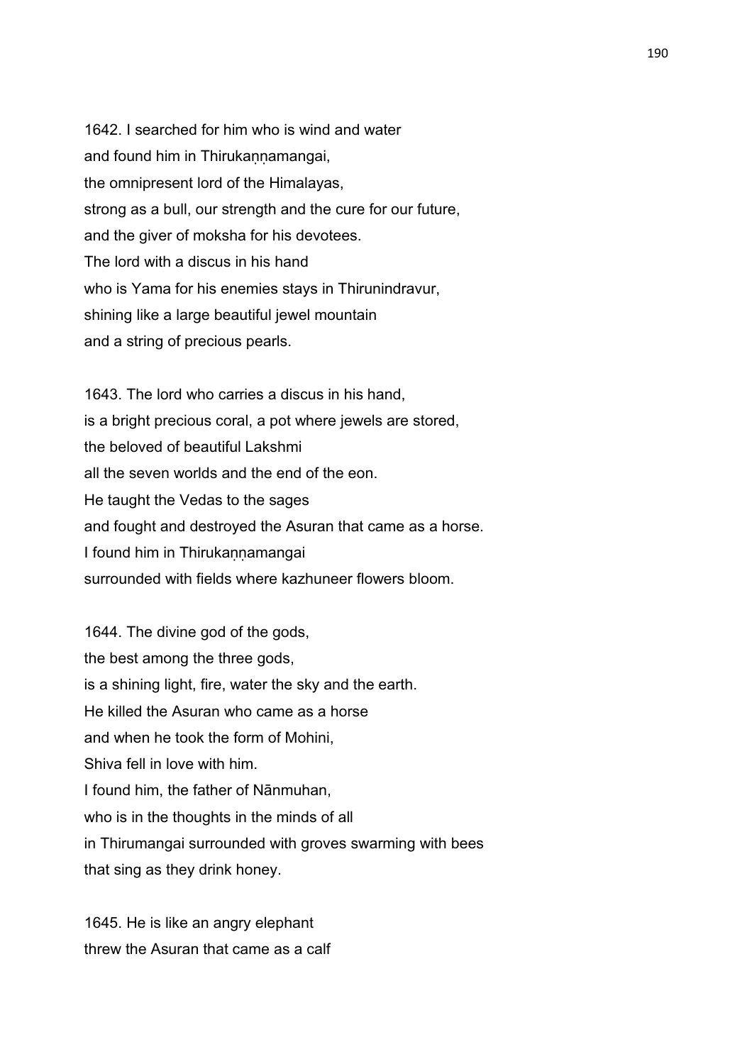1642. I searched for him who is wind and water
and found him in Thirukaṇṇamangai,
the omnipresent lord of the Himalayas,
strong as a bull, our strength and the cure for our future,
and the giver of moksha for his devotees.
The lord with a discus in his hand
who is Yama for his enemies stays in Thirunindravur,
shining like a large beautiful jewel mountain
and a string of precious pearls.

1643. The lord who carries a discus in his hand,
is a bright precious coral, a pot where jewels are stored,
the beloved of beautiful Lakshmi
all the seven worlds and the end of the eon.
He taught the Vedas to the sages
and fought and destroyed the Asuran that came as a horse.
I found him in Thirukaṇṇamangai
surrounded with fields where kazhuneer flowers bloom.

1644. The divine god of the gods,
the best among the three gods,
is a shining light, fire, water the sky and the earth.
He killed the Asuran who came as a horse
and when he took the form of Mohini,
Shiva fell in love with him.
I found him, the father of Nānmuhan,
who is in the thoughts in the minds of all
in Thirumangai surrounded with groves swarming with bees
that sing as they drink honey.

1645. He is like an angry elephant
threw the Asuran that came as a calf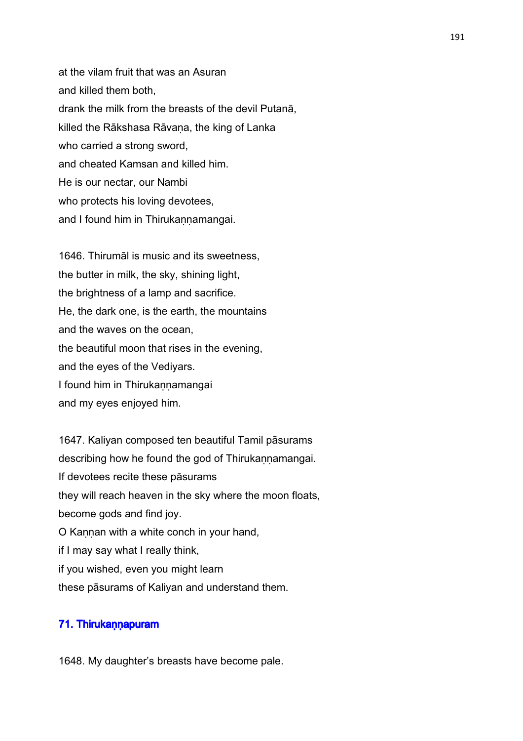at the vilam fruit that was an Asuran
and killed them both,
drank the milk from the breasts of the devil Putanā,
killed the Rākshasa Rāvaṇa, the king of Lanka
who carried a strong sword,
and cheated Kamsan and killed him.
He is our nectar, our Nambi
who protects his loving devotees,
and I found him in Thirukaṇṇamangai.

1646. Thirumāl is music and its sweetness,
the butter in milk, the sky, shining light,
the brightness of a lamp and sacrifice.
He, the dark one, is the earth, the mountains
and the waves on the ocean,
the beautiful moon that rises in the evening,
and the eyes of the Vediyars.
I found him in Thirukaṇṇamangai
and my eyes enjoyed him.

1647. Kaliyan composed ten beautiful Tamil pāsurams
describing how he found the god of Thirukaṇṇamangai.
If devotees recite these pāsurams
they will reach heaven in the sky where the moon floats,
become gods and find joy.
O Kaṇṇan with a white conch in your hand,
if I may say what I really think,
if you wished, even you might learn
these pāsurams of Kaliyan and understand them.

## 71. Thirukaṇṇapuram

1648. My daughter's breasts have become pale.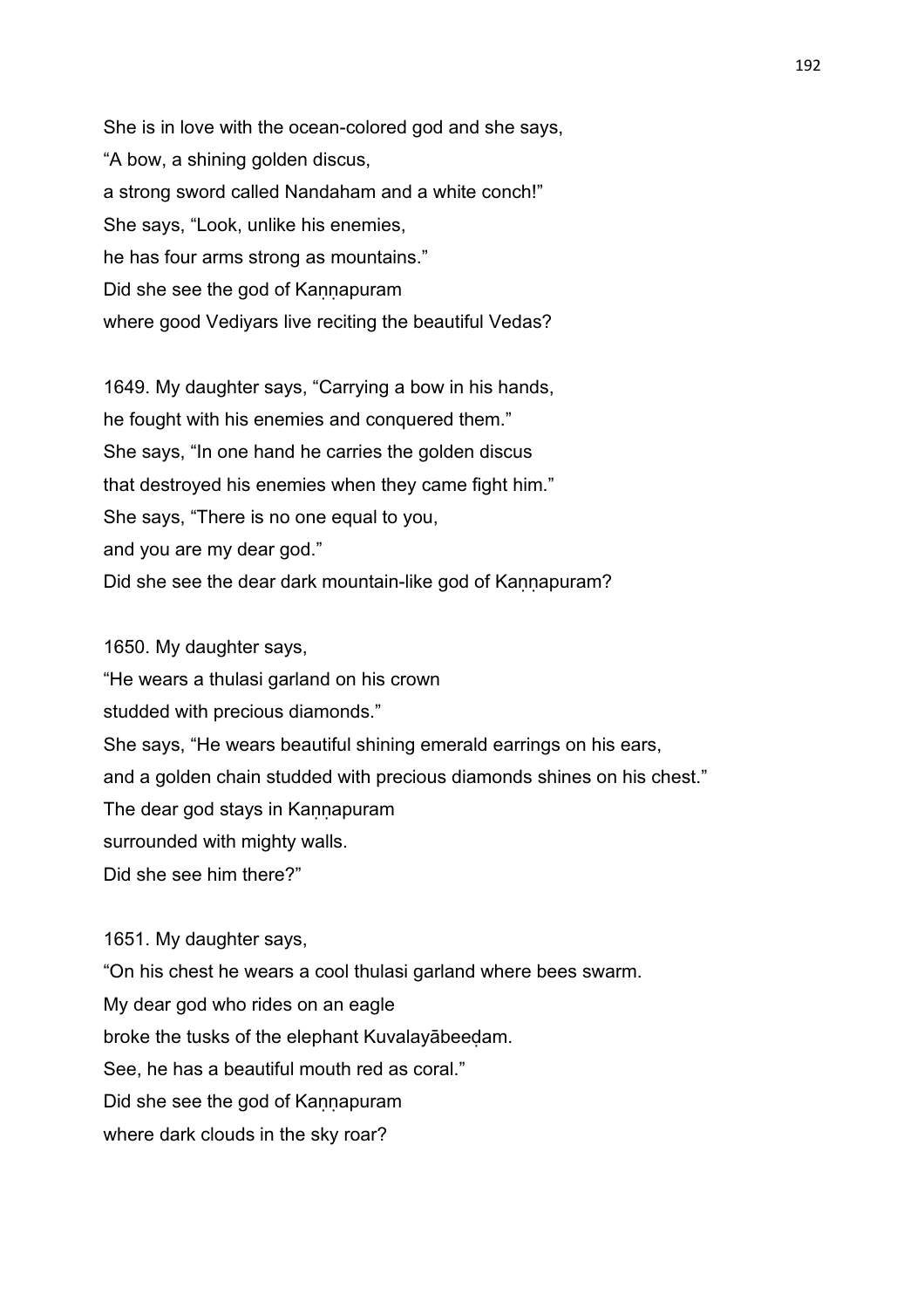She is in love with the ocean-colored god and she says,
“A bow, a shining golden discus,
a strong sword called Nandaham and a white conch!”
She says, “Look, unlike his enemies,
he has four arms strong as mountains.”
Did she see the god of Kaṇṇapuram
where good Vediyars live reciting the beautiful Vedas?

1649. My daughter says, “Carrying a bow in his hands,
he fought with his enemies and conquered them.”
She says, “In one hand he carries the golden discus
that destroyed his enemies when they came fight him.”
She says, “There is no one equal to you,
and you are my dear god.”
Did she see the dear dark mountain-like god of Kaṇṇapuram?

1650. My daughter says,
“He wears a thulasi garland on his crown
studded with precious diamonds.”
She says, “He wears beautiful shining emerald earrings on his ears,
and a golden chain studded with precious diamonds shines on his chest.”
The dear god stays in Kaṇṇapuram
surrounded with mighty walls.
Did she see him there?”

1651. My daughter says,
“On his chest he wears a cool thulasi garland where bees swarm.
My dear god who rides on an eagle
broke the tusks of the elephant Kuvalayābeeḍam.
See, he has a beautiful mouth red as coral.”
Did she see the god of Kaṇṇapuram
where dark clouds in the sky roar?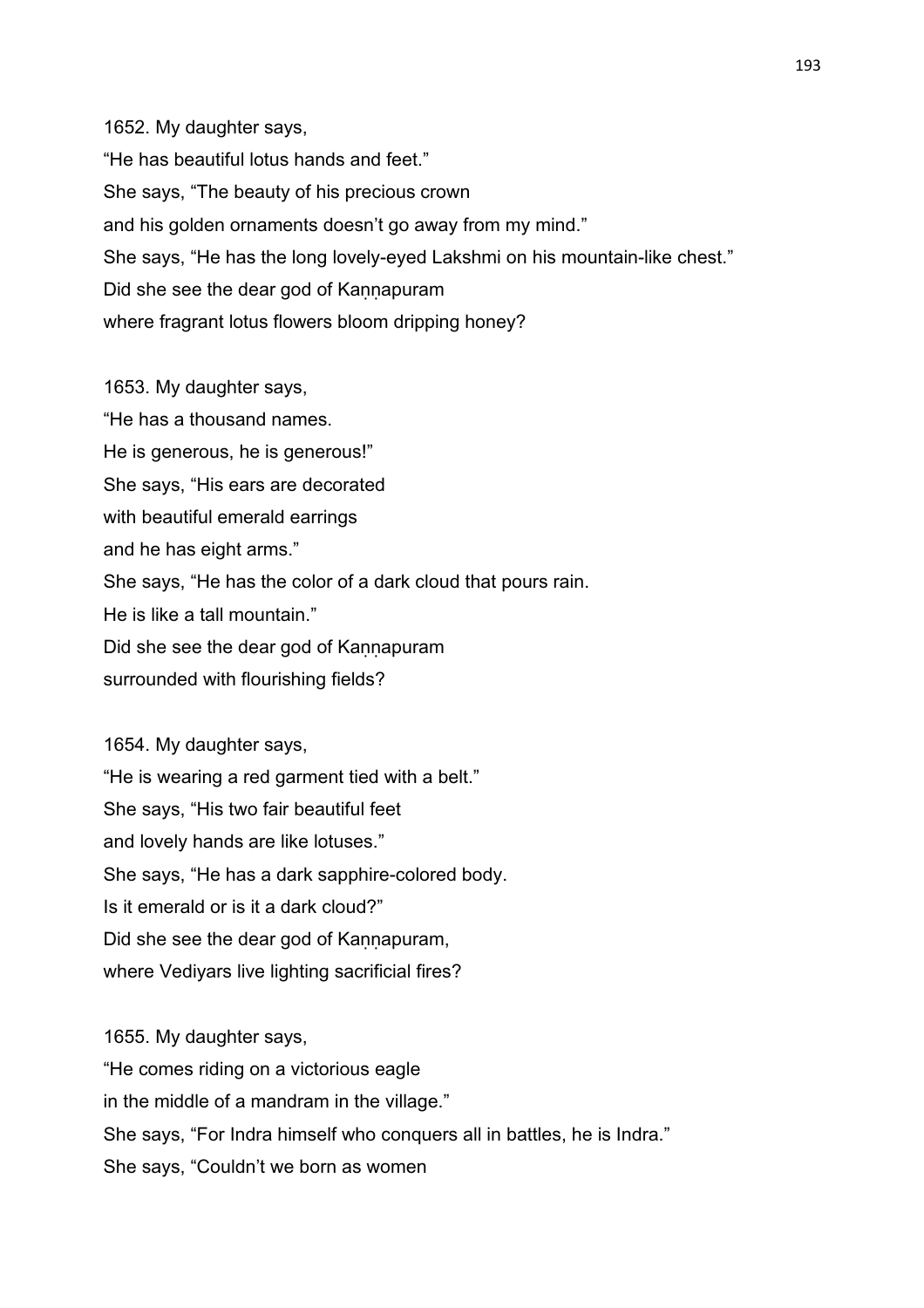1652. My daughter says,
“He has beautiful lotus hands and feet.”
She says, “The beauty of his precious crown
and his golden ornaments doesn’t go away from my mind.”
She says, “He has the long lovely-eyed Lakshmi on his mountain-like chest.”
Did she see the dear god of Kaṇṇapuram
where fragrant lotus flowers bloom dripping honey?

1653. My daughter says,
“He has a thousand names.
He is generous, he is generous!”
She says, “His ears are decorated
with beautiful emerald earrings
and he has eight arms.”
She says, “He has the color of a dark cloud that pours rain.
He is like a tall mountain.”
Did she see the dear god of Kaṇṇapuram
surrounded with flourishing fields?

1654. My daughter says,
“He is wearing a red garment tied with a belt.”
She says, “His two fair beautiful feet
and lovely hands are like lotuses.”
She says, “He has a dark sapphire-colored body.
Is it emerald or is it a dark cloud?”
Did she see the dear god of Kaṇṇapuram,
where Vediyars live lighting sacrificial fires?

1655. My daughter says,
“He comes riding on a victorious eagle
in the middle of a mandram in the village.”
She says, “For Indra himself who conquers all in battles, he is Indra.”
She says, “Couldn’t we born as women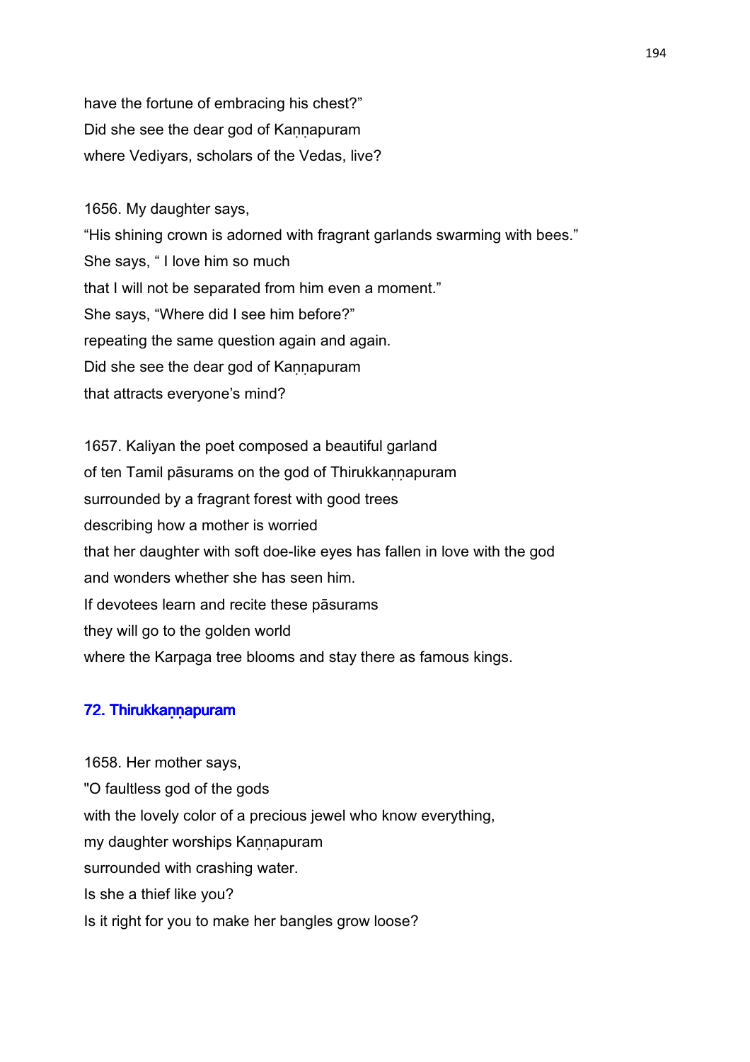have the fortune of embracing his chest?"
Did she see the dear god of Kaṇṇapuram
where Vediyars, scholars of the Vedas, live?

1656. My daughter says,
"His shining crown is adorned with fragrant garlands swarming with bees."
She says, " I love him so much
that I will not be separated from him even a moment."
She says, "Where did I see him before?"
repeating the same question again and again.
Did she see the dear god of Kaṇṇapuram
that attracts everyone's mind?

1657. Kaliyan the poet composed a beautiful garland
of ten Tamil pāsurams on the god of Thirukkaṇṇapuram
surrounded by a fragrant forest with good trees
describing how a mother is worried
that her daughter with soft doe-like eyes has fallen in love with the god
and wonders whether she has seen him.
If devotees learn and recite these pāsurams
they will go to the golden world
where the Karpaga tree blooms and stay there as famous kings.

## 72. Thirukkaṇṇapuram

1658. Her mother says,
"O faultless god of the gods
with the lovely color of a precious jewel who know everything,
my daughter worships Kaṇṇapuram
surrounded with crashing water.
Is she a thief like you?
Is it right for you to make her bangles grow loose?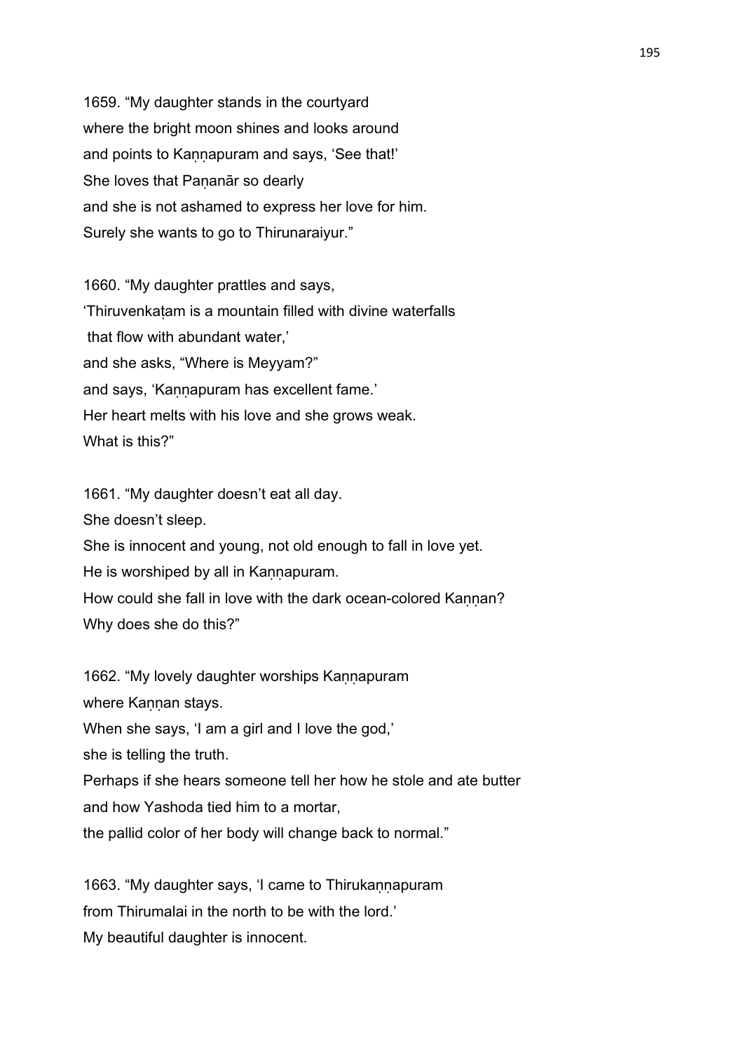1659. “My daughter stands in the courtyard
where the bright moon shines and looks around
and points to Kaṇṇapuram and says, ‘See that!’
She loves that Paṇanār so dearly
and she is not ashamed to express her love for him.
Surely she wants to go to Thirunaraiyur.”

1660. “My daughter prattles and says,
‘Thiruvenkaṭam is a mountain filled with divine waterfalls
that flow with abundant water,’
and she asks, “Where is Meyyam?”
and says, ‘Kaṇṇapuram has excellent fame.’
Her heart melts with his love and she grows weak.
What is this?”

1661. “My daughter doesn’t eat all day.
She doesn’t sleep.
She is innocent and young, not old enough to fall in love yet.
He is worshiped by all in Kaṇṇapuram.
How could she fall in love with the dark ocean-colored Kaṇṇan?
Why does she do this?”

1662. “My lovely daughter worships Kaṇṇapuram
where Kaṇṇan stays.
When she says, ‘I am a girl and I love the god,’
she is telling the truth.
Perhaps if she hears someone tell her how he stole and ate butter
and how Yashoda tied him to a mortar,
the pallid color of her body will change back to normal.”

1663. “My daughter says, ‘I came to Thirukaṇṇapuram
from Thirumalai in the north to be with the lord.’
My beautiful daughter is innocent.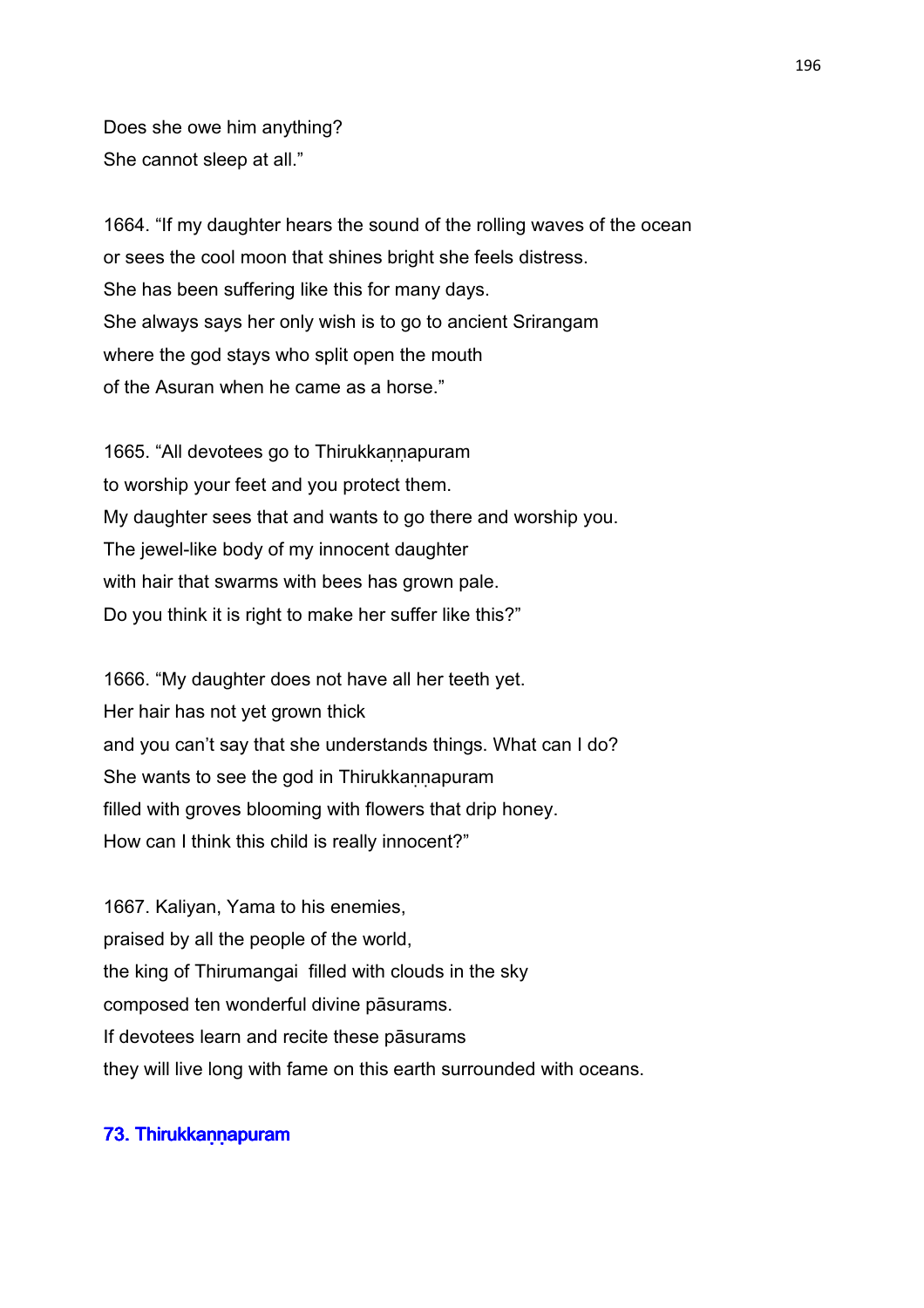Does she owe him anything?
She cannot sleep at all."

1664. "If my daughter hears the sound of the rolling waves of the ocean
or sees the cool moon that shines bright she feels distress.
She has been suffering like this for many days.
She always says her only wish is to go to ancient Srirangam
where the god stays who split open the mouth
of the Asuran when he came as a horse."

1665. "All devotees go to Thirukkaṇṇapuram
to worship your feet and you protect them.
My daughter sees that and wants to go there and worship you.
The jewel-like body of my innocent daughter
with hair that swarms with bees has grown pale.
Do you think it is right to make her suffer like this?"

1666. "My daughter does not have all her teeth yet.
Her hair has not yet grown thick
and you can't say that she understands things. What can I do?
She wants to see the god in Thirukkaṇṇapuram
filled with groves blooming with flowers that drip honey.
How can I think this child is really innocent?"

1667. Kaliyan, Yama to his enemies,
praised by all the people of the world,
the king of Thirumangai  filled with clouds in the sky
composed ten wonderful divine pāsurams.
If devotees learn and recite these pāsurams
they will live long with fame on this earth surrounded with oceans.

### 73. Thirukkaṇṇapuram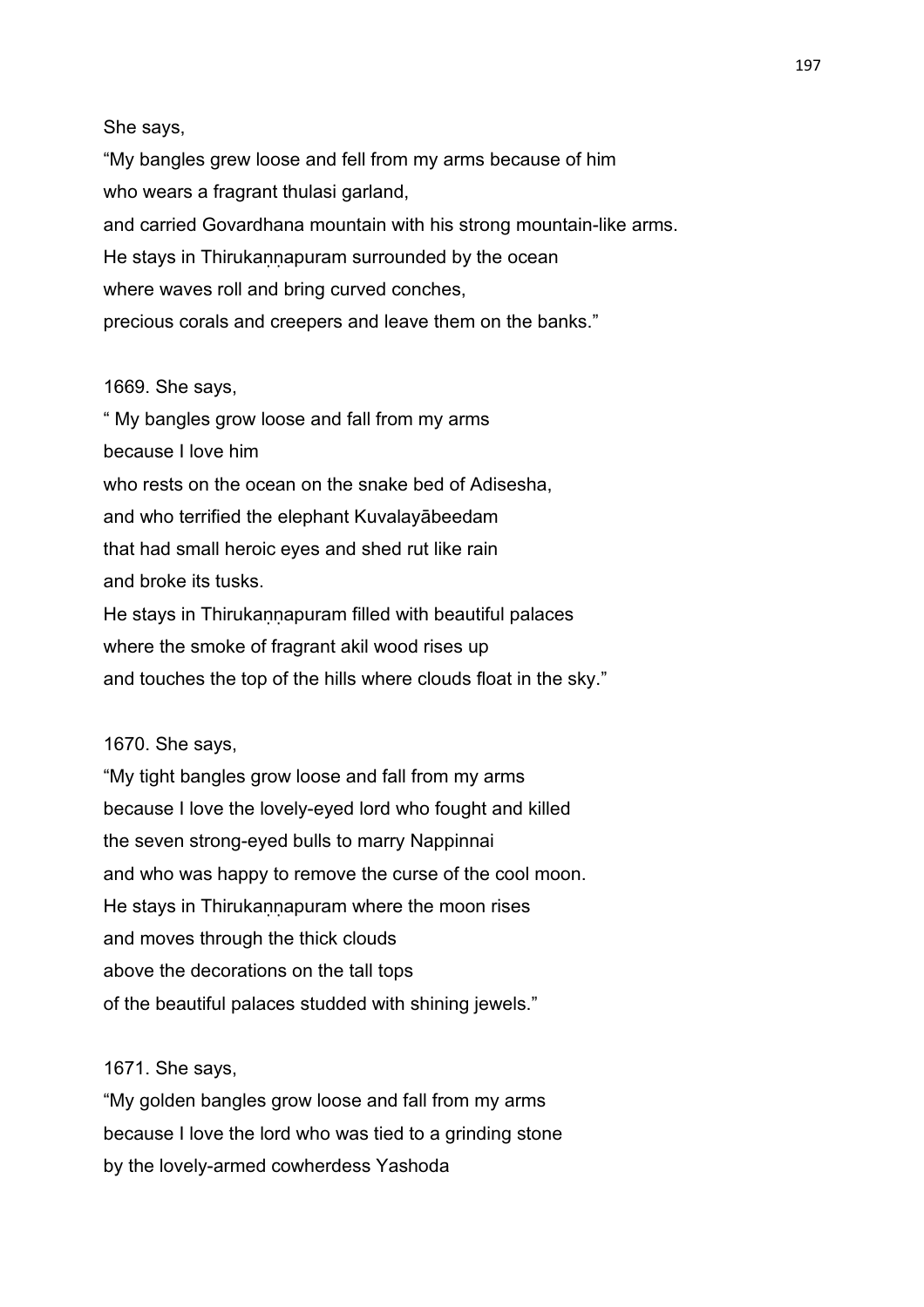She says,

"My bangles grew loose and fell from my arms because of him
who wears a fragrant thulasi garland,
and carried Govardhana mountain with his strong mountain-like arms.
He stays in Thirukaṇṇapuram surrounded by the ocean
where waves roll and bring curved conches,
precious corals and creepers and leave them on the banks."

1669. She says,

" My bangles grow loose and fall from my arms
because I love him
who rests on the ocean on the snake bed of Adisesha,
and who terrified the elephant Kuvalayābeedam
that had small heroic eyes and shed rut like rain
and broke its tusks.
He stays in Thirukaṇṇapuram filled with beautiful palaces
where the smoke of fragrant akil wood rises up
and touches the top of the hills where clouds float in the sky."

1670. She says,

"My tight bangles grow loose and fall from my arms
because I love the lovely-eyed lord who fought and killed
the seven strong-eyed bulls to marry Nappinnai
and who was happy to remove the curse of the cool moon.
He stays in Thirukaṇṇapuram where the moon rises
and moves through the thick clouds
above the decorations on the tall tops
of the beautiful palaces studded with shining jewels."

1671. She says,

"My golden bangles grow loose and fall from my arms
because I love the lord who was tied to a grinding stone
by the lovely-armed cowherdess Yashoda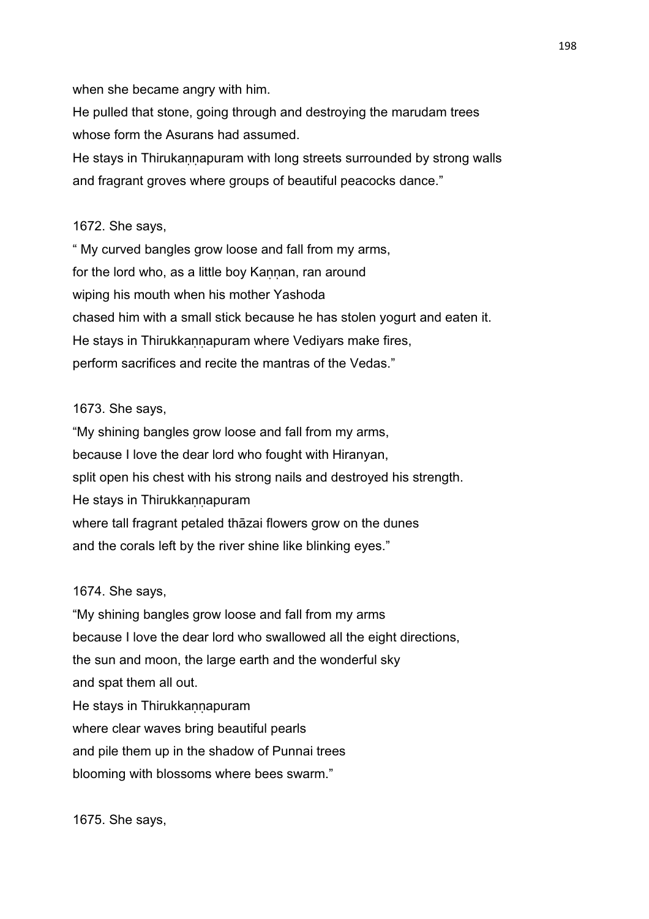when she became angry with him.
He pulled that stone, going through and destroying the marudam trees
whose form the Asurans had assumed.
He stays in Thirukaṇṇapuram with long streets surrounded by strong walls
and fragrant groves where groups of beautiful peacocks dance."

1672. She says,

" My curved bangles grow loose and fall from my arms,
for the lord who, as a little boy Kaṇṇan, ran around
wiping his mouth when his mother Yashoda
chased him with a small stick because he has stolen yogurt and eaten it.
He stays in Thirukkaṇṇapuram where Vediyars make fires,
perform sacrifices and recite the mantras of the Vedas."

1673. She says,

"My shining bangles grow loose and fall from my arms,
because I love the dear lord who fought with Hiranyan,
split open his chest with his strong nails and destroyed his strength.
He stays in Thirukkaṇṇapuram
where tall fragrant petaled thāzai flowers grow on the dunes
and the corals left by the river shine like blinking eyes."

1674. She says,

"My shining bangles grow loose and fall from my arms
because I love the dear lord who swallowed all the eight directions,
the sun and moon, the large earth and the wonderful sky
and spat them all out.
He stays in Thirukkaṇṇapuram
where clear waves bring beautiful pearls
and pile them up in the shadow of Punnai trees
blooming with blossoms where bees swarm."

1675. She says,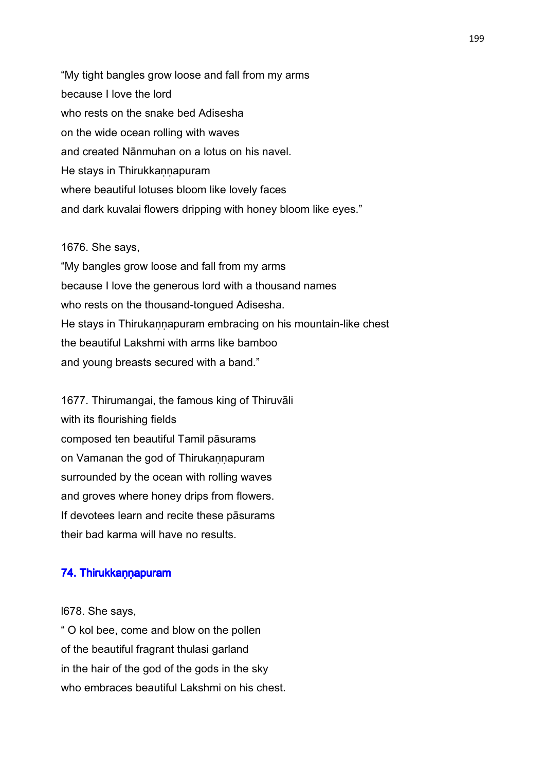"My tight bangles grow loose and fall from my arms
because I love the lord
who rests on the snake bed Adisesha
on the wide ocean rolling with waves
and created Nānmuhan on a lotus on his navel.
He stays in Thirukkaṇṇapuram
where beautiful lotuses bloom like lovely faces
and dark kuvalai flowers dripping with honey bloom like eyes."

1676. She says,
"My bangles grow loose and fall from my arms
because I love the generous lord with a thousand names
who rests on the thousand-tongued Adisesha.
He stays in Thirukaṇṇapuram embracing on his mountain-like chest
the beautiful Lakshmi with arms like bamboo
and young breasts secured with a band."

1677. Thirumangai, the famous king of Thiruvāli
with its flourishing fields
composed ten beautiful Tamil pāsurams
on Vamanan the god of Thirukaṇṇapuram
surrounded by the ocean with rolling waves
and groves where honey drips from flowers.
If devotees learn and recite these pāsurams
their bad karma will have no results.

### 74. Thirukkaṇṇapuram

l678. She says,
" O kol bee, come and blow on the pollen
of the beautiful fragrant thulasi garland
in the hair of the god of the gods in the sky
who embraces beautiful Lakshmi on his chest.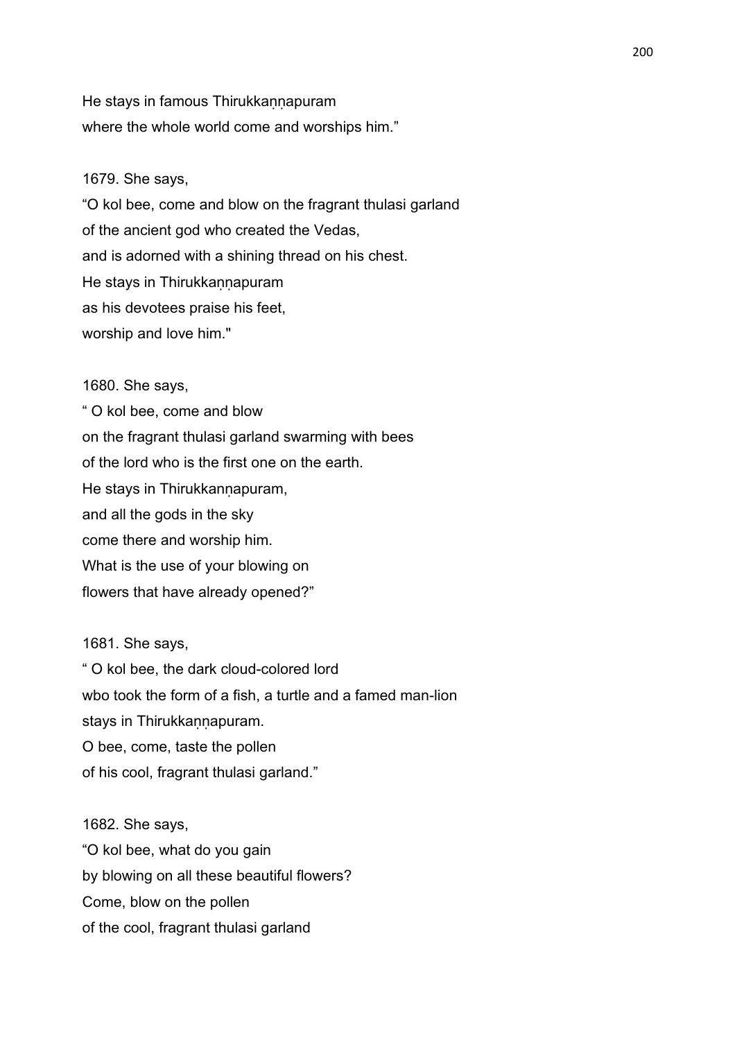He stays in famous Thirukkaṇṇapuram
where the whole world come and worships him."

1679. She says,
"O kol bee, come and blow on the fragrant thulasi garland
of the ancient god who created the Vedas,
and is adorned with a shining thread on his chest.
He stays in Thirukkaṇṇapuram
as his devotees praise his feet,
worship and love him."

1680. She says,
" O kol bee, come and blow
on the fragrant thulasi garland swarming with bees
of the lord who is the first one on the earth.
He stays in Thirukkanṇapuram,
and all the gods in the sky
come there and worship him.
What is the use of your blowing on
flowers that have already opened?"

1681. She says,
" O kol bee, the dark cloud-colored lord
wbo took the form of a fish, a turtle and a famed man-lion
stays in Thirukkaṇṇapuram.
O bee, come, taste the pollen
of his cool, fragrant thulasi garland."

1682. She says,
"O kol bee, what do you gain
by blowing on all these beautiful flowers?
Come, blow on the pollen
of the cool, fragrant thulasi garland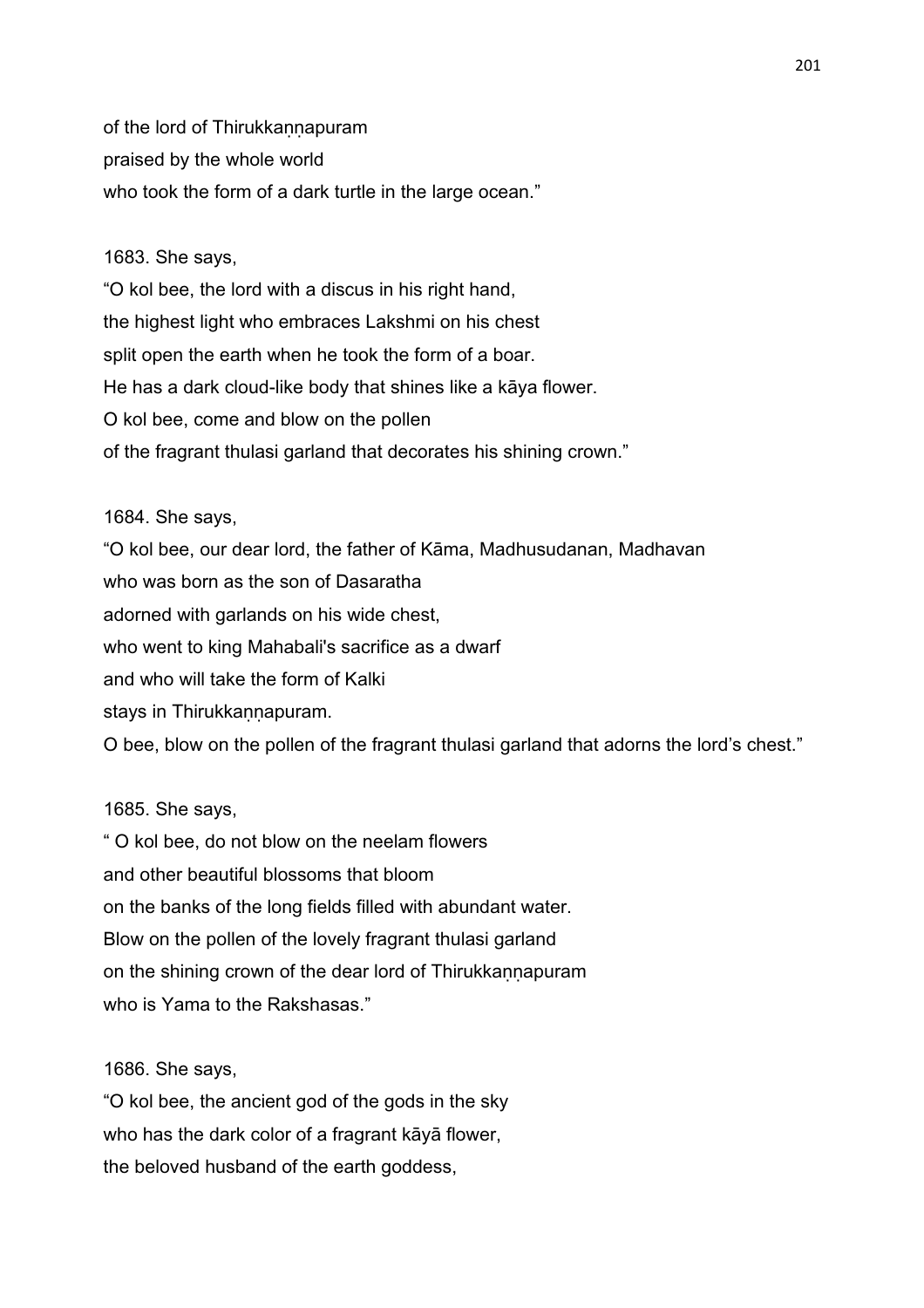of the lord of Thirukkaṇṇapuram
praised by the whole world
who took the form of a dark turtle in the large ocean."

1683. She says,
"O kol bee, the lord with a discus in his right hand,
the highest light who embraces Lakshmi on his chest
split open the earth when he took the form of a boar.
He has a dark cloud-like body that shines like a kāya flower.
O kol bee, come and blow on the pollen
of the fragrant thulasi garland that decorates his shining crown."

1684. She says,
"O kol bee, our dear lord, the father of Kāma, Madhusudanan, Madhavan
who was born as the son of Dasaratha
adorned with garlands on his wide chest,
who went to king Mahabali's sacrifice as a dwarf
and who will take the form of Kalki
stays in Thirukkaṇṇapuram.
O bee, blow on the pollen of the fragrant thulasi garland that adorns the lord's chest."

1685. She says,
" O kol bee, do not blow on the neelam flowers
and other beautiful blossoms that bloom
on the banks of the long fields filled with abundant water.
Blow on the pollen of the lovely fragrant thulasi garland
on the shining crown of the dear lord of Thirukkaṇṇapuram
who is Yama to the Rakshasas."

1686. She says,
"O kol bee, the ancient god of the gods in the sky
who has the dark color of a fragrant kāyā flower,
the beloved husband of the earth goddess,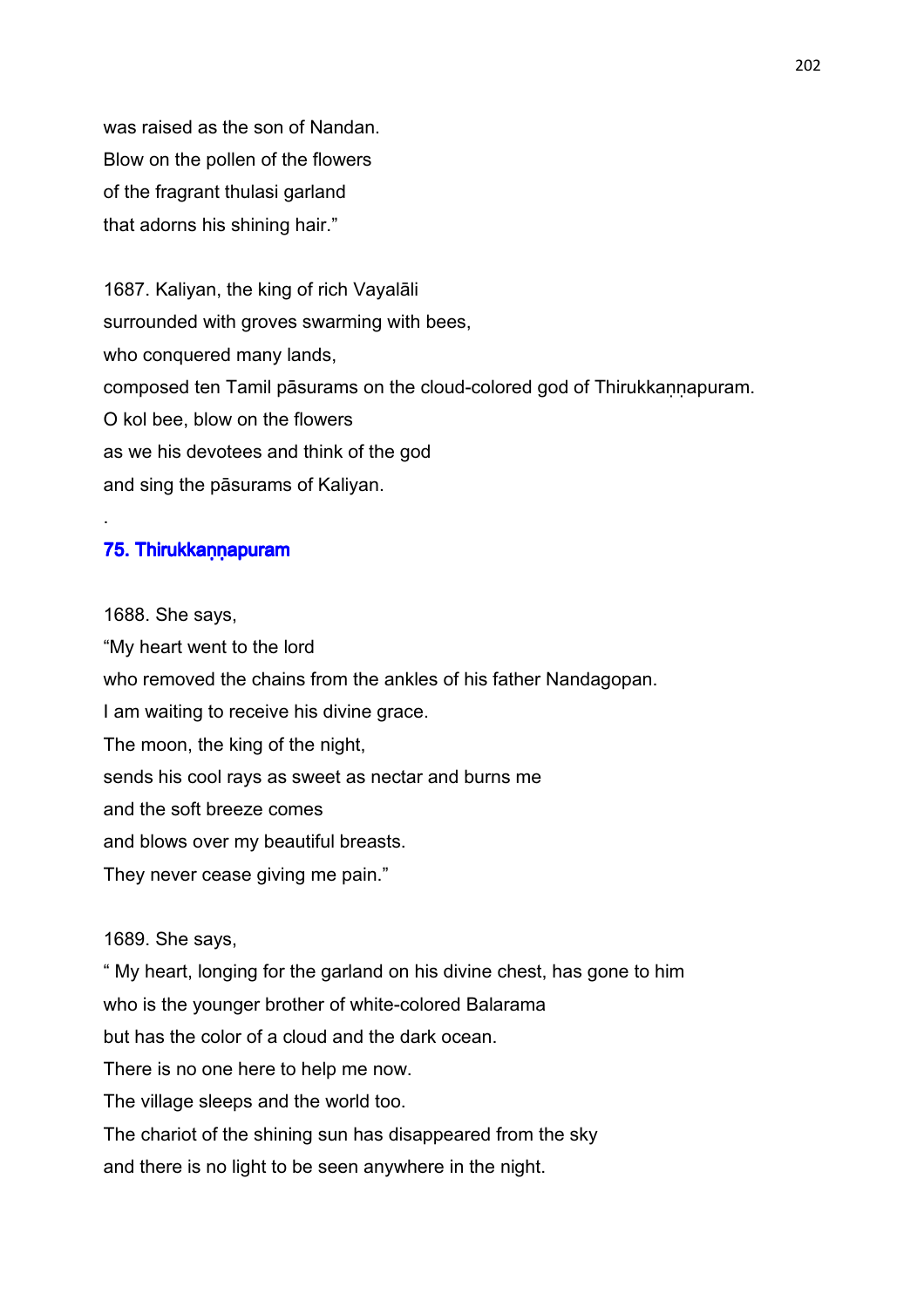was raised as the son of Nandan.
Blow on the pollen of the flowers
of the fragrant thulasi garland
that adorns his shining hair."

1687. Kaliyan, the king of rich Vayalāli
surrounded with groves swarming with bees,
who conquered many lands,
composed ten Tamil pāsurams on the cloud-colored god of Thirukkaṇṇapuram.
O kol bee, blow on the flowers
as we his devotees and think of the god
and sing the pāsurams of Kaliyan.

.

## 75. Thirukkaṇṇapuram

1688. She says,
"My heart went to the lord
who removed the chains from the ankles of his father Nandagopan.
I am waiting to receive his divine grace.
The moon, the king of the night,
sends his cool rays as sweet as nectar and burns me
and the soft breeze comes
and blows over my beautiful breasts.
They never cease giving me pain."

1689. She says,
" My heart, longing for the garland on his divine chest, has gone to him
who is the younger brother of white-colored Balarama
but has the color of a cloud and the dark ocean.
There is no one here to help me now.
The village sleeps and the world too.
The chariot of the shining sun has disappeared from the sky
and there is no light to be seen anywhere in the night.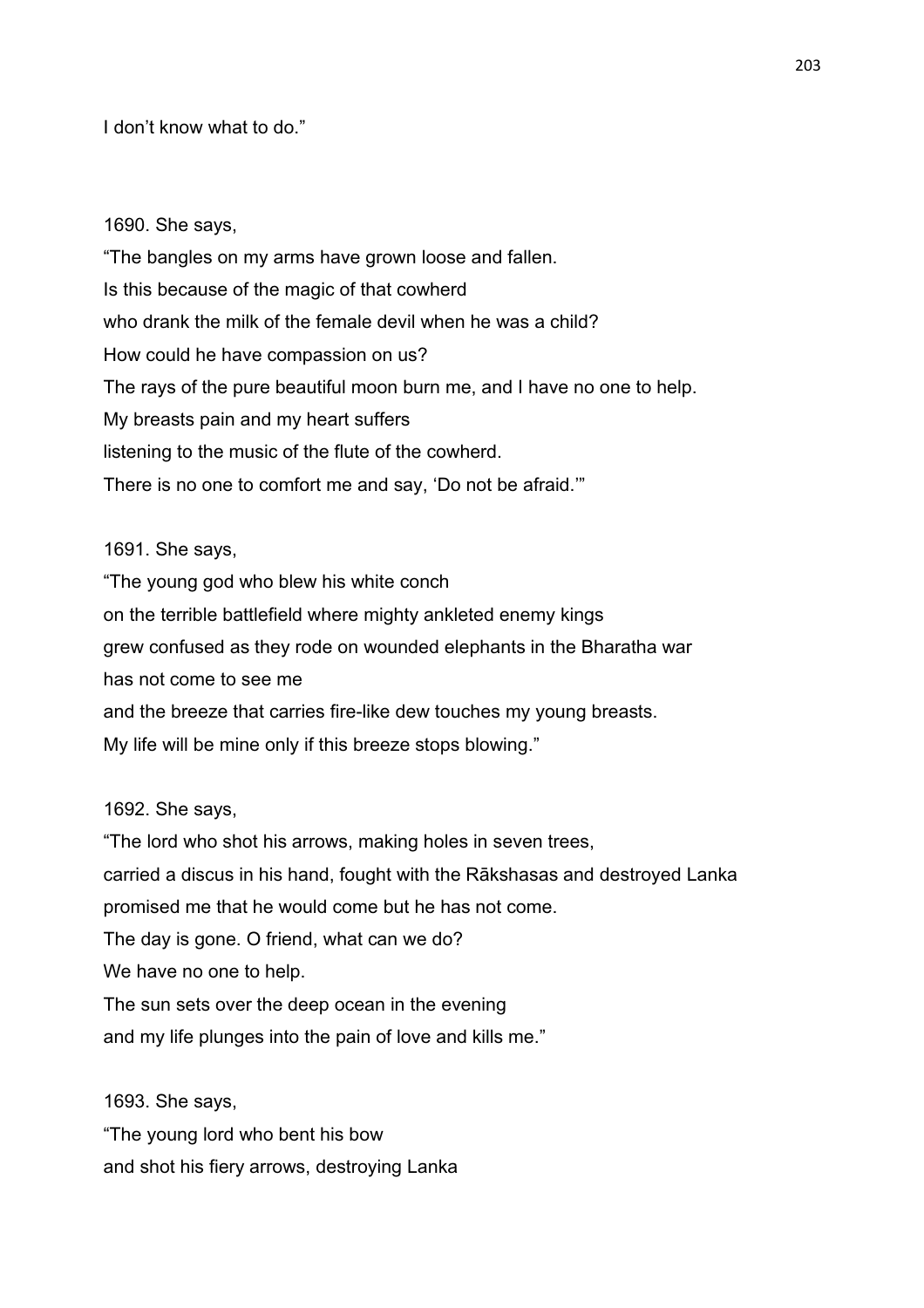I don’t know what to do.”

1690. She says,
“The bangles on my arms have grown loose and fallen.
Is this because of the magic of that cowherd
who drank the milk of the female devil when he was a child?
How could he have compassion on us?
The rays of the pure beautiful moon burn me, and I have no one to help.
My breasts pain and my heart suffers
listening to the music of the flute of the cowherd.
There is no one to comfort me and say, ‘Do not be afraid.’”

1691. She says,
“The young god who blew his white conch
on the terrible battlefield where mighty ankleted enemy kings
grew confused as they rode on wounded elephants in the Bharatha war
has not come to see me
and the breeze that carries fire-like dew touches my young breasts.
My life will be mine only if this breeze stops blowing.”

1692. She says,
“The lord who shot his arrows, making holes in seven trees,
carried a discus in his hand, fought with the Rākshasas and destroyed Lanka
promised me that he would come but he has not come.
The day is gone. O friend, what can we do?
We have no one to help.
The sun sets over the deep ocean in the evening
and my life plunges into the pain of love and kills me.”

1693. She says,
“The young lord who bent his bow
and shot his fiery arrows, destroying Lanka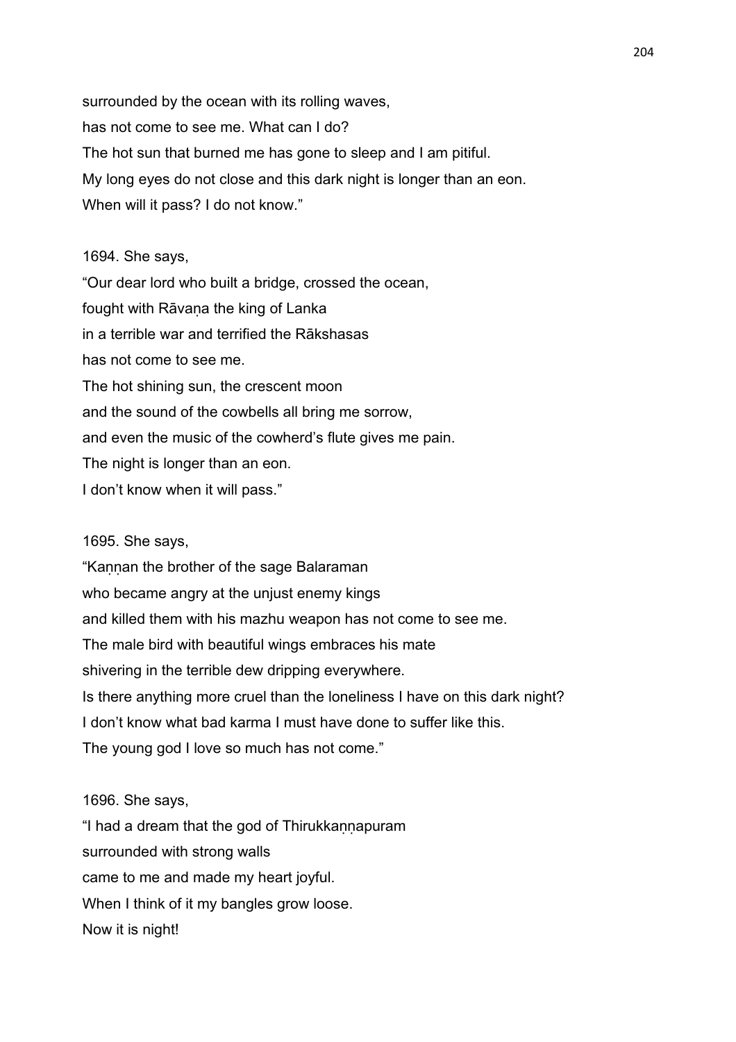surrounded by the ocean with its rolling waves,
has not come to see me. What can I do?
The hot sun that burned me has gone to sleep and I am pitiful.
My long eyes do not close and this dark night is longer than an eon.
When will it pass? I do not know."

1694. She says,
"Our dear lord who built a bridge, crossed the ocean,
fought with Rāvaṇa the king of Lanka
in a terrible war and terrified the Rākshasas
has not come to see me.
The hot shining sun, the crescent moon
and the sound of the cowbells all bring me sorrow,
and even the music of the cowherd's flute gives me pain.
The night is longer than an eon.
I don't know when it will pass."

1695. She says,
"Kaṇṇan the brother of the sage Balaraman
who became angry at the unjust enemy kings
and killed them with his mazhu weapon has not come to see me.
The male bird with beautiful wings embraces his mate
shivering in the terrible dew dripping everywhere.
Is there anything more cruel than the loneliness I have on this dark night?
I don't know what bad karma I must have done to suffer like this.
The young god I love so much has not come."

1696. She says,
"I had a dream that the god of Thirukkaṇṇapuram
surrounded with strong walls
came to me and made my heart joyful.
When I think of it my bangles grow loose.
Now it is night!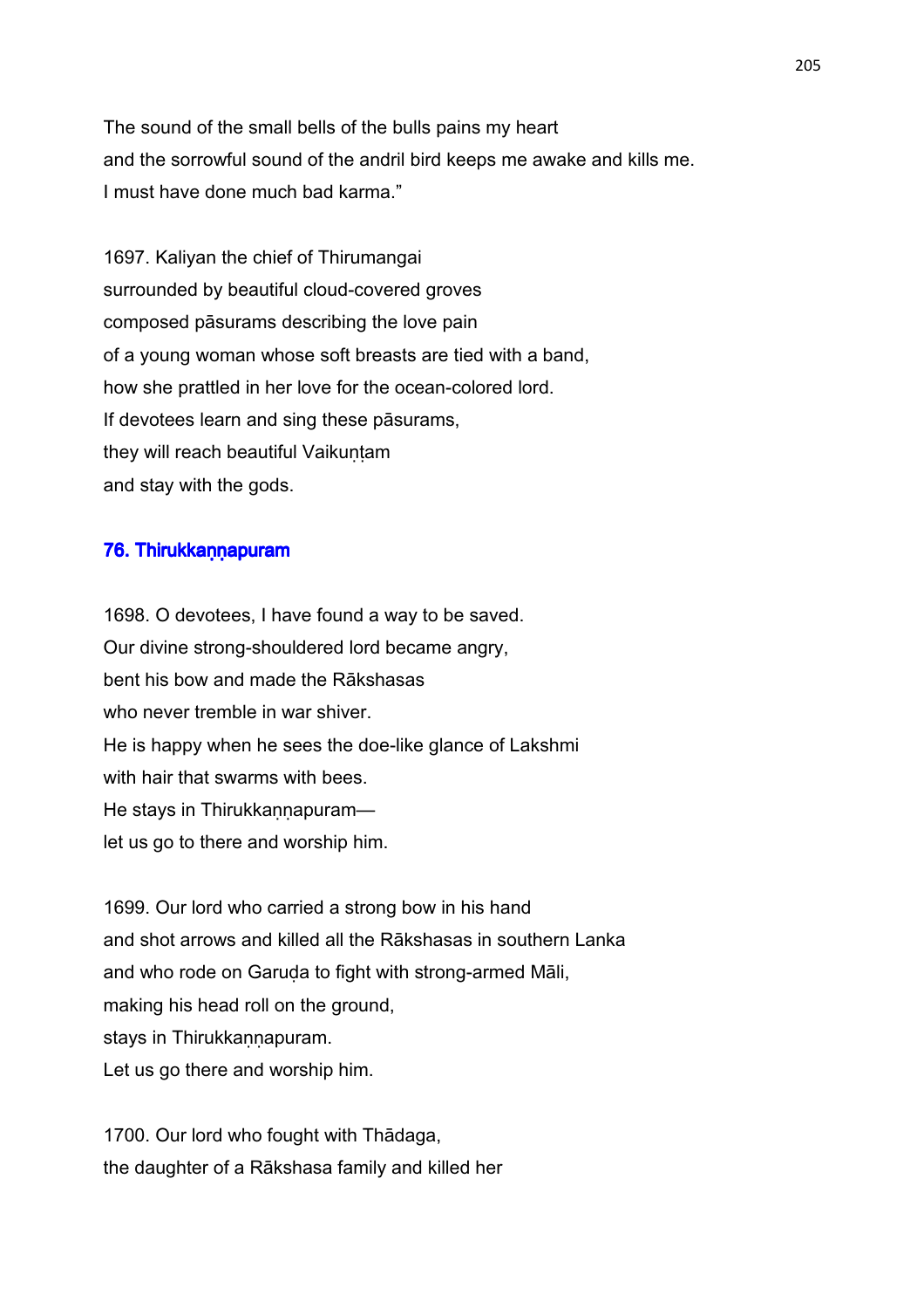The sound of the small bells of the bulls pains my heart
and the sorrowful sound of the andril bird keeps me awake and kills me.
I must have done much bad karma."

1697. Kaliyan the chief of Thirumangai
surrounded by beautiful cloud-covered groves
composed pāsurams describing the love pain
of a young woman whose soft breasts are tied with a band,
how she prattled in her love for the ocean-colored lord.
If devotees learn and sing these pāsurams,
they will reach beautiful Vaikuṇṭam
and stay with the gods.

### 76. Thirukkaṇṇapuram

1698. O devotees, I have found a way to be saved.
Our divine strong-shouldered lord became angry,
bent his bow and made the Rākshasas
who never tremble in war shiver.
He is happy when he sees the doe-like glance of Lakshmi
with hair that swarms with bees.
He stays in Thirukkaṇṇapuram—
let us go to there and worship him.

1699. Our lord who carried a strong bow in his hand
and shot arrows and killed all the Rākshasas in southern Lanka
and who rode on Garuḍa to fight with strong-armed Māli,
making his head roll on the ground,
stays in Thirukkaṇṇapuram.
Let us go there and worship him.

1700. Our lord who fought with Thādaga,
the daughter of a Rākshasa family and killed her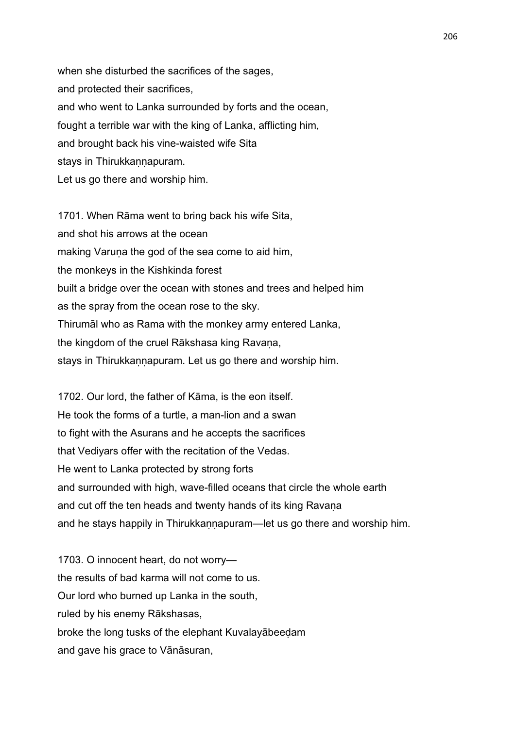when she disturbed the sacrifices of the sages,
and protected their sacrifices,
and who went to Lanka surrounded by forts and the ocean,
fought a terrible war with the king of Lanka, afflicting him,
and brought back his vine-waisted wife Sita
stays in Thirukkaṇṇapuram.
Let us go there and worship him.

1701. When Rāma went to bring back his wife Sita,
and shot his arrows at the ocean
making Varuṇa the god of the sea come to aid him,
the monkeys in the Kishkinda forest
built a bridge over the ocean with stones and trees and helped him
as the spray from the ocean rose to the sky.
Thirumāl who as Rama with the monkey army entered Lanka,
the kingdom of the cruel Rākshasa king Ravaṇa,
stays in Thirukkaṇṇapuram. Let us go there and worship him.

1702. Our lord, the father of Kāma, is the eon itself.
He took the forms of a turtle, a man-lion and a swan
to fight with the Asurans and he accepts the sacrifices
that Vediyars offer with the recitation of the Vedas.
He went to Lanka protected by strong forts
and surrounded with high, wave-filled oceans that circle the whole earth
and cut off the ten heads and twenty hands of its king Ravaṇa
and he stays happily in Thirukkaṇṇapuram—let us go there and worship him.

1703. O innocent heart, do not worry—
the results of bad karma will not come to us.
Our lord who burned up Lanka in the south,
ruled by his enemy Rākshasas,
broke the long tusks of the elephant Kuvalayābeeḍam
and gave his grace to Vānāsuran,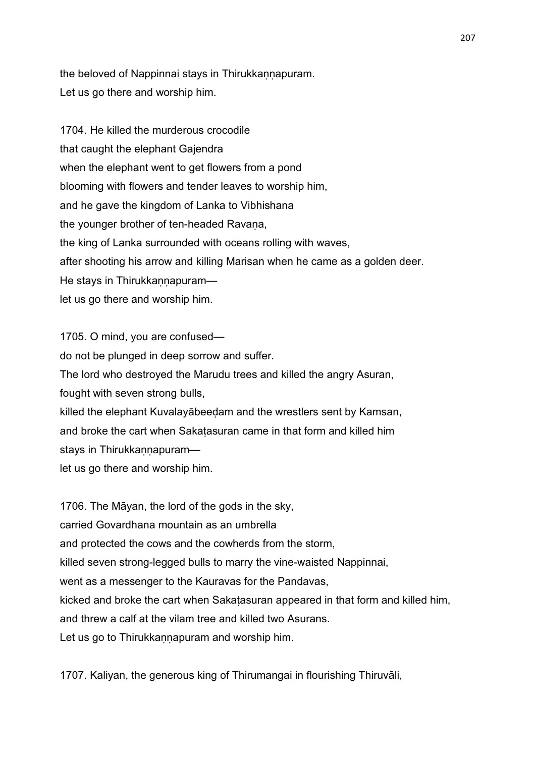the beloved of Nappinnai stays in Thirukkaṇṇapuram.
Let us go there and worship him.

1704. He killed the murderous crocodile
that caught the elephant Gajendra
when the elephant went to get flowers from a pond
blooming with flowers and tender leaves to worship him,
and he gave the kingdom of Lanka to Vibhishana
the younger brother of ten-headed Ravaṇa,
the king of Lanka surrounded with oceans rolling with waves,
after shooting his arrow and killing Marisan when he came as a golden deer.
He stays in Thirukkaṇṇapuram—
let us go there and worship him.

1705. O mind, you are confused—
do not be plunged in deep sorrow and suffer.
The lord who destroyed the Marudu trees and killed the angry Asuran,
fought with seven strong bulls,
killed the elephant Kuvalayābeeḍam and the wrestlers sent by Kamsan,
and broke the cart when Sakaṭasuran came in that form and killed him
stays in Thirukkaṇṇapuram—
let us go there and worship him.

1706. The Māyan, the lord of the gods in the sky,
carried Govardhana mountain as an umbrella
and protected the cows and the cowherds from the storm,
killed seven strong-legged bulls to marry the vine-waisted Nappinnai,
went as a messenger to the Kauravas for the Pandavas,
kicked and broke the cart when Sakaṭasuran appeared in that form and killed him,
and threw a calf at the vilam tree and killed two Asurans.
Let us go to Thirukkaṇṇapuram and worship him.

1707. Kaliyan, the generous king of Thirumangai in flourishing Thiruvāli,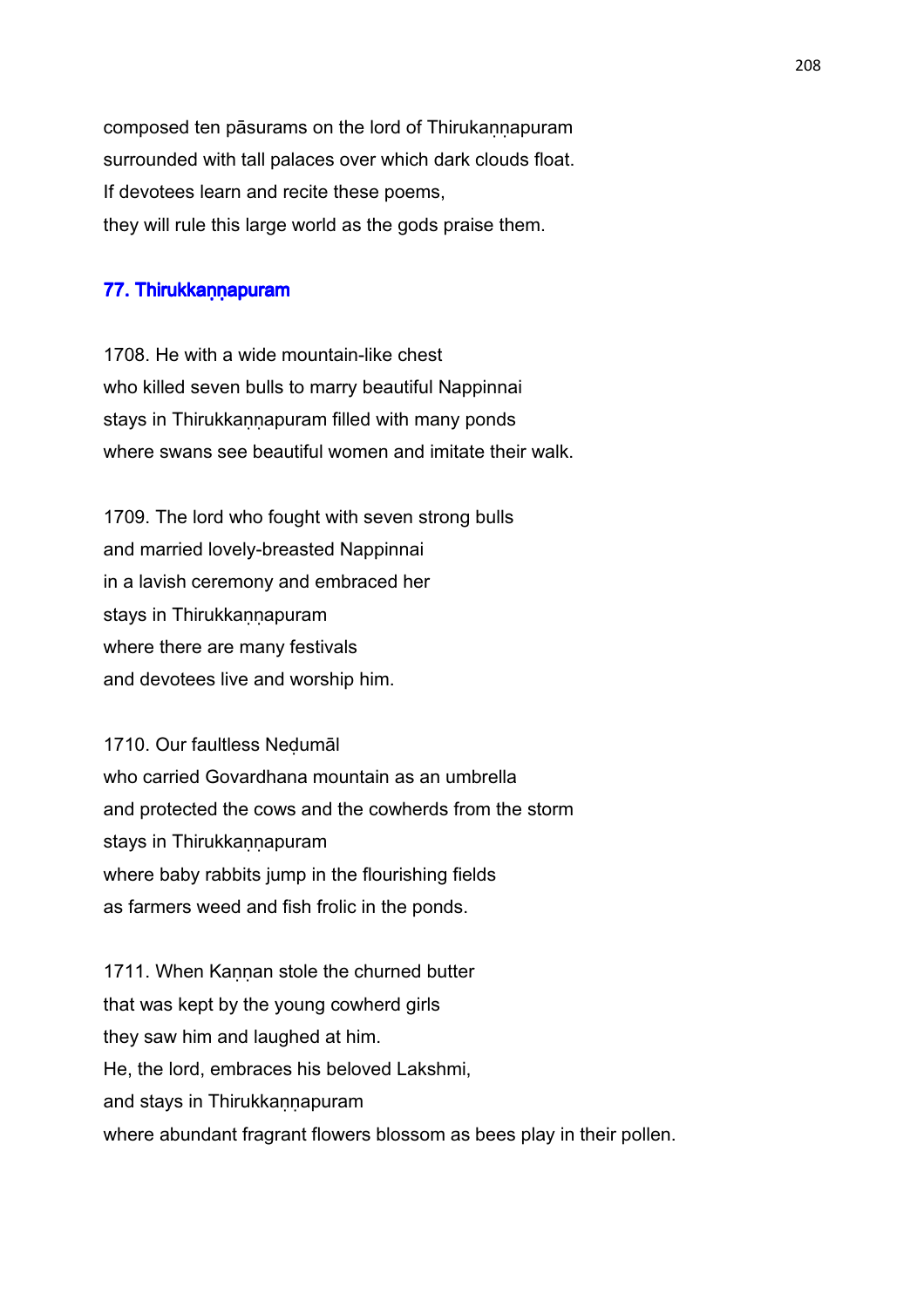composed ten pāsurams on the lord of Thirukaṇṇapuram
surrounded with tall palaces over which dark clouds float.
If devotees learn and recite these poems,
they will rule this large world as the gods praise them.

## 77. Thirukkaṇṇapuram

1708. He with a wide mountain-like chest
who killed seven bulls to marry beautiful Nappinnai
stays in Thirukkaṇṇapuram filled with many ponds
where swans see beautiful women and imitate their walk.

1709. The lord who fought with seven strong bulls
and married lovely-breasted Nappinnai
in a lavish ceremony and embraced her
stays in Thirukkaṇṇapuram
where there are many festivals
and devotees live and worship him.

1710. Our faultless Neḍumāl
who carried Govardhana mountain as an umbrella
and protected the cows and the cowherds from the storm
stays in Thirukkaṇṇapuram
where baby rabbits jump in the flourishing fields
as farmers weed and fish frolic in the ponds.

1711. When Kaṇṇan stole the churned butter
that was kept by the young cowherd girls
they saw him and laughed at him.
He, the lord, embraces his beloved Lakshmi,
and stays in Thirukkaṇṇapuram
where abundant fragrant flowers blossom as bees play in their pollen.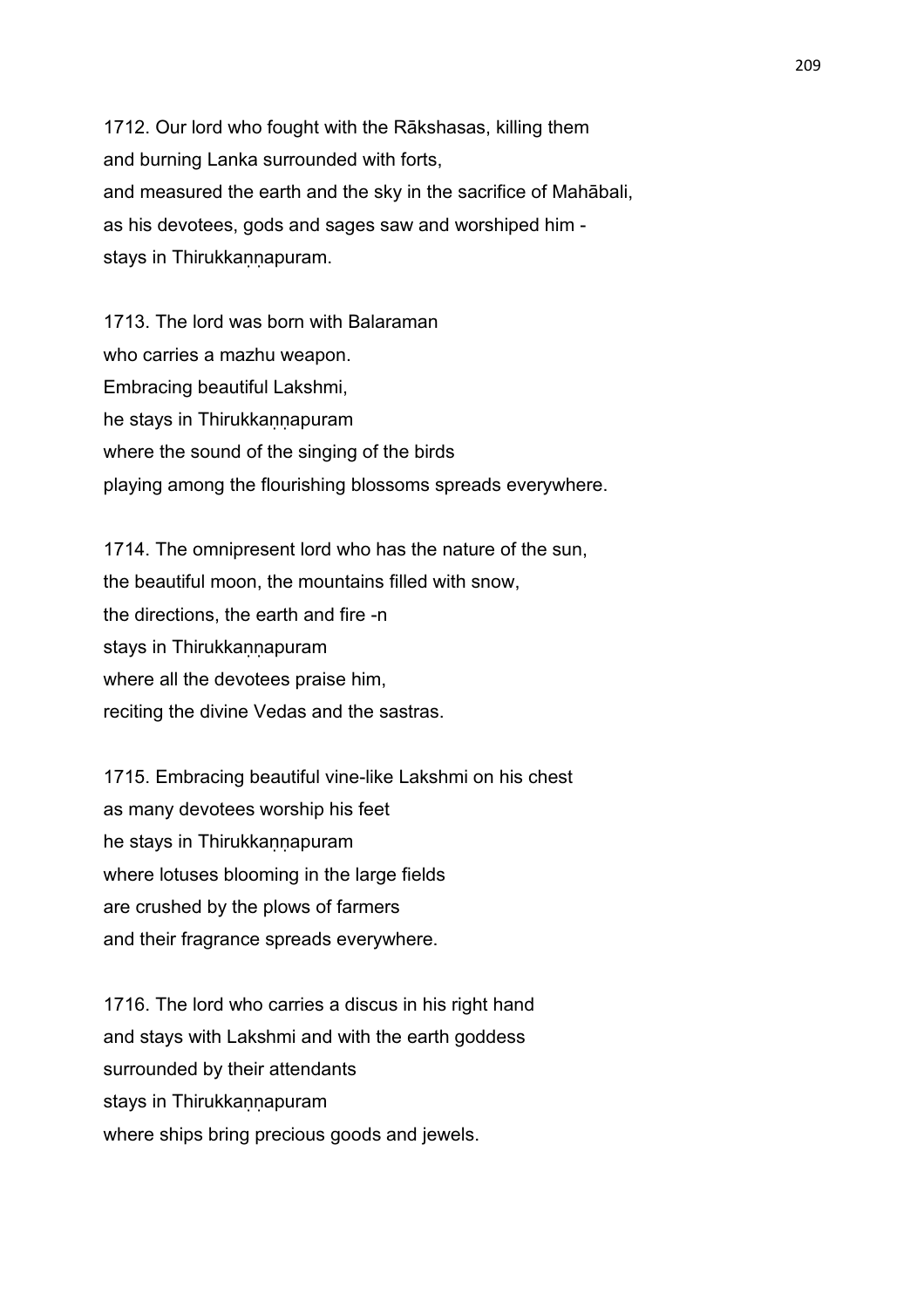1712. Our lord who fought with the Rākshasas, killing them
and burning Lanka surrounded with forts,
and measured the earth and the sky in the sacrifice of Mahābali,
as his devotees, gods and sages saw and worshiped him -
stays in Thirukkaṇṇapuram.

1713. The lord was born with Balaraman
who carries a mazhu weapon.
Embracing beautiful Lakshmi,
he stays in Thirukkaṇṇapuram
where the sound of the singing of the birds
playing among the flourishing blossoms spreads everywhere.

1714. The omnipresent lord who has the nature of the sun,
the beautiful moon, the mountains filled with snow,
the directions, the earth and fire -n
stays in Thirukkaṇṇapuram
where all the devotees praise him,
reciting the divine Vedas and the sastras.

1715. Embracing beautiful vine-like Lakshmi on his chest
as many devotees worship his feet
he stays in Thirukkaṇṇapuram
where lotuses blooming in the large fields
are crushed by the plows of farmers
and their fragrance spreads everywhere.

1716. The lord who carries a discus in his right hand
and stays with Lakshmi and with the earth goddess
surrounded by their attendants
stays in Thirukkaṇṇapuram
where ships bring precious goods and jewels.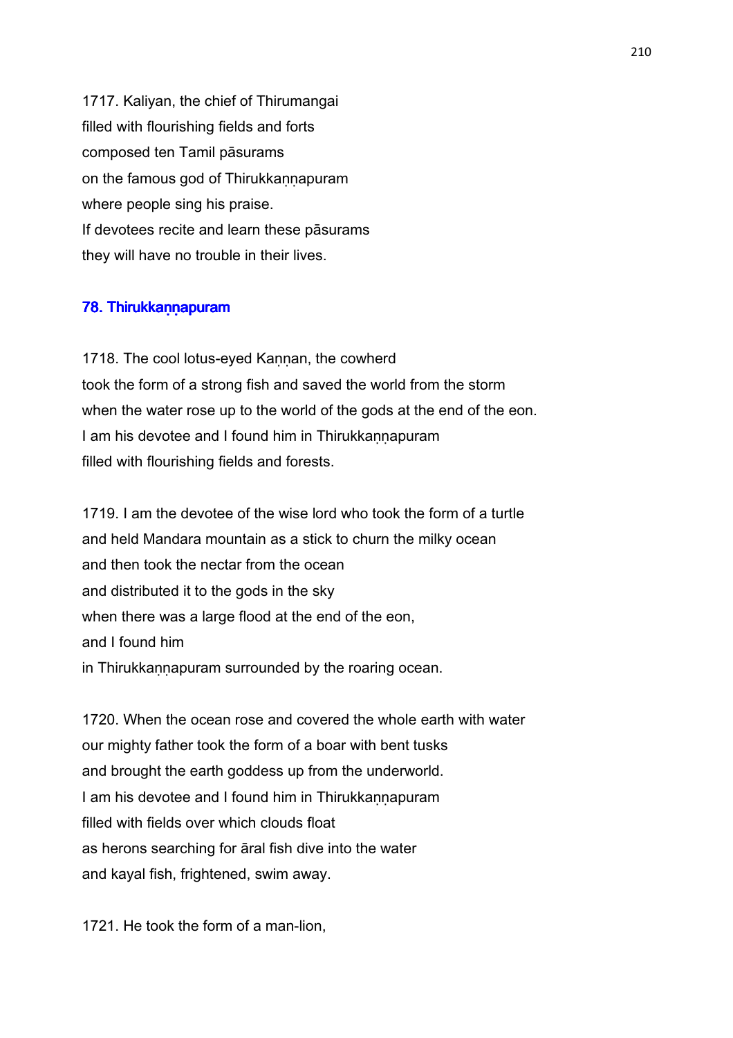1717. Kaliyan, the chief of Thirumangai
filled with flourishing fields and forts
composed ten Tamil pāsurams
on the famous god of Thirukkaṇṇapuram
where people sing his praise.
If devotees recite and learn these pāsurams
they will have no trouble in their lives.

### 78. Thirukkaṇṇapuram

1718. The cool lotus-eyed Kaṇṇan, the cowherd
took the form of a strong fish and saved the world from the storm
when the water rose up to the world of the gods at the end of the eon.
I am his devotee and I found him in Thirukkaṇṇapuram
filled with flourishing fields and forests.

1719. I am the devotee of the wise lord who took the form of a turtle
and held Mandara mountain as a stick to churn the milky ocean
and then took the nectar from the ocean
and distributed it to the gods in the sky
when there was a large flood at the end of the eon,
and I found him
in Thirukkaṇṇapuram surrounded by the roaring ocean.

1720. When the ocean rose and covered the whole earth with water
our mighty father took the form of a boar with bent tusks
and brought the earth goddess up from the underworld.
I am his devotee and I found him in Thirukkaṇṇapuram
filled with fields over which clouds float
as herons searching for āral fish dive into the water
and kayal fish, frightened, swim away.

1721. He took the form of a man-lion,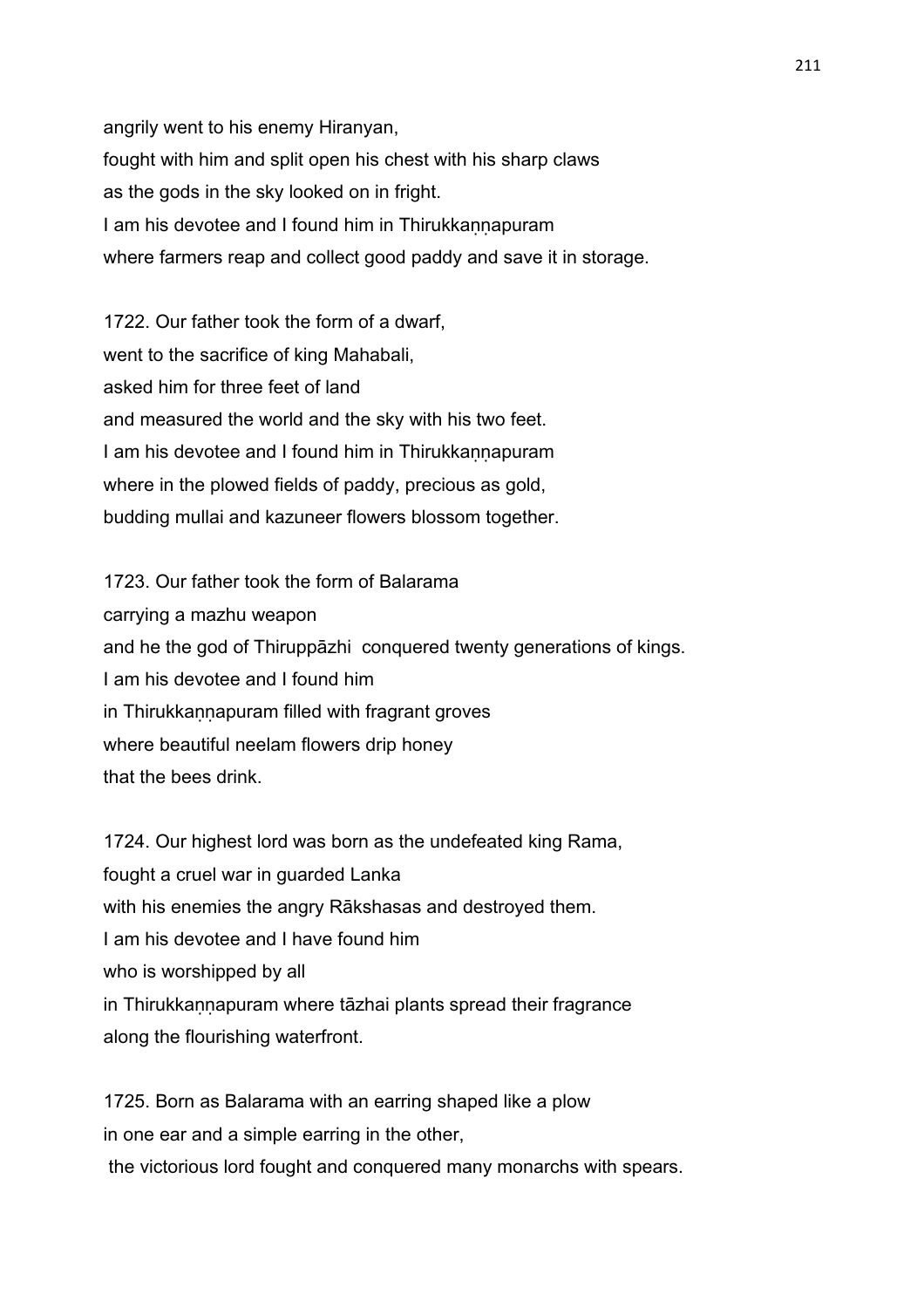angrily went to his enemy Hiranyan,
fought with him and split open his chest with his sharp claws
as the gods in the sky looked on in fright.
I am his devotee and I found him in Thirukkaṇṇapuram
where farmers reap and collect good paddy and save it in storage.

1722. Our father took the form of a dwarf,
went to the sacrifice of king Mahabali,
asked him for three feet of land
and measured the world and the sky with his two feet.
I am his devotee and I found him in Thirukkaṇṇapuram
where in the plowed fields of paddy, precious as gold,
budding mullai and kazuneer flowers blossom together.

1723. Our father took the form of Balarama
carrying a mazhu weapon
and he the god of Thiruppāzhi conquered twenty generations of kings.
I am his devotee and I found him
in Thirukkaṇṇapuram filled with fragrant groves
where beautiful neelam flowers drip honey
that the bees drink.

1724. Our highest lord was born as the undefeated king Rama,
fought a cruel war in guarded Lanka
with his enemies the angry Rākshasas and destroyed them.
I am his devotee and I have found him
who is worshipped by all
in Thirukkaṇṇapuram where tāzhai plants spread their fragrance
along the flourishing waterfront.

1725. Born as Balarama with an earring shaped like a plow
in one ear and a simple earring in the other,
the victorious lord fought and conquered many monarchs with spears.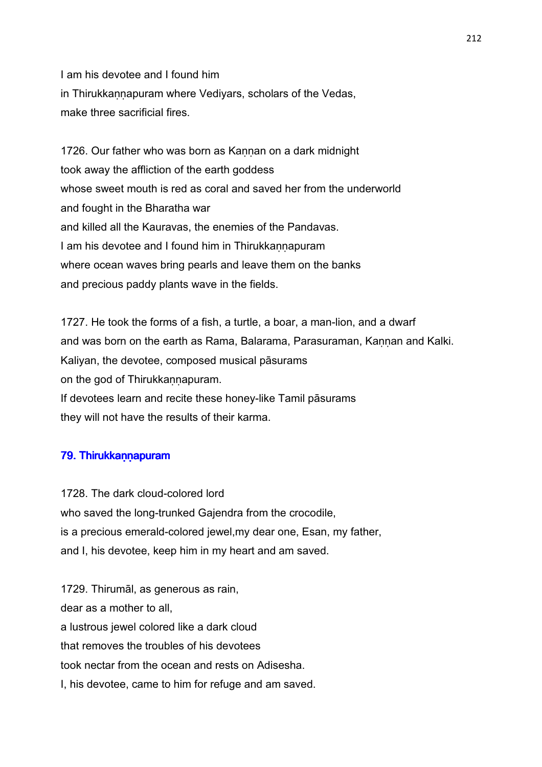I am his devotee and I found him
in Thirukkaṇṇapuram where Vediyars, scholars of the Vedas,
make three sacrificial fires.

1726. Our father who was born as Kaṇṇan on a dark midnight
took away the affliction of the earth goddess
whose sweet mouth is red as coral and saved her from the underworld
and fought in the Bharatha war
and killed all the Kauravas, the enemies of the Pandavas.
I am his devotee and I found him in Thirukkaṇṇapuram
where ocean waves bring pearls and leave them on the banks
and precious paddy plants wave in the fields.

1727. He took the forms of a fish, a turtle, a boar, a man-lion, and a dwarf
and was born on the earth as Rama, Balarama, Parasuraman, Kaṇṇan and Kalki.
Kaliyan, the devotee, composed musical pāsurams
on the god of Thirukkaṇṇapuram.
If devotees learn and recite these honey-like Tamil pāsurams
they will not have the results of their karma.

### 79. Thirukkaṇṇapuram

1728. The dark cloud-colored lord
who saved the long-trunked Gajendra from the crocodile,
is a precious emerald-colored jewel,my dear one, Esan, my father,
and I, his devotee, keep him in my heart and am saved.

1729. Thirumāl, as generous as rain,
dear as a mother to all,
a lustrous jewel colored like a dark cloud
that removes the troubles of his devotees
took nectar from the ocean and rests on Adisesha.
I, his devotee, came to him for refuge and am saved.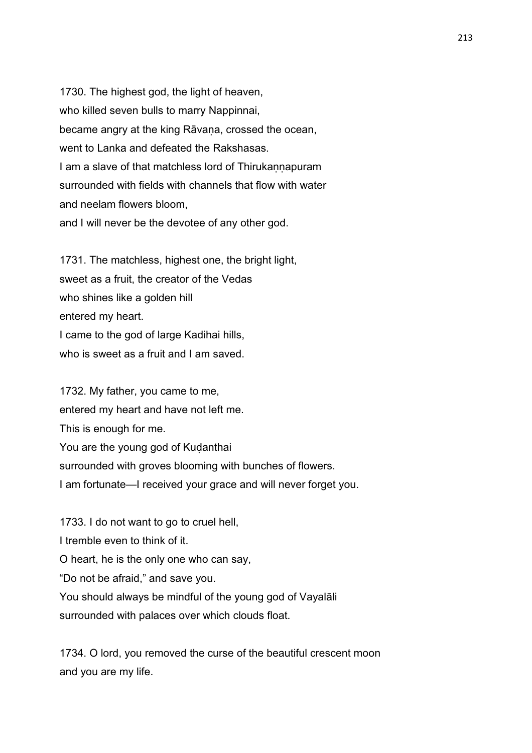1730. The highest god, the light of heaven,
who killed seven bulls to marry Nappinnai,
became angry at the king Rāvaṇa, crossed the ocean,
went to Lanka and defeated the Rakshasas.
I am a slave of that matchless lord of Thirukaṇṇapuram
surrounded with fields with channels that flow with water
and neelam flowers bloom,
and I will never be the devotee of any other god.

1731. The matchless, highest one, the bright light,
sweet as a fruit, the creator of the Vedas
who shines like a golden hill
entered my heart.
I came to the god of large Kadihai hills,
who is sweet as a fruit and I am saved.

1732. My father, you came to me,
entered my heart and have not left me.
This is enough for me.
You are the young god of Kuḍanthai
surrounded with groves blooming with bunches of flowers.
I am fortunate—I received your grace and will never forget you.

1733. I do not want to go to cruel hell,
I tremble even to think of it.
O heart, he is the only one who can say,
“Do not be afraid,” and save you.
You should always be mindful of the young god of Vayalāli
surrounded with palaces over which clouds float.

1734. O lord, you removed the curse of the beautiful crescent moon
and you are my life.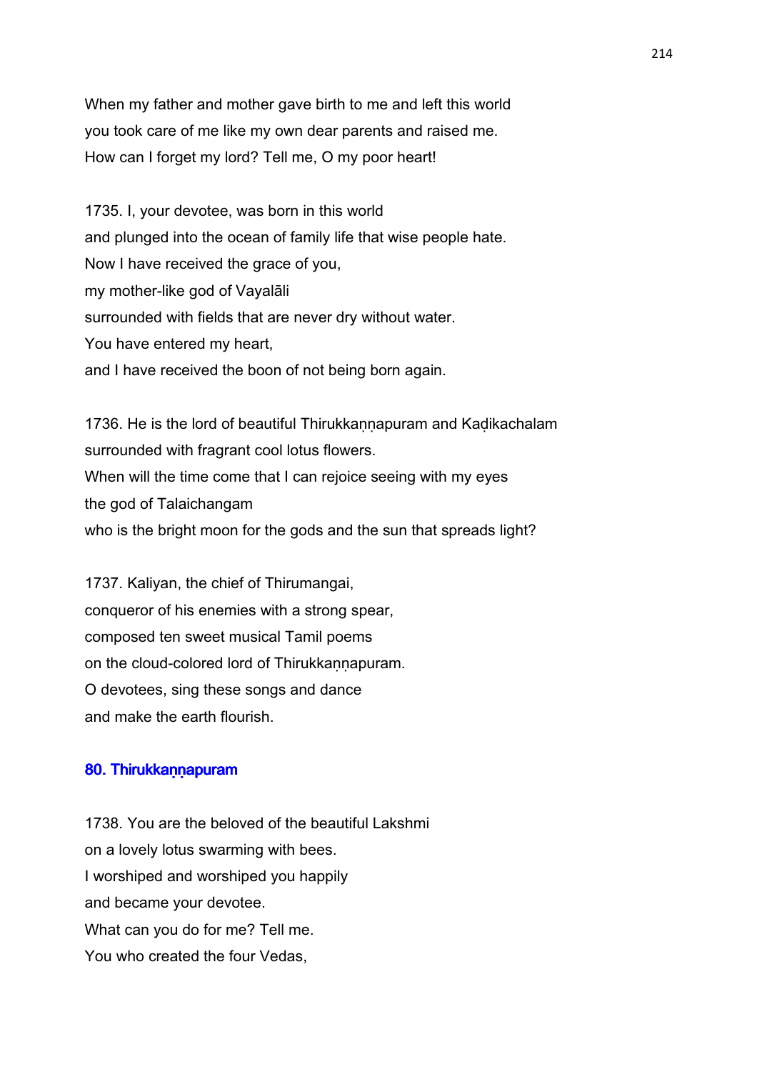When my father and mother gave birth to me and left this world
you took care of me like my own dear parents and raised me.
How can I forget my lord? Tell me, O my poor heart!

1735. I, your devotee, was born in this world
and plunged into the ocean of family life that wise people hate.
Now I have received the grace of you,
my mother-like god of Vayalāli
surrounded with fields that are never dry without water.
You have entered my heart,
and I have received the boon of not being born again.

1736. He is the lord of beautiful Thirukkaṇṇapuram and Kaḍikachalam
surrounded with fragrant cool lotus flowers.
When will the time come that I can rejoice seeing with my eyes
the god of Talaichangam
who is the bright moon for the gods and the sun that spreads light?

1737. Kaliyan, the chief of Thirumangai,
conqueror of his enemies with a strong spear,
composed ten sweet musical Tamil poems
on the cloud-colored lord of Thirukkaṇṇapuram.
O devotees, sing these songs and dance
and make the earth flourish.

### 80. Thirukkaṇṇapuram

1738. You are the beloved of the beautiful Lakshmi
on a lovely lotus swarming with bees.
I worshiped and worshiped you happily
and became your devotee.
What can you do for me? Tell me.
You who created the four Vedas,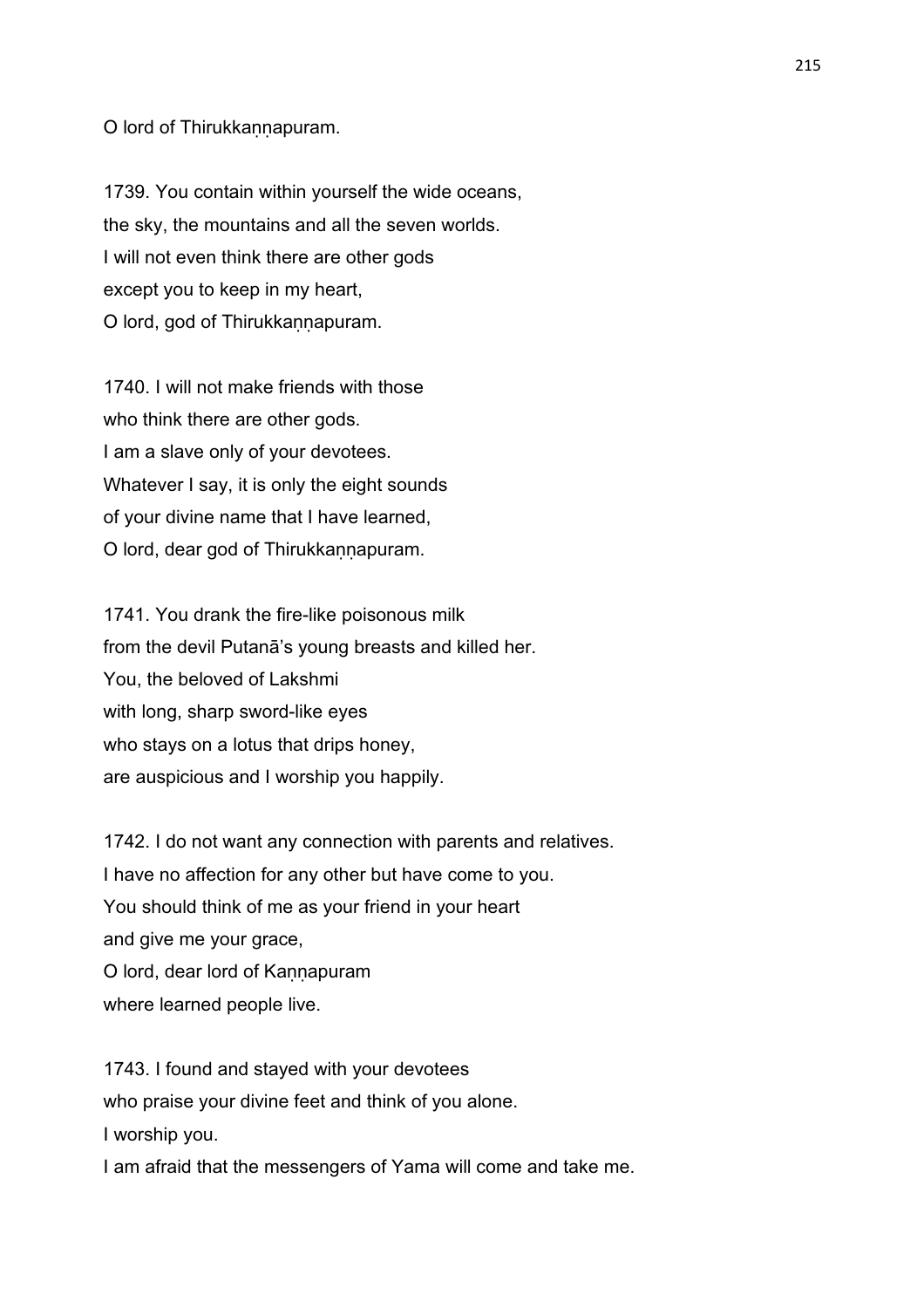O lord of Thirukkaṇṇapuram.

1739. You contain within yourself the wide oceans,
the sky, the mountains and all the seven worlds.
I will not even think there are other gods
except you to keep in my heart,
O lord, god of Thirukkaṇṇapuram.

1740. I will not make friends with those
who think there are other gods.
I am a slave only of your devotees.
Whatever I say, it is only the eight sounds
of your divine name that I have learned,
O lord, dear god of Thirukkaṇṇapuram.

1741. You drank the fire-like poisonous milk
from the devil Putanā's young breasts and killed her.
You, the beloved of Lakshmi
with long, sharp sword-like eyes
who stays on a lotus that drips honey,
are auspicious and I worship you happily.

1742. I do not want any connection with parents and relatives.
I have no affection for any other but have come to you.
You should think of me as your friend in your heart
and give me your grace,
O lord, dear lord of Kaṇṇapuram
where learned people live.

1743. I found and stayed with your devotees
who praise your divine feet and think of you alone.
I worship you.
I am afraid that the messengers of Yama will come and take me.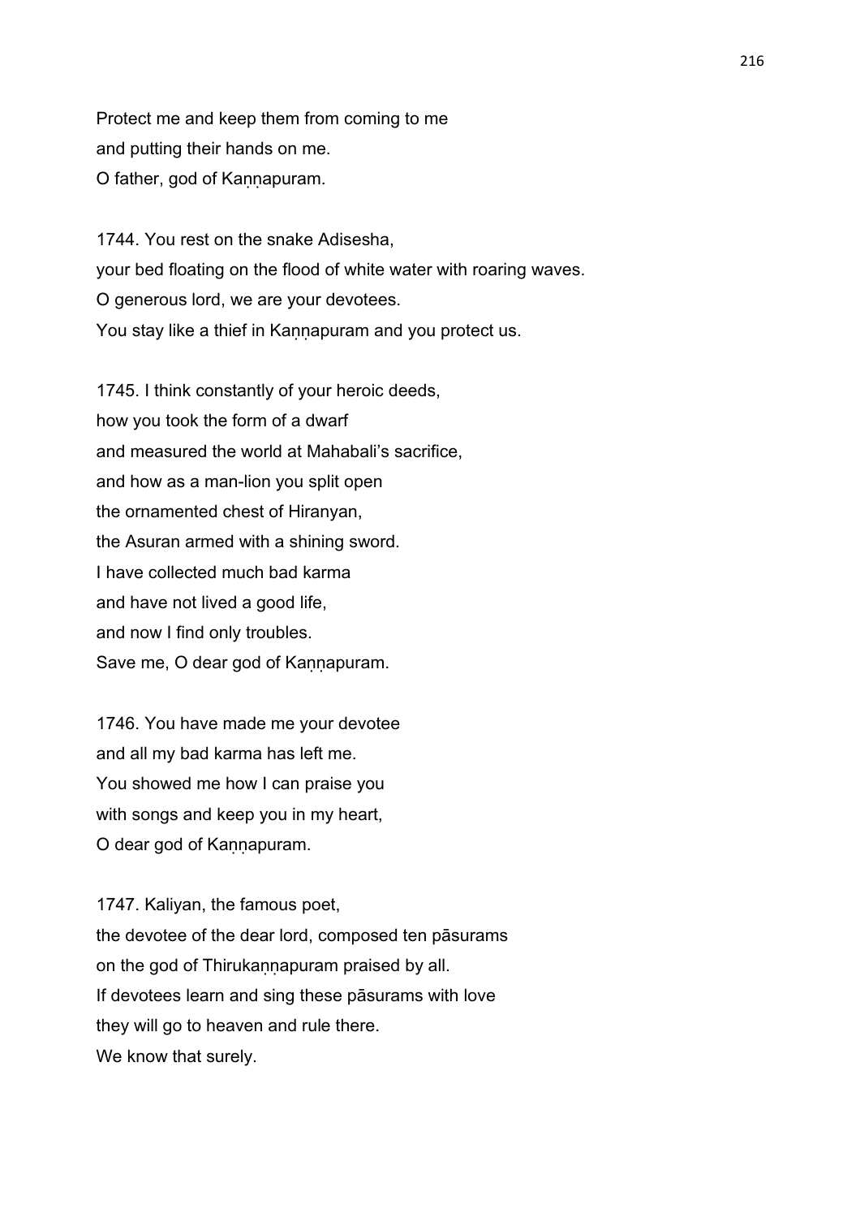Protect me and keep them from coming to me
and putting their hands on me.
O father, god of Kaṇṇapuram.

1744. You rest on the snake Adisesha,
your bed floating on the flood of white water with roaring waves.
O generous lord, we are your devotees.
You stay like a thief in Kaṇṇapuram and you protect us.

1745. I think constantly of your heroic deeds,
how you took the form of a dwarf
and measured the world at Mahabali's sacrifice,
and how as a man-lion you split open
the ornamented chest of Hiranyan,
the Asuran armed with a shining sword.
I have collected much bad karma
and have not lived a good life,
and now I find only troubles.
Save me, O dear god of Kaṇṇapuram.

1746. You have made me your devotee
and all my bad karma has left me.
You showed me how I can praise you
with songs and keep you in my heart,
O dear god of Kaṇṇapuram.

1747. Kaliyan, the famous poet,
the devotee of the dear lord, composed ten pāsurams
on the god of Thirukaṇṇapuram praised by all.
If devotees learn and sing these pāsurams with love
they will go to heaven and rule there.
We know that surely.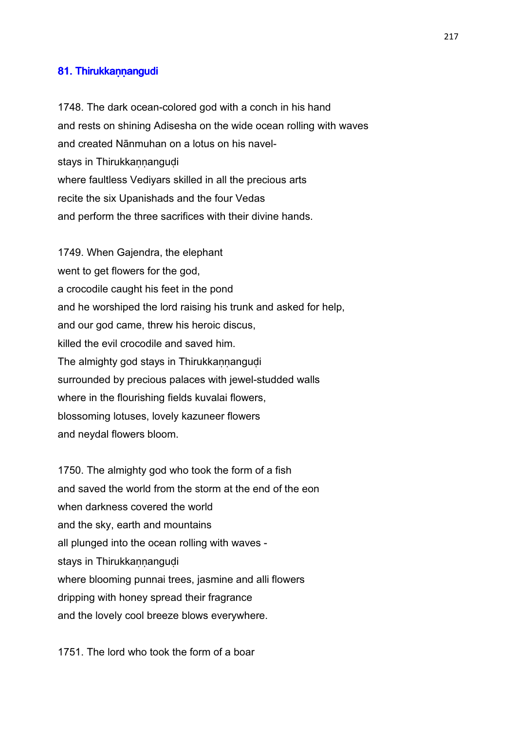## 81. Thirukkaṇṇangudi

1748. The dark ocean-colored god with a conch in his hand
and rests on shining Adisesha on the wide ocean rolling with waves
and created Nānmuhan on a lotus on his navel-
stays in Thirukkaṇṇanguḍi
where faultless Vediyars skilled in all the precious arts
recite the six Upanishads and the four Vedas
and perform the three sacrifices with their divine hands.

1749. When Gajendra, the elephant
went to get flowers for the god,
a crocodile caught his feet in the pond
and he worshiped the lord raising his trunk and asked for help,
and our god came, threw his heroic discus,
killed the evil crocodile and saved him.
The almighty god stays in Thirukkaṇṇanguḍi
surrounded by precious palaces with jewel-studded walls
where in the flourishing fields kuvalai flowers,
blossoming lotuses, lovely kazuneer flowers
and neydal flowers bloom.

1750. The almighty god who took the form of a fish
and saved the world from the storm at the end of the eon
when darkness covered the world
and the sky, earth and mountains
all plunged into the ocean rolling with waves -
stays in Thirukkaṇṇanguḍi
where blooming punnai trees, jasmine and alli flowers
dripping with honey spread their fragrance
and the lovely cool breeze blows everywhere.

1751. The lord who took the form of a boar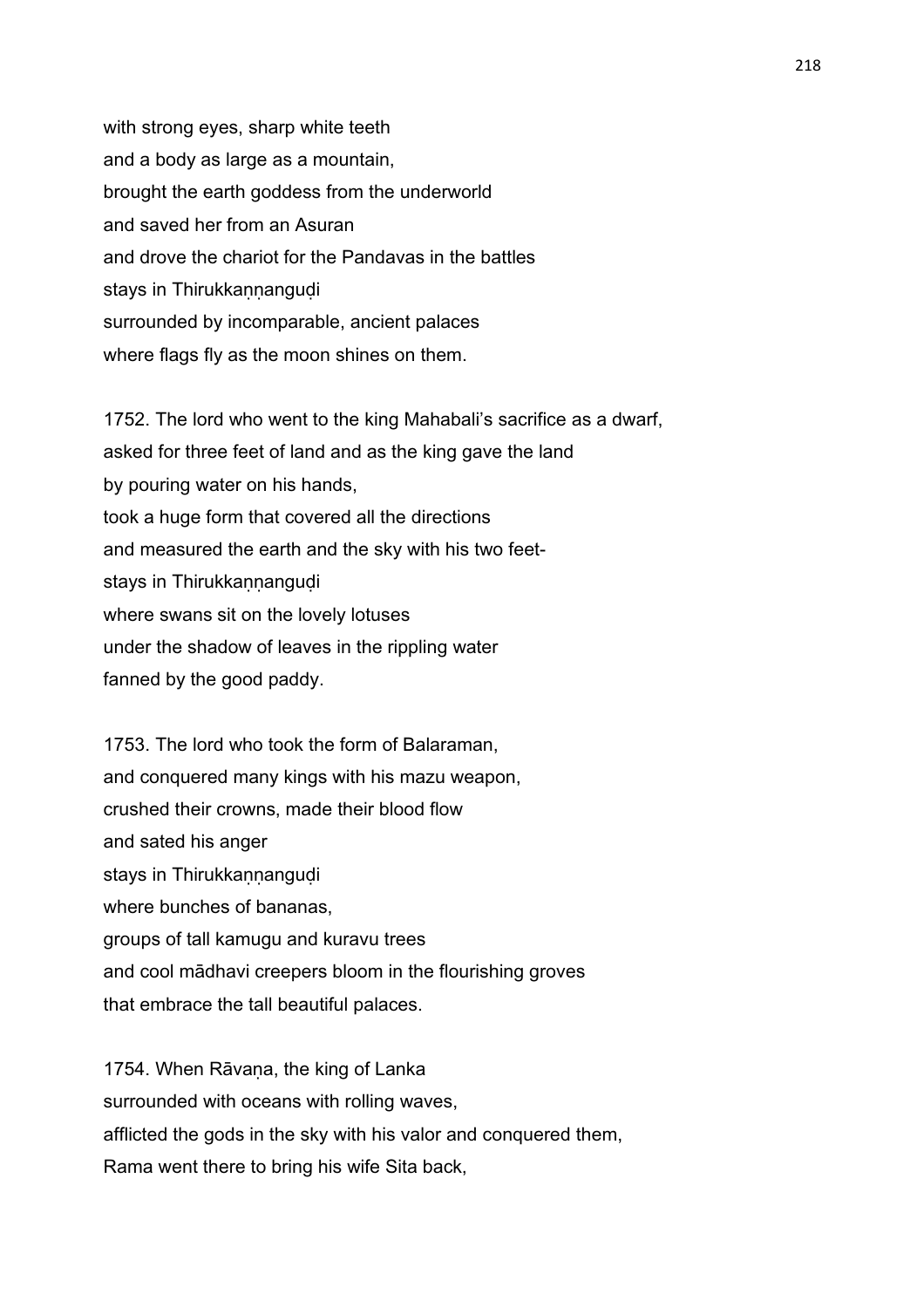with strong eyes, sharp white teeth
and a body as large as a mountain,
brought the earth goddess from the underworld
and saved her from an Asuran
and drove the chariot for the Pandavas in the battles
stays in Thirukkaṇṇanguḍi
surrounded by incomparable, ancient palaces
where flags fly as the moon shines on them.

1752. The lord who went to the king Mahabali's sacrifice as a dwarf,
asked for three feet of land and as the king gave the land
by pouring water on his hands,
took a huge form that covered all the directions
and measured the earth and the sky with his two feet-
stays in Thirukkaṇṇanguḍi
where swans sit on the lovely lotuses
under the shadow of leaves in the rippling water
fanned by the good paddy.

1753. The lord who took the form of Balaraman,
and conquered many kings with his mazu weapon,
crushed their crowns, made their blood flow
and sated his anger
stays in Thirukkaṇṇanguḍi
where bunches of bananas,
groups of tall kamugu and kuravu trees
and cool mādhavi creepers bloom in the flourishing groves
that embrace the tall beautiful palaces.

1754. When Rāvaṇa, the king of Lanka
surrounded with oceans with rolling waves,
afflicted the gods in the sky with his valor and conquered them,
Rama went there to bring his wife Sita back,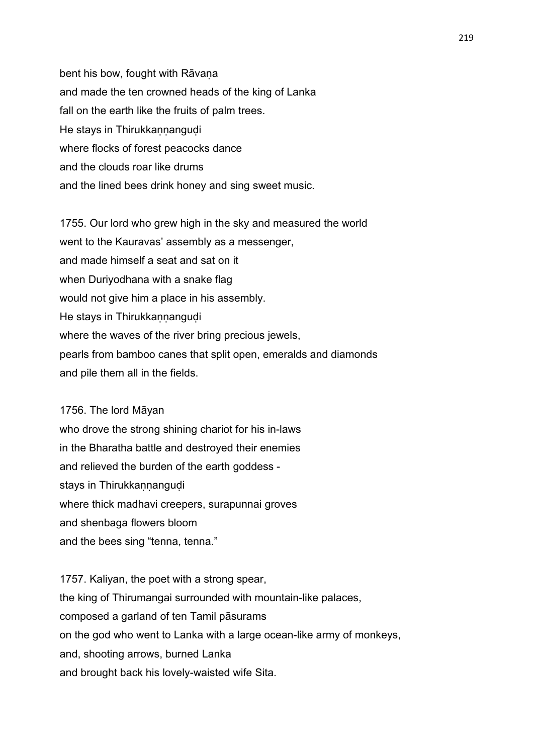bent his bow, fought with Rāvaṇa
and made the ten crowned heads of the king of Lanka
fall on the earth like the fruits of palm trees.
He stays in Thirukkaṇṇanguḍi
where flocks of forest peacocks dance
and the clouds roar like drums
and the lined bees drink honey and sing sweet music.

1755. Our lord who grew high in the sky and measured the world
went to the Kauravas' assembly as a messenger,
and made himself a seat and sat on it
when Duriyodhana with a snake flag
would not give him a place in his assembly.
He stays in Thirukkaṇṇanguḍi
where the waves of the river bring precious jewels,
pearls from bamboo canes that split open, emeralds and diamonds
and pile them all in the fields.

1756. The lord Māyan
who drove the strong shining chariot for his in-laws
in the Bharatha battle and destroyed their enemies
and relieved the burden of the earth goddess -
stays in Thirukkaṇṇanguḍi
where thick madhavi creepers, surapunnai groves
and shenbaga flowers bloom
and the bees sing "tenna, tenna."

1757. Kaliyan, the poet with a strong spear,
the king of Thirumangai surrounded with mountain-like palaces,
composed a garland of ten Tamil pāsurams
on the god who went to Lanka with a large ocean-like army of monkeys,
and, shooting arrows, burned Lanka
and brought back his lovely-waisted wife Sita.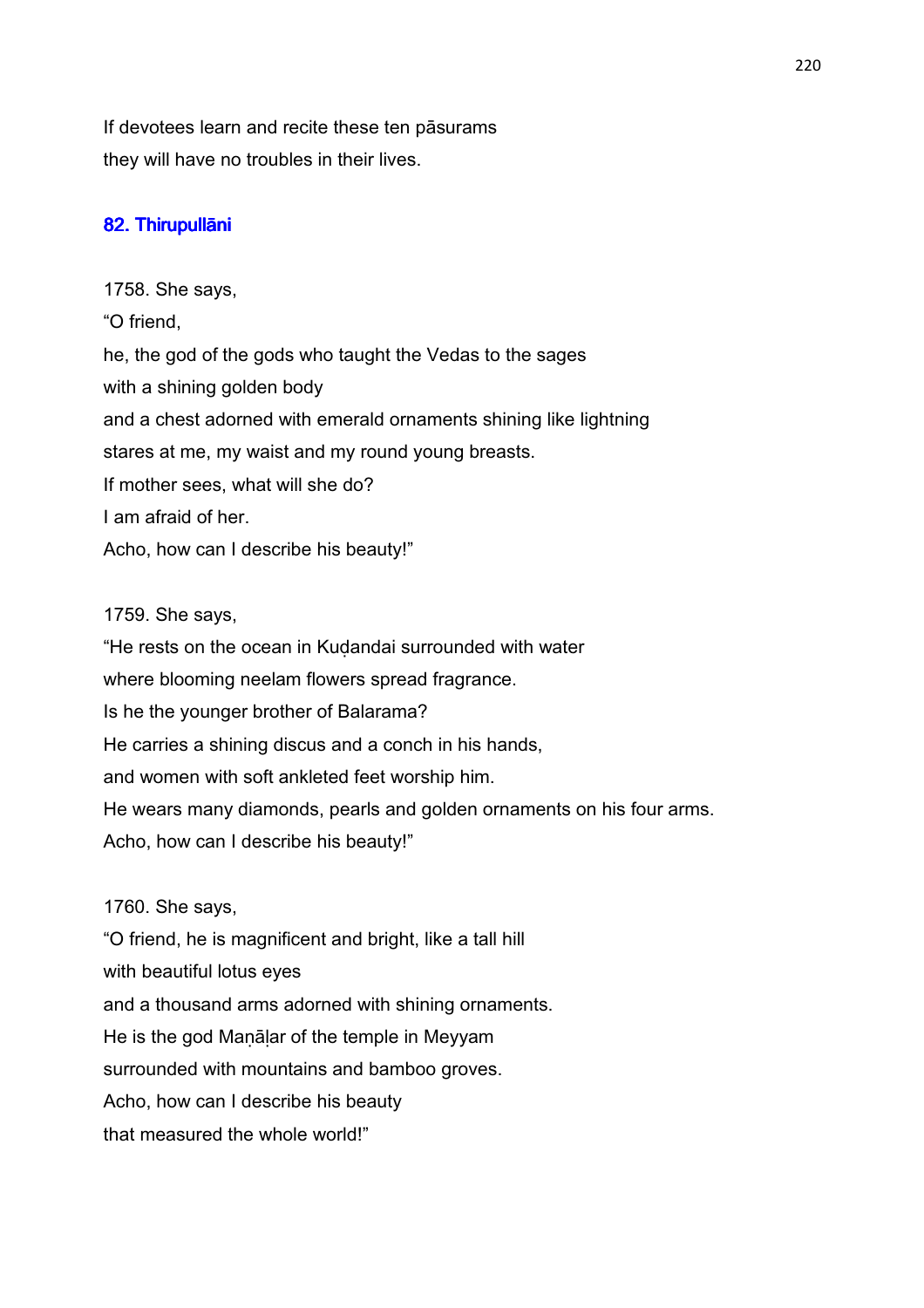If devotees learn and recite these ten pāsurams
they will have no troubles in their lives.

## 82. Thirupullāni

1758. She says,
"O friend,
he, the god of the gods who taught the Vedas to the sages
with a shining golden body
and a chest adorned with emerald ornaments shining like lightning
stares at me, my waist and my round young breasts.
If mother sees, what will she do?
I am afraid of her.
Acho, how can I describe his beauty!"

1759. She says,
"He rests on the ocean in Kuḍandai surrounded with water
where blooming neelam flowers spread fragrance.
Is he the younger brother of Balarama?
He carries a shining discus and a conch in his hands,
and women with soft ankleted feet worship him.
He wears many diamonds, pearls and golden ornaments on his four arms.
Acho, how can I describe his beauty!"

1760. She says,
"O friend, he is magnificent and bright, like a tall hill
with beautiful lotus eyes
and a thousand arms adorned with shining ornaments.
He is the god Maṇāḷar of the temple in Meyyam
surrounded with mountains and bamboo groves.
Acho, how can I describe his beauty
that measured the whole world!"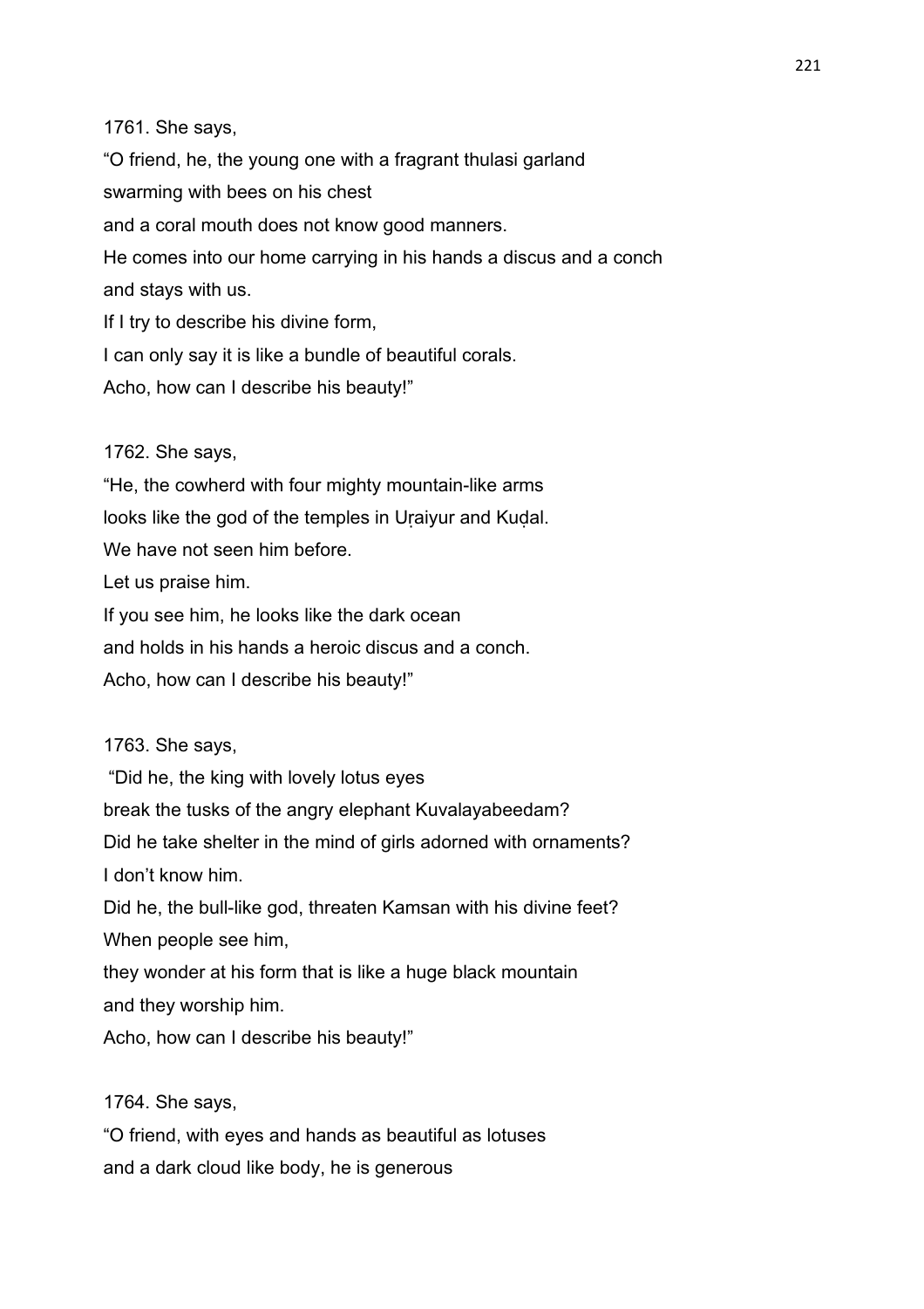1761. She says,

"O friend, he, the young one with a fragrant thulasi garland
swarming with bees on his chest
and a coral mouth does not know good manners.
He comes into our home carrying in his hands a discus and a conch
and stays with us.
If I try to describe his divine form,
I can only say it is like a bundle of beautiful corals.
Acho, how can I describe his beauty!"

1762. She says,

"He, the cowherd with four mighty mountain-like arms
looks like the god of the temples in Uṛaiyur and Kuḍal.
We have not seen him before.
Let us praise him.
If you see him, he looks like the dark ocean
and holds in his hands a heroic discus and a conch.
Acho, how can I describe his beauty!"

1763. She says,

"Did he, the king with lovely lotus eyes
break the tusks of the angry elephant Kuvalayabeedam?
Did he take shelter in the mind of girls adorned with ornaments?
I don't know him.
Did he, the bull-like god, threaten Kamsan with his divine feet?
When people see him,
they wonder at his form that is like a huge black mountain
and they worship him.
Acho, how can I describe his beauty!"

1764. She says,

"O friend, with eyes and hands as beautiful as lotuses
and a dark cloud like body, he is generous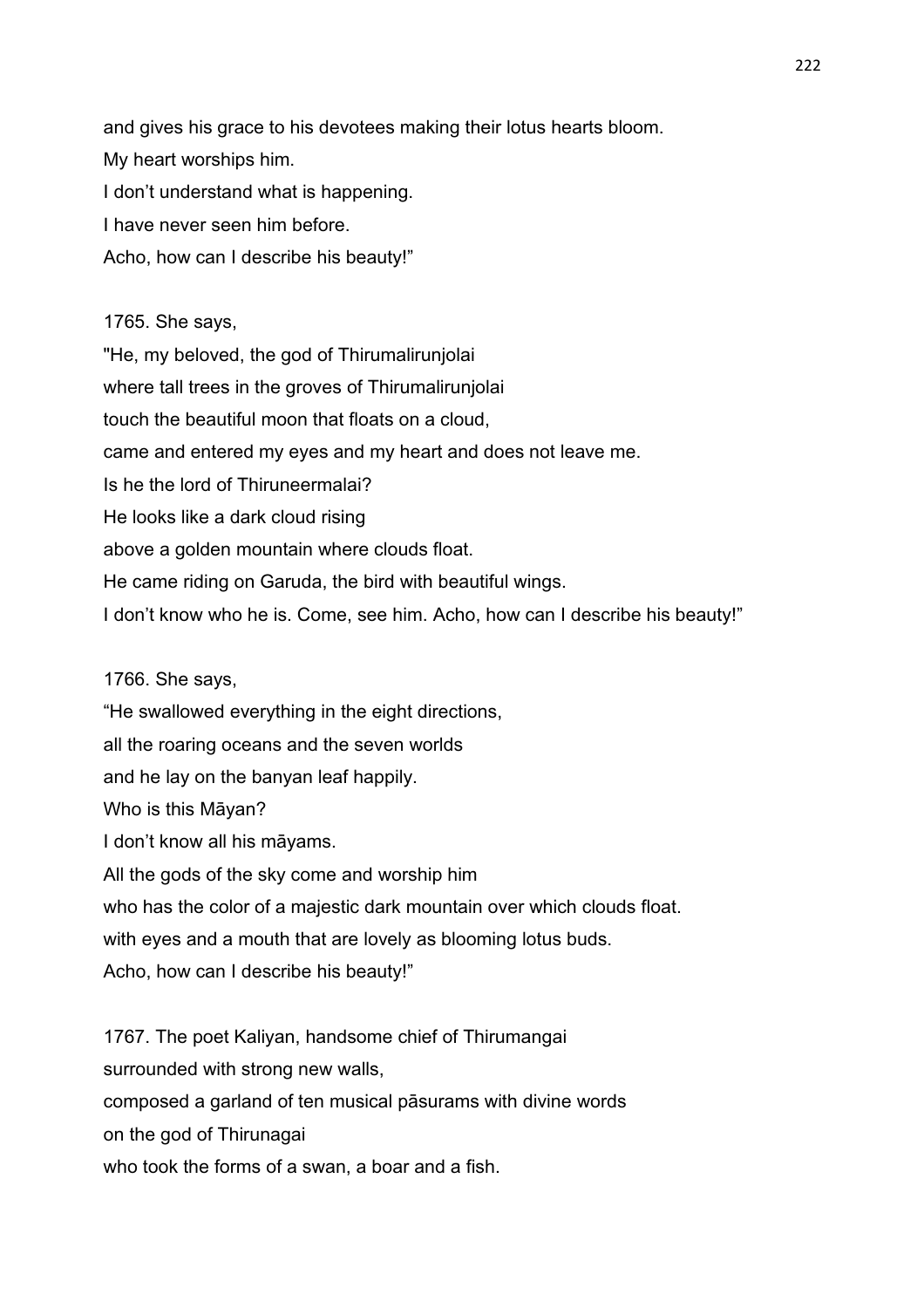and gives his grace to his devotees making their lotus hearts bloom.
My heart worships him.
I don't understand what is happening.
I have never seen him before.
Acho, how can I describe his beauty!"

1765. She says,
"He, my beloved, the god of Thirumalirunjolai
where tall trees in the groves of Thirumalirunjolai
touch the beautiful moon that floats on a cloud,
came and entered my eyes and my heart and does not leave me.
Is he the lord of Thiruneermalai?
He looks like a dark cloud rising
above a golden mountain where clouds float.
He came riding on Garuda, the bird with beautiful wings.
I don't know who he is. Come, see him. Acho, how can I describe his beauty!"

1766. She says,
"He swallowed everything in the eight directions,
all the roaring oceans and the seven worlds
and he lay on the banyan leaf happily.
Who is this Māyan?
I don't know all his māyams.
All the gods of the sky come and worship him
who has the color of a majestic dark mountain over which clouds float.
with eyes and a mouth that are lovely as blooming lotus buds.
Acho, how can I describe his beauty!"

1767. The poet Kaliyan, handsome chief of Thirumangai
surrounded with strong new walls,
composed a garland of ten musical pāsurams with divine words
on the god of Thirunagai
who took the forms of a swan, a boar and a fish.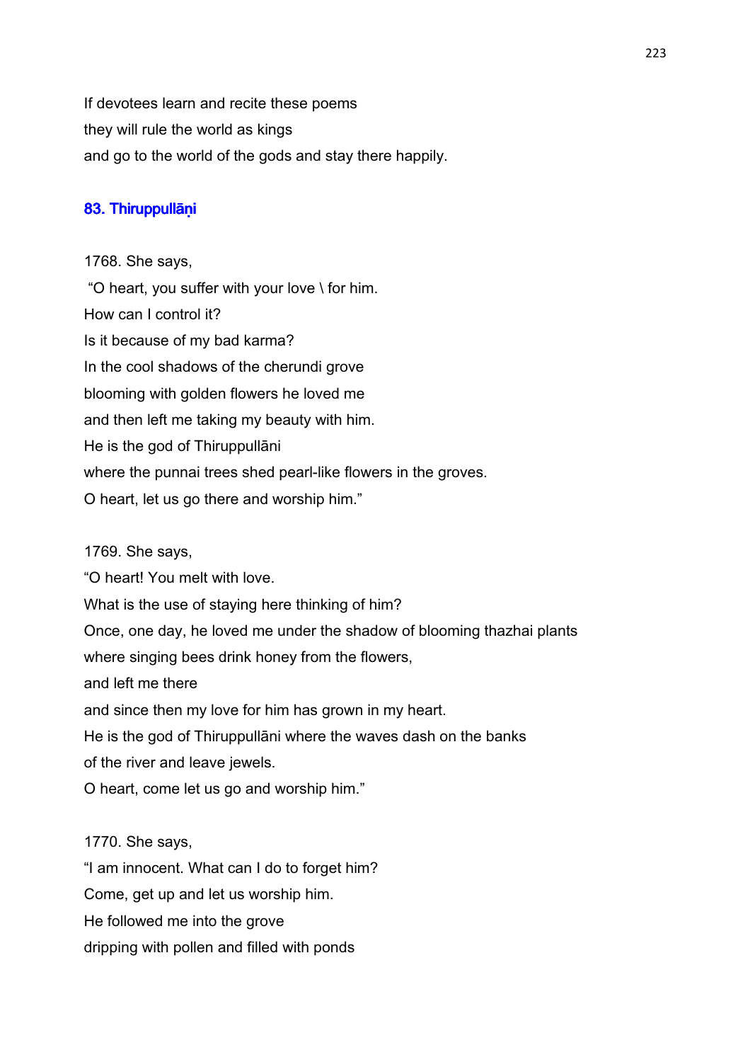If devotees learn and recite these poems
they will rule the world as kings
and go to the world of the gods and stay there happily.

## 83. Thiruppullāṇi

1768. She says,
"O heart, you suffer with your love \ for him.
How can I control it?
Is it because of my bad karma?
In the cool shadows of the cherundi grove
blooming with golden flowers he loved me
and then left me taking my beauty with him.
He is the god of Thiruppullāni
where the punnai trees shed pearl-like flowers in the groves.
O heart, let us go there and worship him."

1769. She says,
"O heart! You melt with love.
What is the use of staying here thinking of him?
Once, one day, he loved me under the shadow of blooming thazhai plants
where singing bees drink honey from the flowers,
and left me there
and since then my love for him has grown in my heart.
He is the god of Thiruppullāni where the waves dash on the banks
of the river and leave jewels.
O heart, come let us go and worship him."

1770. She says,
"I am innocent. What can I do to forget him?
Come, get up and let us worship him.
He followed me into the grove
dripping with pollen and filled with ponds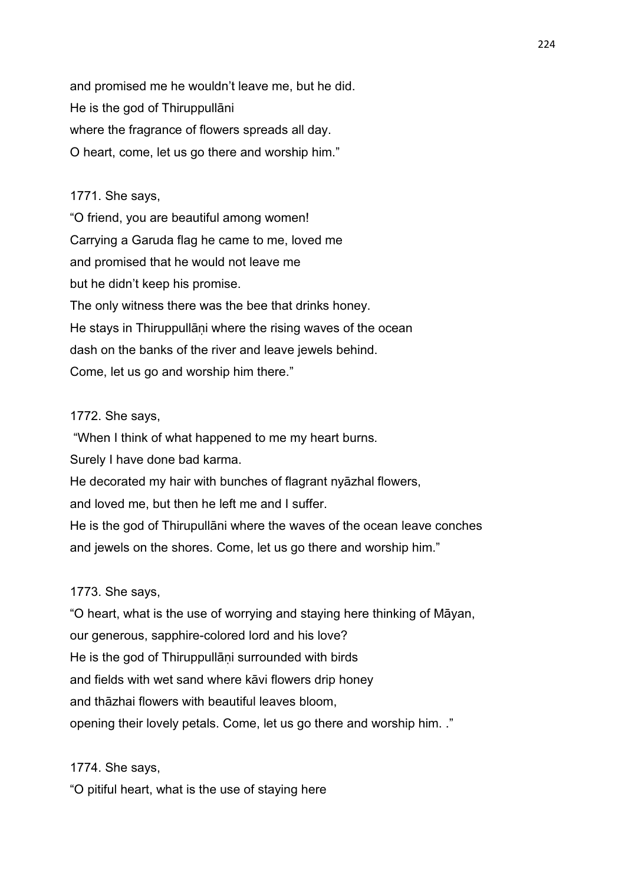and promised me he wouldn't leave me, but he did.
He is the god of Thiruppullāni
where the fragrance of flowers spreads all day.
O heart, come, let us go there and worship him."

1771. She says,
"O friend, you are beautiful among women!
Carrying a Garuda flag he came to me, loved me
and promised that he would not leave me
but he didn't keep his promise.
The only witness there was the bee that drinks honey.
He stays in Thiruppullāṇi where the rising waves of the ocean
dash on the banks of the river and leave jewels behind.
Come, let us go and worship him there."

1772. She says,
"When I think of what happened to me my heart burns.
Surely I have done bad karma.
He decorated my hair with bunches of flagrant nyāzhal flowers,
and loved me, but then he left me and I suffer.
He is the god of Thirupullāni where the waves of the ocean leave conches
and jewels on the shores. Come, let us go there and worship him."

1773. She says,
"O heart, what is the use of worrying and staying here thinking of Māyan,
our generous, sapphire-colored lord and his love?
He is the god of Thiruppullāṇi surrounded with birds
and fields with wet sand where kāvi flowers drip honey
and thāzhai flowers with beautiful leaves bloom,
opening their lovely petals. Come, let us go there and worship him. ."

1774. She says,
"O pitiful heart, what is the use of staying here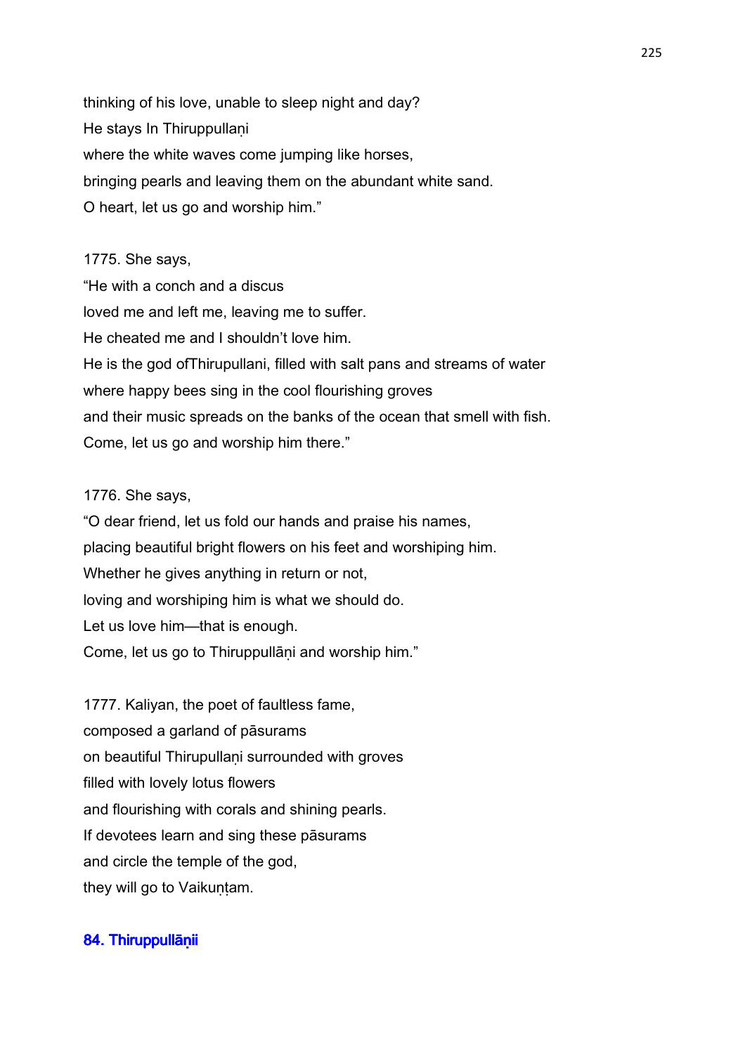thinking of his love, unable to sleep night and day?
He stays In Thiruppullaṇi
where the white waves come jumping like horses,
bringing pearls and leaving them on the abundant white sand.
O heart, let us go and worship him."

1775. She says,
"He with a conch and a discus
loved me and left me, leaving me to suffer.
He cheated me and I shouldn't love him.
He is the god ofThirupullani, filled with salt pans and streams of water
where happy bees sing in the cool flourishing groves
and their music spreads on the banks of the ocean that smell with fish.
Come, let us go and worship him there."

1776. She says,
"O dear friend, let us fold our hands and praise his names,
placing beautiful bright flowers on his feet and worshiping him.
Whether he gives anything in return or not,
loving and worshiping him is what we should do.
Let us love him—that is enough.
Come, let us go to Thiruppullāṇi and worship him."

1777. Kaliyan, the poet of faultless fame,
composed a garland of pāsurams
on beautiful Thirupullaṇi surrounded with groves
filled with lovely lotus flowers
and flourishing with corals and shining pearls.
If devotees learn and sing these pāsurams
and circle the temple of the god,
they will go to Vaikuṇṭam.

### 84. Thiruppullāṇii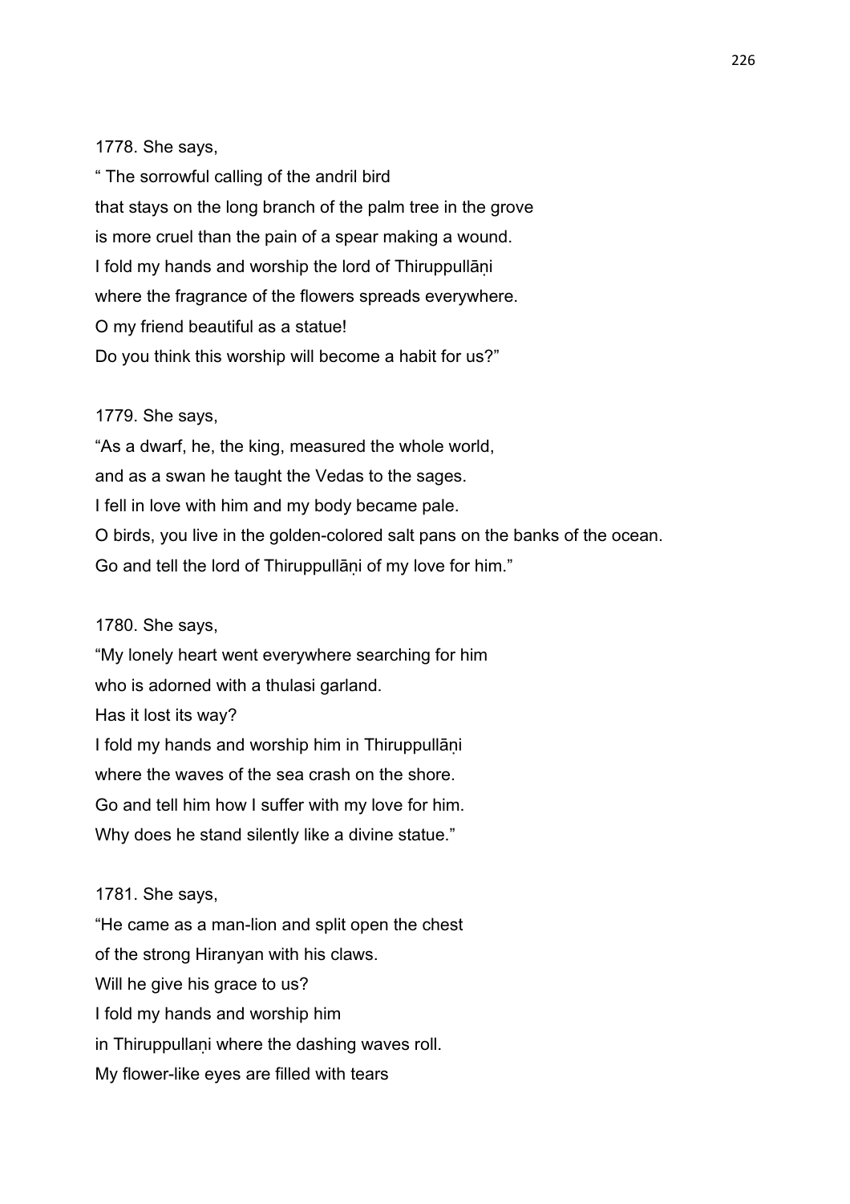1778. She says,

" The sorrowful calling of the andril bird
that stays on the long branch of the palm tree in the grove
is more cruel than the pain of a spear making a wound.
I fold my hands and worship the lord of Thiruppullāṇi
where the fragrance of the flowers spreads everywhere.
O my friend beautiful as a statue!
Do you think this worship will become a habit for us?"

1779. She says,

"As a dwarf, he, the king, measured the whole world,
and as a swan he taught the Vedas to the sages.
I fell in love with him and my body became pale.
O birds, you live in the golden-colored salt pans on the banks of the ocean.
Go and tell the lord of Thiruppullāṇi of my love for him."

1780. She says,

"My lonely heart went everywhere searching for him
who is adorned with a thulasi garland.
Has it lost its way?
I fold my hands and worship him in Thiruppullāṇi
where the waves of the sea crash on the shore.
Go and tell him how I suffer with my love for him.
Why does he stand silently like a divine statue."

1781. She says,

"He came as a man-lion and split open the chest
of the strong Hiranyan with his claws.
Will he give his grace to us?
I fold my hands and worship him
in Thiruppullaṇi where the dashing waves roll.
My flower-like eyes are filled with tears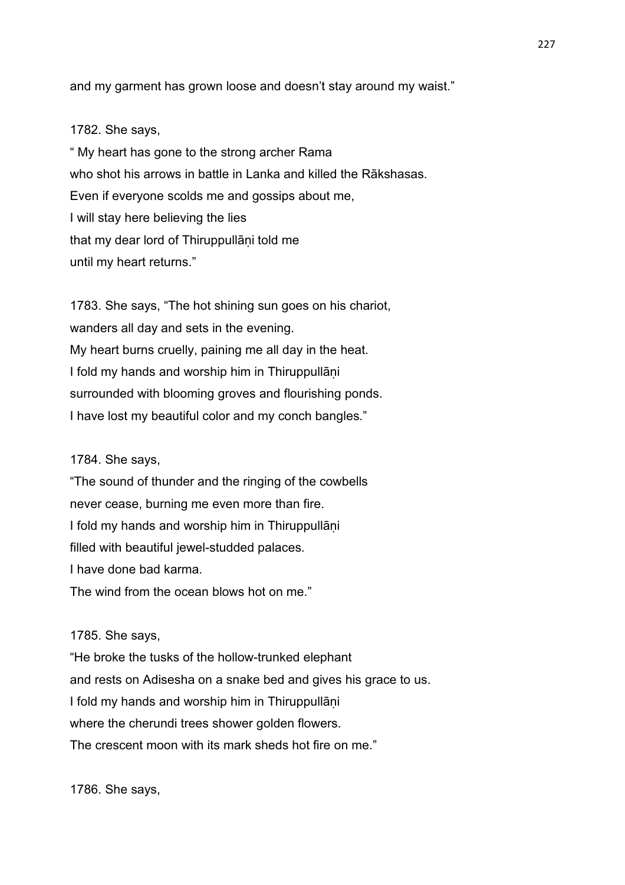and my garment has grown loose and doesn't stay around my waist."

1782. She says,
" My heart has gone to the strong archer Rama
who shot his arrows in battle in Lanka and killed the Rākshasas.
Even if everyone scolds me and gossips about me,
I will stay here believing the lies
that my dear lord of Thiruppullāṇi told me
until my heart returns."

1783. She says, "The hot shining sun goes on his chariot,
wanders all day and sets in the evening.
My heart burns cruelly, paining me all day in the heat.
I fold my hands and worship him in Thiruppullāṇi
surrounded with blooming groves and flourishing ponds.
I have lost my beautiful color and my conch bangles."

1784. She says,
"The sound of thunder and the ringing of the cowbells
never cease, burning me even more than fire.
I fold my hands and worship him in Thiruppullāṇi
filled with beautiful jewel-studded palaces.
I have done bad karma.
The wind from the ocean blows hot on me."

1785. She says,
"He broke the tusks of the hollow-trunked elephant
and rests on Adisesha on a snake bed and gives his grace to us.
I fold my hands and worship him in Thiruppullāṇi
where the cherundi trees shower golden flowers.
The crescent moon with its mark sheds hot fire on me."

1786. She says,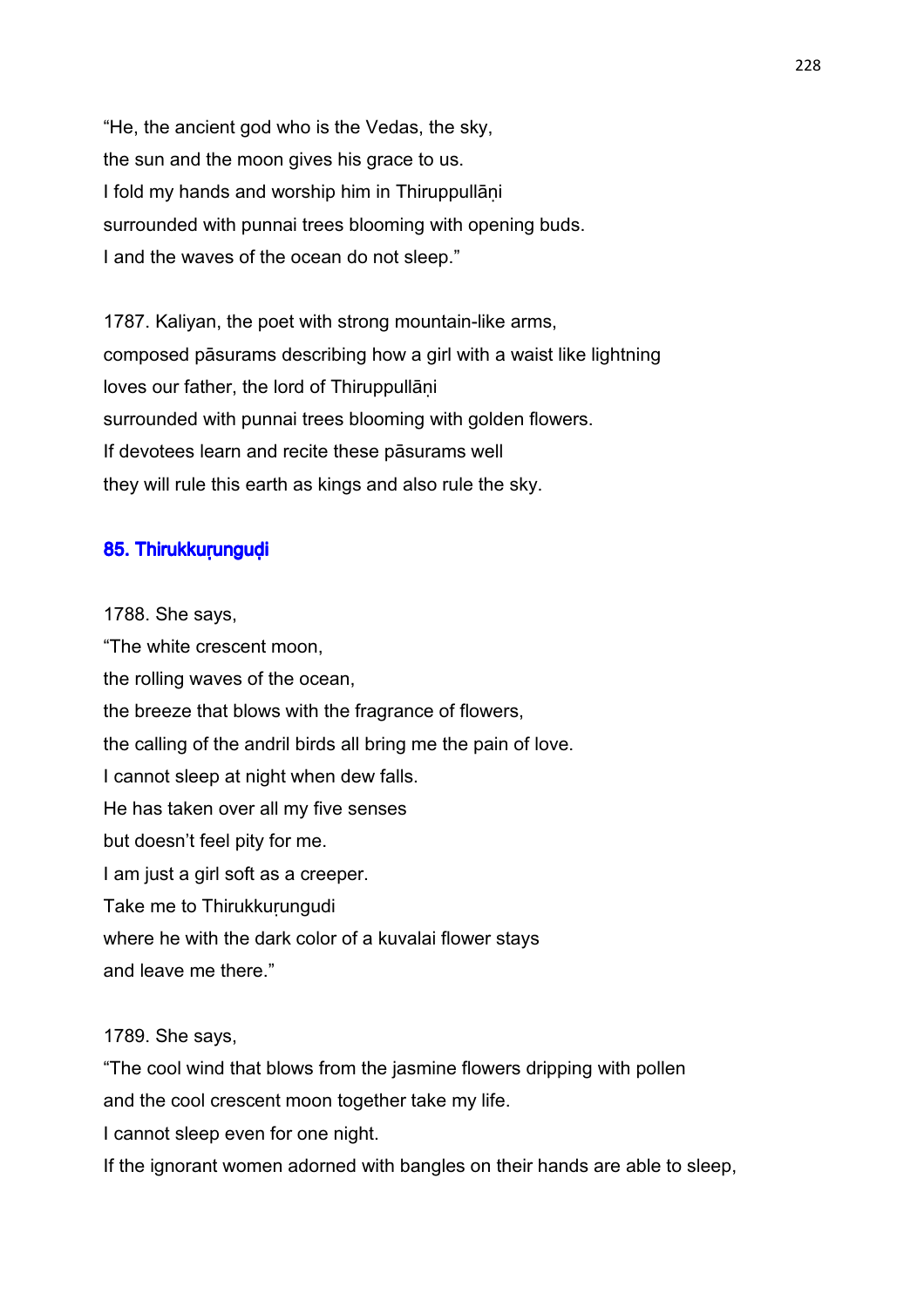“He, the ancient god who is the Vedas, the sky,
the sun and the moon gives his grace to us.
I fold my hands and worship him in Thiruppullāṇi
surrounded with punnai trees blooming with opening buds.
I and the waves of the ocean do not sleep.”

1787. Kaliyan, the poet with strong mountain-like arms,
composed pāsurams describing how a girl with a waist like lightning
loves our father, the lord of Thiruppullāṇi
surrounded with punnai trees blooming with golden flowers.
If devotees learn and recite these pāsurams well
they will rule this earth as kings and also rule the sky.

## 85. Thirukkuṛunguḍi

1788. She says,
“The white crescent moon,
the rolling waves of the ocean,
the breeze that blows with the fragrance of flowers,
the calling of the andril birds all bring me the pain of love.
I cannot sleep at night when dew falls.
He has taken over all my five senses
but doesn’t feel pity for me.
I am just a girl soft as a creeper.
Take me to Thirukkuṛungudi
where he with the dark color of a kuvalai flower stays
and leave me there.”

1789. She says,
“The cool wind that blows from the jasmine flowers dripping with pollen
and the cool crescent moon together take my life.
I cannot sleep even for one night.
If the ignorant women adorned with bangles on their hands are able to sleep,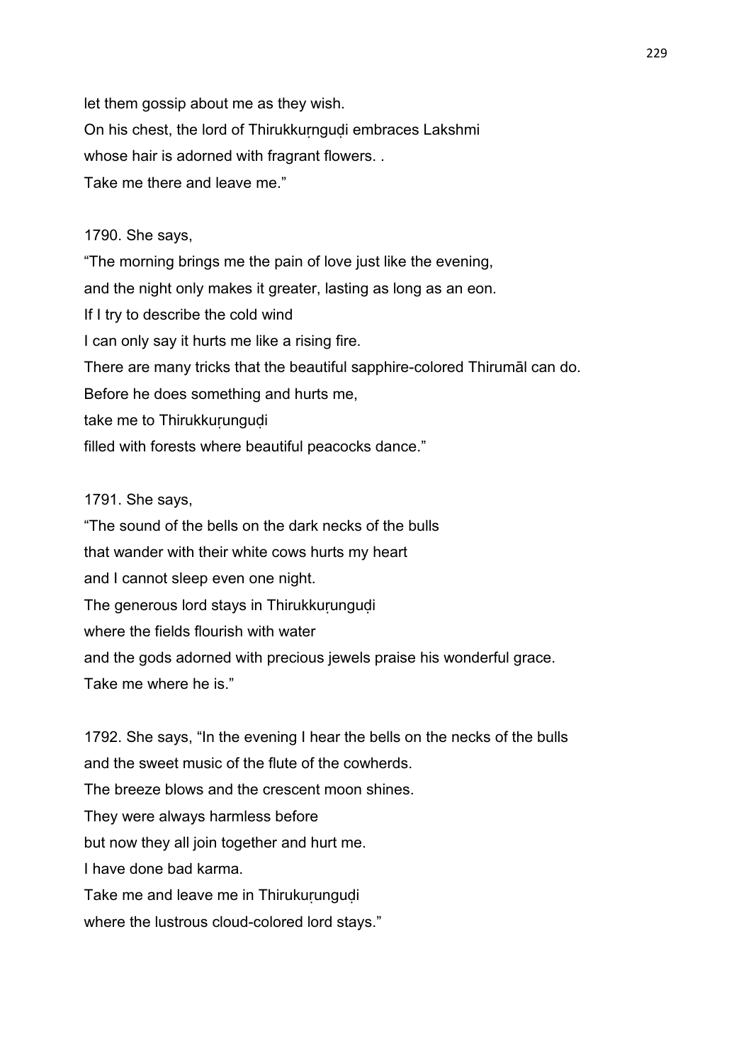let them gossip about me as they wish.
On his chest, the lord of Thirukkuṛnguḍi embraces Lakshmi
whose hair is adorned with fragrant flowers. .
Take me there and leave me."

1790. She says,
"The morning brings me the pain of love just like the evening,
and the night only makes it greater, lasting as long as an eon.
If I try to describe the cold wind
I can only say it hurts me like a rising fire.
There are many tricks that the beautiful sapphire-colored Thirumāl can do.
Before he does something and hurts me,
take me to Thirukkuṛunguḍi
filled with forests where beautiful peacocks dance."

1791. She says,
"The sound of the bells on the dark necks of the bulls
that wander with their white cows hurts my heart
and I cannot sleep even one night.
The generous lord stays in Thirukkuṛunguḍi
where the fields flourish with water
and the gods adorned with precious jewels praise his wonderful grace.
Take me where he is."

1792. She says, "In the evening I hear the bells on the necks of the bulls
and the sweet music of the flute of the cowherds.
The breeze blows and the crescent moon shines.
They were always harmless before
but now they all join together and hurt me.
I have done bad karma.
Take me and leave me in Thirukuṛunguḍi
where the lustrous cloud-colored lord stays."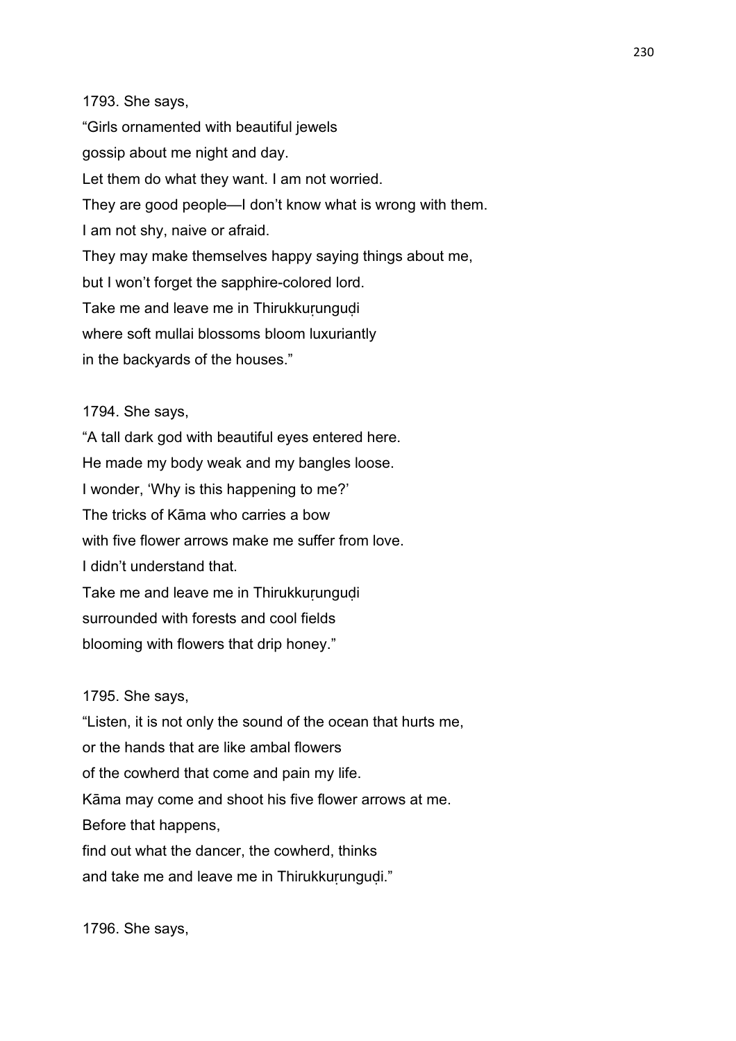1793. She says,

"Girls ornamented with beautiful jewels
gossip about me night and day.
Let them do what they want. I am not worried.
They are good people—I don't know what is wrong with them.
I am not shy, naive or afraid.
They may make themselves happy saying things about me,
but I won't forget the sapphire-colored lord.
Take me and leave me in Thirukkuṛunguḍi
where soft mullai blossoms bloom luxuriantly
in the backyards of the houses."

1794. She says,

"A tall dark god with beautiful eyes entered here.
He made my body weak and my bangles loose.
I wonder, 'Why is this happening to me?'
The tricks of Kāma who carries a bow
with five flower arrows make me suffer from love.
I didn't understand that.
Take me and leave me in Thirukkuṛunguḍi
surrounded with forests and cool fields
blooming with flowers that drip honey."

1795. She says,

"Listen, it is not only the sound of the ocean that hurts me,
or the hands that are like ambal flowers
of the cowherd that come and pain my life.
Kāma may come and shoot his five flower arrows at me.
Before that happens,
find out what the dancer, the cowherd, thinks
and take me and leave me in Thirukkuṛunguḍi."

1796. She says,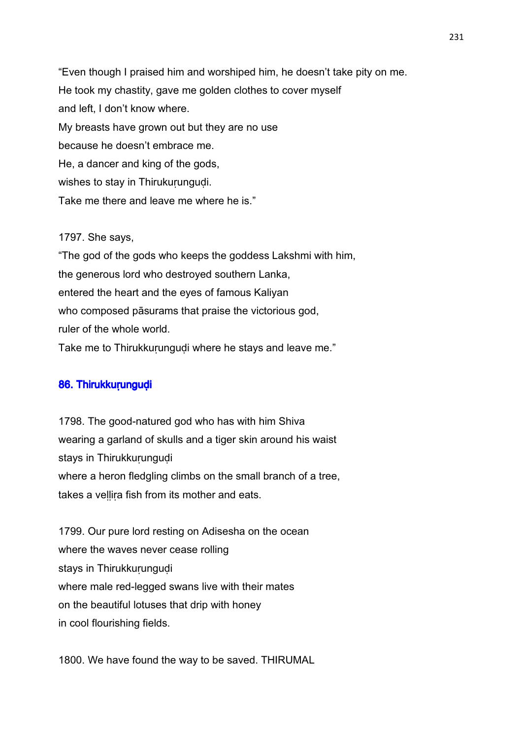"Even though I praised him and worshiped him, he doesn't take pity on me.
He took my chastity, gave me golden clothes to cover myself
and left, I don't know where.
My breasts have grown out but they are no use
because he doesn't embrace me.
He, a dancer and king of the gods,
wishes to stay in Thirukuṛunguḍi.
Take me there and leave me where he is."

1797. She says,
"The god of the gods who keeps the goddess Lakshmi with him,
the generous lord who destroyed southern Lanka,
entered the heart and the eyes of famous Kaliyan
who composed pāsurams that praise the victorious god,
ruler of the whole world.
Take me to Thirukkuṛunguḍi where he stays and leave me."

### 86. Thirukkuṛunguḍi

1798. The good-natured god who has with him Shiva
wearing a garland of skulls and a tiger skin around his waist
stays in Thirukkuṛunguḍi
where a heron fledgling climbs on the small branch of a tree,
takes a veḷḷiṛa fish from its mother and eats.

1799. Our pure lord resting on Adisesha on the ocean
where the waves never cease rolling
stays in Thirukkuṛunguḍi
where male red-legged swans live with their mates
on the beautiful lotuses that drip with honey
in cool flourishing fields.

1800. We have found the way to be saved. THIRUMAL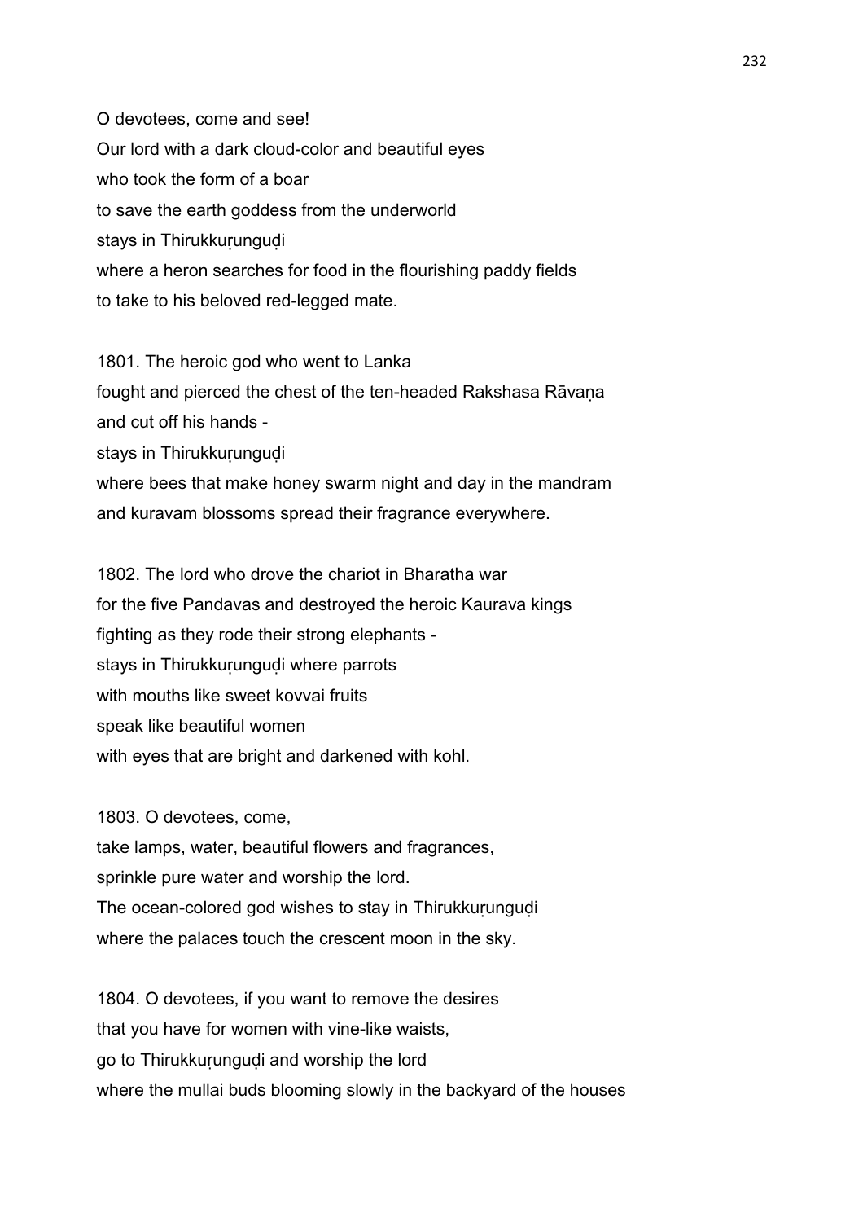O devotees, come and see!
Our lord with a dark cloud-color and beautiful eyes
who took the form of a boar
to save the earth goddess from the underworld
stays in Thirukkuṛunguḍi
where a heron searches for food in the flourishing paddy fields
to take to his beloved red-legged mate.

1801. The heroic god who went to Lanka
fought and pierced the chest of the ten-headed Rakshasa Rāvaṇa
and cut off his hands -
stays in Thirukkuṛunguḍi
where bees that make honey swarm night and day in the mandram
and kuravam blossoms spread their fragrance everywhere.

1802. The lord who drove the chariot in Bharatha war
for the five Pandavas and destroyed the heroic Kaurava kings
fighting as they rode their strong elephants -
stays in Thirukkuṛunguḍi where parrots
with mouths like sweet kovvai fruits
speak like beautiful women
with eyes that are bright and darkened with kohl.

1803. O devotees, come,
take lamps, water, beautiful flowers and fragrances,
sprinkle pure water and worship the lord.
The ocean-colored god wishes to stay in Thirukkuṛunguḍi
where the palaces touch the crescent moon in the sky.

1804. O devotees, if you want to remove the desires
that you have for women with vine-like waists,
go to Thirukkuṛunguḍi and worship the lord
where the mullai buds blooming slowly in the backyard of the houses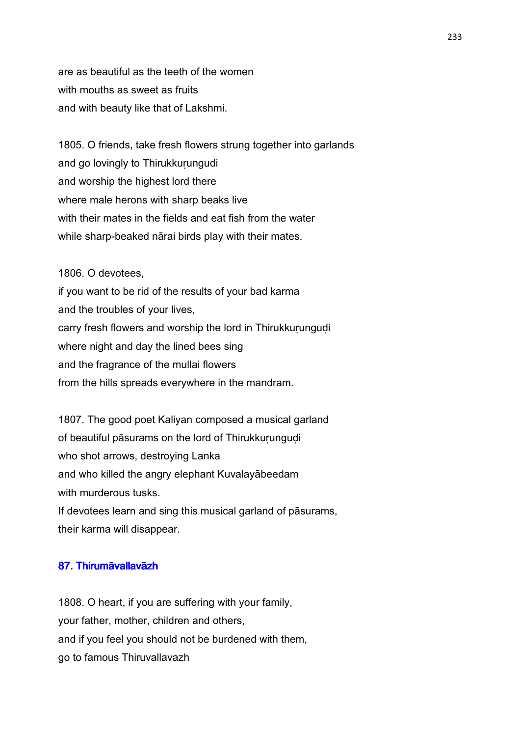are as beautiful as the teeth of the women
with mouths as sweet as fruits
and with beauty like that of Lakshmi.

1805. O friends, take fresh flowers strung together into garlands
and go lovingly to Thirukkuṛungudi
and worship the highest lord there
where male herons with sharp beaks live
with their mates in the fields and eat fish from the water
while sharp-beaked nārai birds play with their mates.

1806. O devotees,
if you want to be rid of the results of your bad karma
and the troubles of your lives,
carry fresh flowers and worship the lord in Thirukkuṛunguḍi
where night and day the lined bees sing
and the fragrance of the mullai flowers
from the hills spreads everywhere in the mandram.

1807. The good poet Kaliyan composed a musical garland
of beautiful pāsurams on the lord of Thirukkuṛunguḍi
who shot arrows, destroying Lanka
and who killed the angry elephant Kuvalayābeedam
with murderous tusks.
If devotees learn and sing this musical garland of pāsurams,
their karma will disappear.

### 87. Thirumāvallavāzh

1808. O heart, if you are suffering with your family,
your father, mother, children and others,
and if you feel you should not be burdened with them,
go to famous Thiruvallavazh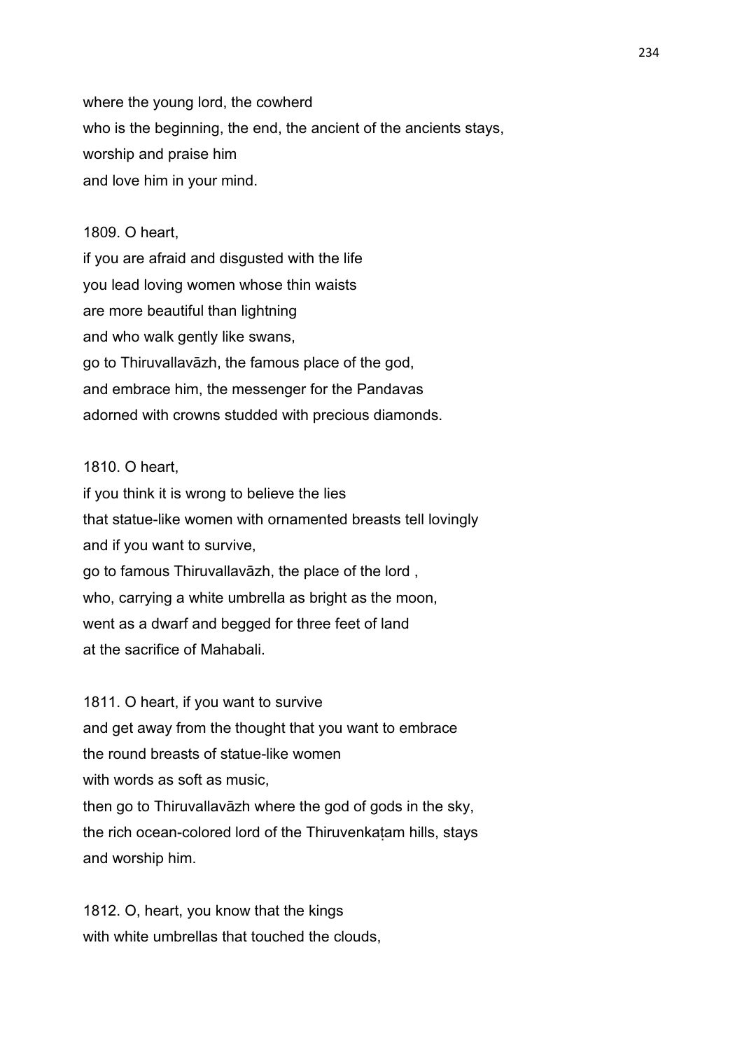where the young lord, the cowherd
who is the beginning, the end, the ancient of the ancients stays,
worship and praise him
and love him in your mind.

1809. O heart,
if you are afraid and disgusted with the life
you lead loving women whose thin waists
are more beautiful than lightning
and who walk gently like swans,
go to Thiruvallavāzh, the famous place of the god,
and embrace him, the messenger for the Pandavas
adorned with crowns studded with precious diamonds.

1810. O heart,
if you think it is wrong to believe the lies
that statue-like women with ornamented breasts tell lovingly
and if you want to survive,
go to famous Thiruvallavāzh, the place of the lord ,
who, carrying a white umbrella as bright as the moon,
went as a dwarf and begged for three feet of land
at the sacrifice of Mahabali.

1811. O heart, if you want to survive
and get away from the thought that you want to embrace
the round breasts of statue-like women
with words as soft as music,
then go to Thiruvallavāzh where the god of gods in the sky,
the rich ocean-colored lord of the Thiruvenkaṭam hills, stays
and worship him.

1812. O, heart, you know that the kings
with white umbrellas that touched the clouds,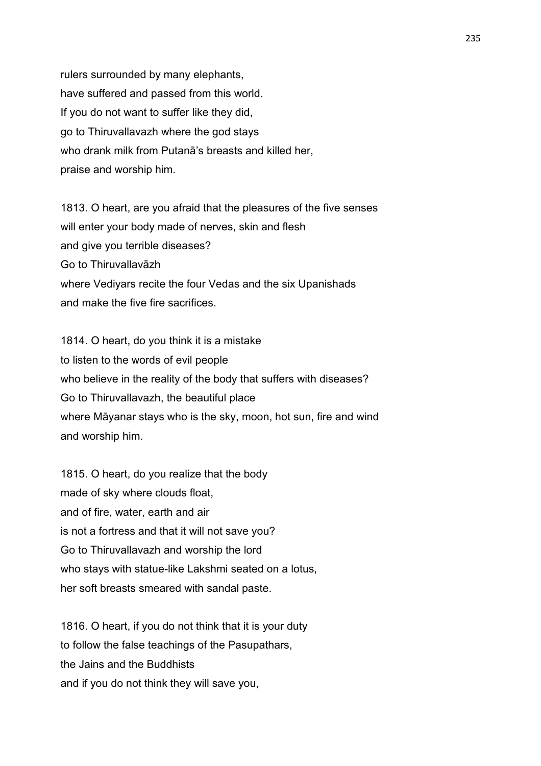rulers surrounded by many elephants,
have suffered and passed from this world.
If you do not want to suffer like they did,
go to Thiruvallavazh where the god stays
who drank milk from Putanā's breasts and killed her,
praise and worship him.

1813. O heart, are you afraid that the pleasures of the five senses
will enter your body made of nerves, skin and flesh
and give you terrible diseases?
Go to Thiruvallavāzh
where Vediyars recite the four Vedas and the six Upanishads
and make the five fire sacrifices.

1814. O heart, do you think it is a mistake
to listen to the words of evil people
who believe in the reality of the body that suffers with diseases?
Go to Thiruvallavazh, the beautiful place
where Māyanar stays who is the sky, moon, hot sun, fire and wind
and worship him.

1815. O heart, do you realize that the body
made of sky where clouds float,
and of fire, water, earth and air
is not a fortress and that it will not save you?
Go to Thiruvallavazh and worship the lord
who stays with statue-like Lakshmi seated on a lotus,
her soft breasts smeared with sandal paste.

1816. O heart, if you do not think that it is your duty
to follow the false teachings of the Pasupathars,
the Jains and the Buddhists
and if you do not think they will save you,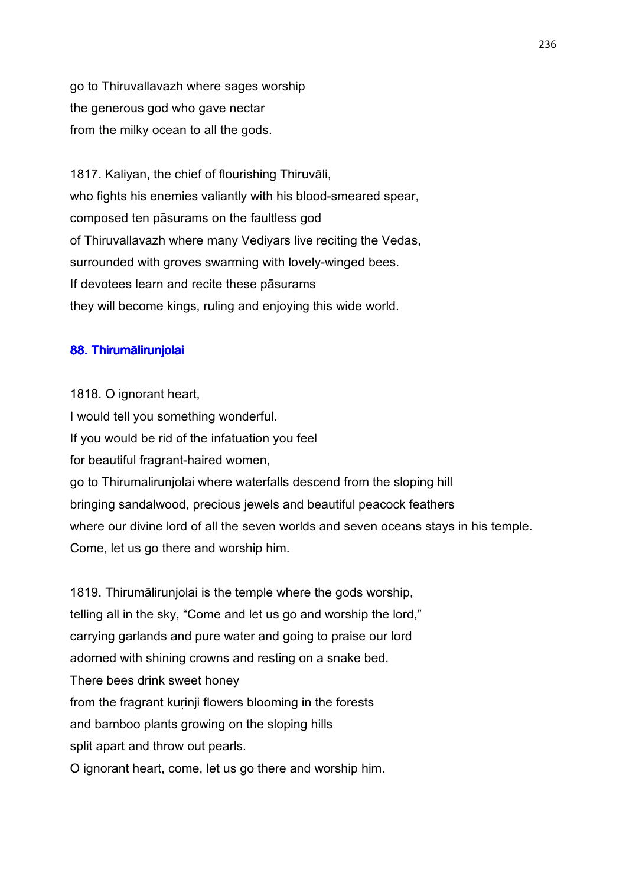go to Thiruvallavazh where sages worship
the generous god who gave nectar
from the milky ocean to all the gods.

1817. Kaliyan, the chief of flourishing Thiruvāli,
who fights his enemies valiantly with his blood-smeared spear,
composed ten pāsurams on the faultless god
of Thiruvallavazh where many Vediyars live reciting the Vedas,
surrounded with groves swarming with lovely-winged bees.
If devotees learn and recite these pāsurams
they will become kings, ruling and enjoying this wide world.

### 88. Thirumālirunjolai

1818. O ignorant heart,
I would tell you something wonderful.
If you would be rid of the infatuation you feel
for beautiful fragrant-haired women,
go to Thirumalirunjolai where waterfalls descend from the sloping hill
bringing sandalwood, precious jewels and beautiful peacock feathers
where our divine lord of all the seven worlds and seven oceans stays in his temple.
Come, let us go there and worship him.

1819. Thirumālirunjolai is the temple where the gods worship,
telling all in the sky, "Come and let us go and worship the lord,"
carrying garlands and pure water and going to praise our lord
adorned with shining crowns and resting on a snake bed.
There bees drink sweet honey
from the fragrant kuṛinji flowers blooming in the forests
and bamboo plants growing on the sloping hills
split apart and throw out pearls.
O ignorant heart, come, let us go there and worship him.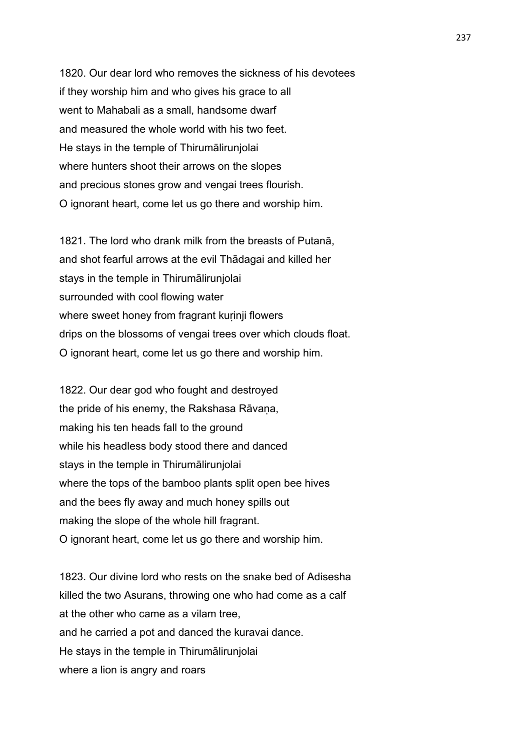1820. Our dear lord who removes the sickness of his devotees
if they worship him and who gives his grace to all
went to Mahabali as a small, handsome dwarf
and measured the whole world with his two feet.
He stays in the temple of Thirumālirunjolai
where hunters shoot their arrows on the slopes
and precious stones grow and vengai trees flourish.
O ignorant heart, come let us go there and worship him.

1821. The lord who drank milk from the breasts of Putanā,
and shot fearful arrows at the evil Thādagai and killed her
stays in the temple in Thirumālirunjolai
surrounded with cool flowing water
where sweet honey from fragrant kuṛinji flowers
drips on the blossoms of vengai trees over which clouds float.
O ignorant heart, come let us go there and worship him.

1822. Our dear god who fought and destroyed
the pride of his enemy, the Rakshasa Rāvaṇa,
making his ten heads fall to the ground
while his headless body stood there and danced
stays in the temple in Thirumālirunjolai
where the tops of the bamboo plants split open bee hives
and the bees fly away and much honey spills out
making the slope of the whole hill fragrant.
O ignorant heart, come let us go there and worship him.

1823. Our divine lord who rests on the snake bed of Adisesha
killed the two Asurans, throwing one who had come as a calf
at the other who came as a vilam tree,
and he carried a pot and danced the kuravai dance.
He stays in the temple in Thirumālirunjolai
where a lion is angry and roars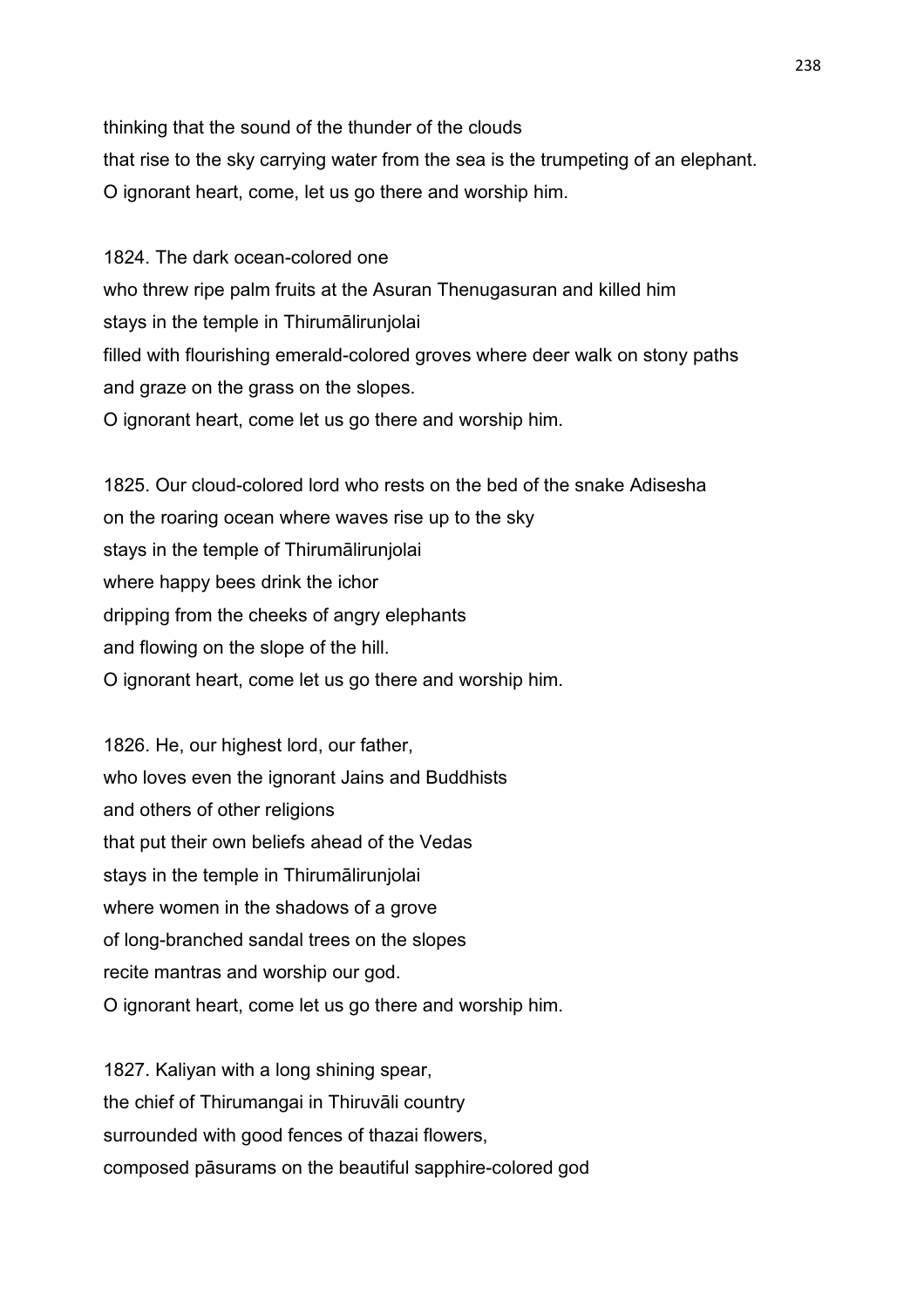thinking that the sound of the thunder of the clouds
that rise to the sky carrying water from the sea is the trumpeting of an elephant.
O ignorant heart, come, let us go there and worship him.

1824. The dark ocean-colored one
who threw ripe palm fruits at the Asuran Thenugasuran and killed him
stays in the temple in Thirumālirunjolai
filled with flourishing emerald-colored groves where deer walk on stony paths
and graze on the grass on the slopes.
O ignorant heart, come let us go there and worship him.

1825. Our cloud-colored lord who rests on the bed of the snake Adisesha
on the roaring ocean where waves rise up to the sky
stays in the temple of Thirumālirunjolai
where happy bees drink the ichor
dripping from the cheeks of angry elephants
and flowing on the slope of the hill.
O ignorant heart, come let us go there and worship him.

1826. He, our highest lord, our father,
who loves even the ignorant Jains and Buddhists
and others of other religions
that put their own beliefs ahead of the Vedas
stays in the temple in Thirumālirunjolai
where women in the shadows of a grove
of long-branched sandal trees on the slopes
recite mantras and worship our god.
O ignorant heart, come let us go there and worship him.

1827. Kaliyan with a long shining spear,
the chief of Thirumangai in Thiruvāli country
surrounded with good fences of thazai flowers,
composed pāsurams on the beautiful sapphire-colored god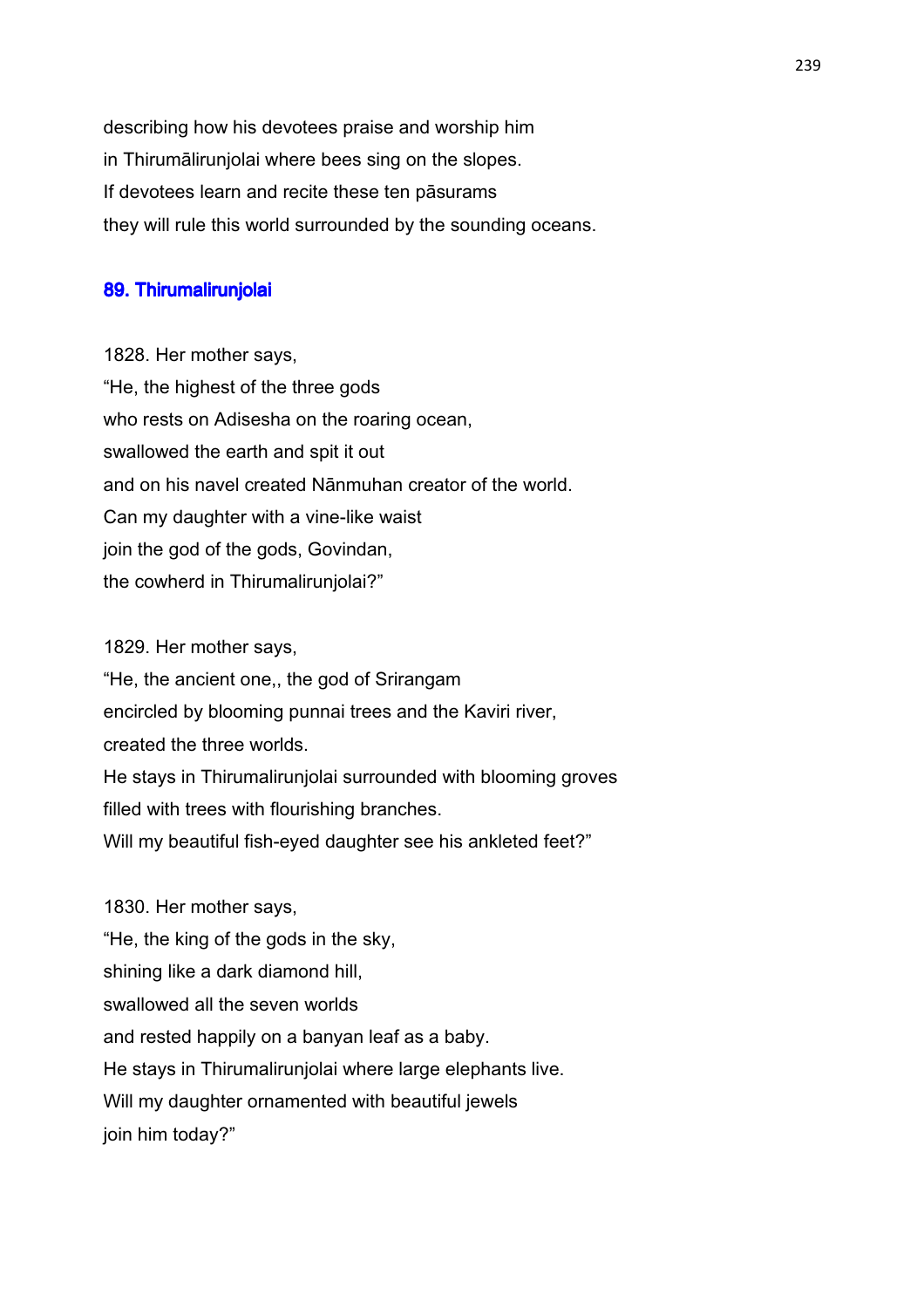describing how his devotees praise and worship him
in Thirumālirunjolai where bees sing on the slopes.
If devotees learn and recite these ten pāsurams
they will rule this world surrounded by the sounding oceans.

## 89. Thirumalirunjolai

1828. Her mother says,
“He, the highest of the three gods
who rests on Adisesha on the roaring ocean,
swallowed the earth and spit it out
and on his navel created Nānmuhan creator of the world.
Can my daughter with a vine-like waist
join the god of the gods, Govindan,
the cowherd in Thirumalirunjolai?”

1829. Her mother says,
“He, the ancient one,, the god of Srirangam
encircled by blooming punnai trees and the Kaviri river,
created the three worlds.
He stays in Thirumalirunjolai surrounded with blooming groves
filled with trees with flourishing branches.
Will my beautiful fish-eyed daughter see his ankleted feet?”

1830. Her mother says,
“He, the king of the gods in the sky,
shining like a dark diamond hill,
swallowed all the seven worlds
and rested happily on a banyan leaf as a baby.
He stays in Thirumalirunjolai where large elephants live.
Will my daughter ornamented with beautiful jewels
join him today?”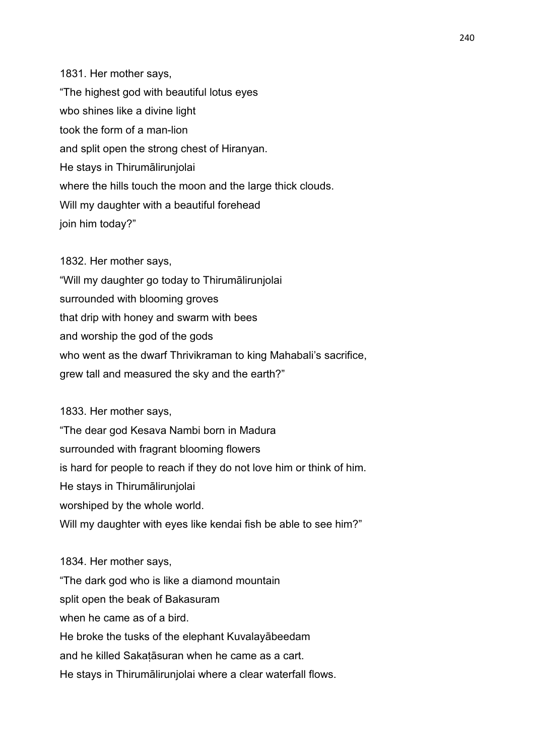1831. Her mother says,
“The highest god with beautiful lotus eyes
wbo shines like a divine light
took the form of a man-lion
and split open the strong chest of Hiranyan.
He stays in Thirumālirunjolai
where the hills touch the moon and the large thick clouds.
Will my daughter with a beautiful forehead
join him today?”

1832. Her mother says,
“Will my daughter go today to Thirumālirunjolai
surrounded with blooming groves
that drip with honey and swarm with bees
and worship the god of the gods
who went as the dwarf Thrivikraman to king Mahabali’s sacrifice,
grew tall and measured the sky and the earth?”

1833. Her mother says,
“The dear god Kesava Nambi born in Madura
surrounded with fragrant blooming flowers
is hard for people to reach if they do not love him or think of him.
He stays in Thirumālirunjolai
worshiped by the whole world.
Will my daughter with eyes like kendai fish be able to see him?”

1834. Her mother says,
“The dark god who is like a diamond mountain
split open the beak of Bakasuram
when he came as of a bird.
He broke the tusks of the elephant Kuvalayābeedam
and he killed Sakaṭāsuran when he came as a cart.
He stays in Thirumālirunjolai where a clear waterfall flows.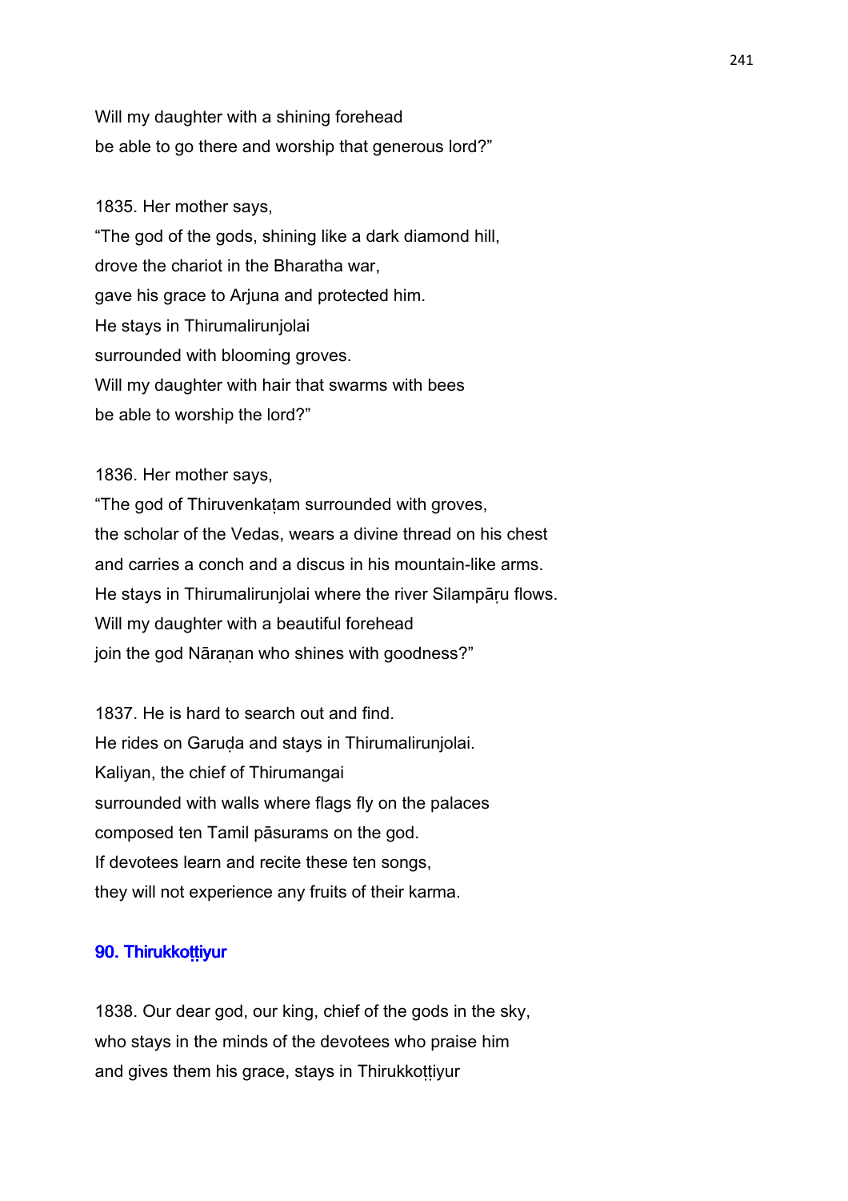Will my daughter with a shining forehead
be able to go there and worship that generous lord?"

1835. Her mother says,
"The god of the gods, shining like a dark diamond hill,
drove the chariot in the Bharatha war,
gave his grace to Arjuna and protected him.
He stays in Thirumalirunjolai
surrounded with blooming groves.
Will my daughter with hair that swarms with bees
be able to worship the lord?"

1836. Her mother says,
"The god of Thiruvenkaṭam surrounded with groves,
the scholar of the Vedas, wears a divine thread on his chest
and carries a conch and a discus in his mountain-like arms.
He stays in Thirumalirunjolai where the river Silampāṛu flows.
Will my daughter with a beautiful forehead
join the god Nāraṇan who shines with goodness?"

1837. He is hard to search out and find.
He rides on Garuḍa and stays in Thirumalirunjolai.
Kaliyan, the chief of Thirumangai
surrounded with walls where flags fly on the palaces
composed ten Tamil pāsurams on the god.
If devotees learn and recite these ten songs,
they will not experience any fruits of their karma.

## 90. Thirukkoṭṭiyur

1838. Our dear god, our king, chief of the gods in the sky,
who stays in the minds of the devotees who praise him
and gives them his grace, stays in Thirukkoṭṭiyur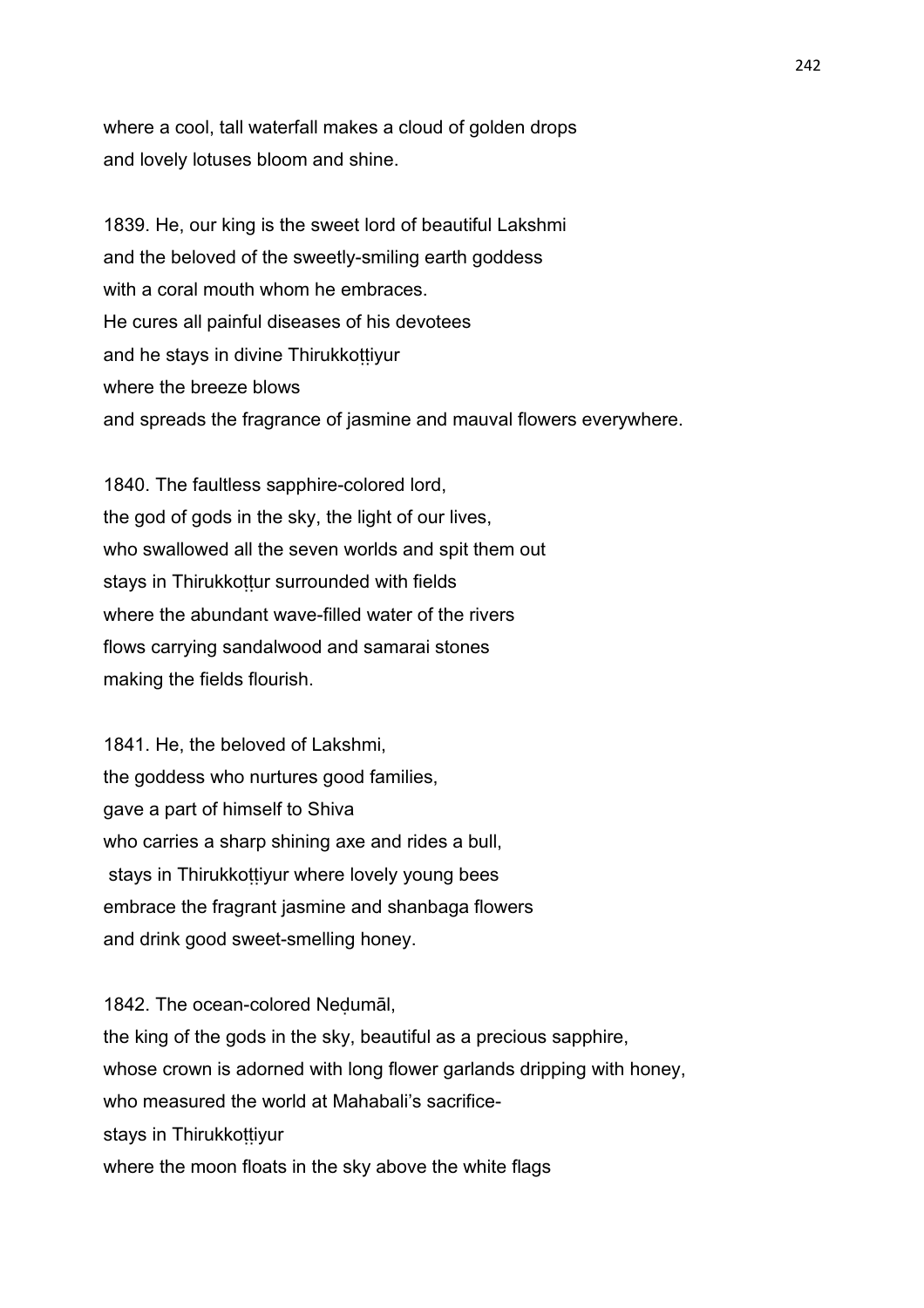where a cool, tall waterfall makes a cloud of golden drops
and lovely lotuses bloom and shine.

1839. He, our king is the sweet lord of beautiful Lakshmi
and the beloved of the sweetly-smiling earth goddess
with a coral mouth whom he embraces.
He cures all painful diseases of his devotees
and he stays in divine Thirukkoṭṭiyur
where the breeze blows
and spreads the fragrance of jasmine and mauval flowers everywhere.

1840. The faultless sapphire-colored lord,
the god of gods in the sky, the light of our lives,
who swallowed all the seven worlds and spit them out
stays in Thirukkoṭṭur surrounded with fields
where the abundant wave-filled water of the rivers
flows carrying sandalwood and samarai stones
making the fields flourish.

1841. He, the beloved of Lakshmi,
the goddess who nurtures good families,
gave a part of himself to Shiva
who carries a sharp shining axe and rides a bull,
stays in Thirukkoṭṭiyur where lovely young bees
embrace the fragrant jasmine and shanbaga flowers
and drink good sweet-smelling honey.

1842. The ocean-colored Neḍumāl,
the king of the gods in the sky, beautiful as a precious sapphire,
whose crown is adorned with long flower garlands dripping with honey,
who measured the world at Mahabali's sacrifice-
stays in Thirukkoṭṭiyur
where the moon floats in the sky above the white flags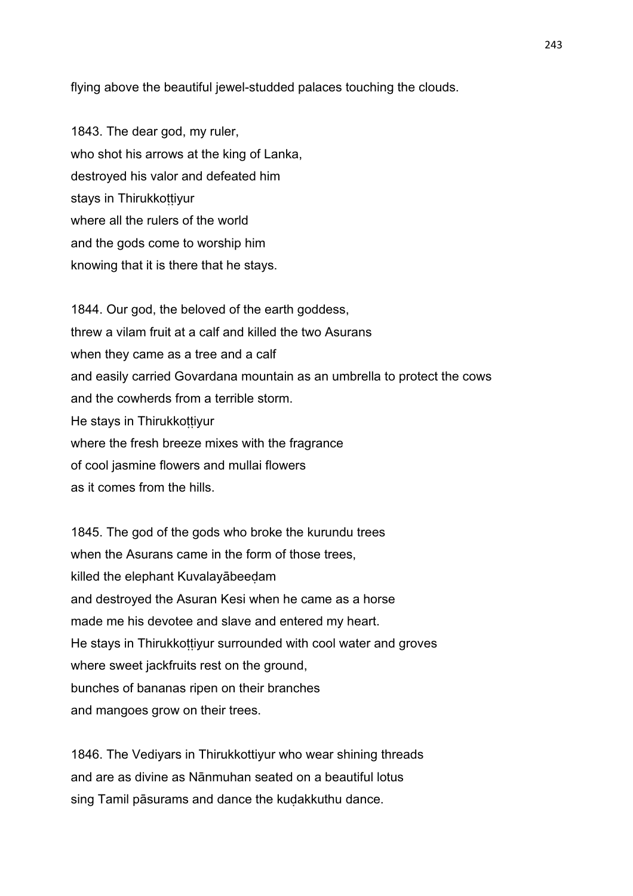flying above the beautiful jewel-studded palaces touching the clouds.

1843. The dear god, my ruler,
who shot his arrows at the king of Lanka,
destroyed his valor and defeated him
stays in Thirukkoṭṭiyur
where all the rulers of the world
and the gods come to worship him
knowing that it is there that he stays.

1844. Our god, the beloved of the earth goddess,
threw a vilam fruit at a calf and killed the two Asurans
when they came as a tree and a calf
and easily carried Govardana mountain as an umbrella to protect the cows
and the cowherds from a terrible storm.
He stays in Thirukkoṭṭiyur
where the fresh breeze mixes with the fragrance
of cool jasmine flowers and mullai flowers
as it comes from the hills.

1845. The god of the gods who broke the kurundu trees
when the Asurans came in the form of those trees,
killed the elephant Kuvalayābeeḍam
and destroyed the Asuran Kesi when he came as a horse
made me his devotee and slave and entered my heart.
He stays in Thirukkoṭṭiyur surrounded with cool water and groves
where sweet jackfruits rest on the ground,
bunches of bananas ripen on their branches
and mangoes grow on their trees.

1846. The Vediyars in Thirukkottiyur who wear shining threads
and are as divine as Nānmuhan seated on a beautiful lotus
sing Tamil pāsurams and dance the kuḍakkuthu dance.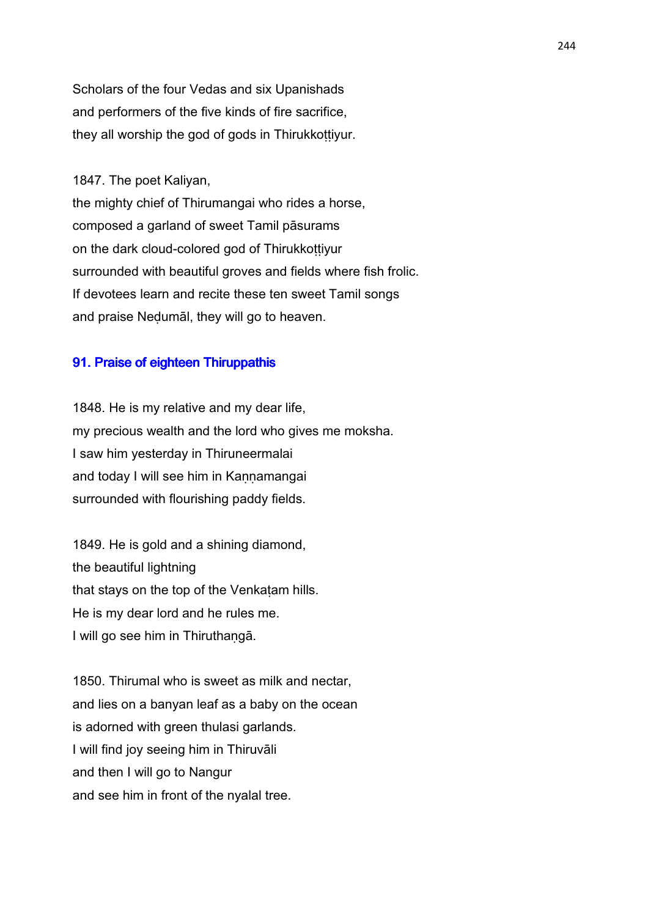Scholars of the four Vedas and six Upanishads
and performers of the five kinds of fire sacrifice,
they all worship the god of gods in Thirukkoṭṭiyur.

1847. The poet Kaliyan,
the mighty chief of Thirumangai who rides a horse,
composed a garland of sweet Tamil pāsurams
on the dark cloud-colored god of Thirukkoṭṭiyur
surrounded with beautiful groves and fields where fish frolic.
If devotees learn and recite these ten sweet Tamil songs
and praise Neḍumāl, they will go to heaven.

## 91. Praise of eighteen Thiruppathis

1848. He is my relative and my dear life,
my precious wealth and the lord who gives me moksha.
I saw him yesterday in Thiruneermalai
and today I will see him in Kaṇṇamangai
surrounded with flourishing paddy fields.

1849. He is gold and a shining diamond,
the beautiful lightning
that stays on the top of the Venkaṭam hills.
He is my dear lord and he rules me.
I will go see him in Thiruthaṇgā.

1850. Thirumal who is sweet as milk and nectar,
and lies on a banyan leaf as a baby on the ocean
is adorned with green thulasi garlands.
I will find joy seeing him in Thiruvāli
and then I will go to Nangur
and see him in front of the nyalal tree.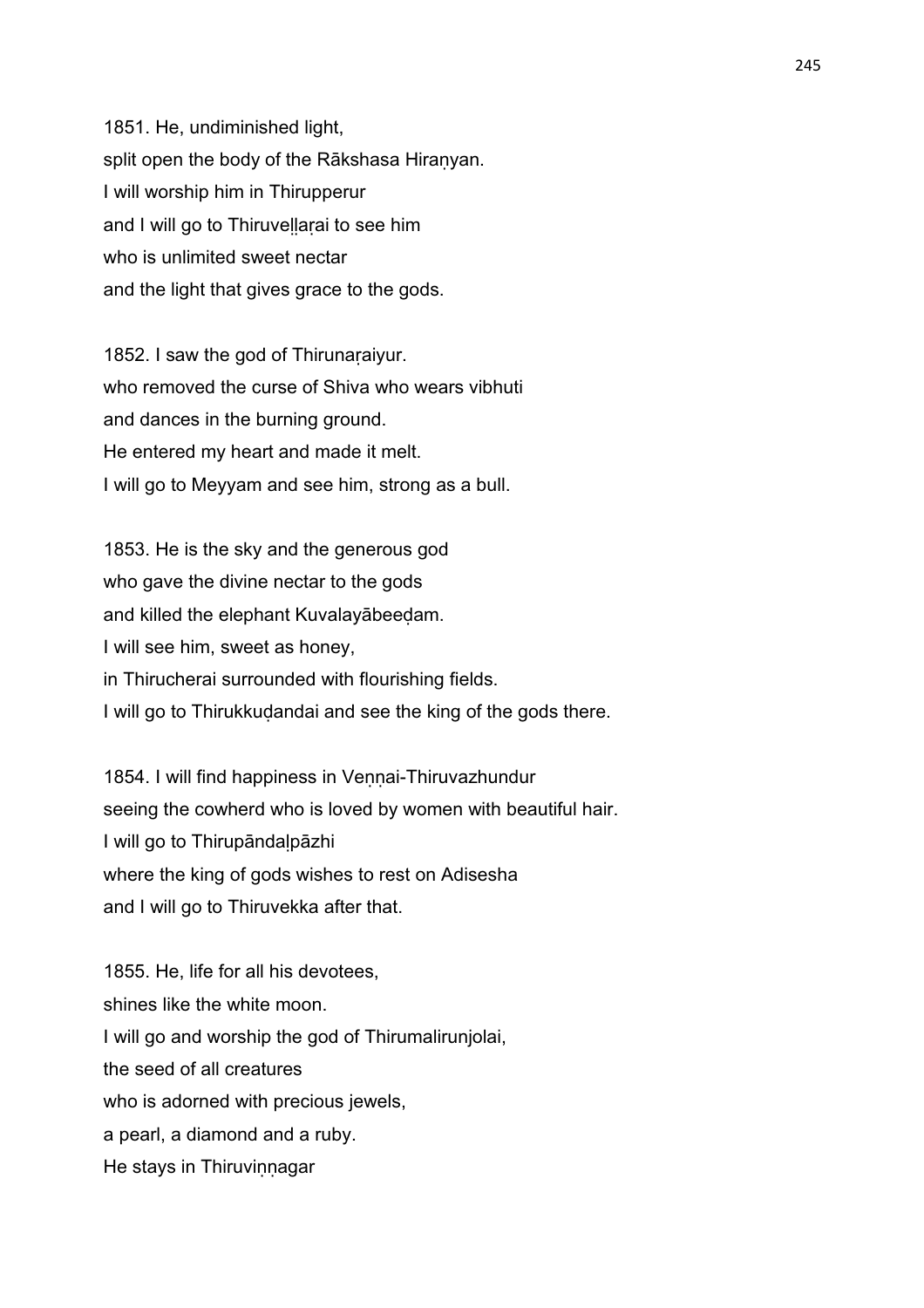1851. He, undiminished light,  
split open the body of the Rākshasa Hiraṇyan.  
I will worship him in Thirupperur  
and I will go to Thiruveḷḷaṛai to see him  
who is unlimited sweet nectar  
and the light that gives grace to the gods.

1852. I saw the god of Thirunaṛaiyur.  
who removed the curse of Shiva who wears vibhuti  
and dances in the burning ground.  
He entered my heart and made it melt.  
I will go to Meyyam and see him, strong as a bull.

1853. He is the sky and the generous god  
who gave the divine nectar to the gods  
and killed the elephant Kuvalayābeeḍam.  
I will see him, sweet as honey,  
in Thirucherai surrounded with flourishing fields.  
I will go to Thirukkuḍandai and see the king of the gods there.

1854. I will find happiness in Veṇṇai-Thiruvazhundur  
seeing the cowherd who is loved by women with beautiful hair.  
I will go to Thirupāndaḷpāzhi  
where the king of gods wishes to rest on Adisesha  
and I will go to Thiruvekka after that.

1855. He, life for all his devotees,  
shines like the white moon.  
I will go and worship the god of Thirumalirunjolai,  
the seed of all creatures  
who is adorned with precious jewels,  
a pearl, a diamond and a ruby.  
He stays in Thiruviṇṇagar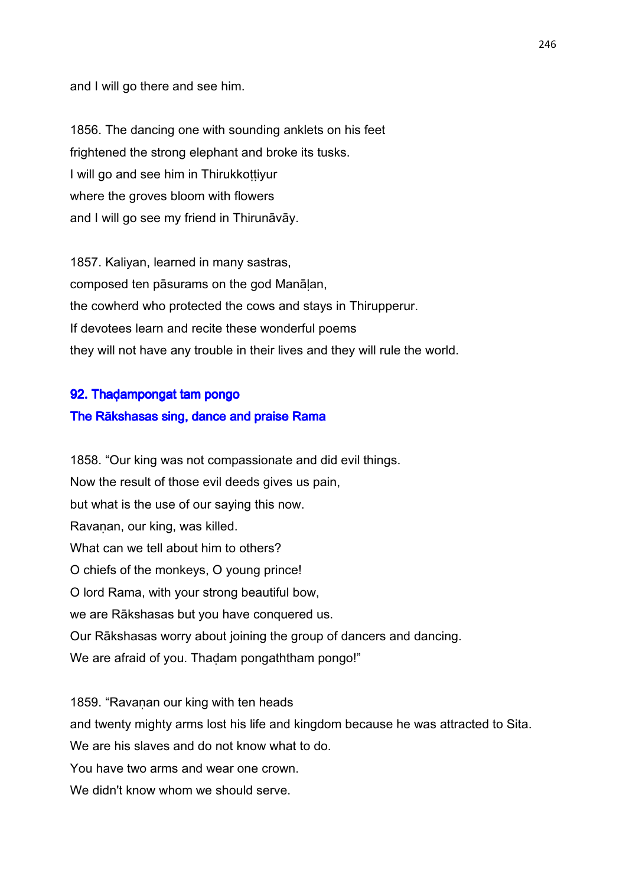and I will go there and see him.

1856. The dancing one with sounding anklets on his feet
frightened the strong elephant and broke its tusks.
I will go and see him in Thirukkoṭṭiyur
where the groves bloom with flowers
and I will go see my friend in Thirunāvāy.

1857. Kaliyan, learned in many sastras,
composed ten pāsurams on the god Manāḷan,
the cowherd who protected the cows and stays in Thirupperur.
If devotees learn and recite these wonderful poems
they will not have any trouble in their lives and they will rule the world.

## 92. Thaḍampongat tam pongo

### The Rākshasas sing, dance and praise Rama

1858. "Our king was not compassionate and did evil things.
Now the result of those evil deeds gives us pain,
but what is the use of our saying this now.
Ravaṇan, our king, was killed.
What can we tell about him to others?
O chiefs of the monkeys, O young prince!
O lord Rama, with your strong beautiful bow,
we are Rākshasas but you have conquered us.
Our Rākshasas worry about joining the group of dancers and dancing.
We are afraid of you. Thaḍam pongaththam pongo!"

1859. "Ravaṇan our king with ten heads
and twenty mighty arms lost his life and kingdom because he was attracted to Sita.
We are his slaves and do not know what to do.
You have two arms and wear one crown.
We didn't know whom we should serve.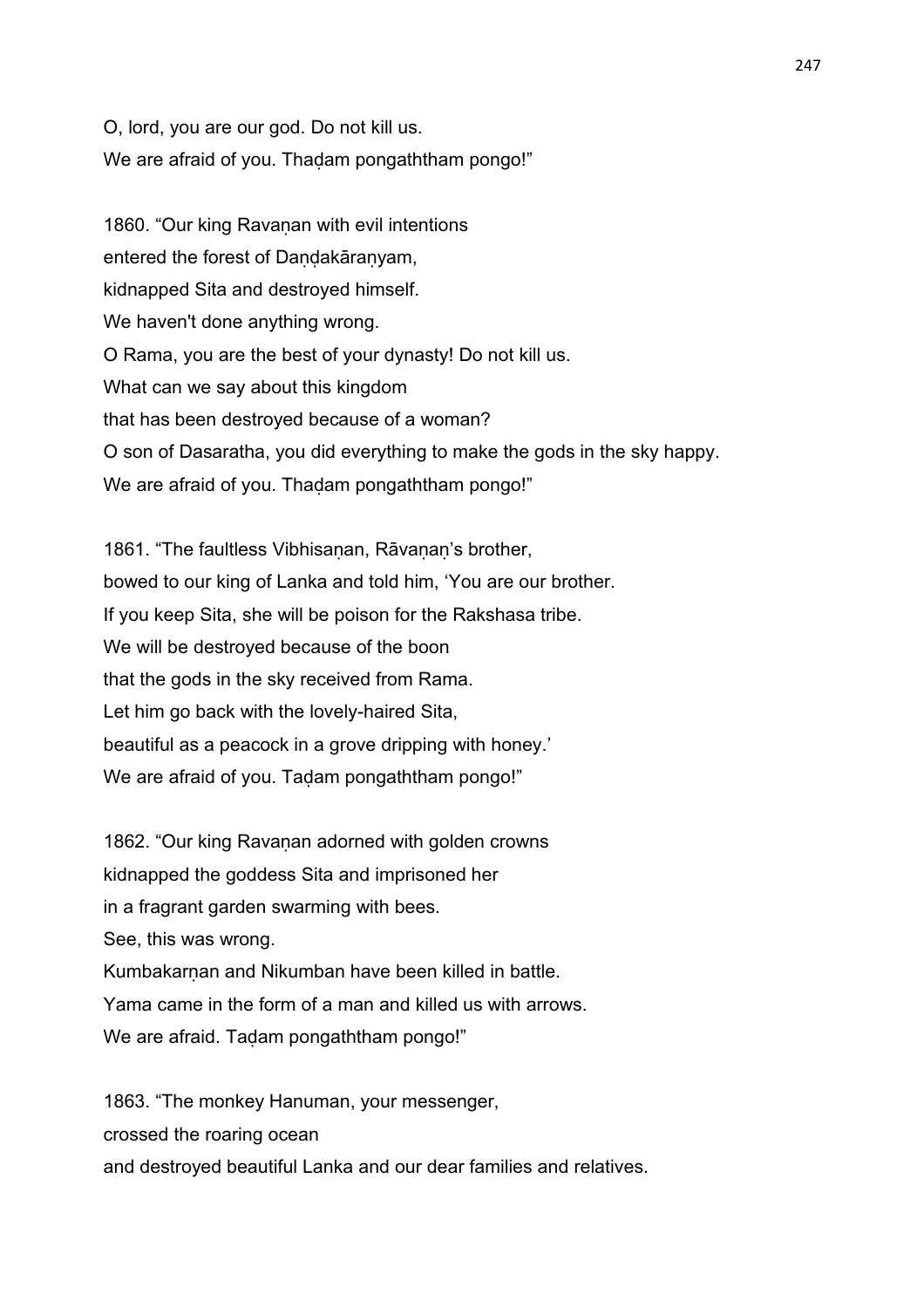O, lord, you are our god. Do not kill us.
We are afraid of you. Thaḍam pongaththam pongo!"

1860. "Our king Ravaṇan with evil intentions
entered the forest of Daṇḍakāraṇyam,
kidnapped Sita and destroyed himself.
We haven't done anything wrong.
O Rama, you are the best of your dynasty! Do not kill us.
What can we say about this kingdom
that has been destroyed because of a woman?
O son of Dasaratha, you did everything to make the gods in the sky happy.
We are afraid of you. Thaḍam pongaththam pongo!"

1861. "The faultless Vibhisaṇan, Rāvaṇaṇ's brother,
bowed to our king of Lanka and told him, 'You are our brother.
If you keep Sita, she will be poison for the Rakshasa tribe.
We will be destroyed because of the boon
that the gods in the sky received from Rama.
Let him go back with the lovely-haired Sita,
beautiful as a peacock in a grove dripping with honey.'
We are afraid of you. Taḍam pongaththam pongo!"

1862. "Our king Ravaṇan adorned with golden crowns
kidnapped the goddess Sita and imprisoned her
in a fragrant garden swarming with bees.
See, this was wrong.
Kumbakarṇan and Nikumban have been killed in battle.
Yama came in the form of a man and killed us with arrows.
We are afraid. Taḍam pongaththam pongo!"

1863. "The monkey Hanuman, your messenger,
crossed the roaring ocean
and destroyed beautiful Lanka and our dear families and relatives.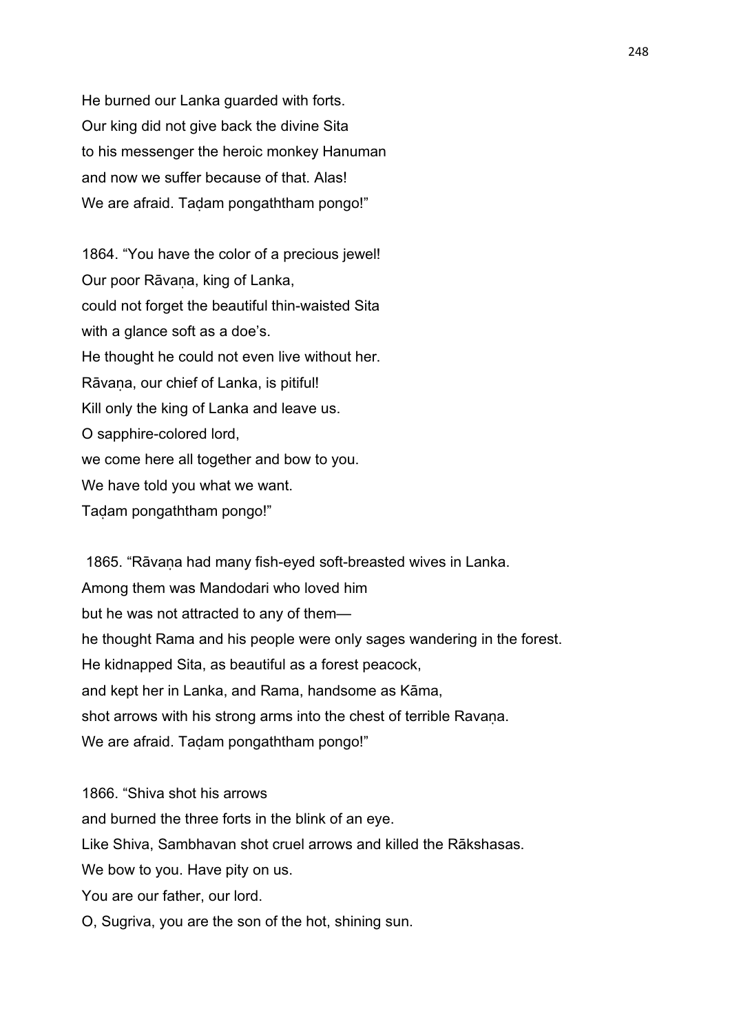He burned our Lanka guarded with forts.
Our king did not give back the divine Sita
to his messenger the heroic monkey Hanuman
and now we suffer because of that. Alas!
We are afraid. Taḍam pongaththam pongo!"

1864. "You have the color of a precious jewel!
Our poor Rāvaṇa, king of Lanka,
could not forget the beautiful thin-waisted Sita
with a glance soft as a doe's.
He thought he could not even live without her.
Rāvaṇa, our chief of Lanka, is pitiful!
Kill only the king of Lanka and leave us.
O sapphire-colored lord,
we come here all together and bow to you.
We have told you what we want.
Taḍam pongaththam pongo!"

1865. "Rāvaṇa had many fish-eyed soft-breasted wives in Lanka.
Among them was Mandodari who loved him
but he was not attracted to any of them—
he thought Rama and his people were only sages wandering in the forest.
He kidnapped Sita, as beautiful as a forest peacock,
and kept her in Lanka, and Rama, handsome as Kāma,
shot arrows with his strong arms into the chest of terrible Ravaṇa.
We are afraid. Taḍam pongaththam pongo!"

1866. "Shiva shot his arrows
and burned the three forts in the blink of an eye.
Like Shiva, Sambhavan shot cruel arrows and killed the Rākshasas.
We bow to you. Have pity on us.
You are our father, our lord.
O, Sugriva, you are the son of the hot, shining sun.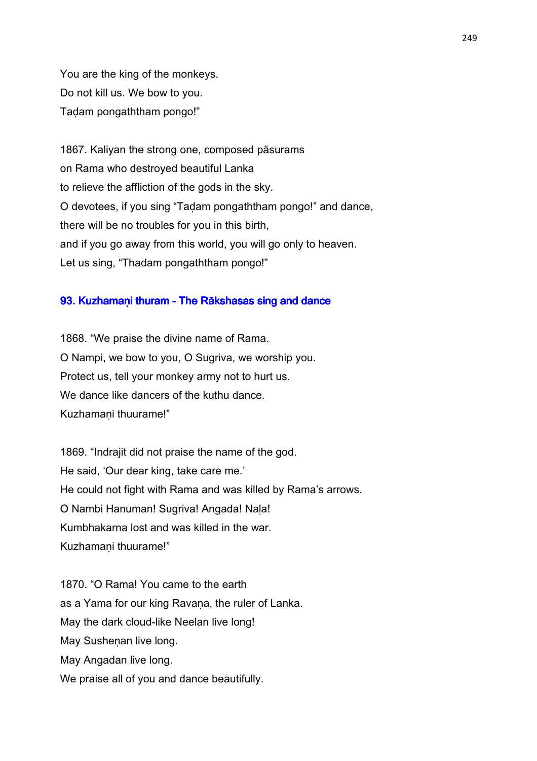You are the king of the monkeys.
Do not kill us. We bow to you.
Taḍam pongaththam pongo!"

1867. Kaliyan the strong one, composed pāsurams
on Rama who destroyed beautiful Lanka
to relieve the affliction of the gods in the sky.
O devotees, if you sing "Taḍam pongaththam pongo!" and dance,
there will be no troubles for you in this birth,
and if you go away from this world, you will go only to heaven.
Let us sing, "Thadam pongaththam pongo!"

### 93. Kuzhamaṇi thuram - The Rākshasas sing and dance

1868. "We praise the divine name of Rama.
O Nampi, we bow to you, O Sugriva, we worship you.
Protect us, tell your monkey army not to hurt us.
We dance like dancers of the kuthu dance.
Kuzhamaṇi thuurame!"

1869. "Indrajit did not praise the name of the god.
He said, 'Our dear king, take care me.'
He could not fight with Rama and was killed by Rama's arrows.
O Nambi Hanuman! Sugriva! Angada! Naḷa!
Kumbhakarna lost and was killed in the war.
Kuzhamaṇi thuurame!"

1870. "O Rama! You came to the earth
as a Yama for our king Ravaṇa, the ruler of Lanka.
May the dark cloud-like Neelan live long!
May Susheṇan live long.
May Angadan live long.
We praise all of you and dance beautifully.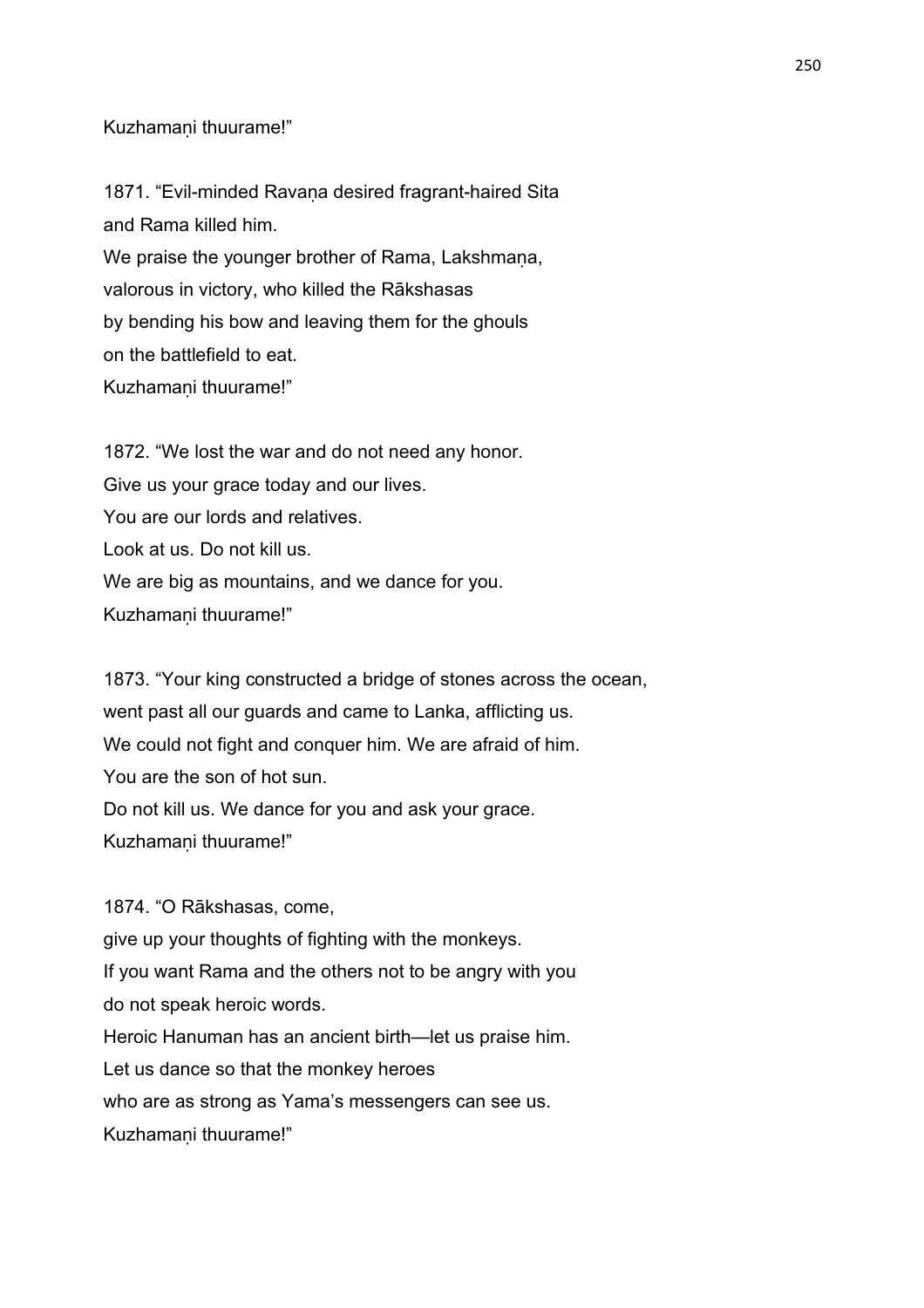Kuzhamaṇi thuurame!"

1871. "Evil-minded Ravaṇa desired fragrant-haired Sita
and Rama killed him.
We praise the younger brother of Rama, Lakshmaṇa,
valorous in victory, who killed the Rākshasas
by bending his bow and leaving them for the ghouls
on the battlefield to eat.
Kuzhamaṇi thuurame!"

1872. "We lost the war and do not need any honor.
Give us your grace today and our lives.
You are our lords and relatives.
Look at us. Do not kill us.
We are big as mountains, and we dance for you.
Kuzhamaṇi thuurame!"

1873. "Your king constructed a bridge of stones across the ocean,
went past all our guards and came to Lanka, afflicting us.
We could not fight and conquer him. We are afraid of him.
You are the son of hot sun.
Do not kill us. We dance for you and ask your grace.
Kuzhamaṇi thuurame!"

1874. "O Rākshasas, come,
give up your thoughts of fighting with the monkeys.
If you want Rama and the others not to be angry with you
do not speak heroic words.
Heroic Hanuman has an ancient birth—let us praise him.
Let us dance so that the monkey heroes
who are as strong as Yama's messengers can see us.
Kuzhamaṇi thuurame!"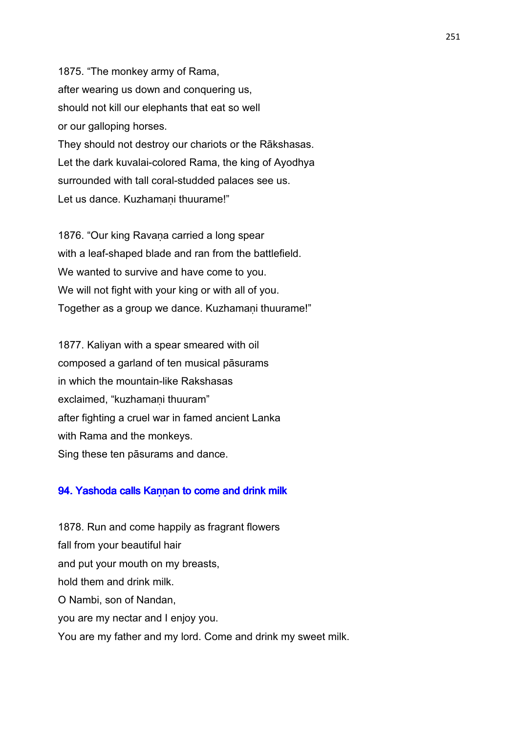1875. “The monkey army of Rama,
after wearing us down and conquering us,
should not kill our elephants that eat so well
or our galloping horses.
They should not destroy our chariots or the Rākshasas.
Let the dark kuvalai-colored Rama, the king of Ayodhya
surrounded with tall coral-studded palaces see us.
Let us dance. Kuzhamaṇi thuurame!”

1876. “Our king Ravaṇa carried a long spear
with a leaf-shaped blade and ran from the battlefield.
We wanted to survive and have come to you.
We will not fight with your king or with all of you.
Together as a group we dance. Kuzhamaṇi thuurame!”

1877. Kaliyan with a spear smeared with oil
composed a garland of ten musical pāsurams
in which the mountain-like Rakshasas
exclaimed, “kuzhamaṇi thuuram”
after fighting a cruel war in famed ancient Lanka
with Rama and the monkeys.
Sing these ten pāsurams and dance.

## 94. Yashoda calls Kaṇṇan to come and drink milk

1878. Run and come happily as fragrant flowers
fall from your beautiful hair
and put your mouth on my breasts,
hold them and drink milk.
O Nambi, son of Nandan,
you are my nectar and I enjoy you.
You are my father and my lord. Come and drink my sweet milk.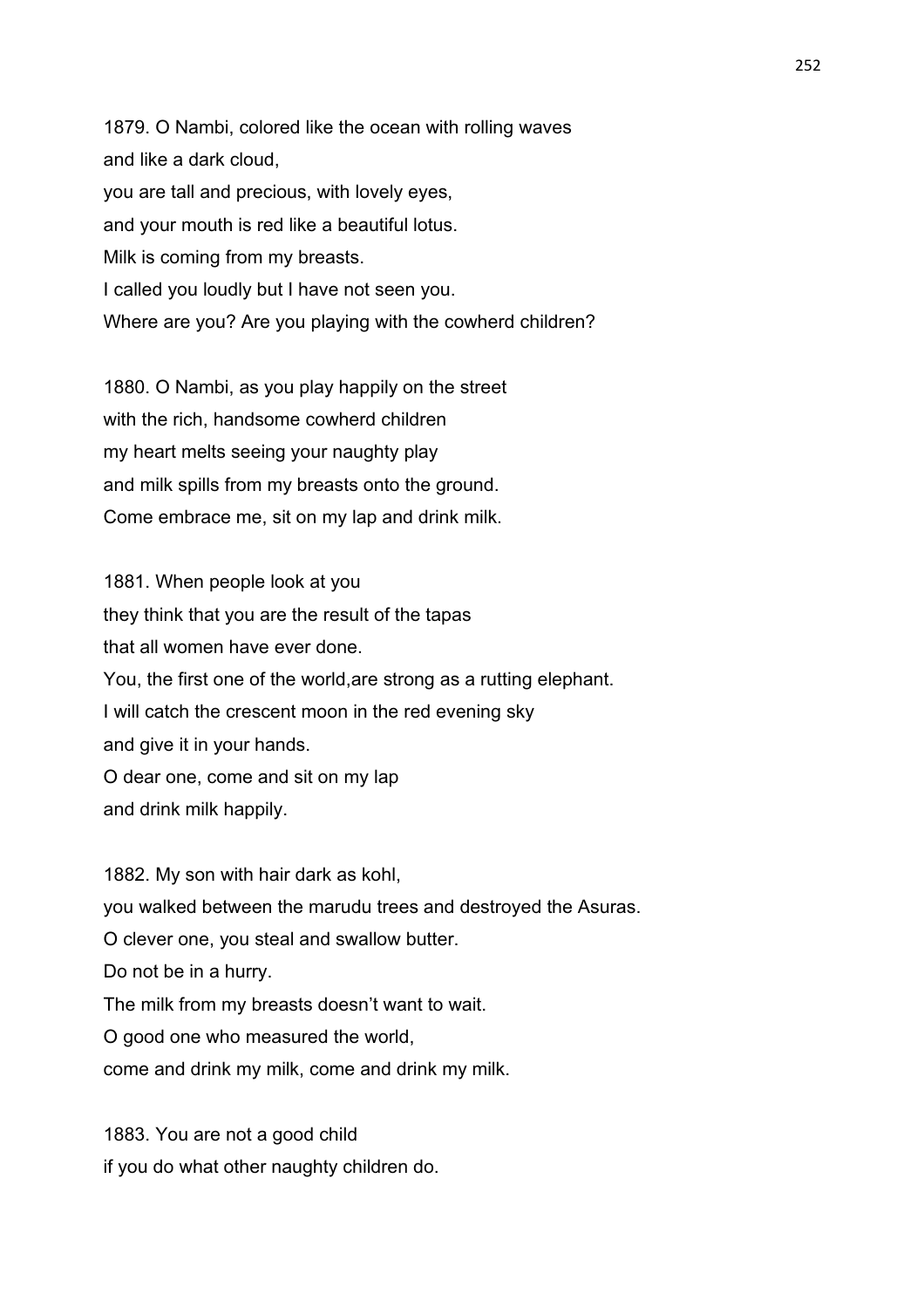1879. O Nambi, colored like the ocean with rolling waves
and like a dark cloud,
you are tall and precious, with lovely eyes,
and your mouth is red like a beautiful lotus.
Milk is coming from my breasts.
I called you loudly but I have not seen you.
Where are you? Are you playing with the cowherd children?

1880. O Nambi, as you play happily on the street
with the rich, handsome cowherd children
my heart melts seeing your naughty play
and milk spills from my breasts onto the ground.
Come embrace me, sit on my lap and drink milk.

1881. When people look at you
they think that you are the result of the tapas
that all women have ever done.
You, the first one of the world,are strong as a rutting elephant.
I will catch the crescent moon in the red evening sky
and give it in your hands.
O dear one, come and sit on my lap
and drink milk happily.

1882. My son with hair dark as kohl,
you walked between the marudu trees and destroyed the Asuras.
O clever one, you steal and swallow butter.
Do not be in a hurry.
The milk from my breasts doesn't want to wait.
O good one who measured the world,
come and drink my milk, come and drink my milk.

1883. You are not a good child
if you do what other naughty children do.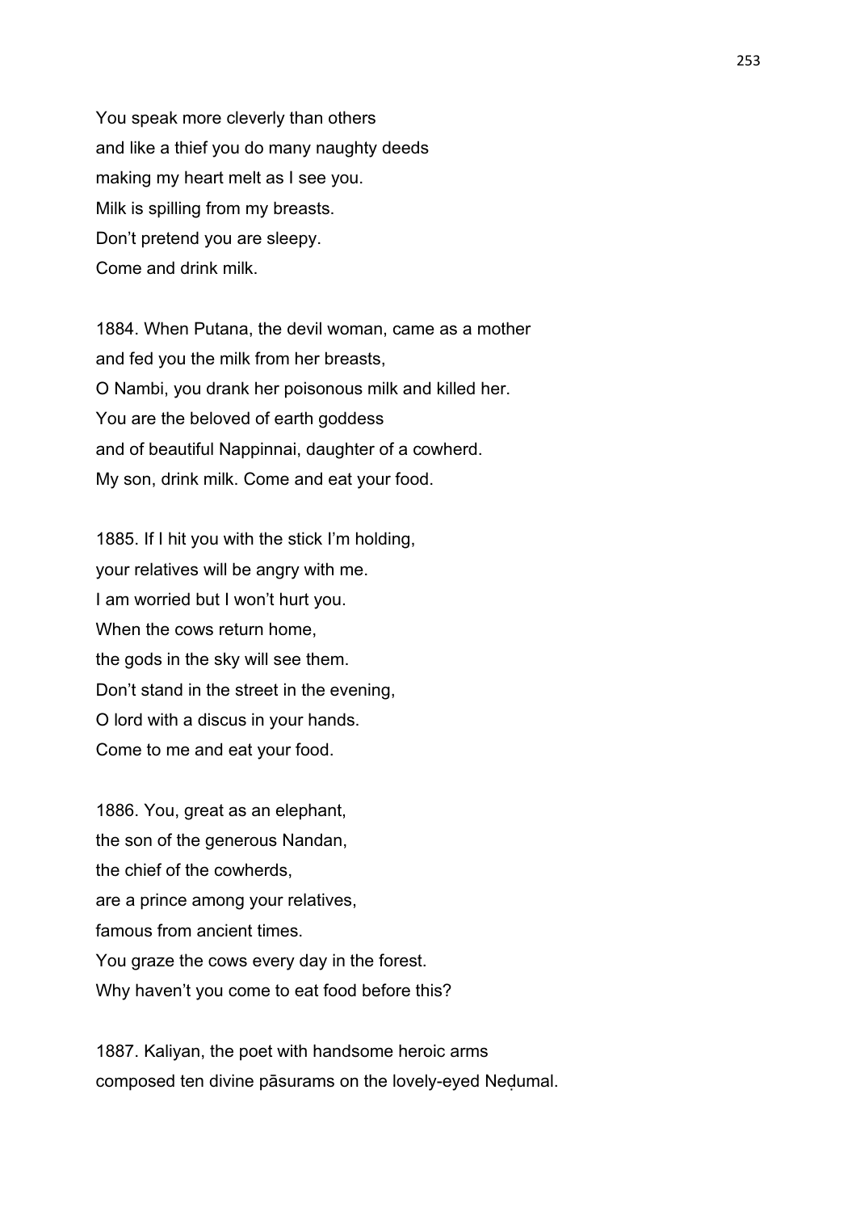You speak more cleverly than others
and like a thief you do many naughty deeds
making my heart melt as I see you.
Milk is spilling from my breasts.
Don't pretend you are sleepy.
Come and drink milk.

1884. When Putana, the devil woman, came as a mother
and fed you the milk from her breasts,
O Nambi, you drank her poisonous milk and killed her.
You are the beloved of earth goddess
and of beautiful Nappinnai, daughter of a cowherd.
My son, drink milk. Come and eat your food.

1885. If I hit you with the stick I'm holding,
your relatives will be angry with me.
I am worried but I won't hurt you.
When the cows return home,
the gods in the sky will see them.
Don't stand in the street in the evening,
O lord with a discus in your hands.
Come to me and eat your food.

1886. You, great as an elephant,
the son of the generous Nandan,
the chief of the cowherds,
are a prince among your relatives,
famous from ancient times.
You graze the cows every day in the forest.
Why haven't you come to eat food before this?

1887. Kaliyan, the poet with handsome heroic arms
composed ten divine pāsurams on the lovely-eyed Neḍumal.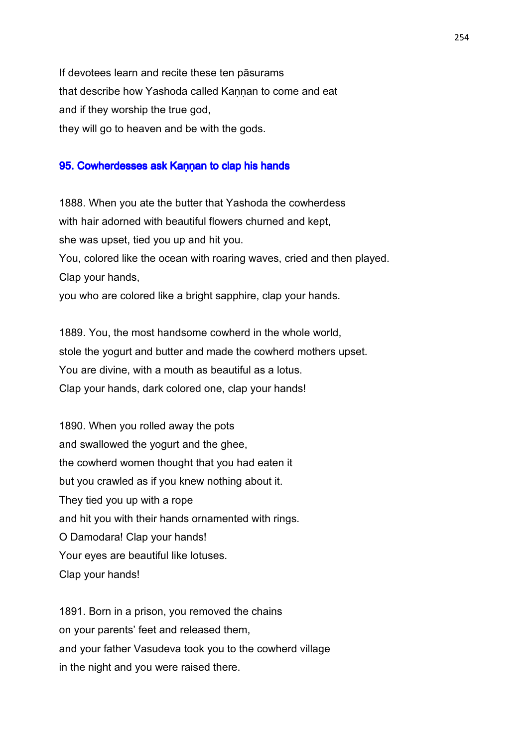If devotees learn and recite these ten pāsurams
that describe how Yashoda called Kaṇṇan to come and eat
and if they worship the true god,
they will go to heaven and be with the gods.

## 95. Cowherdesses ask Kaṇṇan to clap his hands

1888. When you ate the butter that Yashoda the cowherdess
with hair adorned with beautiful flowers churned and kept,
she was upset, tied you up and hit you.
You, colored like the ocean with roaring waves, cried and then played.
Clap your hands,
you who are colored like a bright sapphire, clap your hands.

1889. You, the most handsome cowherd in the whole world,
stole the yogurt and butter and made the cowherd mothers upset.
You are divine, with a mouth as beautiful as a lotus.
Clap your hands, dark colored one, clap your hands!

1890. When you rolled away the pots
and swallowed the yogurt and the ghee,
the cowherd women thought that you had eaten it
but you crawled as if you knew nothing about it.
They tied you up with a rope
and hit you with their hands ornamented with rings.
O Damodara! Clap your hands!
Your eyes are beautiful like lotuses.
Clap your hands!

1891. Born in a prison, you removed the chains
on your parents' feet and released them,
and your father Vasudeva took you to the cowherd village
in the night and you were raised there.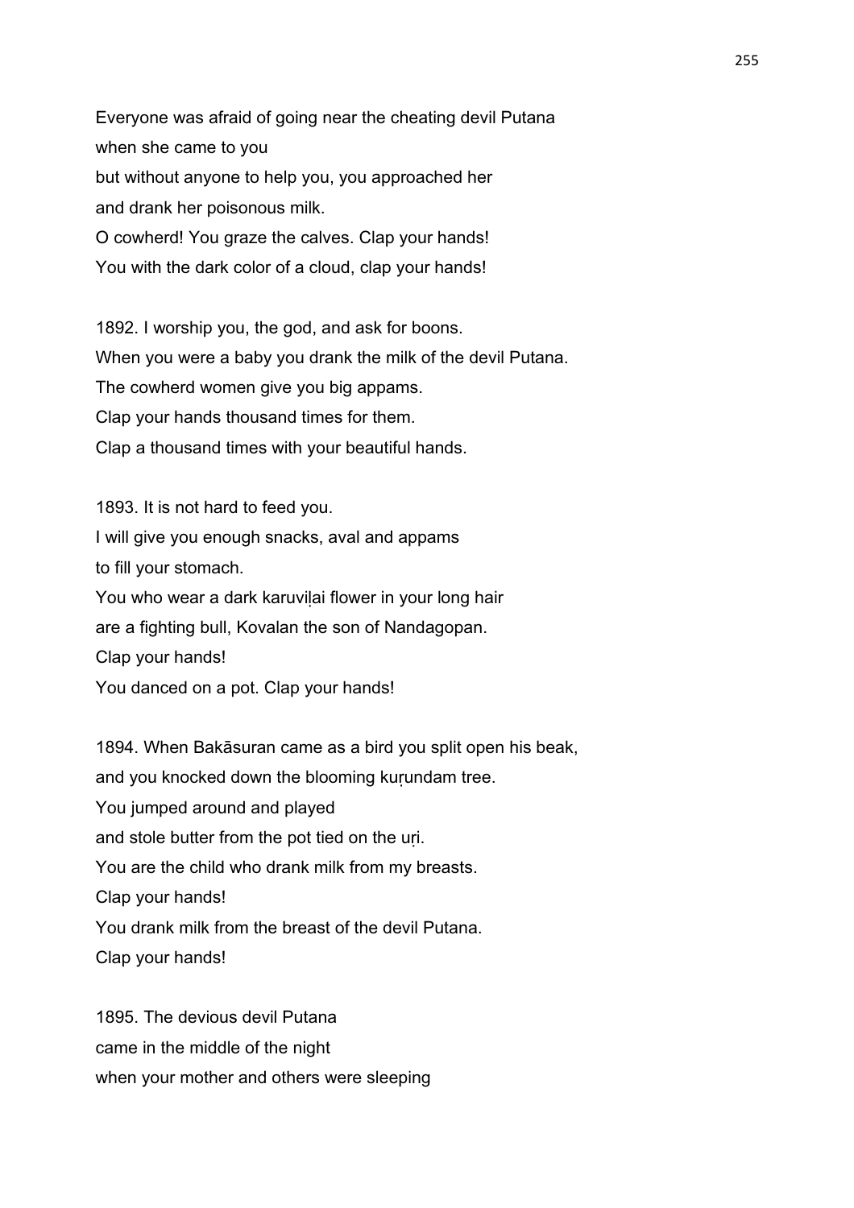Everyone was afraid of going near the cheating devil Putana
when she came to you
but without anyone to help you, you approached her
and drank her poisonous milk.
O cowherd! You graze the calves. Clap your hands!
You with the dark color of a cloud, clap your hands!

1892. I worship you, the god, and ask for boons.
When you were a baby you drank the milk of the devil Putana.
The cowherd women give you big appams.
Clap your hands thousand times for them.
Clap a thousand times with your beautiful hands.

1893. It is not hard to feed you.
I will give you enough snacks, aval and appams
to fill your stomach.
You who wear a dark karuviḷai flower in your long hair
are a fighting bull, Kovalan the son of Nandagopan.
Clap your hands!
You danced on a pot. Clap your hands!

1894. When Bakāsuran came as a bird you split open his beak,
and you knocked down the blooming kuṛundam tree.
You jumped around and played
and stole butter from the pot tied on the uṛi.
You are the child who drank milk from my breasts.
Clap your hands!
You drank milk from the breast of the devil Putana.
Clap your hands!

1895. The devious devil Putana
came in the middle of the night
when your mother and others were sleeping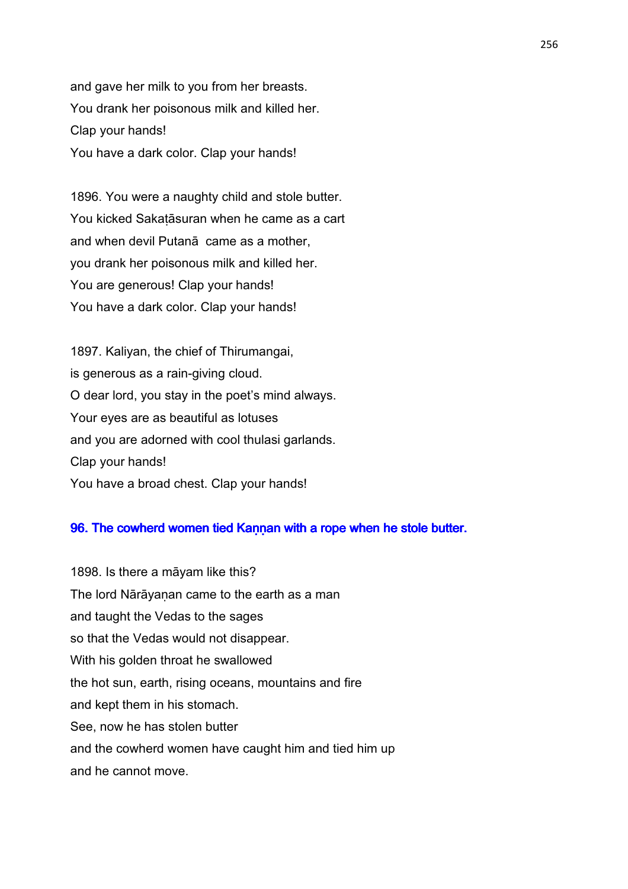and gave her milk to you from her breasts.
You drank her poisonous milk and killed her.
Clap your hands!
You have a dark color. Clap your hands!

1896. You were a naughty child and stole butter.
You kicked Sakaṭāsuran when he came as a cart
and when devil Putanā came as a mother,
you drank her poisonous milk and killed her.
You are generous! Clap your hands!
You have a dark color. Clap your hands!

1897. Kaliyan, the chief of Thirumangai,
is generous as a rain-giving cloud.
O dear lord, you stay in the poet's mind always.
Your eyes are as beautiful as lotuses
and you are adorned with cool thulasi garlands.
Clap your hands!
You have a broad chest. Clap your hands!

## 96. The cowherd women tied Kaṇṇan with a rope when he stole butter.

1898. Is there a māyam like this?
The lord Nārāyaṇan came to the earth as a man
and taught the Vedas to the sages
so that the Vedas would not disappear.
With his golden throat he swallowed
the hot sun, earth, rising oceans, mountains and fire
and kept them in his stomach.
See, now he has stolen butter
and the cowherd women have caught him and tied him up
and he cannot move.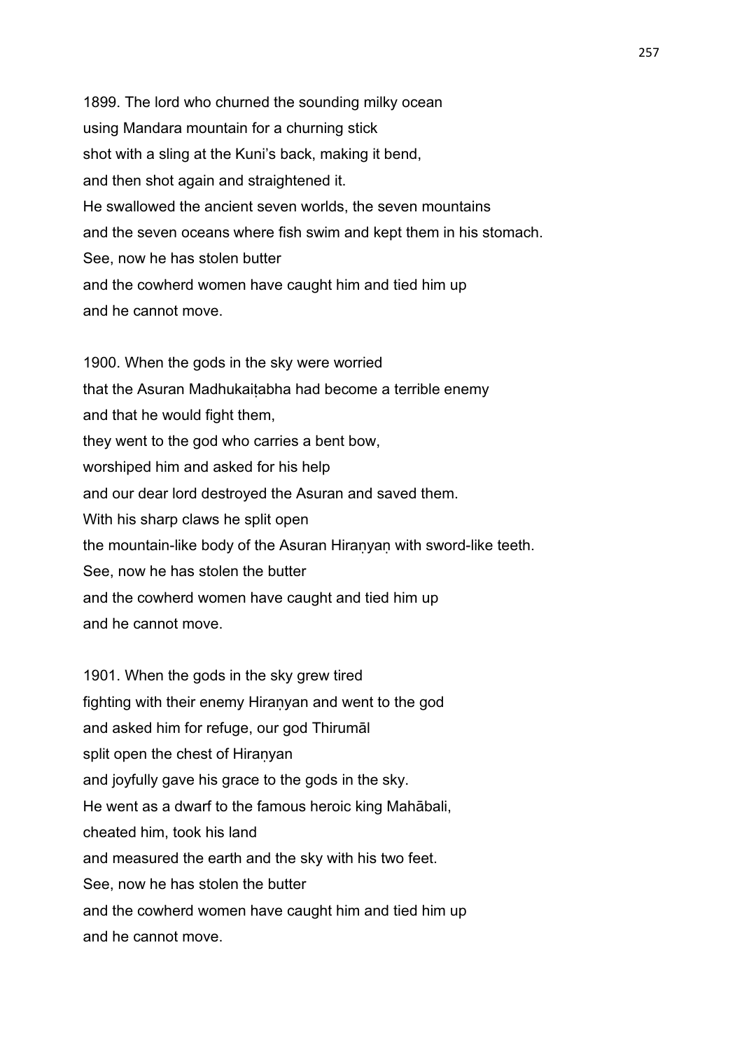1899. The lord who churned the sounding milky ocean
using Mandara mountain for a churning stick
shot with a sling at the Kuni's back, making it bend,
and then shot again and straightened it.
He swallowed the ancient seven worlds, the seven mountains
and the seven oceans where fish swim and kept them in his stomach.
See, now he has stolen butter
and the cowherd women have caught him and tied him up
and he cannot move.

1900. When the gods in the sky were worried
that the Asuran Madhukaiṭabha had become a terrible enemy
and that he would fight them,
they went to the god who carries a bent bow,
worshiped him and asked for his help
and our dear lord destroyed the Asuran and saved them.
With his sharp claws he split open
the mountain-like body of the Asuran Hiraṇyaṇ with sword-like teeth.
See, now he has stolen the butter
and the cowherd women have caught and tied him up
and he cannot move.

1901. When the gods in the sky grew tired
fighting with their enemy Hiraṇyan and went to the god
and asked him for refuge, our god Thirumāl
split open the chest of Hiraṇyan
and joyfully gave his grace to the gods in the sky.
He went as a dwarf to the famous heroic king Mahābali,
cheated him, took his land
and measured the earth and the sky with his two feet.
See, now he has stolen the butter
and the cowherd women have caught him and tied him up
and he cannot move.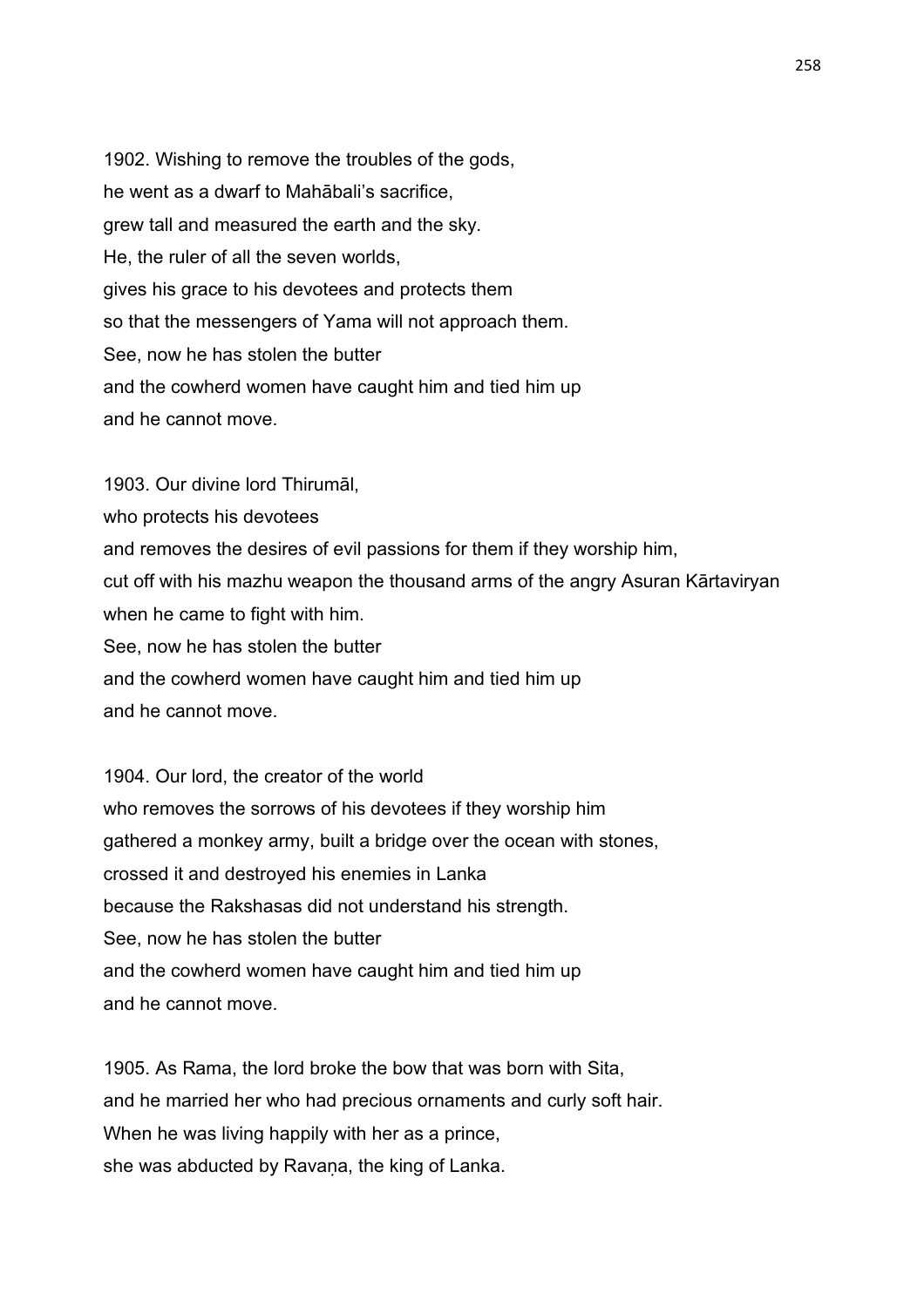1902. Wishing to remove the troubles of the gods,
he went as a dwarf to Mahābali's sacrifice,
grew tall and measured the earth and the sky.
He, the ruler of all the seven worlds,
gives his grace to his devotees and protects them
so that the messengers of Yama will not approach them.
See, now he has stolen the butter
and the cowherd women have caught him and tied him up
and he cannot move.

1903. Our divine lord Thirumāl,
who protects his devotees
and removes the desires of evil passions for them if they worship him,
cut off with his mazhu weapon the thousand arms of the angry Asuran Kārtaviryan
when he came to fight with him.
See, now he has stolen the butter
and the cowherd women have caught him and tied him up
and he cannot move.

1904. Our lord, the creator of the world
who removes the sorrows of his devotees if they worship him
gathered a monkey army, built a bridge over the ocean with stones,
crossed it and destroyed his enemies in Lanka
because the Rakshasas did not understand his strength.
See, now he has stolen the butter
and the cowherd women have caught him and tied him up
and he cannot move.

1905. As Rama, the lord broke the bow that was born with Sita,
and he married her who had precious ornaments and curly soft hair.
When he was living happily with her as a prince,
she was abducted by Ravaṇa, the king of Lanka.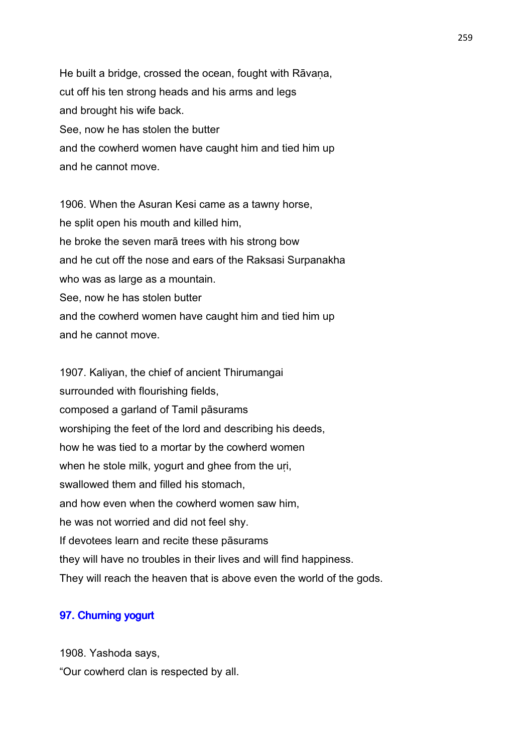He built a bridge, crossed the ocean, fought with Rāvaṇa,
cut off his ten strong heads and his arms and legs
and brought his wife back.
See, now he has stolen the butter
and the cowherd women have caught him and tied him up
and he cannot move.

1906. When the Asuran Kesi came as a tawny horse,
he split open his mouth and killed him,
he broke the seven marā trees with his strong bow
and he cut off the nose and ears of the Raksasi Surpanakha
who was as large as a mountain.
See, now he has stolen butter
and the cowherd women have caught him and tied him up
and he cannot move.

1907. Kaliyan, the chief of ancient Thirumangai
surrounded with flourishing fields,
composed a garland of Tamil pāsurams
worshiping the feet of the lord and describing his deeds,
how he was tied to a mortar by the cowherd women
when he stole milk, yogurt and ghee from the uṛi,
swallowed them and filled his stomach,
and how even when the cowherd women saw him,
he was not worried and did not feel shy.
If devotees learn and recite these pāsurams
they will have no troubles in their lives and will find happiness.
They will reach the heaven that is above even the world of the gods.

### 97. Churning yogurt

1908. Yashoda says,
"Our cowherd clan is respected by all.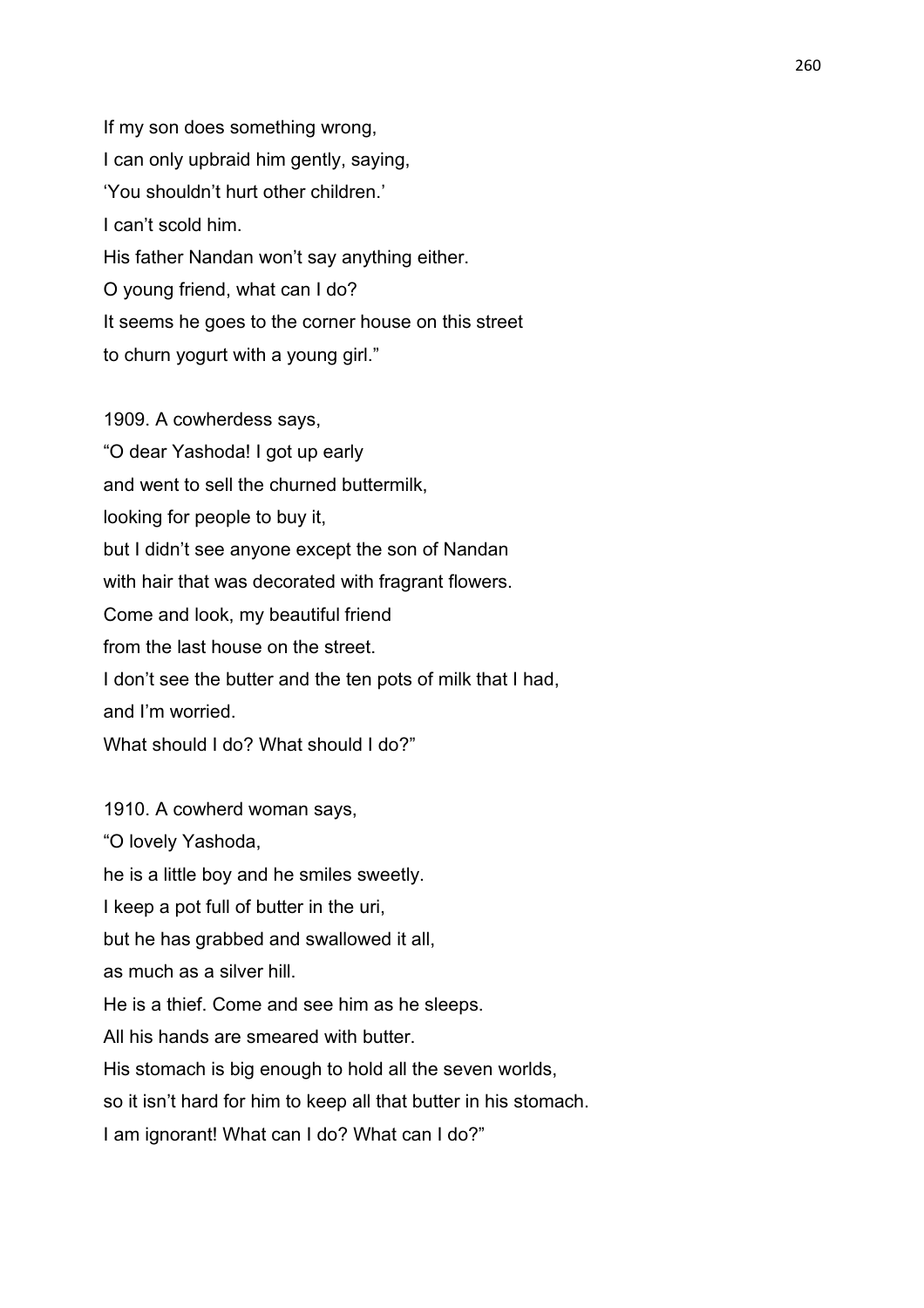If my son does something wrong,
I can only upbraid him gently, saying,
'You shouldn't hurt other children.'
I can't scold him.
His father Nandan won't say anything either.
O young friend, what can I do?
It seems he goes to the corner house on this street
to churn yogurt with a young girl."

1909. A cowherdess says,
"O dear Yashoda! I got up early
and went to sell the churned buttermilk,
looking for people to buy it,
but I didn't see anyone except the son of Nandan
with hair that was decorated with fragrant flowers.
Come and look, my beautiful friend
from the last house on the street.
I don't see the butter and the ten pots of milk that I had,
and I'm worried.
What should I do? What should I do?"

1910. A cowherd woman says,
"O lovely Yashoda,
he is a little boy and he smiles sweetly.
I keep a pot full of butter in the uri,
but he has grabbed and swallowed it all,
as much as a silver hill.
He is a thief. Come and see him as he sleeps.
All his hands are smeared with butter.
His stomach is big enough to hold all the seven worlds,
so it isn't hard for him to keep all that butter in his stomach.
I am ignorant! What can I do? What can I do?"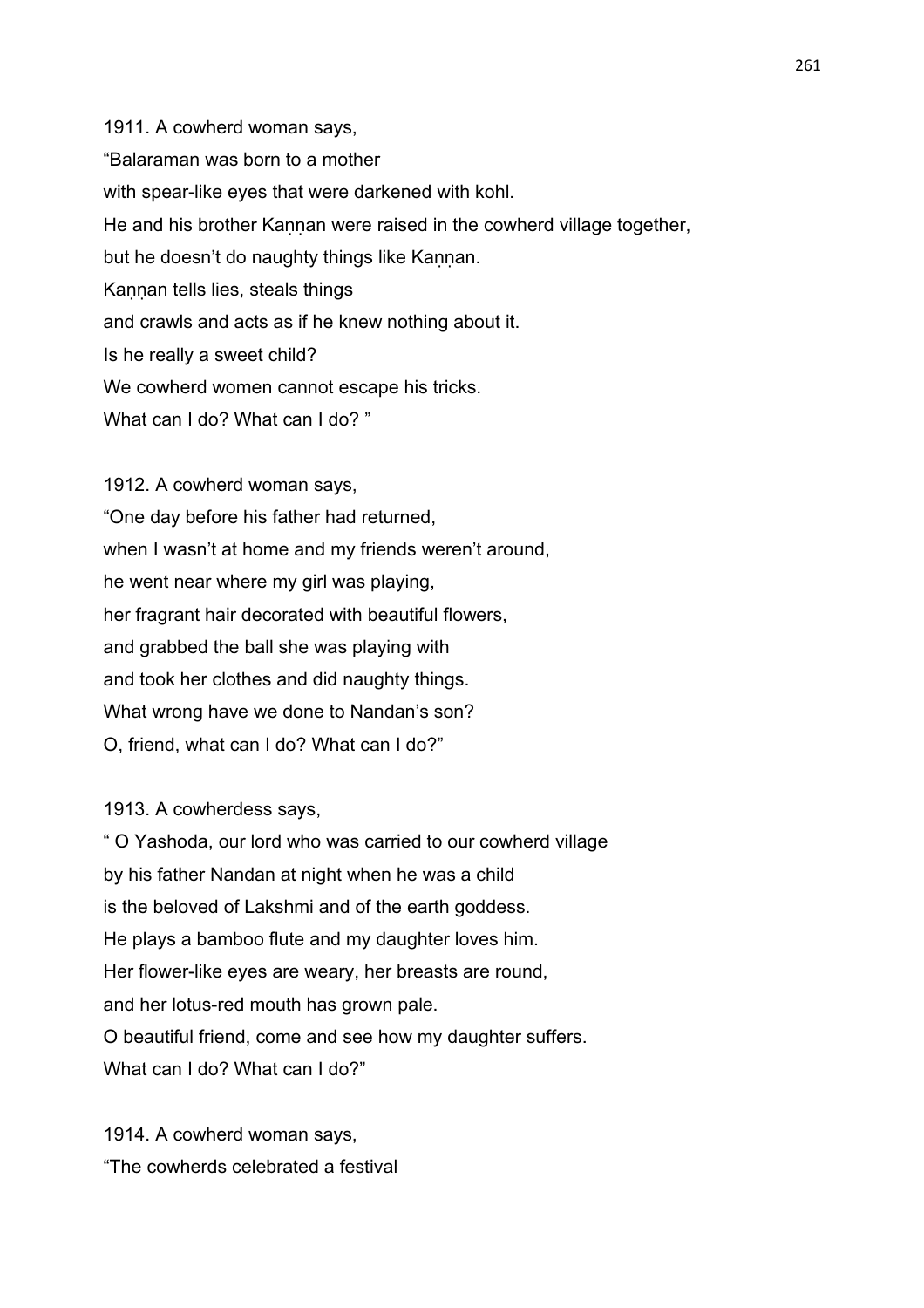1911. A cowherd woman says,
"Balaraman was born to a mother
with spear-like eyes that were darkened with kohl.
He and his brother Kaṇṇan were raised in the cowherd village together,
but he doesn't do naughty things like Kaṇṇan.
Kaṇṇan tells lies, steals things
and crawls and acts as if he knew nothing about it.
Is he really a sweet child?
We cowherd women cannot escape his tricks.
What can I do? What can I do? "

1912. A cowherd woman says,
"One day before his father had returned,
when I wasn't at home and my friends weren't around,
he went near where my girl was playing,
her fragrant hair decorated with beautiful flowers,
and grabbed the ball she was playing with
and took her clothes and did naughty things.
What wrong have we done to Nandan's son?
O, friend, what can I do? What can I do?"

1913. A cowherdess says,
" O Yashoda, our lord who was carried to our cowherd village
by his father Nandan at night when he was a child
is the beloved of Lakshmi and of the earth goddess.
He plays a bamboo flute and my daughter loves him.
Her flower-like eyes are weary, her breasts are round,
and her lotus-red mouth has grown pale.
O beautiful friend, come and see how my daughter suffers.
What can I do? What can I do?"

1914. A cowherd woman says,
"The cowherds celebrated a festival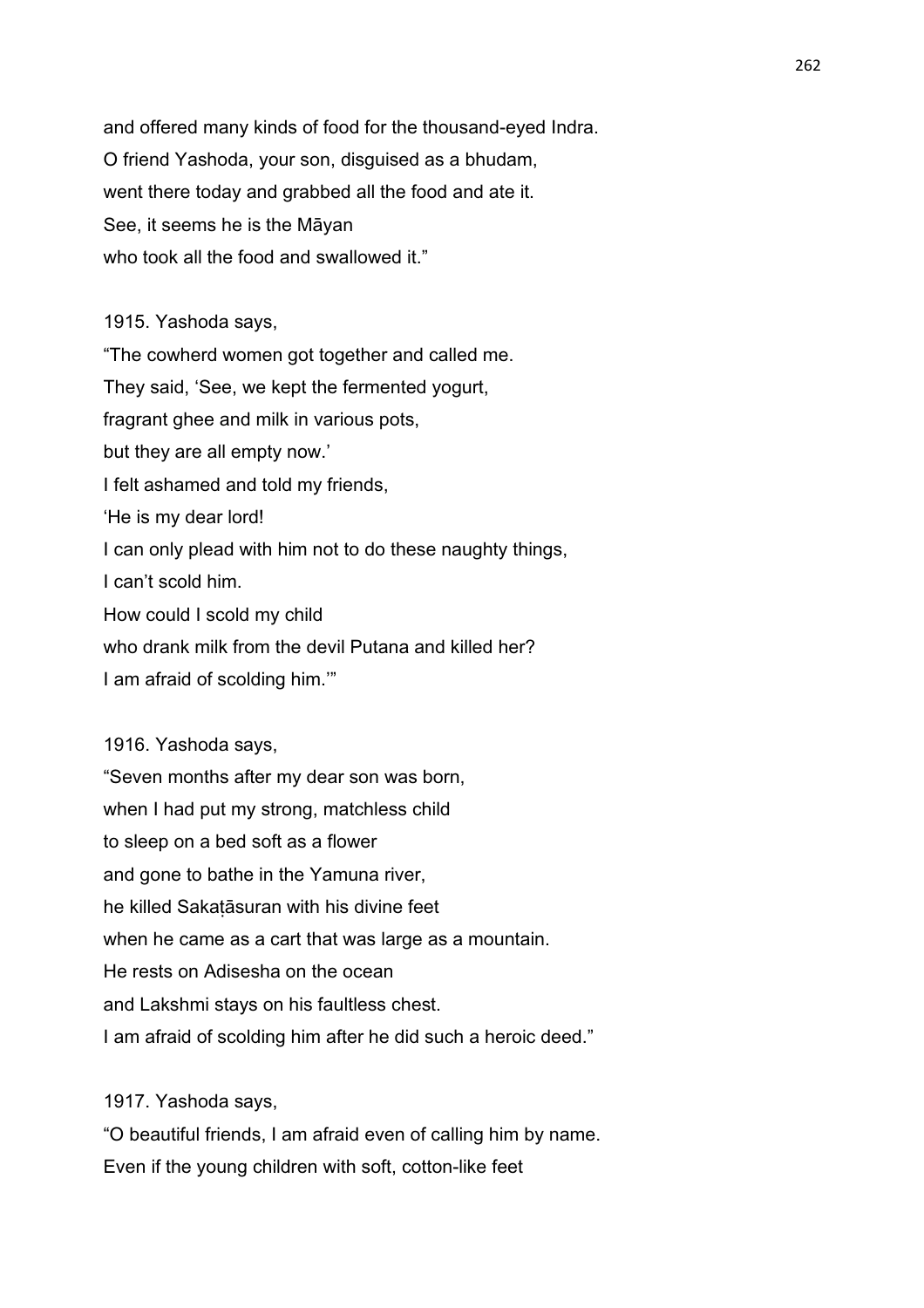and offered many kinds of food for the thousand-eyed Indra.
O friend Yashoda, your son, disguised as a bhudam,
went there today and grabbed all the food and ate it.
See, it seems he is the Māyan
who took all the food and swallowed it."

1915. Yashoda says,
"The cowherd women got together and called me.
They said, 'See, we kept the fermented yogurt,
fragrant ghee and milk in various pots,
but they are all empty now.'
I felt ashamed and told my friends,
'He is my dear lord!
I can only plead with him not to do these naughty things,
I can't scold him.
How could I scold my child
who drank milk from the devil Putana and killed her?
I am afraid of scolding him.'"

1916. Yashoda says,
"Seven months after my dear son was born,
when I had put my strong, matchless child
to sleep on a bed soft as a flower
and gone to bathe in the Yamuna river,
he killed Sakaṭāsuran with his divine feet
when he came as a cart that was large as a mountain.
He rests on Adisesha on the ocean
and Lakshmi stays on his faultless chest.
I am afraid of scolding him after he did such a heroic deed."

1917. Yashoda says,
"O beautiful friends, I am afraid even of calling him by name.
Even if the young children with soft, cotton-like feet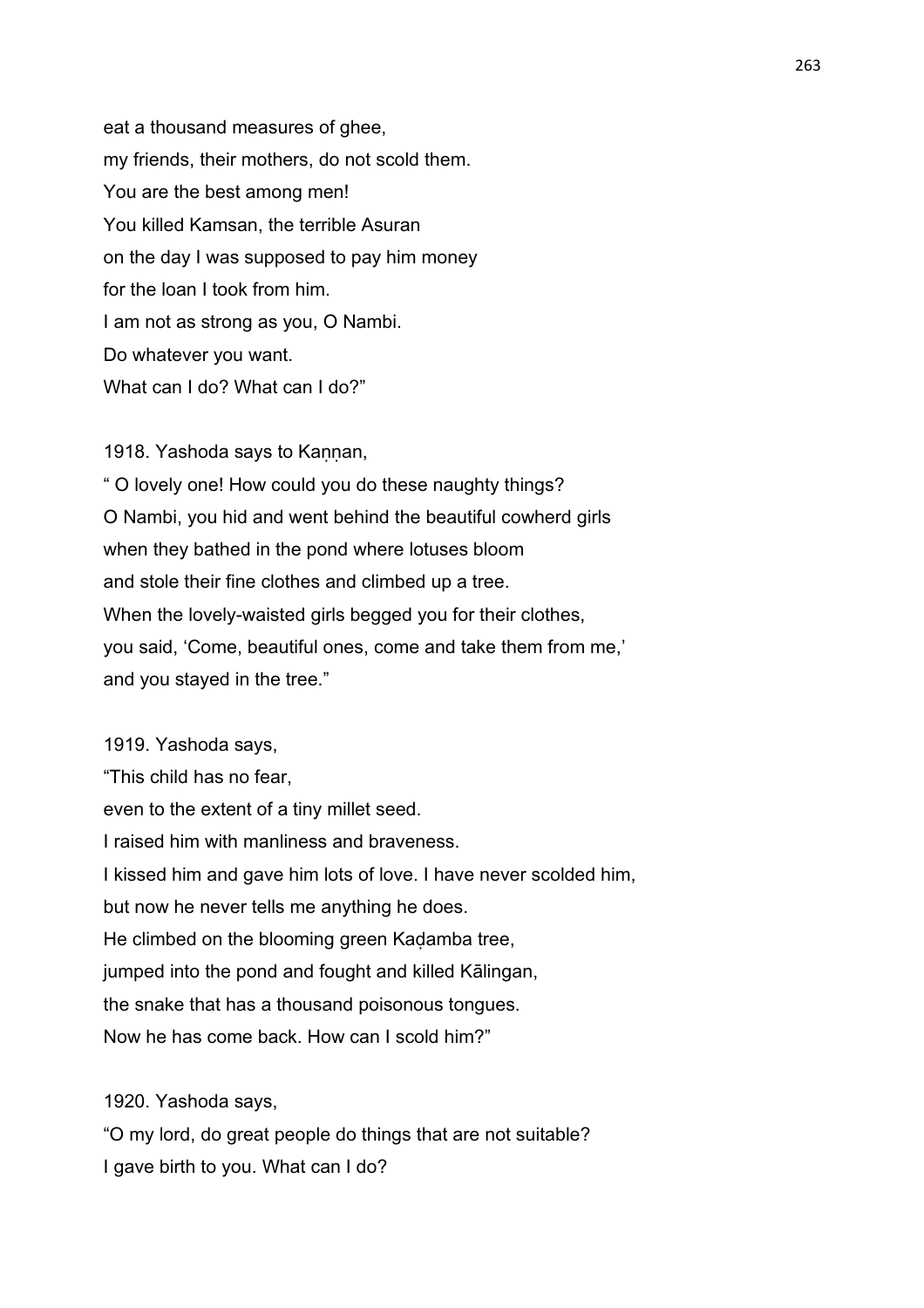eat a thousand measures of ghee,
my friends, their mothers, do not scold them.
You are the best among men!
You killed Kamsan, the terrible Asuran
on the day I was supposed to pay him money
for the loan I took from him.
I am not as strong as you, O Nambi.
Do whatever you want.
What can I do? What can I do?"

1918. Yashoda says to Kaṇṇan,
" O lovely one! How could you do these naughty things?
O Nambi, you hid and went behind the beautiful cowherd girls
when they bathed in the pond where lotuses bloom
and stole their fine clothes and climbed up a tree.
When the lovely-waisted girls begged you for their clothes,
you said, 'Come, beautiful ones, come and take them from me,'
and you stayed in the tree."

1919. Yashoda says,
"This child has no fear,
even to the extent of a tiny millet seed.
I raised him with manliness and braveness.
I kissed him and gave him lots of love. I have never scolded him,
but now he never tells me anything he does.
He climbed on the blooming green Kaḍamba tree,
jumped into the pond and fought and killed Kālingan,
the snake that has a thousand poisonous tongues.
Now he has come back. How can I scold him?"

1920. Yashoda says,
"O my lord, do great people do things that are not suitable?
I gave birth to you. What can I do?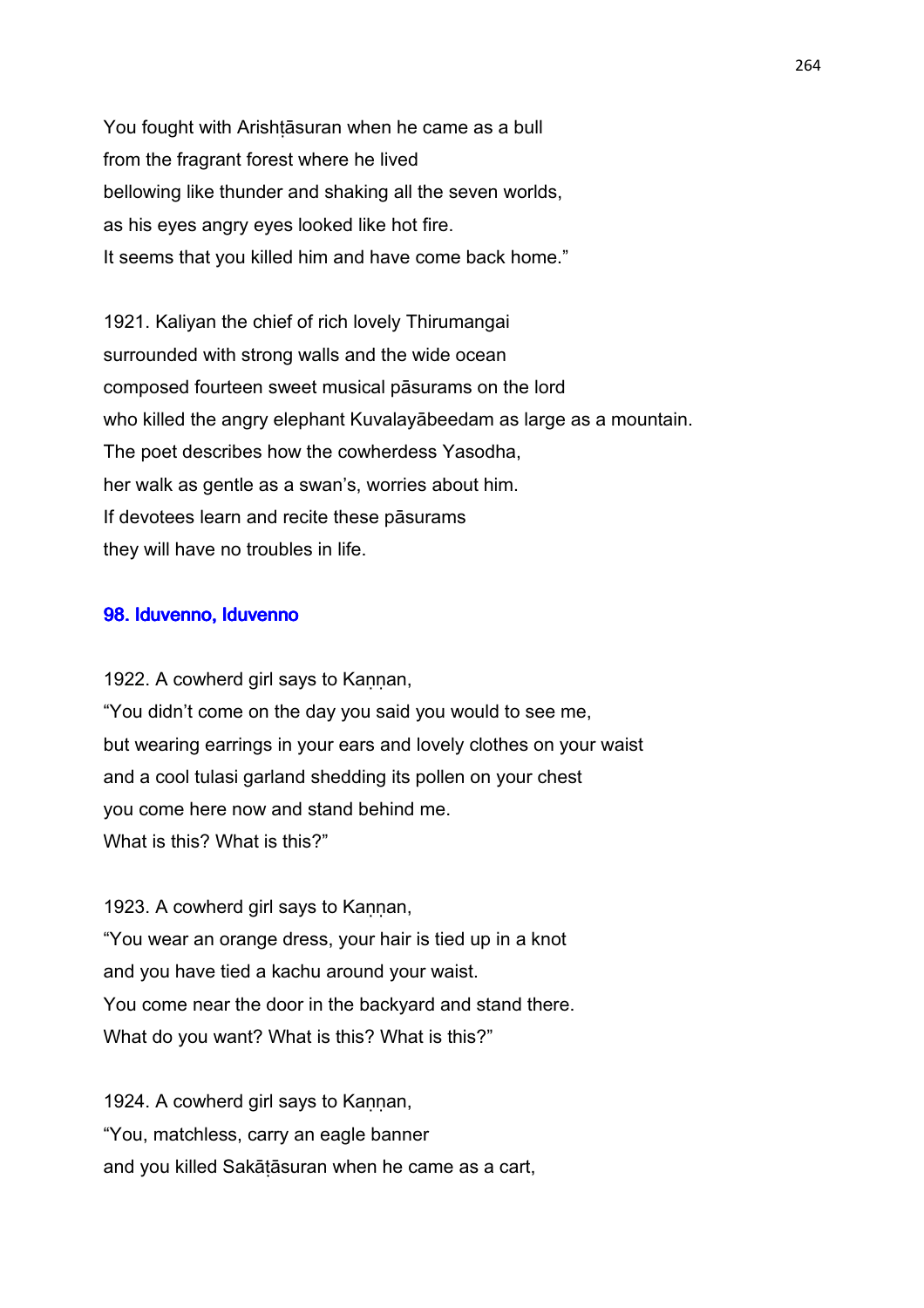You fought with Arishṭāsuran when he came as a bull
from the fragrant forest where he lived
bellowing like thunder and shaking all the seven worlds,
as his eyes angry eyes looked like hot fire.
It seems that you killed him and have come back home."

1921. Kaliyan the chief of rich lovely Thirumangai
surrounded with strong walls and the wide ocean
composed fourteen sweet musical pāsurams on the lord
who killed the angry elephant Kuvalayābeedam as large as a mountain.
The poet describes how the cowherdess Yasodha,
her walk as gentle as a swan's, worries about him.
If devotees learn and recite these pāsurams
they will have no troubles in life.

## 98. Iduvenno, Iduvenno

1922. A cowherd girl says to Kaṇṇan,
"You didn't come on the day you said you would to see me,
but wearing earrings in your ears and lovely clothes on your waist
and a cool tulasi garland shedding its pollen on your chest
you come here now and stand behind me.
What is this? What is this?"

1923. A cowherd girl says to Kaṇṇan,
"You wear an orange dress, your hair is tied up in a knot
and you have tied a kachu around your waist.
You come near the door in the backyard and stand there.
What do you want? What is this? What is this?"

1924. A cowherd girl says to Kaṇṇan,
"You, matchless, carry an eagle banner
and you killed Sakāṭāsuran when he came as a cart,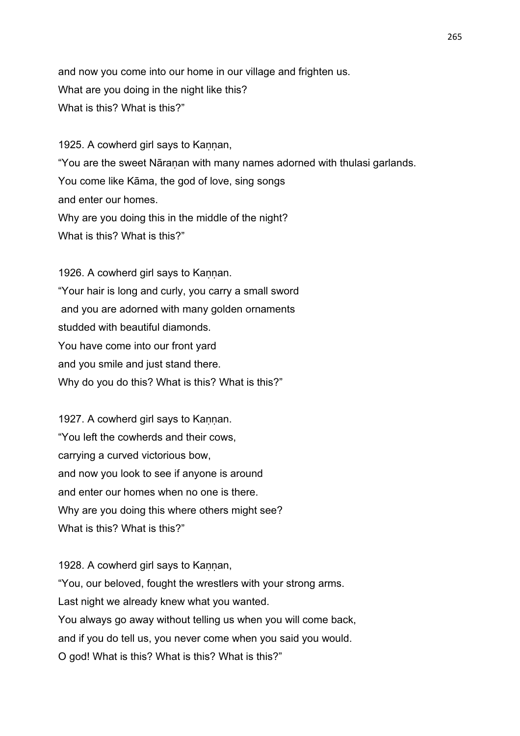and now you come into our home in our village and frighten us.
What are you doing in the night like this?
What is this? What is this?"

1925. A cowherd girl says to Kaṇṇan,
"You are the sweet Nāraṇan with many names adorned with thulasi garlands.
You come like Kāma, the god of love, sing songs
and enter our homes.
Why are you doing this in the middle of the night?
What is this? What is this?"

1926. A cowherd girl says to Kaṇṇan.
"Your hair is long and curly, you carry a small sword
and you are adorned with many golden ornaments
studded with beautiful diamonds.
You have come into our front yard
and you smile and just stand there.
Why do you do this? What is this? What is this?"

1927. A cowherd girl says to Kaṇṇan.
"You left the cowherds and their cows,
carrying a curved victorious bow,
and now you look to see if anyone is around
and enter our homes when no one is there.
Why are you doing this where others might see?
What is this? What is this?"

1928. A cowherd girl says to Kaṇṇan,
"You, our beloved, fought the wrestlers with your strong arms.
Last night we already knew what you wanted.
You always go away without telling us when you will come back,
and if you do tell us, you never come when you said you would.
O god! What is this? What is this? What is this?"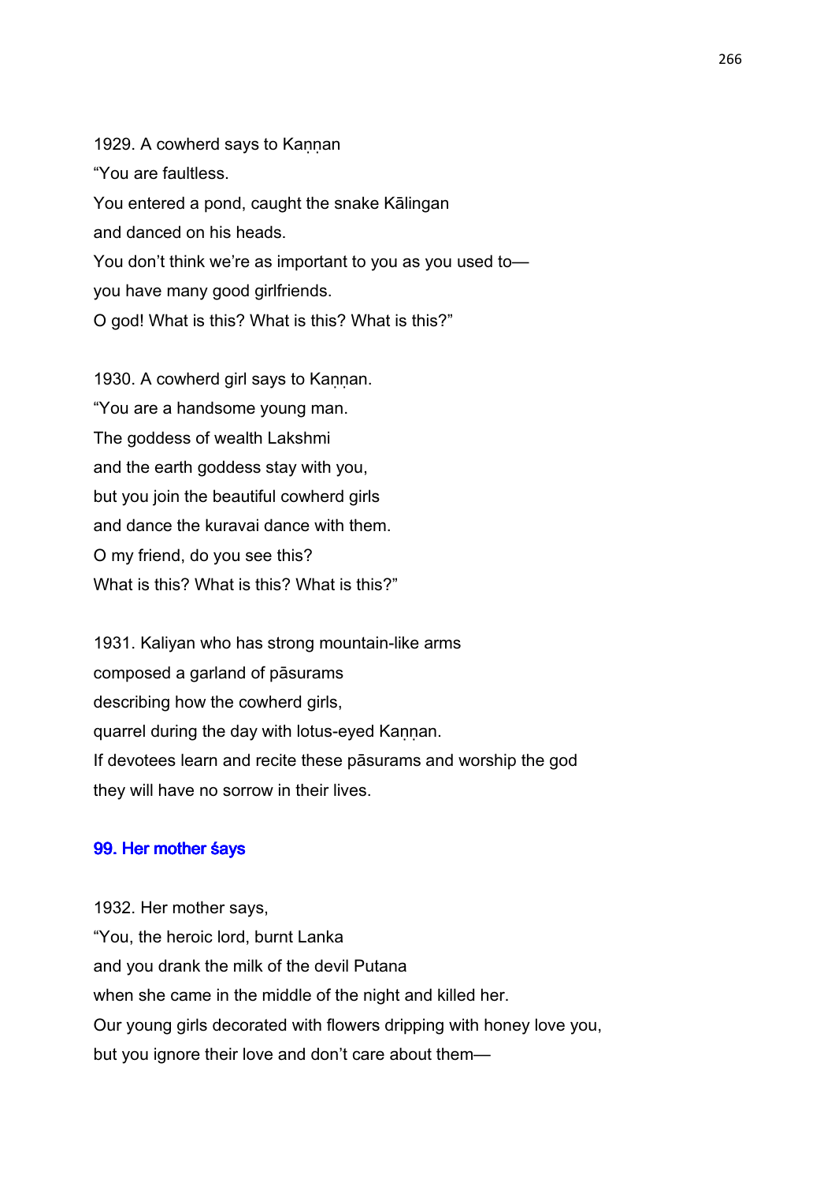1929. A cowherd says to Kaṇṇan
“You are faultless.
You entered a pond, caught the snake Kālingan
and danced on his heads.
You don’t think we’re as important to you as you used to—
you have many good girlfriends.
O god! What is this? What is this? What is this?”

1930. A cowherd girl says to Kaṇṇan.
“You are a handsome young man.
The goddess of wealth Lakshmi
and the earth goddess stay with you,
but you join the beautiful cowherd girls
and dance the kuravai dance with them.
O my friend, do you see this?
What is this? What is this? What is this?”

1931. Kaliyan who has strong mountain-like arms
composed a garland of pāsurams
describing how the cowherd girls,
quarrel during the day with lotus-eyed Kaṇṇan.
If devotees learn and recite these pāsurams and worship the god
they will have no sorrow in their lives.

### 99. Her mother śays

1932. Her mother says,
“You, the heroic lord, burnt Lanka
and you drank the milk of the devil Putana
when she came in the middle of the night and killed her.
Our young girls decorated with flowers dripping with honey love you,
but you ignore their love and don’t care about them—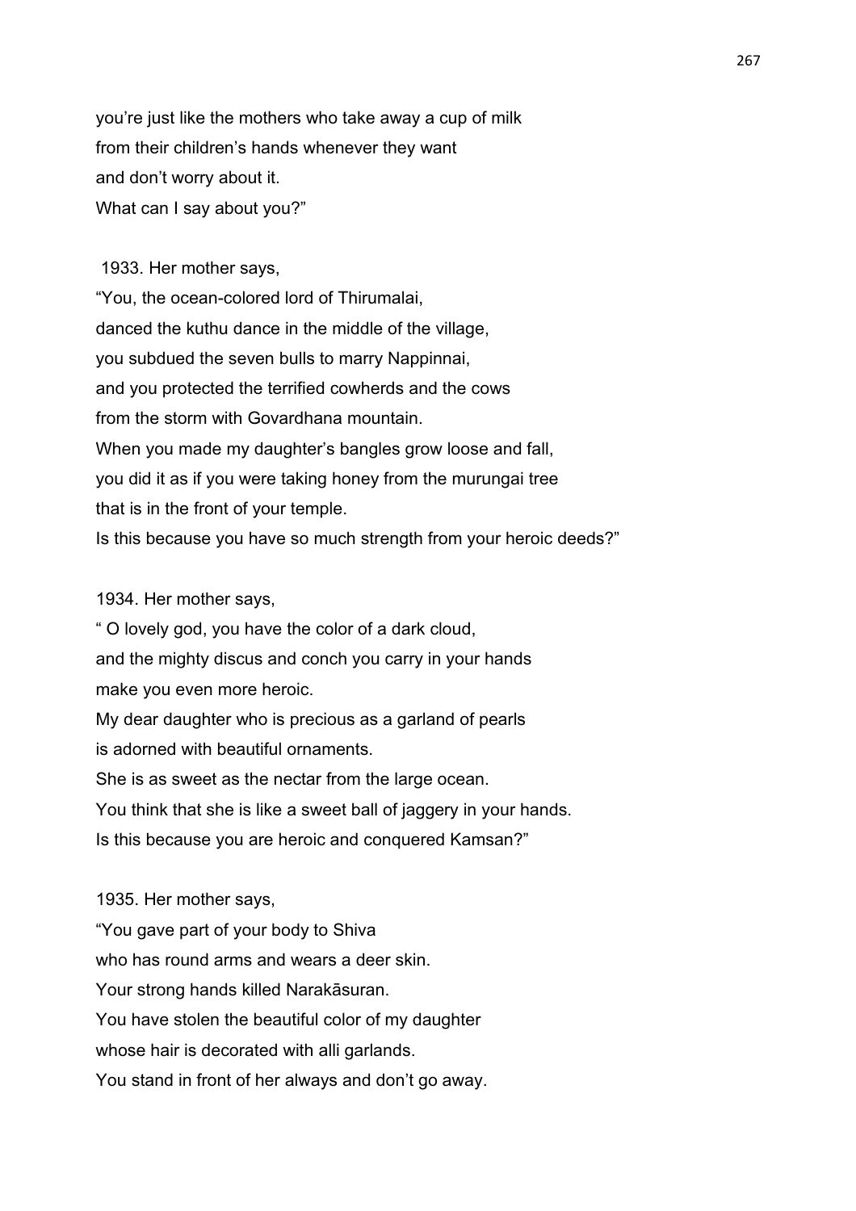you’re just like the mothers who take away a cup of milk
from their children’s hands whenever they want
and don’t worry about it.
What can I say about you?”

1933. Her mother says,
“You, the ocean-colored lord of Thirumalai,
danced the kuthu dance in the middle of the village,
you subdued the seven bulls to marry Nappinnai,
and you protected the terrified cowherds and the cows
from the storm with Govardhana mountain.
When you made my daughter’s bangles grow loose and fall,
you did it as if you were taking honey from the murungai tree
that is in the front of your temple.
Is this because you have so much strength from your heroic deeds?”

1934. Her mother says,
“ O lovely god, you have the color of a dark cloud,
and the mighty discus and conch you carry in your hands
make you even more heroic.
My dear daughter who is precious as a garland of pearls
is adorned with beautiful ornaments.
She is as sweet as the nectar from the large ocean.
You think that she is like a sweet ball of jaggery in your hands.
Is this because you are heroic and conquered Kamsan?”

1935. Her mother says,
“You gave part of your body to Shiva
who has round arms and wears a deer skin.
Your strong hands killed Narakāsuran.
You have stolen the beautiful color of my daughter
whose hair is decorated with alli garlands.
You stand in front of her always and don’t go away.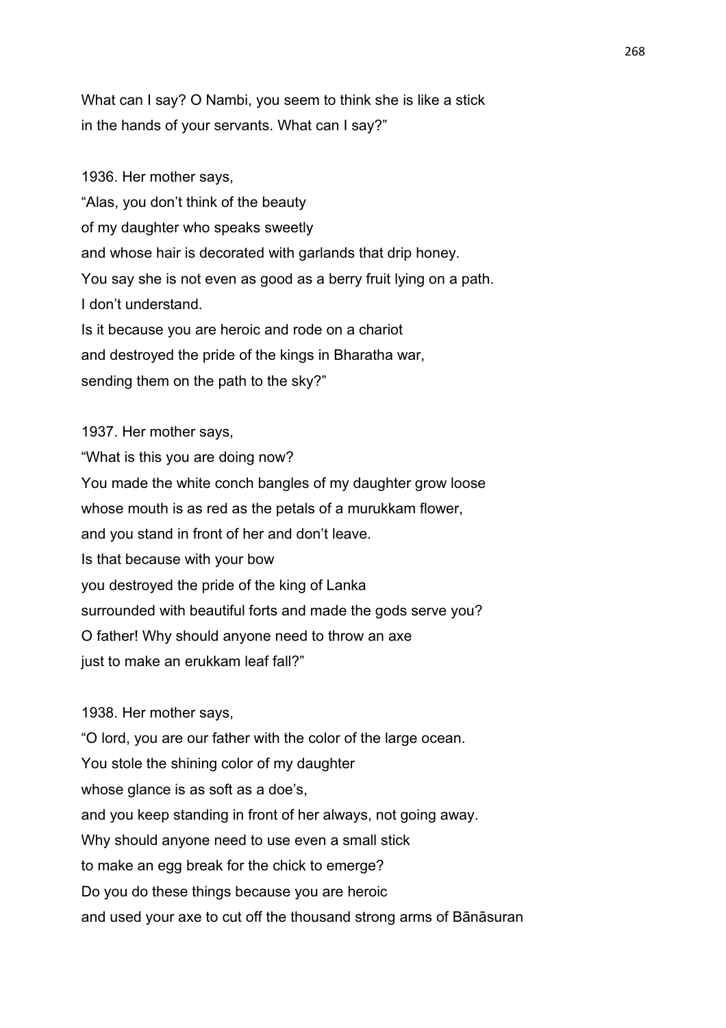What can I say? O Nambi, you seem to think she is like a stick
in the hands of your servants. What can I say?"

1936. Her mother says,
"Alas, you don't think of the beauty
of my daughter who speaks sweetly
and whose hair is decorated with garlands that drip honey.
You say she is not even as good as a berry fruit lying on a path.
I don't understand.
Is it because you are heroic and rode on a chariot
and destroyed the pride of the kings in Bharatha war,
sending them on the path to the sky?"

1937. Her mother says,
"What is this you are doing now?
You made the white conch bangles of my daughter grow loose
whose mouth is as red as the petals of a murukkam flower,
and you stand in front of her and don't leave.
Is that because with your bow
you destroyed the pride of the king of Lanka
surrounded with beautiful forts and made the gods serve you?
O father! Why should anyone need to throw an axe
just to make an erukkam leaf fall?"

1938. Her mother says,
"O lord, you are our father with the color of the large ocean.
You stole the shining color of my daughter
whose glance is as soft as a doe's,
and you keep standing in front of her always, not going away.
Why should anyone need to use even a small stick
to make an egg break for the chick to emerge?
Do you do these things because you are heroic
and used your axe to cut off the thousand strong arms of Bānāsuran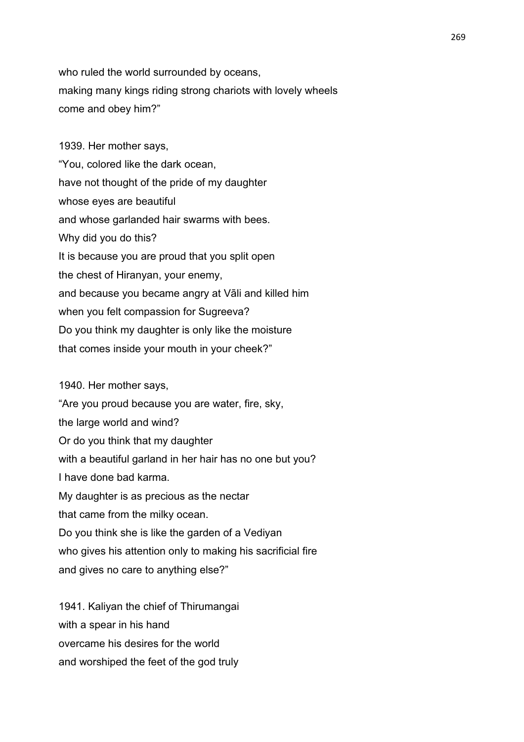who ruled the world surrounded by oceans,
making many kings riding strong chariots with lovely wheels
come and obey him?"

1939. Her mother says,
"You, colored like the dark ocean,
have not thought of the pride of my daughter
whose eyes are beautiful
and whose garlanded hair swarms with bees.
Why did you do this?
It is because you are proud that you split open
the chest of Hiranyan, your enemy,
and because you became angry at Vāli and killed him
when you felt compassion for Sugreeva?
Do you think my daughter is only like the moisture
that comes inside your mouth in your cheek?"

1940. Her mother says,
"Are you proud because you are water, fire, sky,
the large world and wind?
Or do you think that my daughter
with a beautiful garland in her hair has no one but you?
I have done bad karma.
My daughter is as precious as the nectar
that came from the milky ocean.
Do you think she is like the garden of a Vediyan
who gives his attention only to making his sacrificial fire
and gives no care to anything else?"

1941. Kaliyan the chief of Thirumangai
with a spear in his hand
overcame his desires for the world
and worshiped the feet of the god truly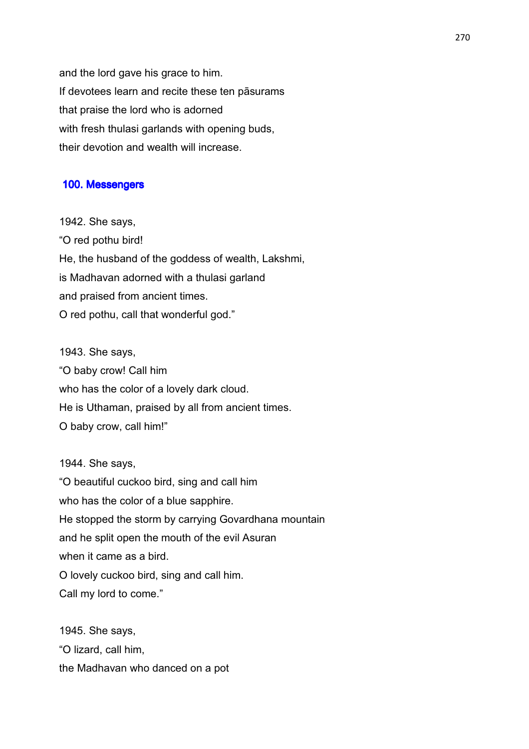and the lord gave his grace to him.
If devotees learn and recite these ten pāsurams
that praise the lord who is adorned
with fresh thulasi garlands with opening buds,
their devotion and wealth will increase.

## 100. Messengers

1942. She says,
"O red pothu bird!
He, the husband of the goddess of wealth, Lakshmi,
is Madhavan adorned with a thulasi garland
and praised from ancient times.
O red pothu, call that wonderful god."

1943. She says,
"O baby crow! Call him
who has the color of a lovely dark cloud.
He is Uthaman, praised by all from ancient times.
O baby crow, call him!"

1944. She says,
"O beautiful cuckoo bird, sing and call him
who has the color of a blue sapphire.
He stopped the storm by carrying Govardhana mountain
and he split open the mouth of the evil Asuran
when it came as a bird.
O lovely cuckoo bird, sing and call him.
Call my lord to come."

1945. She says,
"O lizard, call him,
the Madhavan who danced on a pot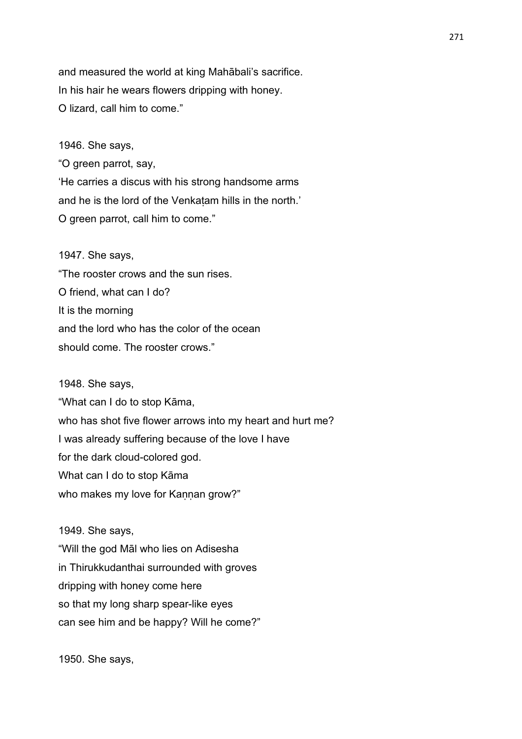and measured the world at king Mahābali's sacrifice.
In his hair he wears flowers dripping with honey.
O lizard, call him to come."

1946. She says,
"O green parrot, say,
'He carries a discus with his strong handsome arms
and he is the lord of the Venkaṭam hills in the north.'
O green parrot, call him to come."

1947. She says,
"The rooster crows and the sun rises.
O friend, what can I do?
It is the morning
and the lord who has the color of the ocean
should come. The rooster crows."

1948. She says,
"What can I do to stop Kāma,
who has shot five flower arrows into my heart and hurt me?
I was already suffering because of the love I have
for the dark cloud-colored god.
What can I do to stop Kāma
who makes my love for Kaṇṇan grow?"

1949. She says,
"Will the god Māl who lies on Adisesha
in Thirukkudanthai surrounded with groves
dripping with honey come here
so that my long sharp spear-like eyes
can see him and be happy? Will he come?"

1950. She says,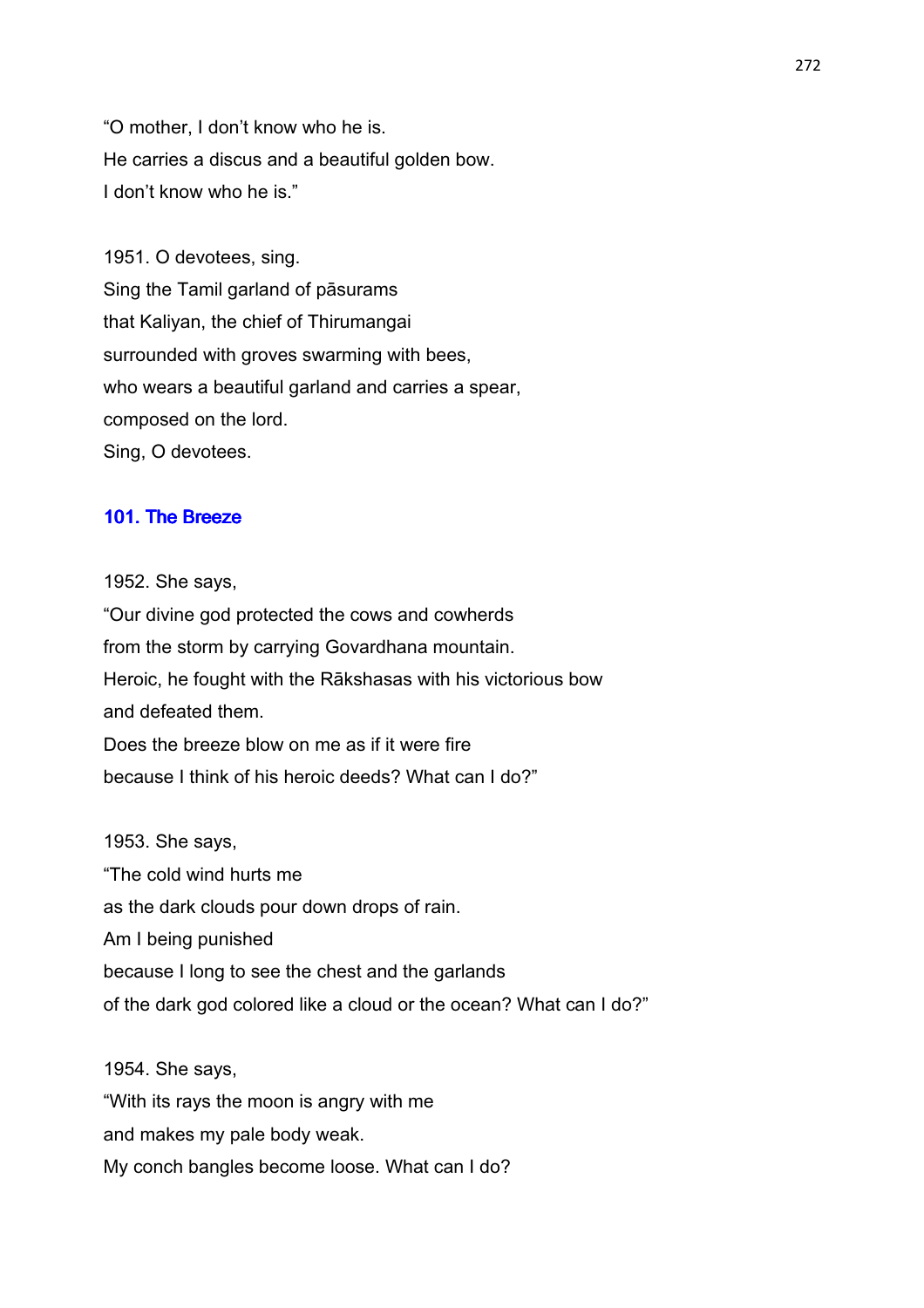"O mother, I don't know who he is.
He carries a discus and a beautiful golden bow.
I don't know who he is."

1951. O devotees, sing.
Sing the Tamil garland of pāsurams
that Kaliyan, the chief of Thirumangai
surrounded with groves swarming with bees,
who wears a beautiful garland and carries a spear,
composed on the lord.
Sing, O devotees.

### 101. The Breeze

1952. She says,
"Our divine god protected the cows and cowherds
from the storm by carrying Govardhana mountain.
Heroic, he fought with the Rākshasas with his victorious bow
and defeated them.
Does the breeze blow on me as if it were fire
because I think of his heroic deeds? What can I do?"

1953. She says,
"The cold wind hurts me
as the dark clouds pour down drops of rain.
Am I being punished
because I long to see the chest and the garlands
of the dark god colored like a cloud or the ocean? What can I do?"

1954. She says,
"With its rays the moon is angry with me
and makes my pale body weak.
My conch bangles become loose. What can I do?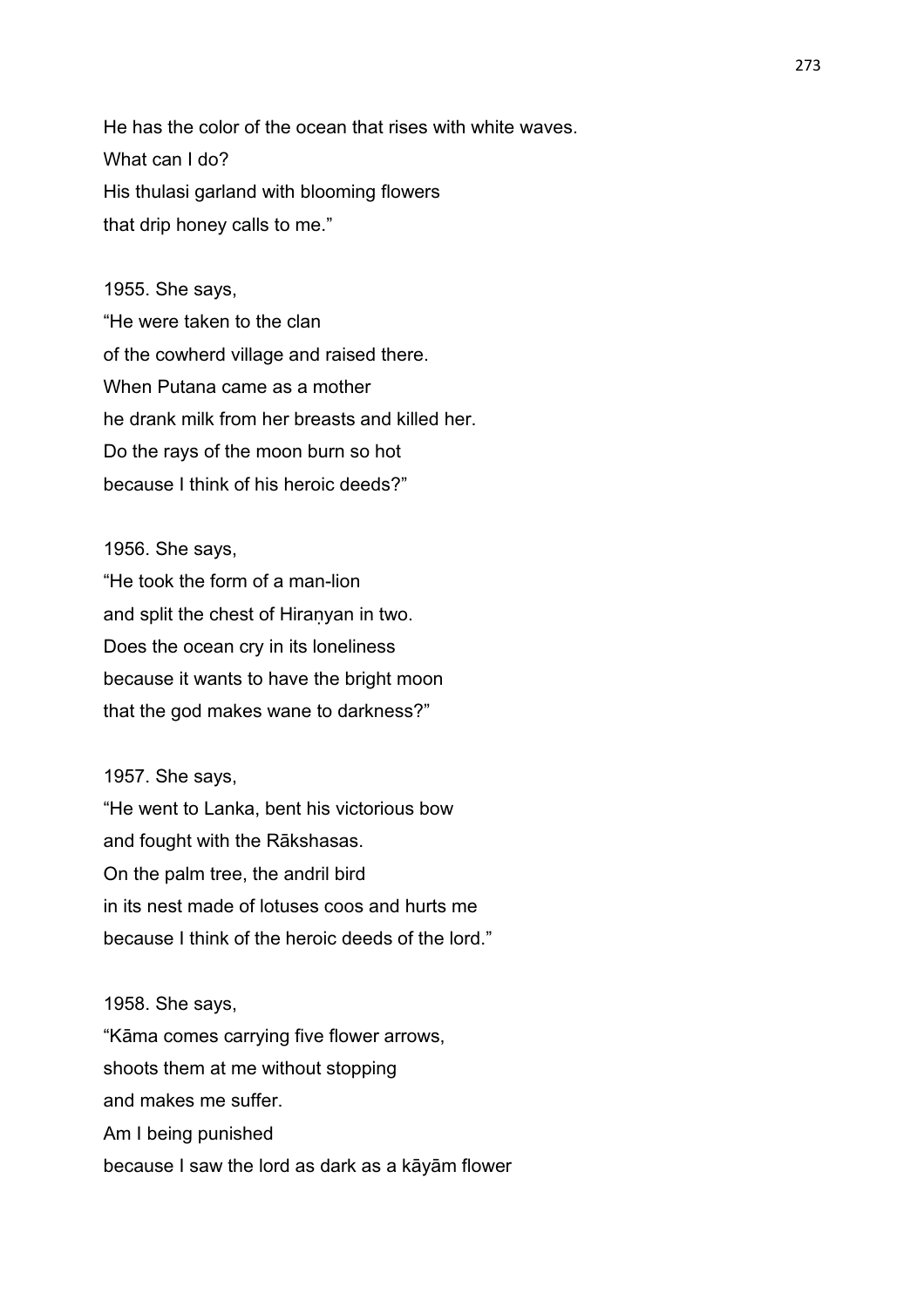He has the color of the ocean that rises with white waves.
What can I do?
His thulasi garland with blooming flowers
that drip honey calls to me."

1955. She says,
"He were taken to the clan
of the cowherd village and raised there.
When Putana came as a mother
he drank milk from her breasts and killed her.
Do the rays of the moon burn so hot
because I think of his heroic deeds?"

1956. She says,
"He took the form of a man-lion
and split the chest of Hiraṇyan in two.
Does the ocean cry in its loneliness
because it wants to have the bright moon
that the god makes wane to darkness?"

1957. She says,
"He went to Lanka, bent his victorious bow
and fought with the Rākshasas.
On the palm tree, the andril bird
in its nest made of lotuses coos and hurts me
because I think of the heroic deeds of the lord."

1958. She says,
"Kāma comes carrying five flower arrows,
shoots them at me without stopping
and makes me suffer.
Am I being punished
because I saw the lord as dark as a kāyām flower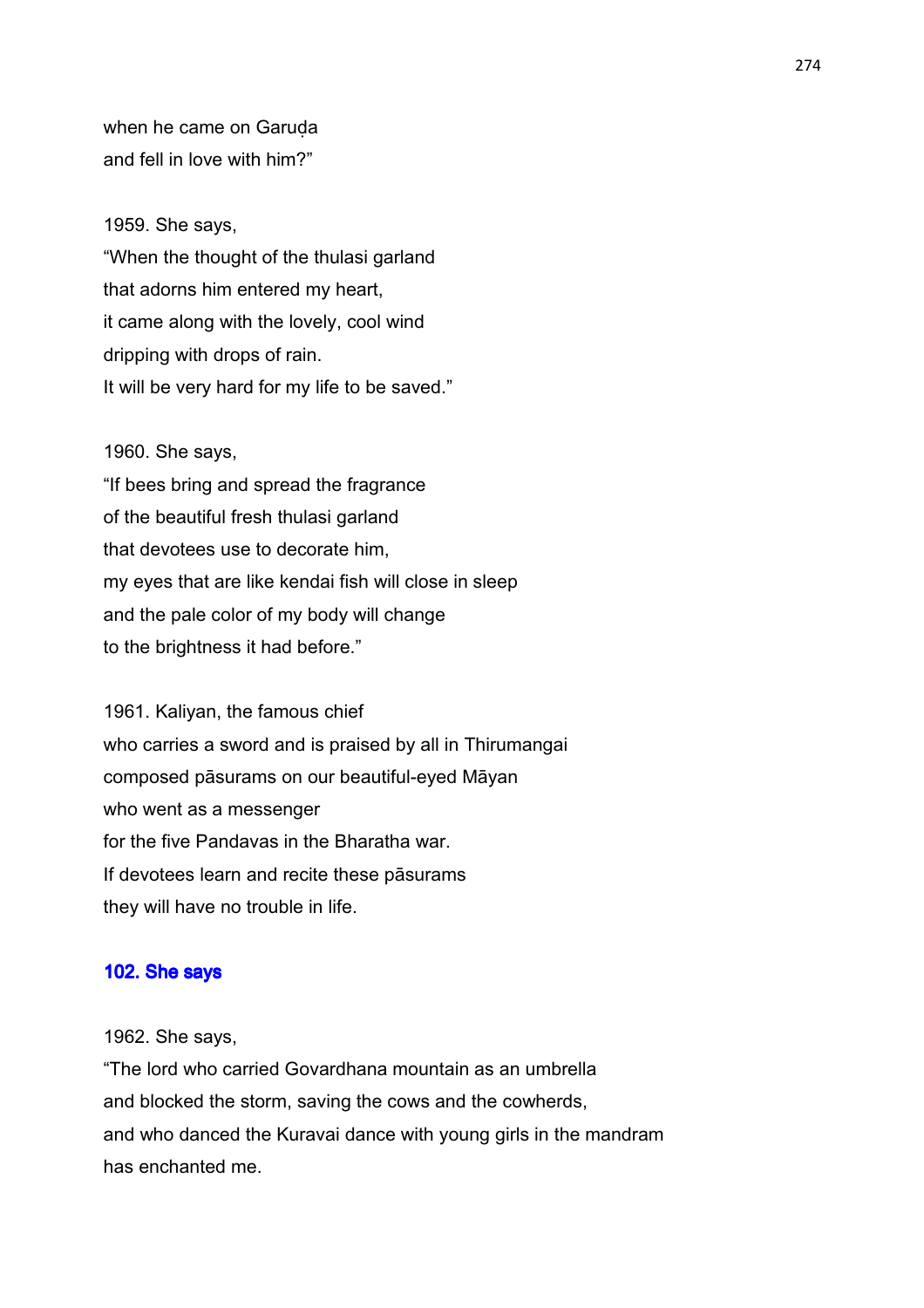when he came on Garuḍa  
and fell in love with him?"

1959. She says,  
"When the thought of the thulasi garland  
that adorns him entered my heart,  
it came along with the lovely, cool wind  
dripping with drops of rain.  
It will be very hard for my life to be saved."

1960. She says,  
"If bees bring and spread the fragrance  
of the beautiful fresh thulasi garland  
that devotees use to decorate him,  
my eyes that are like kendai fish will close in sleep  
and the pale color of my body will change  
to the brightness it had before."

1961. Kaliyan, the famous chief  
who carries a sword and is praised by all in Thirumangai  
composed pāsurams on our beautiful-eyed Māyan  
who went as a messenger  
for the five Pandavas in the Bharatha war.  
If devotees learn and recite these pāsurams  
they will have no trouble in life.

### 102. She says

1962. She says,  
"The lord who carried Govardhana mountain as an umbrella  
and blocked the storm, saving the cows and the cowherds,  
and who danced the Kuravai dance with young girls in the mandram  
has enchanted me.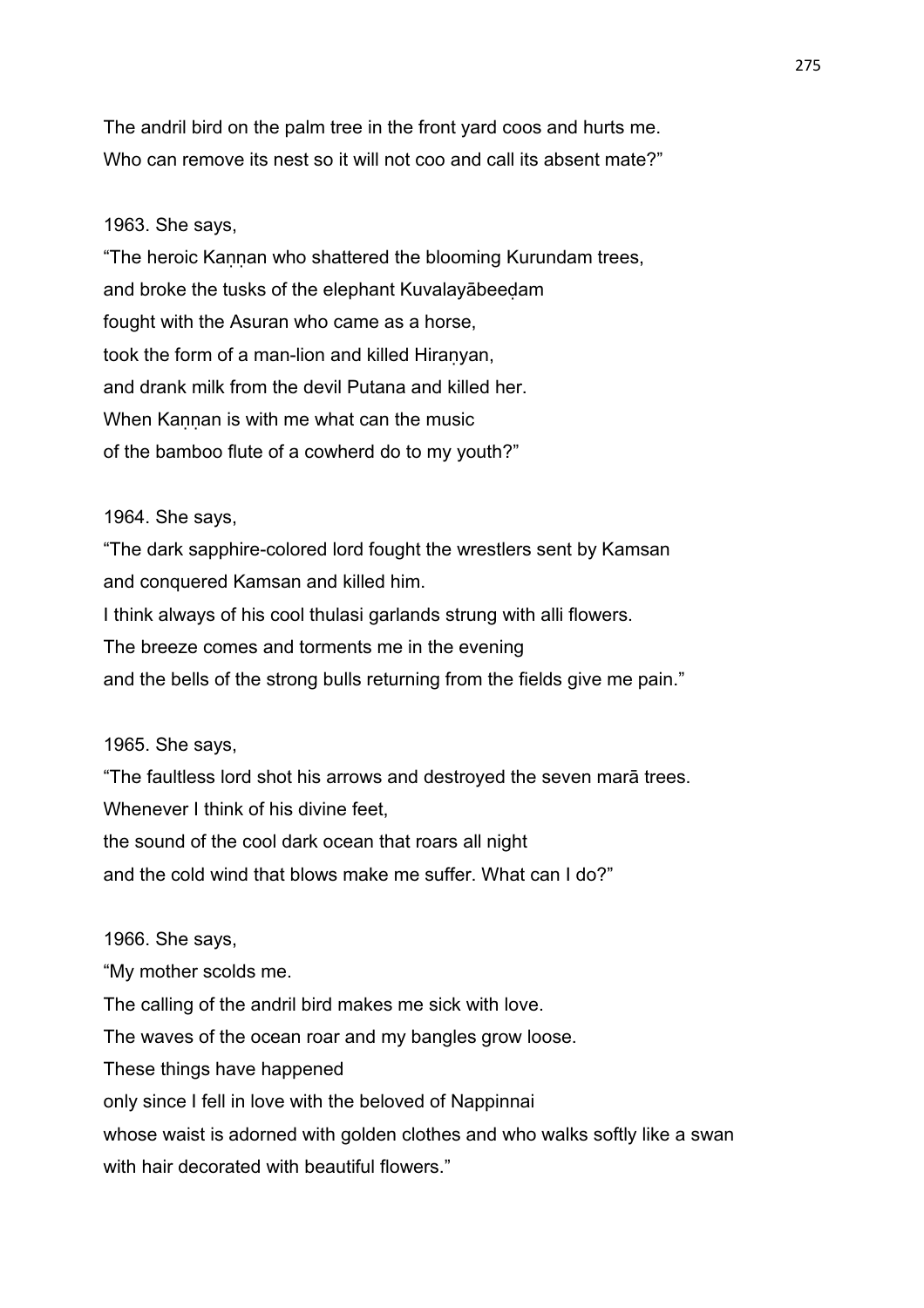The andril bird on the palm tree in the front yard coos and hurts me.
Who can remove its nest so it will not coo and call its absent mate?"

1963. She says,

"The heroic Kaṇṇan who shattered the blooming Kurundam trees,
and broke the tusks of the elephant Kuvalayābeeḍam
fought with the Asuran who came as a horse,
took the form of a man-lion and killed Hiraṇyan,
and drank milk from the devil Putana and killed her.
When Kaṇṇan is with me what can the music
of the bamboo flute of a cowherd do to my youth?"

1964. She says,

"The dark sapphire-colored lord fought the wrestlers sent by Kamsan
and conquered Kamsan and killed him.
I think always of his cool thulasi garlands strung with alli flowers.
The breeze comes and torments me in the evening
and the bells of the strong bulls returning from the fields give me pain."

1965. She says,

"The faultless lord shot his arrows and destroyed the seven marā trees.
Whenever I think of his divine feet,
the sound of the cool dark ocean that roars all night
and the cold wind that blows make me suffer. What can I do?"

1966. She says,

"My mother scolds me.
The calling of the andril bird makes me sick with love.
The waves of the ocean roar and my bangles grow loose.
These things have happened
only since I fell in love with the beloved of Nappinnai
whose waist is adorned with golden clothes and who walks softly like a swan
with hair decorated with beautiful flowers."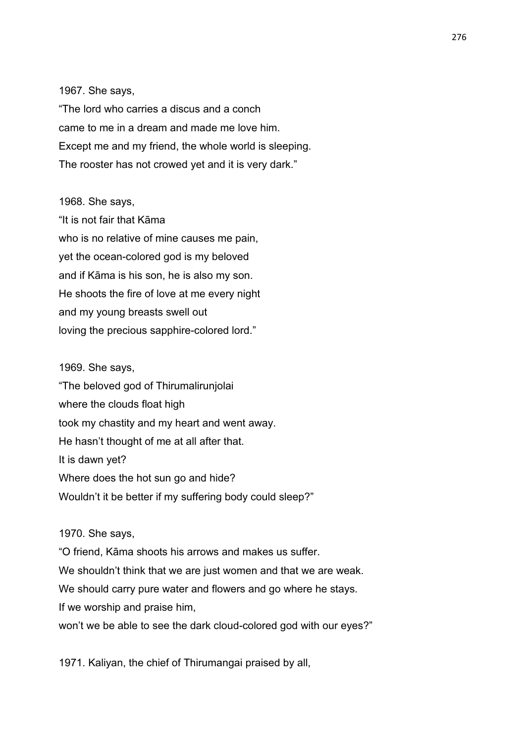1967. She says,
"The lord who carries a discus and a conch
came to me in a dream and made me love him.
Except me and my friend, the whole world is sleeping.
The rooster has not crowed yet and it is very dark."

1968. She says,
"It is not fair that Kāma
who is no relative of mine causes me pain,
yet the ocean-colored god is my beloved
and if Kāma is his son, he is also my son.
He shoots the fire of love at me every night
and my young breasts swell out
loving the precious sapphire-colored lord."

1969. She says,
"The beloved god of Thirumalirunjolai
where the clouds float high
took my chastity and my heart and went away.
He hasn't thought of me at all after that.
It is dawn yet?
Where does the hot sun go and hide?
Wouldn't it be better if my suffering body could sleep?"

1970. She says,
"O friend, Kāma shoots his arrows and makes us suffer.
We shouldn't think that we are just women and that we are weak.
We should carry pure water and flowers and go where he stays.
If we worship and praise him,
won't we be able to see the dark cloud-colored god with our eyes?"

1971. Kaliyan, the chief of Thirumangai praised by all,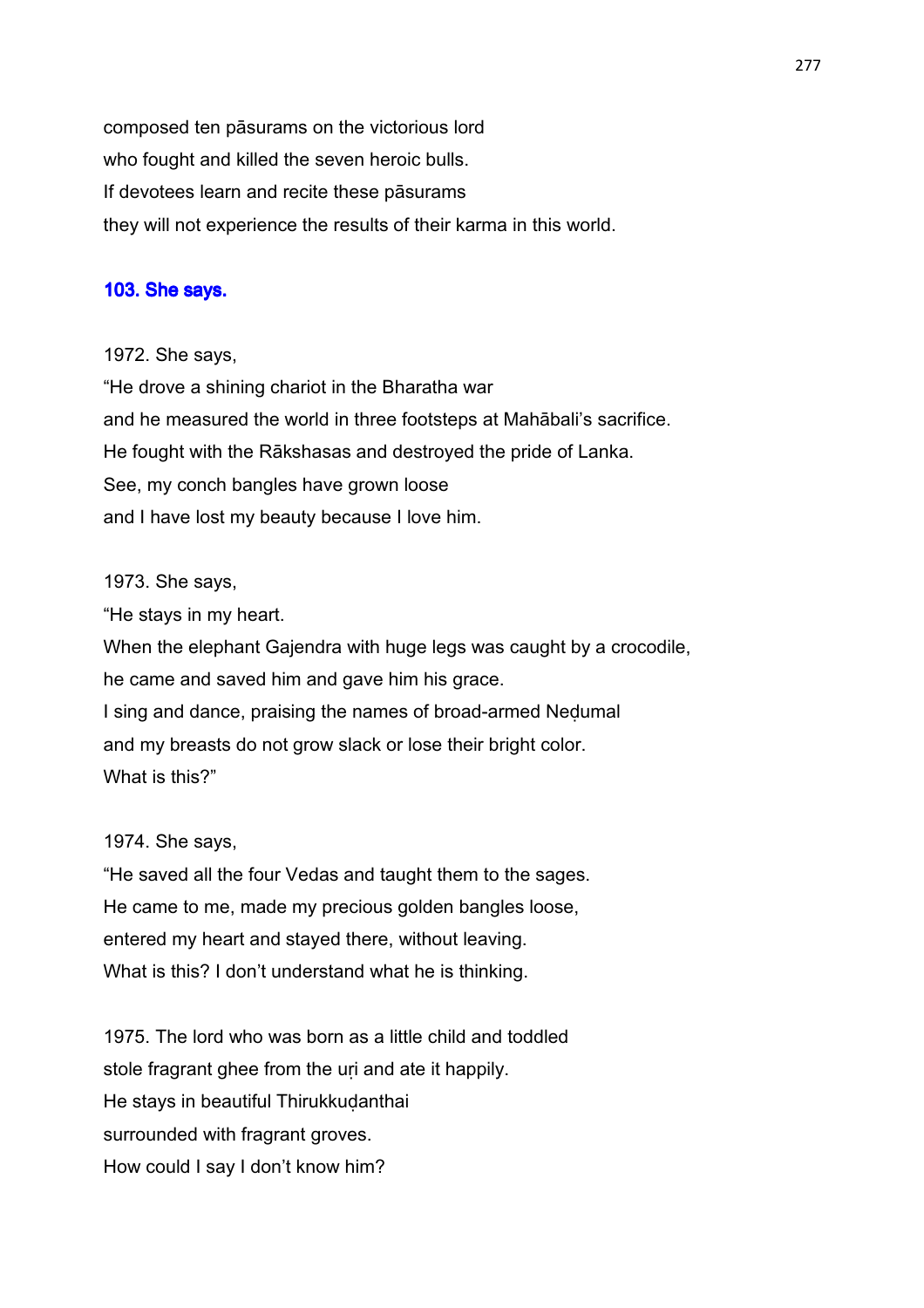composed ten pāsurams on the victorious lord
who fought and killed the seven heroic bulls.
If devotees learn and recite these pāsurams
they will not experience the results of their karma in this world.

### 103. She says.

1972. She says,
“He drove a shining chariot in the Bharatha war
and he measured the world in three footsteps at Mahābali’s sacrifice.
He fought with the Rākshasas and destroyed the pride of Lanka.
See, my conch bangles have grown loose
and I have lost my beauty because I love him.

1973. She says,
“He stays in my heart.
When the elephant Gajendra with huge legs was caught by a crocodile,
he came and saved him and gave him his grace.
I sing and dance, praising the names of broad-armed Neḍumal
and my breasts do not grow slack or lose their bright color.
What is this?”

1974. She says,
“He saved all the four Vedas and taught them to the sages.
He came to me, made my precious golden bangles loose,
entered my heart and stayed there, without leaving.
What is this? I don’t understand what he is thinking.

1975. The lord who was born as a little child and toddled
stole fragrant ghee from the uṛi and ate it happily.
He stays in beautiful Thirukkuḍanthai
surrounded with fragrant groves.
How could I say I don’t know him?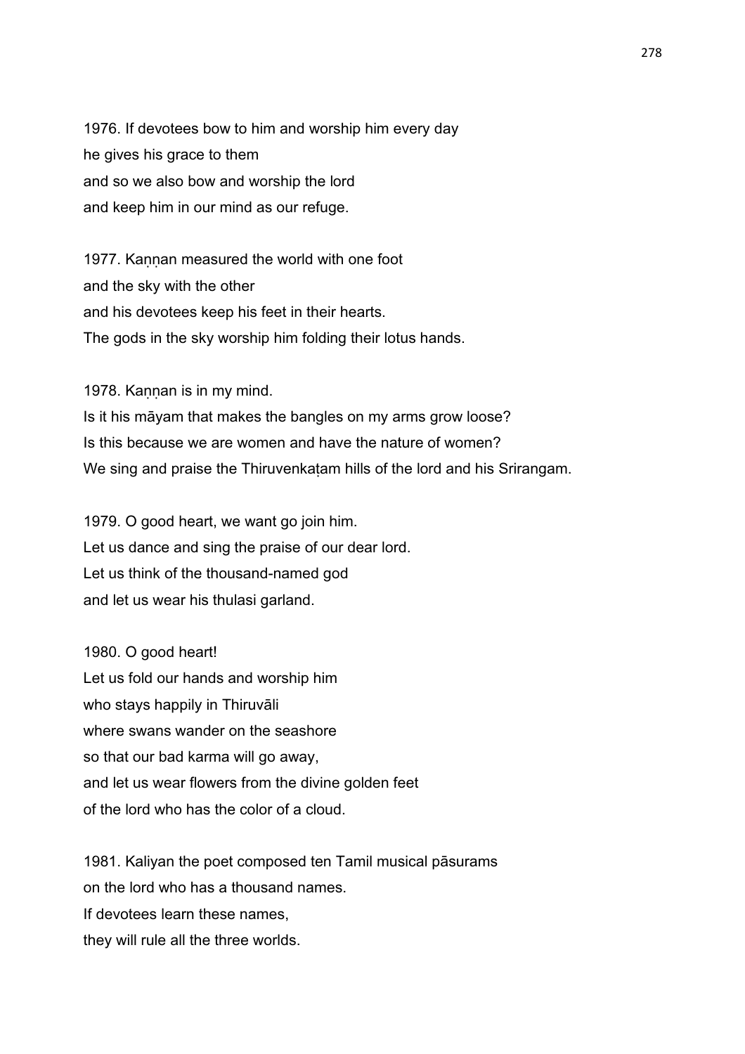1976. If devotees bow to him and worship him every day
he gives his grace to them
and so we also bow and worship the lord
and keep him in our mind as our refuge.

1977. Kaṇṇan measured the world with one foot
and the sky with the other
and his devotees keep his feet in their hearts.
The gods in the sky worship him folding their lotus hands.

1978. Kaṇṇan is in my mind.
Is it his māyam that makes the bangles on my arms grow loose?
Is this because we are women and have the nature of women?
We sing and praise the Thiruvenkaṭam hills of the lord and his Srirangam.

1979. O good heart, we want go join him.
Let us dance and sing the praise of our dear lord.
Let us think of the thousand-named god
and let us wear his thulasi garland.

1980. O good heart!
Let us fold our hands and worship him
who stays happily in Thiruvāli
where swans wander on the seashore
so that our bad karma will go away,
and let us wear flowers from the divine golden feet
of the lord who has the color of a cloud.

1981. Kaliyan the poet composed ten Tamil musical pāsurams
on the lord who has a thousand names.
If devotees learn these names,
they will rule all the three worlds.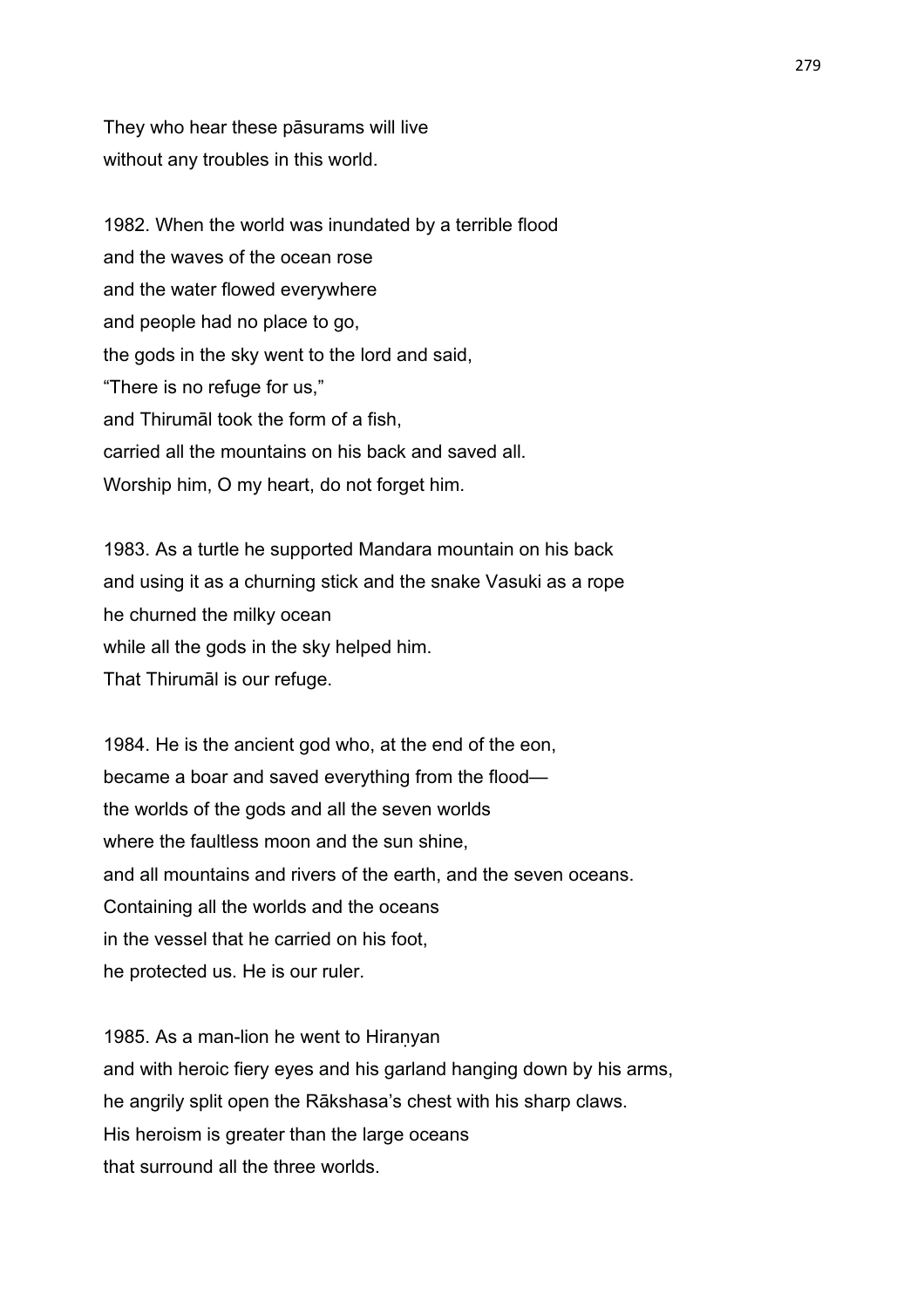They who hear these pāsurams will live
without any troubles in this world.

1982. When the world was inundated by a terrible flood
and the waves of the ocean rose
and the water flowed everywhere
and people had no place to go,
the gods in the sky went to the lord and said,
“There is no refuge for us,”
and Thirumāl took the form of a fish,
carried all the mountains on his back and saved all.
Worship him, O my heart, do not forget him.

1983. As a turtle he supported Mandara mountain on his back
and using it as a churning stick and the snake Vasuki as a rope
he churned the milky ocean
while all the gods in the sky helped him.
That Thirumāl is our refuge.

1984. He is the ancient god who, at the end of the eon,
became a boar and saved everything from the flood—
the worlds of the gods and all the seven worlds
where the faultless moon and the sun shine,
and all mountains and rivers of the earth, and the seven oceans.
Containing all the worlds and the oceans
in the vessel that he carried on his foot,
he protected us. He is our ruler.

1985. As a man-lion he went to Hiraṇyan
and with heroic fiery eyes and his garland hanging down by his arms,
he angrily split open the Rākshasa’s chest with his sharp claws.
His heroism is greater than the large oceans
that surround all the three worlds.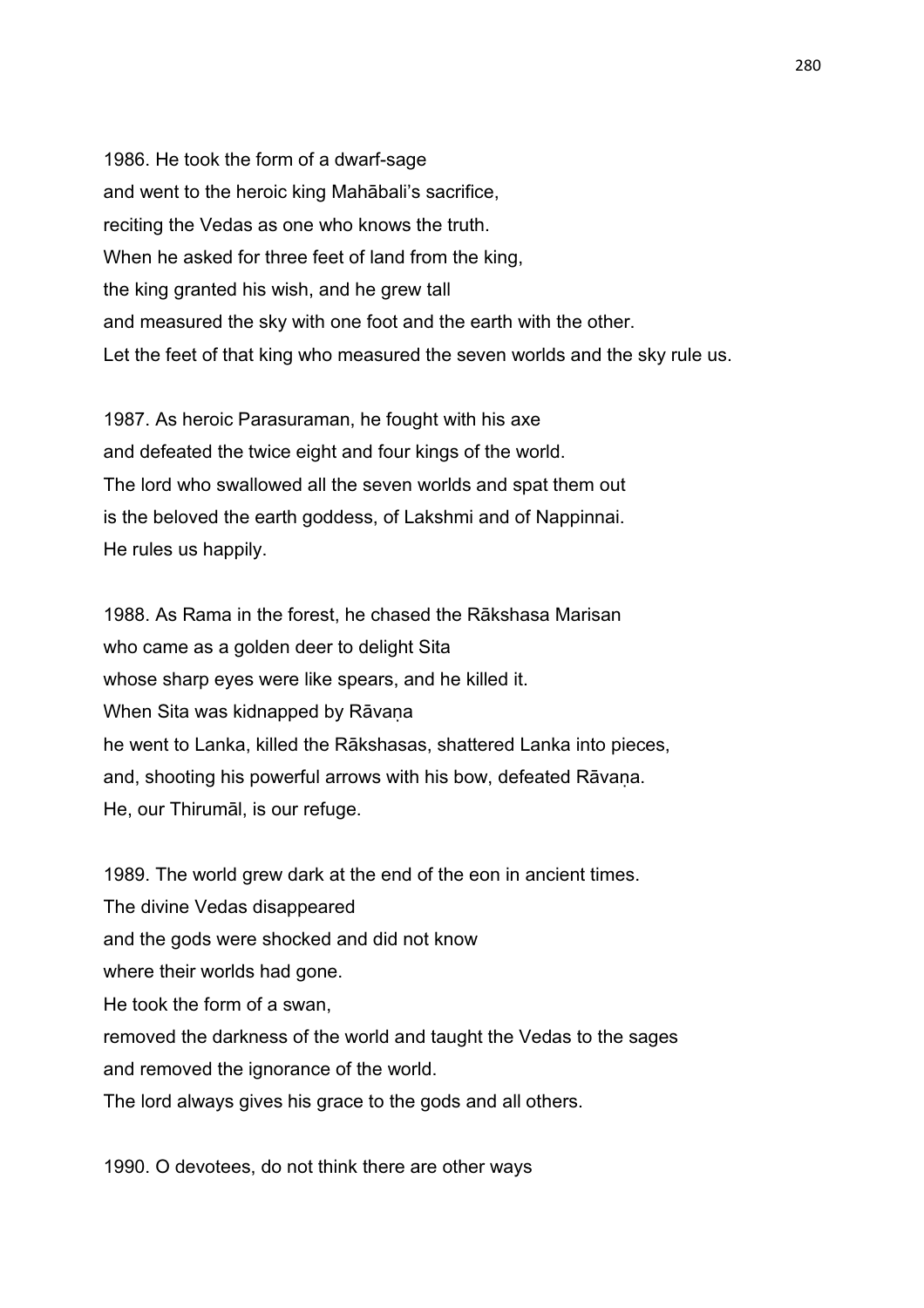1986. He took the form of a dwarf-sage
and went to the heroic king Mahābali's sacrifice,
reciting the Vedas as one who knows the truth.
When he asked for three feet of land from the king,
the king granted his wish, and he grew tall
and measured the sky with one foot and the earth with the other.
Let the feet of that king who measured the seven worlds and the sky rule us.

1987. As heroic Parasuraman, he fought with his axe
and defeated the twice eight and four kings of the world.
The lord who swallowed all the seven worlds and spat them out
is the beloved the earth goddess, of Lakshmi and of Nappinnai.
He rules us happily.

1988. As Rama in the forest, he chased the Rākshasa Marisan
who came as a golden deer to delight Sita
whose sharp eyes were like spears, and he killed it.
When Sita was kidnapped by Rāvaṇa
he went to Lanka, killed the Rākshasas, shattered Lanka into pieces,
and, shooting his powerful arrows with his bow, defeated Rāvaṇa.
He, our Thirumāl, is our refuge.

1989. The world grew dark at the end of the eon in ancient times.
The divine Vedas disappeared
and the gods were shocked and did not know
where their worlds had gone.
He took the form of a swan,
removed the darkness of the world and taught the Vedas to the sages
and removed the ignorance of the world.
The lord always gives his grace to the gods and all others.

1990. O devotees, do not think there are other ways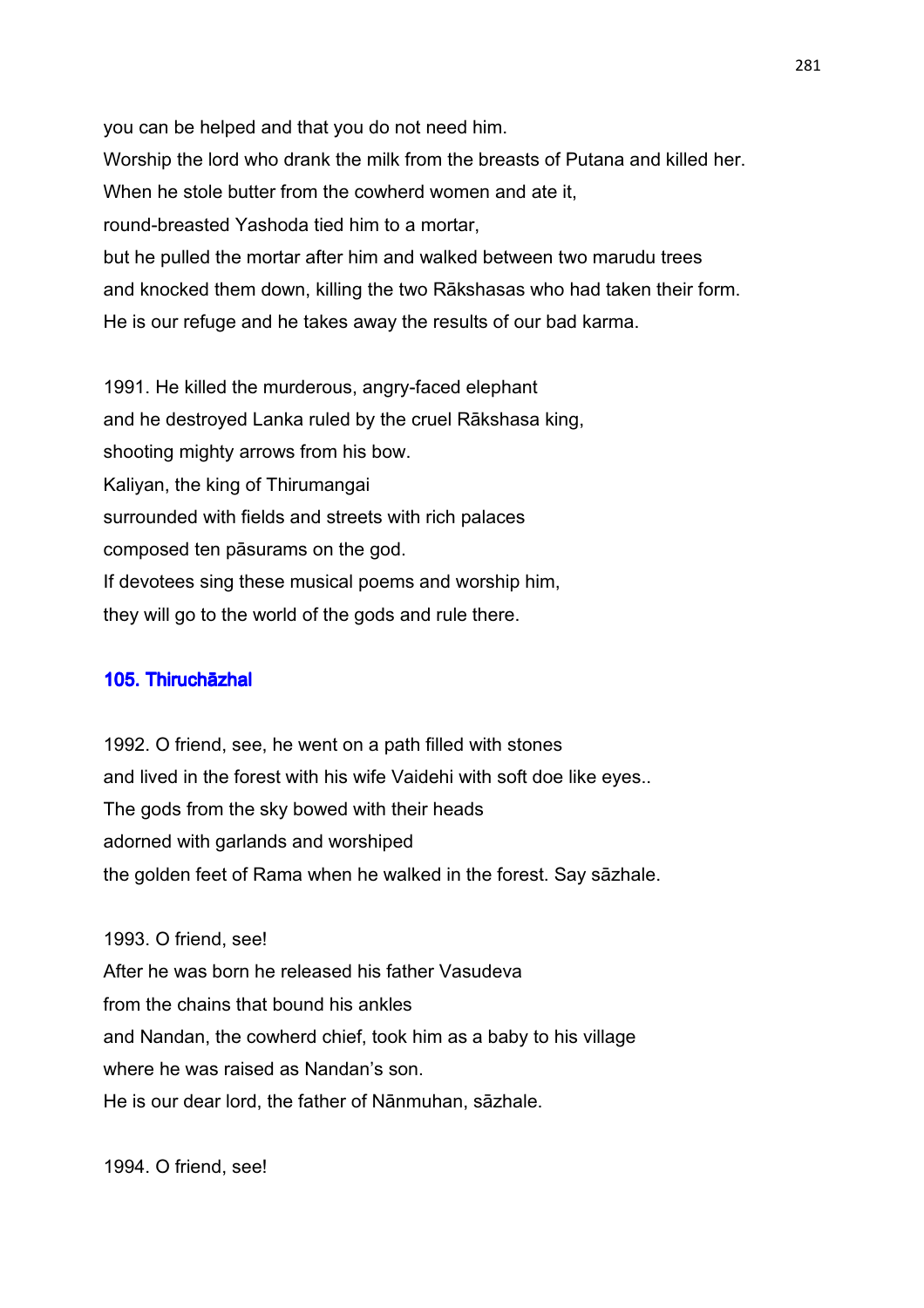you can be helped and that you do not need him.
Worship the lord who drank the milk from the breasts of Putana and killed her.
When he stole butter from the cowherd women and ate it,
round-breasted Yashoda tied him to a mortar,
but he pulled the mortar after him and walked between two marudu trees
and knocked them down, killing the two Rākshasas who had taken their form.
He is our refuge and he takes away the results of our bad karma.

1991. He killed the murderous, angry-faced elephant
and he destroyed Lanka ruled by the cruel Rākshasa king,
shooting mighty arrows from his bow.
Kaliyan, the king of Thirumangai
surrounded with fields and streets with rich palaces
composed ten pāsurams on the god.
If devotees sing these musical poems and worship him,
they will go to the world of the gods and rule there.

## 105. Thiruchāzhal

1992. O friend, see, he went on a path filled with stones
and lived in the forest with his wife Vaidehi with soft doe like eyes..
The gods from the sky bowed with their heads
adorned with garlands and worshiped
the golden feet of Rama when he walked in the forest. Say sāzhale.

1993. O friend, see!
After he was born he released his father Vasudeva
from the chains that bound his ankles
and Nandan, the cowherd chief, took him as a baby to his village
where he was raised as Nandan's son.
He is our dear lord, the father of Nānmuhan, sāzhale.

1994. O friend, see!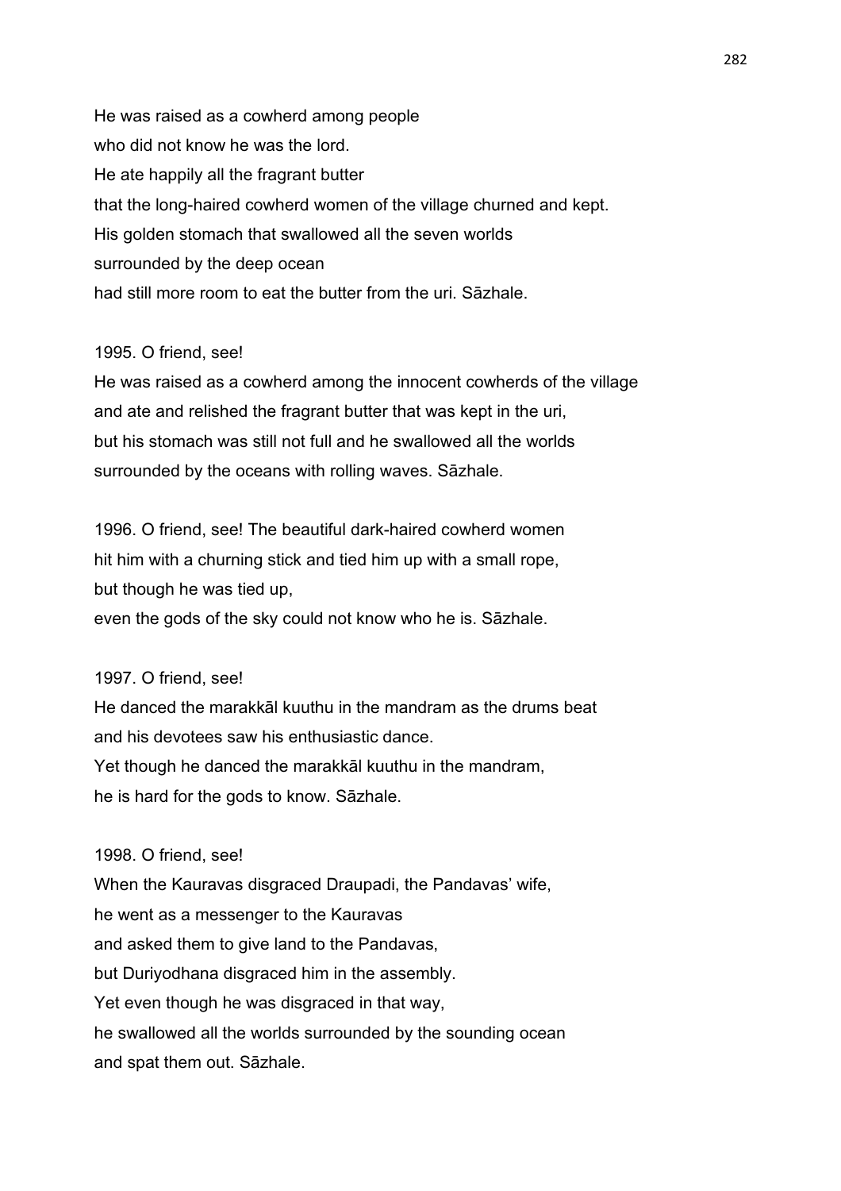He was raised as a cowherd among people
who did not know he was the lord.
He ate happily all the fragrant butter
that the long-haired cowherd women of the village churned and kept.
His golden stomach that swallowed all the seven worlds
surrounded by the deep ocean
had still more room to eat the butter from the uri. Sāzhale.

1995. O friend, see!
He was raised as a cowherd among the innocent cowherds of the village
and ate and relished the fragrant butter that was kept in the uri,
but his stomach was still not full and he swallowed all the worlds
surrounded by the oceans with rolling waves. Sāzhale.

1996. O friend, see! The beautiful dark-haired cowherd women
hit him with a churning stick and tied him up with a small rope,
but though he was tied up,
even the gods of the sky could not know who he is. Sāzhale.

1997. O friend, see!
He danced the marakkāl kuuthu in the mandram as the drums beat
and his devotees saw his enthusiastic dance.
Yet though he danced the marakkāl kuuthu in the mandram,
he is hard for the gods to know. Sāzhale.

1998. O friend, see!
When the Kauravas disgraced Draupadi, the Pandavas' wife,
he went as a messenger to the Kauravas
and asked them to give land to the Pandavas,
but Duriyodhana disgraced him in the assembly.
Yet even though he was disgraced in that way,
he swallowed all the worlds surrounded by the sounding ocean
and spat them out. Sāzhale.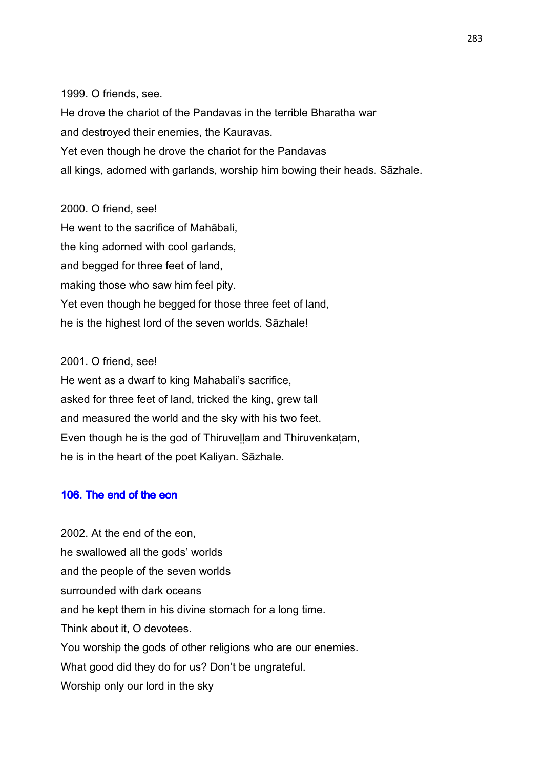1999. O friends, see.
He drove the chariot of the Pandavas in the terrible Bharatha war
and destroyed their enemies, the Kauravas.
Yet even though he drove the chariot for the Pandavas
all kings, adorned with garlands, worship him bowing their heads. Sāzhale.

2000. O friend, see!
He went to the sacrifice of Mahābali,
the king adorned with cool garlands,
and begged for three feet of land,
making those who saw him feel pity.
Yet even though he begged for those three feet of land,
he is the highest lord of the seven worlds. Sāzhale!

2001. O friend, see!
He went as a dwarf to king Mahabali's sacrifice,
asked for three feet of land, tricked the king, grew tall
and measured the world and the sky with his two feet.
Even though he is the god of Thiruveḷḷam and Thiruvenkaṭam,
he is in the heart of the poet Kaliyan. Sāzhale.

## 106. The end of the eon

2002. At the end of the eon,
he swallowed all the gods' worlds
and the people of the seven worlds
surrounded with dark oceans
and he kept them in his divine stomach for a long time.
Think about it, O devotees.
You worship the gods of other religions who are our enemies.
What good did they do for us? Don't be ungrateful.
Worship only our lord in the sky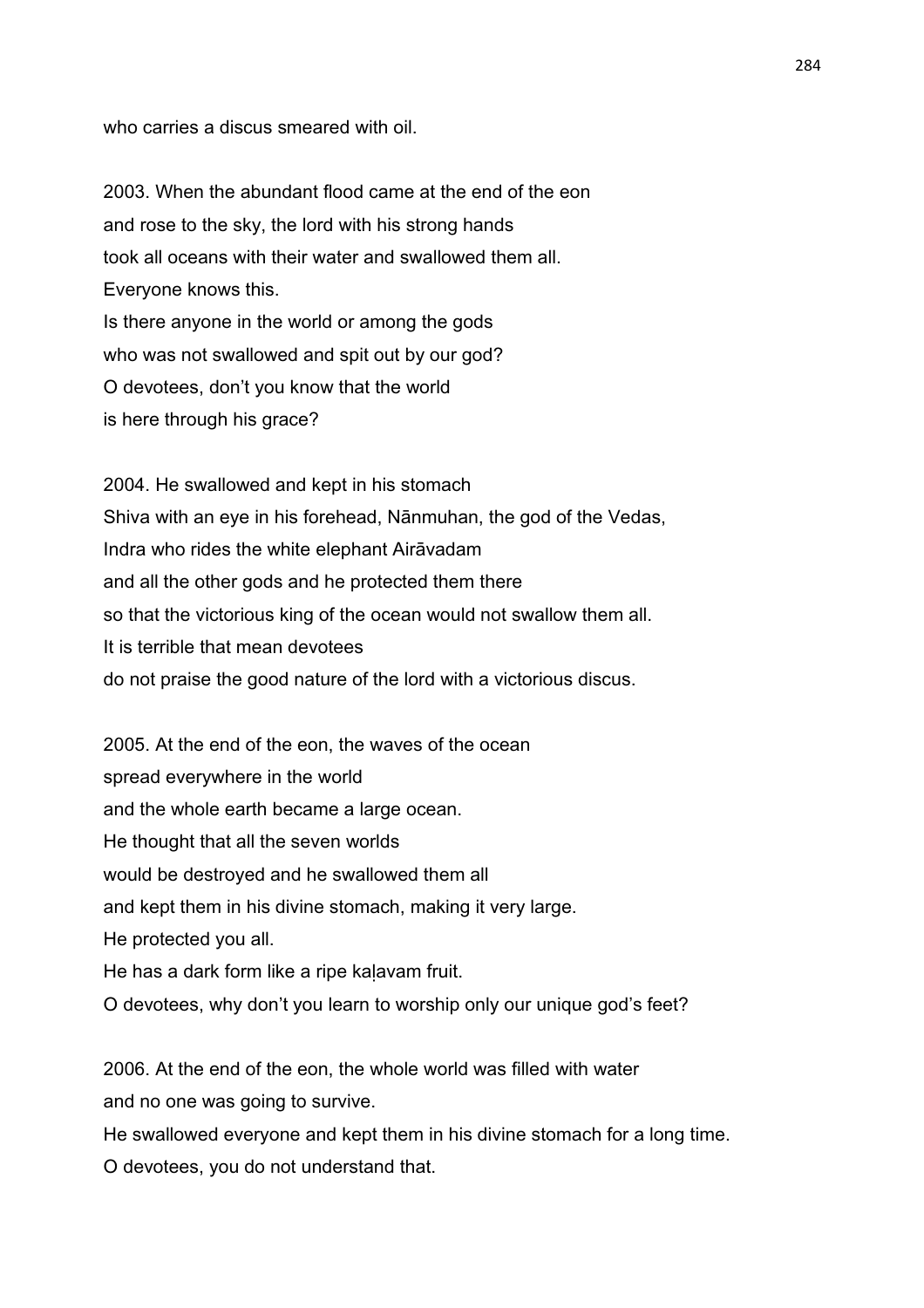who carries a discus smeared with oil.

2003. When the abundant flood came at the end of the eon
and rose to the sky, the lord with his strong hands
took all oceans with their water and swallowed them all.
Everyone knows this.
Is there anyone in the world or among the gods
who was not swallowed and spit out by our god?
O devotees, don't you know that the world
is here through his grace?

2004. He swallowed and kept in his stomach
Shiva with an eye in his forehead, Nānmuhan, the god of the Vedas,
Indra who rides the white elephant Airāvadam
and all the other gods and he protected them there
so that the victorious king of the ocean would not swallow them all.
It is terrible that mean devotees
do not praise the good nature of the lord with a victorious discus.

2005. At the end of the eon, the waves of the ocean
spread everywhere in the world
and the whole earth became a large ocean.
He thought that all the seven worlds
would be destroyed and he swallowed them all
and kept them in his divine stomach, making it very large.
He protected you all.
He has a dark form like a ripe kaḷavam fruit.
O devotees, why don't you learn to worship only our unique god's feet?

2006. At the end of the eon, the whole world was filled with water
and no one was going to survive.
He swallowed everyone and kept them in his divine stomach for a long time.
O devotees, you do not understand that.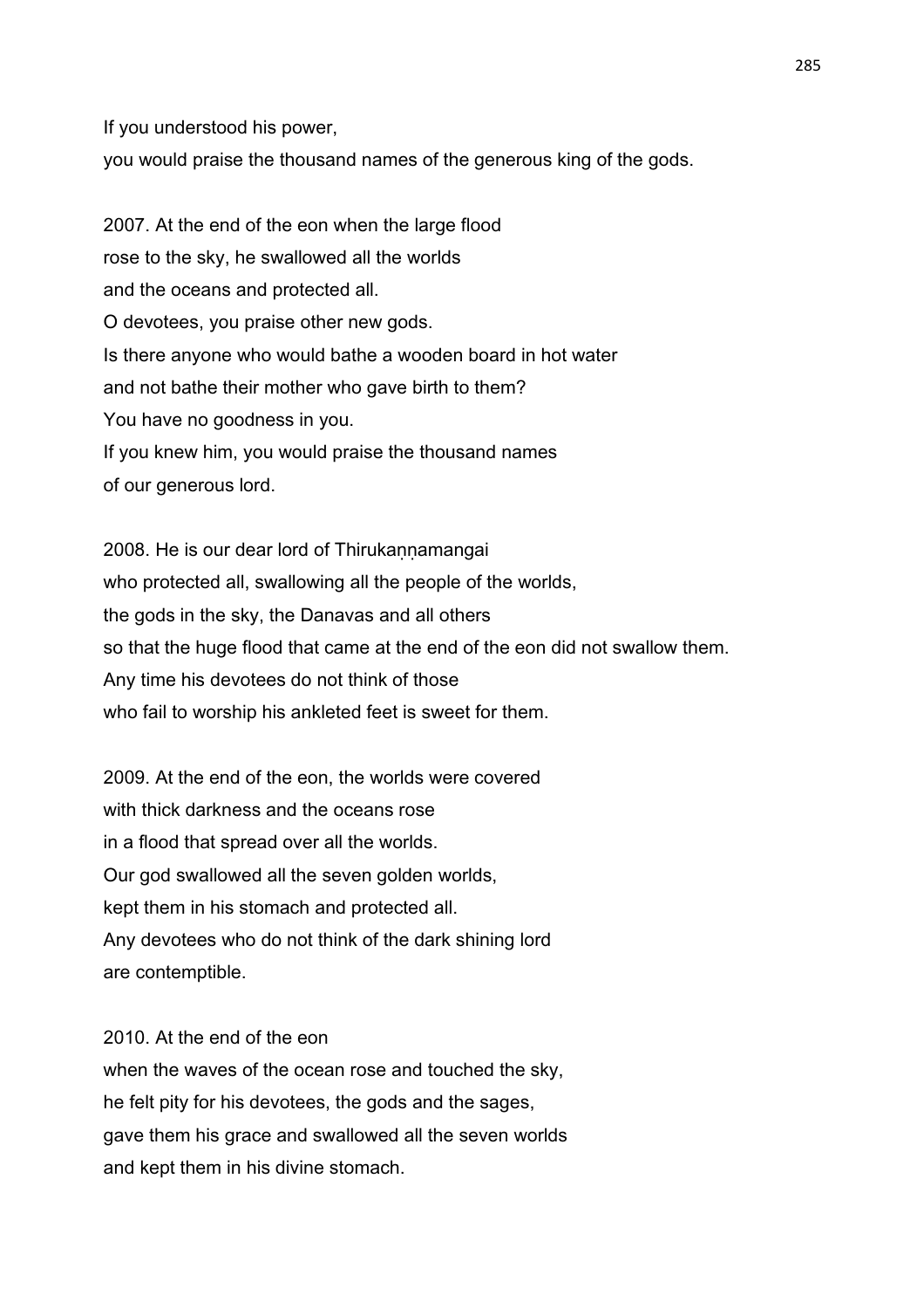If you understood his power,
you would praise the thousand names of the generous king of the gods.

2007. At the end of the eon when the large flood
rose to the sky, he swallowed all the worlds
and the oceans and protected all.
O devotees, you praise other new gods.
Is there anyone who would bathe a wooden board in hot water
and not bathe their mother who gave birth to them?
You have no goodness in you.
If you knew him, you would praise the thousand names
of our generous lord.

2008. He is our dear lord of Thirukaṇṇamangai
who protected all, swallowing all the people of the worlds,
the gods in the sky, the Danavas and all others
so that the huge flood that came at the end of the eon did not swallow them.
Any time his devotees do not think of those
who fail to worship his ankleted feet is sweet for them.

2009. At the end of the eon, the worlds were covered
with thick darkness and the oceans rose
in a flood that spread over all the worlds.
Our god swallowed all the seven golden worlds,
kept them in his stomach and protected all.
Any devotees who do not think of the dark shining lord
are contemptible.

2010. At the end of the eon
when the waves of the ocean rose and touched the sky,
he felt pity for his devotees, the gods and the sages,
gave them his grace and swallowed all the seven worlds
and kept them in his divine stomach.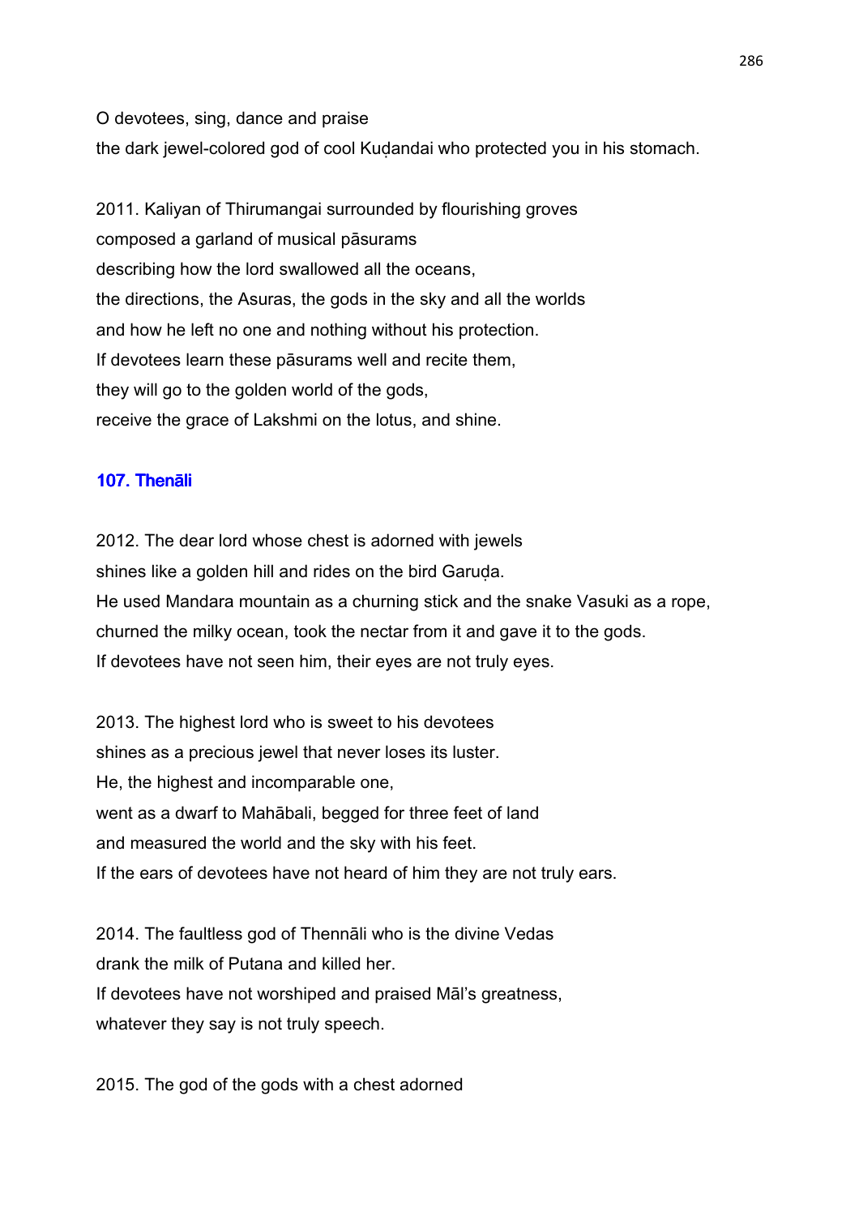O devotees, sing, dance and praise
the dark jewel-colored god of cool Kuḍandai who protected you in his stomach.

2011. Kaliyan of Thirumangai surrounded by flourishing groves
composed a garland of musical pāsurams
describing how the lord swallowed all the oceans,
the directions, the Asuras, the gods in the sky and all the worlds
and how he left no one and nothing without his protection.
If devotees learn these pāsurams well and recite them,
they will go to the golden world of the gods,
receive the grace of Lakshmi on the lotus, and shine.

### 107. Thenāli

2012. The dear lord whose chest is adorned with jewels
shines like a golden hill and rides on the bird Garuḍa.
He used Mandara mountain as a churning stick and the snake Vasuki as a rope,
churned the milky ocean, took the nectar from it and gave it to the gods.
If devotees have not seen him, their eyes are not truly eyes.

2013. The highest lord who is sweet to his devotees
shines as a precious jewel that never loses its luster.
He, the highest and incomparable one,
went as a dwarf to Mahābali, begged for three feet of land
and measured the world and the sky with his feet.
If the ears of devotees have not heard of him they are not truly ears.

2014. The faultless god of Thennāli who is the divine Vedas
drank the milk of Putana and killed her.
If devotees have not worshiped and praised Māl's greatness,
whatever they say is not truly speech.

2015. The god of the gods with a chest adorned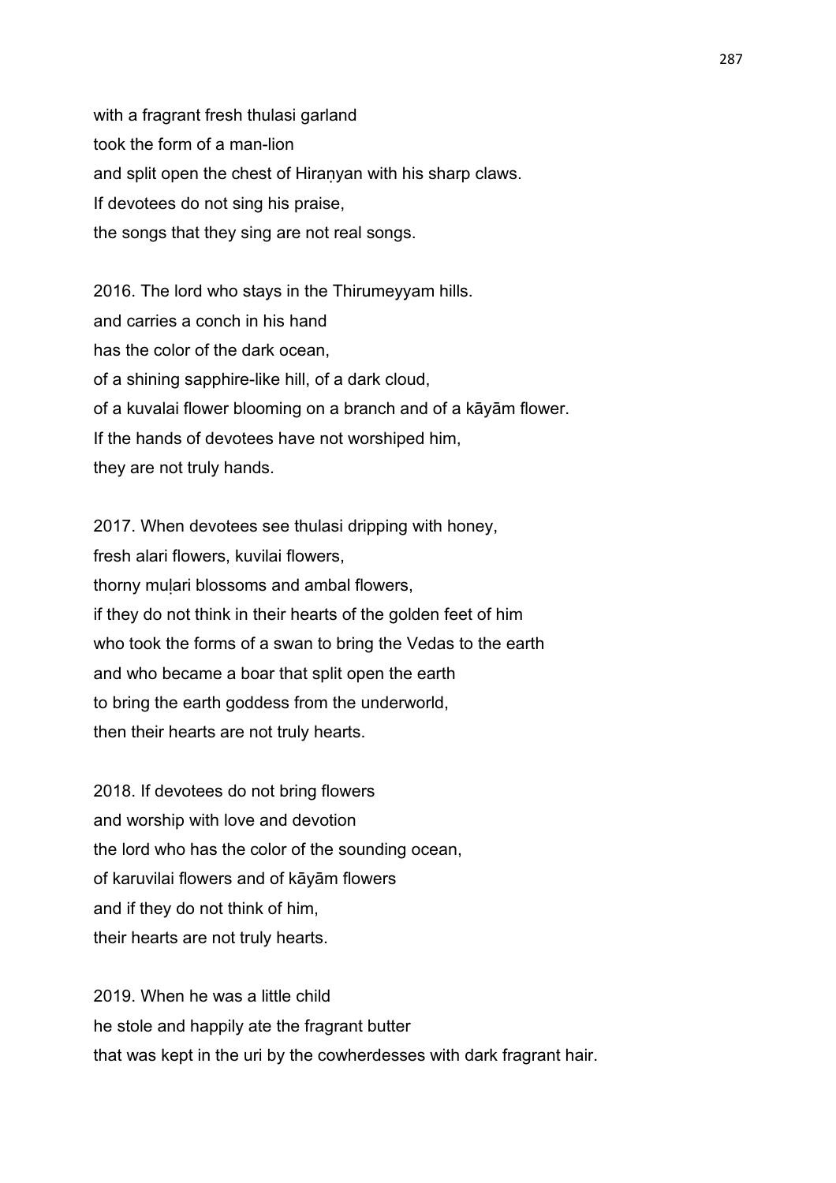with a fragrant fresh thulasi garland
took the form of a man-lion
and split open the chest of Hiraṇyan with his sharp claws.
If devotees do not sing his praise,
the songs that they sing are not real songs.

2016. The lord who stays in the Thirumeyyam hills.
and carries a conch in his hand
has the color of the dark ocean,
of a shining sapphire-like hill, of a dark cloud,
of a kuvalai flower blooming on a branch and of a kāyām flower.
If the hands of devotees have not worshiped him,
they are not truly hands.

2017. When devotees see thulasi dripping with honey,
fresh alari flowers, kuvilai flowers,
thorny muḷari blossoms and ambal flowers,
if they do not think in their hearts of the golden feet of him
who took the forms of a swan to bring the Vedas to the earth
and who became a boar that split open the earth
to bring the earth goddess from the underworld,
then their hearts are not truly hearts.

2018. If devotees do not bring flowers
and worship with love and devotion
the lord who has the color of the sounding ocean,
of karuvilai flowers and of kāyām flowers
and if they do not think of him,
their hearts are not truly hearts.

2019. When he was a little child
he stole and happily ate the fragrant butter
that was kept in the uri by the cowherdesses with dark fragrant hair.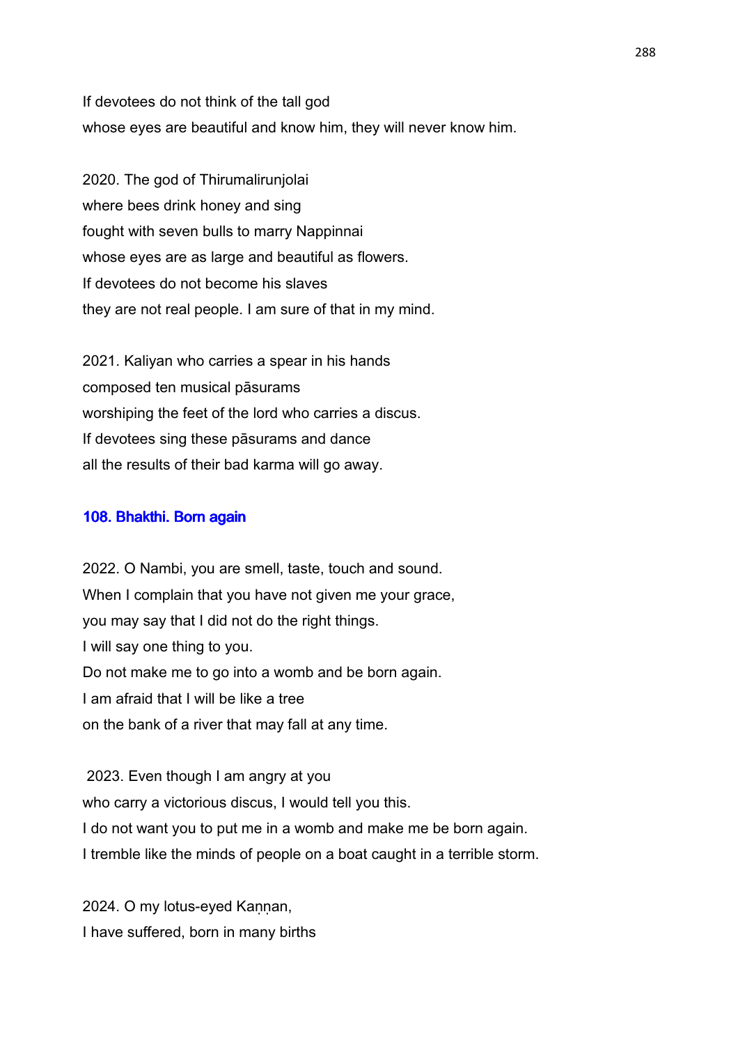If devotees do not think of the tall god
whose eyes are beautiful and know him, they will never know him.

2020. The god of Thirumalirunjolai
where bees drink honey and sing
fought with seven bulls to marry Nappinnai
whose eyes are as large and beautiful as flowers.
If devotees do not become his slaves
they are not real people. I am sure of that in my mind.

2021. Kaliyan who carries a spear in his hands
composed ten musical pāsurams
worshiping the feet of the lord who carries a discus.
If devotees sing these pāsurams and dance
all the results of their bad karma will go away.

### 108. Bhakthi. Born again

2022. O Nambi, you are smell, taste, touch and sound.
When I complain that you have not given me your grace,
you may say that I did not do the right things.
I will say one thing to you.
Do not make me to go into a womb and be born again.
I am afraid that I will be like a tree
on the bank of a river that may fall at any time.

2023. Even though I am angry at you
who carry a victorious discus, I would tell you this.
I do not want you to put me in a womb and make me be born again.
I tremble like the minds of people on a boat caught in a terrible storm.

2024. O my lotus-eyed Kaṇṇan,
I have suffered, born in many births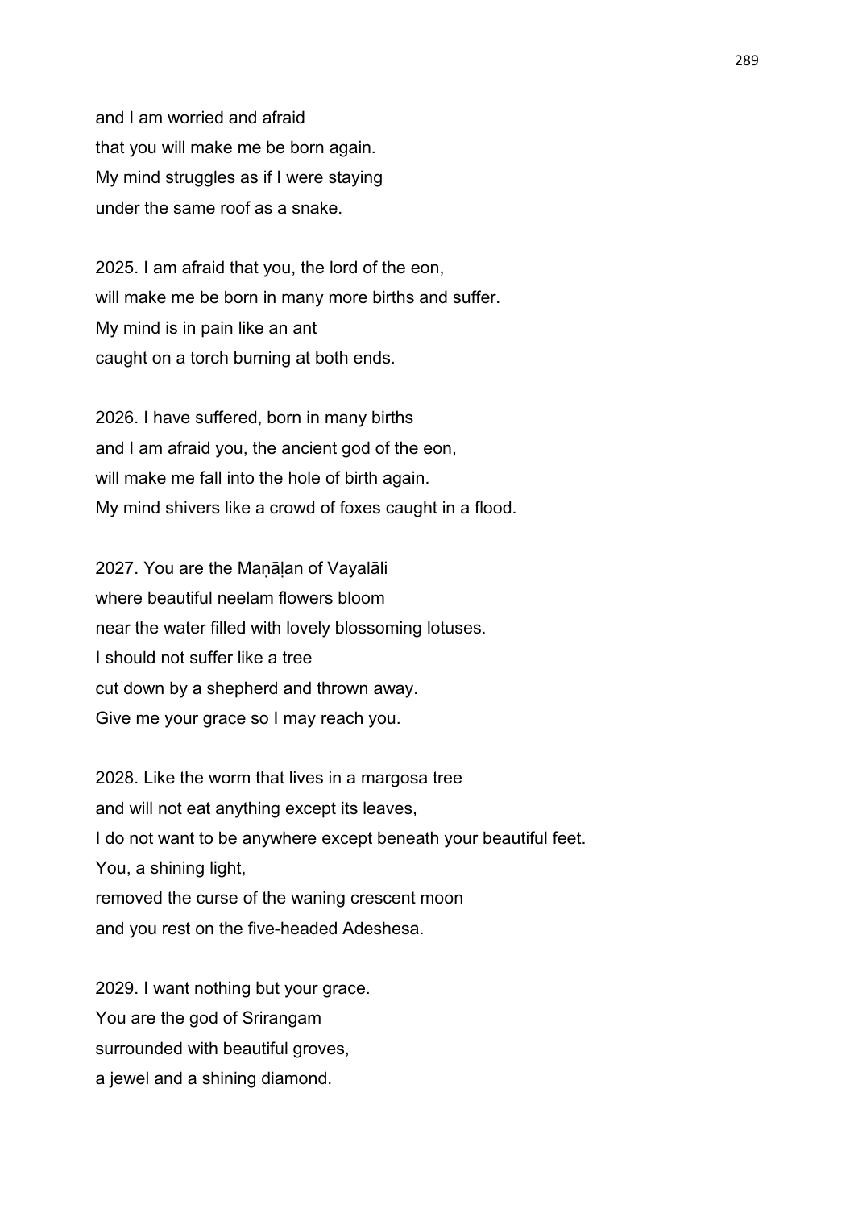and I am worried and afraid
that you will make me be born again.
My mind struggles as if I were staying
under the same roof as a snake.

2025. I am afraid that you, the lord of the eon,
will make me be born in many more births and suffer.
My mind is in pain like an ant
caught on a torch burning at both ends.

2026. I have suffered, born in many births
and I am afraid you, the ancient god of the eon,
will make me fall into the hole of birth again.
My mind shivers like a crowd of foxes caught in a flood.

2027. You are the Maṇāḷan of Vayalāli
where beautiful neelam flowers bloom
near the water filled with lovely blossoming lotuses.
I should not suffer like a tree
cut down by a shepherd and thrown away.
Give me your grace so I may reach you.

2028. Like the worm that lives in a margosa tree
and will not eat anything except its leaves,
I do not want to be anywhere except beneath your beautiful feet.
You, a shining light,
removed the curse of the waning crescent moon
and you rest on the five-headed Adeshesa.

2029. I want nothing but your grace.
You are the god of Srirangam
surrounded with beautiful groves,
a jewel and a shining diamond.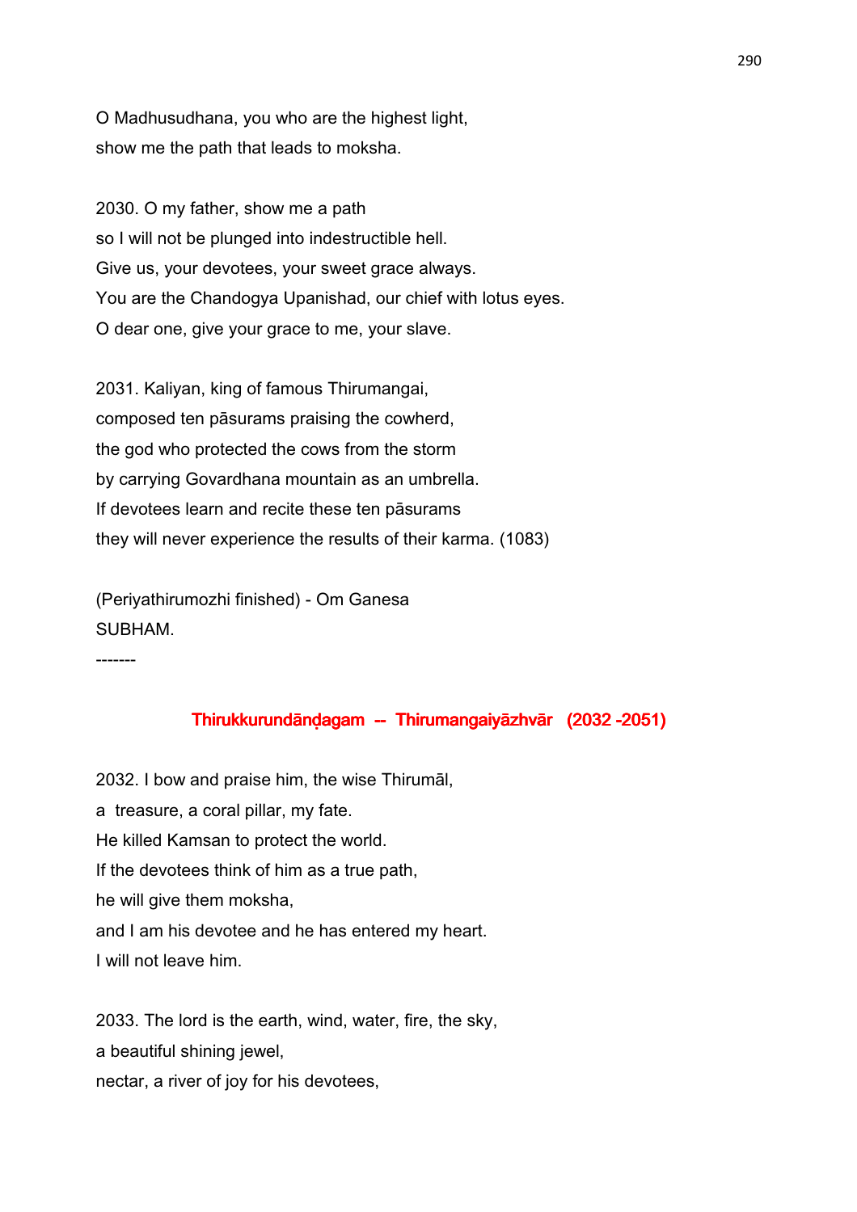O Madhusudhana, you who are the highest light,
show me the path that leads to moksha.

2030. O my father, show me a path
so I will not be plunged into indestructible hell.
Give us, your devotees, your sweet grace always.
You are the Chandogya Upanishad, our chief with lotus eyes.
O dear one, give your grace to me, your slave.

2031. Kaliyan, king of famous Thirumangai,
composed ten pāsurams praising the cowherd,
the god who protected the cows from the storm
by carrying Govardhana mountain as an umbrella.
If devotees learn and recite these ten pāsurams
they will never experience the results of their karma. (1083)

(Periyathirumozhi finished) - Om Ganesa
SUBHAM.

-------

## Thirukkurundāṇḍagam -- Thirumangaiyāzhvār (2032 -2051)

2032. I bow and praise him, the wise Thirumāl,
a treasure, a coral pillar, my fate.
He killed Kamsan to protect the world.
If the devotees think of him as a true path,
he will give them moksha,
and I am his devotee and he has entered my heart.
I will not leave him.

2033. The lord is the earth, wind, water, fire, the sky,
a beautiful shining jewel,
nectar, a river of joy for his devotees,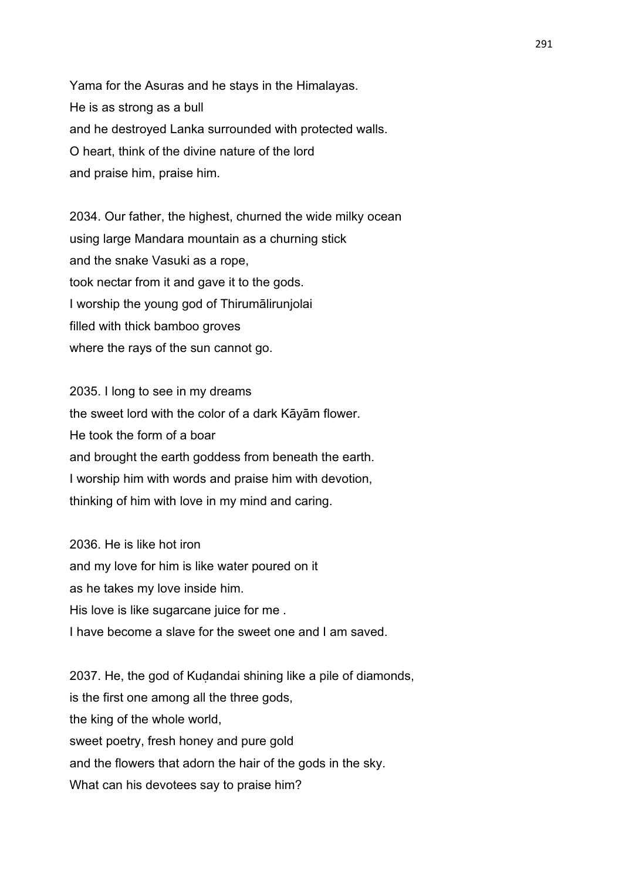Yama for the Asuras and he stays in the Himalayas.
He is as strong as a bull
and he destroyed Lanka surrounded with protected walls.
O heart, think of the divine nature of the lord
and praise him, praise him.

2034. Our father, the highest, churned the wide milky ocean
using large Mandara mountain as a churning stick
and the snake Vasuki as a rope,
took nectar from it and gave it to the gods.
I worship the young god of Thirumālirunjolai
filled with thick bamboo groves
where the rays of the sun cannot go.

2035. I long to see in my dreams
the sweet lord with the color of a dark Kāyām flower.
He took the form of a boar
and brought the earth goddess from beneath the earth.
I worship him with words and praise him with devotion,
thinking of him with love in my mind and caring.

2036. He is like hot iron
and my love for him is like water poured on it
as he takes my love inside him.
His love is like sugarcane juice for me .
I have become a slave for the sweet one and I am saved.

2037. He, the god of Kuḍandai shining like a pile of diamonds,
is the first one among all the three gods,
the king of the whole world,
sweet poetry, fresh honey and pure gold
and the flowers that adorn the hair of the gods in the sky.
What can his devotees say to praise him?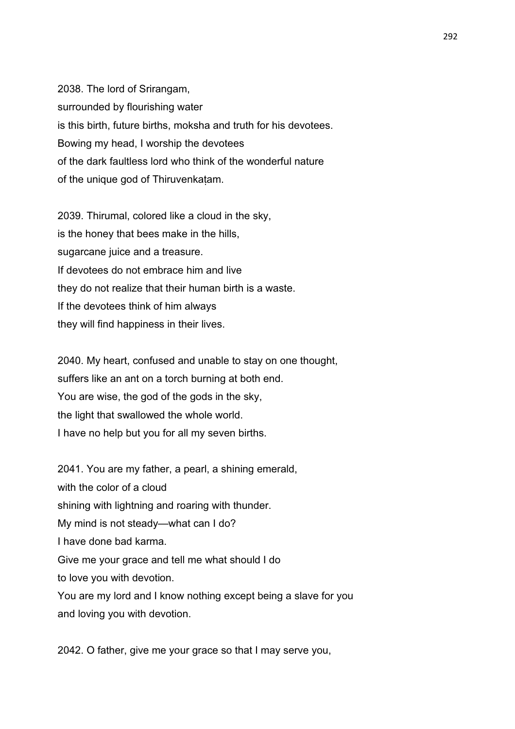2038. The lord of Srirangam,
surrounded by flourishing water
is this birth, future births, moksha and truth for his devotees.
Bowing my head, I worship the devotees
of the dark faultless lord who think of the wonderful nature
of the unique god of Thiruvenkaṭam.

2039. Thirumal, colored like a cloud in the sky,
is the honey that bees make in the hills,
sugarcane juice and a treasure.
If devotees do not embrace him and live
they do not realize that their human birth is a waste.
If the devotees think of him always
they will find happiness in their lives.

2040. My heart, confused and unable to stay on one thought,
suffers like an ant on a torch burning at both end.
You are wise, the god of the gods in the sky,
the light that swallowed the whole world.
I have no help but you for all my seven births.

2041. You are my father, a pearl, a shining emerald,
with the color of a cloud
shining with lightning and roaring with thunder.
My mind is not steady—what can I do?
I have done bad karma.
Give me your grace and tell me what should I do
to love you with devotion.
You are my lord and I know nothing except being a slave for you
and loving you with devotion.

2042. O father, give me your grace so that I may serve you,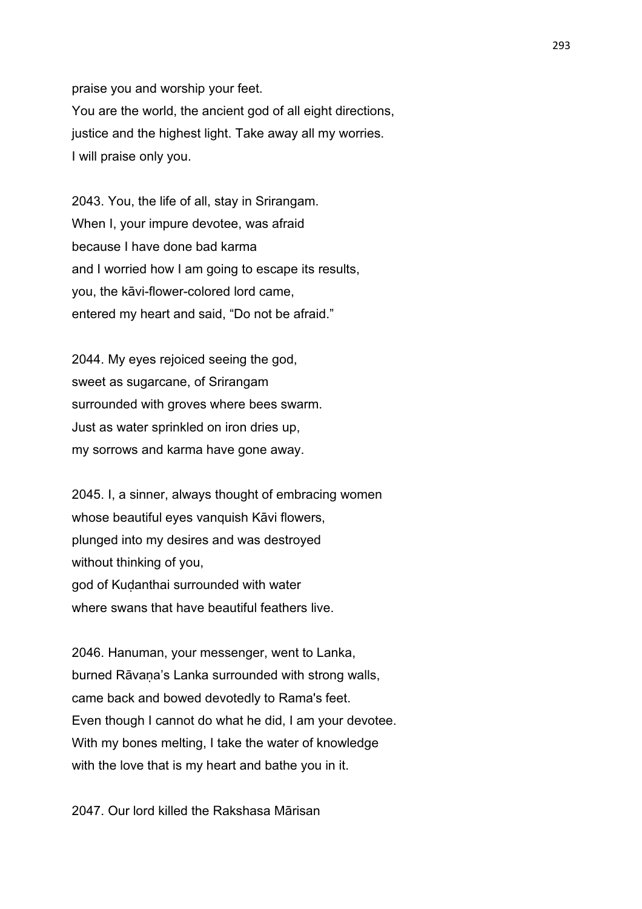praise you and worship your feet.
You are the world, the ancient god of all eight directions,
justice and the highest light. Take away all my worries.
I will praise only you.

2043. You, the life of all, stay in Srirangam.
When I, your impure devotee, was afraid
because I have done bad karma
and I worried how I am going to escape its results,
you, the kāvi-flower-colored lord came,
entered my heart and said, “Do not be afraid.”

2044. My eyes rejoiced seeing the god,
sweet as sugarcane, of Srirangam
surrounded with groves where bees swarm.
Just as water sprinkled on iron dries up,
my sorrows and karma have gone away.

2045. I, a sinner, always thought of embracing women
whose beautiful eyes vanquish Kāvi flowers,
plunged into my desires and was destroyed
without thinking of you,
god of Kuḍanthai surrounded with water
where swans that have beautiful feathers live.

2046. Hanuman, your messenger, went to Lanka,
burned Rāvaṇa’s Lanka surrounded with strong walls,
came back and bowed devotedly to Rama's feet.
Even though I cannot do what he did, I am your devotee.
With my bones melting, I take the water of knowledge
with the love that is my heart and bathe you in it.

2047. Our lord killed the Rakshasa Mārisan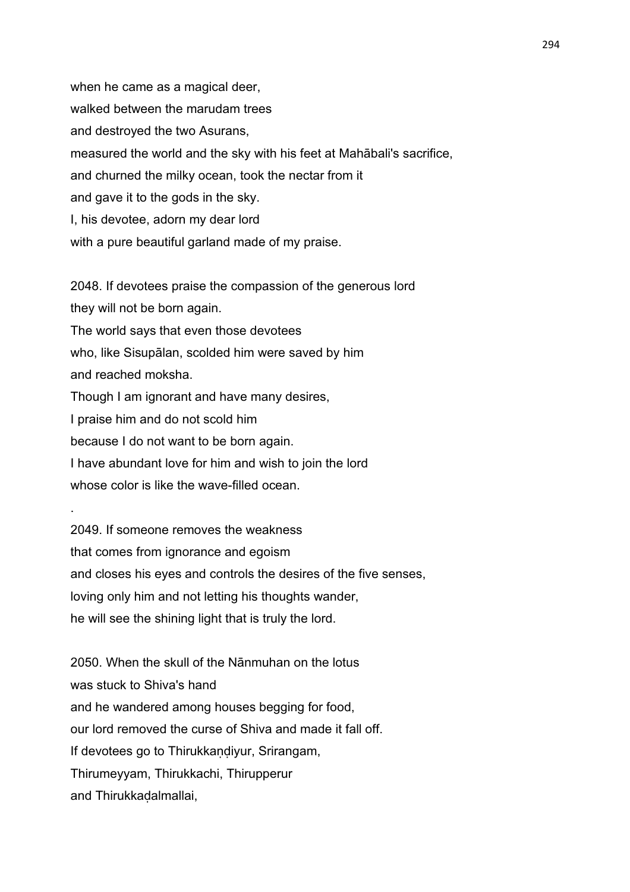when he came as a magical deer,
walked between the marudam trees
and destroyed the two Asurans,
measured the world and the sky with his feet at Mahābali's sacrifice,
and churned the milky ocean, took the nectar from it
and gave it to the gods in the sky.
I, his devotee, adorn my dear lord
with a pure beautiful garland made of my praise.

2048. If devotees praise the compassion of the generous lord
they will not be born again.
The world says that even those devotees
who, like Sisupālan, scolded him were saved by him
and reached moksha.
Though I am ignorant and have many desires,
I praise him and do not scold him
because I do not want to be born again.
I have abundant love for him and wish to join the lord
whose color is like the wave-filled ocean.

.

2049. If someone removes the weakness
that comes from ignorance and egoism
and closes his eyes and controls the desires of the five senses,
loving only him and not letting his thoughts wander,
he will see the shining light that is truly the lord.

2050. When the skull of the Nānmuhan on the lotus
was stuck to Shiva's hand
and he wandered among houses begging for food,
our lord removed the curse of Shiva and made it fall off.
If devotees go to Thirukkaṇḍiyur, Srirangam,
Thirumeyyam, Thirukkachi, Thirupperur
and Thirukkaḍalmallai,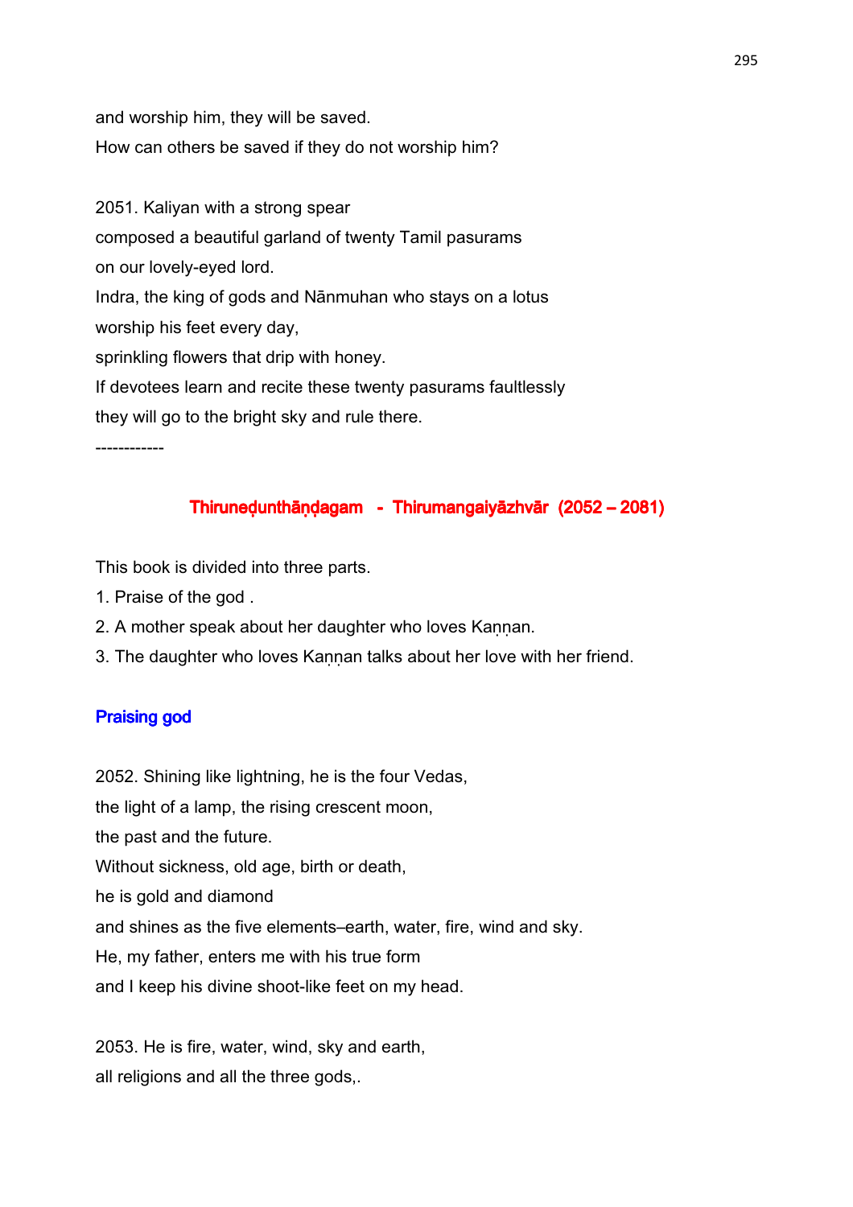and worship him, they will be saved.
How can others be saved if they do not worship him?

2051. Kaliyan with a strong spear
composed a beautiful garland of twenty Tamil pasurams
on our lovely-eyed lord.
Indra, the king of gods and Nānmuhan who stays on a lotus
worship his feet every day,
sprinkling flowers that drip with honey.
If devotees learn and recite these twenty pasurams faultlessly
they will go to the bright sky and rule there.

------------

## Thirunedunthāṇḍagam - Thirumangaiyāzhvār (2052 – 2081)

This book is divided into three parts.

1. Praise of the god .
2. A mother speak about her daughter who loves Kaṇṇan.
3. The daughter who loves Kaṇṇan talks about her love with her friend.

### Praising god

2052. Shining like lightning, he is the four Vedas,
the light of a lamp, the rising crescent moon,
the past and the future.
Without sickness, old age, birth or death,
he is gold and diamond
and shines as the five elements–earth, water, fire, wind and sky.
He, my father, enters me with his true form
and I keep his divine shoot-like feet on my head.

2053. He is fire, water, wind, sky and earth,
all religions and all the three gods,.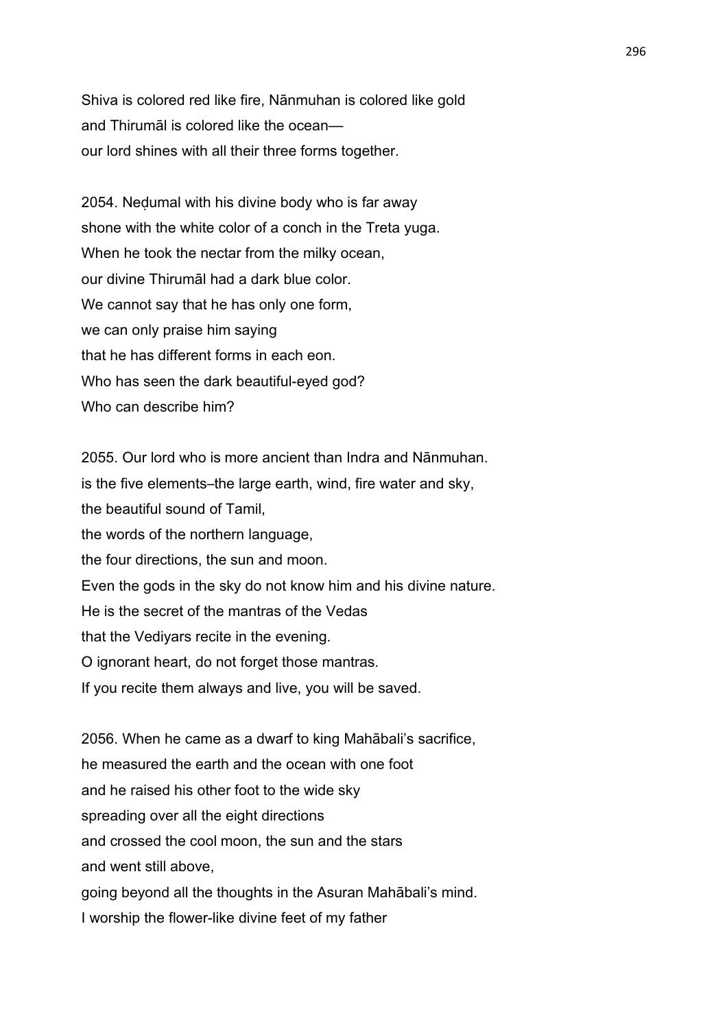Shiva is colored red like fire, Nānmuhan is colored like gold
and Thirumāl is colored like the ocean—
our lord shines with all their three forms together.

2054. Neḍumal with his divine body who is far away
shone with the white color of a conch in the Treta yuga.
When he took the nectar from the milky ocean,
our divine Thirumāl had a dark blue color.
We cannot say that he has only one form,
we can only praise him saying
that he has different forms in each eon.
Who has seen the dark beautiful-eyed god?
Who can describe him?

2055. Our lord who is more ancient than Indra and Nānmuhan.
is the five elements–the large earth, wind, fire water and sky,
the beautiful sound of Tamil,
the words of the northern language,
the four directions, the sun and moon.
Even the gods in the sky do not know him and his divine nature.
He is the secret of the mantras of the Vedas
that the Vediyars recite in the evening.
O ignorant heart, do not forget those mantras.
If you recite them always and live, you will be saved.

2056. When he came as a dwarf to king Mahābali's sacrifice,
he measured the earth and the ocean with one foot
and he raised his other foot to the wide sky
spreading over all the eight directions
and crossed the cool moon, the sun and the stars
and went still above,
going beyond all the thoughts in the Asuran Mahābali's mind.
I worship the flower-like divine feet of my father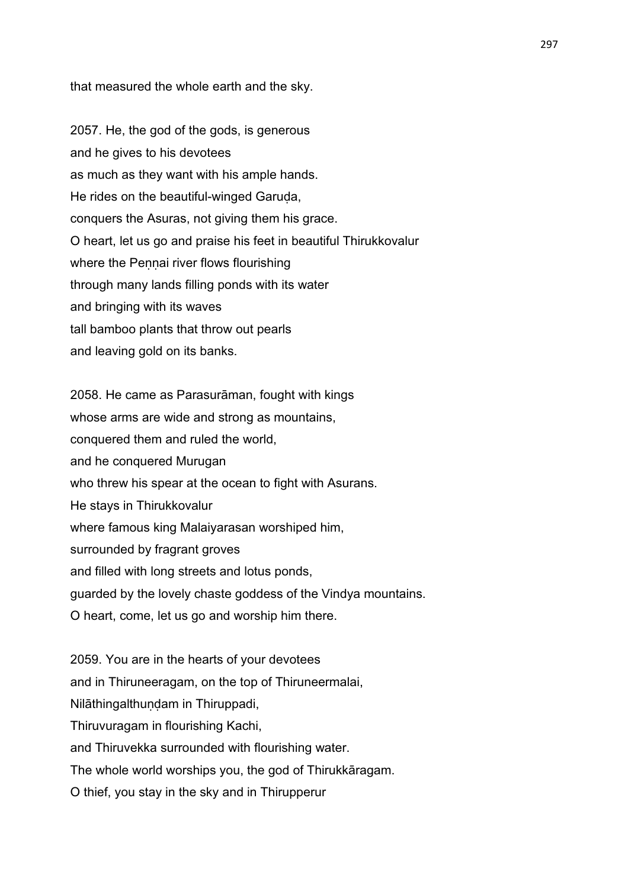that measured the whole earth and the sky.

2057. He, the god of the gods, is generous
and he gives to his devotees
as much as they want with his ample hands.
He rides on the beautiful-winged Garuḍa,
conquers the Asuras, not giving them his grace.
O heart, let us go and praise his feet in beautiful Thirukkovalur
where the Peṇṇai river flows flourishing
through many lands filling ponds with its water
and bringing with its waves
tall bamboo plants that throw out pearls
and leaving gold on its banks.

2058. He came as Parasurāman, fought with kings
whose arms are wide and strong as mountains,
conquered them and ruled the world,
and he conquered Murugan
who threw his spear at the ocean to fight with Asurans.
He stays in Thirukkovalur
where famous king Malaiyarasan worshiped him,
surrounded by fragrant groves
and filled with long streets and lotus ponds,
guarded by the lovely chaste goddess of the Vindya mountains.
O heart, come, let us go and worship him there.

2059. You are in the hearts of your devotees
and in Thiruneeragam, on the top of Thiruneermalai,
Nilāthingalthuṇḍam in Thiruppadi,
Thiruvuragam in flourishing Kachi,
and Thiruvekka surrounded with flourishing water.
The whole world worships you, the god of Thirukkāragam.
O thief, you stay in the sky and in Thirupperur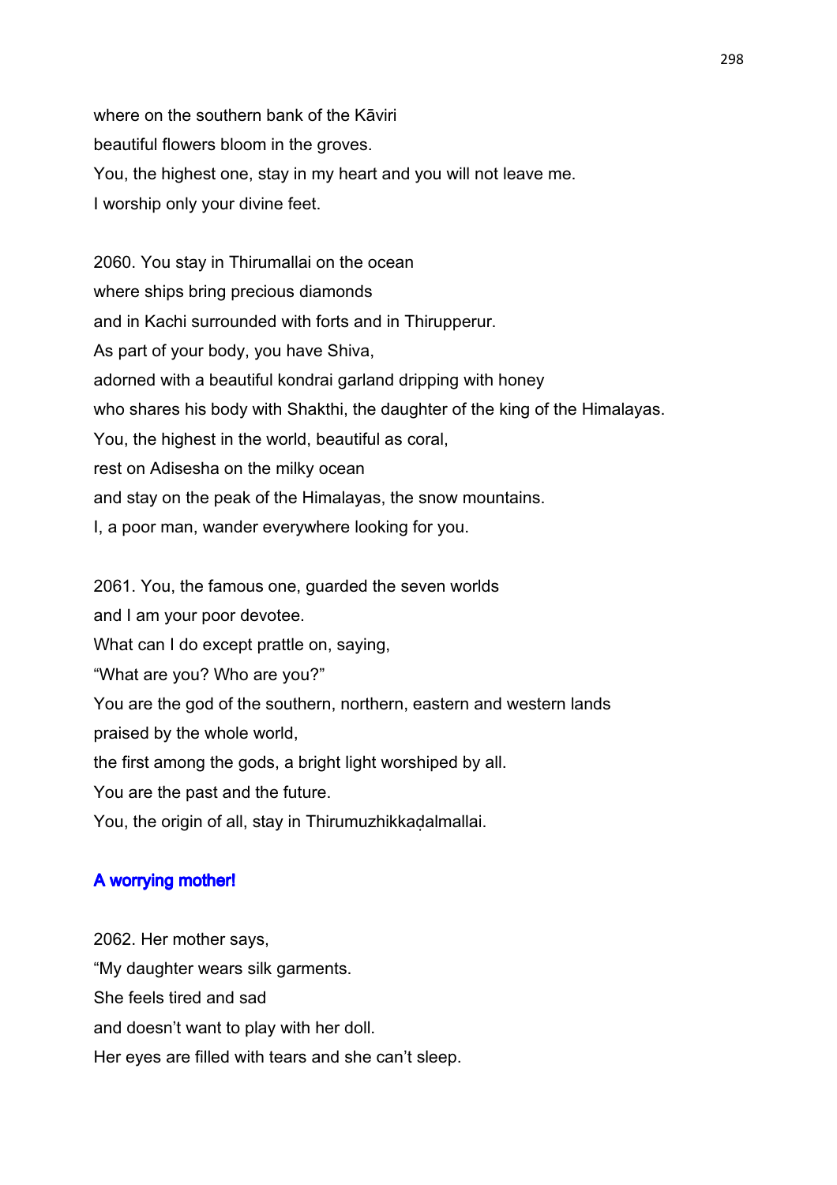where on the southern bank of the Kāviri
beautiful flowers bloom in the groves.
You, the highest one, stay in my heart and you will not leave me.
I worship only your divine feet.

2060. You stay in Thirumallai on the ocean
where ships bring precious diamonds
and in Kachi surrounded with forts and in Thirupperur.
As part of your body, you have Shiva,
adorned with a beautiful kondrai garland dripping with honey
who shares his body with Shakthi, the daughter of the king of the Himalayas.
You, the highest in the world, beautiful as coral,
rest on Adisesha on the milky ocean
and stay on the peak of the Himalayas, the snow mountains.
I, a poor man, wander everywhere looking for you.

2061. You, the famous one, guarded the seven worlds
and I am your poor devotee.
What can I do except prattle on, saying,
"What are you? Who are you?"
You are the god of the southern, northern, eastern and western lands
praised by the whole world,
the first among the gods, a bright light worshiped by all.
You are the past and the future.
You, the origin of all, stay in Thirumuzhikkaḍalmallai.

### A worrying mother!

2062. Her mother says,
"My daughter wears silk garments.
She feels tired and sad
and doesn't want to play with her doll.
Her eyes are filled with tears and she can't sleep.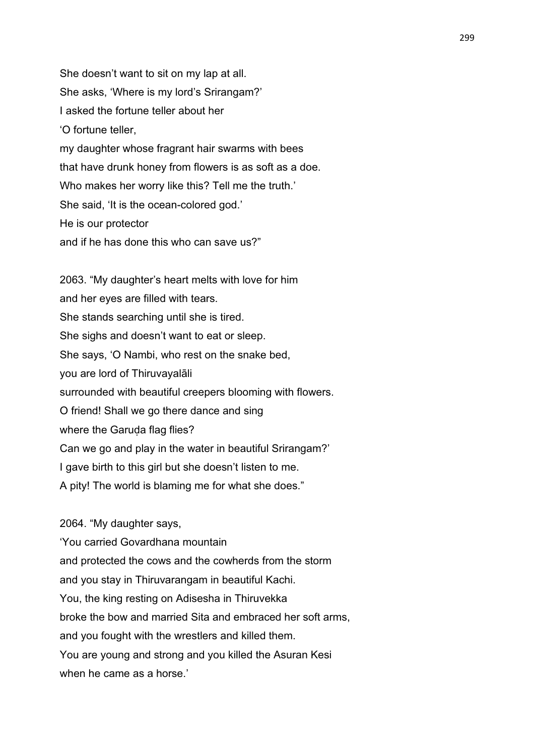She doesn't want to sit on my lap at all.
She asks, 'Where is my lord's Srirangam?'
I asked the fortune teller about her
'O fortune teller,
my daughter whose fragrant hair swarms with bees
that have drunk honey from flowers is as soft as a doe.
Who makes her worry like this? Tell me the truth.'
She said, 'It is the ocean-colored god.'
He is our protector
and if he has done this who can save us?"

2063. "My daughter's heart melts with love for him
and her eyes are filled with tears.
She stands searching until she is tired.
She sighs and doesn't want to eat or sleep.
She says, 'O Nambi, who rest on the snake bed,
you are lord of Thiruvayalāli
surrounded with beautiful creepers blooming with flowers.
O friend! Shall we go there dance and sing
where the Garuḍa flag flies?
Can we go and play in the water in beautiful Srirangam?'
I gave birth to this girl but she doesn't listen to me.
A pity! The world is blaming me for what she does."

2064. "My daughter says,
'You carried Govardhana mountain
and protected the cows and the cowherds from the storm
and you stay in Thiruvarangam in beautiful Kachi.
You, the king resting on Adisesha in Thiruvekka
broke the bow and married Sita and embraced her soft arms,
and you fought with the wrestlers and killed them.
You are young and strong and you killed the Asuran Kesi
when he came as a horse.'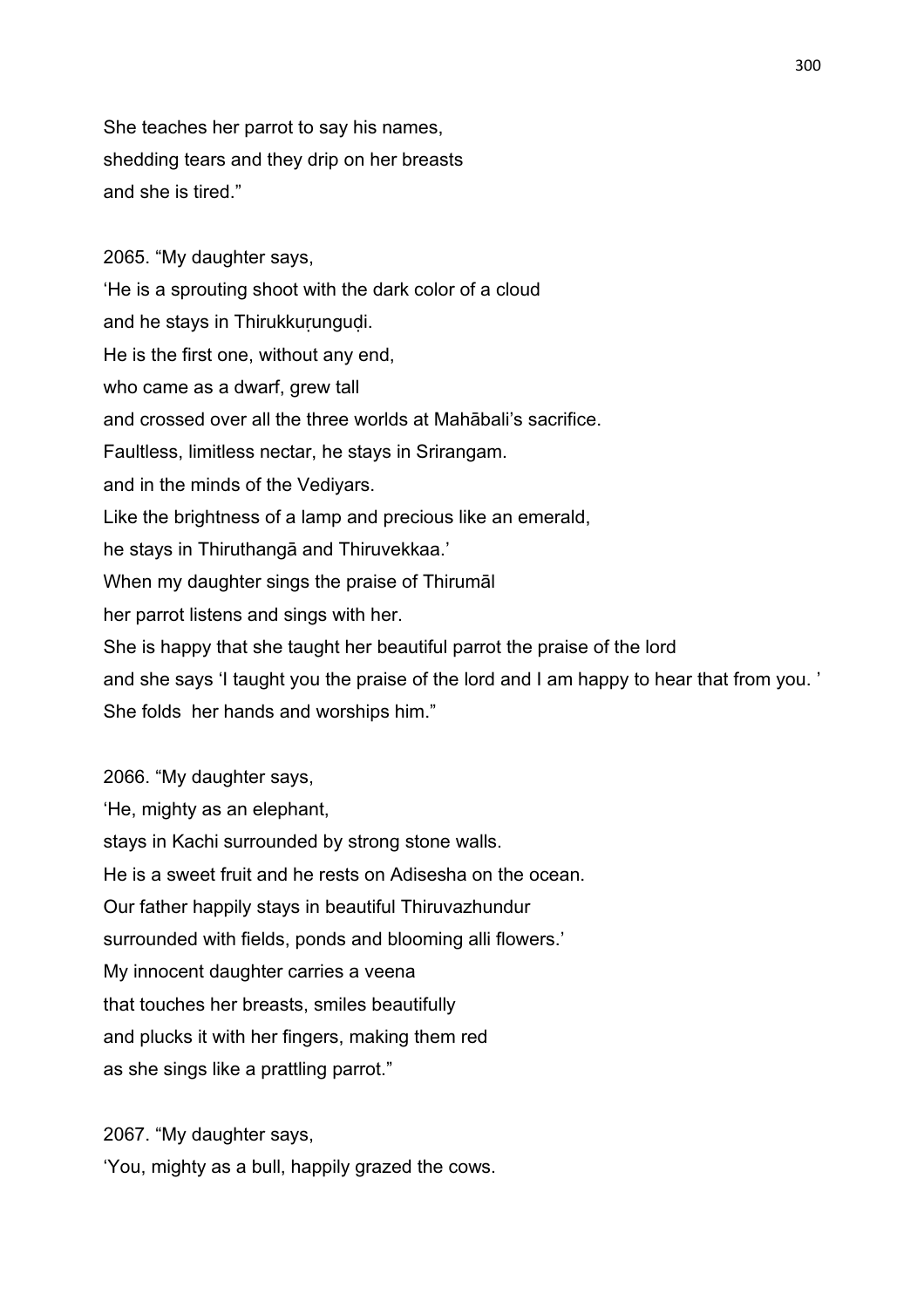She teaches her parrot to say his names,
shedding tears and they drip on her breasts
and she is tired.”

2065. “My daughter says,
‘He is a sprouting shoot with the dark color of a cloud
and he stays in Thirukkuṛunguḍi.
He is the first one, without any end,
who came as a dwarf, grew tall
and crossed over all the three worlds at Mahābali’s sacrifice.
Faultless, limitless nectar, he stays in Srirangam.
and in the minds of the Vediyars.
Like the brightness of a lamp and precious like an emerald,
he stays in Thiruthangā and Thiruvekkaa.’
When my daughter sings the praise of Thirumāl
her parrot listens and sings with her.
She is happy that she taught her beautiful parrot the praise of the lord
and she says ‘I taught you the praise of the lord and I am happy to hear that from you. ’
She folds her hands and worships him.”

2066. “My daughter says,
‘He, mighty as an elephant,
stays in Kachi surrounded by strong stone walls.
He is a sweet fruit and he rests on Adisesha on the ocean.
Our father happily stays in beautiful Thiruvazhundur
surrounded with fields, ponds and blooming alli flowers.’
My innocent daughter carries a veena
that touches her breasts, smiles beautifully
and plucks it with her fingers, making them red
as she sings like a prattling parrot.”

2067. “My daughter says,
‘You, mighty as a bull, happily grazed the cows.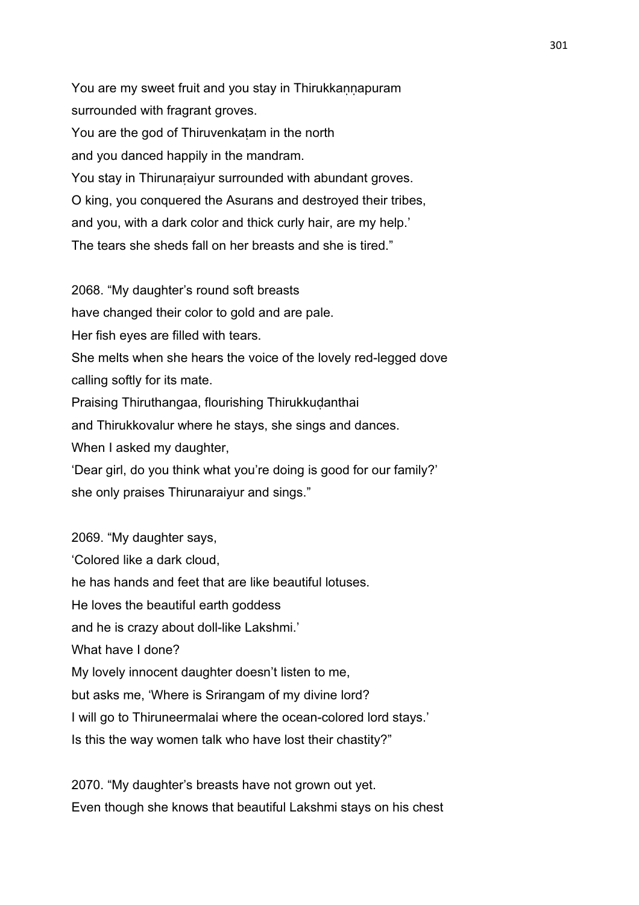You are my sweet fruit and you stay in Thirukkaṇṇapuram
surrounded with fragrant groves.
You are the god of Thiruvenkaṭam in the north
and you danced happily in the mandram.
You stay in Thirunaṛaiyur surrounded with abundant groves.
O king, you conquered the Asurans and destroyed their tribes,
and you, with a dark color and thick curly hair, are my help.'
The tears she sheds fall on her breasts and she is tired."

2068. "My daughter's round soft breasts
have changed their color to gold and are pale.
Her fish eyes are filled with tears.
She melts when she hears the voice of the lovely red-legged dove
calling softly for its mate.
Praising Thiruthangaa, flourishing Thirukkuḍanthai
and Thirukkovalur where he stays, she sings and dances.
When I asked my daughter,
'Dear girl, do you think what you're doing is good for our family?'
she only praises Thirunaraiyur and sings."

2069. "My daughter says,
'Colored like a dark cloud,
he has hands and feet that are like beautiful lotuses.
He loves the beautiful earth goddess
and he is crazy about doll-like Lakshmi.'
What have I done?
My lovely innocent daughter doesn't listen to me,
but asks me, 'Where is Srirangam of my divine lord?
I will go to Thiruneermalai where the ocean-colored lord stays.'
Is this the way women talk who have lost their chastity?"

2070. "My daughter's breasts have not grown out yet.
Even though she knows that beautiful Lakshmi stays on his chest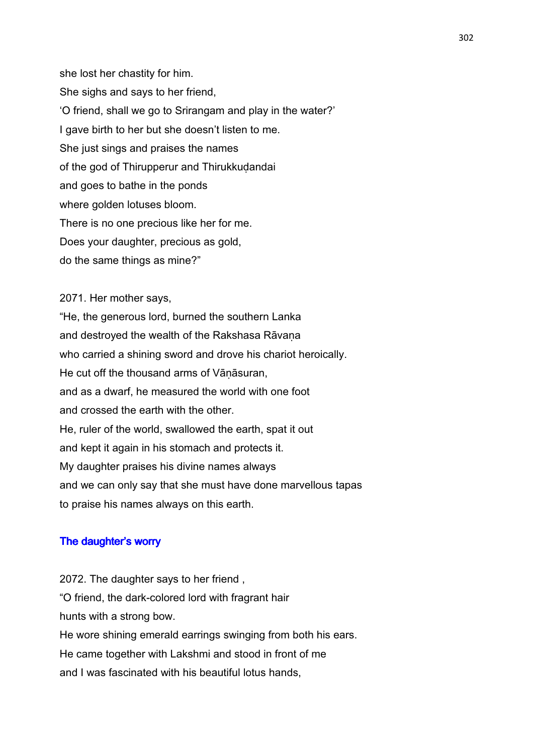she lost her chastity for him.
She sighs and says to her friend,
'O friend, shall we go to Srirangam and play in the water?'
I gave birth to her but she doesn't listen to me.
She just sings and praises the names
of the god of Thirupperur and Thirukkuḍandai
and goes to bathe in the ponds
where golden lotuses bloom.
There is no one precious like her for me.
Does your daughter, precious as gold,
do the same things as mine?"

2071. Her mother says,
"He, the generous lord, burned the southern Lanka
and destroyed the wealth of the Rakshasa Rāvaṇa
who carried a shining sword and drove his chariot heroically.
He cut off the thousand arms of Vāṇāsuran,
and as a dwarf, he measured the world with one foot
and crossed the earth with the other.
He, ruler of the world, swallowed the earth, spat it out
and kept it again in his stomach and protects it.
My daughter praises his divine names always
and we can only say that she must have done marvellous tapas
to praise his names always on this earth.

## The daughter's worry

2072. The daughter says to her friend ,
"O friend, the dark-colored lord with fragrant hair
hunts with a strong bow.
He wore shining emerald earrings swinging from both his ears.
He came together with Lakshmi and stood in front of me
and I was fascinated with his beautiful lotus hands,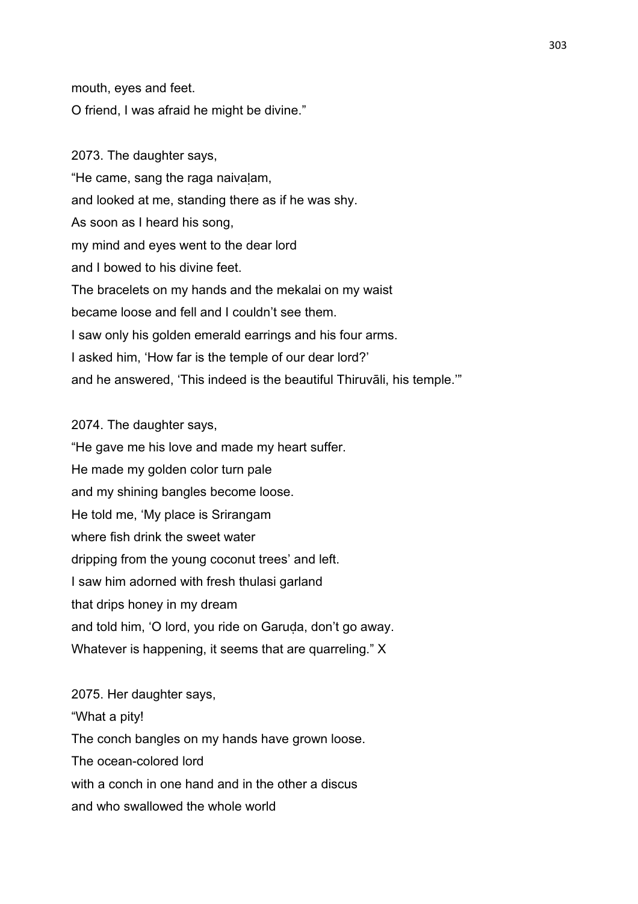mouth, eyes and feet.
O friend, I was afraid he might be divine."

2073. The daughter says,
"He came, sang the raga naivaḷam,
and looked at me, standing there as if he was shy.
As soon as I heard his song,
my mind and eyes went to the dear lord
and I bowed to his divine feet.
The bracelets on my hands and the mekalai on my waist
became loose and fell and I couldn't see them.
I saw only his golden emerald earrings and his four arms.
I asked him, 'How far is the temple of our dear lord?'
and he answered, 'This indeed is the beautiful Thiruvāli, his temple.'"

2074. The daughter says,
"He gave me his love and made my heart suffer.
He made my golden color turn pale
and my shining bangles become loose.
He told me, 'My place is Srirangam
where fish drink the sweet water
dripping from the young coconut trees' and left.
I saw him adorned with fresh thulasi garland
that drips honey in my dream
and told him, 'O lord, you ride on Garuḍa, don't go away.
Whatever is happening, it seems that are quarreling." X

2075. Her daughter says,
"What a pity!
The conch bangles on my hands have grown loose.
The ocean-colored lord
with a conch in one hand and in the other a discus
and who swallowed the whole world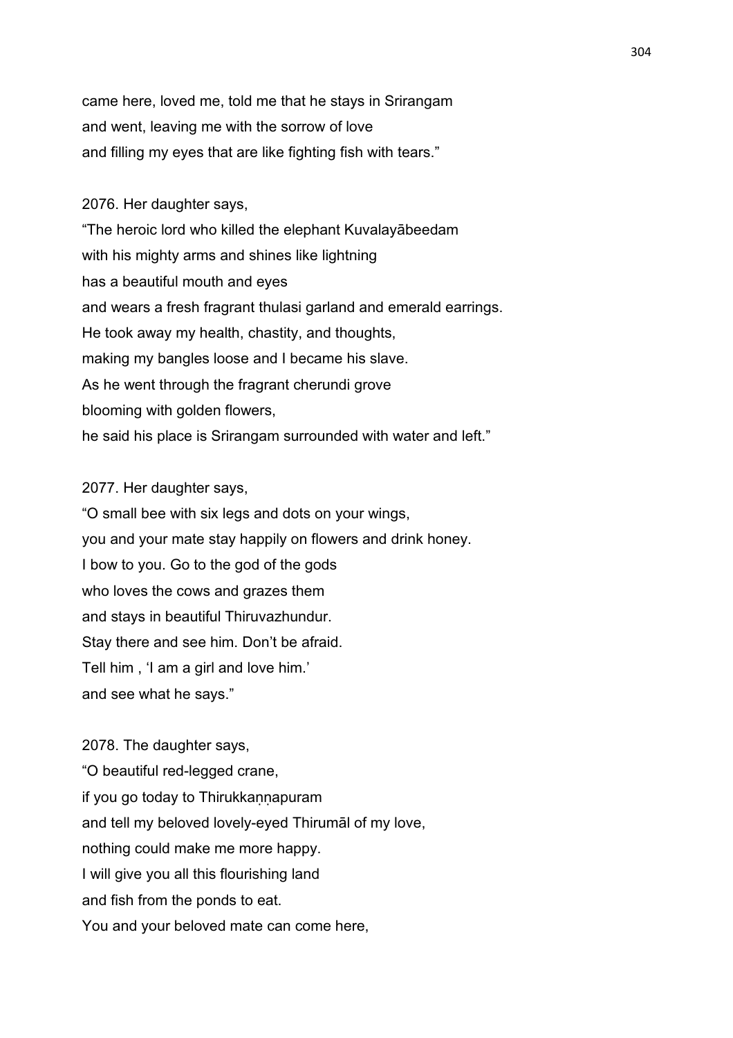came here, loved me, told me that he stays in Srirangam
and went, leaving me with the sorrow of love
and filling my eyes that are like fighting fish with tears.”

2076. Her daughter says,
“The heroic lord who killed the elephant Kuvalayābeedam
with his mighty arms and shines like lightning
has a beautiful mouth and eyes
and wears a fresh fragrant thulasi garland and emerald earrings.
He took away my health, chastity, and thoughts,
making my bangles loose and I became his slave.
As he went through the fragrant cherundi grove
blooming with golden flowers,
he said his place is Srirangam surrounded with water and left.”

2077. Her daughter says,
“O small bee with six legs and dots on your wings,
you and your mate stay happily on flowers and drink honey.
I bow to you. Go to the god of the gods
who loves the cows and grazes them
and stays in beautiful Thiruvazhundur.
Stay there and see him. Don’t be afraid.
Tell him , ‘I am a girl and love him.’
and see what he says.”

2078. The daughter says,
“O beautiful red-legged crane,
if you go today to Thirukkaṇṇapuram
and tell my beloved lovely-eyed Thirumāl of my love,
nothing could make me more happy.
I will give you all this flourishing land
and fish from the ponds to eat.
You and your beloved mate can come here,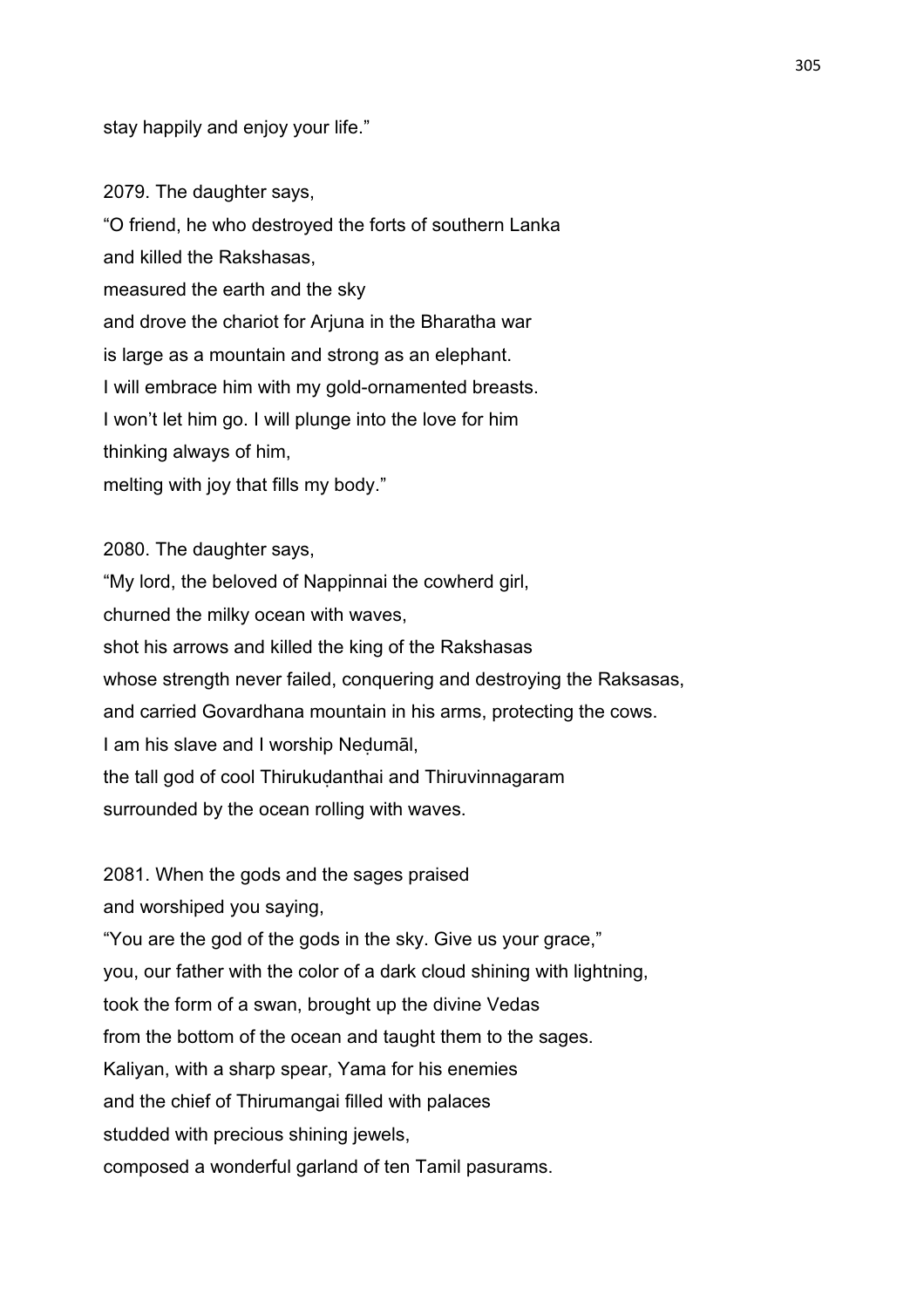stay happily and enjoy your life."

2079. The daughter says,
"O friend, he who destroyed the forts of southern Lanka
and killed the Rakshasas,
measured the earth and the sky
and drove the chariot for Arjuna in the Bharatha war
is large as a mountain and strong as an elephant.
I will embrace him with my gold-ornamented breasts.
I won't let him go. I will plunge into the love for him
thinking always of him,
melting with joy that fills my body."

2080. The daughter says,
"My lord, the beloved of Nappinnai the cowherd girl,
churned the milky ocean with waves,
shot his arrows and killed the king of the Rakshasas
whose strength never failed, conquering and destroying the Raksasas,
and carried Govardhana mountain in his arms, protecting the cows.
I am his slave and I worship Neḍumāl,
the tall god of cool Thirukuḍanthai and Thiruvinnagaram
surrounded by the ocean rolling with waves.

2081. When the gods and the sages praised
and worshiped you saying,
"You are the god of the gods in the sky. Give us your grace,"
you, our father with the color of a dark cloud shining with lightning,
took the form of a swan, brought up the divine Vedas
from the bottom of the ocean and taught them to the sages.
Kaliyan, with a sharp spear, Yama for his enemies
and the chief of Thirumangai filled with palaces
studded with precious shining jewels,
composed a wonderful garland of ten Tamil pasurams.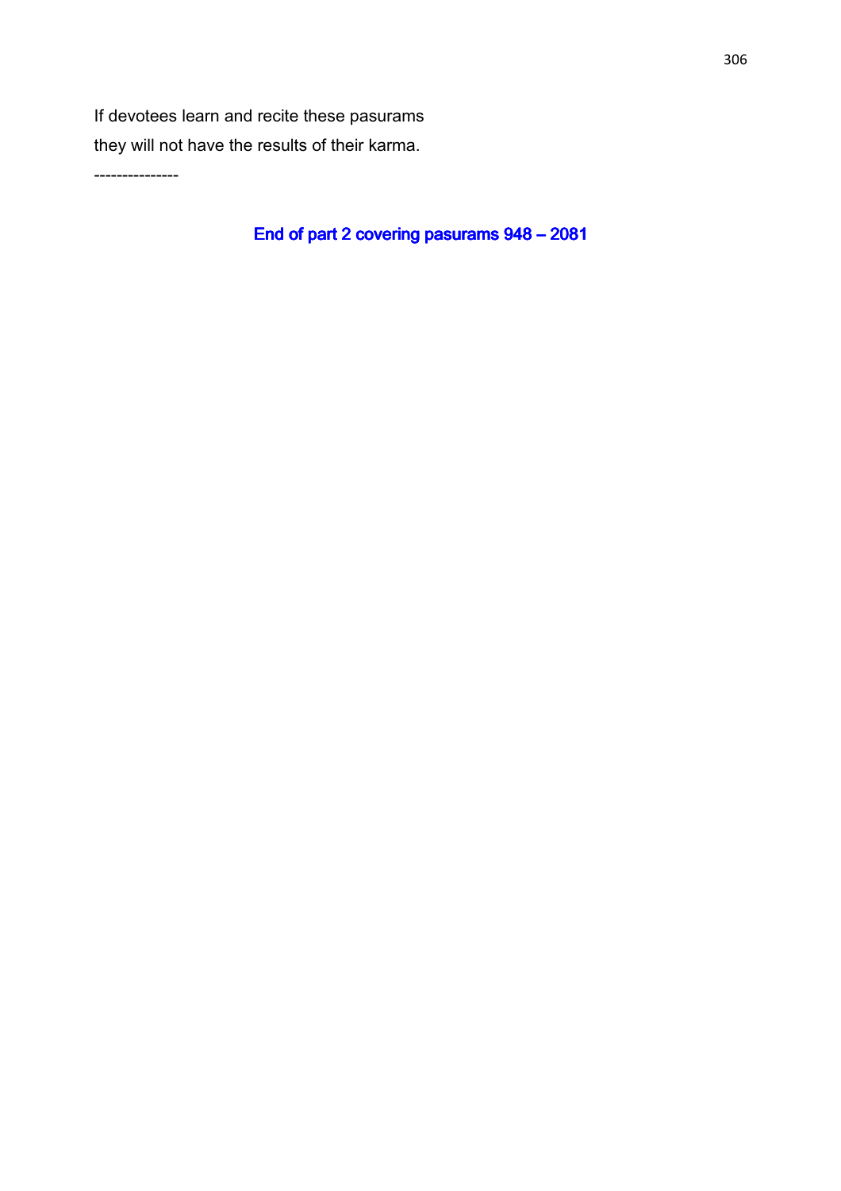If devotees learn and recite these pasurams
they will not have the results of their karma.

---------------

**End of part 2 covering pasurams 948 – 2081**